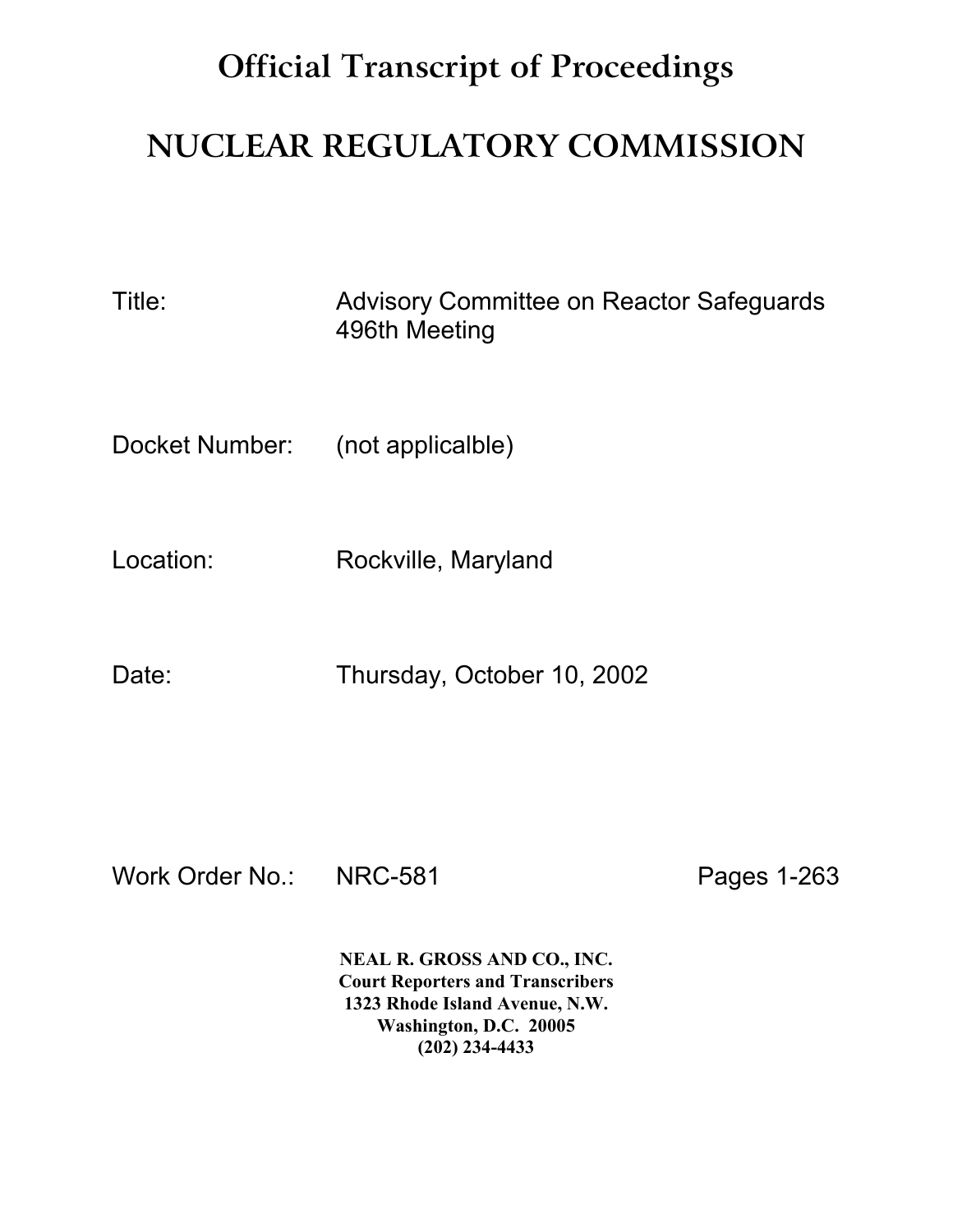# Official Transcript of Proceedings

# NUCLEAR REGULATORY COMMISSION

Title: Advisory Committee on Reactor Safeguards 496th Meeting

Docket Number: (not applicalble)

Location: Rockville, Maryland

Date: Thursday, October 10, 2002

Work Order No.: NRC-581 Pages 1-263

**NEAL R. GROSS AND CO., INC.**
**Court Reporters and Transcribers**
**1323 Rhode Island Avenue, N.W.**
**Washington, D.C. 20005**
**(202) 234-4433**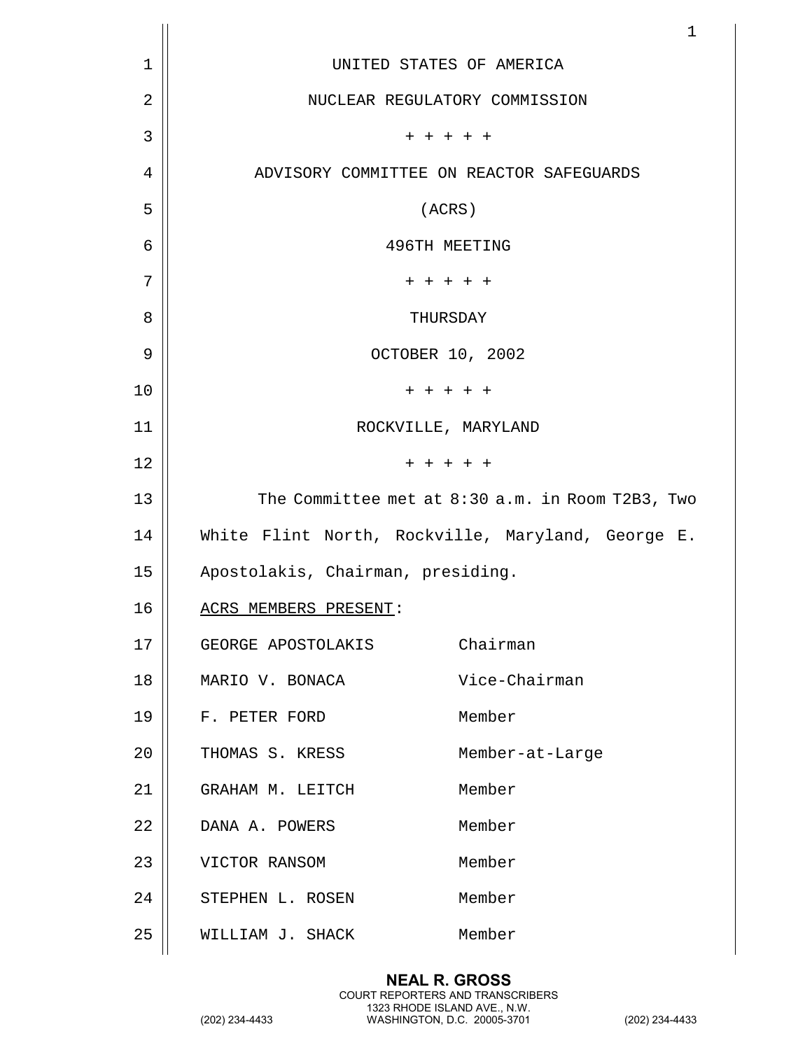UNITED STATES OF AMERICA

NUCLEAR REGULATORY COMMISSION

+ + + + +

ADVISORY COMMITTEE ON REACTOR SAFEGUARDS

(ACRS)

496TH MEETING

+ + + + +

THURSDAY

OCTOBER 10, 2002

+ + + + +

ROCKVILLE, MARYLAND

+ + + + +

The Committee met at 8:30 a.m. in Room T2B3, Two White Flint North, Rockville, Maryland, George E. Apostolakis, Chairman, presiding.

ACRS MEMBERS PRESENT:

| | |
|---|---|
| GEORGE APOSTOLAKIS | Chairman |
| MARIO V. BONACA | Vice-Chairman |
| F. PETER FORD | Member |
| THOMAS S. KRESS | Member-at-Large |
| GRAHAM M. LEITCH | Member |
| DANA A. POWERS | Member |
| VICTOR RANSOM | Member |
| STEPHEN L. ROSEN | Member |
| WILLIAM J. SHACK | Member |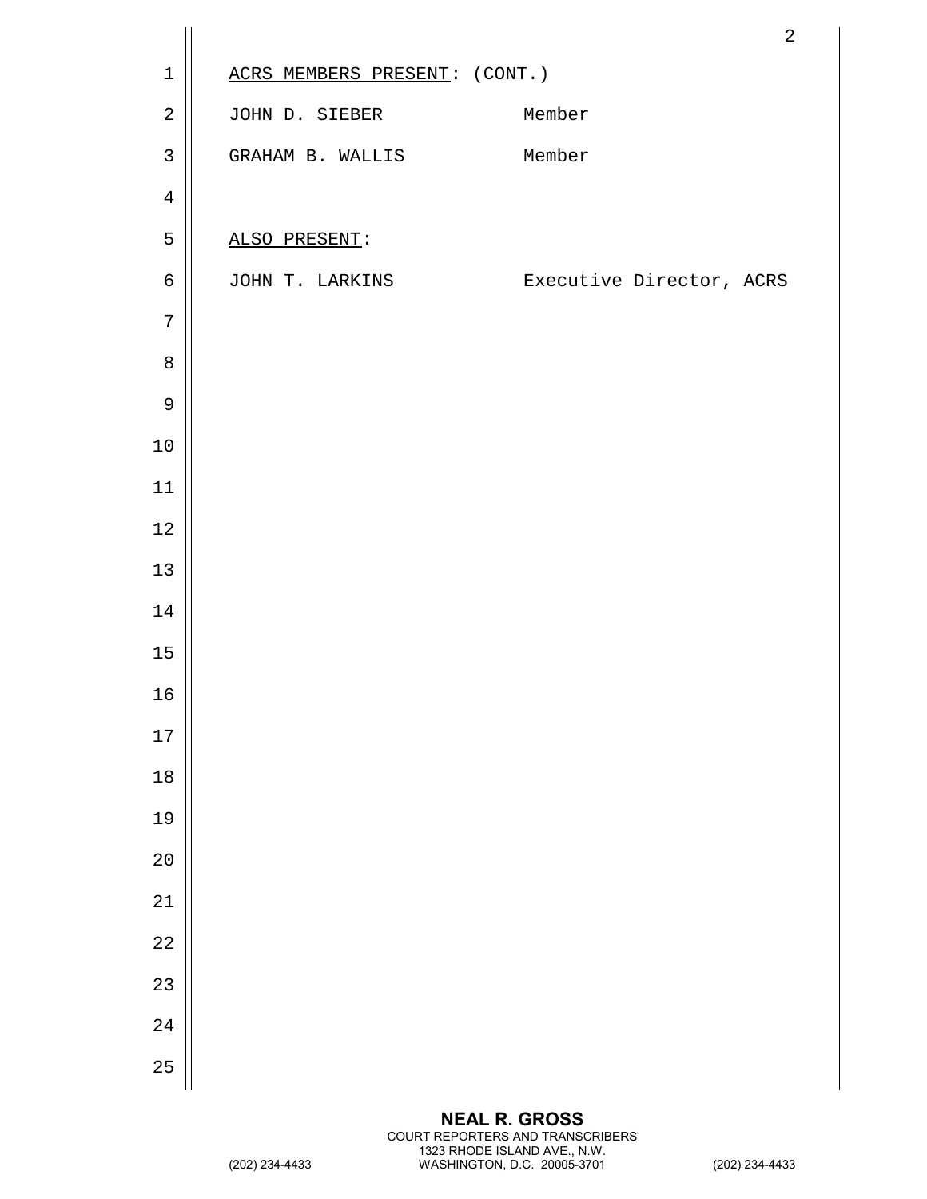ACRS MEMBERS PRESENT: (CONT.)

| | |
|---|---|
| JOHN D. SIEBER | Member |
| GRAHAM B. WALLIS | Member |

ALSO PRESENT:

| | |
|---|---|
| JOHN T. LARKINS | Executive Director, ACRS |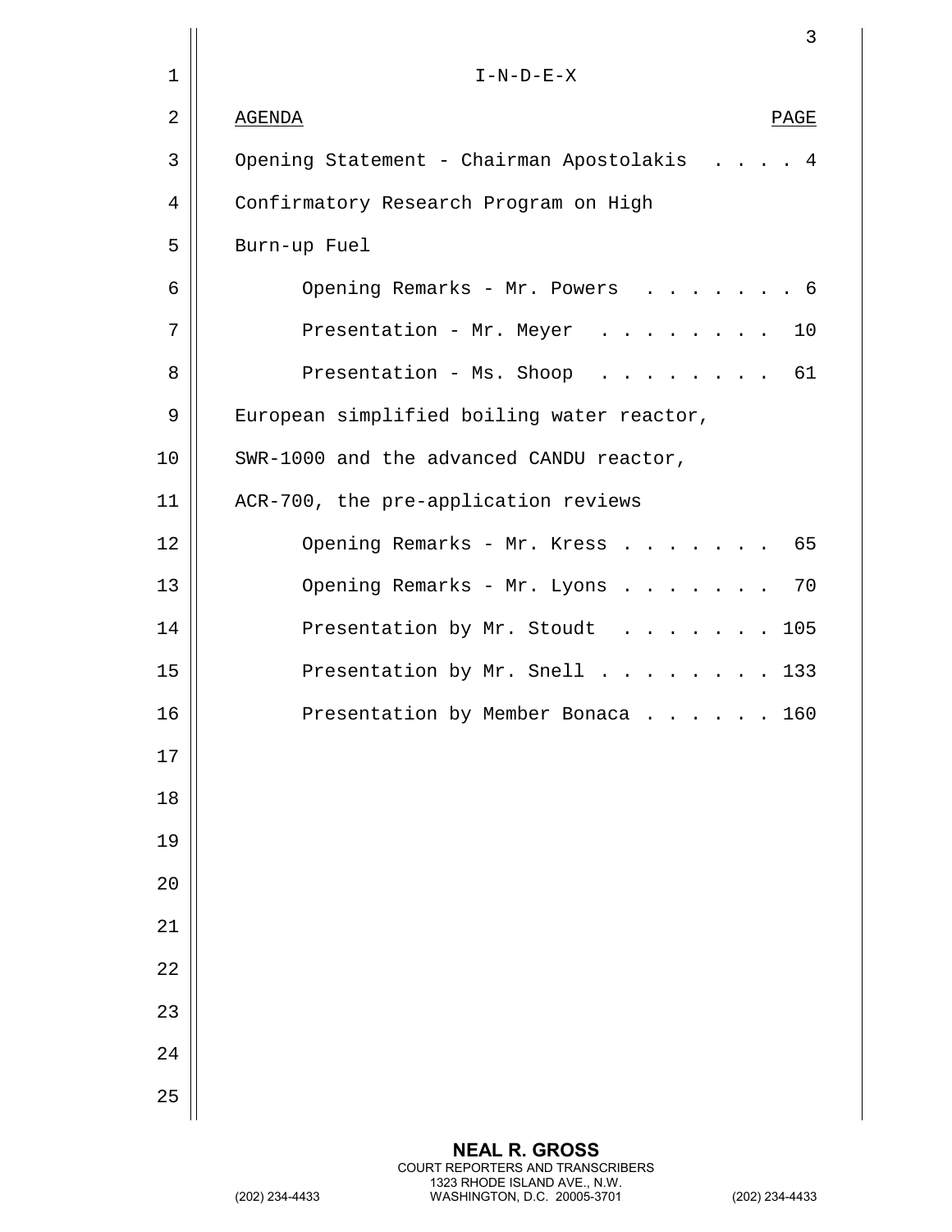# I-N-D-E-X

| AGENDA | PAGE |
|---|---|
| Opening Statement - Chairman Apostolakis | 4 |
| Confirmatory Research Program on High Burn-up Fuel | |
| Opening Remarks - Mr. Powers | 6 |
| Presentation - Mr. Meyer | 10 |
| Presentation - Ms. Shoop | 61 |
| European simplified boiling water reactor, SWR-1000 and the advanced CANDU reactor, ACR-700, the pre-application reviews | |
| Opening Remarks - Mr. Kress | 65 |
| Opening Remarks - Mr. Lyons | 70 |
| Presentation by Mr. Stoudt | 105 |
| Presentation by Mr. Snell | 133 |
| Presentation by Member Bonaca | 160 |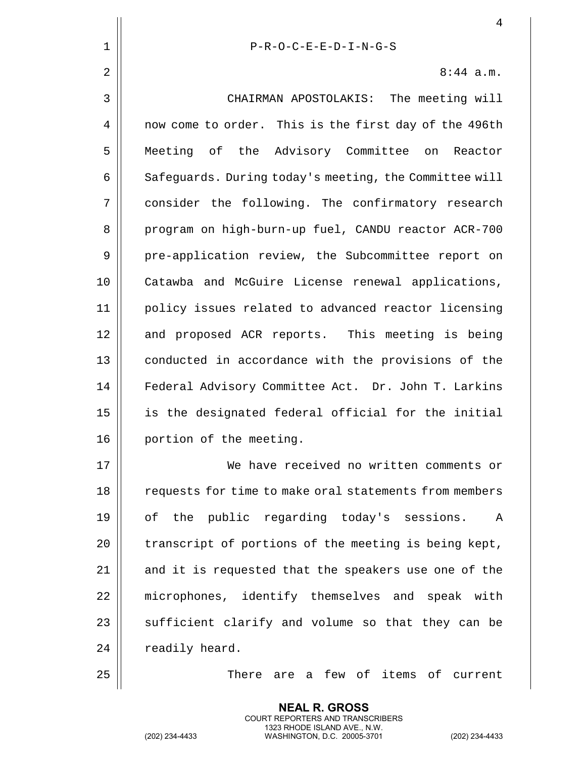P-R-O-C-E-E-D-I-N-G-S

8:44 a.m.

CHAIRMAN APOSTOLAKIS: The meeting will now come to order. This is the first day of the 496th Meeting of the Advisory Committee on Reactor Safeguards. During today's meeting, the Committee will consider the following. The confirmatory research program on high-burn-up fuel, CANDU reactor ACR-700 pre-application review, the Subcommittee report on Catawba and McGuire License renewal applications, policy issues related to advanced reactor licensing and proposed ACR reports. This meeting is being conducted in accordance with the provisions of the Federal Advisory Committee Act. Dr. John T. Larkins is the designated federal official for the initial portion of the meeting.

We have received no written comments or requests for time to make oral statements from members of the public regarding today's sessions. A transcript of portions of the meeting is being kept, and it is requested that the speakers use one of the microphones, identify themselves and speak with sufficient clarify and volume so that they can be readily heard.

There are a few of items of current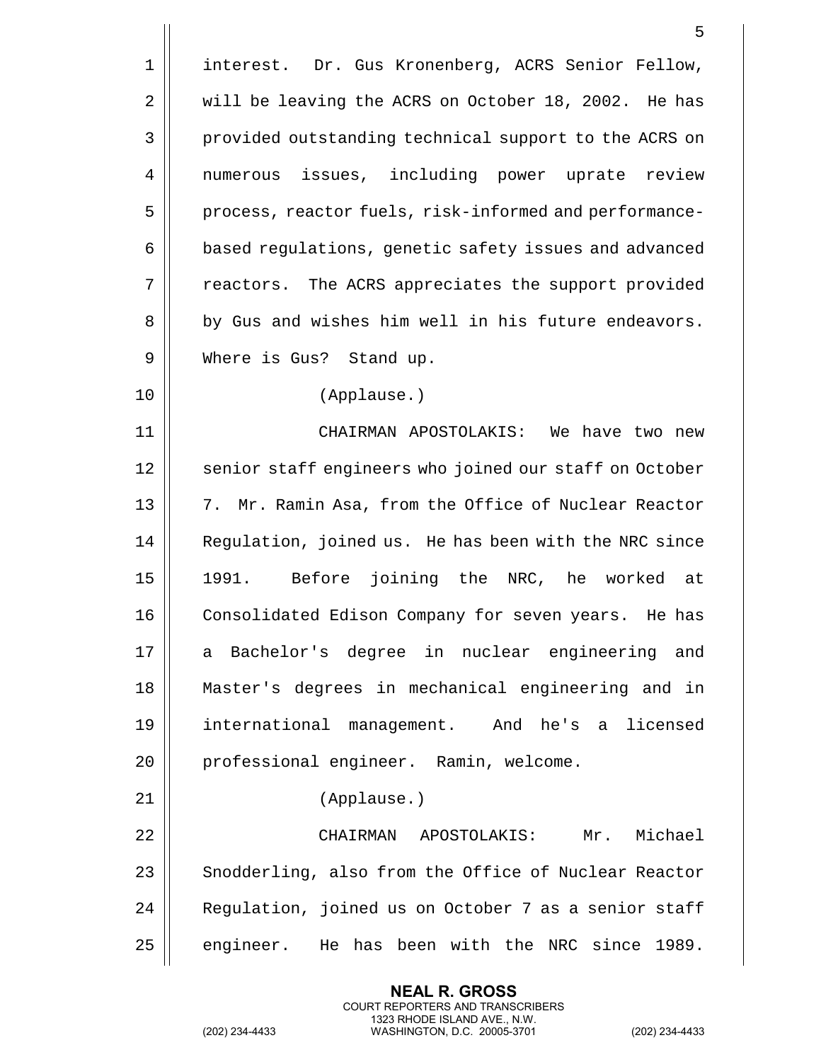interest. Dr. Gus Kronenberg, ACRS Senior Fellow, will be leaving the ACRS on October 18, 2002. He has provided outstanding technical support to the ACRS on numerous issues, including power uprate review process, reactor fuels, risk-informed and performance-based regulations, genetic safety issues and advanced reactors. The ACRS appreciates the support provided by Gus and wishes him well in his future endeavors. Where is Gus? Stand up.

(Applause.)

CHAIRMAN APOSTOLAKIS: We have two new senior staff engineers who joined our staff on October 7. Mr. Ramin Asa, from the Office of Nuclear Reactor Regulation, joined us. He has been with the NRC since 1991. Before joining the NRC, he worked at Consolidated Edison Company for seven years. He has a Bachelor's degree in nuclear engineering and Master's degrees in mechanical engineering and in international management. And he's a licensed professional engineer. Ramin, welcome.

(Applause.)

CHAIRMAN APOSTOLAKIS: Mr. Michael Snodderling, also from the Office of Nuclear Reactor Regulation, joined us on October 7 as a senior staff engineer. He has been with the NRC since 1989.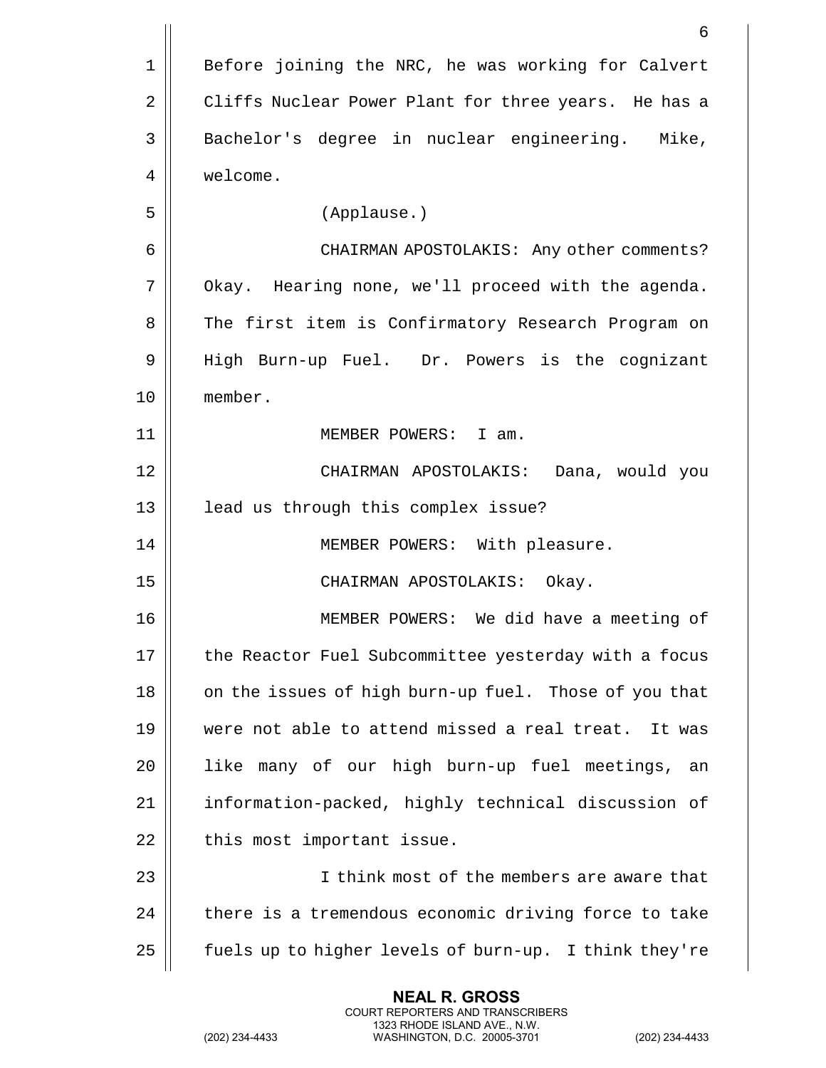Before joining the NRC, he was working for Calvert Cliffs Nuclear Power Plant for three years. He has a Bachelor's degree in nuclear engineering. Mike, welcome.

(Applause.)

CHAIRMAN APOSTOLAKIS: Any other comments? Okay. Hearing none, we'll proceed with the agenda. The first item is Confirmatory Research Program on High Burn-up Fuel. Dr. Powers is the cognizant member.

MEMBER POWERS: I am.

CHAIRMAN APOSTOLAKIS: Dana, would you lead us through this complex issue?

MEMBER POWERS: With pleasure.

CHAIRMAN APOSTOLAKIS: Okay.

MEMBER POWERS: We did have a meeting of the Reactor Fuel Subcommittee yesterday with a focus on the issues of high burn-up fuel. Those of you that were not able to attend missed a real treat. It was like many of our high burn-up fuel meetings, an information-packed, highly technical discussion of this most important issue.

I think most of the members are aware that there is a tremendous economic driving force to take fuels up to higher levels of burn-up. I think they're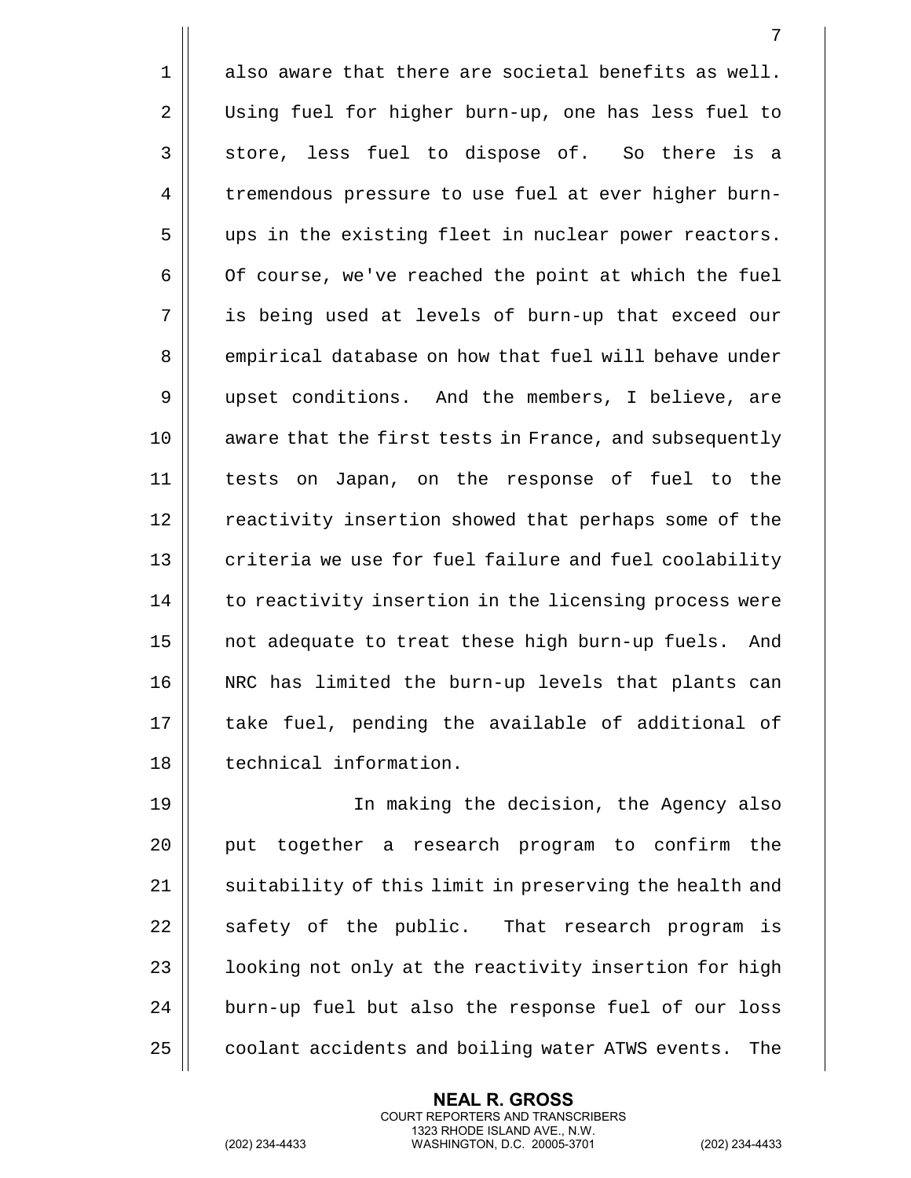also aware that there are societal benefits as well. Using fuel for higher burn-up, one has less fuel to store, less fuel to dispose of. So there is a tremendous pressure to use fuel at ever higher burn-ups in the existing fleet in nuclear power reactors. Of course, we've reached the point at which the fuel is being used at levels of burn-up that exceed our empirical database on how that fuel will behave under upset conditions. And the members, I believe, are aware that the first tests in France, and subsequently tests on Japan, on the response of fuel to the reactivity insertion showed that perhaps some of the criteria we use for fuel failure and fuel coolability to reactivity insertion in the licensing process were not adequate to treat these high burn-up fuels. And NRC has limited the burn-up levels that plants can take fuel, pending the available of additional of technical information.

In making the decision, the Agency also put together a research program to confirm the suitability of this limit in preserving the health and safety of the public. That research program is looking not only at the reactivity insertion for high burn-up fuel but also the response fuel of our loss coolant accidents and boiling water ATWS events. The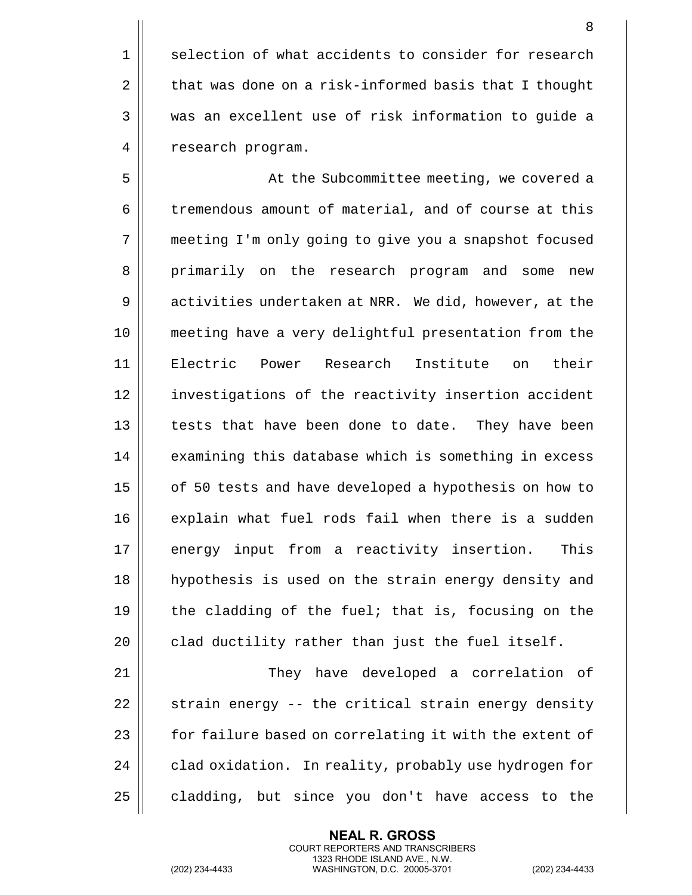selection of what accidents to consider for research that was done on a risk-informed basis that I thought was an excellent use of risk information to guide a research program.

At the Subcommittee meeting, we covered a tremendous amount of material, and of course at this meeting I'm only going to give you a snapshot focused primarily on the research program and some new activities undertaken at NRR. We did, however, at the meeting have a very delightful presentation from the Electric Power Research Institute on their investigations of the reactivity insertion accident tests that have been done to date. They have been examining this database which is something in excess of 50 tests and have developed a hypothesis on how to explain what fuel rods fail when there is a sudden energy input from a reactivity insertion. This hypothesis is used on the strain energy density and the cladding of the fuel; that is, focusing on the clad ductility rather than just the fuel itself.

They have developed a correlation of strain energy -- the critical strain energy density for failure based on correlating it with the extent of clad oxidation. In reality, probably use hydrogen for cladding, but since you don't have access to the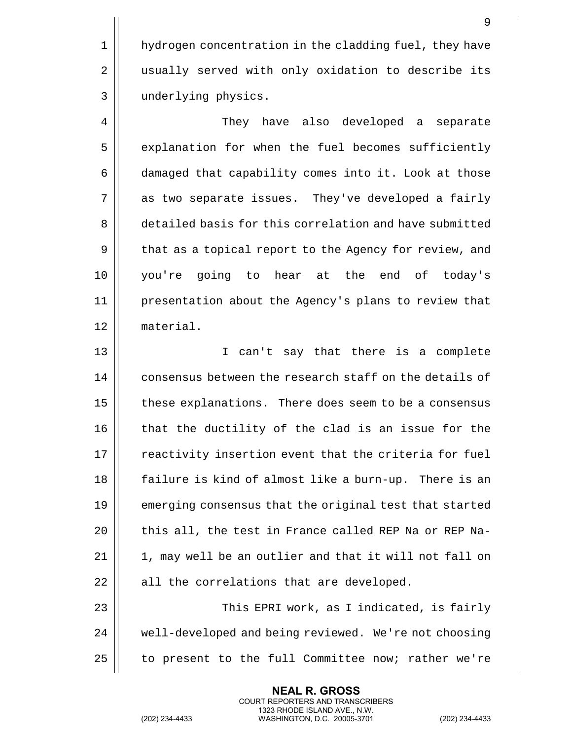hydrogen concentration in the cladding fuel, they have usually served with only oxidation to describe its underlying physics.

They have also developed a separate explanation for when the fuel becomes sufficiently damaged that capability comes into it. Look at those as two separate issues. They've developed a fairly detailed basis for this correlation and have submitted that as a topical report to the Agency for review, and you're going to hear at the end of today's presentation about the Agency's plans to review that material.

I can't say that there is a complete consensus between the research staff on the details of these explanations. There does seem to be a consensus that the ductility of the clad is an issue for the reactivity insertion event that the criteria for fuel failure is kind of almost like a burn-up. There is an emerging consensus that the original test that started this all, the test in France called REP Na or REP Na-1, may well be an outlier and that it will not fall on all the correlations that are developed.

This EPRI work, as I indicated, is fairly well-developed and being reviewed. We're not choosing to present to the full Committee now; rather we're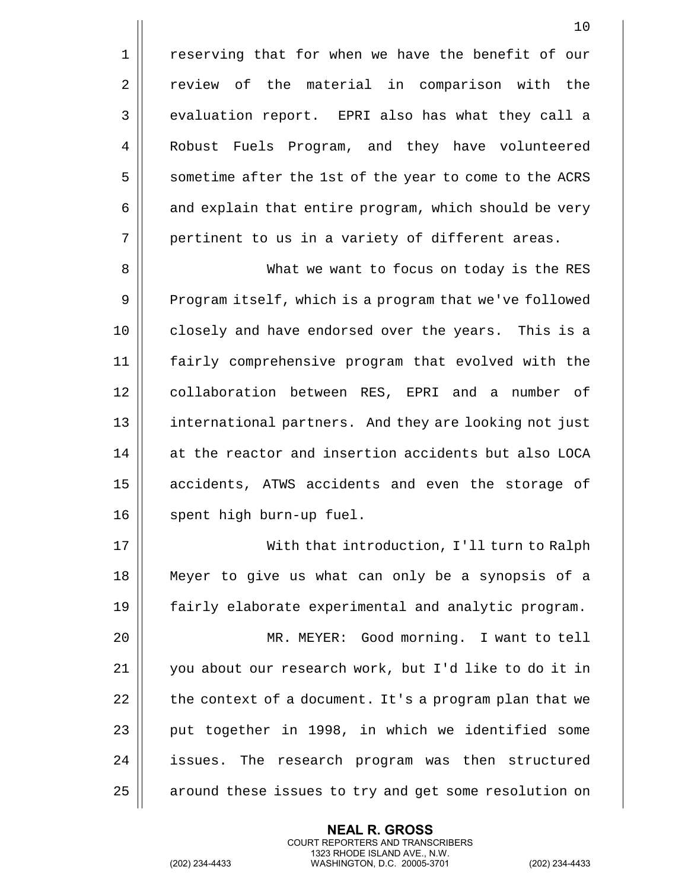reserving that for when we have the benefit of our review of the material in comparison with the evaluation report. EPRI also has what they call a Robust Fuels Program, and they have volunteered sometime after the 1st of the year to come to the ACRS and explain that entire program, which should be very pertinent to us in a variety of different areas.

What we want to focus on today is the RES Program itself, which is a program that we've followed closely and have endorsed over the years. This is a fairly comprehensive program that evolved with the collaboration between RES, EPRI and a number of international partners. And they are looking not just at the reactor and insertion accidents but also LOCA accidents, ATWS accidents and even the storage of spent high burn-up fuel.

With that introduction, I'll turn to Ralph Meyer to give us what can only be a synopsis of a fairly elaborate experimental and analytic program.

MR. MEYER: Good morning. I want to tell you about our research work, but I'd like to do it in the context of a document. It's a program plan that we put together in 1998, in which we identified some issues. The research program was then structured around these issues to try and get some resolution on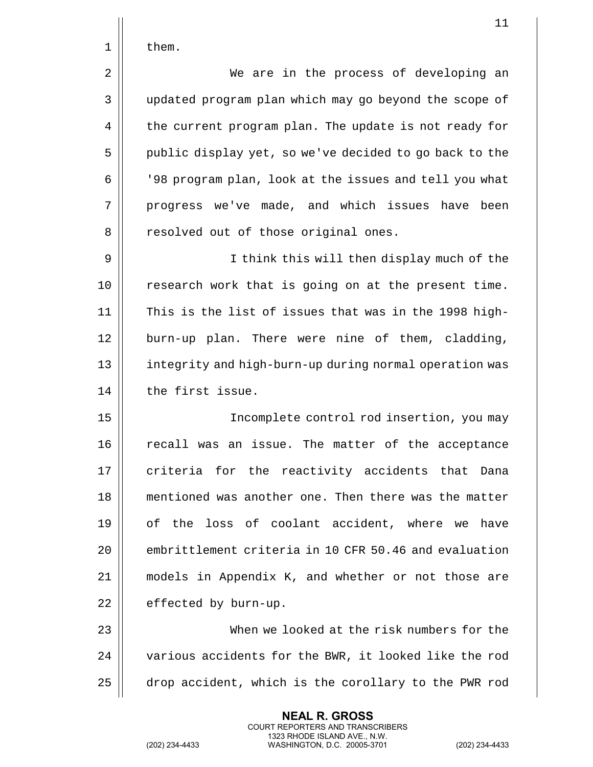them.

We are in the process of developing an updated program plan which may go beyond the scope of the current program plan. The update is not ready for public display yet, so we've decided to go back to the '98 program plan, look at the issues and tell you what progress we've made, and which issues have been resolved out of those original ones.

I think this will then display much of the research work that is going on at the present time. This is the list of issues that was in the 1998 high-burn-up plan. There were nine of them, cladding, integrity and high-burn-up during normal operation was the first issue.

Incomplete control rod insertion, you may recall was an issue. The matter of the acceptance criteria for the reactivity accidents that Dana mentioned was another one. Then there was the matter of the loss of coolant accident, where we have embrittlement criteria in 10 CFR 50.46 and evaluation models in Appendix K, and whether or not those are effected by burn-up.

When we looked at the risk numbers for the various accidents for the BWR, it looked like the rod drop accident, which is the corollary to the PWR rod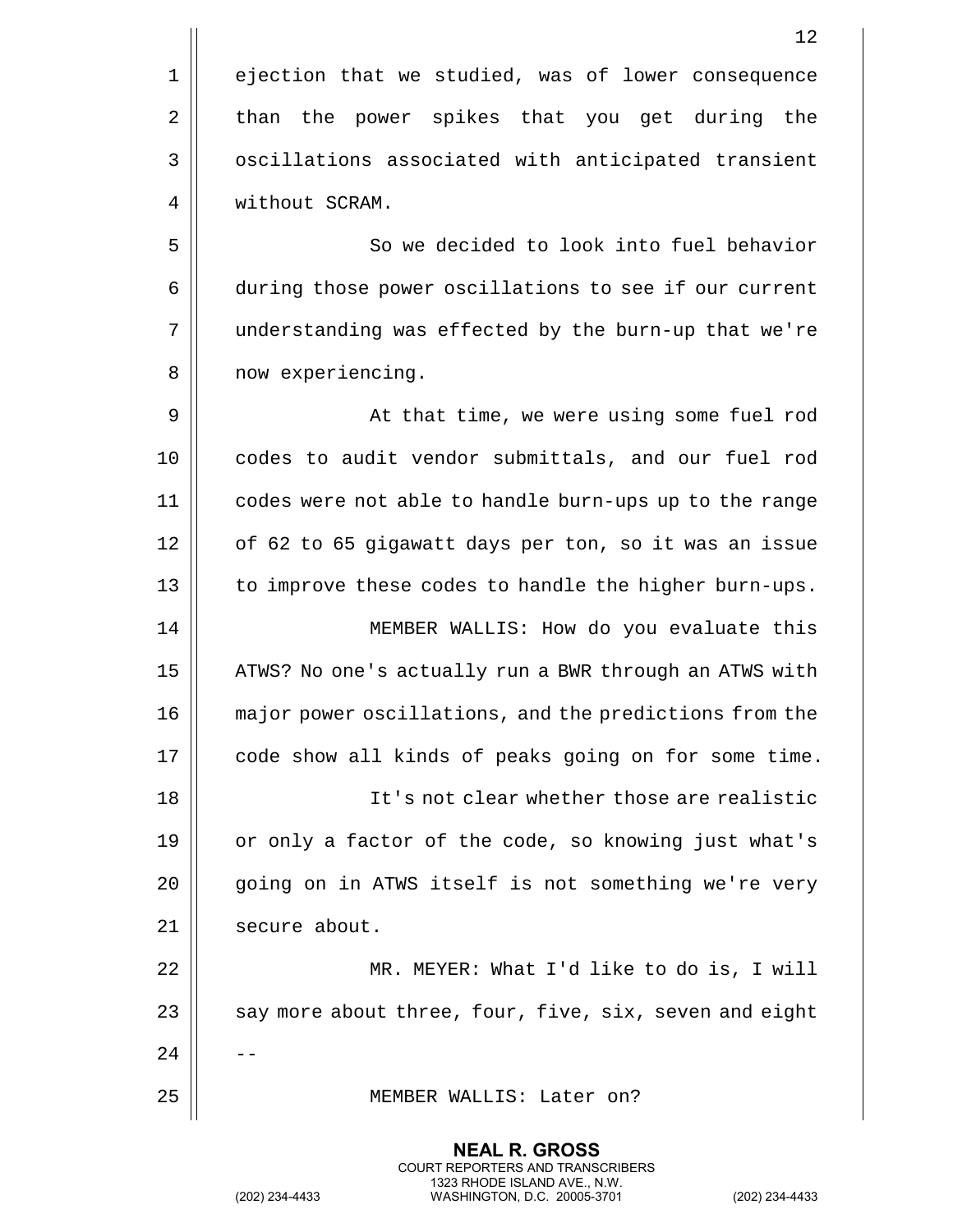ejection that we studied, was of lower consequence than the power spikes that you get during the oscillations associated with anticipated transient without SCRAM.

So we decided to look into fuel behavior during those power oscillations to see if our current understanding was effected by the burn-up that we're now experiencing.

At that time, we were using some fuel rod codes to audit vendor submittals, and our fuel rod codes were not able to handle burn-ups up to the range of 62 to 65 gigawatt days per ton, so it was an issue to improve these codes to handle the higher burn-ups.

MEMBER WALLIS: How do you evaluate this ATWS? No one's actually run a BWR through an ATWS with major power oscillations, and the predictions from the code show all kinds of peaks going on for some time.

It's not clear whether those are realistic or only a factor of the code, so knowing just what's going on in ATWS itself is not something we're very secure about.

MR. MEYER: What I'd like to do is, I will say more about three, four, five, six, seven and eight --

MEMBER WALLIS: Later on?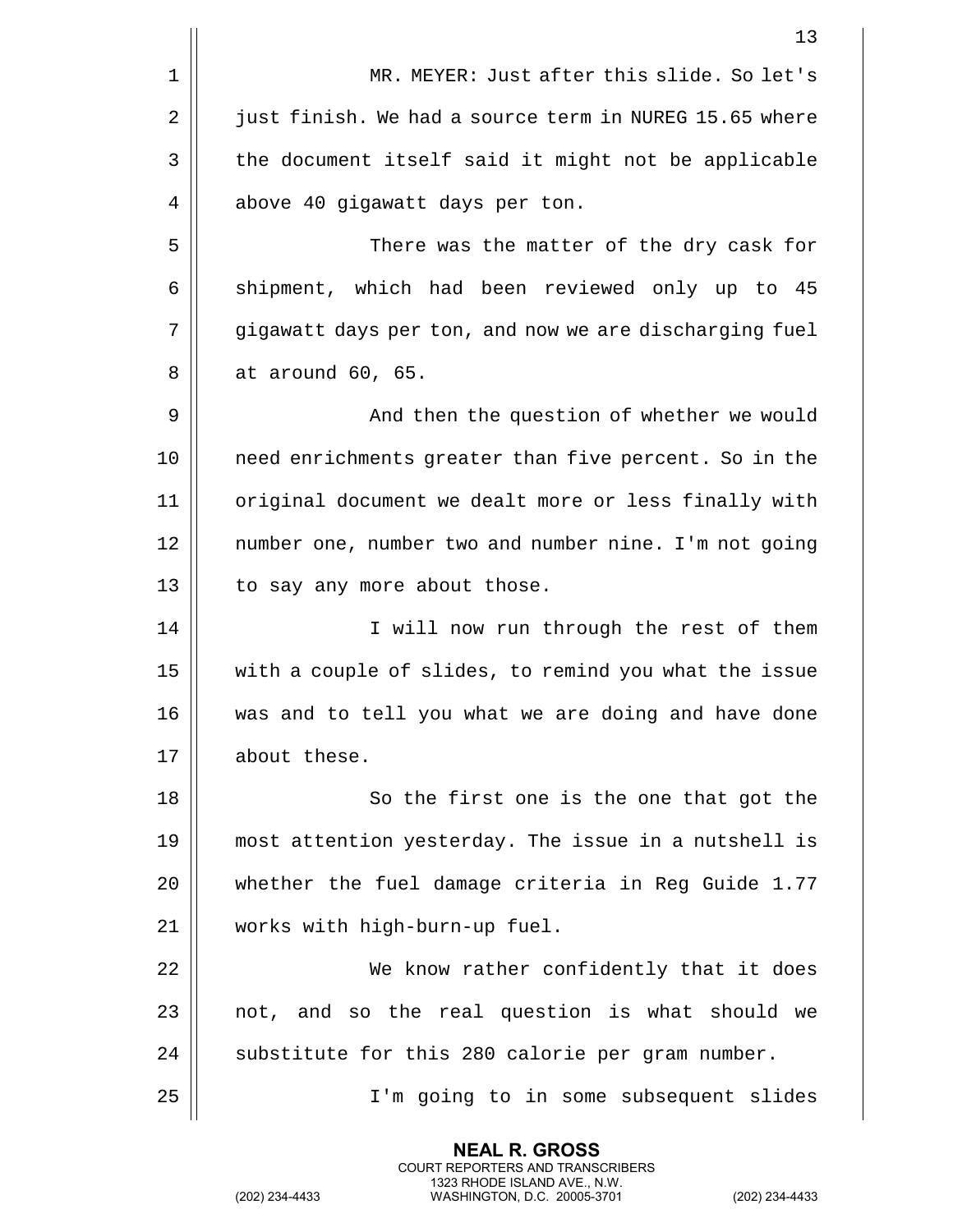MR. MEYER: Just after this slide. So let's just finish. We had a source term in NUREG 15.65 where the document itself said it might not be applicable above 40 gigawatt days per ton.

There was the matter of the dry cask for shipment, which had been reviewed only up to 45 gigawatt days per ton, and now we are discharging fuel at around 60, 65.

And then the question of whether we would need enrichments greater than five percent. So in the original document we dealt more or less finally with number one, number two and number nine. I'm not going to say any more about those.

I will now run through the rest of them with a couple of slides, to remind you what the issue was and to tell you what we are doing and have done about these.

So the first one is the one that got the most attention yesterday. The issue in a nutshell is whether the fuel damage criteria in Reg Guide 1.77 works with high-burn-up fuel.

We know rather confidently that it does not, and so the real question is what should we substitute for this 280 calorie per gram number.

I'm going to in some subsequent slides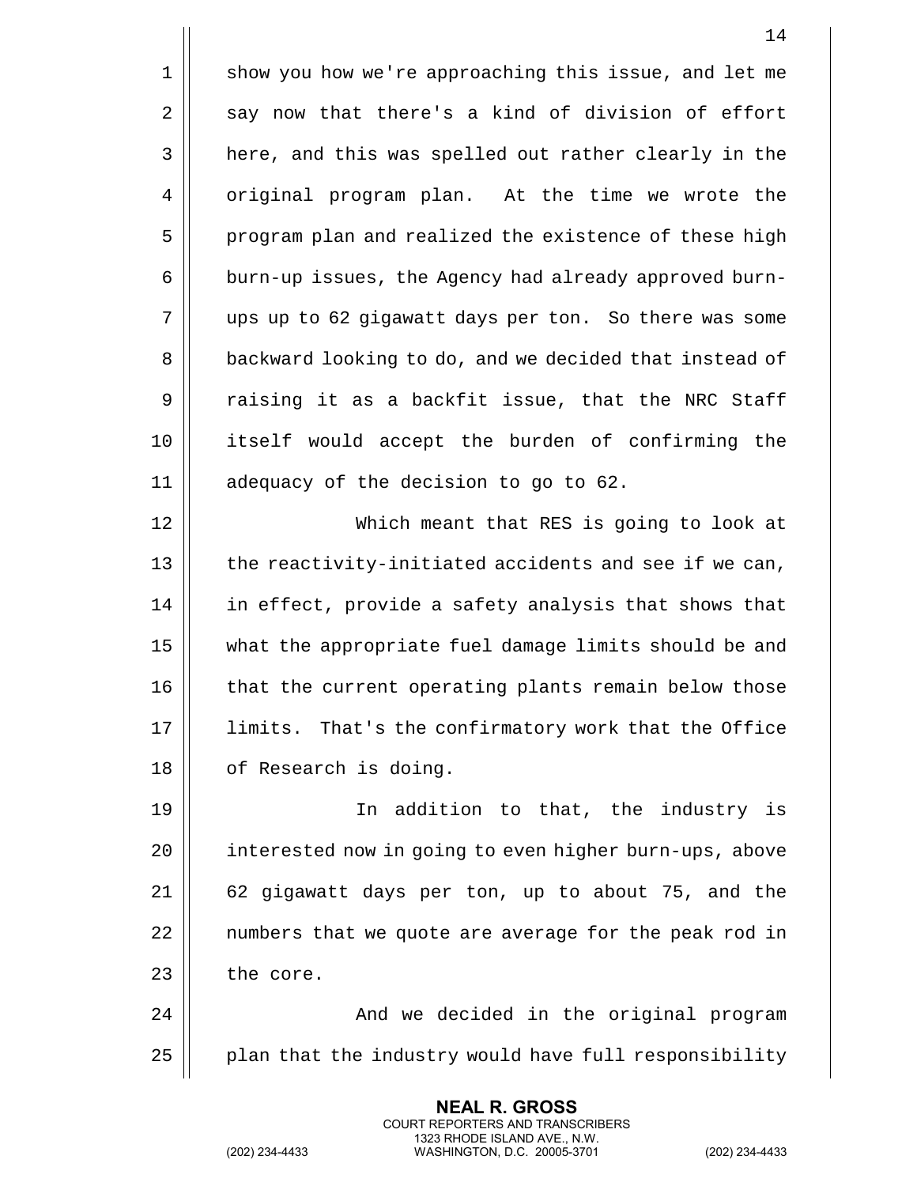show you how we're approaching this issue, and let me say now that there's a kind of division of effort here, and this was spelled out rather clearly in the original program plan. At the time we wrote the program plan and realized the existence of these high burn-up issues, the Agency had already approved burn-ups up to 62 gigawatt days per ton. So there was some backward looking to do, and we decided that instead of raising it as a backfit issue, that the NRC Staff itself would accept the burden of confirming the adequacy of the decision to go to 62.

Which meant that RES is going to look at the reactivity-initiated accidents and see if we can, in effect, provide a safety analysis that shows that what the appropriate fuel damage limits should be and that the current operating plants remain below those limits. That's the confirmatory work that the Office of Research is doing.

In addition to that, the industry is interested now in going to even higher burn-ups, above 62 gigawatt days per ton, up to about 75, and the numbers that we quote are average for the peak rod in the core.

And we decided in the original program plan that the industry would have full responsibility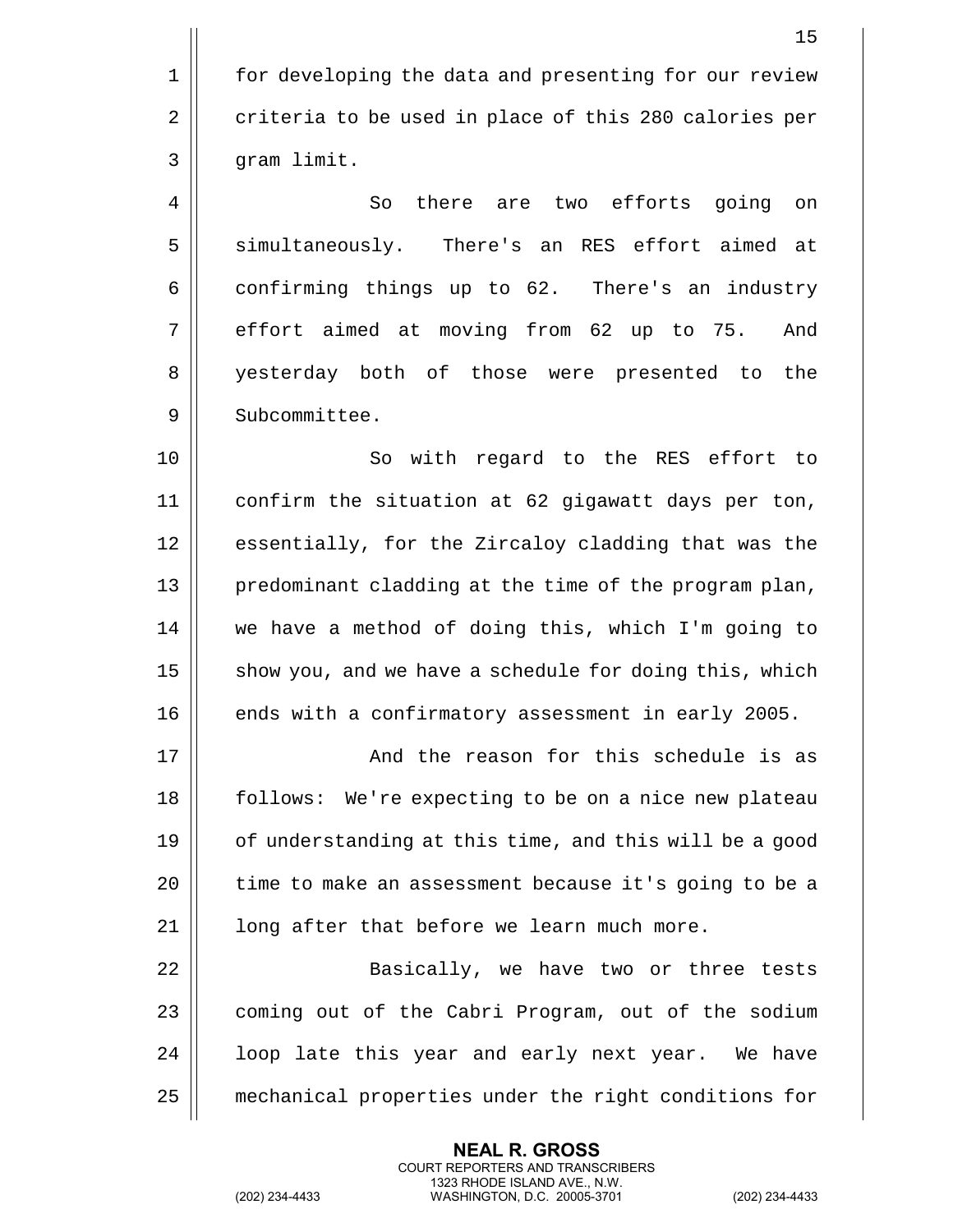for developing the data and presenting for our review criteria to be used in place of this 280 calories per gram limit.

So there are two efforts going on simultaneously. There's an RES effort aimed at confirming things up to 62. There's an industry effort aimed at moving from 62 up to 75. And yesterday both of those were presented to the Subcommittee.

So with regard to the RES effort to confirm the situation at 62 gigawatt days per ton, essentially, for the Zircaloy cladding that was the predominant cladding at the time of the program plan, we have a method of doing this, which I'm going to show you, and we have a schedule for doing this, which ends with a confirmatory assessment in early 2005.

And the reason for this schedule is as follows: We're expecting to be on a nice new plateau of understanding at this time, and this will be a good time to make an assessment because it's going to be a long after that before we learn much more.

Basically, we have two or three tests coming out of the Cabri Program, out of the sodium loop late this year and early next year. We have mechanical properties under the right conditions for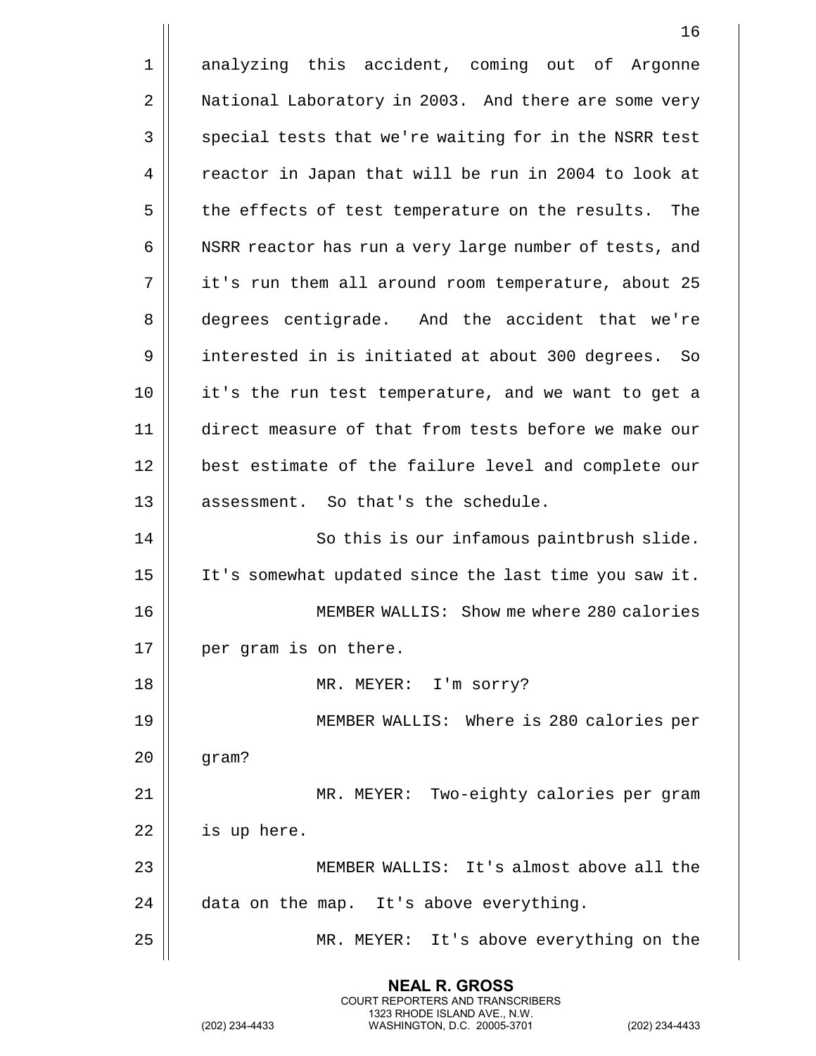analyzing this accident, coming out of Argonne National Laboratory in 2003. And there are some very special tests that we're waiting for in the NSRR test reactor in Japan that will be run in 2004 to look at the effects of test temperature on the results. The NSRR reactor has run a very large number of tests, and it's run them all around room temperature, about 25 degrees centigrade. And the accident that we're interested in is initiated at about 300 degrees. So it's the run test temperature, and we want to get a direct measure of that from tests before we make our best estimate of the failure level and complete our assessment. So that's the schedule.

So this is our infamous paintbrush slide. It's somewhat updated since the last time you saw it.

MEMBER WALLIS: Show me where 280 calories per gram is on there.

MR. MEYER: I'm sorry?

MEMBER WALLIS: Where is 280 calories per gram?

MR. MEYER: Two-eighty calories per gram is up here.

MEMBER WALLIS: It's almost above all the data on the map. It's above everything.

MR. MEYER: It's above everything on the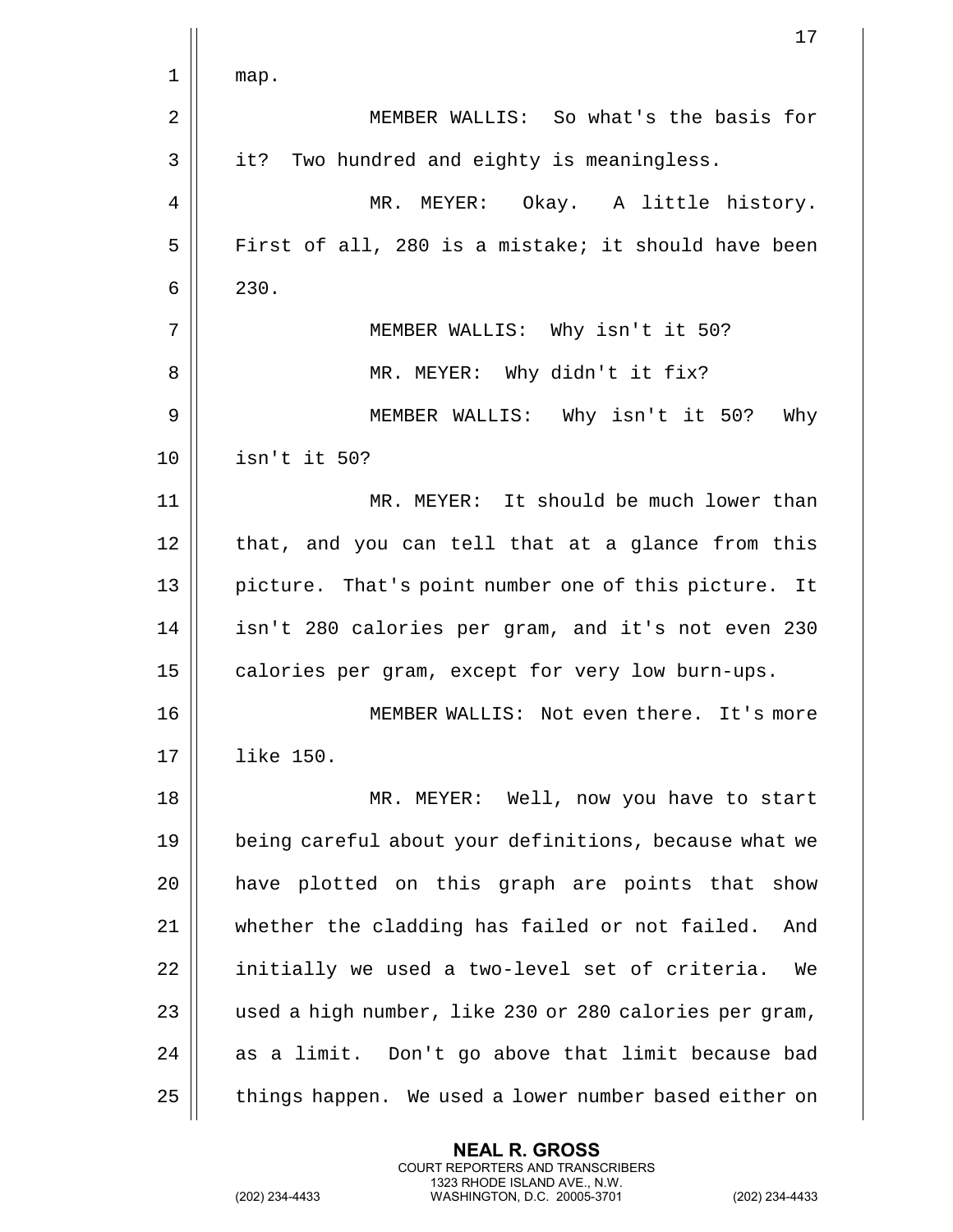map.

MEMBER WALLIS: So what's the basis for it? Two hundred and eighty is meaningless.

MR. MEYER: Okay. A little history. First of all, 280 is a mistake; it should have been 230.

MEMBER WALLIS: Why isn't it 50?

MR. MEYER: Why didn't it fix?

MEMBER WALLIS: Why isn't it 50? Why isn't it 50?

MR. MEYER: It should be much lower than that, and you can tell that at a glance from this picture. That's point number one of this picture. It isn't 280 calories per gram, and it's not even 230 calories per gram, except for very low burn-ups.

MEMBER WALLIS: Not even there. It's more like 150.

MR. MEYER: Well, now you have to start being careful about your definitions, because what we have plotted on this graph are points that show whether the cladding has failed or not failed. And initially we used a two-level set of criteria. We used a high number, like 230 or 280 calories per gram, as a limit. Don't go above that limit because bad things happen. We used a lower number based either on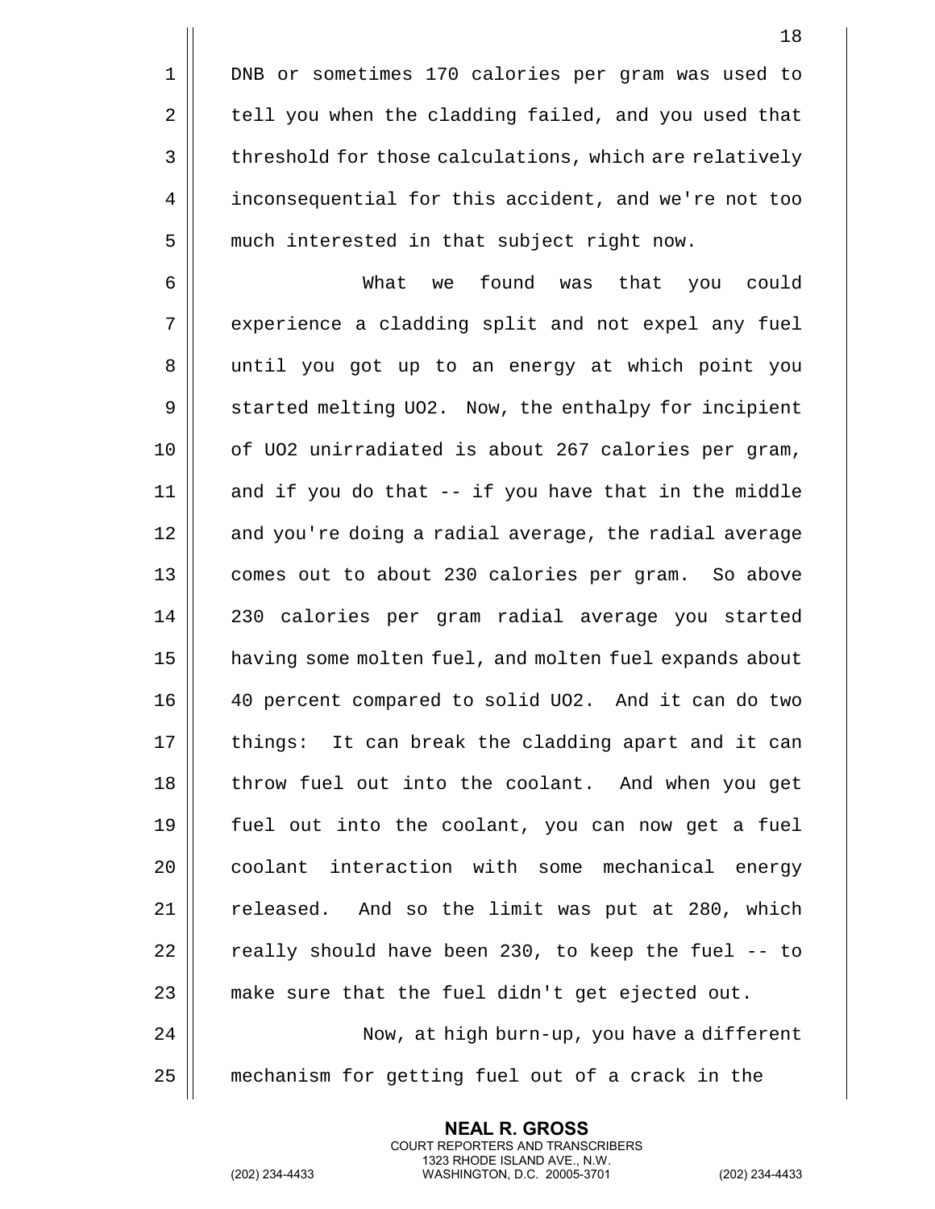DNB or sometimes 170 calories per gram was used to tell you when the cladding failed, and you used that threshold for those calculations, which are relatively inconsequential for this accident, and we're not too much interested in that subject right now.

What we found was that you could experience a cladding split and not expel any fuel until you got up to an energy at which point you started melting UO2. Now, the enthalpy for incipient of UO2 unirradiated is about 267 calories per gram, and if you do that -- if you have that in the middle and you're doing a radial average, the radial average comes out to about 230 calories per gram. So above 230 calories per gram radial average you started having some molten fuel, and molten fuel expands about 40 percent compared to solid UO2. And it can do two things: It can break the cladding apart and it can throw fuel out into the coolant. And when you get fuel out into the coolant, you can now get a fuel coolant interaction with some mechanical energy released. And so the limit was put at 280, which really should have been 230, to keep the fuel -- to make sure that the fuel didn't get ejected out.

Now, at high burn-up, you have a different mechanism for getting fuel out of a crack in the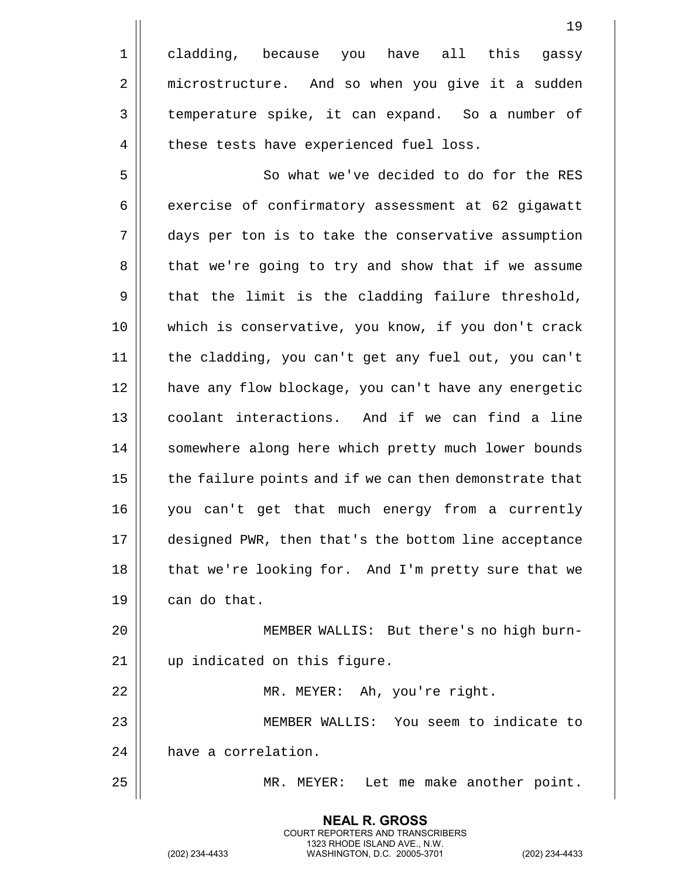cladding, because you have all this gassy microstructure. And so when you give it a sudden temperature spike, it can expand. So a number of these tests have experienced fuel loss.

So what we've decided to do for the RES exercise of confirmatory assessment at 62 gigawatt days per ton is to take the conservative assumption that we're going to try and show that if we assume that the limit is the cladding failure threshold, which is conservative, you know, if you don't crack the cladding, you can't get any fuel out, you can't have any flow blockage, you can't have any energetic coolant interactions. And if we can find a line somewhere along here which pretty much lower bounds the failure points and if we can then demonstrate that you can't get that much energy from a currently designed PWR, then that's the bottom line acceptance that we're looking for. And I'm pretty sure that we can do that.

MEMBER WALLIS: But there's no high burn-up indicated on this figure.

MR. MEYER: Ah, you're right.

MEMBER WALLIS: You seem to indicate to have a correlation.

MR. MEYER: Let me make another point.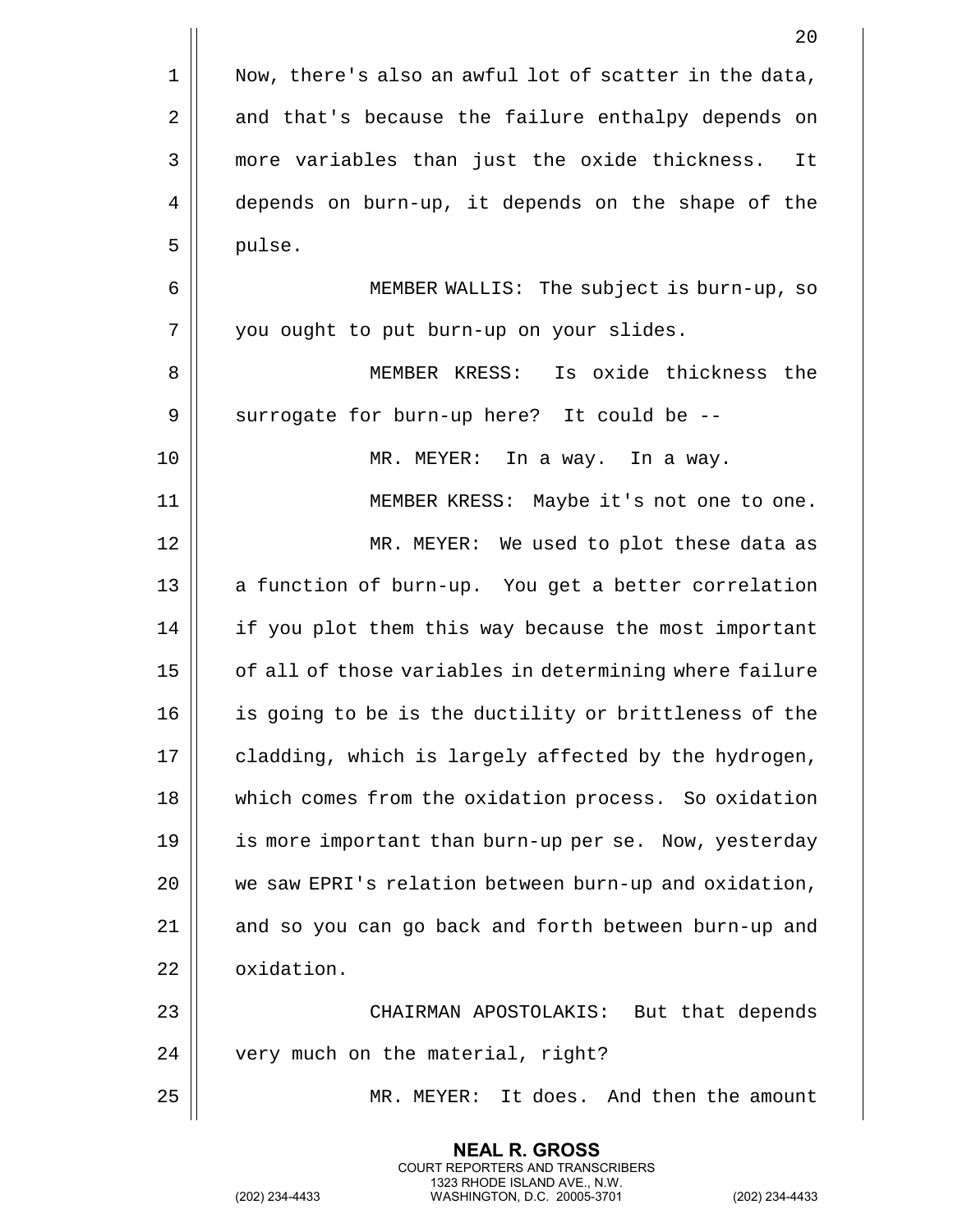Now, there's also an awful lot of scatter in the data, and that's because the failure enthalpy depends on more variables than just the oxide thickness. It depends on burn-up, it depends on the shape of the pulse.

MEMBER WALLIS: The subject is burn-up, so you ought to put burn-up on your slides.

MEMBER KRESS: Is oxide thickness the surrogate for burn-up here? It could be --

MR. MEYER: In a way. In a way.

MEMBER KRESS: Maybe it's not one to one.

MR. MEYER: We used to plot these data as a function of burn-up. You get a better correlation if you plot them this way because the most important of all of those variables in determining where failure is going to be is the ductility or brittleness of the cladding, which is largely affected by the hydrogen, which comes from the oxidation process. So oxidation is more important than burn-up per se. Now, yesterday we saw EPRI's relation between burn-up and oxidation, and so you can go back and forth between burn-up and oxidation.

CHAIRMAN APOSTOLAKIS: But that depends very much on the material, right?

MR. MEYER: It does. And then the amount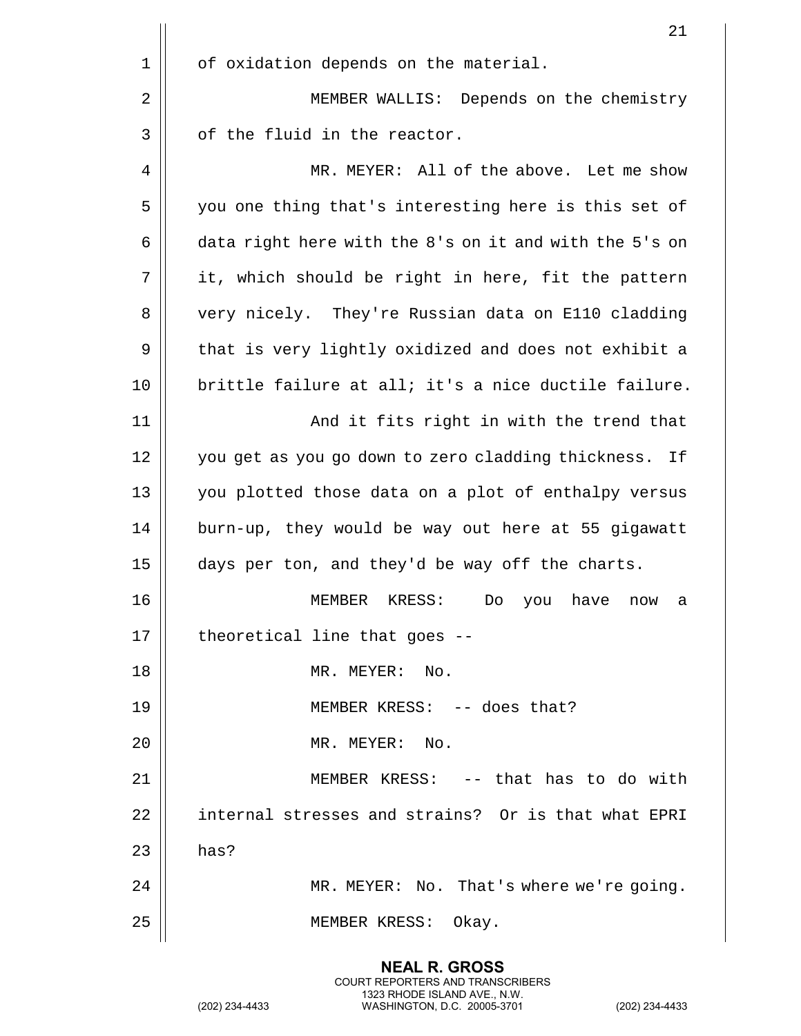of oxidation depends on the material.

MEMBER WALLIS: Depends on the chemistry of the fluid in the reactor.

MR. MEYER: All of the above. Let me show you one thing that's interesting here is this set of data right here with the 8's on it and with the 5's on it, which should be right in here, fit the pattern very nicely. They're Russian data on E110 cladding that is very lightly oxidized and does not exhibit a brittle failure at all; it's a nice ductile failure.

And it fits right in with the trend that you get as you go down to zero cladding thickness. If you plotted those data on a plot of enthalpy versus burn-up, they would be way out here at 55 gigawatt days per ton, and they'd be way off the charts.

MEMBER KRESS: Do you have now a theoretical line that goes --

MR. MEYER: No.

MEMBER KRESS: -- does that?

MR. MEYER: No.

MEMBER KRESS: -- that has to do with internal stresses and strains? Or is that what EPRI has?

MR. MEYER: No. That's where we're going.

MEMBER KRESS: Okay.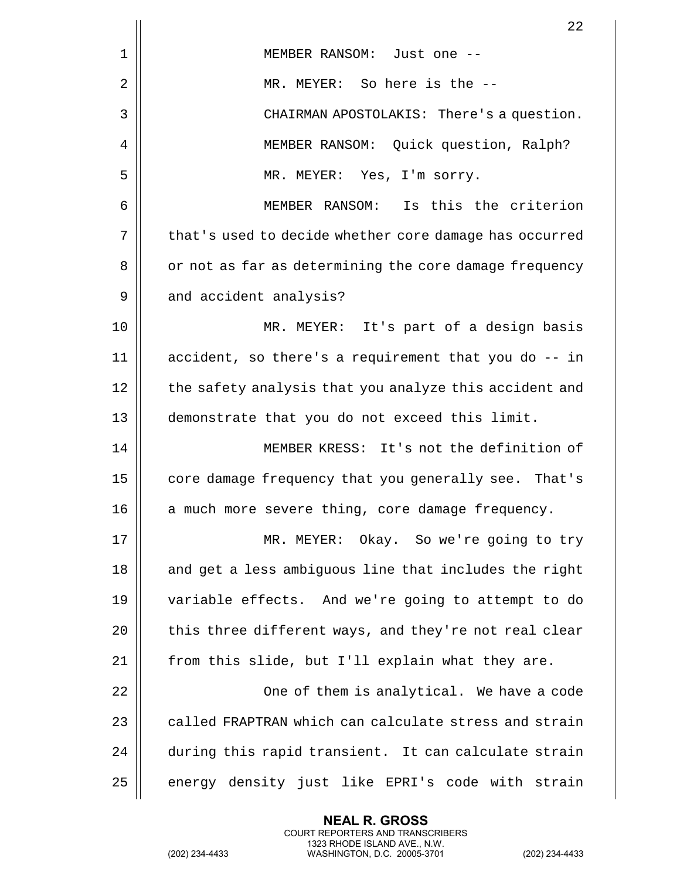MEMBER RANSOM: Just one --

MR. MEYER: So here is the --

CHAIRMAN APOSTOLAKIS: There's a question.

MEMBER RANSOM: Quick question, Ralph?

MR. MEYER: Yes, I'm sorry.

MEMBER RANSOM: Is this the criterion that's used to decide whether core damage has occurred or not as far as determining the core damage frequency and accident analysis?

MR. MEYER: It's part of a design basis accident, so there's a requirement that you do -- in the safety analysis that you analyze this accident and demonstrate that you do not exceed this limit.

MEMBER KRESS: It's not the definition of core damage frequency that you generally see. That's a much more severe thing, core damage frequency.

MR. MEYER: Okay. So we're going to try and get a less ambiguous line that includes the right variable effects. And we're going to attempt to do this three different ways, and they're not real clear from this slide, but I'll explain what they are.

One of them is analytical. We have a code called FRAPTRAN which can calculate stress and strain during this rapid transient. It can calculate strain energy density just like EPRI's code with strain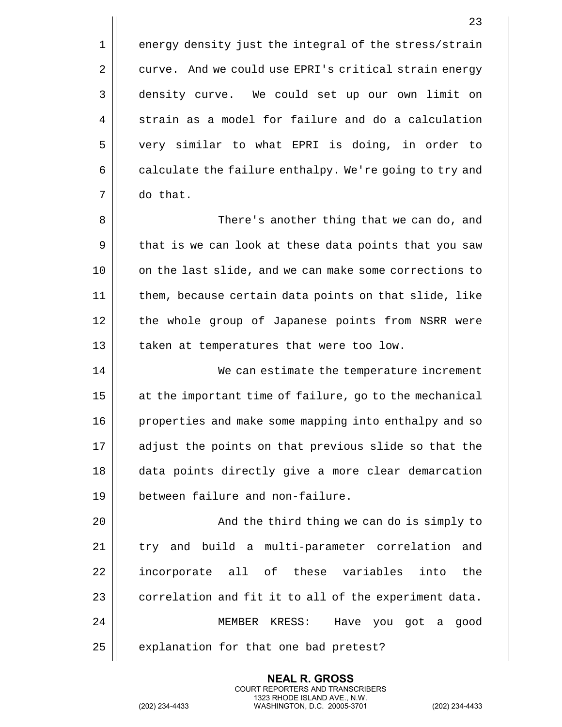energy density just the integral of the stress/strain curve. And we could use EPRI's critical strain energy density curve. We could set up our own limit on strain as a model for failure and do a calculation very similar to what EPRI is doing, in order to calculate the failure enthalpy. We're going to try and do that.

There's another thing that we can do, and that is we can look at these data points that you saw on the last slide, and we can make some corrections to them, because certain data points on that slide, like the whole group of Japanese points from NSRR were taken at temperatures that were too low.

We can estimate the temperature increment at the important time of failure, go to the mechanical properties and make some mapping into enthalpy and so adjust the points on that previous slide so that the data points directly give a more clear demarcation between failure and non-failure.

And the third thing we can do is simply to try and build a multi-parameter correlation and incorporate all of these variables into the correlation and fit it to all of the experiment data.

MEMBER KRESS: Have you got a good explanation for that one bad pretest?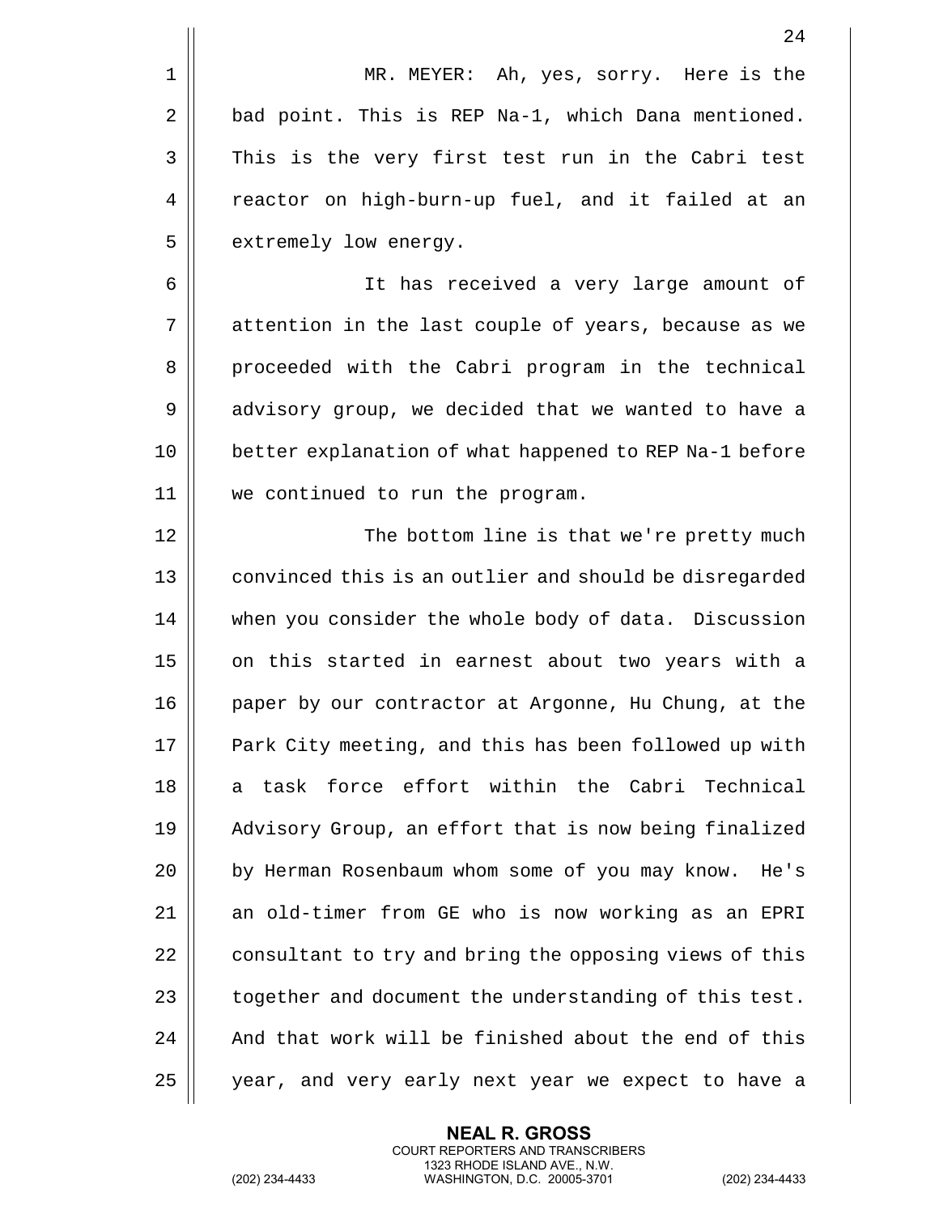MR. MEYER: Ah, yes, sorry. Here is the bad point. This is REP Na-1, which Dana mentioned. This is the very first test run in the Cabri test reactor on high-burn-up fuel, and it failed at an extremely low energy.

It has received a very large amount of attention in the last couple of years, because as we proceeded with the Cabri program in the technical advisory group, we decided that we wanted to have a better explanation of what happened to REP Na-1 before we continued to run the program.

The bottom line is that we're pretty much convinced this is an outlier and should be disregarded when you consider the whole body of data. Discussion on this started in earnest about two years with a paper by our contractor at Argonne, Hu Chung, at the Park City meeting, and this has been followed up with a task force effort within the Cabri Technical Advisory Group, an effort that is now being finalized by Herman Rosenbaum whom some of you may know. He's an old-timer from GE who is now working as an EPRI consultant to try and bring the opposing views of this together and document the understanding of this test. And that work will be finished about the end of this year, and very early next year we expect to have a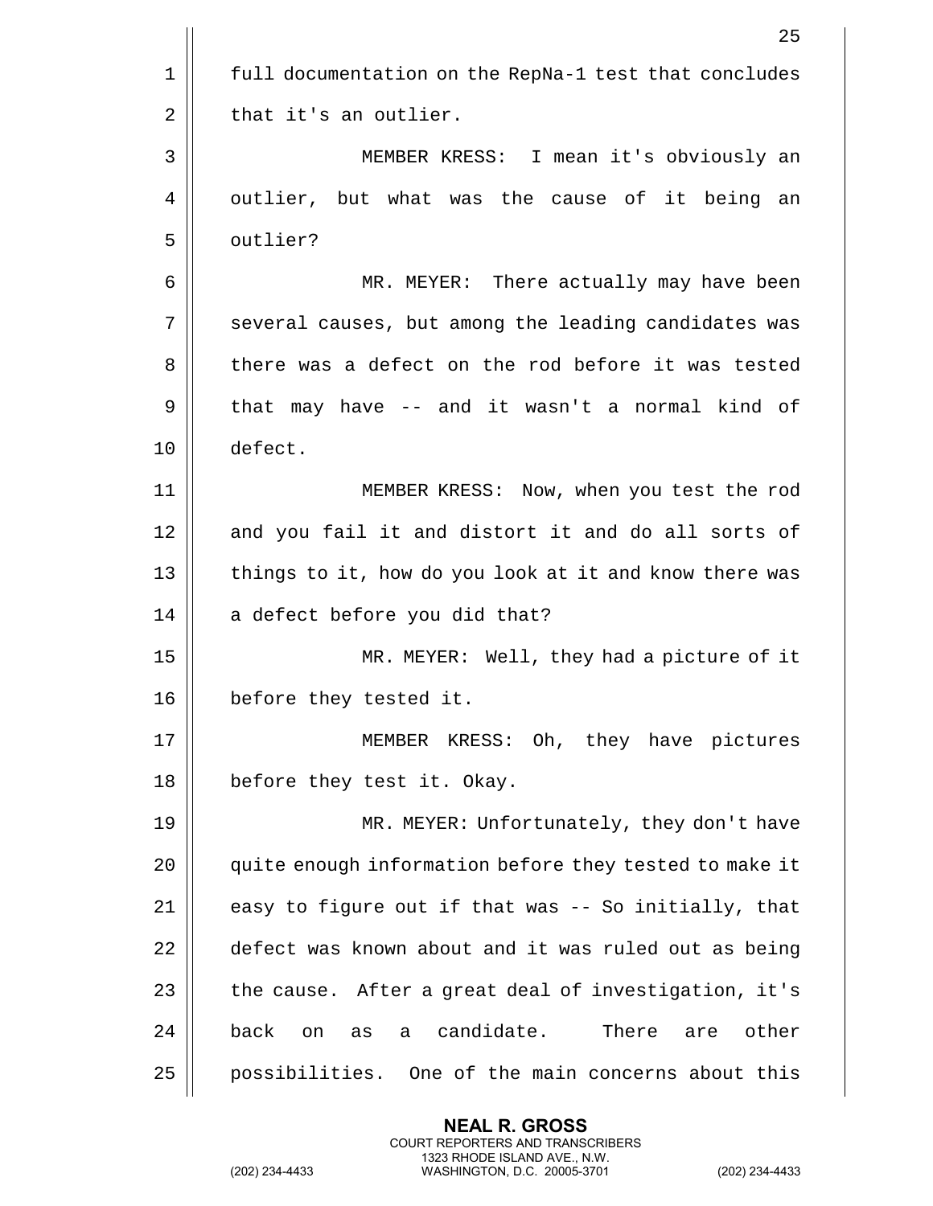full documentation on the RepNa-1 test that concludes that it's an outlier.

MEMBER KRESS: I mean it's obviously an outlier, but what was the cause of it being an outlier?

MR. MEYER: There actually may have been several causes, but among the leading candidates was there was a defect on the rod before it was tested that may have -- and it wasn't a normal kind of defect.

MEMBER KRESS: Now, when you test the rod and you fail it and distort it and do all sorts of things to it, how do you look at it and know there was a defect before you did that?

MR. MEYER: Well, they had a picture of it before they tested it.

MEMBER KRESS: Oh, they have pictures before they test it. Okay.

MR. MEYER: Unfortunately, they don't have quite enough information before they tested to make it easy to figure out if that was -- So initially, that defect was known about and it was ruled out as being the cause. After a great deal of investigation, it's back on as a candidate. There are other possibilities. One of the main concerns about this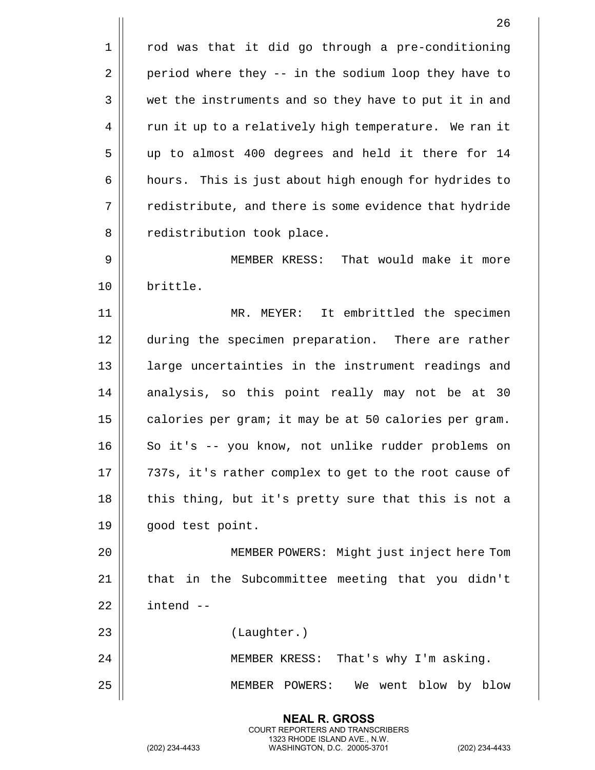rod was that it did go through a pre-conditioning period where they -- in the sodium loop they have to wet the instruments and so they have to put it in and run it up to a relatively high temperature. We ran it up to almost 400 degrees and held it there for 14 hours. This is just about high enough for hydrides to redistribute, and there is some evidence that hydride redistribution took place.

MEMBER KRESS: That would make it more brittle.

MR. MEYER: It embrittled the specimen during the specimen preparation. There are rather large uncertainties in the instrument readings and analysis, so this point really may not be at 30 calories per gram; it may be at 50 calories per gram. So it's -- you know, not unlike rudder problems on 737s, it's rather complex to get to the root cause of this thing, but it's pretty sure that this is not a good test point.

MEMBER POWERS: Might just inject here Tom that in the Subcommittee meeting that you didn't intend --

(Laughter.)

MEMBER KRESS: That's why I'm asking.

MEMBER POWERS: We went blow by blow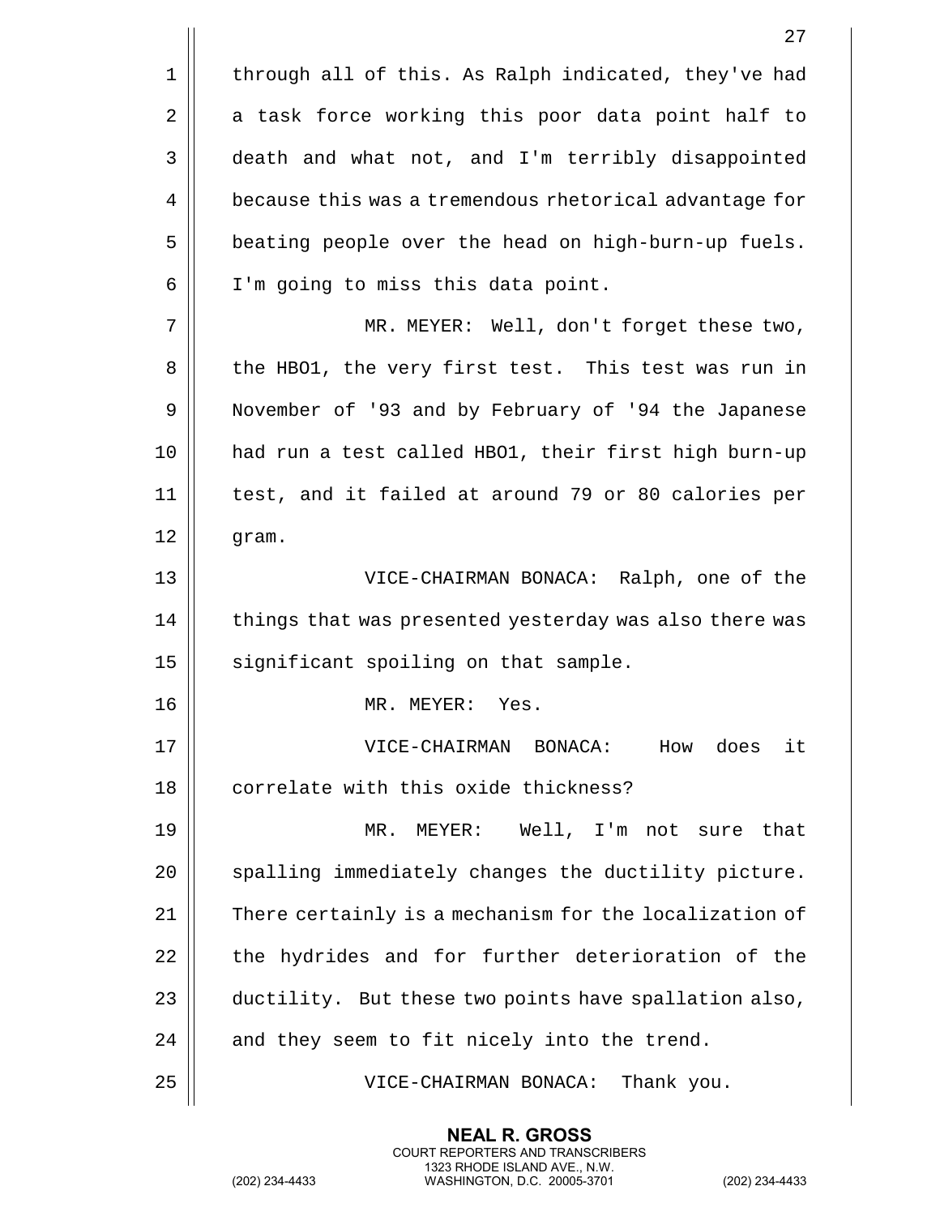through all of this. As Ralph indicated, they've had a task force working this poor data point half to death and what not, and I'm terribly disappointed because this was a tremendous rhetorical advantage for beating people over the head on high-burn-up fuels. I'm going to miss this data point.

MR. MEYER: Well, don't forget these two, the HBO1, the very first test. This test was run in November of '93 and by February of '94 the Japanese had run a test called HBO1, their first high burn-up test, and it failed at around 79 or 80 calories per gram.

VICE-CHAIRMAN BONACA: Ralph, one of the things that was presented yesterday was also there was significant spoiling on that sample.

MR. MEYER: Yes.

VICE-CHAIRMAN BONACA: How does it correlate with this oxide thickness?

MR. MEYER: Well, I'm not sure that spalling immediately changes the ductility picture. There certainly is a mechanism for the localization of the hydrides and for further deterioration of the ductility. But these two points have spallation also, and they seem to fit nicely into the trend.

VICE-CHAIRMAN BONACA: Thank you.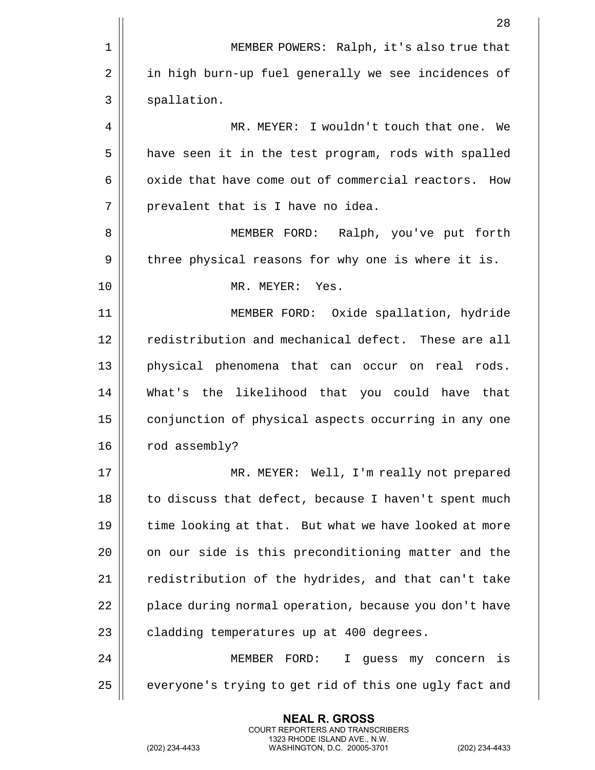MEMBER POWERS: Ralph, it's also true that in high burn-up fuel generally we see incidences of spallation.

MR. MEYER: I wouldn't touch that one. We have seen it in the test program, rods with spalled oxide that have come out of commercial reactors. How prevalent that is I have no idea.

MEMBER FORD: Ralph, you've put forth three physical reasons for why one is where it is.

MR. MEYER: Yes.

MEMBER FORD: Oxide spallation, hydride redistribution and mechanical defect. These are all physical phenomena that can occur on real rods. What's the likelihood that you could have that conjunction of physical aspects occurring in any one rod assembly?

MR. MEYER: Well, I'm really not prepared to discuss that defect, because I haven't spent much time looking at that. But what we have looked at more on our side is this preconditioning matter and the redistribution of the hydrides, and that can't take place during normal operation, because you don't have cladding temperatures up at 400 degrees.

MEMBER FORD: I guess my concern is everyone's trying to get rid of this one ugly fact and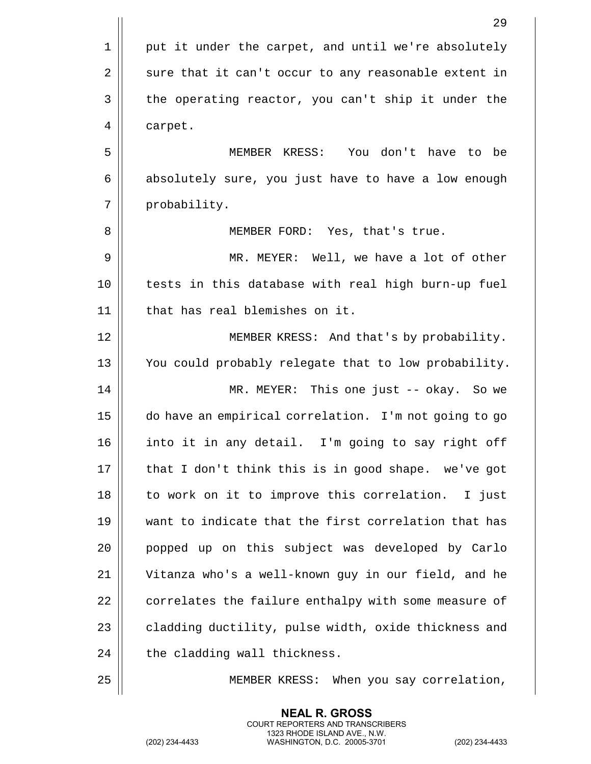put it under the carpet, and until we're absolutely sure that it can't occur to any reasonable extent in the operating reactor, you can't ship it under the carpet.

MEMBER KRESS: You don't have to be absolutely sure, you just have to have a low enough probability.

MEMBER FORD: Yes, that's true.

MR. MEYER: Well, we have a lot of other tests in this database with real high burn-up fuel that has real blemishes on it.

MEMBER KRESS: And that's by probability. You could probably relegate that to low probability.

MR. MEYER: This one just -- okay. So we do have an empirical correlation. I'm not going to go into it in any detail. I'm going to say right off that I don't think this is in good shape. we've got to work on it to improve this correlation. I just want to indicate that the first correlation that has popped up on this subject was developed by Carlo Vitanza who's a well-known guy in our field, and he correlates the failure enthalpy with some measure of cladding ductility, pulse width, oxide thickness and the cladding wall thickness.

MEMBER KRESS: When you say correlation,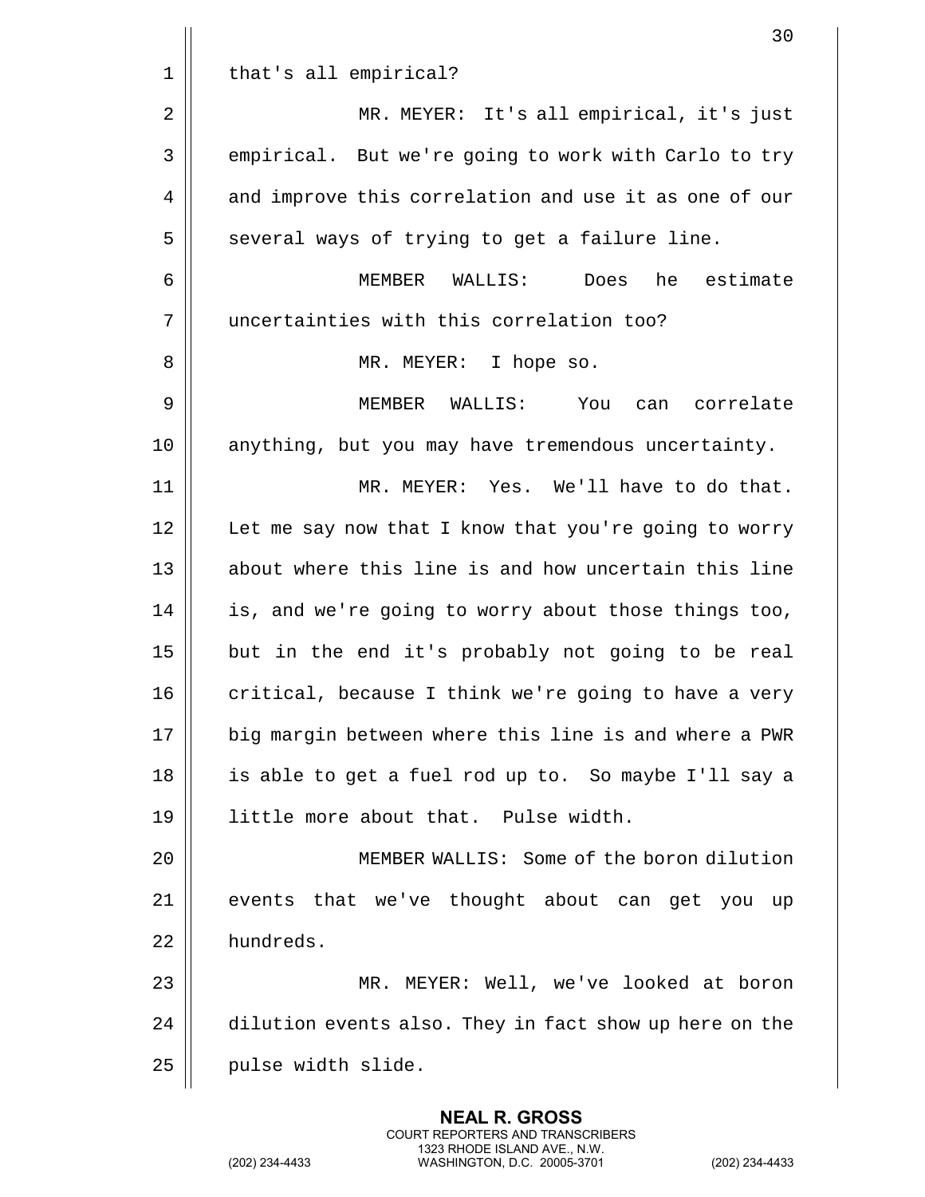that's all empirical?

MR. MEYER: It's all empirical, it's just empirical. But we're going to work with Carlo to try and improve this correlation and use it as one of our several ways of trying to get a failure line.

MEMBER WALLIS: Does he estimate uncertainties with this correlation too?

MR. MEYER: I hope so.

MEMBER WALLIS: You can correlate anything, but you may have tremendous uncertainty.

MR. MEYER: Yes. We'll have to do that. Let me say now that I know that you're going to worry about where this line is and how uncertain this line is, and we're going to worry about those things too, but in the end it's probably not going to be real critical, because I think we're going to have a very big margin between where this line is and where a PWR is able to get a fuel rod up to. So maybe I'll say a little more about that. Pulse width.

MEMBER WALLIS: Some of the boron dilution events that we've thought about can get you up hundreds.

MR. MEYER: Well, we've looked at boron dilution events also. They in fact show up here on the pulse width slide.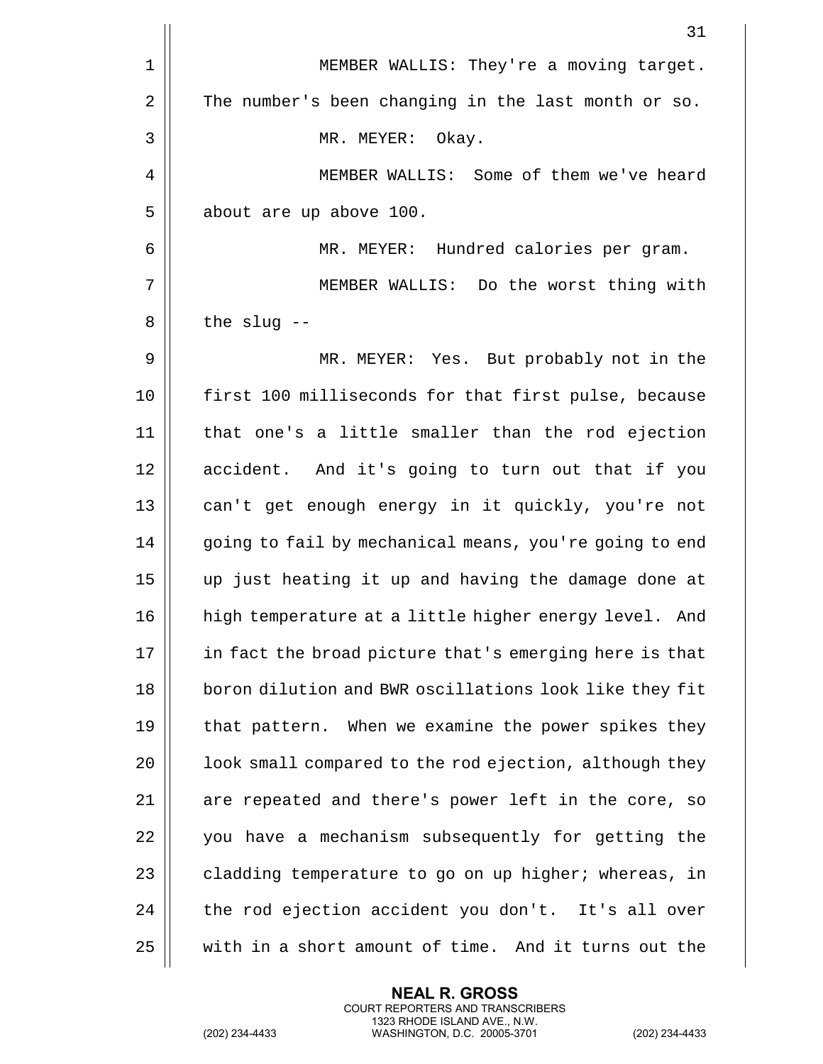MEMBER WALLIS: They're a moving target. The number's been changing in the last month or so.

MR. MEYER: Okay.

MEMBER WALLIS: Some of them we've heard about are up above 100.

MR. MEYER: Hundred calories per gram.

MEMBER WALLIS: Do the worst thing with the slug --

MR. MEYER: Yes. But probably not in the first 100 milliseconds for that first pulse, because that one's a little smaller than the rod ejection accident. And it's going to turn out that if you can't get enough energy in it quickly, you're not going to fail by mechanical means, you're going to end up just heating it up and having the damage done at high temperature at a little higher energy level. And in fact the broad picture that's emerging here is that boron dilution and BWR oscillations look like they fit that pattern. When we examine the power spikes they look small compared to the rod ejection, although they are repeated and there's power left in the core, so you have a mechanism subsequently for getting the cladding temperature to go on up higher; whereas, in the rod ejection accident you don't. It's all over with in a short amount of time. And it turns out the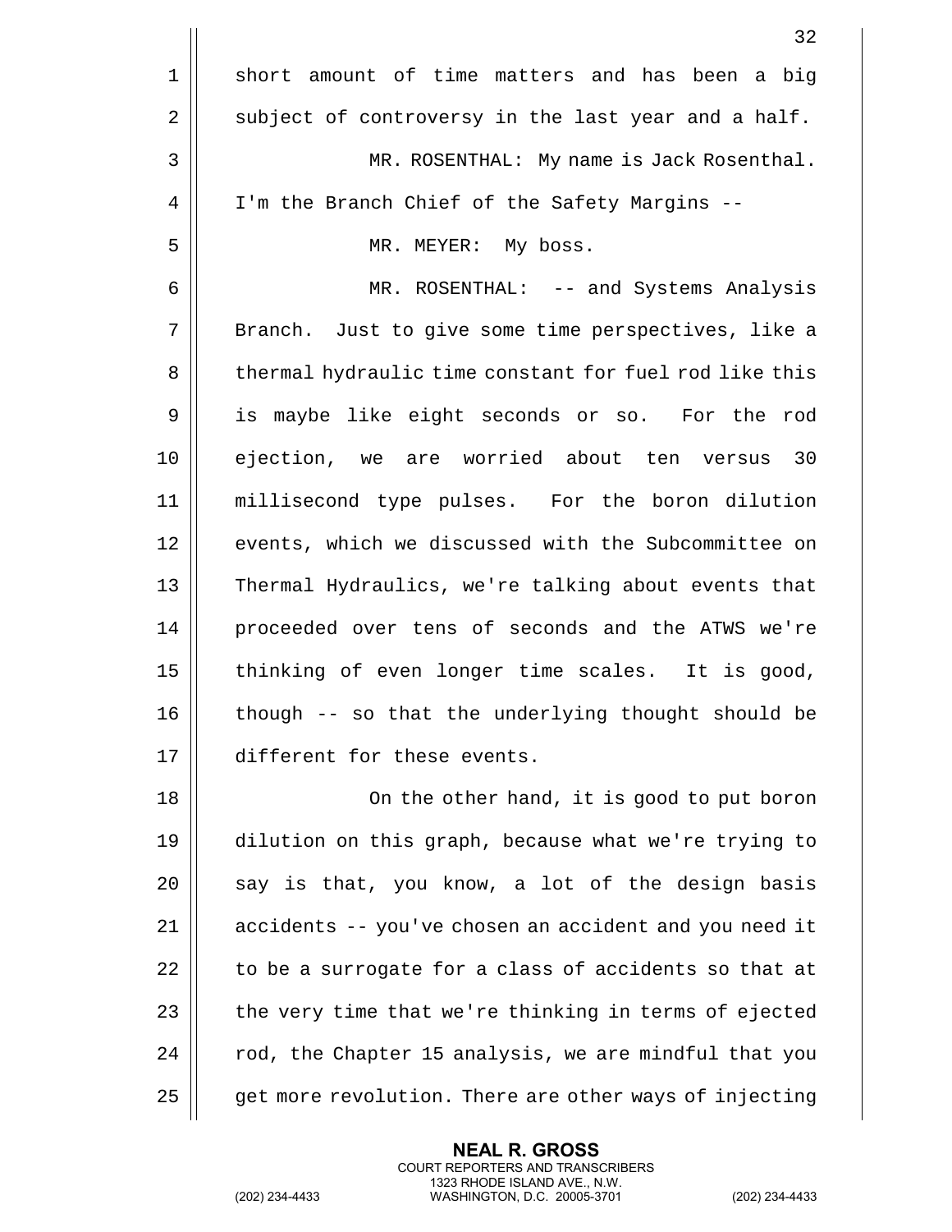short amount of time matters and has been a big subject of controversy in the last year and a half.

MR. ROSENTHAL: My name is Jack Rosenthal. I'm the Branch Chief of the Safety Margins --

MR. MEYER: My boss.

MR. ROSENTHAL: -- and Systems Analysis Branch. Just to give some time perspectives, like a thermal hydraulic time constant for fuel rod like this is maybe like eight seconds or so. For the rod ejection, we are worried about ten versus 30 millisecond type pulses. For the boron dilution events, which we discussed with the Subcommittee on Thermal Hydraulics, we're talking about events that proceeded over tens of seconds and the ATWS we're thinking of even longer time scales. It is good, though -- so that the underlying thought should be different for these events.

On the other hand, it is good to put boron dilution on this graph, because what we're trying to say is that, you know, a lot of the design basis accidents -- you've chosen an accident and you need it to be a surrogate for a class of accidents so that at the very time that we're thinking in terms of ejected rod, the Chapter 15 analysis, we are mindful that you get more revolution. There are other ways of injecting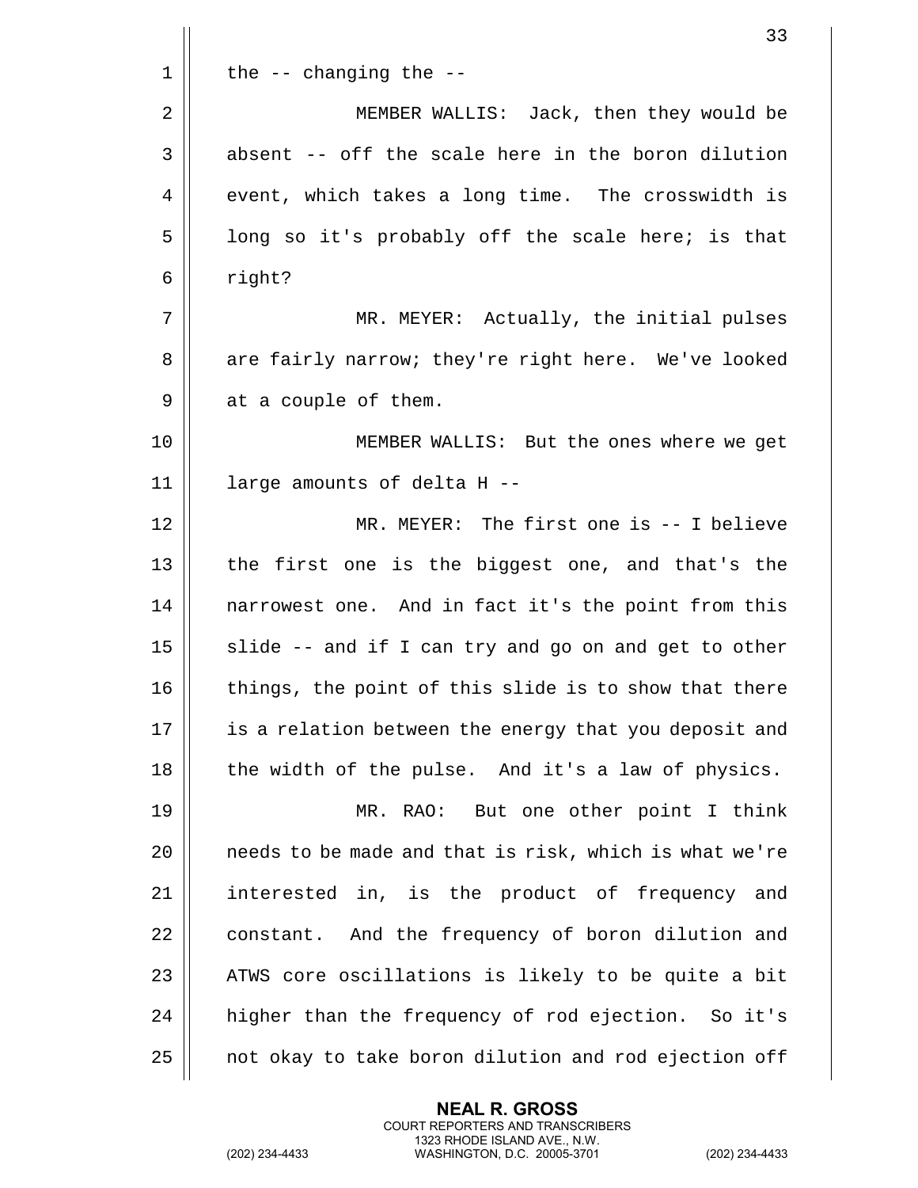the -- changing the --

MEMBER WALLIS: Jack, then they would be absent -- off the scale here in the boron dilution event, which takes a long time. The crosswidth is long so it's probably off the scale here; is that right?

MR. MEYER: Actually, the initial pulses are fairly narrow; they're right here. We've looked at a couple of them.

MEMBER WALLIS: But the ones where we get large amounts of delta H --

MR. MEYER: The first one is -- I believe the first one is the biggest one, and that's the narrowest one. And in fact it's the point from this slide -- and if I can try and go on and get to other things, the point of this slide is to show that there is a relation between the energy that you deposit and the width of the pulse. And it's a law of physics.

MR. RAO: But one other point I think needs to be made and that is risk, which is what we're interested in, is the product of frequency and constant. And the frequency of boron dilution and ATWS core oscillations is likely to be quite a bit higher than the frequency of rod ejection. So it's not okay to take boron dilution and rod ejection off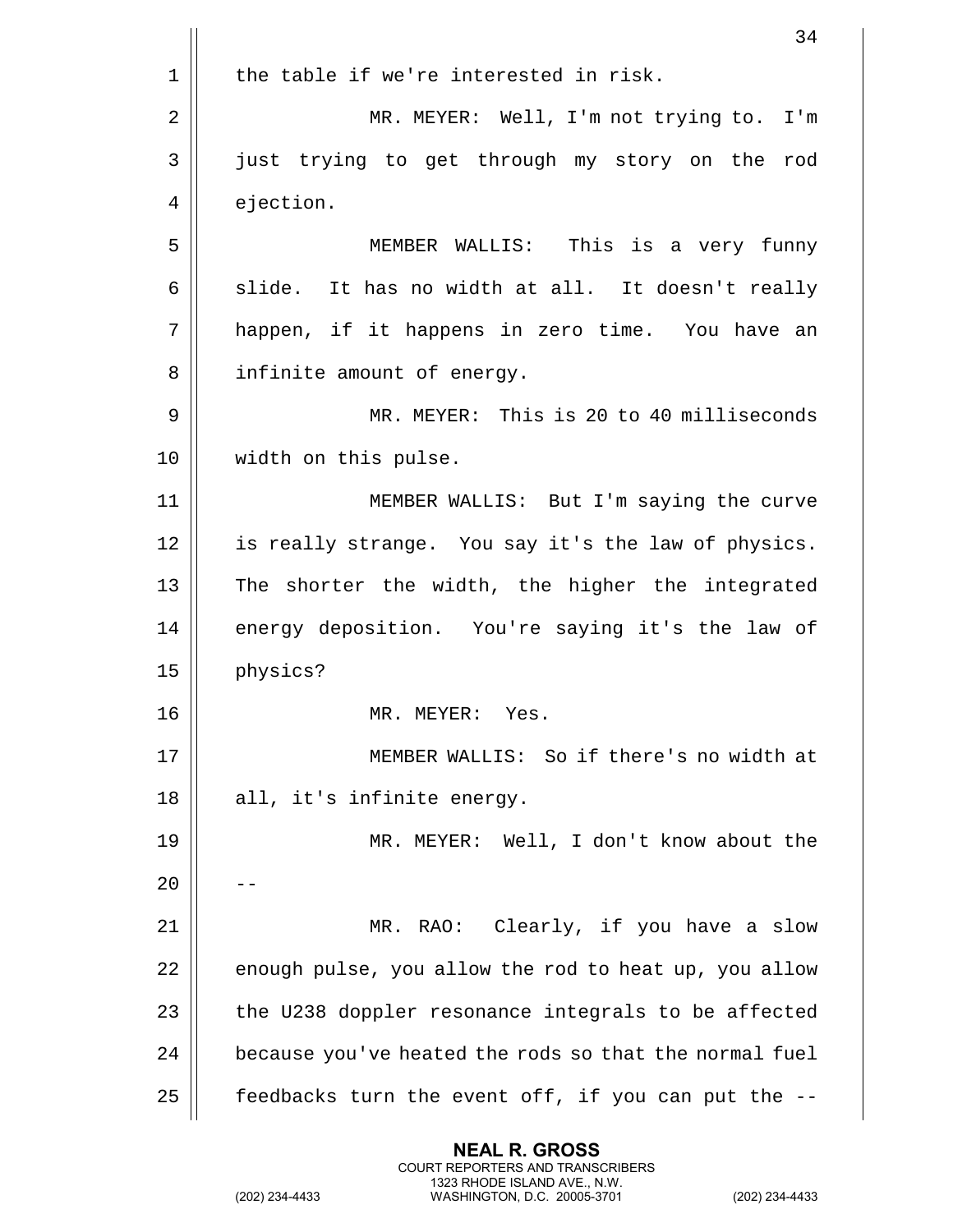the table if we're interested in risk.

MR. MEYER: Well, I'm not trying to. I'm just trying to get through my story on the rod ejection.

MEMBER WALLIS: This is a very funny slide. It has no width at all. It doesn't really happen, if it happens in zero time. You have an infinite amount of energy.

MR. MEYER: This is 20 to 40 milliseconds width on this pulse.

MEMBER WALLIS: But I'm saying the curve is really strange. You say it's the law of physics. The shorter the width, the higher the integrated energy deposition. You're saying it's the law of physics?

MR. MEYER: Yes.

MEMBER WALLIS: So if there's no width at all, it's infinite energy.

MR. MEYER: Well, I don't know about the --

MR. RAO: Clearly, if you have a slow enough pulse, you allow the rod to heat up, you allow the U238 doppler resonance integrals to be affected because you've heated the rods so that the normal fuel feedbacks turn the event off, if you can put the --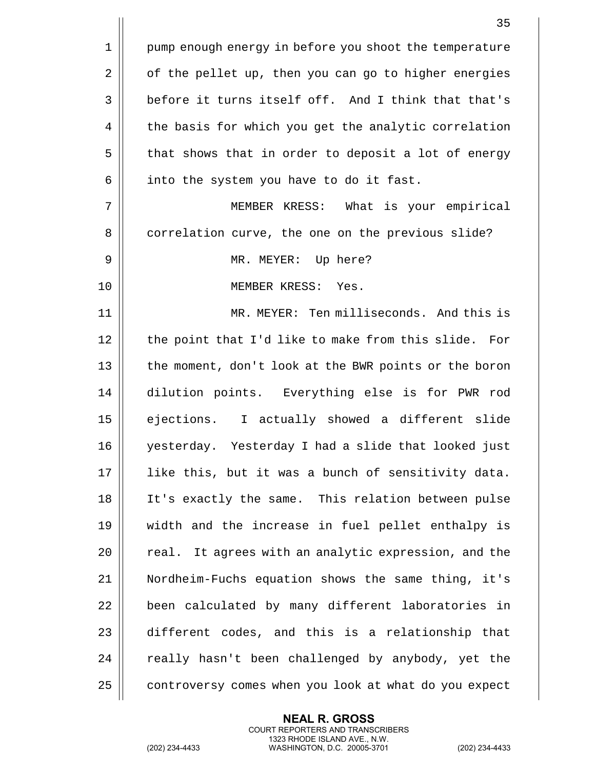pump enough energy in before you shoot the temperature of the pellet up, then you can go to higher energies before it turns itself off. And I think that that's the basis for which you get the analytic correlation that shows that in order to deposit a lot of energy into the system you have to do it fast.

MEMBER KRESS: What is your empirical correlation curve, the one on the previous slide?

MR. MEYER: Up here?

MEMBER KRESS: Yes.

MR. MEYER: Ten milliseconds. And this is the point that I'd like to make from this slide. For the moment, don't look at the BWR points or the boron dilution points. Everything else is for PWR rod ejections. I actually showed a different slide yesterday. Yesterday I had a slide that looked just like this, but it was a bunch of sensitivity data. It's exactly the same. This relation between pulse width and the increase in fuel pellet enthalpy is real. It agrees with an analytic expression, and the Nordheim-Fuchs equation shows the same thing, it's been calculated by many different laboratories in different codes, and this is a relationship that really hasn't been challenged by anybody, yet the controversy comes when you look at what do you expect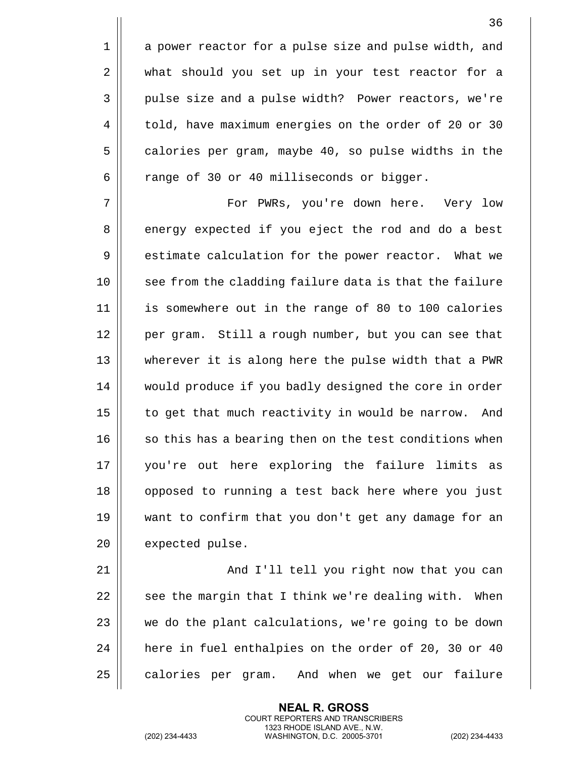a power reactor for a pulse size and pulse width, and what should you set up in your test reactor for a pulse size and a pulse width? Power reactors, we're told, have maximum energies on the order of 20 or 30 calories per gram, maybe 40, so pulse widths in the range of 30 or 40 milliseconds or bigger.

For PWRs, you're down here. Very low energy expected if you eject the rod and do a best estimate calculation for the power reactor. What we see from the cladding failure data is that the failure is somewhere out in the range of 80 to 100 calories per gram. Still a rough number, but you can see that wherever it is along here the pulse width that a PWR would produce if you badly designed the core in order to get that much reactivity in would be narrow. And so this has a bearing then on the test conditions when you're out here exploring the failure limits as opposed to running a test back here where you just want to confirm that you don't get any damage for an expected pulse.

And I'll tell you right now that you can see the margin that I think we're dealing with. When we do the plant calculations, we're going to be down here in fuel enthalpies on the order of 20, 30 or 40 calories per gram. And when we get our failure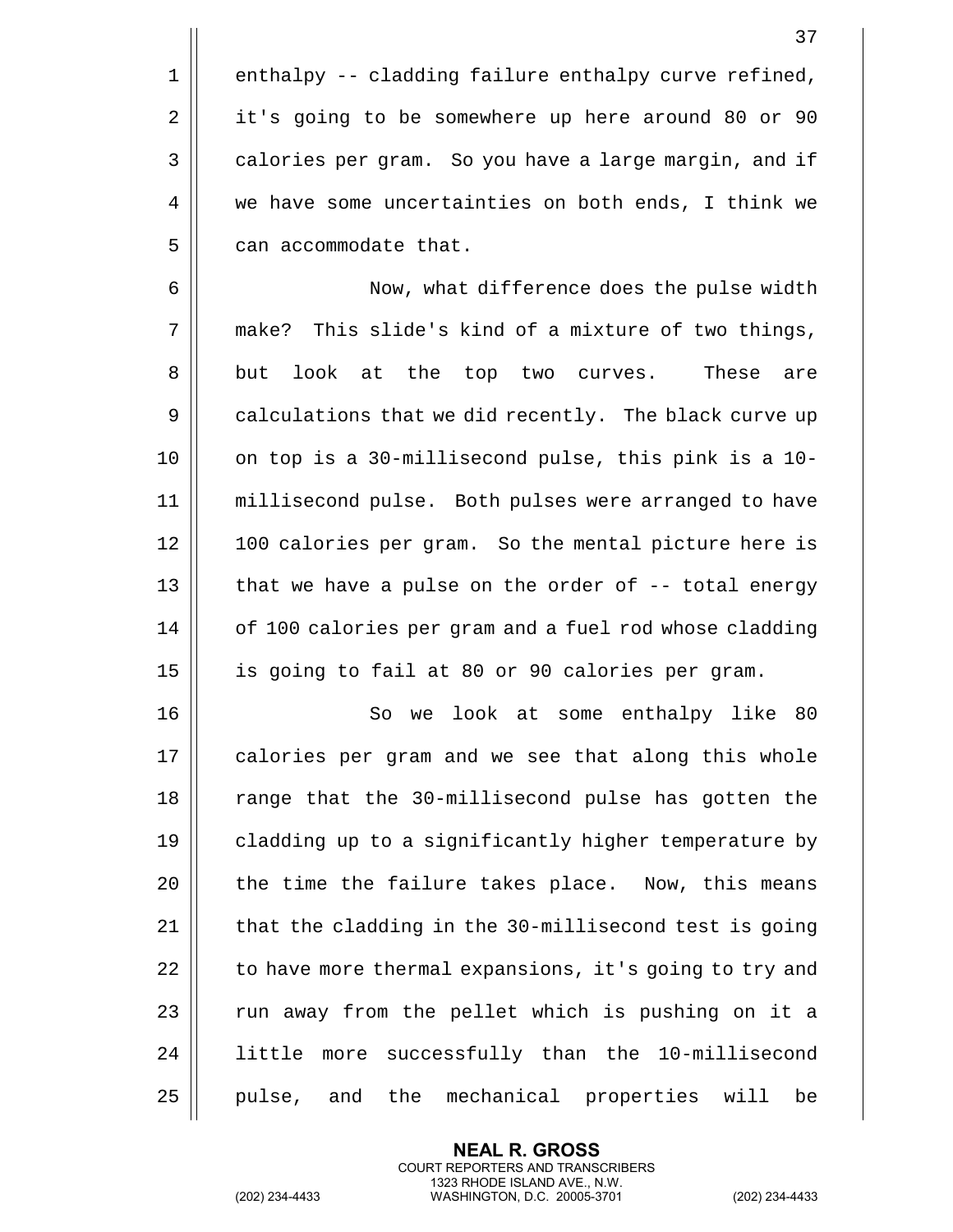enthalpy -- cladding failure enthalpy curve refined, it's going to be somewhere up here around 80 or 90 calories per gram. So you have a large margin, and if we have some uncertainties on both ends, I think we can accommodate that.

Now, what difference does the pulse width make? This slide's kind of a mixture of two things, but look at the top two curves. These are calculations that we did recently. The black curve up on top is a 30-millisecond pulse, this pink is a 10-millisecond pulse. Both pulses were arranged to have 100 calories per gram. So the mental picture here is that we have a pulse on the order of -- total energy of 100 calories per gram and a fuel rod whose cladding is going to fail at 80 or 90 calories per gram.

So we look at some enthalpy like 80 calories per gram and we see that along this whole range that the 30-millisecond pulse has gotten the cladding up to a significantly higher temperature by the time the failure takes place. Now, this means that the cladding in the 30-millisecond test is going to have more thermal expansions, it's going to try and run away from the pellet which is pushing on it a little more successfully than the 10-millisecond pulse, and the mechanical properties will be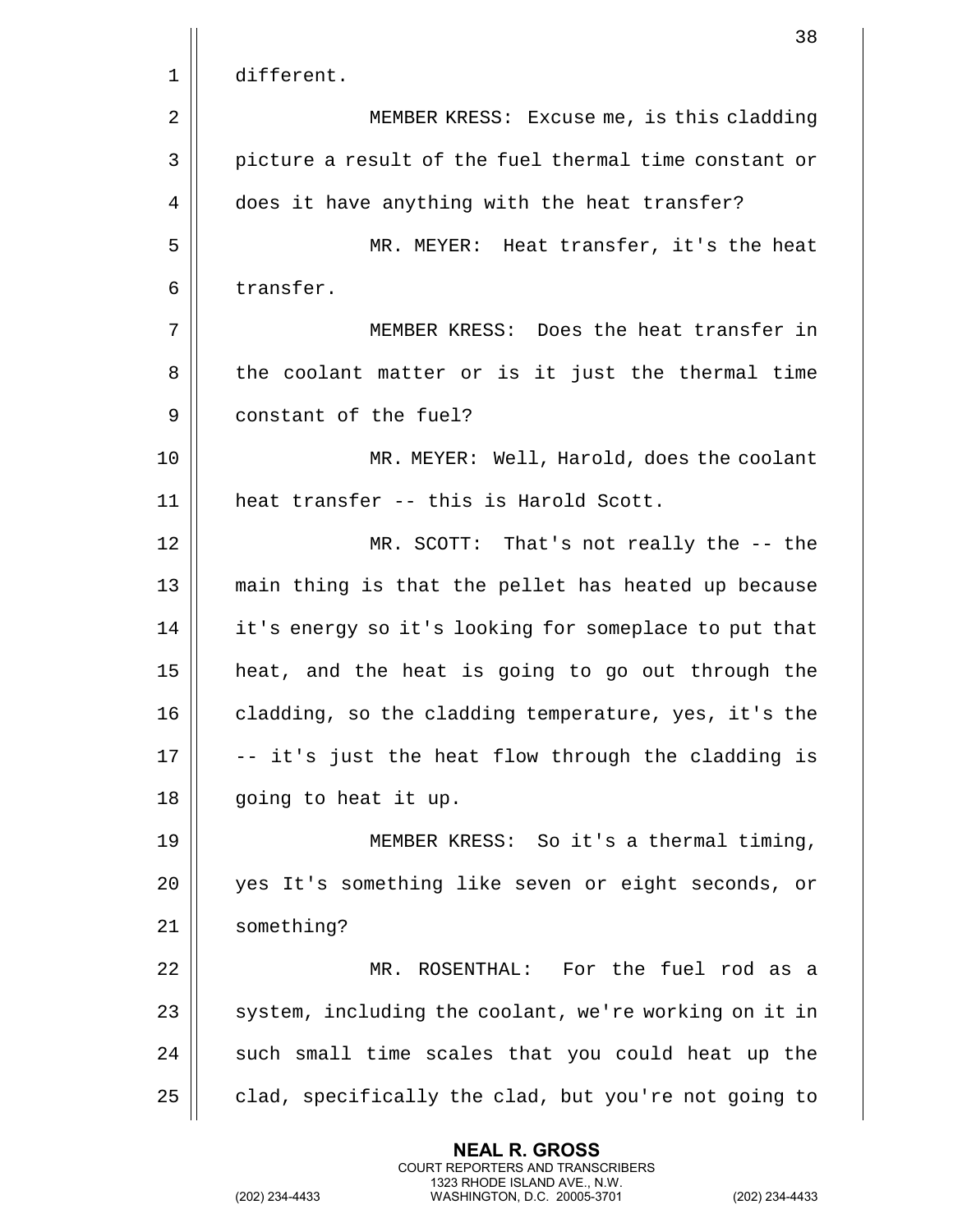different.

MEMBER KRESS: Excuse me, is this cladding picture a result of the fuel thermal time constant or does it have anything with the heat transfer?

MR. MEYER: Heat transfer, it's the heat transfer.

MEMBER KRESS: Does the heat transfer in the coolant matter or is it just the thermal time constant of the fuel?

MR. MEYER: Well, Harold, does the coolant heat transfer -- this is Harold Scott.

MR. SCOTT: That's not really the -- the main thing is that the pellet has heated up because it's energy so it's looking for someplace to put that heat, and the heat is going to go out through the cladding, so the cladding temperature, yes, it's the -- it's just the heat flow through the cladding is going to heat it up.

MEMBER KRESS: So it's a thermal timing, yes It's something like seven or eight seconds, or something?

MR. ROSENTHAL: For the fuel rod as a system, including the coolant, we're working on it in such small time scales that you could heat up the clad, specifically the clad, but you're not going to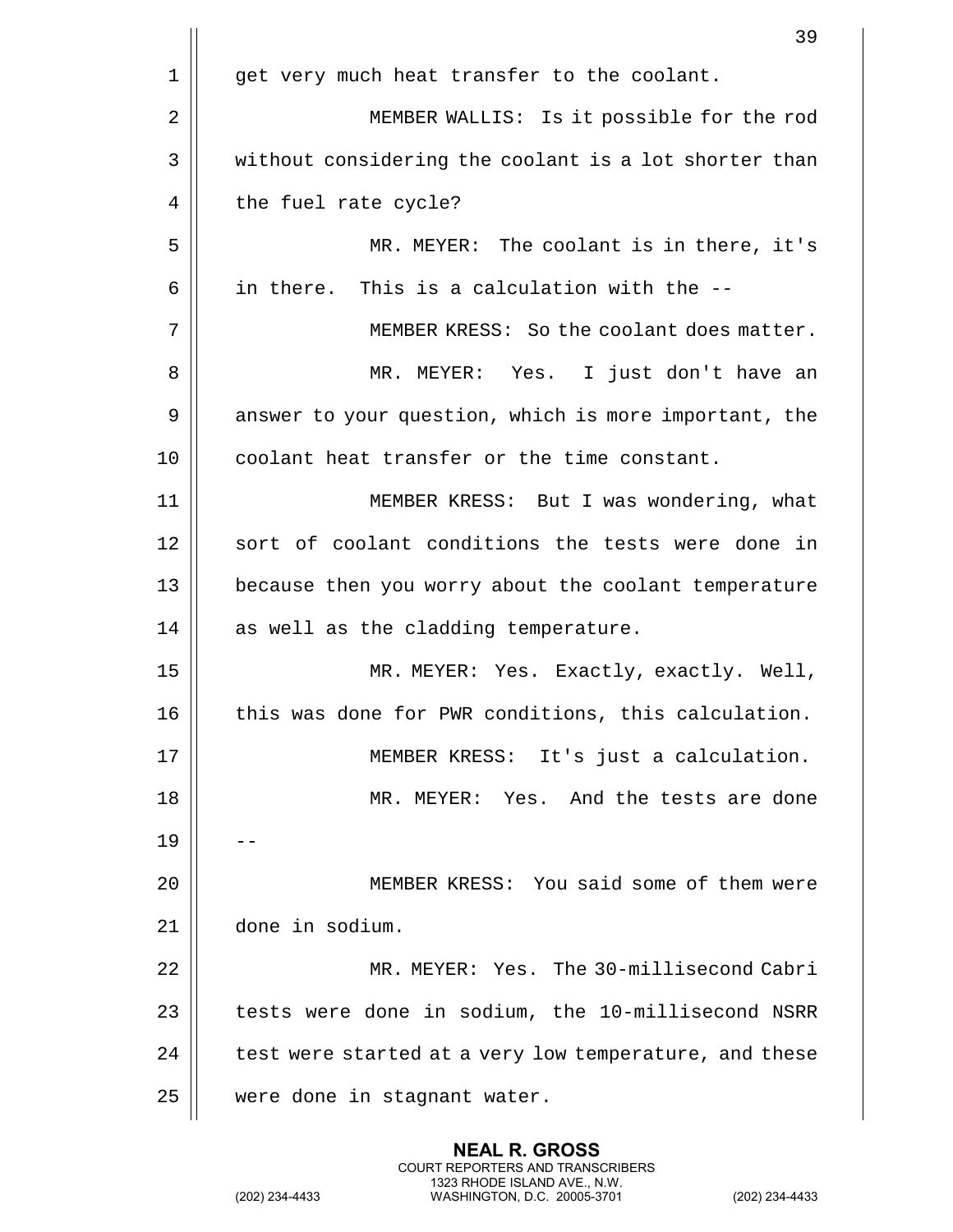get very much heat transfer to the coolant.

MEMBER WALLIS: Is it possible for the rod without considering the coolant is a lot shorter than the fuel rate cycle?

MR. MEYER: The coolant is in there, it's in there. This is a calculation with the --

MEMBER KRESS: So the coolant does matter.

MR. MEYER: Yes. I just don't have an answer to your question, which is more important, the coolant heat transfer or the time constant.

MEMBER KRESS: But I was wondering, what sort of coolant conditions the tests were done in because then you worry about the coolant temperature as well as the cladding temperature.

MR. MEYER: Yes. Exactly, exactly. Well, this was done for PWR conditions, this calculation.

MEMBER KRESS: It's just a calculation.

MR. MEYER: Yes. And the tests are done --

MEMBER KRESS: You said some of them were done in sodium.

MR. MEYER: Yes. The 30-millisecond Cabri tests were done in sodium, the 10-millisecond NSRR test were started at a very low temperature, and these were done in stagnant water.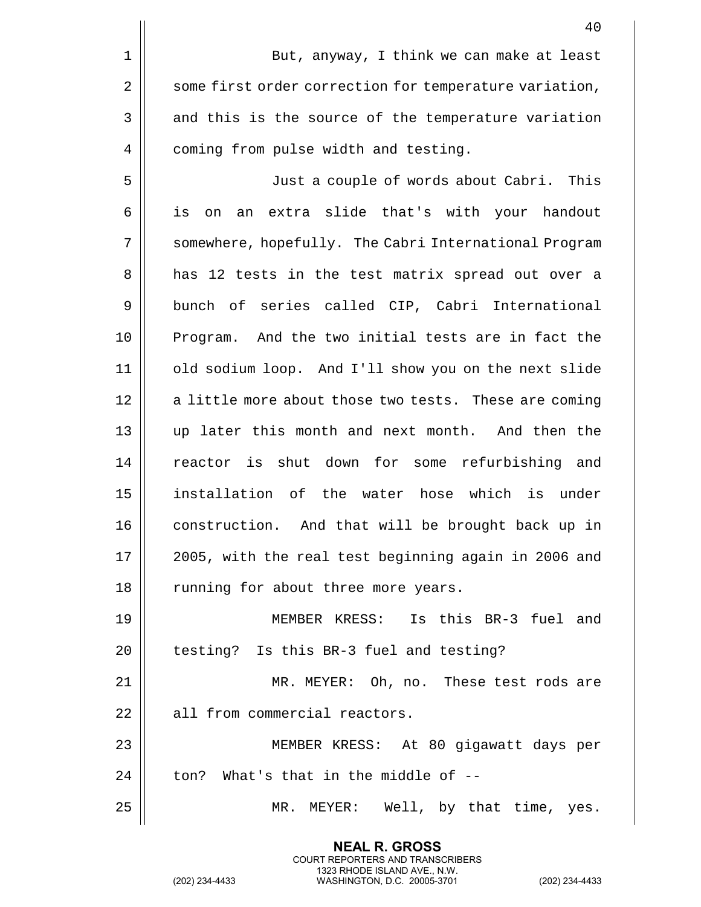But, anyway, I think we can make at least some first order correction for temperature variation, and this is the source of the temperature variation coming from pulse width and testing.

Just a couple of words about Cabri. This is on an extra slide that's with your handout somewhere, hopefully. The Cabri International Program has 12 tests in the test matrix spread out over a bunch of series called CIP, Cabri International Program. And the two initial tests are in fact the old sodium loop. And I'll show you on the next slide a little more about those two tests. These are coming up later this month and next month. And then the reactor is shut down for some refurbishing and installation of the water hose which is under construction. And that will be brought back up in 2005, with the real test beginning again in 2006 and running for about three more years.

MEMBER KRESS: Is this BR-3 fuel and testing? Is this BR-3 fuel and testing?

MR. MEYER: Oh, no. These test rods are all from commercial reactors.

MEMBER KRESS: At 80 gigawatt days per ton? What's that in the middle of --

MR. MEYER: Well, by that time, yes.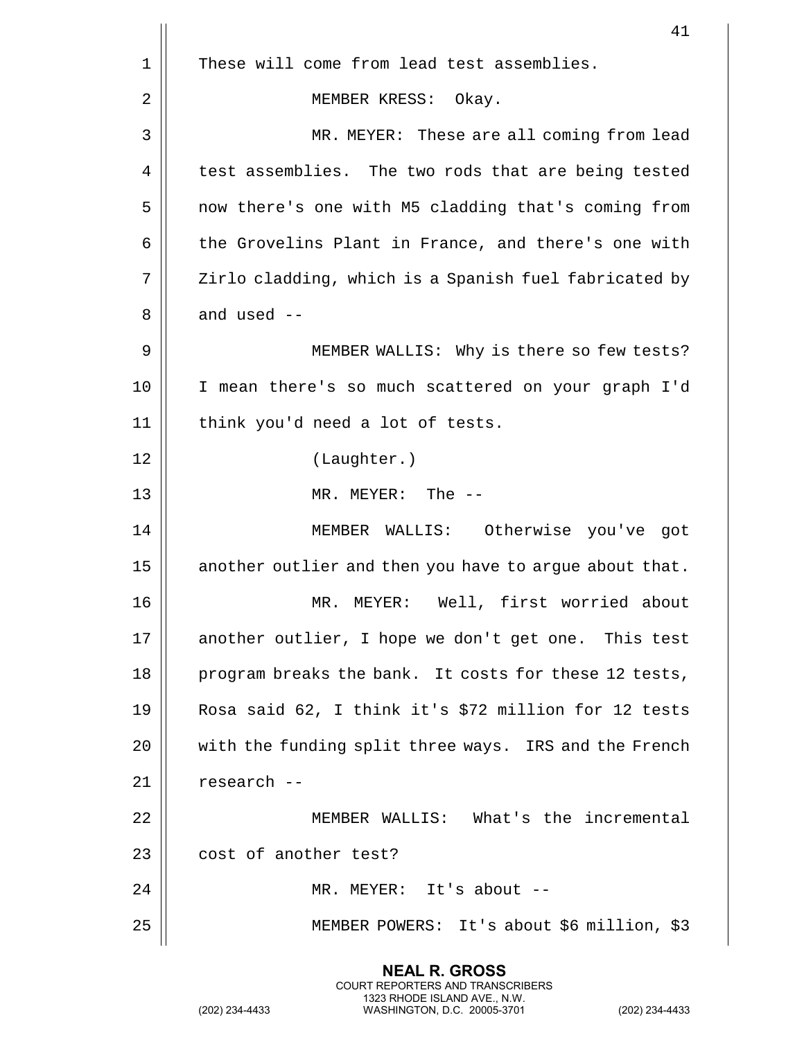These will come from lead test assemblies.

MEMBER KRESS: Okay.

MR. MEYER: These are all coming from lead test assemblies. The two rods that are being tested now there's one with M5 cladding that's coming from the Grovelins Plant in France, and there's one with Zirlo cladding, which is a Spanish fuel fabricated by and used --

MEMBER WALLIS: Why is there so few tests? I mean there's so much scattered on your graph I'd think you'd need a lot of tests.

(Laughter.)

MR. MEYER: The --

MEMBER WALLIS: Otherwise you've got another outlier and then you have to argue about that.

MR. MEYER: Well, first worried about another outlier, I hope we don't get one. This test program breaks the bank. It costs for these 12 tests, Rosa said 62, I think it's $72 million for 12 tests with the funding split three ways. IRS and the French research --

MEMBER WALLIS: What's the incremental cost of another test?

MR. MEYER: It's about --

MEMBER POWERS: It's about $6 million, $3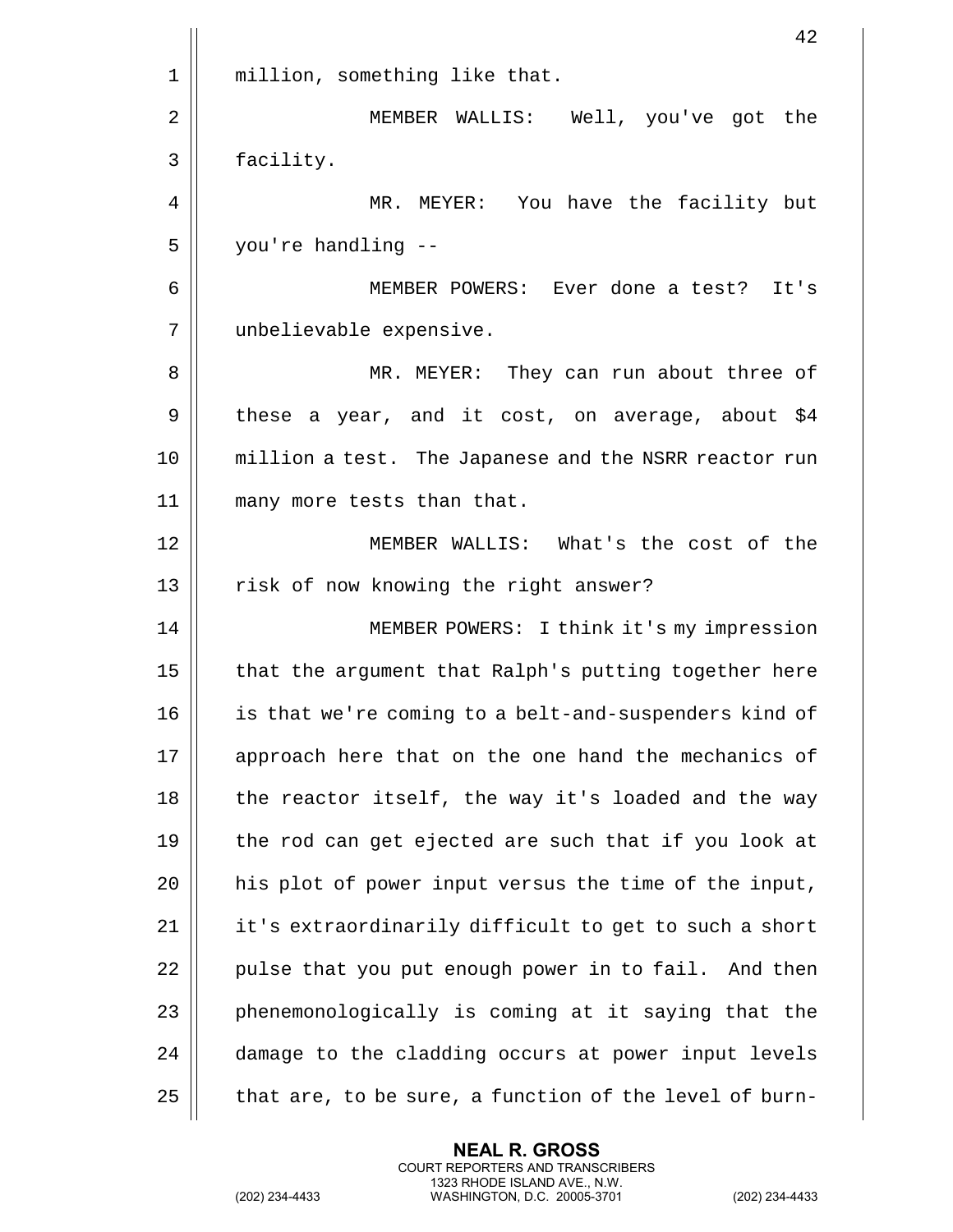million, something like that.

MEMBER WALLIS: Well, you've got the facility.

MR. MEYER: You have the facility but you're handling --

MEMBER POWERS: Ever done a test? It's unbelievable expensive.

MR. MEYER: They can run about three of these a year, and it cost, on average, about $4 million a test. The Japanese and the NSRR reactor run many more tests than that.

MEMBER WALLIS: What's the cost of the risk of now knowing the right answer?

MEMBER POWERS: I think it's my impression that the argument that Ralph's putting together here is that we're coming to a belt-and-suspenders kind of approach here that on the one hand the mechanics of the reactor itself, the way it's loaded and the way the rod can get ejected are such that if you look at his plot of power input versus the time of the input, it's extraordinarily difficult to get to such a short pulse that you put enough power in to fail. And then phenemonologically is coming at it saying that the damage to the cladding occurs at power input levels that are, to be sure, a function of the level of burn-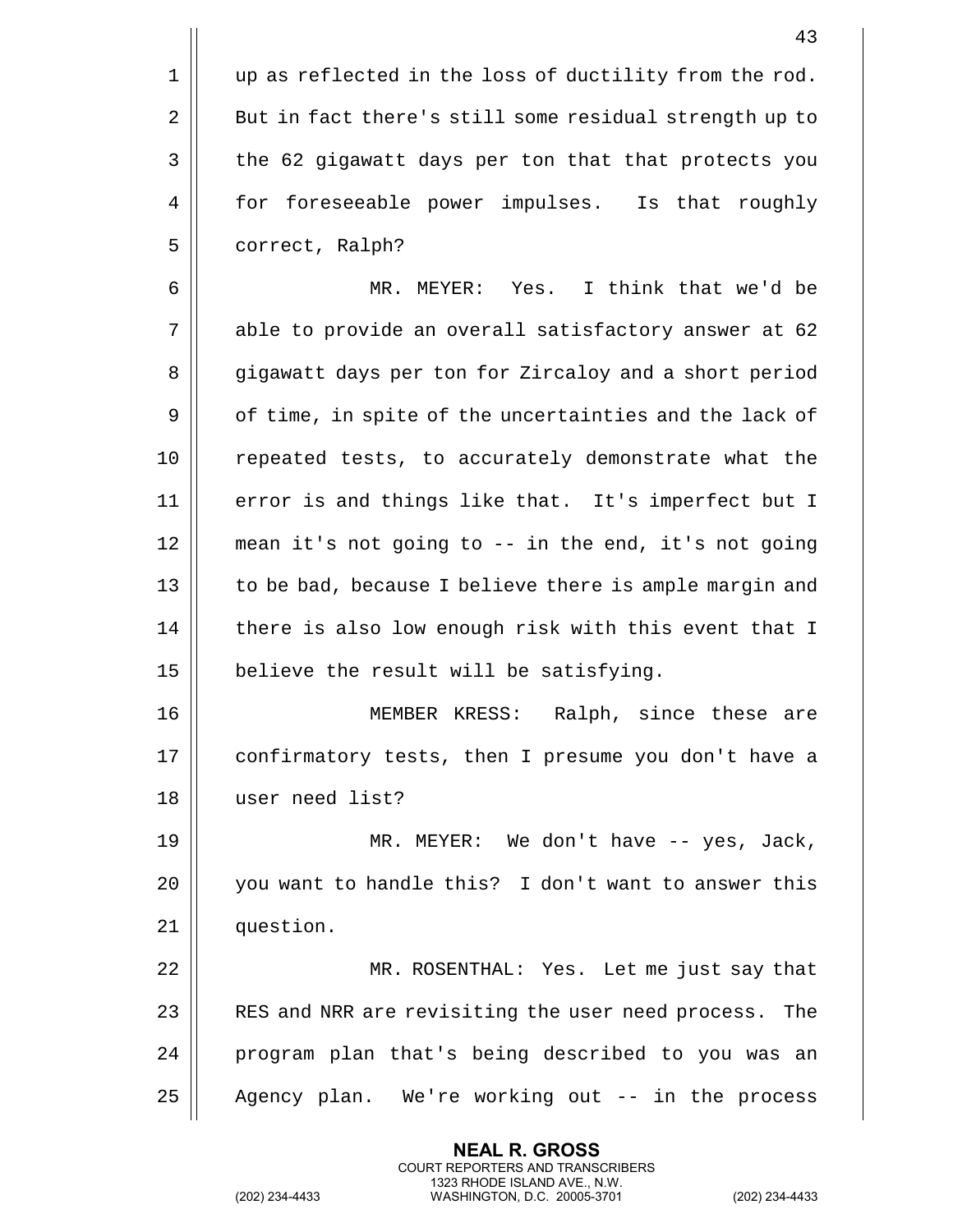up as reflected in the loss of ductility from the rod. But in fact there's still some residual strength up to the 62 gigawatt days per ton that that protects you for foreseeable power impulses. Is that roughly correct, Ralph?

MR. MEYER: Yes. I think that we'd be able to provide an overall satisfactory answer at 62 gigawatt days per ton for Zircaloy and a short period of time, in spite of the uncertainties and the lack of repeated tests, to accurately demonstrate what the error is and things like that. It's imperfect but I mean it's not going to -- in the end, it's not going to be bad, because I believe there is ample margin and there is also low enough risk with this event that I believe the result will be satisfying.

MEMBER KRESS: Ralph, since these are confirmatory tests, then I presume you don't have a user need list?

MR. MEYER: We don't have -- yes, Jack, you want to handle this? I don't want to answer this question.

MR. ROSENTHAL: Yes. Let me just say that RES and NRR are revisiting the user need process. The program plan that's being described to you was an Agency plan. We're working out -- in the process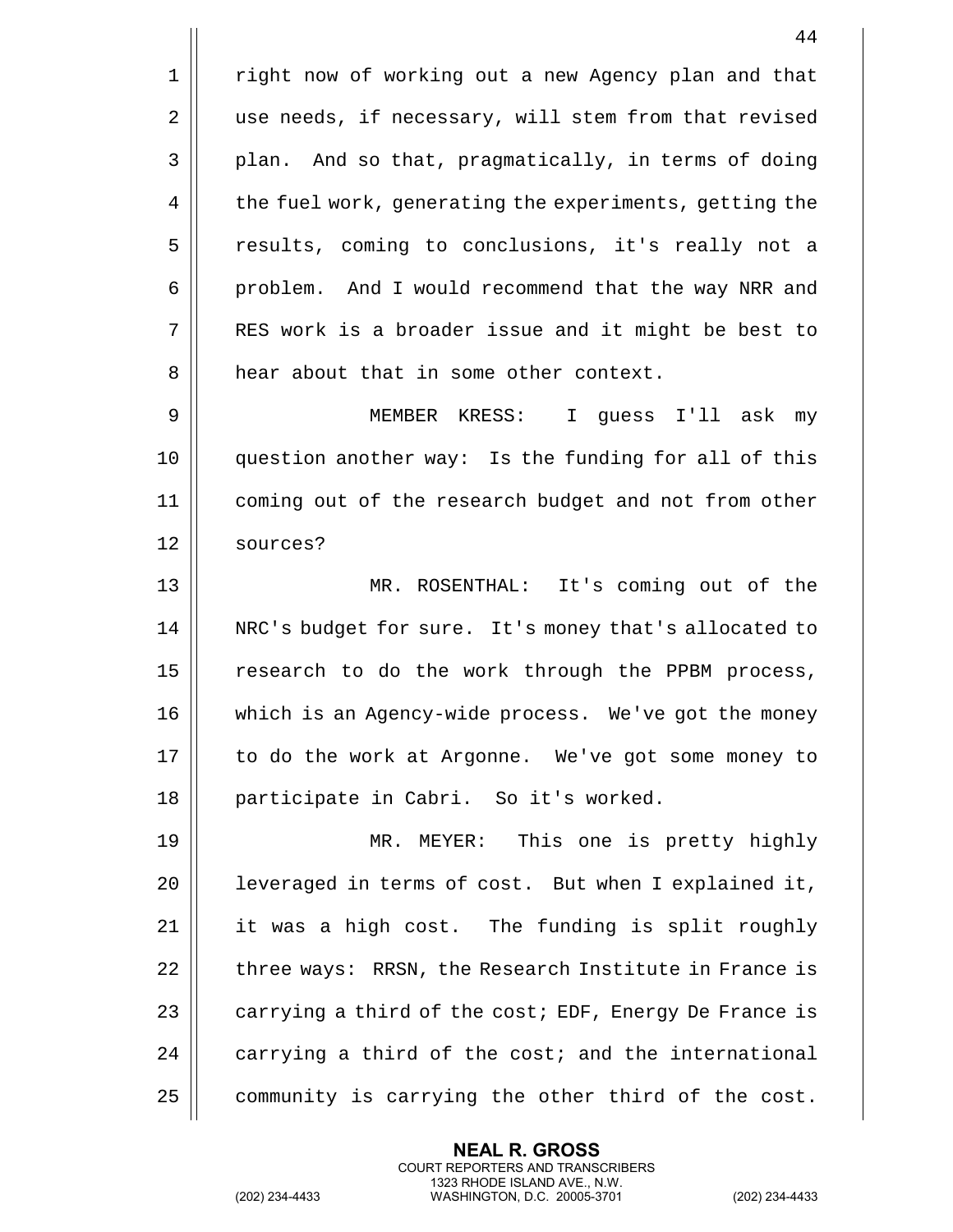right now of working out a new Agency plan and that use needs, if necessary, will stem from that revised plan. And so that, pragmatically, in terms of doing the fuel work, generating the experiments, getting the results, coming to conclusions, it's really not a problem. And I would recommend that the way NRR and RES work is a broader issue and it might be best to hear about that in some other context.

MEMBER KRESS: I guess I'll ask my question another way: Is the funding for all of this coming out of the research budget and not from other sources?

MR. ROSENTHAL: It's coming out of the NRC's budget for sure. It's money that's allocated to research to do the work through the PPBM process, which is an Agency-wide process. We've got the money to do the work at Argonne. We've got some money to participate in Cabri. So it's worked.

MR. MEYER: This one is pretty highly leveraged in terms of cost. But when I explained it, it was a high cost. The funding is split roughly three ways: RRSN, the Research Institute in France is carrying a third of the cost; EDF, Energy De France is carrying a third of the cost; and the international community is carrying the other third of the cost.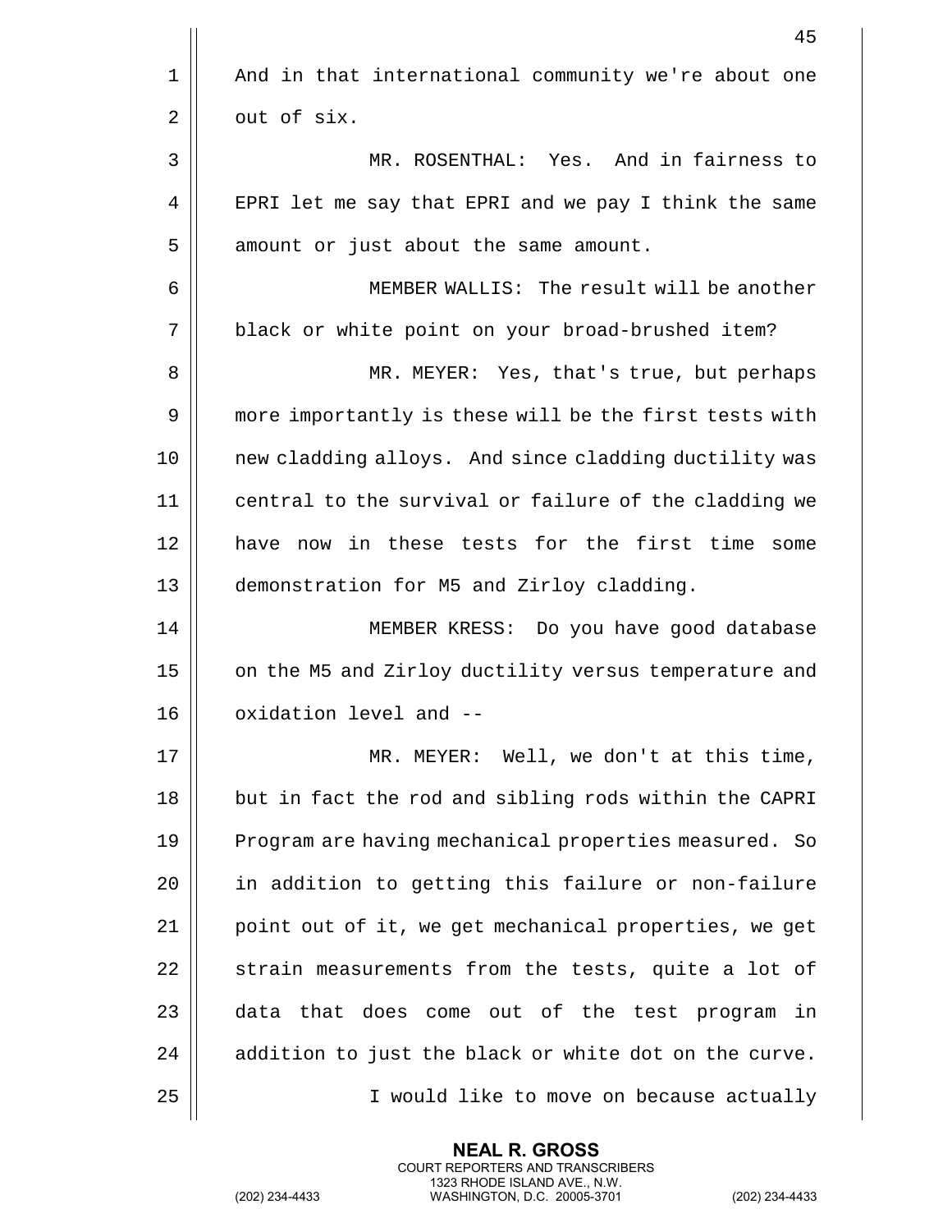And in that international community we're about one out of six.

MR. ROSENTHAL: Yes. And in fairness to EPRI let me say that EPRI and we pay I think the same amount or just about the same amount.

MEMBER WALLIS: The result will be another black or white point on your broad-brushed item?

MR. MEYER: Yes, that's true, but perhaps more importantly is these will be the first tests with new cladding alloys. And since cladding ductility was central to the survival or failure of the cladding we have now in these tests for the first time some demonstration for M5 and Zirloy cladding.

MEMBER KRESS: Do you have good database on the M5 and Zirloy ductility versus temperature and oxidation level and --

MR. MEYER: Well, we don't at this time, but in fact the rod and sibling rods within the CAPRI Program are having mechanical properties measured. So in addition to getting this failure or non-failure point out of it, we get mechanical properties, we get strain measurements from the tests, quite a lot of data that does come out of the test program in addition to just the black or white dot on the curve.

I would like to move on because actually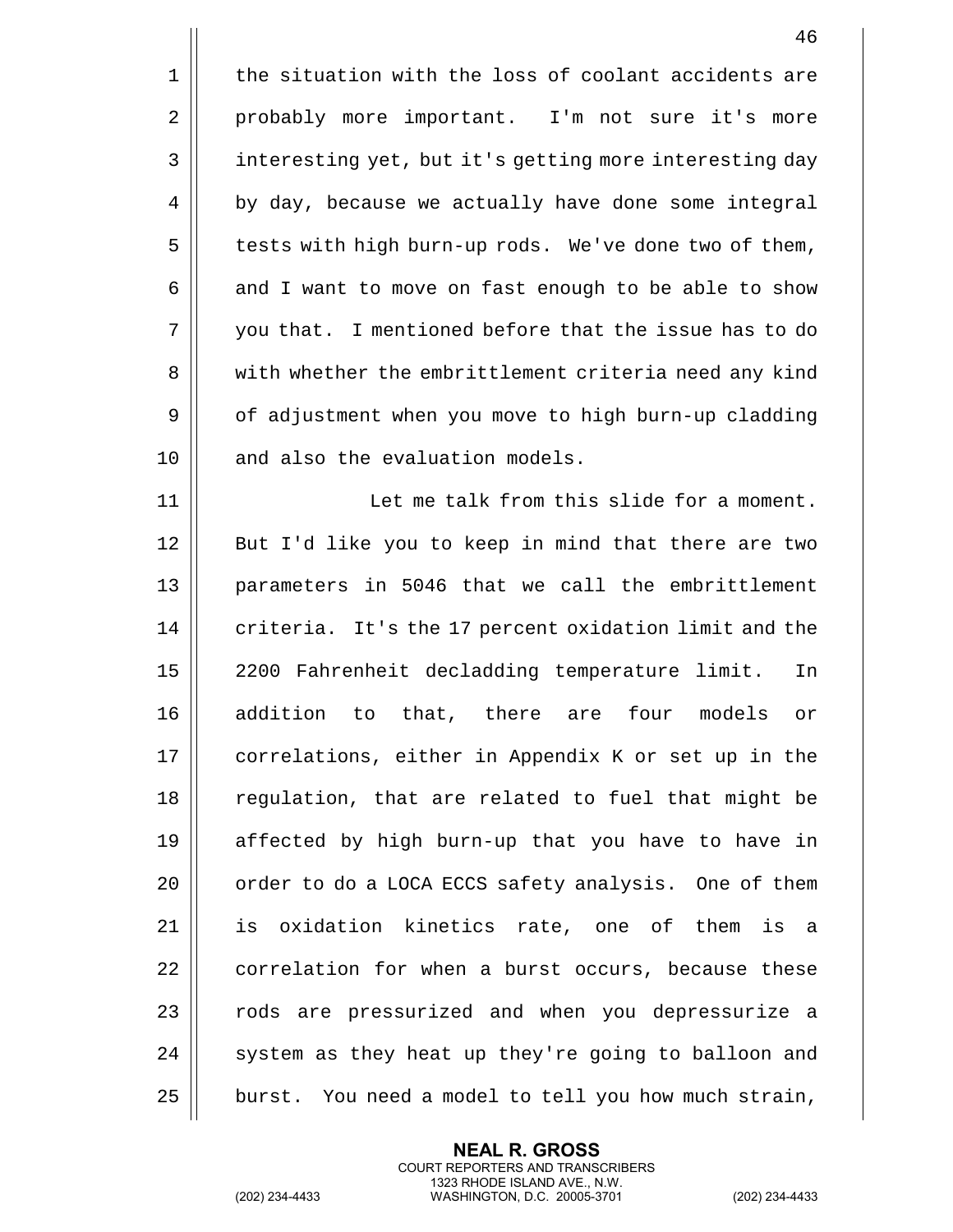the situation with the loss of coolant accidents are probably more important. I'm not sure it's more interesting yet, but it's getting more interesting day by day, because we actually have done some integral tests with high burn-up rods. We've done two of them, and I want to move on fast enough to be able to show you that. I mentioned before that the issue has to do with whether the embrittlement criteria need any kind of adjustment when you move to high burn-up cladding and also the evaluation models.

Let me talk from this slide for a moment. But I'd like you to keep in mind that there are two parameters in 5046 that we call the embrittlement criteria. It's the 17 percent oxidation limit and the 2200 Fahrenheit decladding temperature limit. In addition to that, there are four models or correlations, either in Appendix K or set up in the regulation, that are related to fuel that might be affected by high burn-up that you have to have in order to do a LOCA ECCS safety analysis. One of them is oxidation kinetics rate, one of them is a correlation for when a burst occurs, because these rods are pressurized and when you depressurize a system as they heat up they're going to balloon and burst. You need a model to tell you how much strain,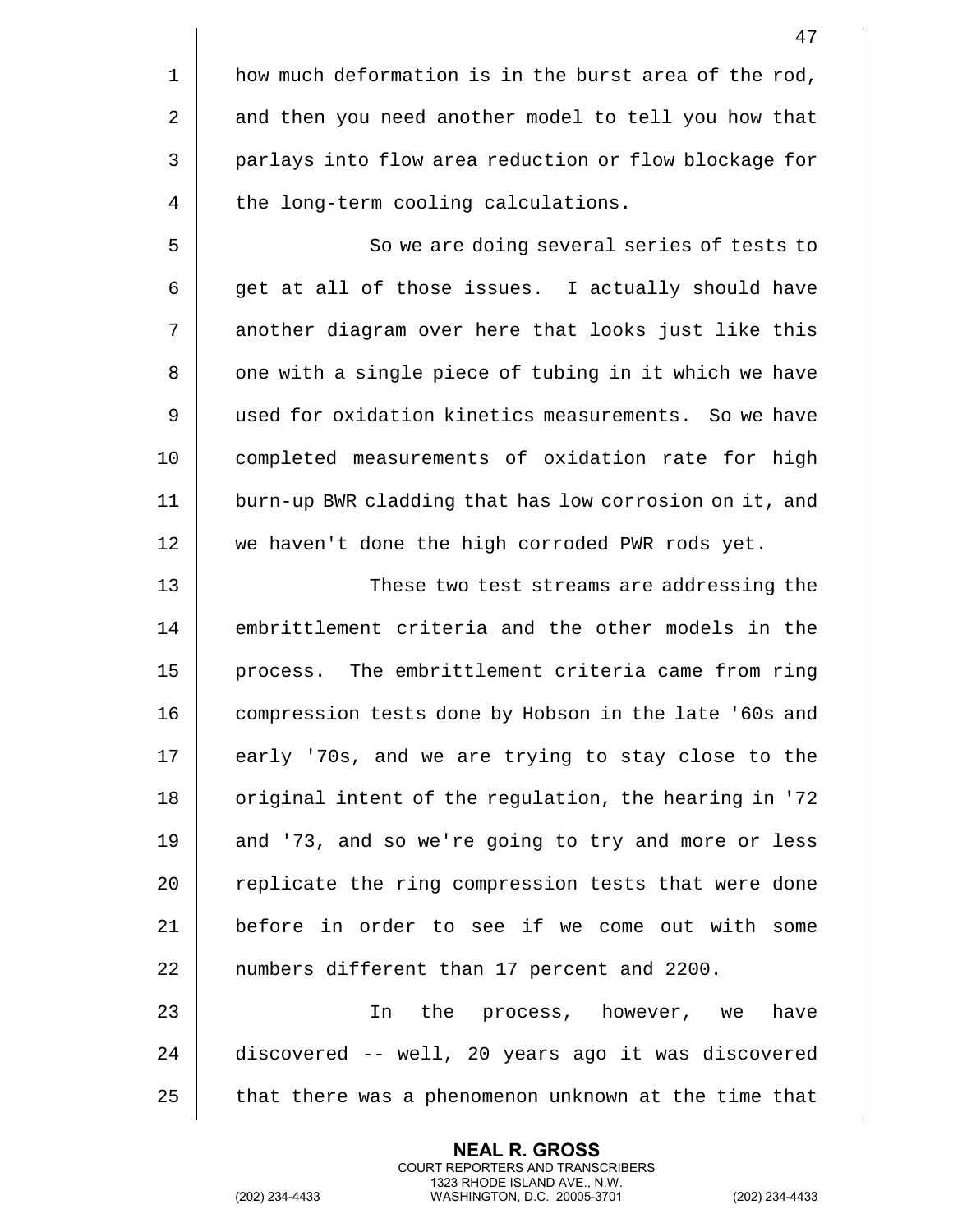how much deformation is in the burst area of the rod, and then you need another model to tell you how that parlays into flow area reduction or flow blockage for the long-term cooling calculations.

So we are doing several series of tests to get at all of those issues. I actually should have another diagram over here that looks just like this one with a single piece of tubing in it which we have used for oxidation kinetics measurements. So we have completed measurements of oxidation rate for high burn-up BWR cladding that has low corrosion on it, and we haven't done the high corroded PWR rods yet.

These two test streams are addressing the embrittlement criteria and the other models in the process. The embrittlement criteria came from ring compression tests done by Hobson in the late '60s and early '70s, and we are trying to stay close to the original intent of the regulation, the hearing in '72 and '73, and so we're going to try and more or less replicate the ring compression tests that were done before in order to see if we come out with some numbers different than 17 percent and 2200.

In the process, however, we have discovered -- well, 20 years ago it was discovered that there was a phenomenon unknown at the time that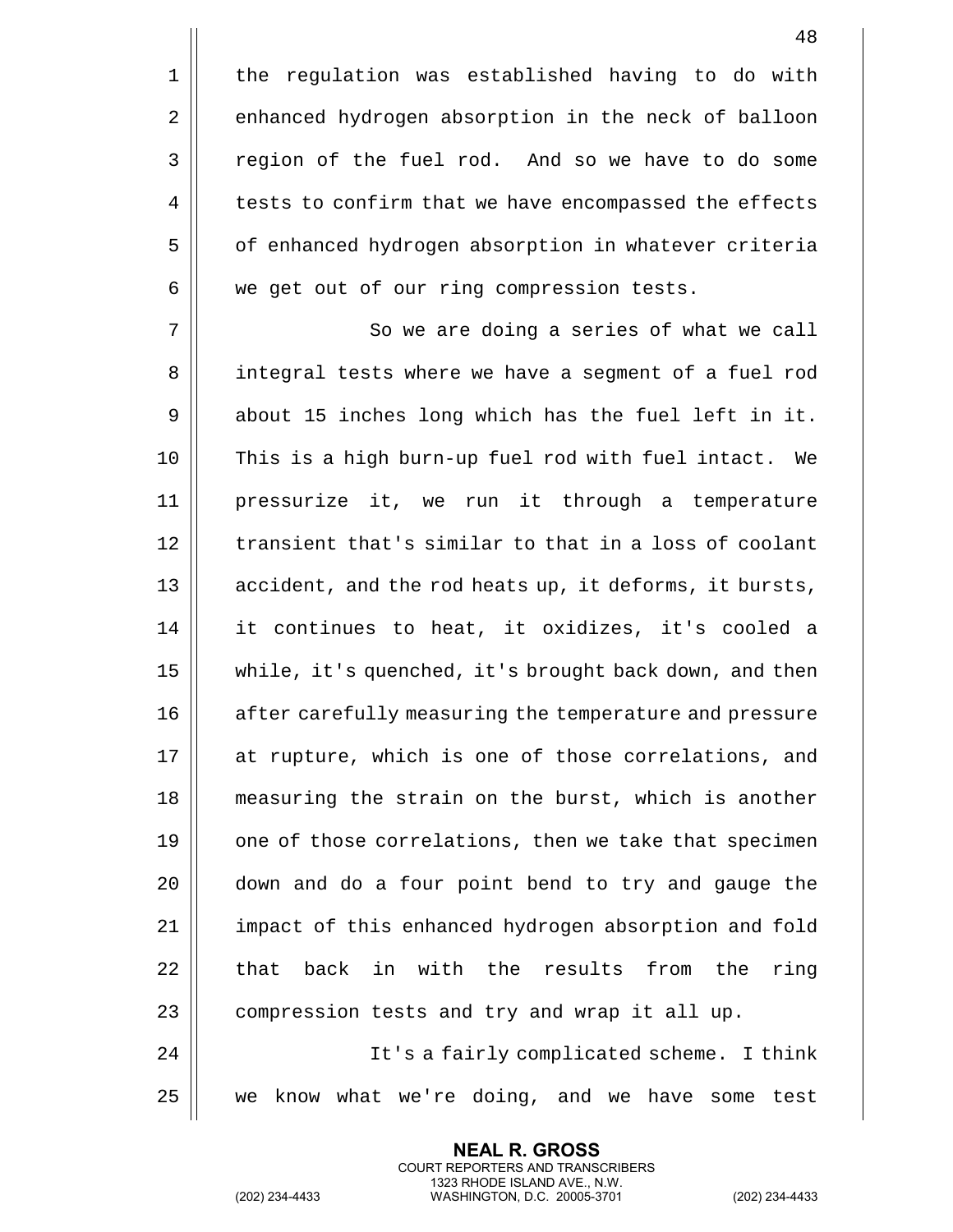the regulation was established having to do with enhanced hydrogen absorption in the neck of balloon region of the fuel rod. And so we have to do some tests to confirm that we have encompassed the effects of enhanced hydrogen absorption in whatever criteria we get out of our ring compression tests.

So we are doing a series of what we call integral tests where we have a segment of a fuel rod about 15 inches long which has the fuel left in it. This is a high burn-up fuel rod with fuel intact. We pressurize it, we run it through a temperature transient that's similar to that in a loss of coolant accident, and the rod heats up, it deforms, it bursts, it continues to heat, it oxidizes, it's cooled a while, it's quenched, it's brought back down, and then after carefully measuring the temperature and pressure at rupture, which is one of those correlations, and measuring the strain on the burst, which is another one of those correlations, then we take that specimen down and do a four point bend to try and gauge the impact of this enhanced hydrogen absorption and fold that back in with the results from the ring compression tests and try and wrap it all up.

It's a fairly complicated scheme. I think we know what we're doing, and we have some test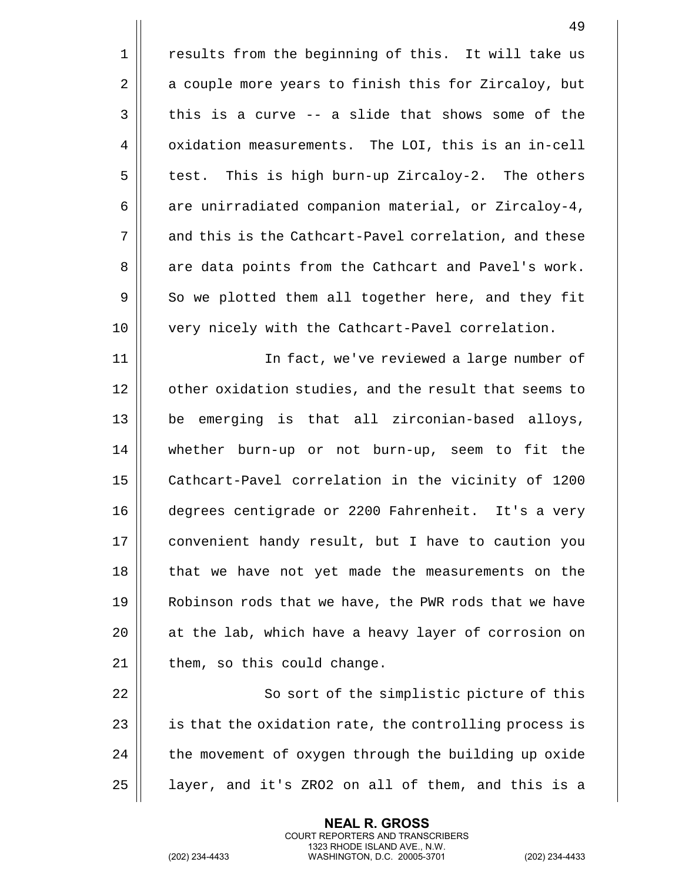results from the beginning of this. It will take us a couple more years to finish this for Zircaloy, but this is a curve -- a slide that shows some of the oxidation measurements. The LOI, this is an in-cell test. This is high burn-up Zircaloy-2. The others are unirradiated companion material, or Zircaloy-4, and this is the Cathcart-Pavel correlation, and these are data points from the Cathcart and Pavel's work. So we plotted them all together here, and they fit very nicely with the Cathcart-Pavel correlation.

In fact, we've reviewed a large number of other oxidation studies, and the result that seems to be emerging is that all zirconian-based alloys, whether burn-up or not burn-up, seem to fit the Cathcart-Pavel correlation in the vicinity of 1200 degrees centigrade or 2200 Fahrenheit. It's a very convenient handy result, but I have to caution you that we have not yet made the measurements on the Robinson rods that we have, the PWR rods that we have at the lab, which have a heavy layer of corrosion on them, so this could change.

So sort of the simplistic picture of this is that the oxidation rate, the controlling process is the movement of oxygen through the building up oxide layer, and it's ZRO2 on all of them, and this is a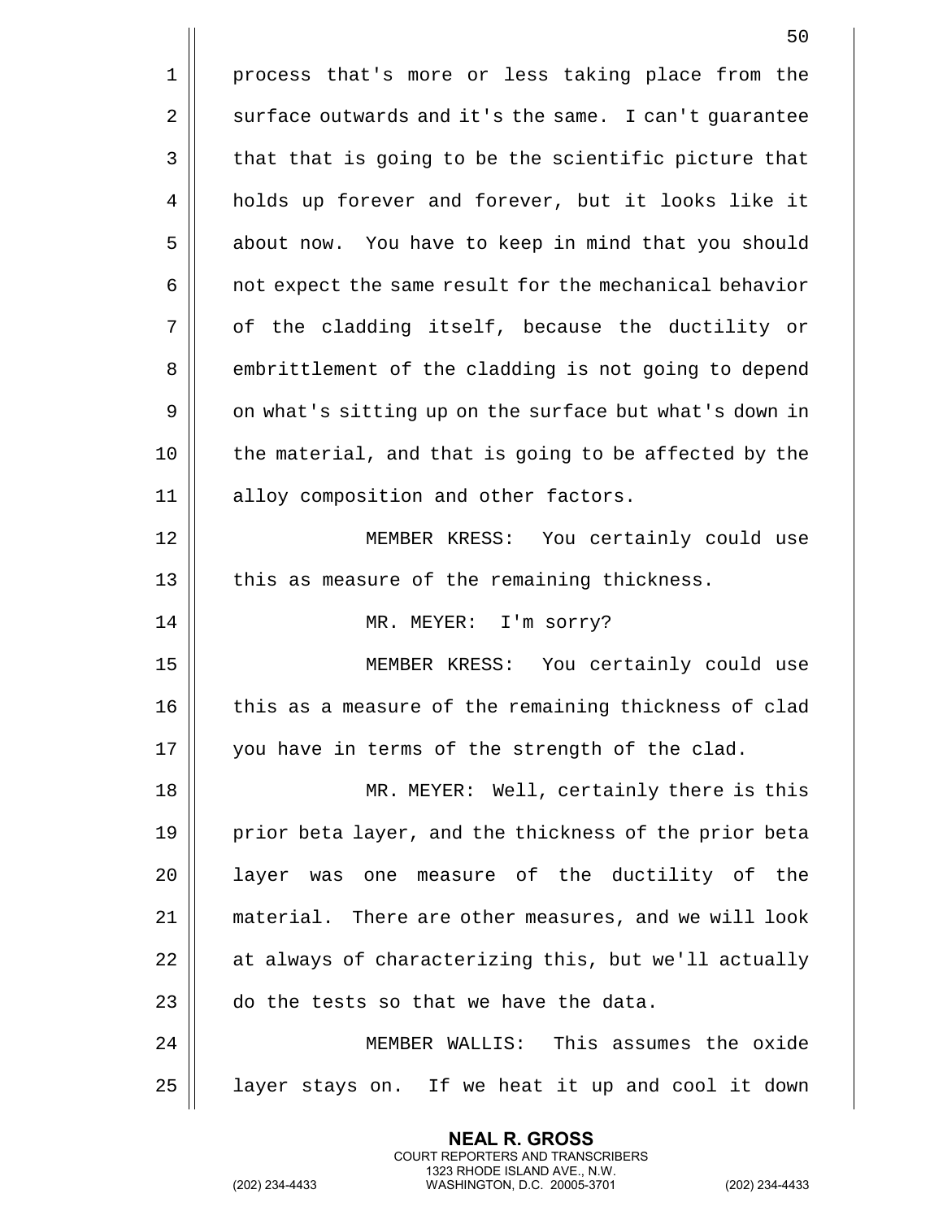process that's more or less taking place from the surface outwards and it's the same. I can't guarantee that that is going to be the scientific picture that holds up forever and forever, but it looks like it about now. You have to keep in mind that you should not expect the same result for the mechanical behavior of the cladding itself, because the ductility or embrittlement of the cladding is not going to depend on what's sitting up on the surface but what's down in the material, and that is going to be affected by the alloy composition and other factors.

MEMBER KRESS: You certainly could use this as measure of the remaining thickness.

MR. MEYER: I'm sorry?

MEMBER KRESS: You certainly could use this as a measure of the remaining thickness of clad you have in terms of the strength of the clad.

MR. MEYER: Well, certainly there is this prior beta layer, and the thickness of the prior beta layer was one measure of the ductility of the material. There are other measures, and we will look at always of characterizing this, but we'll actually do the tests so that we have the data.

MEMBER WALLIS: This assumes the oxide layer stays on. If we heat it up and cool it down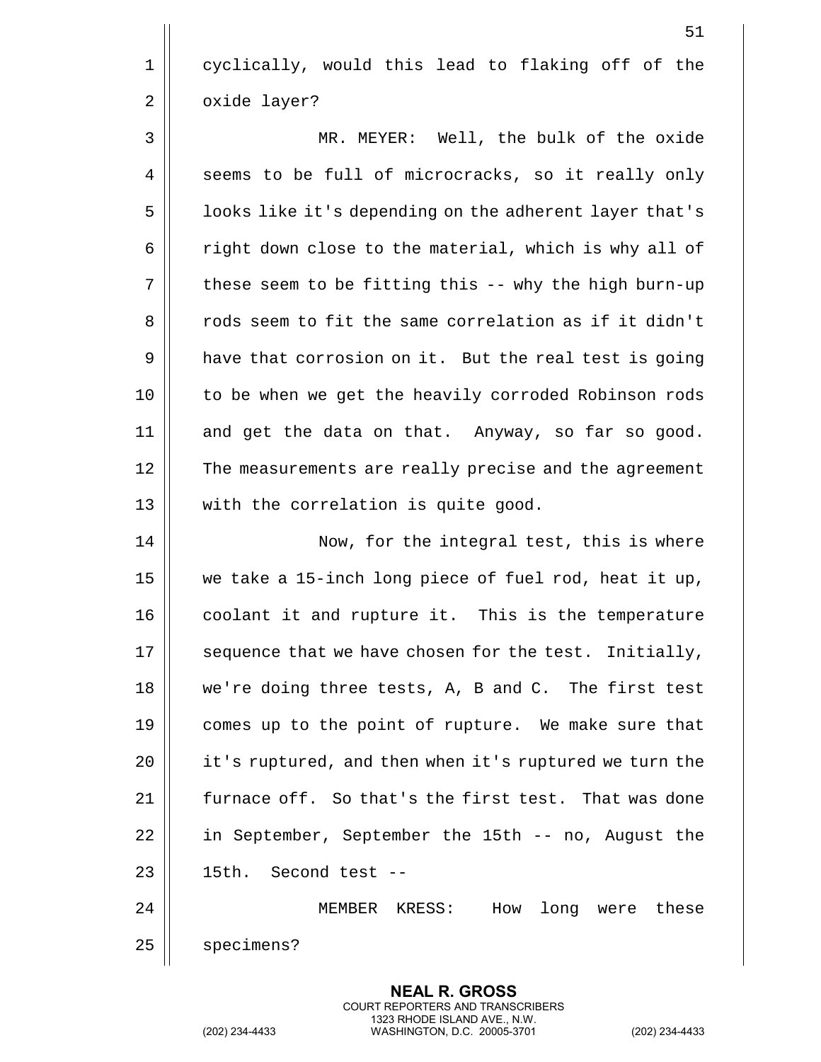cyclically, would this lead to flaking off of the oxide layer?

MR. MEYER: Well, the bulk of the oxide seems to be full of microcracks, so it really only looks like it's depending on the adherent layer that's right down close to the material, which is why all of these seem to be fitting this -- why the high burn-up rods seem to fit the same correlation as if it didn't have that corrosion on it. But the real test is going to be when we get the heavily corroded Robinson rods and get the data on that. Anyway, so far so good. The measurements are really precise and the agreement with the correlation is quite good.

Now, for the integral test, this is where we take a 15-inch long piece of fuel rod, heat it up, coolant it and rupture it. This is the temperature sequence that we have chosen for the test. Initially, we're doing three tests, A, B and C. The first test comes up to the point of rupture. We make sure that it's ruptured, and then when it's ruptured we turn the furnace off. So that's the first test. That was done in September, September the 15th -- no, August the 15th. Second test --

MEMBER KRESS: How long were these specimens?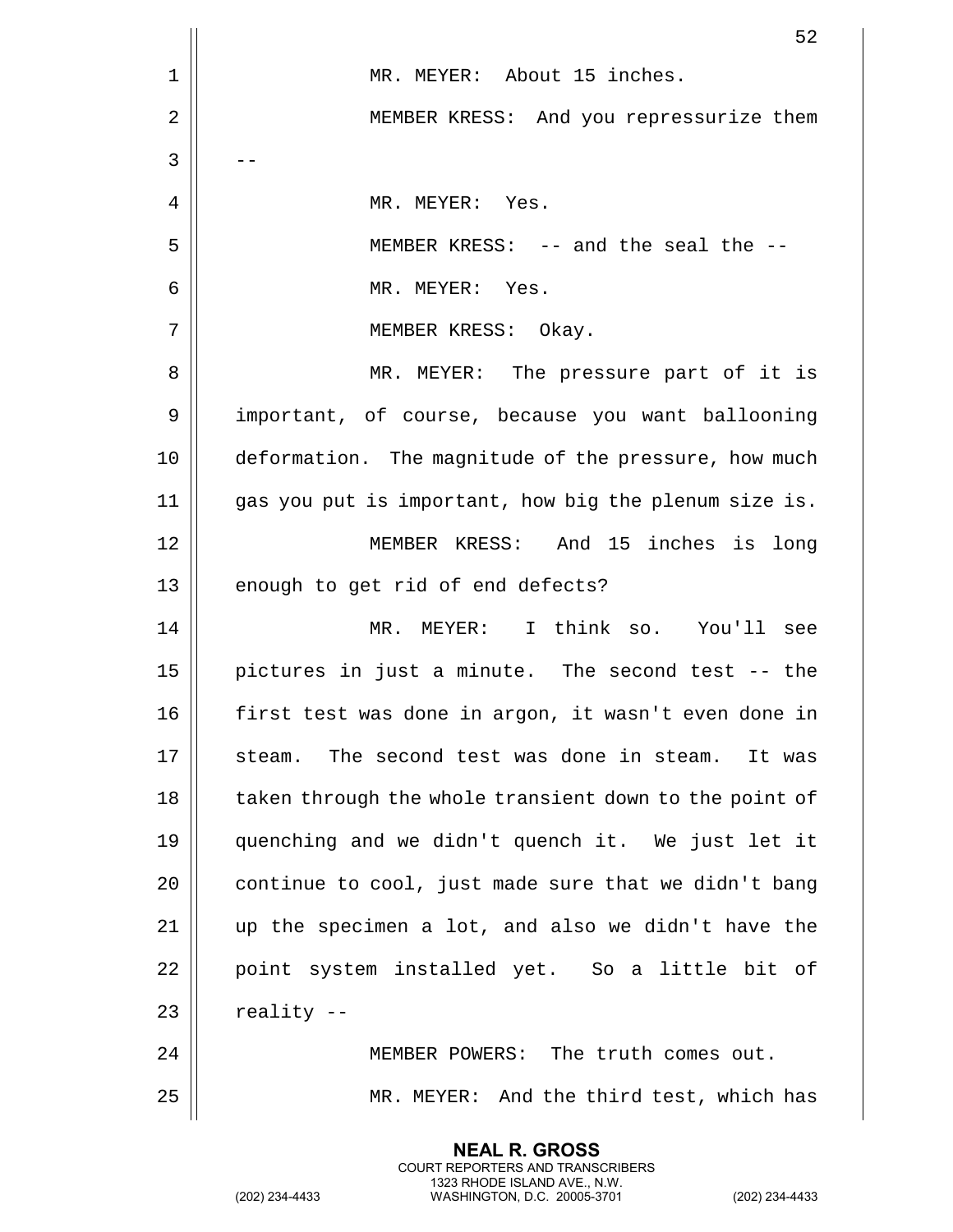MR. MEYER: About 15 inches.

MEMBER KRESS: And you repressurize them --

MR. MEYER: Yes.

MEMBER KRESS: -- and the seal the --

MR. MEYER: Yes.

MEMBER KRESS: Okay.

MR. MEYER: The pressure part of it is important, of course, because you want ballooning deformation. The magnitude of the pressure, how much gas you put is important, how big the plenum size is.

MEMBER KRESS: And 15 inches is long enough to get rid of end defects?

MR. MEYER: I think so. You'll see pictures in just a minute. The second test -- the first test was done in argon, it wasn't even done in steam. The second test was done in steam. It was taken through the whole transient down to the point of quenching and we didn't quench it. We just let it continue to cool, just made sure that we didn't bang up the specimen a lot, and also we didn't have the point system installed yet. So a little bit of reality --

MEMBER POWERS: The truth comes out.

MR. MEYER: And the third test, which has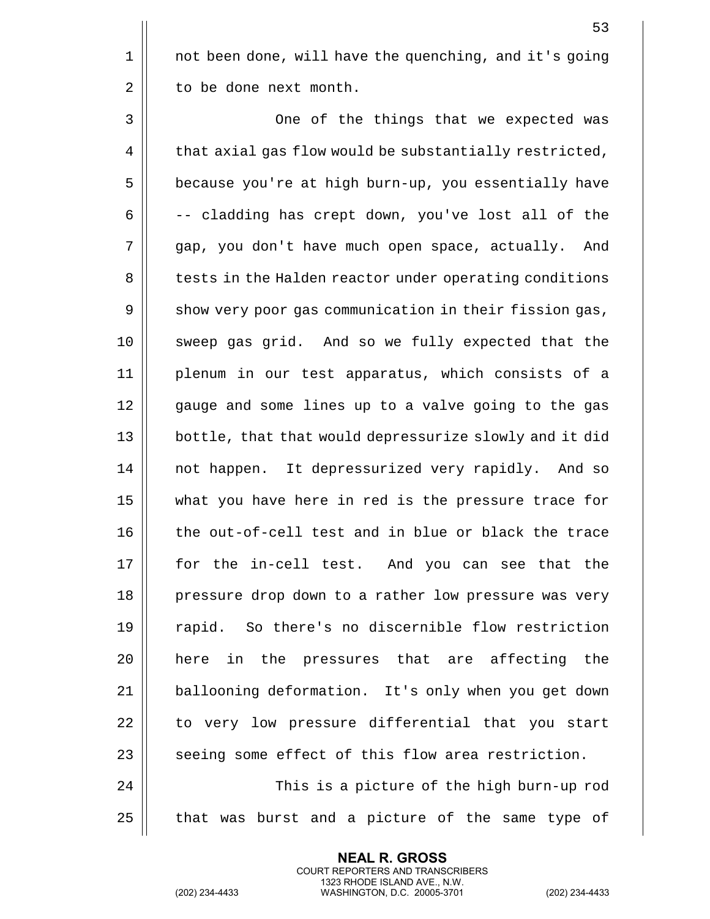not been done, will have the quenching, and it's going to be done next month.

One of the things that we expected was that axial gas flow would be substantially restricted, because you're at high burn-up, you essentially have -- cladding has crept down, you've lost all of the gap, you don't have much open space, actually. And tests in the Halden reactor under operating conditions show very poor gas communication in their fission gas, sweep gas grid. And so we fully expected that the plenum in our test apparatus, which consists of a gauge and some lines up to a valve going to the gas bottle, that that would depressurize slowly and it did not happen. It depressurized very rapidly. And so what you have here in red is the pressure trace for the out-of-cell test and in blue or black the trace for the in-cell test. And you can see that the pressure drop down to a rather low pressure was very rapid. So there's no discernible flow restriction here in the pressures that are affecting the ballooning deformation. It's only when you get down to very low pressure differential that you start seeing some effect of this flow area restriction.

This is a picture of the high burn-up rod that was burst and a picture of the same type of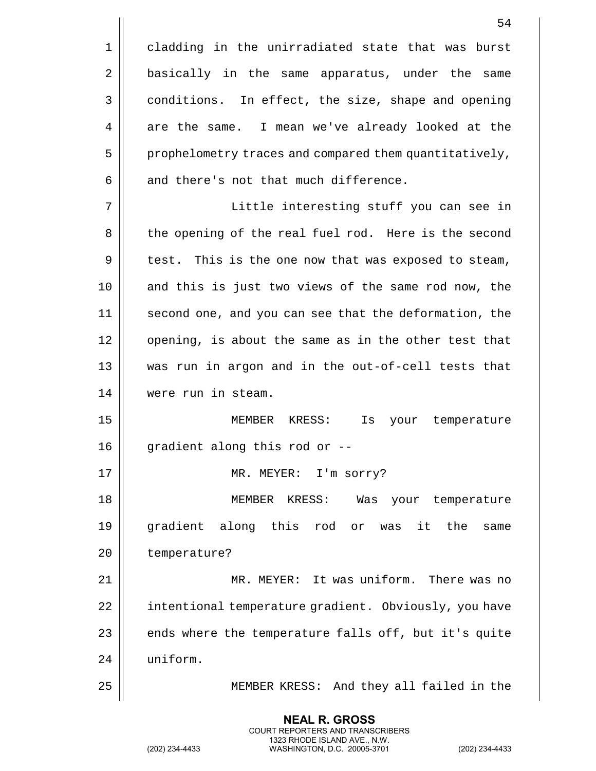cladding in the unirradiated state that was burst basically in the same apparatus, under the same conditions. In effect, the size, shape and opening are the same. I mean we've already looked at the prophelometry traces and compared them quantitatively, and there's not that much difference.

Little interesting stuff you can see in the opening of the real fuel rod. Here is the second test. This is the one now that was exposed to steam, and this is just two views of the same rod now, the second one, and you can see that the deformation, the opening, is about the same as in the other test that was run in argon and in the out-of-cell tests that were run in steam.

MEMBER KRESS: Is your temperature gradient along this rod or --

MR. MEYER: I'm sorry?

MEMBER KRESS: Was your temperature gradient along this rod or was it the same temperature?

MR. MEYER: It was uniform. There was no intentional temperature gradient. Obviously, you have ends where the temperature falls off, but it's quite uniform.

MEMBER KRESS: And they all failed in the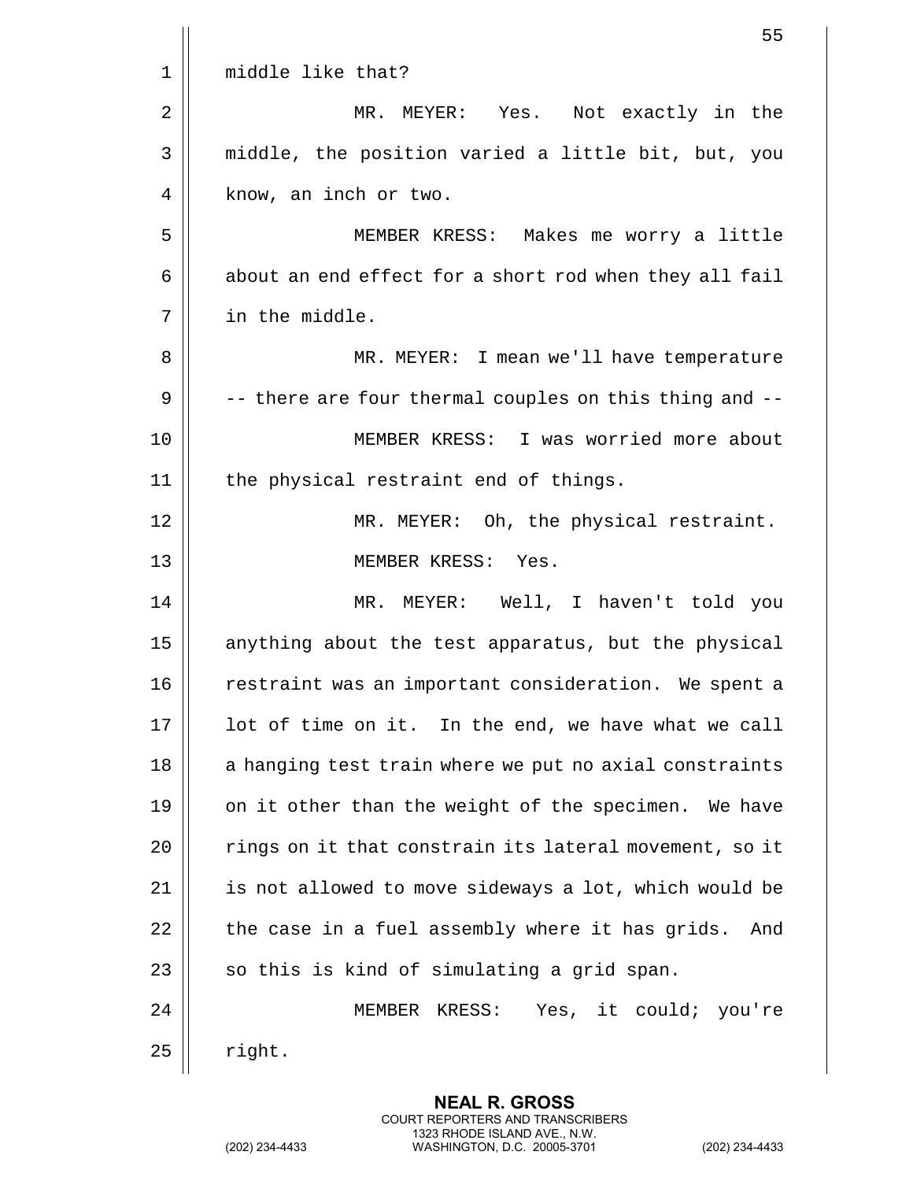middle like that?

MR. MEYER: Yes. Not exactly in the middle, the position varied a little bit, but, you know, an inch or two.

MEMBER KRESS: Makes me worry a little about an end effect for a short rod when they all fail in the middle.

MR. MEYER: I mean we'll have temperature -- there are four thermal couples on this thing and --

MEMBER KRESS: I was worried more about the physical restraint end of things.

MR. MEYER: Oh, the physical restraint.

MEMBER KRESS: Yes.

MR. MEYER: Well, I haven't told you anything about the test apparatus, but the physical restraint was an important consideration. We spent a lot of time on it. In the end, we have what we call a hanging test train where we put no axial constraints on it other than the weight of the specimen. We have rings on it that constrain its lateral movement, so it is not allowed to move sideways a lot, which would be the case in a fuel assembly where it has grids. And so this is kind of simulating a grid span.

MEMBER KRESS: Yes, it could; you're right.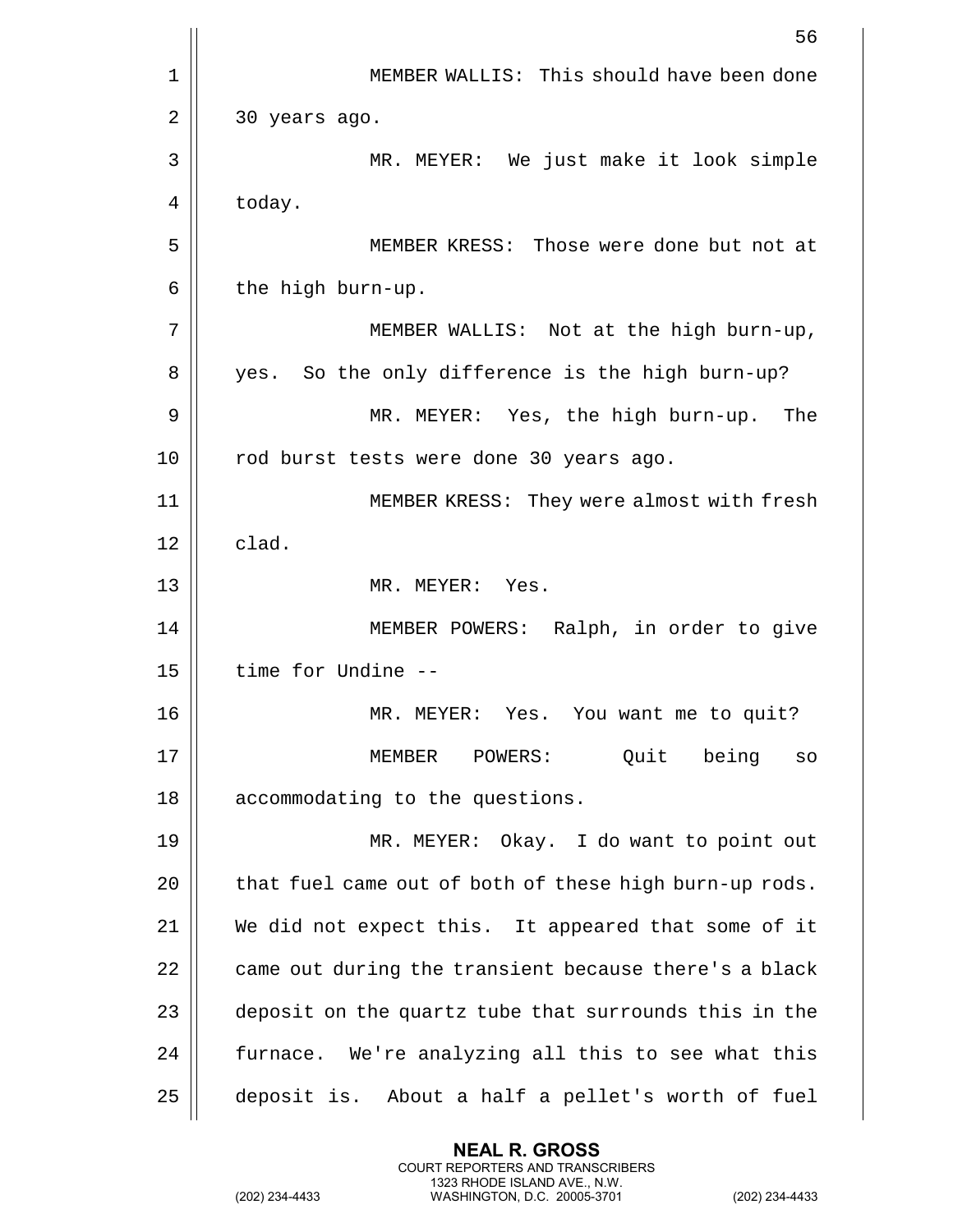MEMBER WALLIS: This should have been done 30 years ago.

MR. MEYER: We just make it look simple today.

MEMBER KRESS: Those were done but not at the high burn-up.

MEMBER WALLIS: Not at the high burn-up, yes. So the only difference is the high burn-up?

MR. MEYER: Yes, the high burn-up. The rod burst tests were done 30 years ago.

MEMBER KRESS: They were almost with fresh clad.

MR. MEYER: Yes.

MEMBER POWERS: Ralph, in order to give time for Undine --

MR. MEYER: Yes. You want me to quit?

MEMBER POWERS: Quit being so accommodating to the questions.

MR. MEYER: Okay. I do want to point out that fuel came out of both of these high burn-up rods. We did not expect this. It appeared that some of it came out during the transient because there's a black deposit on the quartz tube that surrounds this in the furnace. We're analyzing all this to see what this deposit is. About a half a pellet's worth of fuel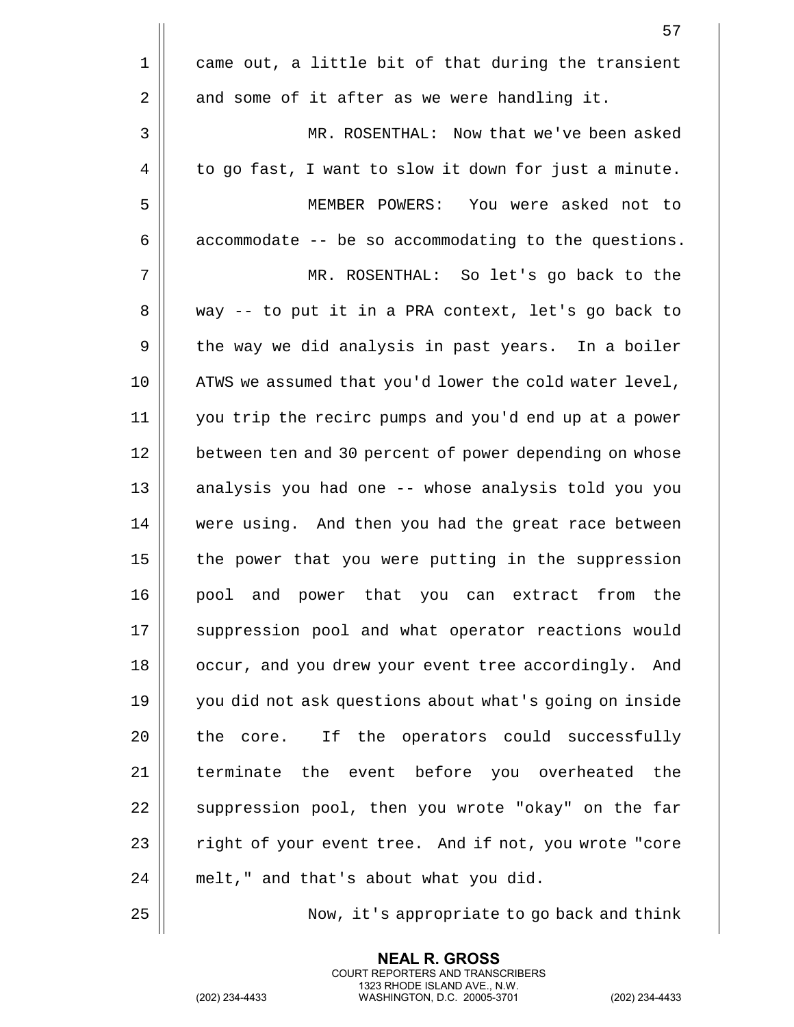came out, a little bit of that during the transient and some of it after as we were handling it.

MR. ROSENTHAL: Now that we've been asked to go fast, I want to slow it down for just a minute.

MEMBER POWERS: You were asked not to accommodate -- be so accommodating to the questions.

MR. ROSENTHAL: So let's go back to the way -- to put it in a PRA context, let's go back to the way we did analysis in past years. In a boiler ATWS we assumed that you'd lower the cold water level, you trip the recirc pumps and you'd end up at a power between ten and 30 percent of power depending on whose analysis you had one -- whose analysis told you you were using. And then you had the great race between the power that you were putting in the suppression pool and power that you can extract from the suppression pool and what operator reactions would occur, and you drew your event tree accordingly. And you did not ask questions about what's going on inside the core. If the operators could successfully terminate the event before you overheated the suppression pool, then you wrote "okay" on the far right of your event tree. And if not, you wrote "core melt," and that's about what you did.

Now, it's appropriate to go back and think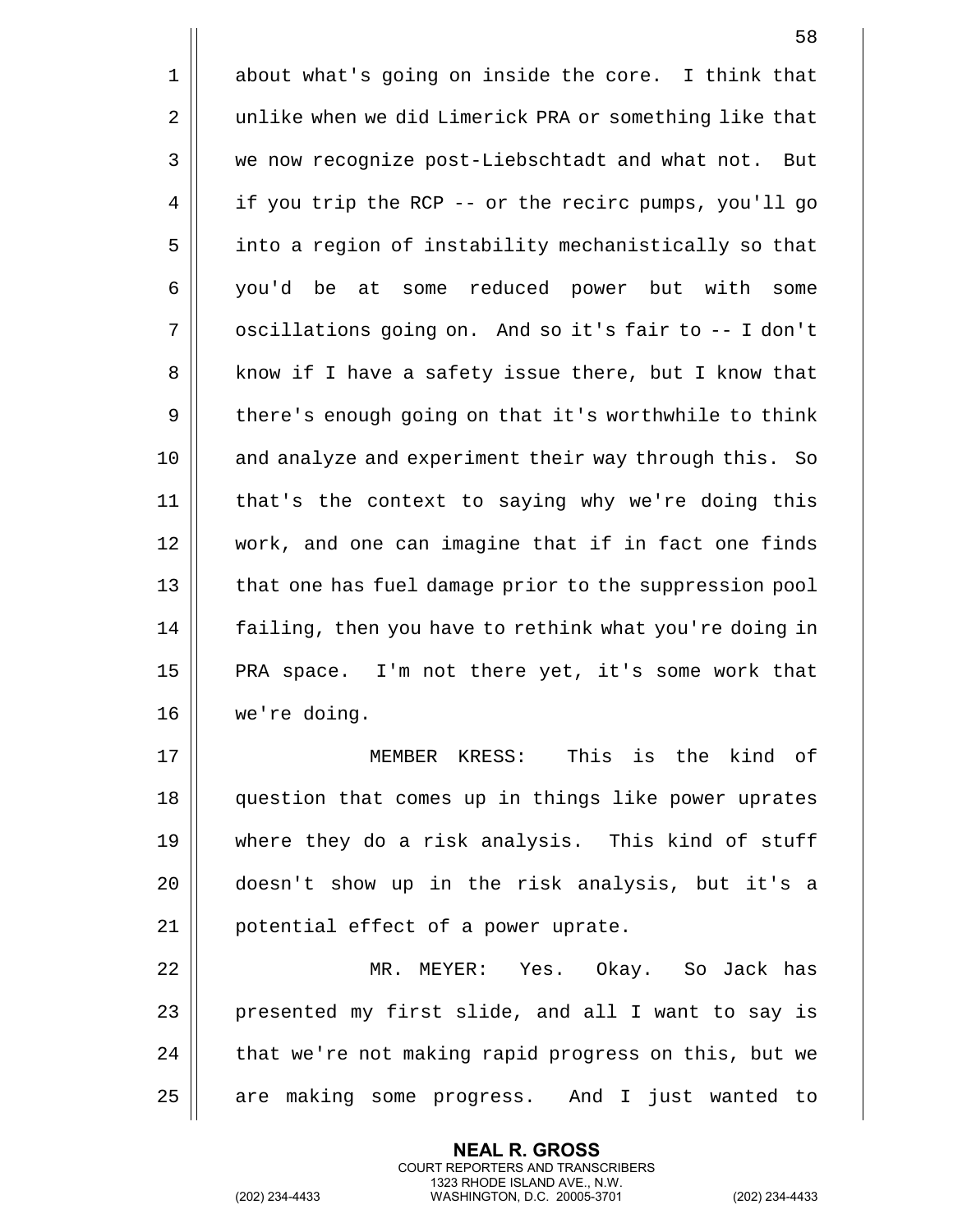about what's going on inside the core. I think that unlike when we did Limerick PRA or something like that we now recognize post-Liebschtadt and what not. But if you trip the RCP -- or the recirc pumps, you'll go into a region of instability mechanistically so that you'd be at some reduced power but with some oscillations going on. And so it's fair to -- I don't know if I have a safety issue there, but I know that there's enough going on that it's worthwhile to think and analyze and experiment their way through this. So that's the context to saying why we're doing this work, and one can imagine that if in fact one finds that one has fuel damage prior to the suppression pool failing, then you have to rethink what you're doing in PRA space. I'm not there yet, it's some work that we're doing.

MEMBER KRESS: This is the kind of question that comes up in things like power uprates where they do a risk analysis. This kind of stuff doesn't show up in the risk analysis, but it's a potential effect of a power uprate.

MR. MEYER: Yes. Okay. So Jack has presented my first slide, and all I want to say is that we're not making rapid progress on this, but we are making some progress. And I just wanted to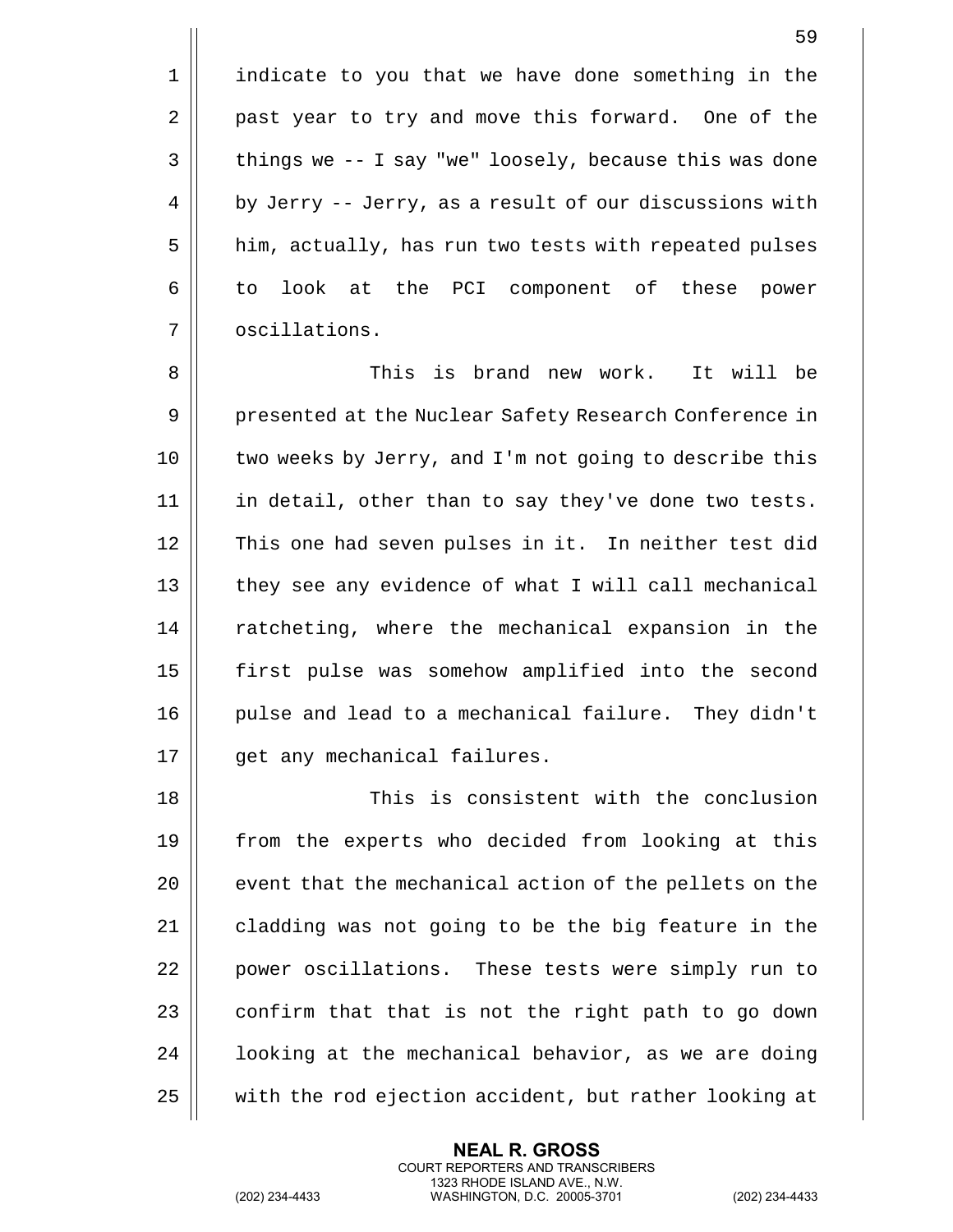indicate to you that we have done something in the past year to try and move this forward. One of the things we -- I say "we" loosely, because this was done by Jerry -- Jerry, as a result of our discussions with him, actually, has run two tests with repeated pulses to look at the PCI component of these power oscillations.

This is brand new work. It will be presented at the Nuclear Safety Research Conference in two weeks by Jerry, and I'm not going to describe this in detail, other than to say they've done two tests. This one had seven pulses in it. In neither test did they see any evidence of what I will call mechanical ratcheting, where the mechanical expansion in the first pulse was somehow amplified into the second pulse and lead to a mechanical failure. They didn't get any mechanical failures.

This is consistent with the conclusion from the experts who decided from looking at this event that the mechanical action of the pellets on the cladding was not going to be the big feature in the power oscillations. These tests were simply run to confirm that that is not the right path to go down looking at the mechanical behavior, as we are doing with the rod ejection accident, but rather looking at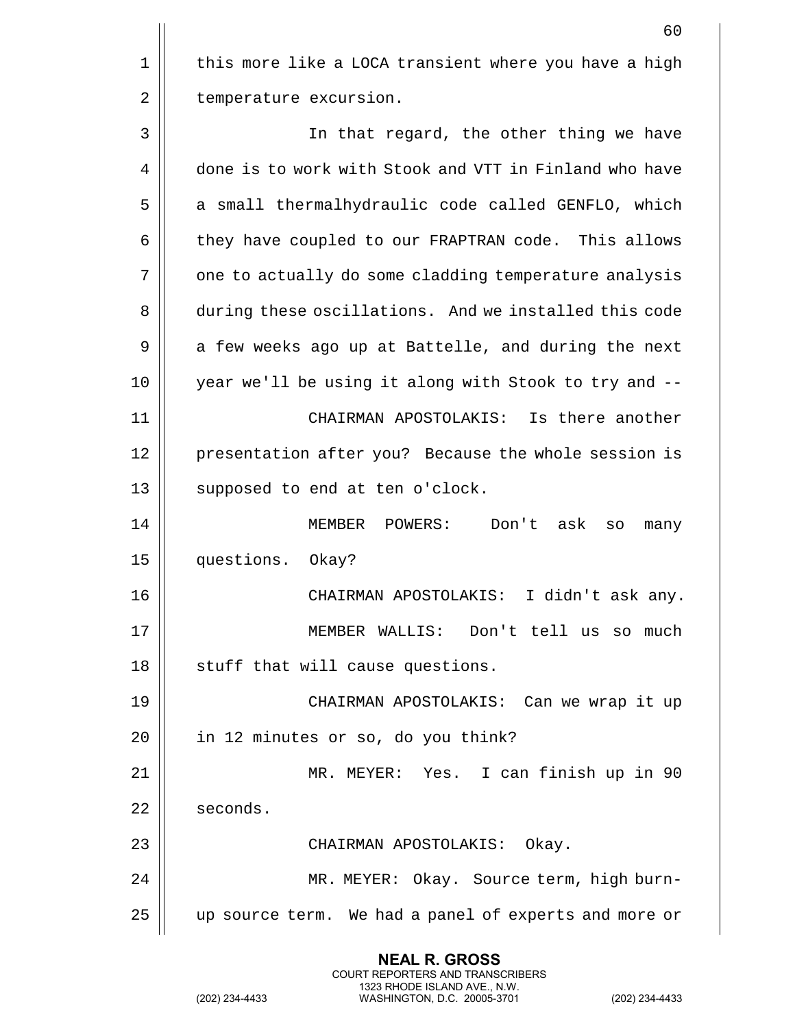this more like a LOCA transient where you have a high temperature excursion.

In that regard, the other thing we have done is to work with Stook and VTT in Finland who have a small thermalhydraulic code called GENFLO, which they have coupled to our FRAPTRAN code. This allows one to actually do some cladding temperature analysis during these oscillations. And we installed this code a few weeks ago up at Battelle, and during the next year we'll be using it along with Stook to try and --

CHAIRMAN APOSTOLAKIS: Is there another presentation after you? Because the whole session is supposed to end at ten o'clock.

MEMBER POWERS: Don't ask so many questions. Okay?

CHAIRMAN APOSTOLAKIS: I didn't ask any.

MEMBER WALLIS: Don't tell us so much stuff that will cause questions.

CHAIRMAN APOSTOLAKIS: Can we wrap it up in 12 minutes or so, do you think?

MR. MEYER: Yes. I can finish up in 90 seconds.

CHAIRMAN APOSTOLAKIS: Okay.

MR. MEYER: Okay. Source term, high burn-up source term. We had a panel of experts and more or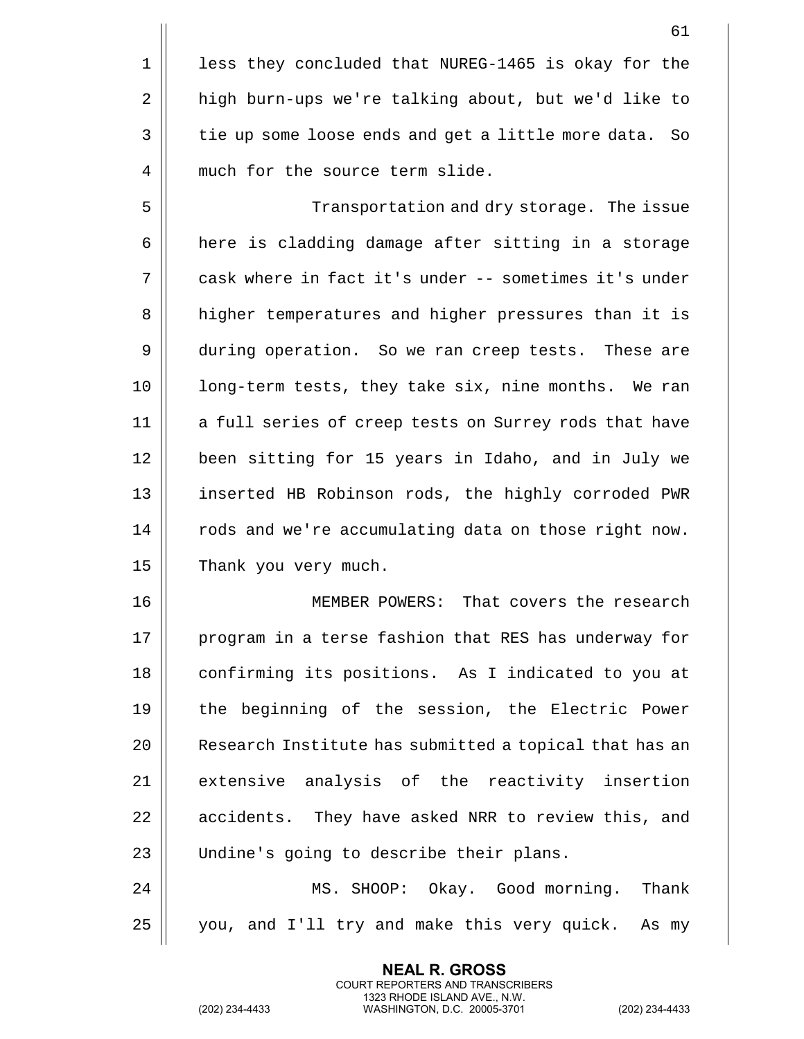less they concluded that NUREG-1465 is okay for the high burn-ups we're talking about, but we'd like to tie up some loose ends and get a little more data. So much for the source term slide.

Transportation and dry storage. The issue here is cladding damage after sitting in a storage cask where in fact it's under -- sometimes it's under higher temperatures and higher pressures than it is during operation. So we ran creep tests. These are long-term tests, they take six, nine months. We ran a full series of creep tests on Surrey rods that have been sitting for 15 years in Idaho, and in July we inserted HB Robinson rods, the highly corroded PWR rods and we're accumulating data on those right now. Thank you very much.

MEMBER POWERS: That covers the research program in a terse fashion that RES has underway for confirming its positions. As I indicated to you at the beginning of the session, the Electric Power Research Institute has submitted a topical that has an extensive analysis of the reactivity insertion accidents. They have asked NRR to review this, and Undine's going to describe their plans.

MS. SHOOP: Okay. Good morning. Thank you, and I'll try and make this very quick. As my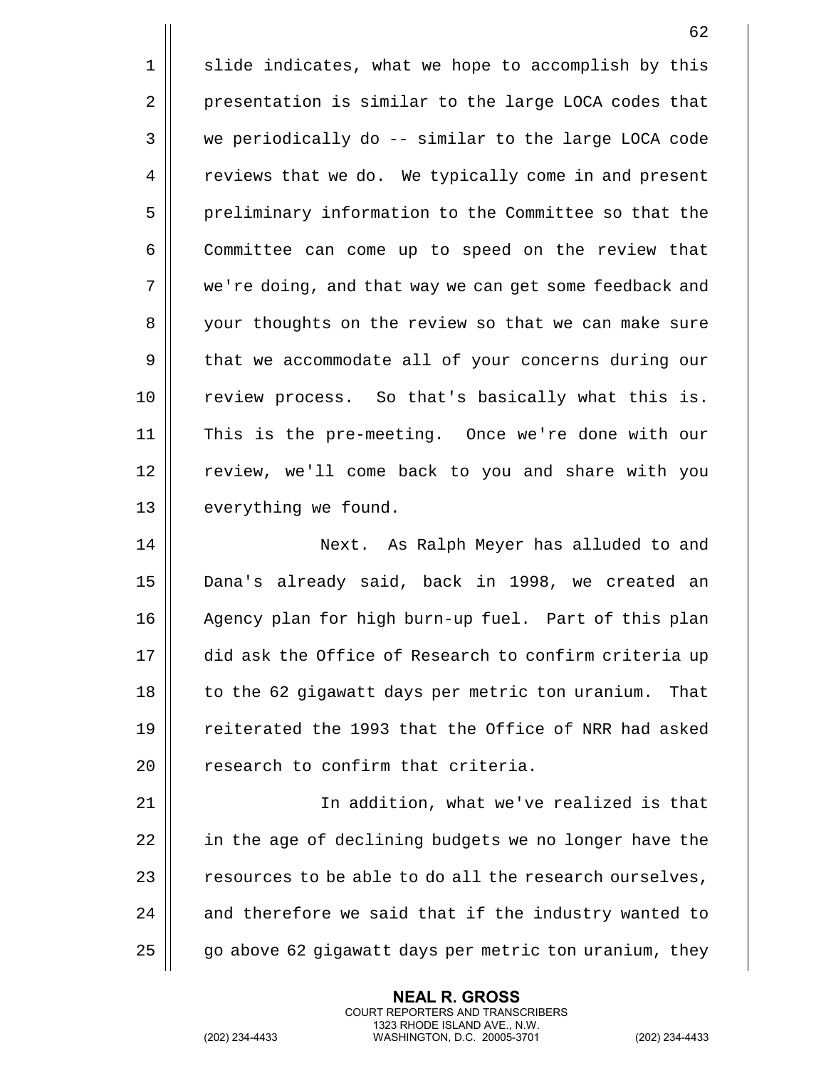slide indicates, what we hope to accomplish by this presentation is similar to the large LOCA codes that we periodically do -- similar to the large LOCA code reviews that we do. We typically come in and present preliminary information to the Committee so that the Committee can come up to speed on the review that we're doing, and that way we can get some feedback and your thoughts on the review so that we can make sure that we accommodate all of your concerns during our review process. So that's basically what this is. This is the pre-meeting. Once we're done with our review, we'll come back to you and share with you everything we found.

Next. As Ralph Meyer has alluded to and Dana's already said, back in 1998, we created an Agency plan for high burn-up fuel. Part of this plan did ask the Office of Research to confirm criteria up to the 62 gigawatt days per metric ton uranium. That reiterated the 1993 that the Office of NRR had asked research to confirm that criteria.

In addition, what we've realized is that in the age of declining budgets we no longer have the resources to be able to do all the research ourselves, and therefore we said that if the industry wanted to go above 62 gigawatt days per metric ton uranium, they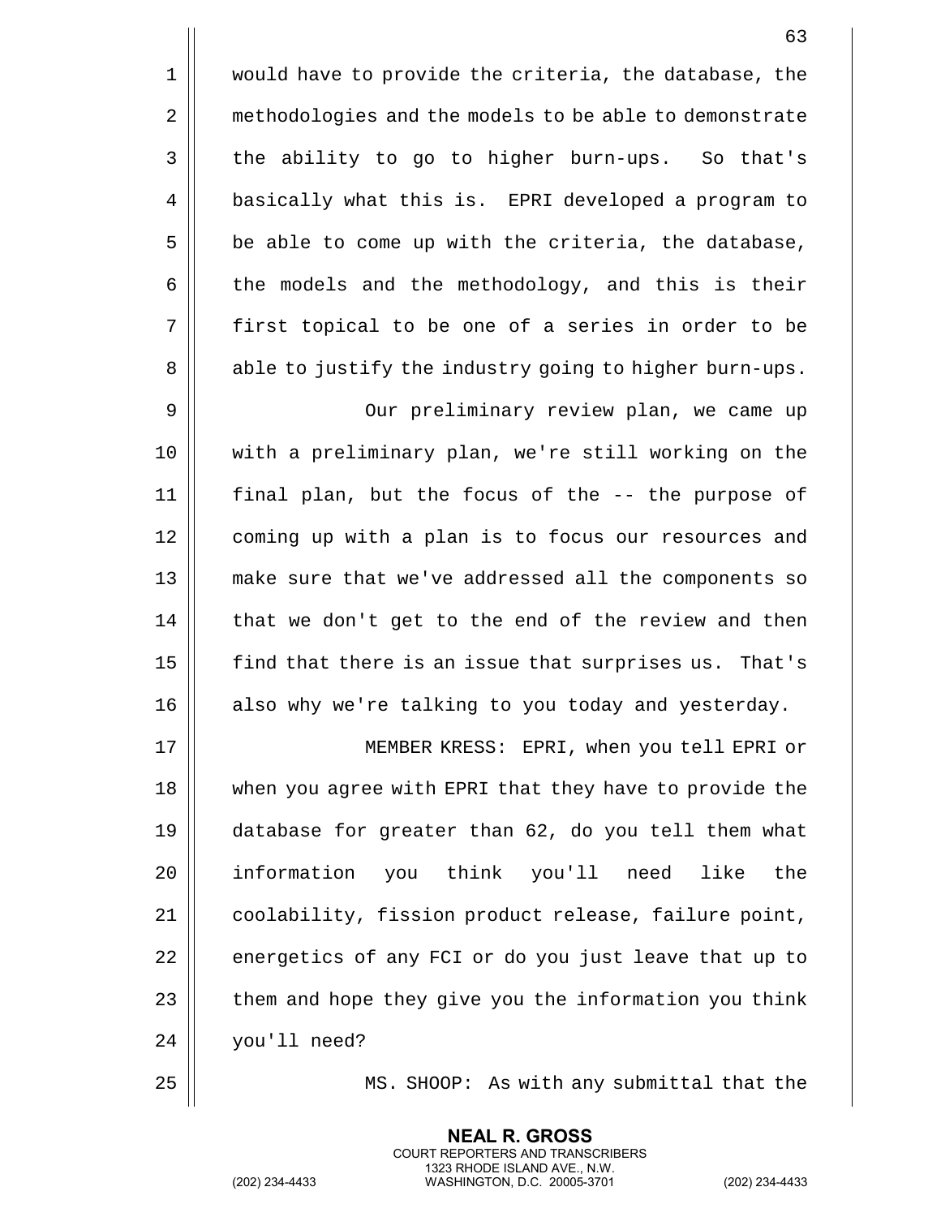would have to provide the criteria, the database, the methodologies and the models to be able to demonstrate the ability to go to higher burn-ups. So that's basically what this is. EPRI developed a program to be able to come up with the criteria, the database, the models and the methodology, and this is their first topical to be one of a series in order to be able to justify the industry going to higher burn-ups.

Our preliminary review plan, we came up with a preliminary plan, we're still working on the final plan, but the focus of the -- the purpose of coming up with a plan is to focus our resources and make sure that we've addressed all the components so that we don't get to the end of the review and then find that there is an issue that surprises us. That's also why we're talking to you today and yesterday.

MEMBER KRESS: EPRI, when you tell EPRI or when you agree with EPRI that they have to provide the database for greater than 62, do you tell them what information you think you'll need like the coolability, fission product release, failure point, energetics of any FCI or do you just leave that up to them and hope they give you the information you think you'll need?

MS. SHOOP: As with any submittal that the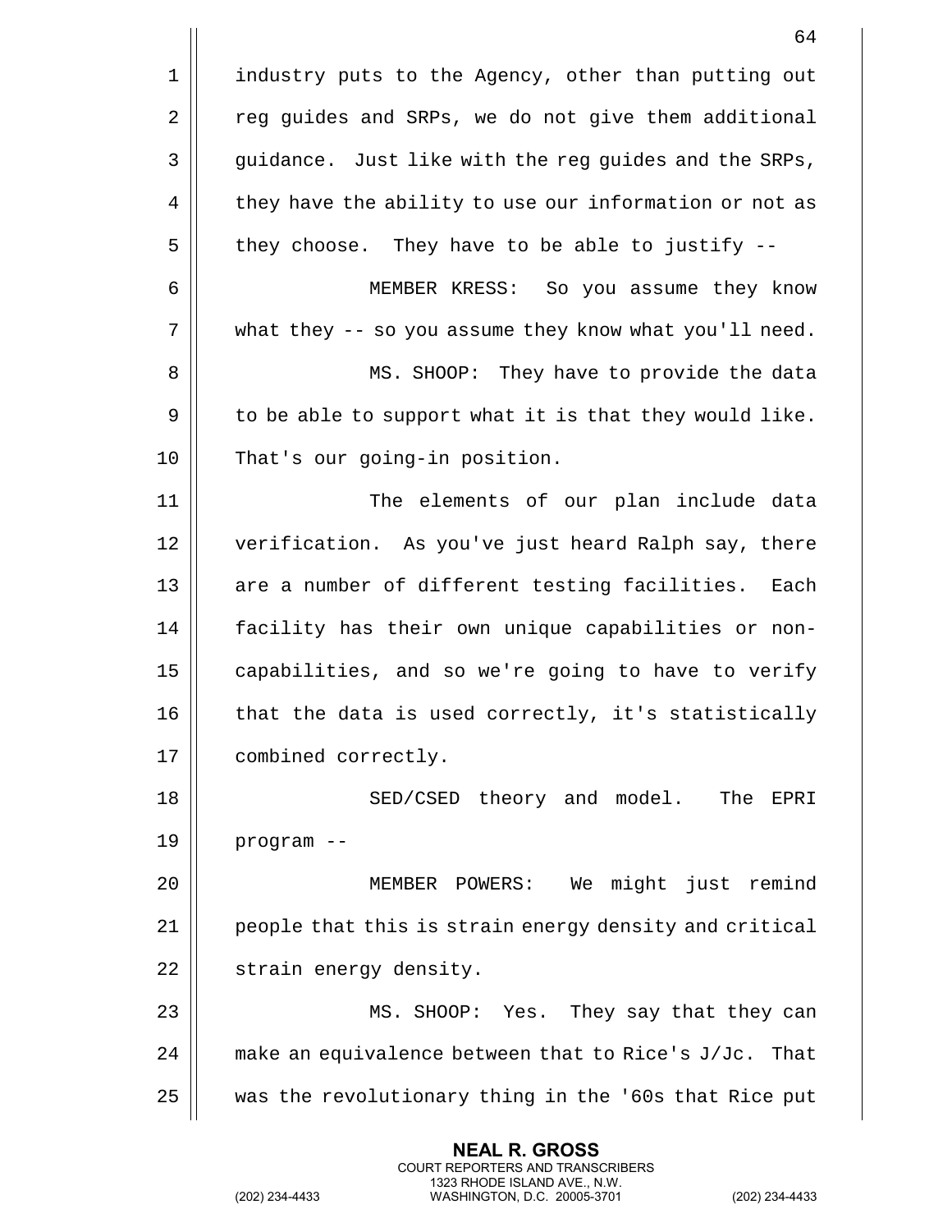industry puts to the Agency, other than putting out reg guides and SRPs, we do not give them additional guidance. Just like with the reg guides and the SRPs, they have the ability to use our information or not as they choose. They have to be able to justify --

MEMBER KRESS: So you assume they know what they -- so you assume they know what you'll need.

MS. SHOOP: They have to provide the data to be able to support what it is that they would like. That's our going-in position.

The elements of our plan include data verification. As you've just heard Ralph say, there are a number of different testing facilities. Each facility has their own unique capabilities or non-capabilities, and so we're going to have to verify that the data is used correctly, it's statistically combined correctly.

SED/CSED theory and model. The EPRI program --

MEMBER POWERS: We might just remind people that this is strain energy density and critical strain energy density.

MS. SHOOP: Yes. They say that they can make an equivalence between that to Rice's J/Jc. That was the revolutionary thing in the '60s that Rice put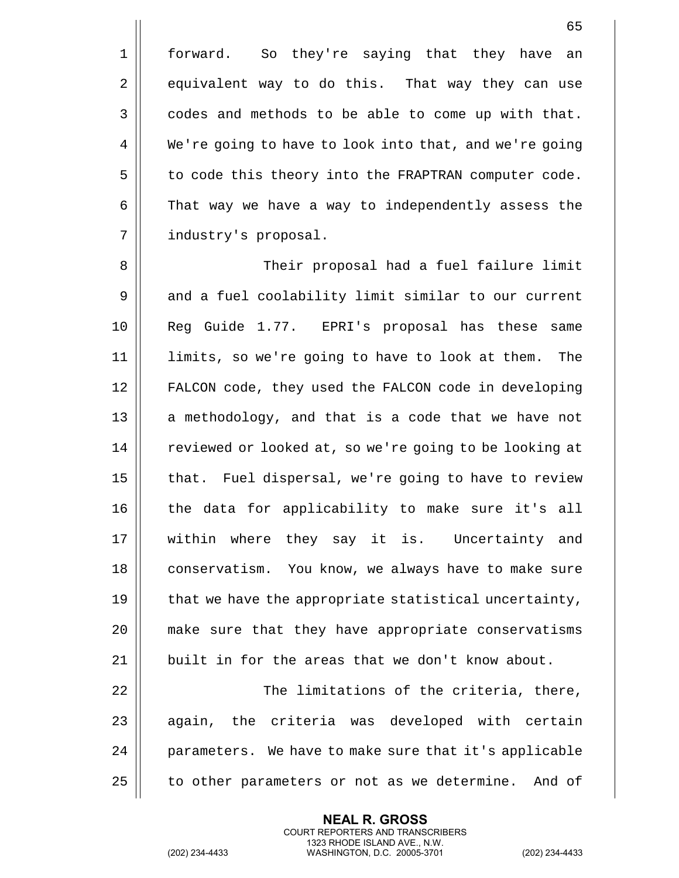forward. So they're saying that they have an equivalent way to do this. That way they can use codes and methods to be able to come up with that. We're going to have to look into that, and we're going to code this theory into the FRAPTRAN computer code. That way we have a way to independently assess the industry's proposal.

Their proposal had a fuel failure limit and a fuel coolability limit similar to our current Reg Guide 1.77. EPRI's proposal has these same limits, so we're going to have to look at them. The FALCON code, they used the FALCON code in developing a methodology, and that is a code that we have not reviewed or looked at, so we're going to be looking at that. Fuel dispersal, we're going to have to review the data for applicability to make sure it's all within where they say it is. Uncertainty and conservatism. You know, we always have to make sure that we have the appropriate statistical uncertainty, make sure that they have appropriate conservatisms built in for the areas that we don't know about.

The limitations of the criteria, there, again, the criteria was developed with certain parameters. We have to make sure that it's applicable to other parameters or not as we determine. And of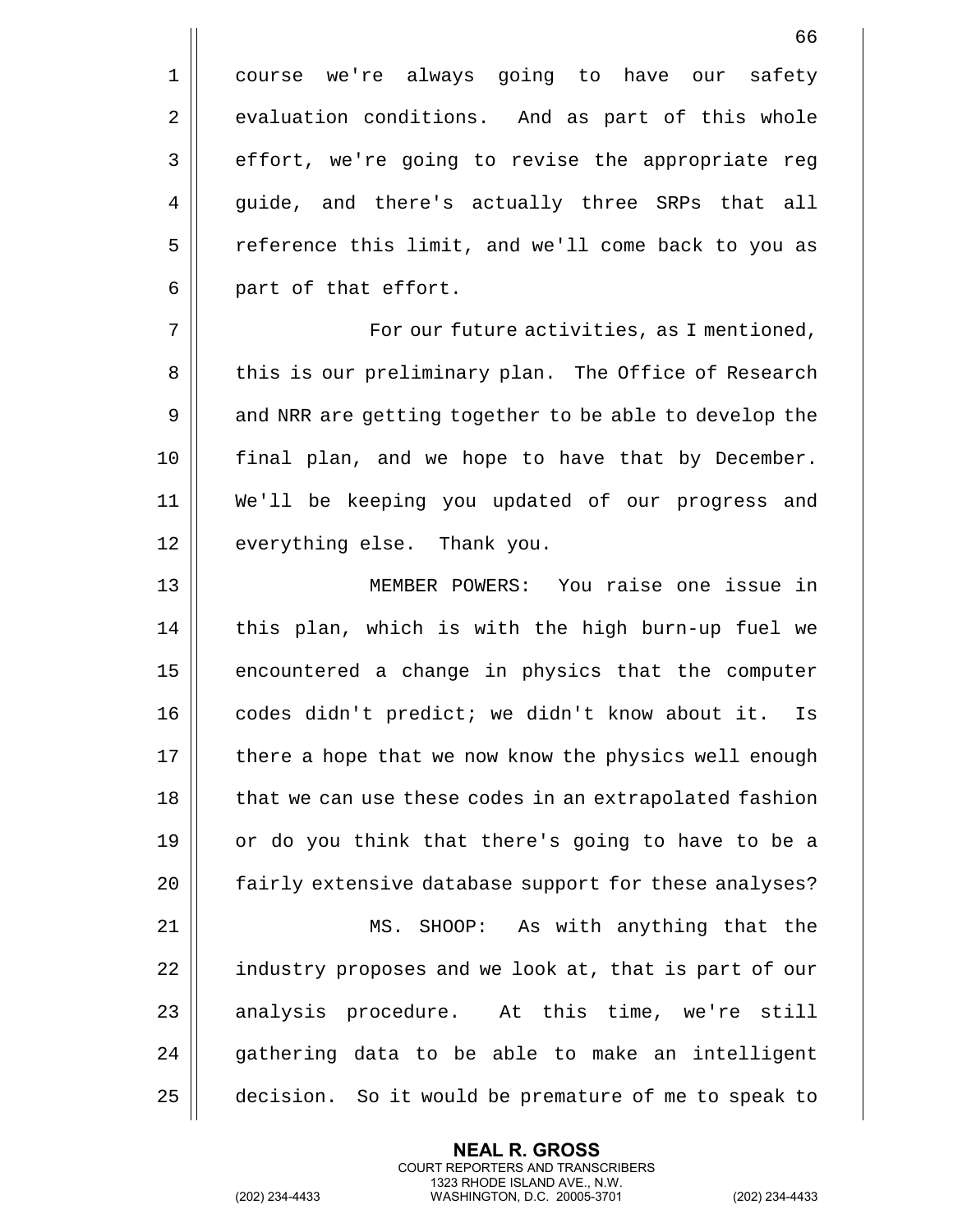course we're always going to have our safety evaluation conditions. And as part of this whole effort, we're going to revise the appropriate reg guide, and there's actually three SRPs that all reference this limit, and we'll come back to you as part of that effort.

For our future activities, as I mentioned, this is our preliminary plan. The Office of Research and NRR are getting together to be able to develop the final plan, and we hope to have that by December. We'll be keeping you updated of our progress and everything else. Thank you.

MEMBER POWERS: You raise one issue in this plan, which is with the high burn-up fuel we encountered a change in physics that the computer codes didn't predict; we didn't know about it. Is there a hope that we now know the physics well enough that we can use these codes in an extrapolated fashion or do you think that there's going to have to be a fairly extensive database support for these analyses?

MS. SHOOP: As with anything that the industry proposes and we look at, that is part of our analysis procedure. At this time, we're still gathering data to be able to make an intelligent decision. So it would be premature of me to speak to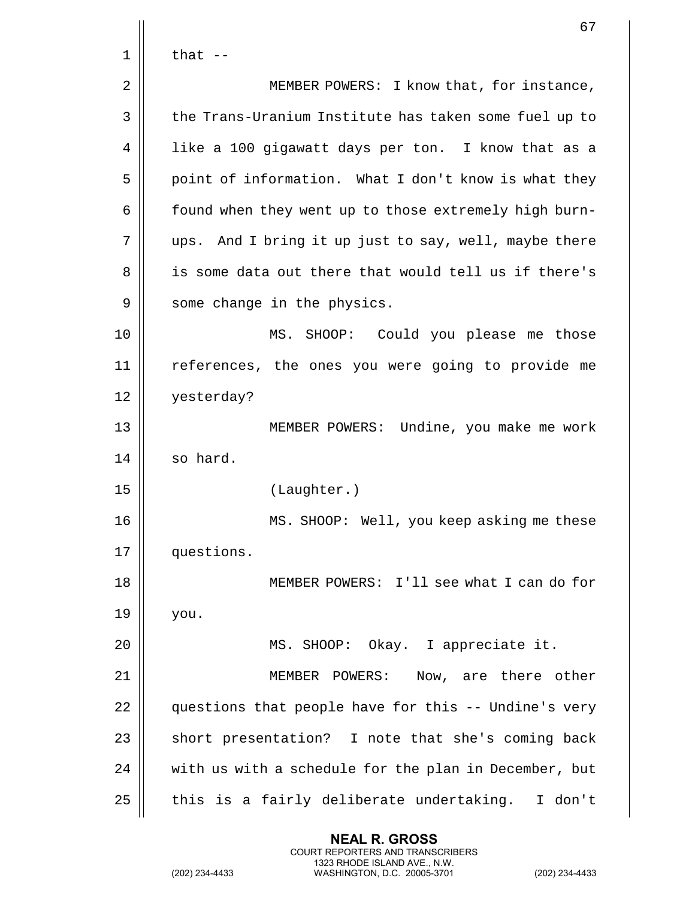that --

MEMBER POWERS: I know that, for instance, the Trans-Uranium Institute has taken some fuel up to like a 100 gigawatt days per ton. I know that as a point of information. What I don't know is what they found when they went up to those extremely high burn-ups. And I bring it up just to say, well, maybe there is some data out there that would tell us if there's some change in the physics.

MS. SHOOP: Could you please me those references, the ones you were going to provide me yesterday?

MEMBER POWERS: Undine, you make me work so hard.

(Laughter.)

MS. SHOOP: Well, you keep asking me these questions.

MEMBER POWERS: I'll see what I can do for you.

MS. SHOOP: Okay. I appreciate it.

MEMBER POWERS: Now, are there other questions that people have for this -- Undine's very short presentation? I note that she's coming back with us with a schedule for the plan in December, but this is a fairly deliberate undertaking. I don't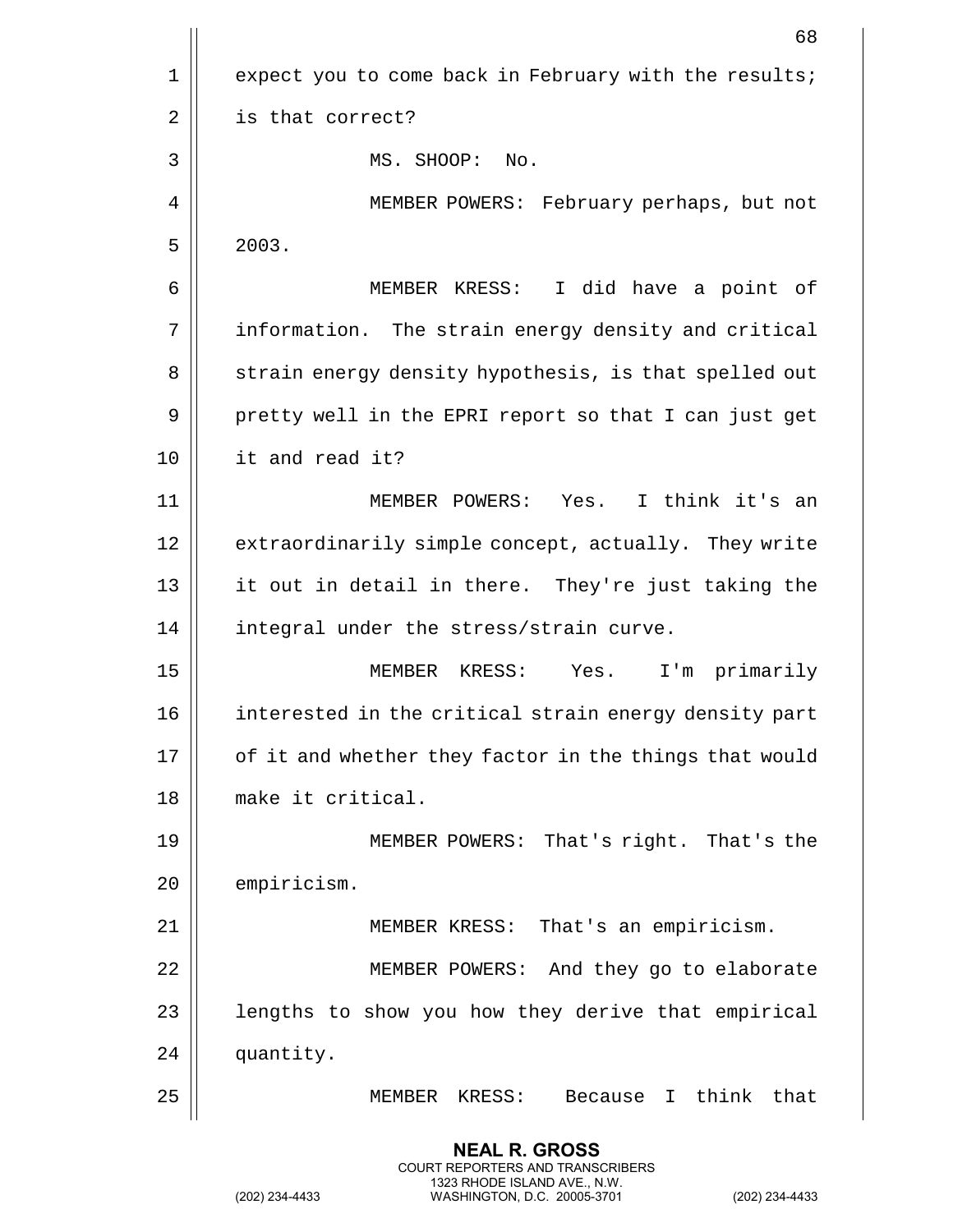expect you to come back in February with the results; is that correct?

MS. SHOOP: No.

MEMBER POWERS: February perhaps, but not 2003.

MEMBER KRESS: I did have a point of information. The strain energy density and critical strain energy density hypothesis, is that spelled out pretty well in the EPRI report so that I can just get it and read it?

MEMBER POWERS: Yes. I think it's an extraordinarily simple concept, actually. They write it out in detail in there. They're just taking the integral under the stress/strain curve.

MEMBER KRESS: Yes. I'm primarily interested in the critical strain energy density part of it and whether they factor in the things that would make it critical.

MEMBER POWERS: That's right. That's the empiricism.

MEMBER KRESS: That's an empiricism.

MEMBER POWERS: And they go to elaborate lengths to show you how they derive that empirical quantity.

MEMBER KRESS: Because I think that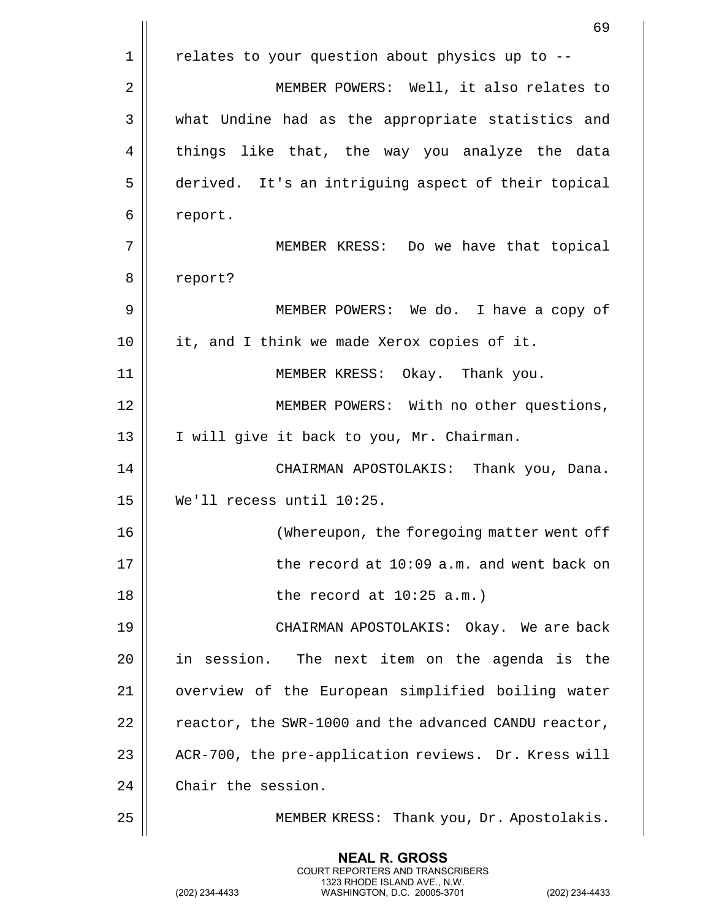relates to your question about physics up to --

MEMBER POWERS: Well, it also relates to what Undine had as the appropriate statistics and things like that, the way you analyze the data derived. It's an intriguing aspect of their topical report.

MEMBER KRESS: Do we have that topical report?

MEMBER POWERS: We do. I have a copy of it, and I think we made Xerox copies of it.

MEMBER KRESS: Okay. Thank you.

MEMBER POWERS: With no other questions, I will give it back to you, Mr. Chairman.

CHAIRMAN APOSTOLAKIS: Thank you, Dana. We'll recess until 10:25.

(Whereupon, the foregoing matter went off the record at 10:09 a.m. and went back on the record at 10:25 a.m.)

CHAIRMAN APOSTOLAKIS: Okay. We are back in session. The next item on the agenda is the overview of the European simplified boiling water reactor, the SWR-1000 and the advanced CANDU reactor, ACR-700, the pre-application reviews. Dr. Kress will Chair the session.

MEMBER KRESS: Thank you, Dr. Apostolakis.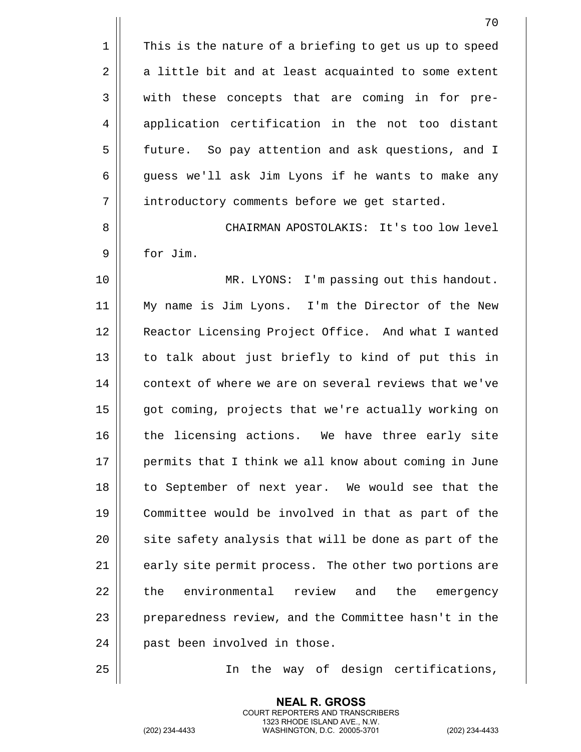This is the nature of a briefing to get us up to speed a little bit and at least acquainted to some extent with these concepts that are coming in for pre-application certification in the not too distant future. So pay attention and ask questions, and I guess we'll ask Jim Lyons if he wants to make any introductory comments before we get started.

CHAIRMAN APOSTOLAKIS: It's too low level for Jim.

MR. LYONS: I'm passing out this handout. My name is Jim Lyons. I'm the Director of the New Reactor Licensing Project Office. And what I wanted to talk about just briefly to kind of put this in context of where we are on several reviews that we've got coming, projects that we're actually working on the licensing actions. We have three early site permits that I think we all know about coming in June to September of next year. We would see that the Committee would be involved in that as part of the site safety analysis that will be done as part of the early site permit process. The other two portions are the environmental review and the emergency preparedness review, and the Committee hasn't in the past been involved in those.

In the way of design certifications,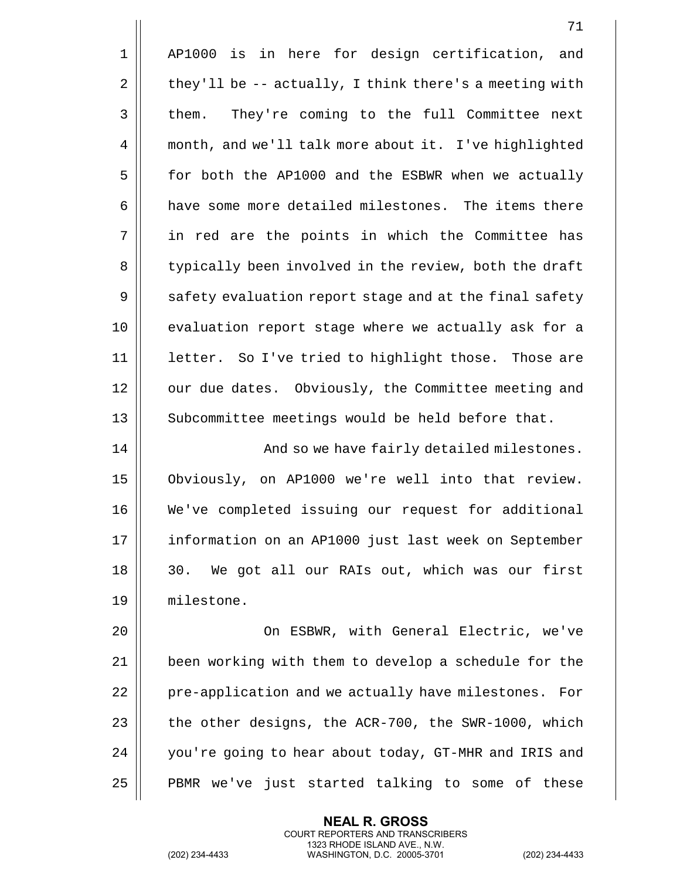AP1000 is in here for design certification, and they'll be -- actually, I think there's a meeting with them. They're coming to the full Committee next month, and we'll talk more about it. I've highlighted for both the AP1000 and the ESBWR when we actually have some more detailed milestones. The items there in red are the points in which the Committee has typically been involved in the review, both the draft safety evaluation report stage and at the final safety evaluation report stage where we actually ask for a letter. So I've tried to highlight those. Those are our due dates. Obviously, the Committee meeting and Subcommittee meetings would be held before that.

And so we have fairly detailed milestones. Obviously, on AP1000 we're well into that review. We've completed issuing our request for additional information on an AP1000 just last week on September 30. We got all our RAIs out, which was our first milestone.

On ESBWR, with General Electric, we've been working with them to develop a schedule for the pre-application and we actually have milestones. For the other designs, the ACR-700, the SWR-1000, which you're going to hear about today, GT-MHR and IRIS and PBMR we've just started talking to some of these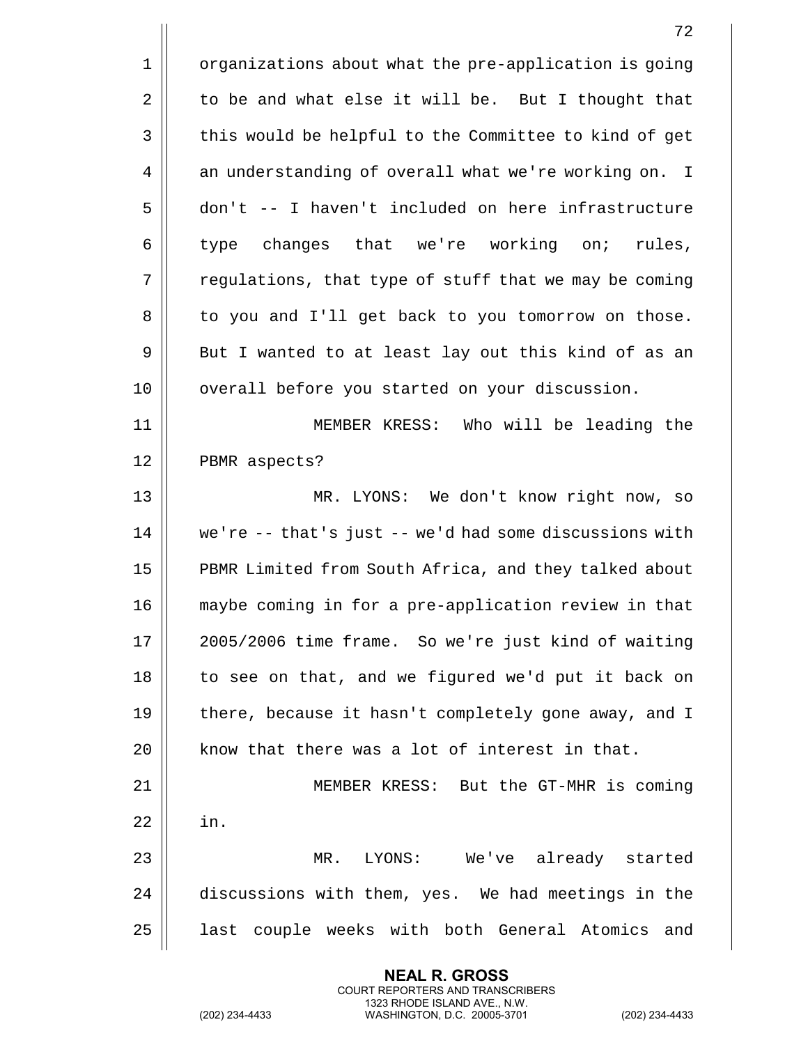organizations about what the pre-application is going to be and what else it will be. But I thought that this would be helpful to the Committee to kind of get an understanding of overall what we're working on. I don't -- I haven't included on here infrastructure type changes that we're working on; rules, regulations, that type of stuff that we may be coming to you and I'll get back to you tomorrow on those. But I wanted to at least lay out this kind of as an overall before you started on your discussion.

MEMBER KRESS: Who will be leading the PBMR aspects?

MR. LYONS: We don't know right now, so we're -- that's just -- we'd had some discussions with PBMR Limited from South Africa, and they talked about maybe coming in for a pre-application review in that 2005/2006 time frame. So we're just kind of waiting to see on that, and we figured we'd put it back on there, because it hasn't completely gone away, and I know that there was a lot of interest in that.

MEMBER KRESS: But the GT-MHR is coming in.

MR. LYONS: We've already started discussions with them, yes. We had meetings in the last couple weeks with both General Atomics and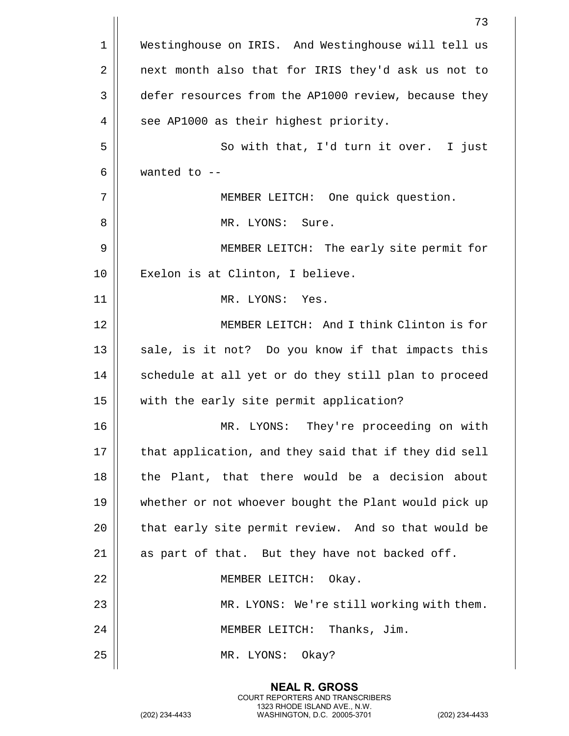Westinghouse on IRIS. And Westinghouse will tell us next month also that for IRIS they'd ask us not to defer resources from the AP1000 review, because they see AP1000 as their highest priority.

So with that, I'd turn it over. I just wanted to --

MEMBER LEITCH: One quick question.

MR. LYONS: Sure.

MEMBER LEITCH: The early site permit for Exelon is at Clinton, I believe.

MR. LYONS: Yes.

MEMBER LEITCH: And I think Clinton is for sale, is it not? Do you know if that impacts this schedule at all yet or do they still plan to proceed with the early site permit application?

MR. LYONS: They're proceeding on with that application, and they said that if they did sell the Plant, that there would be a decision about whether or not whoever bought the Plant would pick up that early site permit review. And so that would be as part of that. But they have not backed off.

MEMBER LEITCH: Okay.

MR. LYONS: We're still working with them.

MEMBER LEITCH: Thanks, Jim.

MR. LYONS: Okay?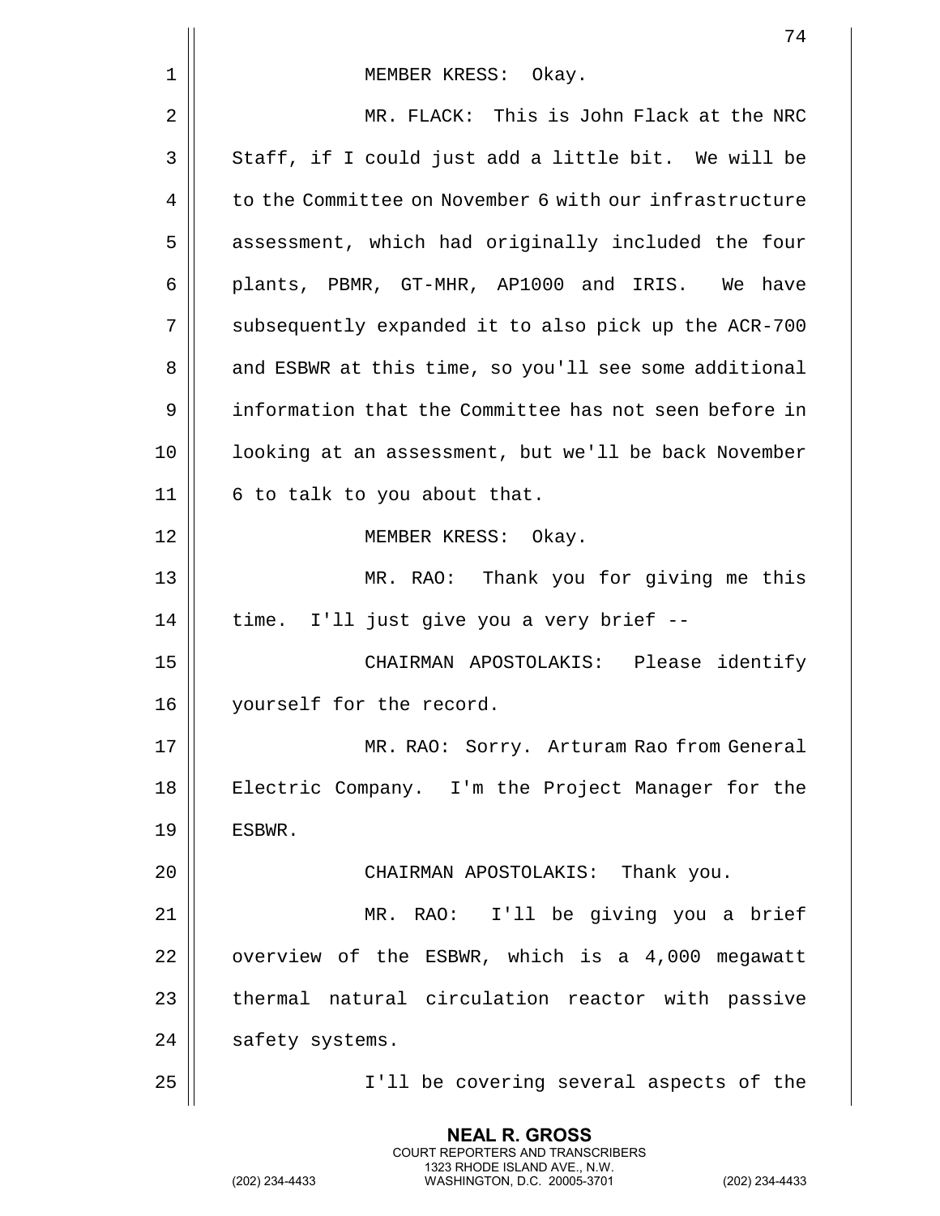MEMBER KRESS: Okay.

MR. FLACK: This is John Flack at the NRC Staff, if I could just add a little bit. We will be to the Committee on November 6 with our infrastructure assessment, which had originally included the four plants, PBMR, GT-MHR, AP1000 and IRIS. We have subsequently expanded it to also pick up the ACR-700 and ESBWR at this time, so you'll see some additional information that the Committee has not seen before in looking at an assessment, but we'll be back November 6 to talk to you about that.

MEMBER KRESS: Okay.

MR. RAO: Thank you for giving me this time. I'll just give you a very brief --

CHAIRMAN APOSTOLAKIS: Please identify yourself for the record.

MR. RAO: Sorry. Arturam Rao from General Electric Company. I'm the Project Manager for the ESBWR.

CHAIRMAN APOSTOLAKIS: Thank you.

MR. RAO: I'll be giving you a brief overview of the ESBWR, which is a 4,000 megawatt thermal natural circulation reactor with passive safety systems.

I'll be covering several aspects of the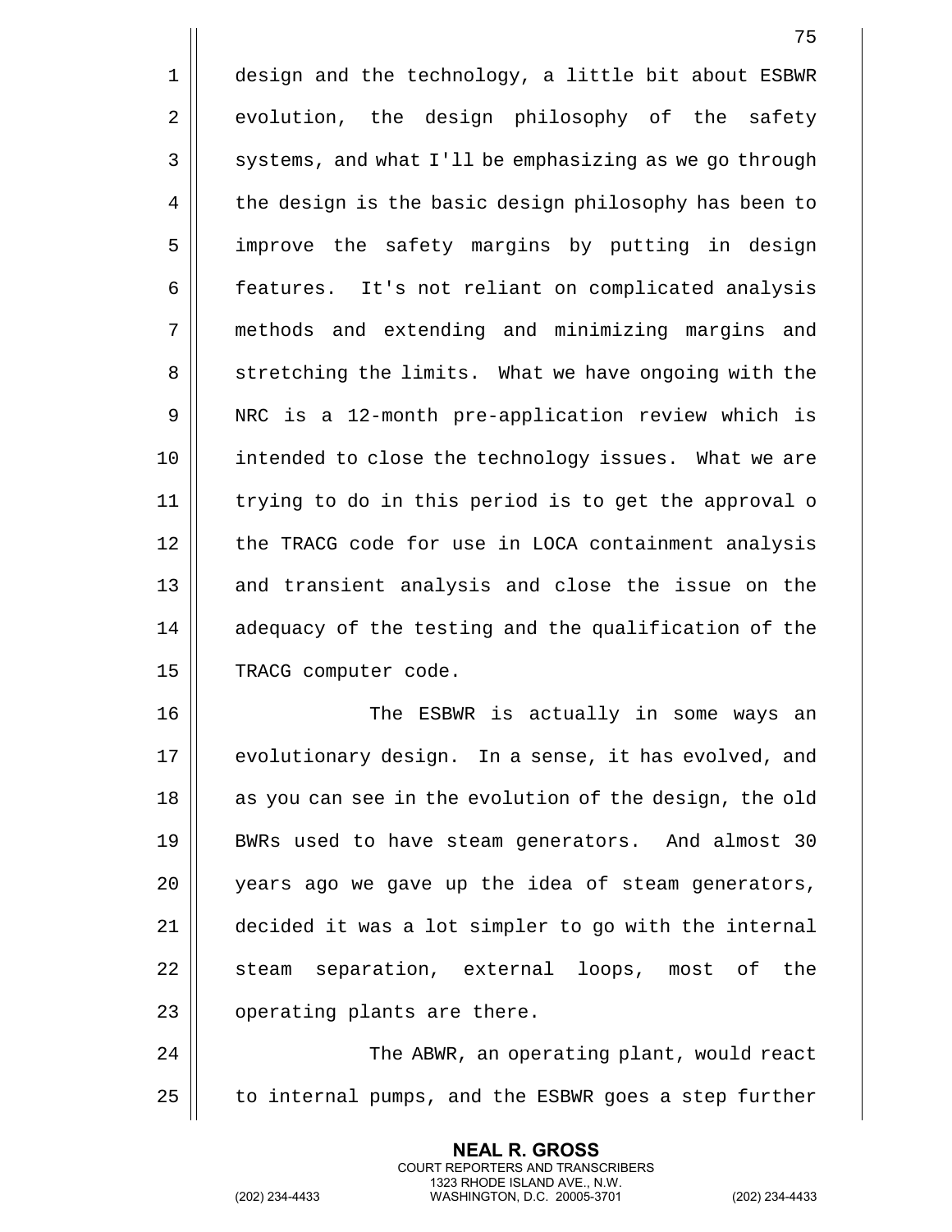design and the technology, a little bit about ESBWR evolution, the design philosophy of the safety systems, and what I'll be emphasizing as we go through the design is the basic design philosophy has been to improve the safety margins by putting in design features. It's not reliant on complicated analysis methods and extending and minimizing margins and stretching the limits. What we have ongoing with the NRC is a 12-month pre-application review which is intended to close the technology issues. What we are trying to do in this period is to get the approval o the TRACG code for use in LOCA containment analysis and transient analysis and close the issue on the adequacy of the testing and the qualification of the TRACG computer code.

The ESBWR is actually in some ways an evolutionary design. In a sense, it has evolved, and as you can see in the evolution of the design, the old BWRs used to have steam generators. And almost 30 years ago we gave up the idea of steam generators, decided it was a lot simpler to go with the internal steam separation, external loops, most of the operating plants are there.

The ABWR, an operating plant, would react to internal pumps, and the ESBWR goes a step further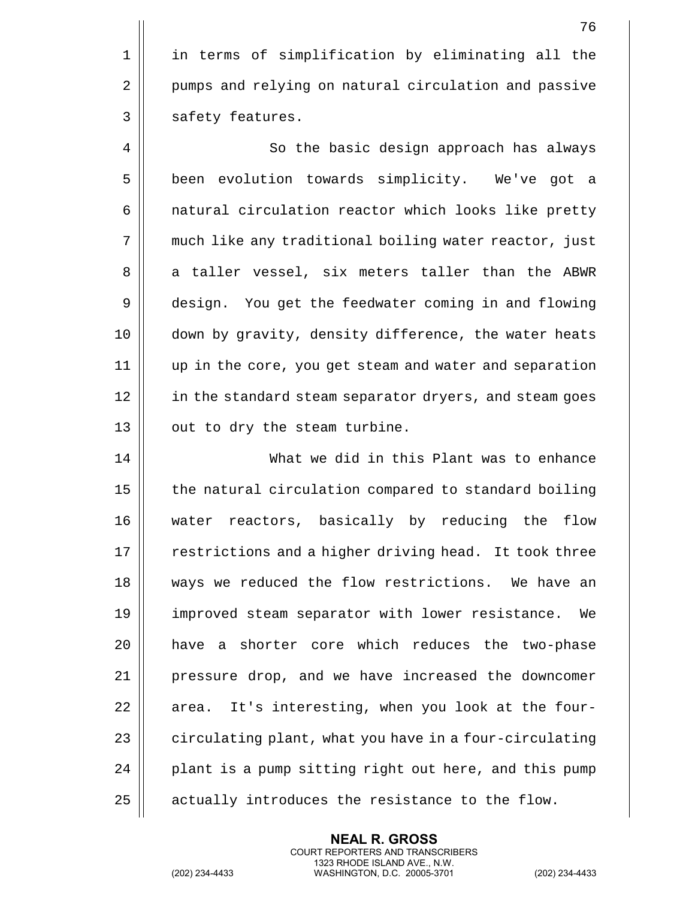in terms of simplification by eliminating all the pumps and relying on natural circulation and passive safety features.

So the basic design approach has always been evolution towards simplicity. We've got a natural circulation reactor which looks like pretty much like any traditional boiling water reactor, just a taller vessel, six meters taller than the ABWR design. You get the feedwater coming in and flowing down by gravity, density difference, the water heats up in the core, you get steam and water and separation in the standard steam separator dryers, and steam goes out to dry the steam turbine.

What we did in this Plant was to enhance the natural circulation compared to standard boiling water reactors, basically by reducing the flow restrictions and a higher driving head. It took three ways we reduced the flow restrictions. We have an improved steam separator with lower resistance. We have a shorter core which reduces the two-phase pressure drop, and we have increased the downcomer area. It's interesting, when you look at the four-circulating plant, what you have in a four-circulating plant is a pump sitting right out here, and this pump actually introduces the resistance to the flow.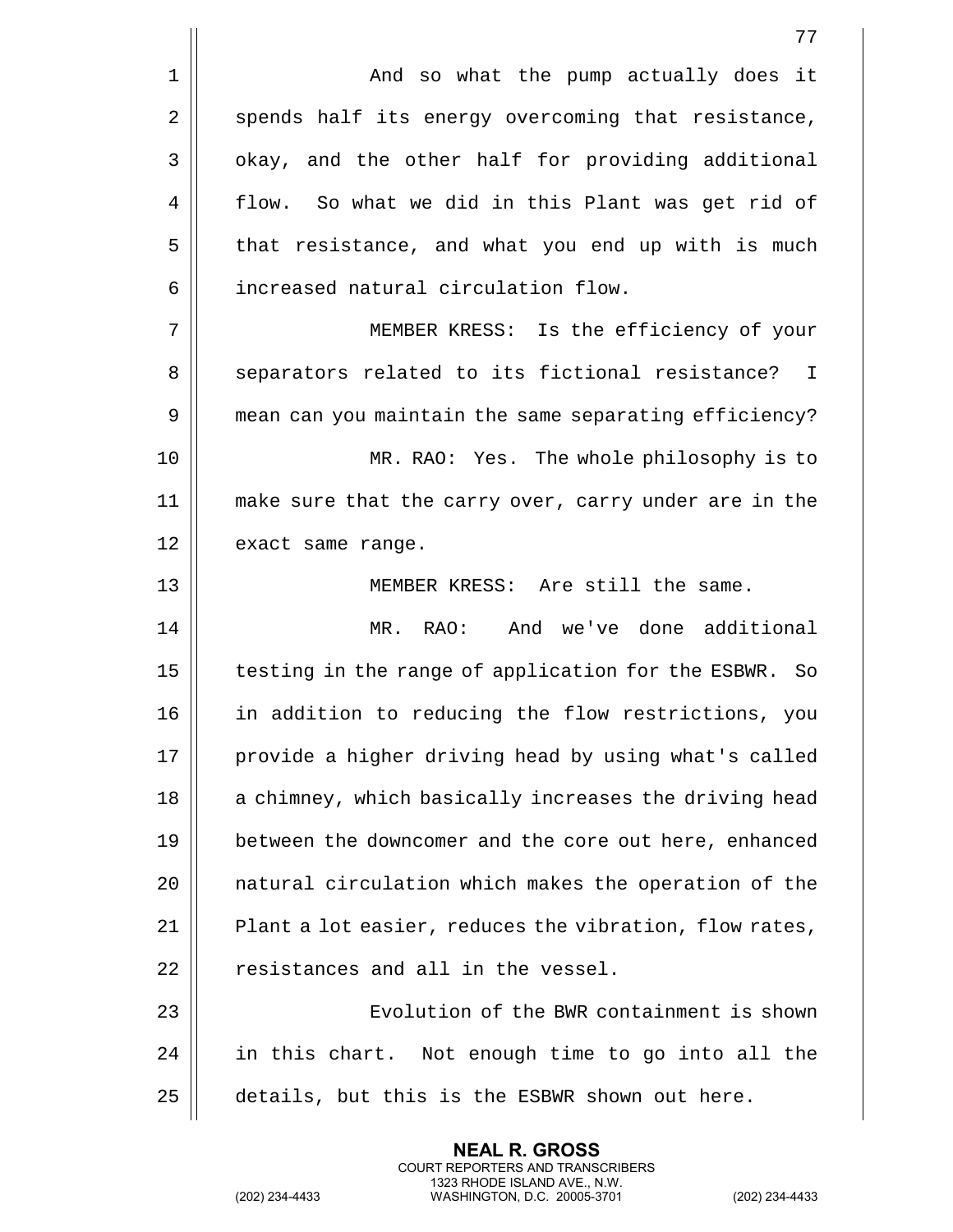And so what the pump actually does it spends half its energy overcoming that resistance, okay, and the other half for providing additional flow. So what we did in this Plant was get rid of that resistance, and what you end up with is much increased natural circulation flow.

MEMBER KRESS: Is the efficiency of your separators related to its fictional resistance? I mean can you maintain the same separating efficiency?

MR. RAO: Yes. The whole philosophy is to make sure that the carry over, carry under are in the exact same range.

MEMBER KRESS: Are still the same.

MR. RAO: And we've done additional testing in the range of application for the ESBWR. So in addition to reducing the flow restrictions, you provide a higher driving head by using what's called a chimney, which basically increases the driving head between the downcomer and the core out here, enhanced natural circulation which makes the operation of the Plant a lot easier, reduces the vibration, flow rates, resistances and all in the vessel.

Evolution of the BWR containment is shown in this chart. Not enough time to go into all the details, but this is the ESBWR shown out here.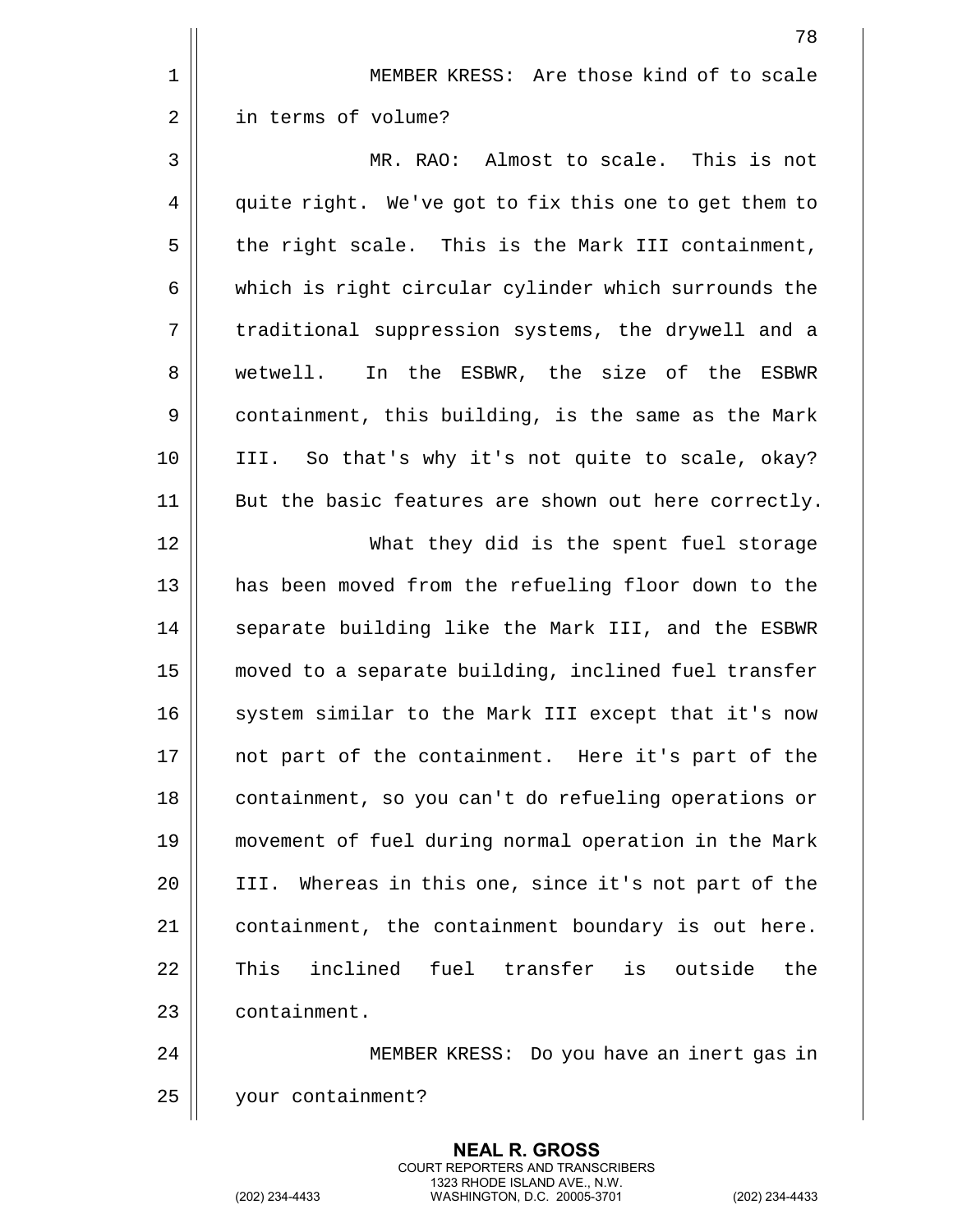MEMBER KRESS: Are those kind of to scale in terms of volume?

MR. RAO: Almost to scale. This is not quite right. We've got to fix this one to get them to the right scale. This is the Mark III containment, which is right circular cylinder which surrounds the traditional suppression systems, the drywell and a wetwell. In the ESBWR, the size of the ESBWR containment, this building, is the same as the Mark III. So that's why it's not quite to scale, okay? But the basic features are shown out here correctly.

What they did is the spent fuel storage has been moved from the refueling floor down to the separate building like the Mark III, and the ESBWR moved to a separate building, inclined fuel transfer system similar to the Mark III except that it's now not part of the containment. Here it's part of the containment, so you can't do refueling operations or movement of fuel during normal operation in the Mark III. Whereas in this one, since it's not part of the containment, the containment boundary is out here. This inclined fuel transfer is outside the containment.

MEMBER KRESS: Do you have an inert gas in your containment?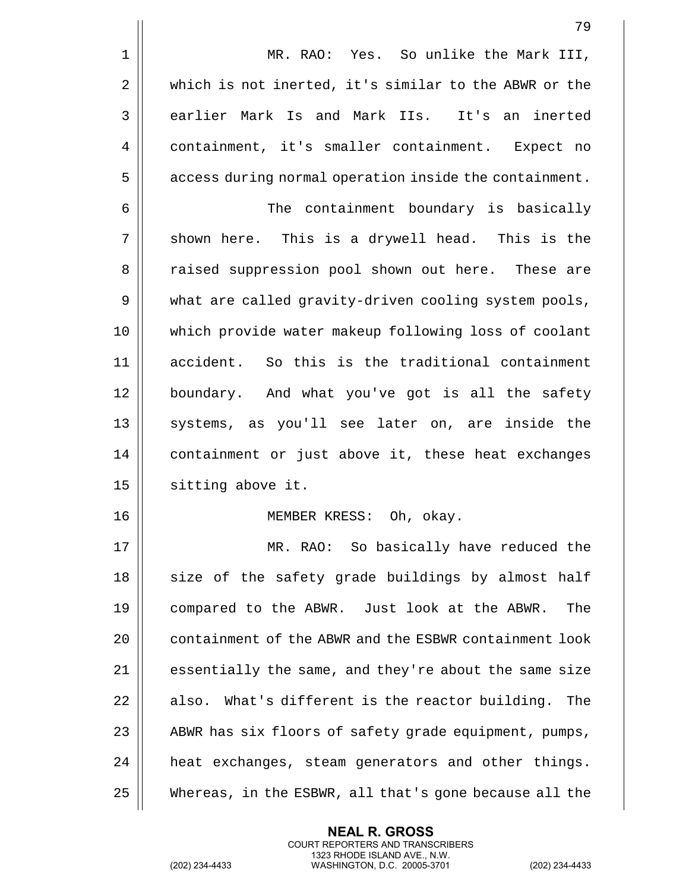MR. RAO: Yes. So unlike the Mark III, which is not inerted, it's similar to the ABWR or the earlier Mark Is and Mark IIs. It's an inerted containment, it's smaller containment. Expect no access during normal operation inside the containment.

The containment boundary is basically shown here. This is a drywell head. This is the raised suppression pool shown out here. These are what are called gravity-driven cooling system pools, which provide water makeup following loss of coolant accident. So this is the traditional containment boundary. And what you've got is all the safety systems, as you'll see later on, are inside the containment or just above it, these heat exchanges sitting above it.

MEMBER KRESS: Oh, okay.

MR. RAO: So basically have reduced the size of the safety grade buildings by almost half compared to the ABWR. Just look at the ABWR. The containment of the ABWR and the ESBWR containment look essentially the same, and they're about the same size also. What's different is the reactor building. The ABWR has six floors of safety grade equipment, pumps, heat exchanges, steam generators and other things. Whereas, in the ESBWR, all that's gone because all the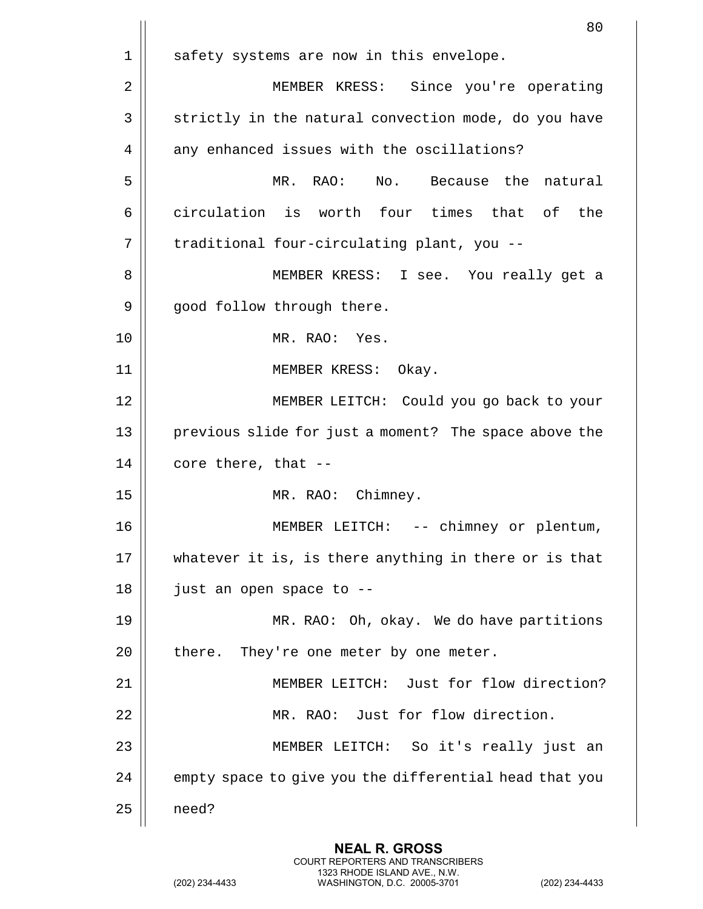safety systems are now in this envelope.

MEMBER KRESS: Since you're operating strictly in the natural convection mode, do you have any enhanced issues with the oscillations?

MR. RAO: No. Because the natural circulation is worth four times that of the traditional four-circulating plant, you --

MEMBER KRESS: I see. You really get a good follow through there.

MR. RAO: Yes.

MEMBER KRESS: Okay.

MEMBER LEITCH: Could you go back to your previous slide for just a moment? The space above the core there, that --

MR. RAO: Chimney.

MEMBER LEITCH: -- chimney or plentum, whatever it is, is there anything in there or is that just an open space to --

MR. RAO: Oh, okay. We do have partitions there. They're one meter by one meter.

MEMBER LEITCH: Just for flow direction?

MR. RAO: Just for flow direction.

MEMBER LEITCH: So it's really just an empty space to give you the differential head that you need?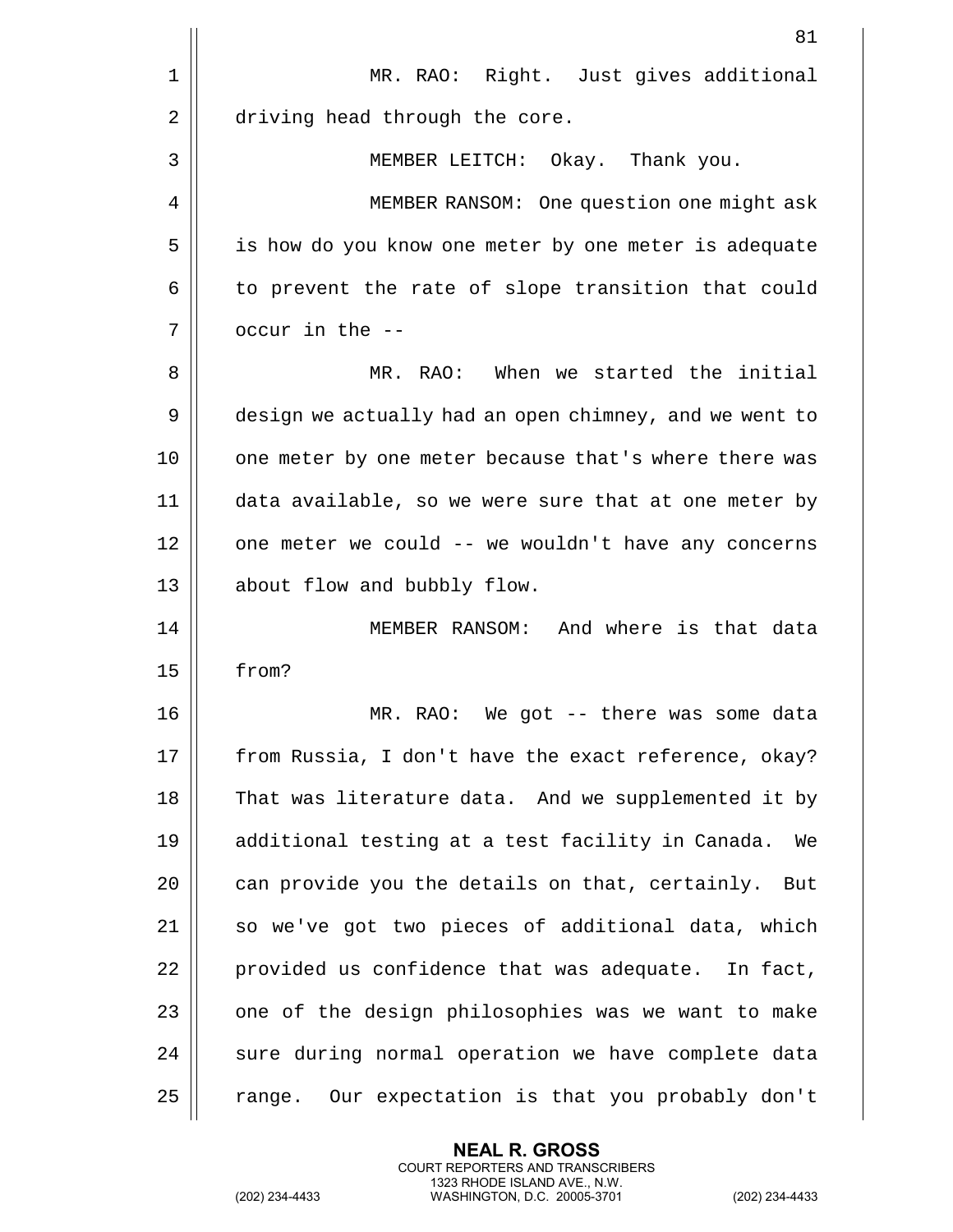MR. RAO: Right. Just gives additional driving head through the core.

MEMBER LEITCH: Okay. Thank you.

MEMBER RANSOM: One question one might ask is how do you know one meter by one meter is adequate to prevent the rate of slope transition that could occur in the --

MR. RAO: When we started the initial design we actually had an open chimney, and we went to one meter by one meter because that's where there was data available, so we were sure that at one meter by one meter we could -- we wouldn't have any concerns about flow and bubbly flow.

MEMBER RANSOM: And where is that data from?

MR. RAO: We got -- there was some data from Russia, I don't have the exact reference, okay? That was literature data. And we supplemented it by additional testing at a test facility in Canada. We can provide you the details on that, certainly. But so we've got two pieces of additional data, which provided us confidence that was adequate. In fact, one of the design philosophies was we want to make sure during normal operation we have complete data range. Our expectation is that you probably don't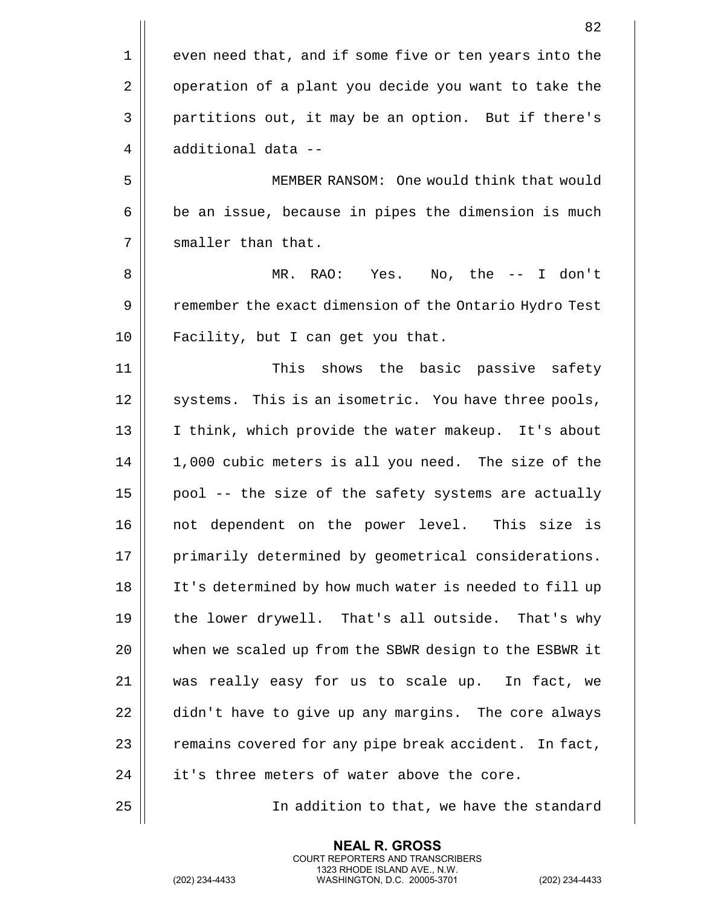even need that, and if some five or ten years into the operation of a plant you decide you want to take the partitions out, it may be an option. But if there's additional data --

MEMBER RANSOM: One would think that would be an issue, because in pipes the dimension is much smaller than that.

MR. RAO: Yes. No, the -- I don't remember the exact dimension of the Ontario Hydro Test Facility, but I can get you that.

This shows the basic passive safety systems. This is an isometric. You have three pools, I think, which provide the water makeup. It's about 1,000 cubic meters is all you need. The size of the pool -- the size of the safety systems are actually not dependent on the power level. This size is primarily determined by geometrical considerations. It's determined by how much water is needed to fill up the lower drywell. That's all outside. That's why when we scaled up from the SBWR design to the ESBWR it was really easy for us to scale up. In fact, we didn't have to give up any margins. The core always remains covered for any pipe break accident. In fact, it's three meters of water above the core.

In addition to that, we have the standard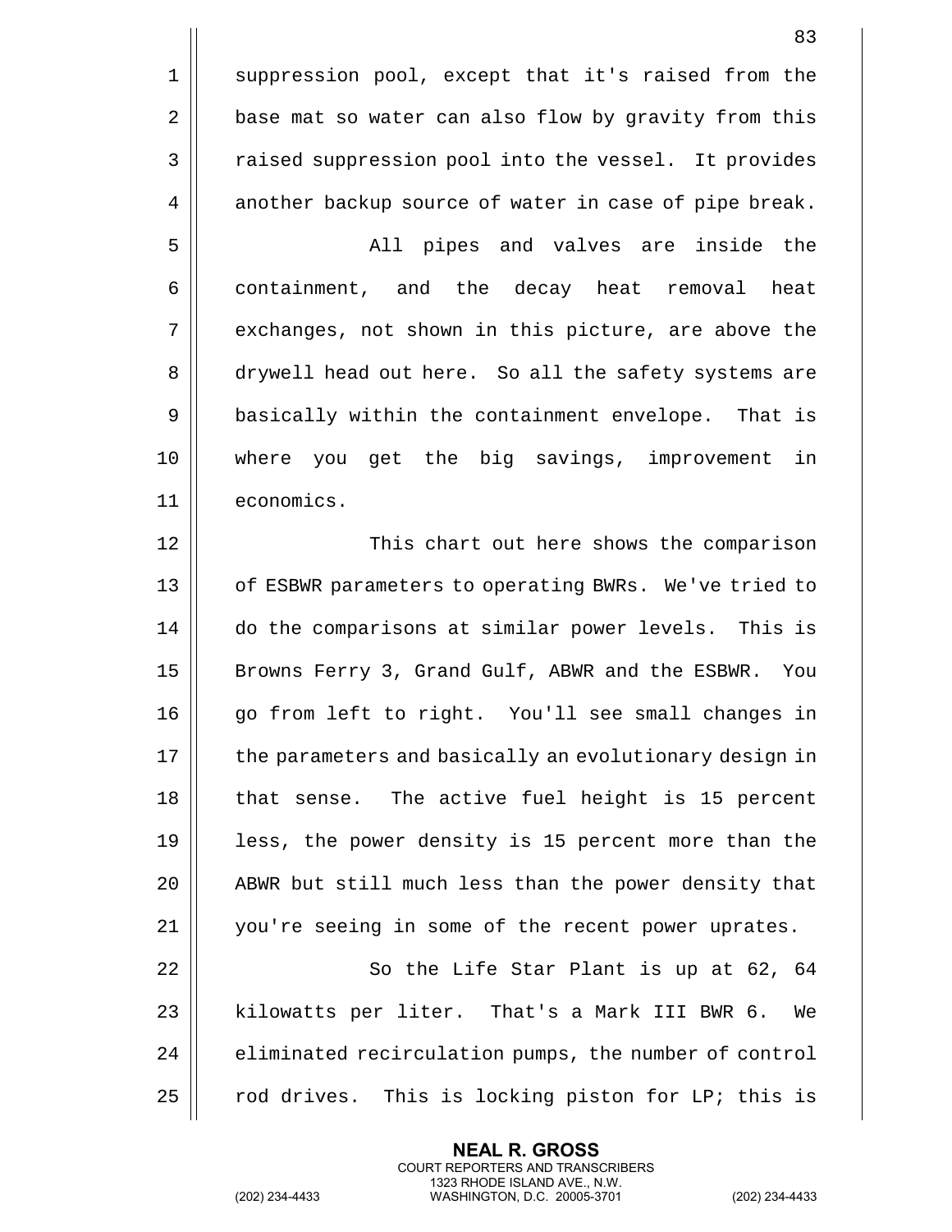suppression pool, except that it's raised from the base mat so water can also flow by gravity from this raised suppression pool into the vessel. It provides another backup source of water in case of pipe break.

All pipes and valves are inside the containment, and the decay heat removal heat exchanges, not shown in this picture, are above the drywell head out here. So all the safety systems are basically within the containment envelope. That is where you get the big savings, improvement in economics.

This chart out here shows the comparison of ESBWR parameters to operating BWRs. We've tried to do the comparisons at similar power levels. This is Browns Ferry 3, Grand Gulf, ABWR and the ESBWR. You go from left to right. You'll see small changes in the parameters and basically an evolutionary design in that sense. The active fuel height is 15 percent less, the power density is 15 percent more than the ABWR but still much less than the power density that you're seeing in some of the recent power uprates.

So the Life Star Plant is up at 62, 64 kilowatts per liter. That's a Mark III BWR 6. We eliminated recirculation pumps, the number of control rod drives. This is locking piston for LP; this is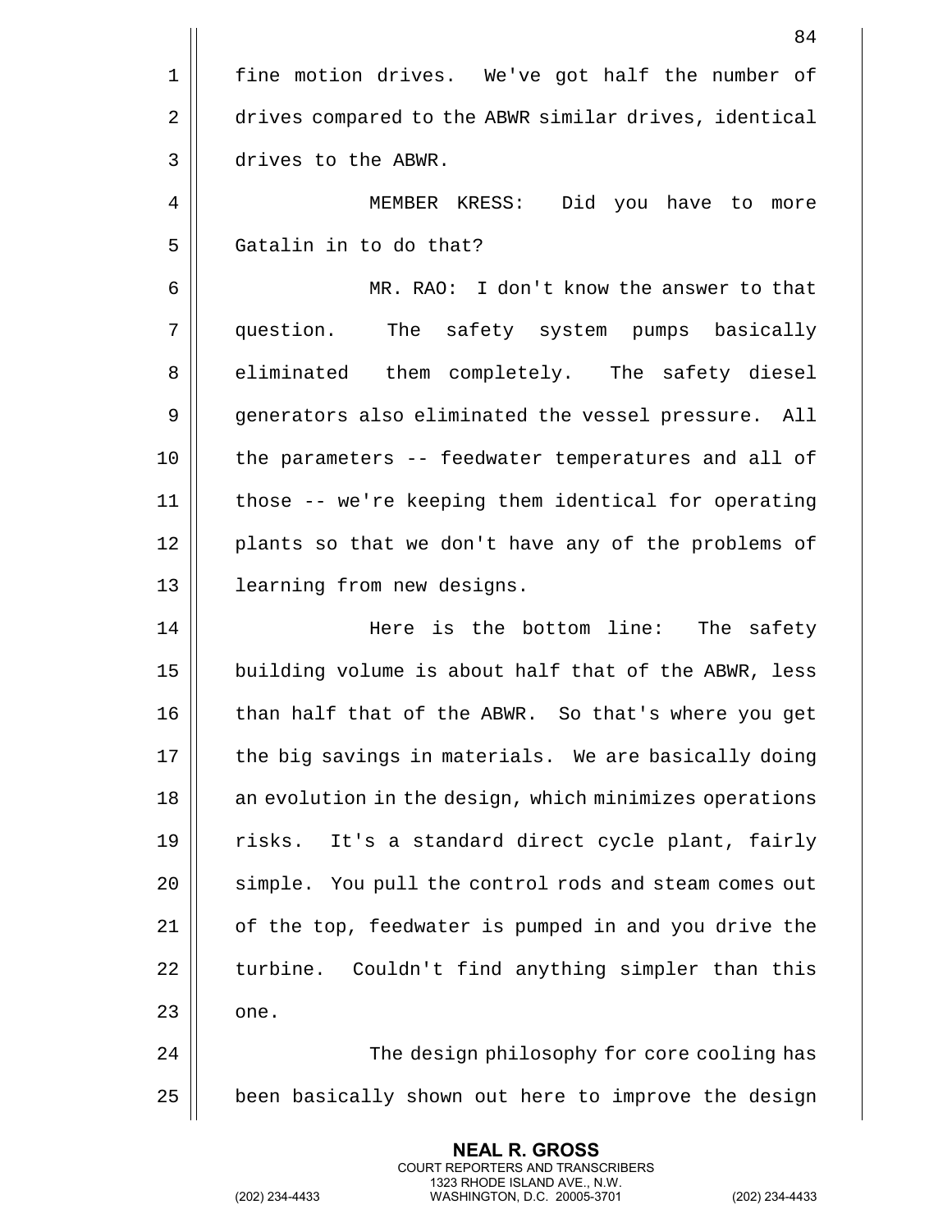fine motion drives. We've got half the number of drives compared to the ABWR similar drives, identical drives to the ABWR.

MEMBER KRESS: Did you have to more Gatalin in to do that?

MR. RAO: I don't know the answer to that question. The safety system pumps basically eliminated them completely. The safety diesel generators also eliminated the vessel pressure. All the parameters -- feedwater temperatures and all of those -- we're keeping them identical for operating plants so that we don't have any of the problems of learning from new designs.

Here is the bottom line: The safety building volume is about half that of the ABWR, less than half that of the ABWR. So that's where you get the big savings in materials. We are basically doing an evolution in the design, which minimizes operations risks. It's a standard direct cycle plant, fairly simple. You pull the control rods and steam comes out of the top, feedwater is pumped in and you drive the turbine. Couldn't find anything simpler than this one.

The design philosophy for core cooling has been basically shown out here to improve the design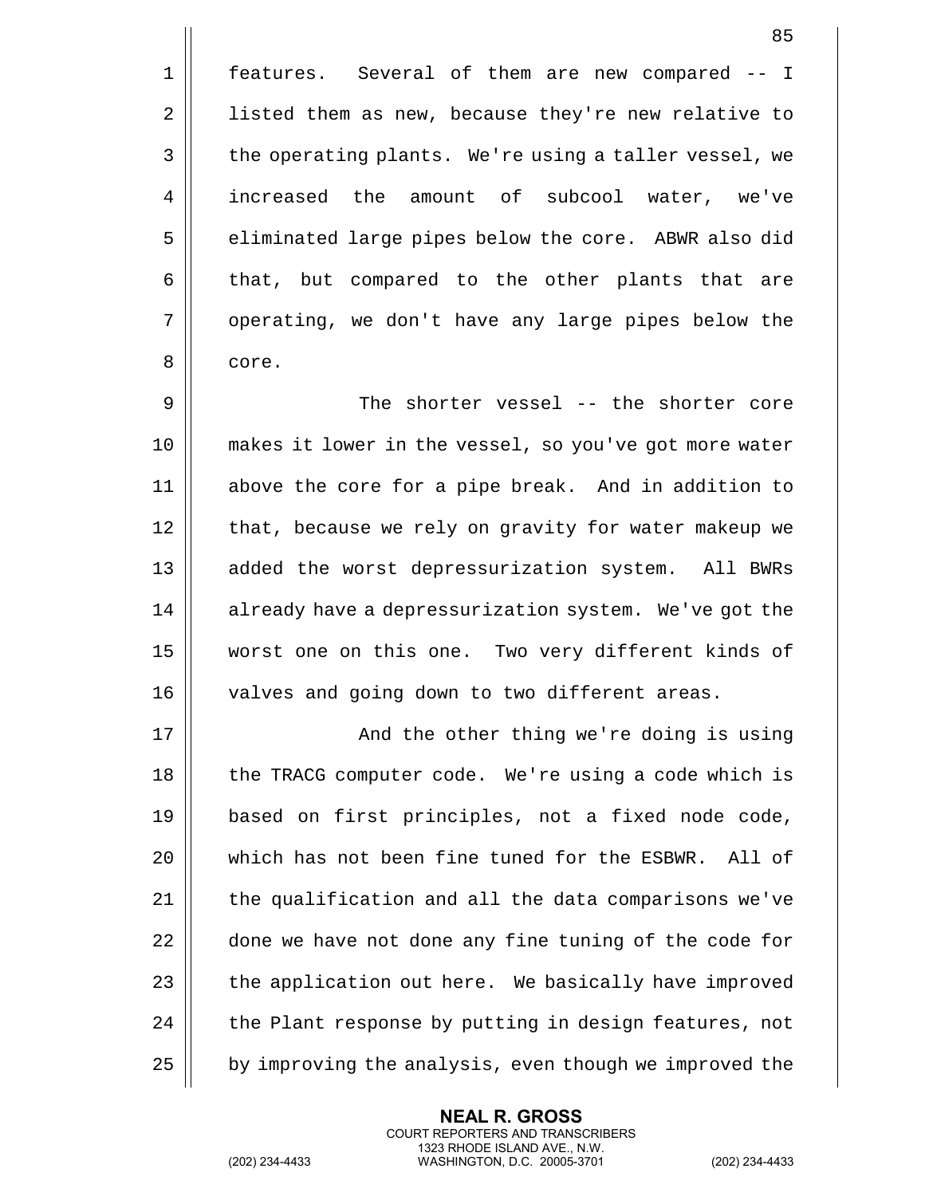features. Several of them are new compared -- I listed them as new, because they're new relative to the operating plants. We're using a taller vessel, we increased the amount of subcool water, we've eliminated large pipes below the core. ABWR also did that, but compared to the other plants that are operating, we don't have any large pipes below the core.

The shorter vessel -- the shorter core makes it lower in the vessel, so you've got more water above the core for a pipe break. And in addition to that, because we rely on gravity for water makeup we added the worst depressurization system. All BWRs already have a depressurization system. We've got the worst one on this one. Two very different kinds of valves and going down to two different areas.

And the other thing we're doing is using the TRACG computer code. We're using a code which is based on first principles, not a fixed node code, which has not been fine tuned for the ESBWR. All of the qualification and all the data comparisons we've done we have not done any fine tuning of the code for the application out here. We basically have improved the Plant response by putting in design features, not by improving the analysis, even though we improved the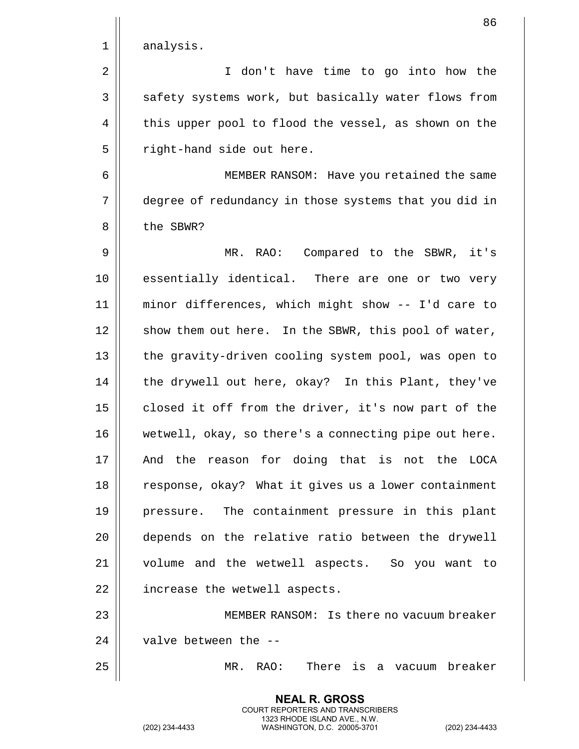analysis.

I don't have time to go into how the safety systems work, but basically water flows from this upper pool to flood the vessel, as shown on the right-hand side out here.

MEMBER RANSOM: Have you retained the same degree of redundancy in those systems that you did in the SBWR?

MR. RAO: Compared to the SBWR, it's essentially identical. There are one or two very minor differences, which might show -- I'd care to show them out here. In the SBWR, this pool of water, the gravity-driven cooling system pool, was open to the drywell out here, okay? In this Plant, they've closed it off from the driver, it's now part of the wetwell, okay, so there's a connecting pipe out here. And the reason for doing that is not the LOCA response, okay? What it gives us a lower containment pressure. The containment pressure in this plant depends on the relative ratio between the drywell volume and the wetwell aspects. So you want to increase the wetwell aspects.

MEMBER RANSOM: Is there no vacuum breaker valve between the --

MR. RAO: There is a vacuum breaker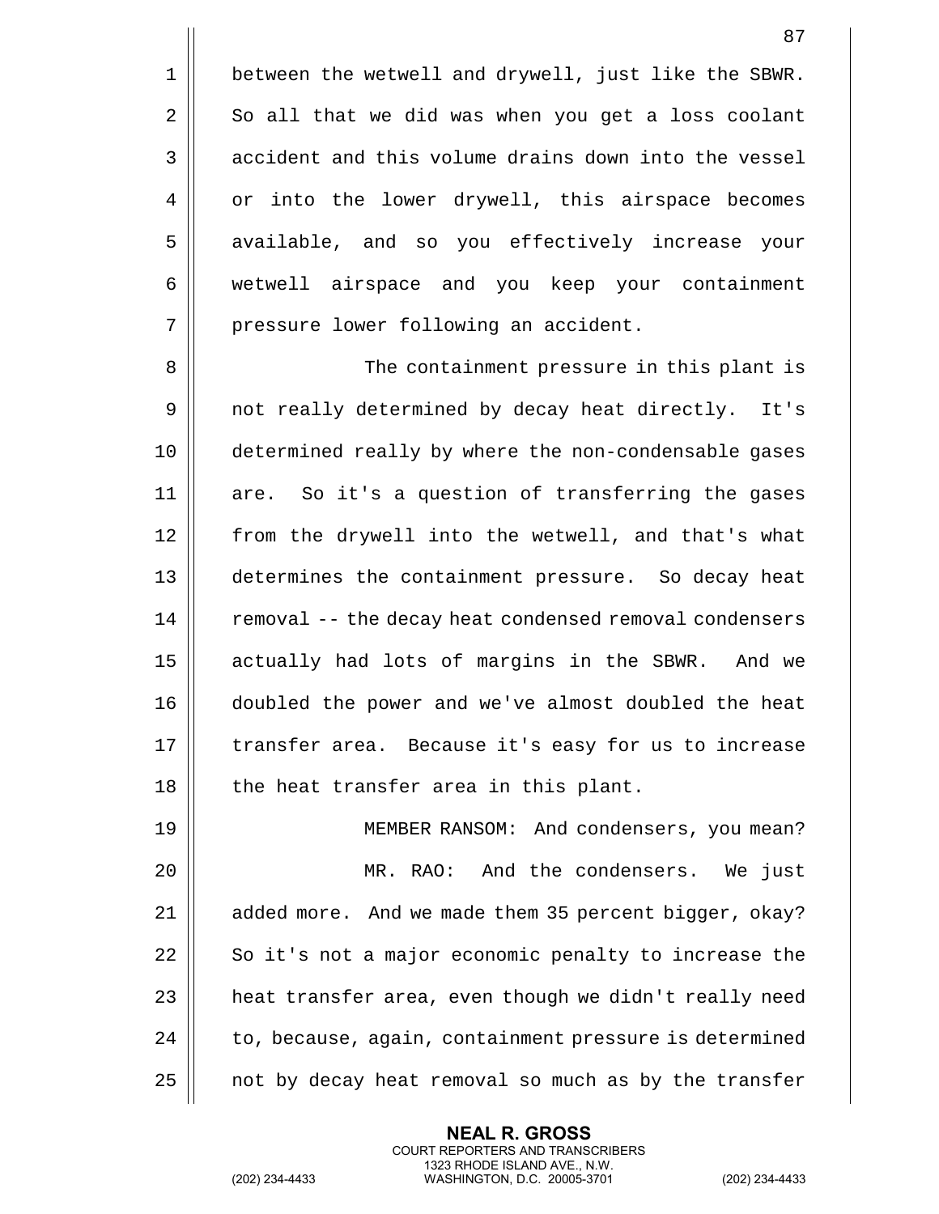between the wetwell and drywell, just like the SBWR. So all that we did was when you get a loss coolant accident and this volume drains down into the vessel or into the lower drywell, this airspace becomes available, and so you effectively increase your wetwell airspace and you keep your containment pressure lower following an accident.

The containment pressure in this plant is not really determined by decay heat directly. It's determined really by where the non-condensable gases are. So it's a question of transferring the gases from the drywell into the wetwell, and that's what determines the containment pressure. So decay heat removal -- the decay heat condensed removal condensers actually had lots of margins in the SBWR. And we doubled the power and we've almost doubled the heat transfer area. Because it's easy for us to increase the heat transfer area in this plant.

MEMBER RANSOM: And condensers, you mean?

MR. RAO: And the condensers. We just added more. And we made them 35 percent bigger, okay? So it's not a major economic penalty to increase the heat transfer area, even though we didn't really need to, because, again, containment pressure is determined not by decay heat removal so much as by the transfer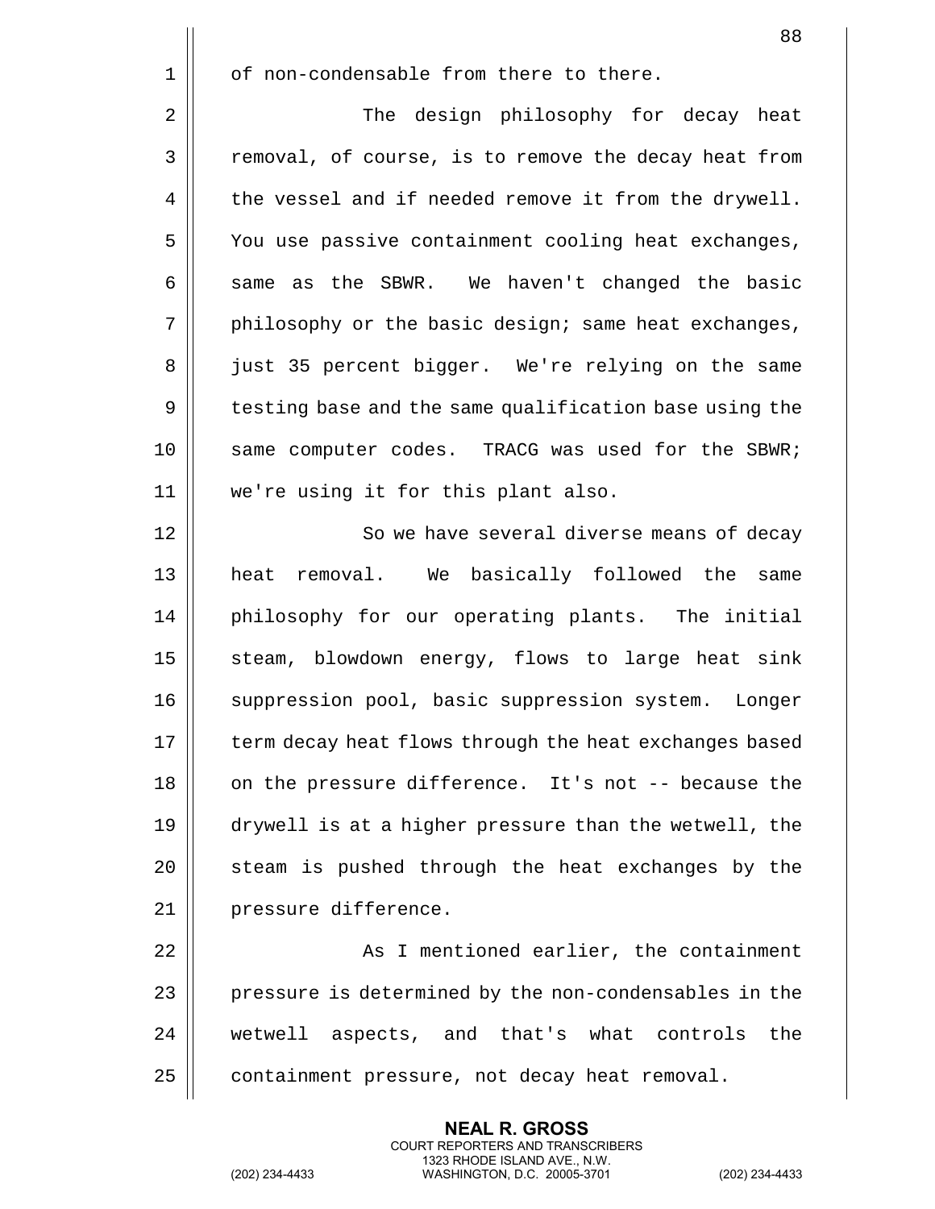of non-condensable from there to there.

The design philosophy for decay heat removal, of course, is to remove the decay heat from the vessel and if needed remove it from the drywell. You use passive containment cooling heat exchanges, same as the SBWR. We haven't changed the basic philosophy or the basic design; same heat exchanges, just 35 percent bigger. We're relying on the same testing base and the same qualification base using the same computer codes. TRACG was used for the SBWR; we're using it for this plant also.

So we have several diverse means of decay heat removal. We basically followed the same philosophy for our operating plants. The initial steam, blowdown energy, flows to large heat sink suppression pool, basic suppression system. Longer term decay heat flows through the heat exchanges based on the pressure difference. It's not -- because the drywell is at a higher pressure than the wetwell, the steam is pushed through the heat exchanges by the pressure difference.

As I mentioned earlier, the containment pressure is determined by the non-condensables in the wetwell aspects, and that's what controls the containment pressure, not decay heat removal.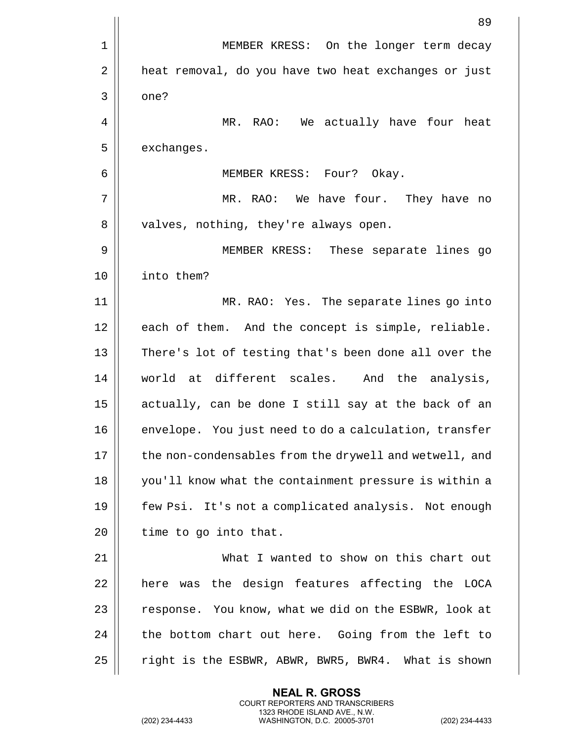MEMBER KRESS: On the longer term decay heat removal, do you have two heat exchanges or just one?

MR. RAO: We actually have four heat exchanges.

MEMBER KRESS: Four? Okay.

MR. RAO: We have four. They have no valves, nothing, they're always open.

MEMBER KRESS: These separate lines go into them?

MR. RAO: Yes. The separate lines go into each of them. And the concept is simple, reliable. There's lot of testing that's been done all over the world at different scales. And the analysis, actually, can be done I still say at the back of an envelope. You just need to do a calculation, transfer the non-condensables from the drywell and wetwell, and you'll know what the containment pressure is within a few Psi. It's not a complicated analysis. Not enough time to go into that.

What I wanted to show on this chart out here was the design features affecting the LOCA response. You know, what we did on the ESBWR, look at the bottom chart out here. Going from the left to right is the ESBWR, ABWR, BWR5, BWR4. What is shown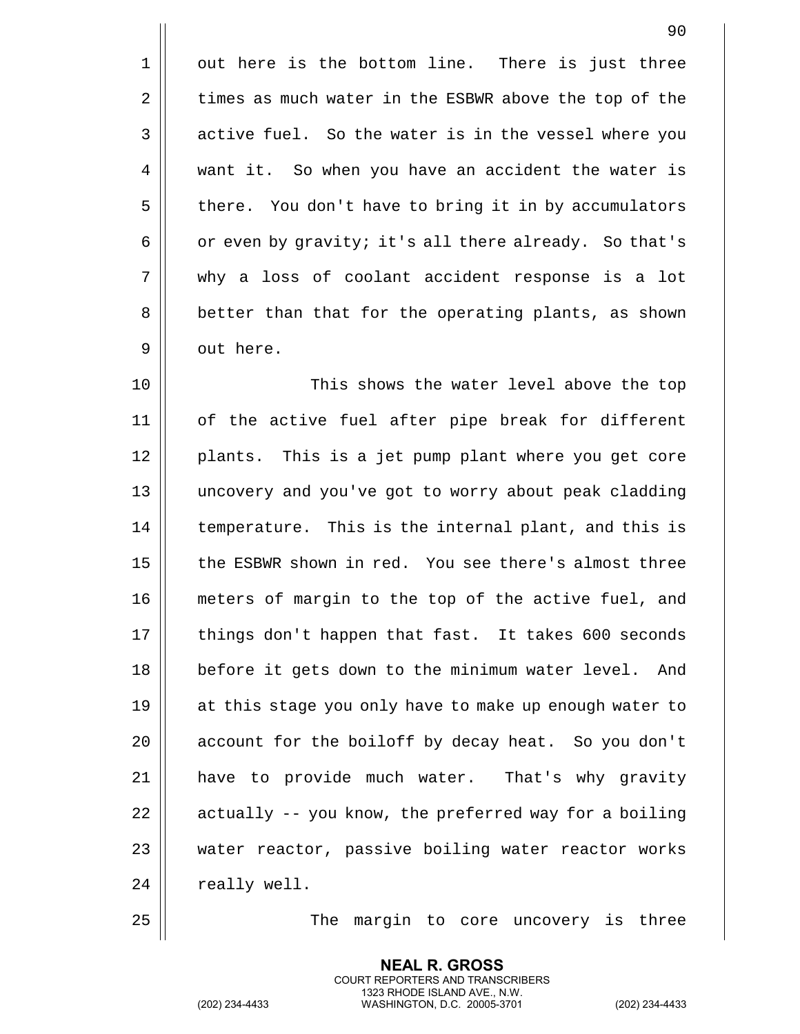out here is the bottom line. There is just three times as much water in the ESBWR above the top of the active fuel. So the water is in the vessel where you want it. So when you have an accident the water is there. You don't have to bring it in by accumulators or even by gravity; it's all there already. So that's why a loss of coolant accident response is a lot better than that for the operating plants, as shown out here.

This shows the water level above the top of the active fuel after pipe break for different plants. This is a jet pump plant where you get core uncovery and you've got to worry about peak cladding temperature. This is the internal plant, and this is the ESBWR shown in red. You see there's almost three meters of margin to the top of the active fuel, and things don't happen that fast. It takes 600 seconds before it gets down to the minimum water level. And at this stage you only have to make up enough water to account for the boiloff by decay heat. So you don't have to provide much water. That's why gravity actually -- you know, the preferred way for a boiling water reactor, passive boiling water reactor works really well.

The margin to core uncovery is three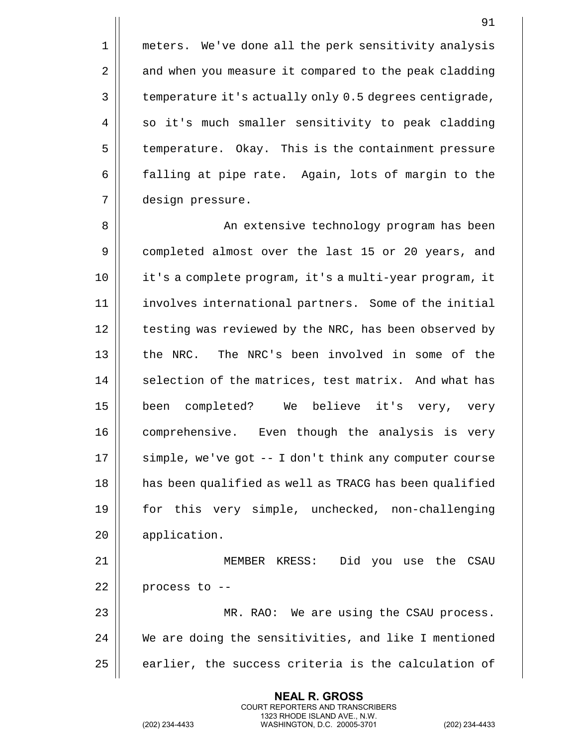meters. We've done all the perk sensitivity analysis and when you measure it compared to the peak cladding temperature it's actually only 0.5 degrees centigrade, so it's much smaller sensitivity to peak cladding temperature. Okay. This is the containment pressure falling at pipe rate. Again, lots of margin to the design pressure.

An extensive technology program has been completed almost over the last 15 or 20 years, and it's a complete program, it's a multi-year program, it involves international partners. Some of the initial testing was reviewed by the NRC, has been observed by the NRC. The NRC's been involved in some of the selection of the matrices, test matrix. And what has been completed? We believe it's very, very comprehensive. Even though the analysis is very simple, we've got -- I don't think any computer course has been qualified as well as TRACG has been qualified for this very simple, unchecked, non-challenging application.

MEMBER KRESS: Did you use the CSAU process to --

MR. RAO: We are using the CSAU process. We are doing the sensitivities, and like I mentioned earlier, the success criteria is the calculation of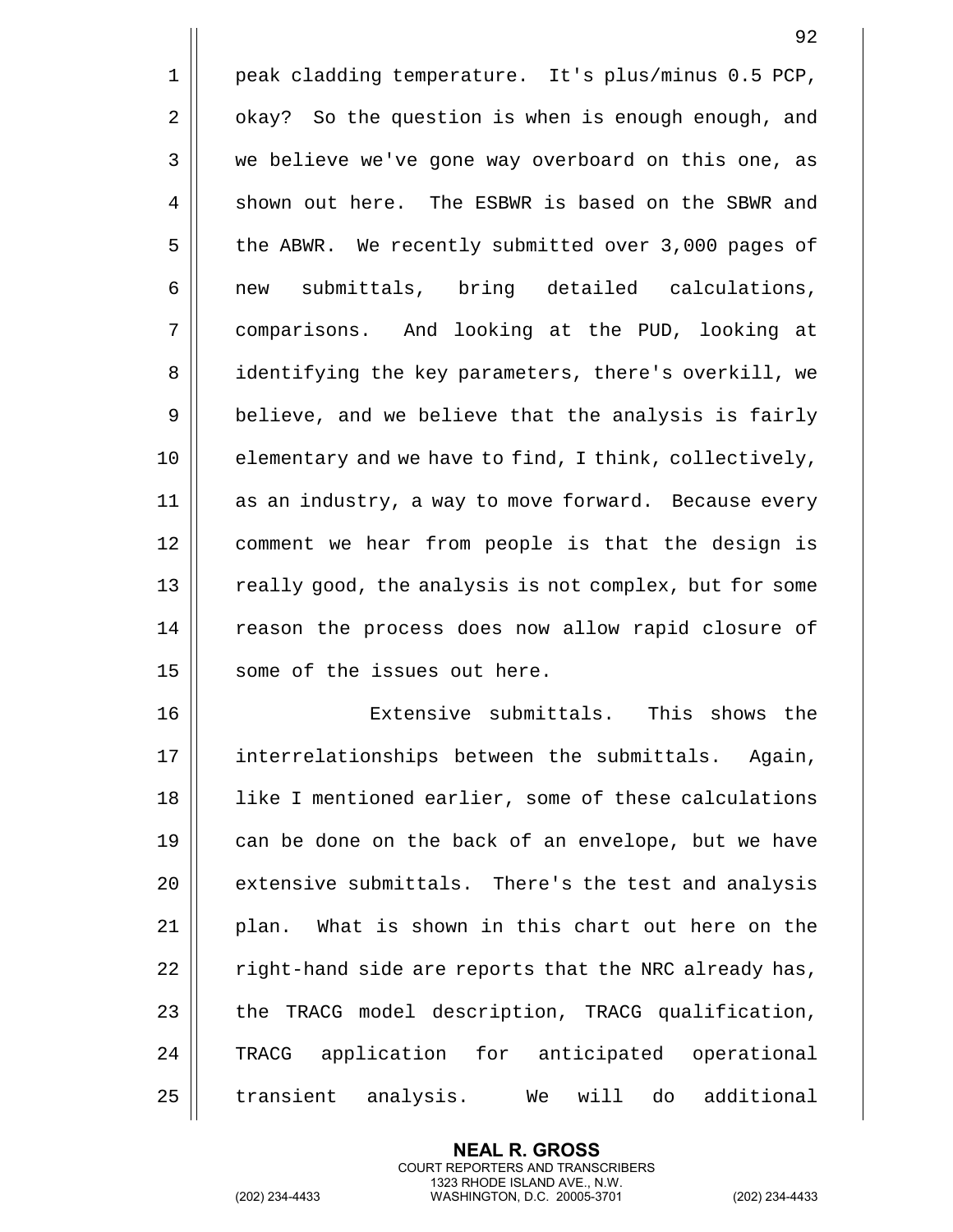peak cladding temperature. It's plus/minus 0.5 PCP, okay? So the question is when is enough enough, and we believe we've gone way overboard on this one, as shown out here. The ESBWR is based on the SBWR and the ABWR. We recently submitted over 3,000 pages of new submittals, bring detailed calculations, comparisons. And looking at the PUD, looking at identifying the key parameters, there's overkill, we believe, and we believe that the analysis is fairly elementary and we have to find, I think, collectively, as an industry, a way to move forward. Because every comment we hear from people is that the design is really good, the analysis is not complex, but for some reason the process does now allow rapid closure of some of the issues out here.

Extensive submittals. This shows the interrelationships between the submittals. Again, like I mentioned earlier, some of these calculations can be done on the back of an envelope, but we have extensive submittals. There's the test and analysis plan. What is shown in this chart out here on the right-hand side are reports that the NRC already has, the TRACG model description, TRACG qualification, TRACG application for anticipated operational transient analysis. We will do additional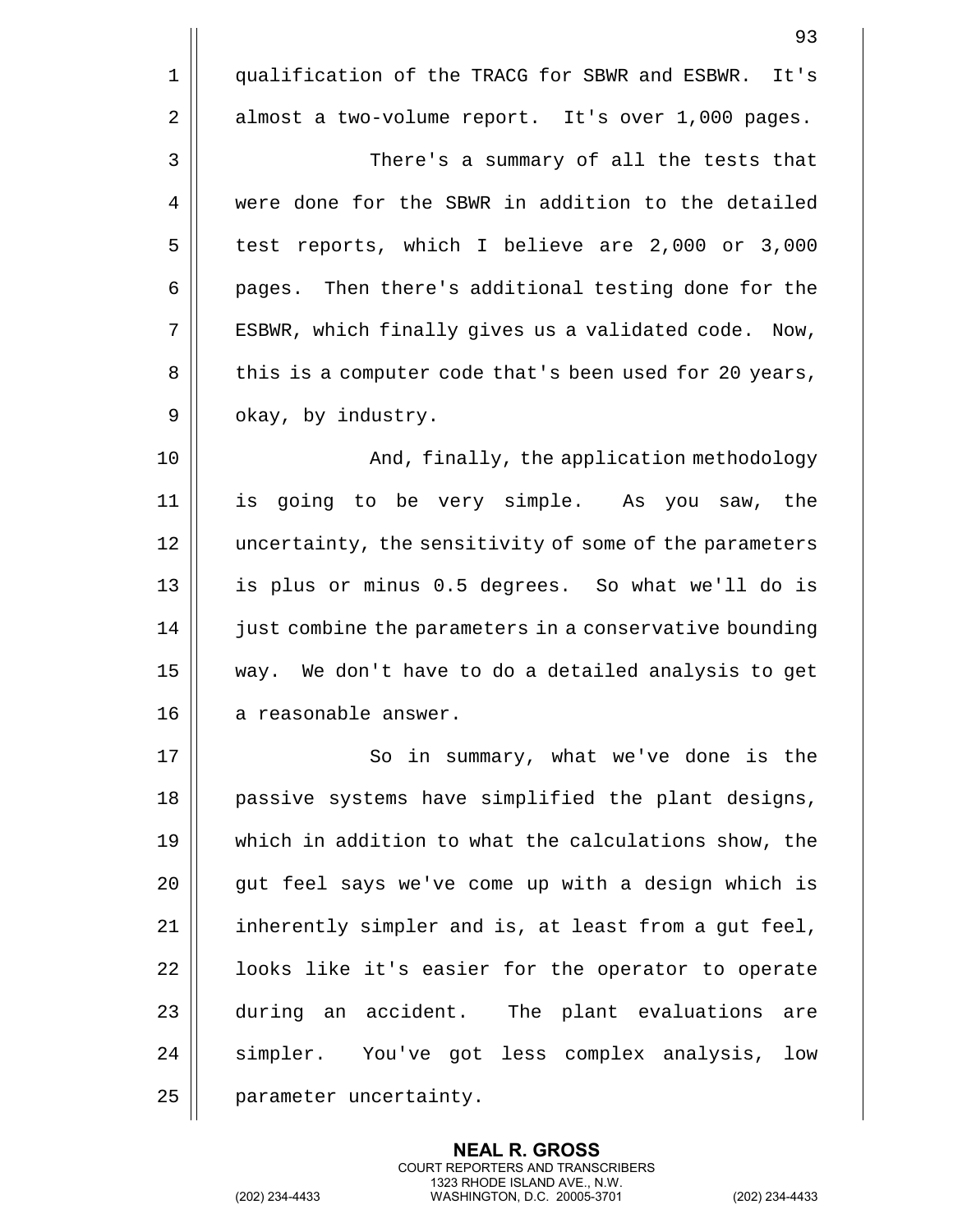qualification of the TRACG for SBWR and ESBWR. It's almost a two-volume report. It's over 1,000 pages.

There's a summary of all the tests that were done for the SBWR in addition to the detailed test reports, which I believe are 2,000 or 3,000 pages. Then there's additional testing done for the ESBWR, which finally gives us a validated code. Now, this is a computer code that's been used for 20 years, okay, by industry.

And, finally, the application methodology is going to be very simple. As you saw, the uncertainty, the sensitivity of some of the parameters is plus or minus 0.5 degrees. So what we'll do is just combine the parameters in a conservative bounding way. We don't have to do a detailed analysis to get a reasonable answer.

So in summary, what we've done is the passive systems have simplified the plant designs, which in addition to what the calculations show, the gut feel says we've come up with a design which is inherently simpler and is, at least from a gut feel, looks like it's easier for the operator to operate during an accident. The plant evaluations are simpler. You've got less complex analysis, low parameter uncertainty.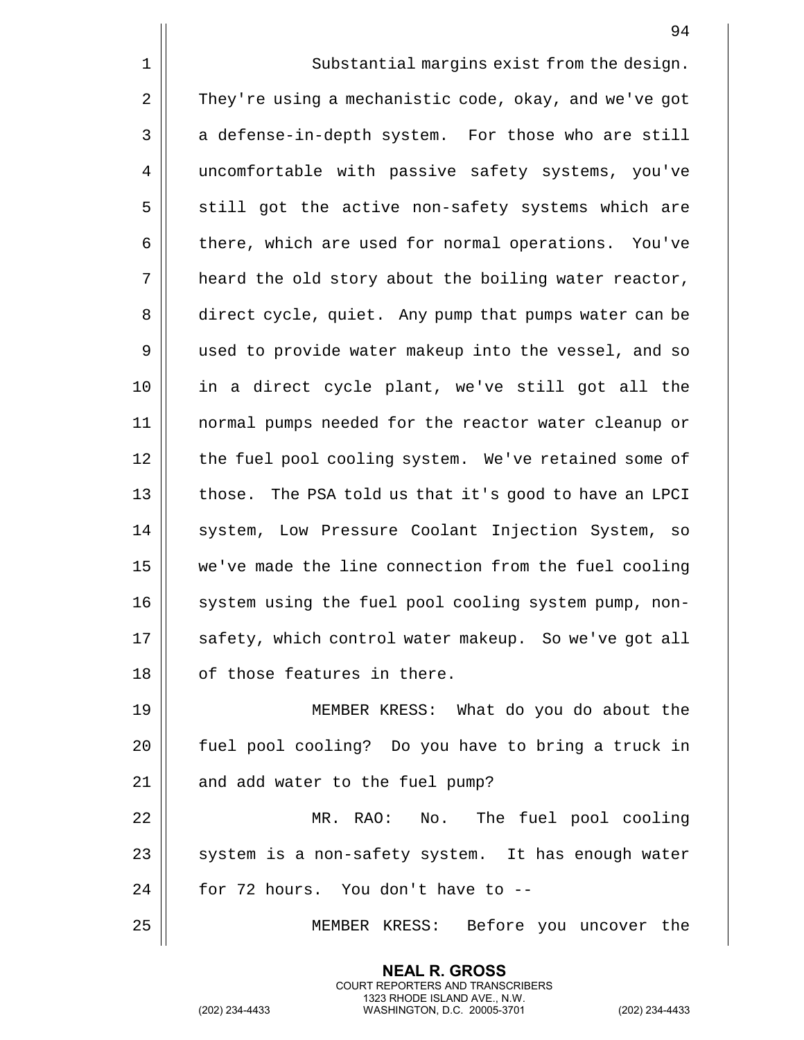Substantial margins exist from the design. They're using a mechanistic code, okay, and we've got a defense-in-depth system. For those who are still uncomfortable with passive safety systems, you've still got the active non-safety systems which are there, which are used for normal operations. You've heard the old story about the boiling water reactor, direct cycle, quiet. Any pump that pumps water can be used to provide water makeup into the vessel, and so in a direct cycle plant, we've still got all the normal pumps needed for the reactor water cleanup or the fuel pool cooling system. We've retained some of those. The PSA told us that it's good to have an LPCI system, Low Pressure Coolant Injection System, so we've made the line connection from the fuel cooling system using the fuel pool cooling system pump, non-safety, which control water makeup. So we've got all of those features in there.

MEMBER KRESS: What do you do about the fuel pool cooling? Do you have to bring a truck in and add water to the fuel pump?

MR. RAO: No. The fuel pool cooling system is a non-safety system. It has enough water for 72 hours. You don't have to --

MEMBER KRESS: Before you uncover the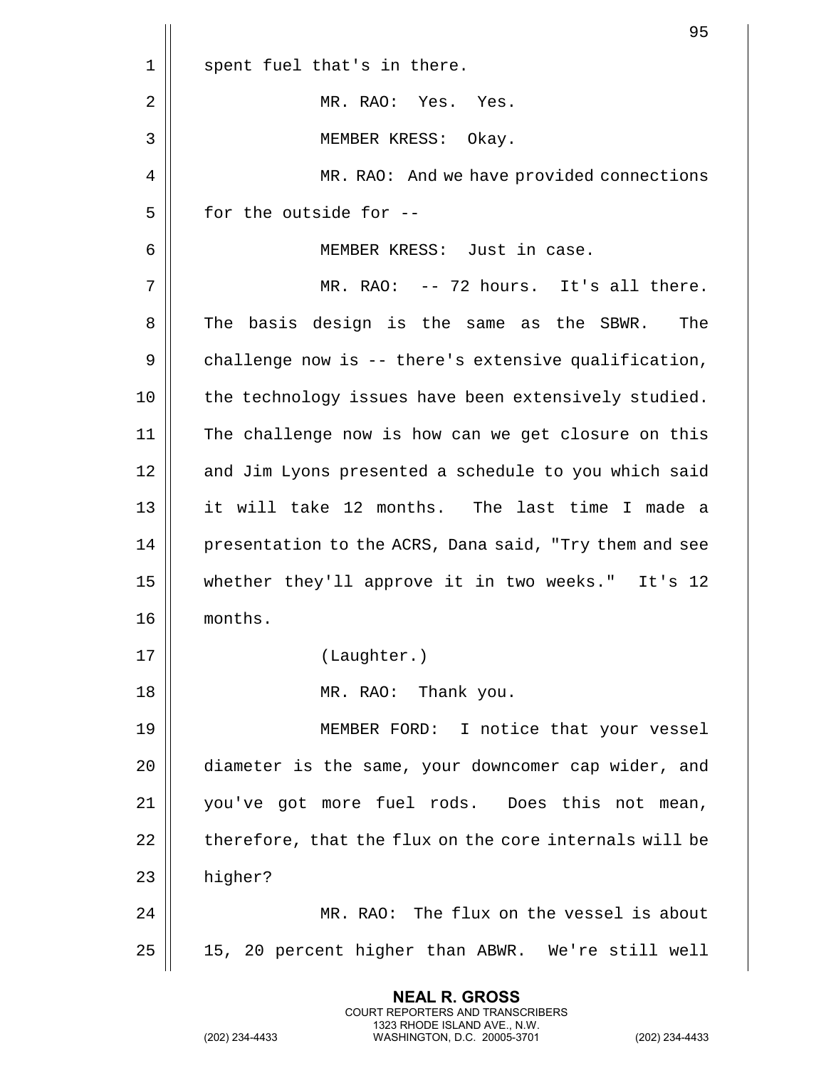spent fuel that's in there.

MR. RAO: Yes. Yes.

MEMBER KRESS: Okay.

MR. RAO: And we have provided connections for the outside for --

MEMBER KRESS: Just in case.

MR. RAO: -- 72 hours. It's all there. The basis design is the same as the SBWR. The challenge now is -- there's extensive qualification, the technology issues have been extensively studied. The challenge now is how can we get closure on this and Jim Lyons presented a schedule to you which said it will take 12 months. The last time I made a presentation to the ACRS, Dana said, "Try them and see whether they'll approve it in two weeks." It's 12 months.

(Laughter.)

MR. RAO: Thank you.

MEMBER FORD: I notice that your vessel diameter is the same, your downcomer cap wider, and you've got more fuel rods. Does this not mean, therefore, that the flux on the core internals will be higher?

MR. RAO: The flux on the vessel is about 15, 20 percent higher than ABWR. We're still well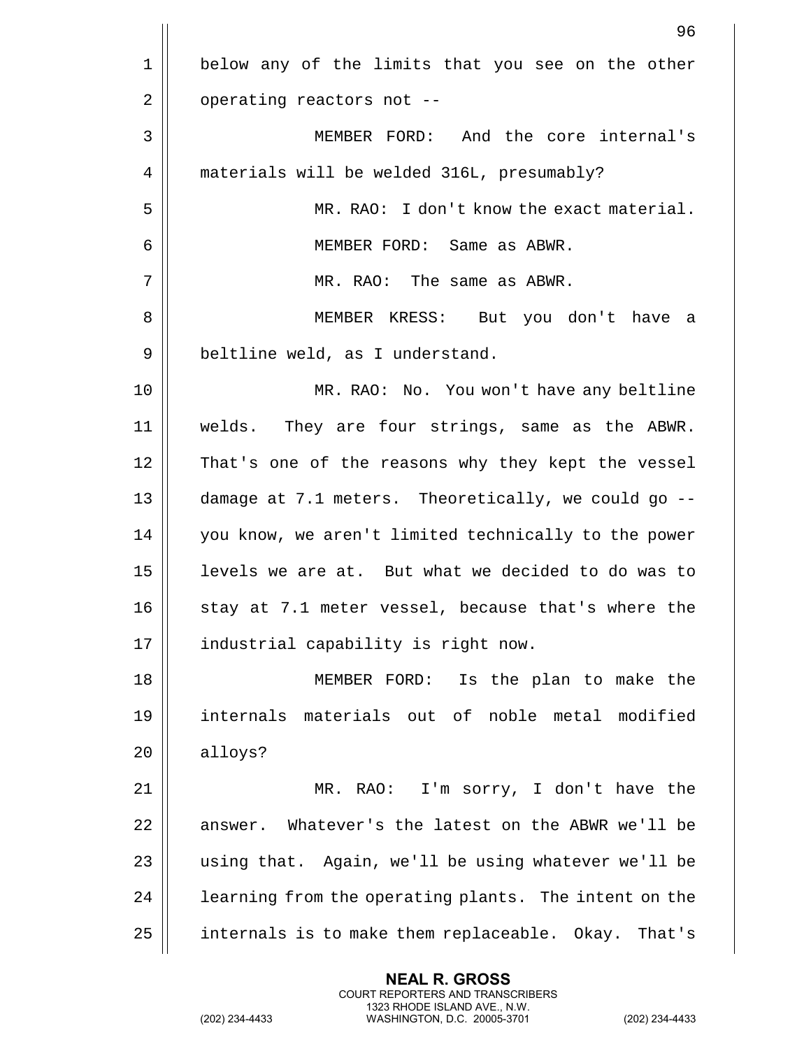below any of the limits that you see on the other operating reactors not --

MEMBER FORD: And the core internal's materials will be welded 316L, presumably?

MR. RAO: I don't know the exact material.

MEMBER FORD: Same as ABWR.

MR. RAO: The same as ABWR.

MEMBER KRESS: But you don't have a beltline weld, as I understand.

MR. RAO: No. You won't have any beltline welds. They are four strings, same as the ABWR. That's one of the reasons why they kept the vessel damage at 7.1 meters. Theoretically, we could go -- you know, we aren't limited technically to the power levels we are at. But what we decided to do was to stay at 7.1 meter vessel, because that's where the industrial capability is right now.

MEMBER FORD: Is the plan to make the internals materials out of noble metal modified alloys?

MR. RAO: I'm sorry, I don't have the answer. Whatever's the latest on the ABWR we'll be using that. Again, we'll be using whatever we'll be learning from the operating plants. The intent on the internals is to make them replaceable. Okay. That's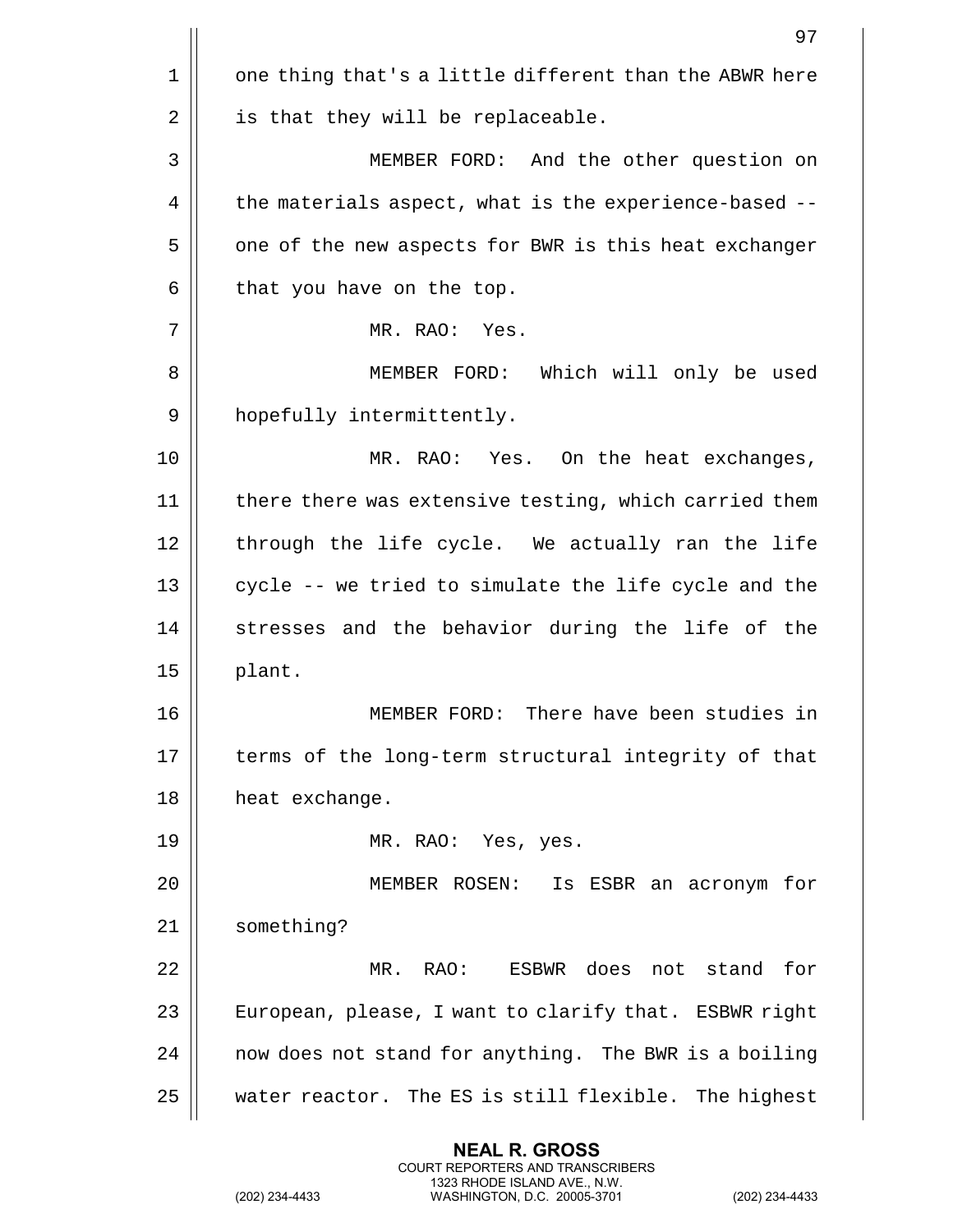one thing that's a little different than the ABWR here is that they will be replaceable.

MEMBER FORD: And the other question on the materials aspect, what is the experience-based -- one of the new aspects for BWR is this heat exchanger that you have on the top.

MR. RAO: Yes.

MEMBER FORD: Which will only be used hopefully intermittently.

MR. RAO: Yes. On the heat exchanges, there there was extensive testing, which carried them through the life cycle. We actually ran the life cycle -- we tried to simulate the life cycle and the stresses and the behavior during the life of the plant.

MEMBER FORD: There have been studies in terms of the long-term structural integrity of that heat exchange.

MR. RAO: Yes, yes.

MEMBER ROSEN: Is ESBR an acronym for something?

MR. RAO: ESBWR does not stand for European, please, I want to clarify that. ESBWR right now does not stand for anything. The BWR is a boiling water reactor. The ES is still flexible. The highest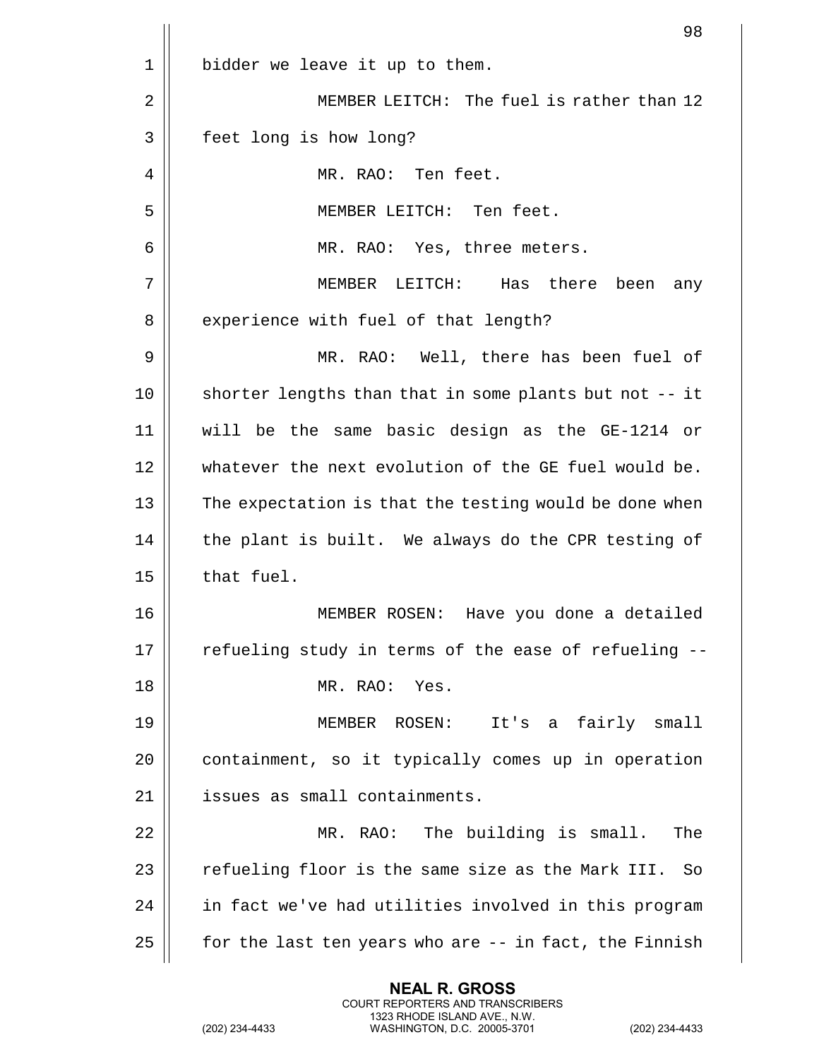bidder we leave it up to them.

MEMBER LEITCH: The fuel is rather than 12 feet long is how long?

MR. RAO: Ten feet.

MEMBER LEITCH: Ten feet.

MR. RAO: Yes, three meters.

MEMBER LEITCH: Has there been any experience with fuel of that length?

MR. RAO: Well, there has been fuel of shorter lengths than that in some plants but not -- it will be the same basic design as the GE-1214 or whatever the next evolution of the GE fuel would be. The expectation is that the testing would be done when the plant is built. We always do the CPR testing of that fuel.

MEMBER ROSEN: Have you done a detailed refueling study in terms of the ease of refueling --

MR. RAO: Yes.

MEMBER ROSEN: It's a fairly small containment, so it typically comes up in operation issues as small containments.

MR. RAO: The building is small. The refueling floor is the same size as the Mark III. So in fact we've had utilities involved in this program for the last ten years who are -- in fact, the Finnish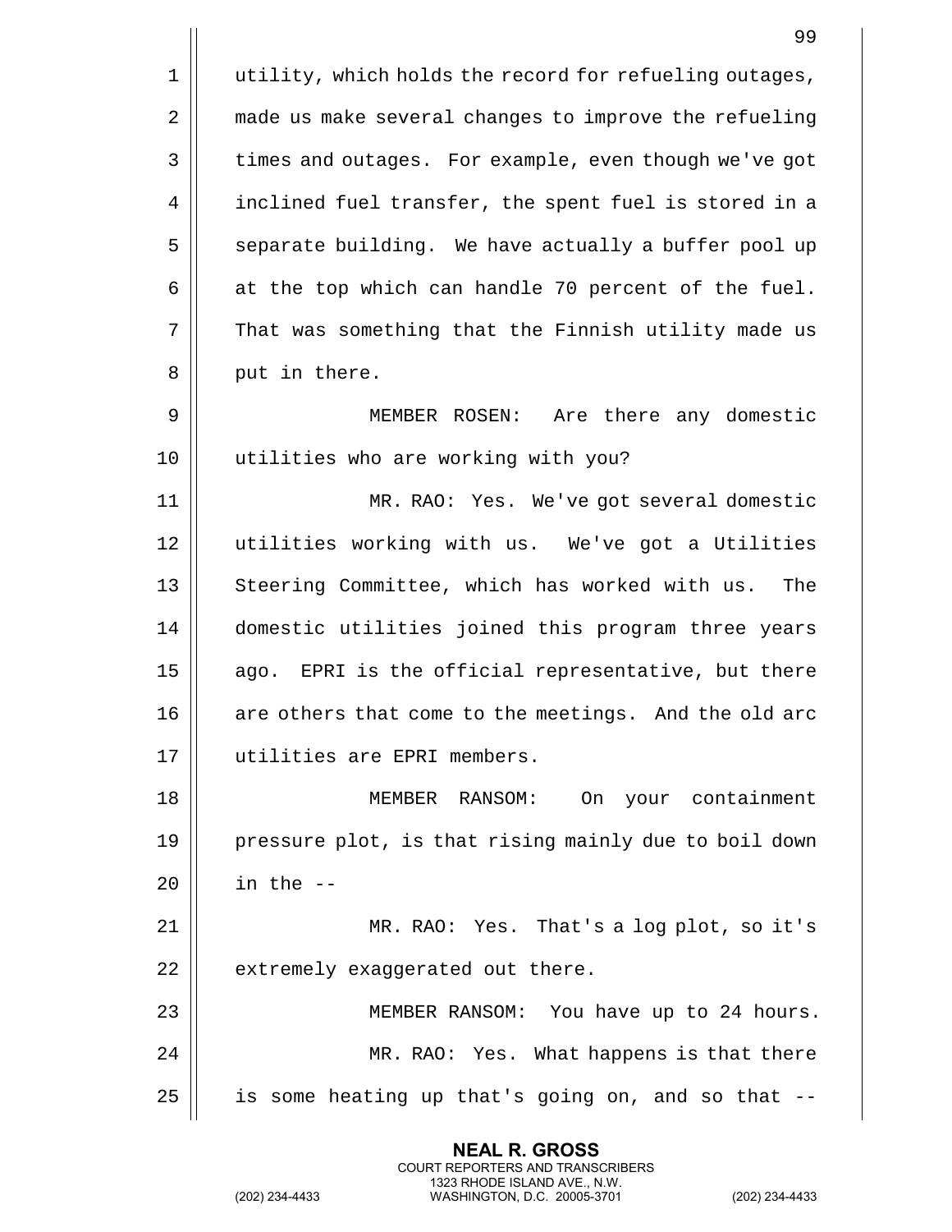utility, which holds the record for refueling outages, made us make several changes to improve the refueling times and outages. For example, even though we've got inclined fuel transfer, the spent fuel is stored in a separate building. We have actually a buffer pool up at the top which can handle 70 percent of the fuel. That was something that the Finnish utility made us put in there.

MEMBER ROSEN: Are there any domestic utilities who are working with you?

MR. RAO: Yes. We've got several domestic utilities working with us. We've got a Utilities Steering Committee, which has worked with us. The domestic utilities joined this program three years ago. EPRI is the official representative, but there are others that come to the meetings. And the old arc utilities are EPRI members.

MEMBER RANSOM: On your containment pressure plot, is that rising mainly due to boil down in the --

MR. RAO: Yes. That's a log plot, so it's extremely exaggerated out there.

MEMBER RANSOM: You have up to 24 hours.

MR. RAO: Yes. What happens is that there is some heating up that's going on, and so that --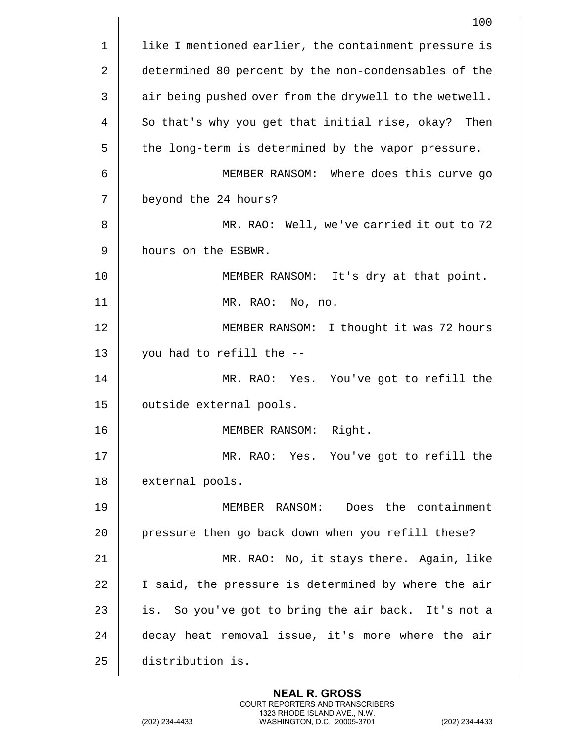like I mentioned earlier, the containment pressure is determined 80 percent by the non-condensables of the air being pushed over from the drywell to the wetwell. So that's why you get that initial rise, okay? Then the long-term is determined by the vapor pressure.

MEMBER RANSOM: Where does this curve go beyond the 24 hours?

MR. RAO: Well, we've carried it out to 72 hours on the ESBWR.

MEMBER RANSOM: It's dry at that point.

MR. RAO: No, no.

MEMBER RANSOM: I thought it was 72 hours you had to refill the --

MR. RAO: Yes. You've got to refill the outside external pools.

MEMBER RANSOM: Right.

MR. RAO: Yes. You've got to refill the external pools.

MEMBER RANSOM: Does the containment pressure then go back down when you refill these?

MR. RAO: No, it stays there. Again, like I said, the pressure is determined by where the air is. So you've got to bring the air back. It's not a decay heat removal issue, it's more where the air distribution is.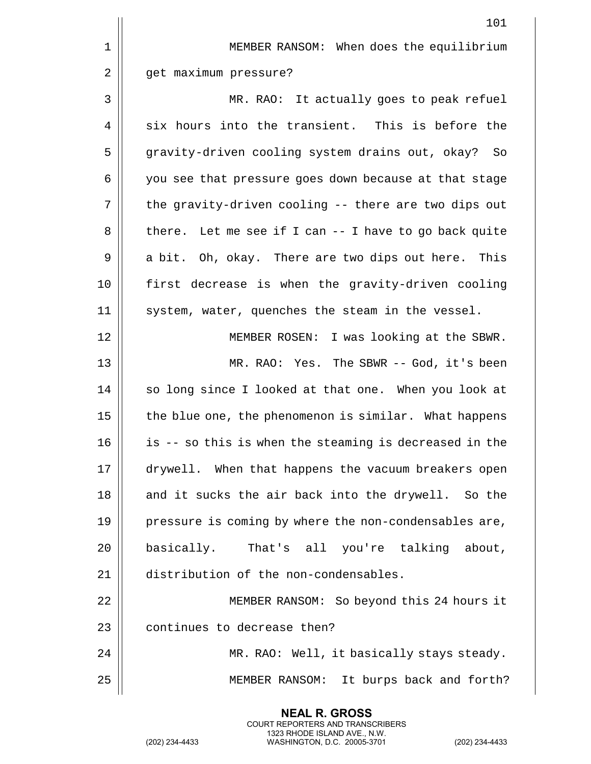MEMBER RANSOM: When does the equilibrium get maximum pressure?

MR. RAO: It actually goes to peak refuel six hours into the transient. This is before the gravity-driven cooling system drains out, okay? So you see that pressure goes down because at that stage the gravity-driven cooling -- there are two dips out there. Let me see if I can -- I have to go back quite a bit. Oh, okay. There are two dips out here. This first decrease is when the gravity-driven cooling system, water, quenches the steam in the vessel.

MEMBER ROSEN: I was looking at the SBWR.

MR. RAO: Yes. The SBWR -- God, it's been so long since I looked at that one. When you look at the blue one, the phenomenon is similar. What happens is -- so this is when the steaming is decreased in the drywell. When that happens the vacuum breakers open and it sucks the air back into the drywell. So the pressure is coming by where the non-condensables are, basically. That's all you're talking about, distribution of the non-condensables.

MEMBER RANSOM: So beyond this 24 hours it continues to decrease then?

MR. RAO: Well, it basically stays steady.

MEMBER RANSOM: It burps back and forth?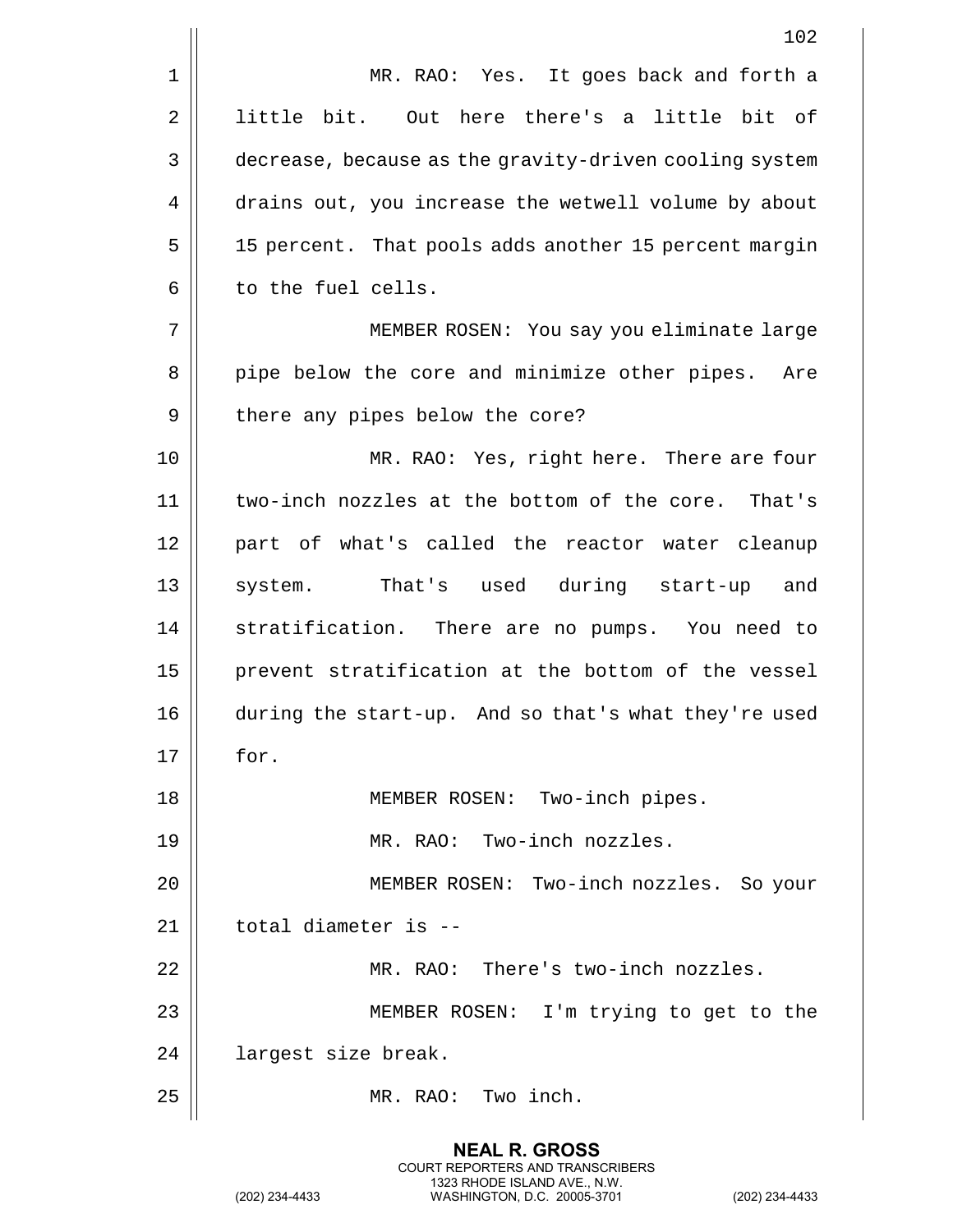MR. RAO: Yes. It goes back and forth a little bit. Out here there's a little bit of decrease, because as the gravity-driven cooling system drains out, you increase the wetwell volume by about 15 percent. That pools adds another 15 percent margin to the fuel cells.

MEMBER ROSEN: You say you eliminate large pipe below the core and minimize other pipes. Are there any pipes below the core?

MR. RAO: Yes, right here. There are four two-inch nozzles at the bottom of the core. That's part of what's called the reactor water cleanup system. That's used during start-up and stratification. There are no pumps. You need to prevent stratification at the bottom of the vessel during the start-up. And so that's what they're used for.

MEMBER ROSEN: Two-inch pipes.

MR. RAO: Two-inch nozzles.

MEMBER ROSEN: Two-inch nozzles. So your total diameter is --

MR. RAO: There's two-inch nozzles.

MEMBER ROSEN: I'm trying to get to the largest size break.

MR. RAO: Two inch.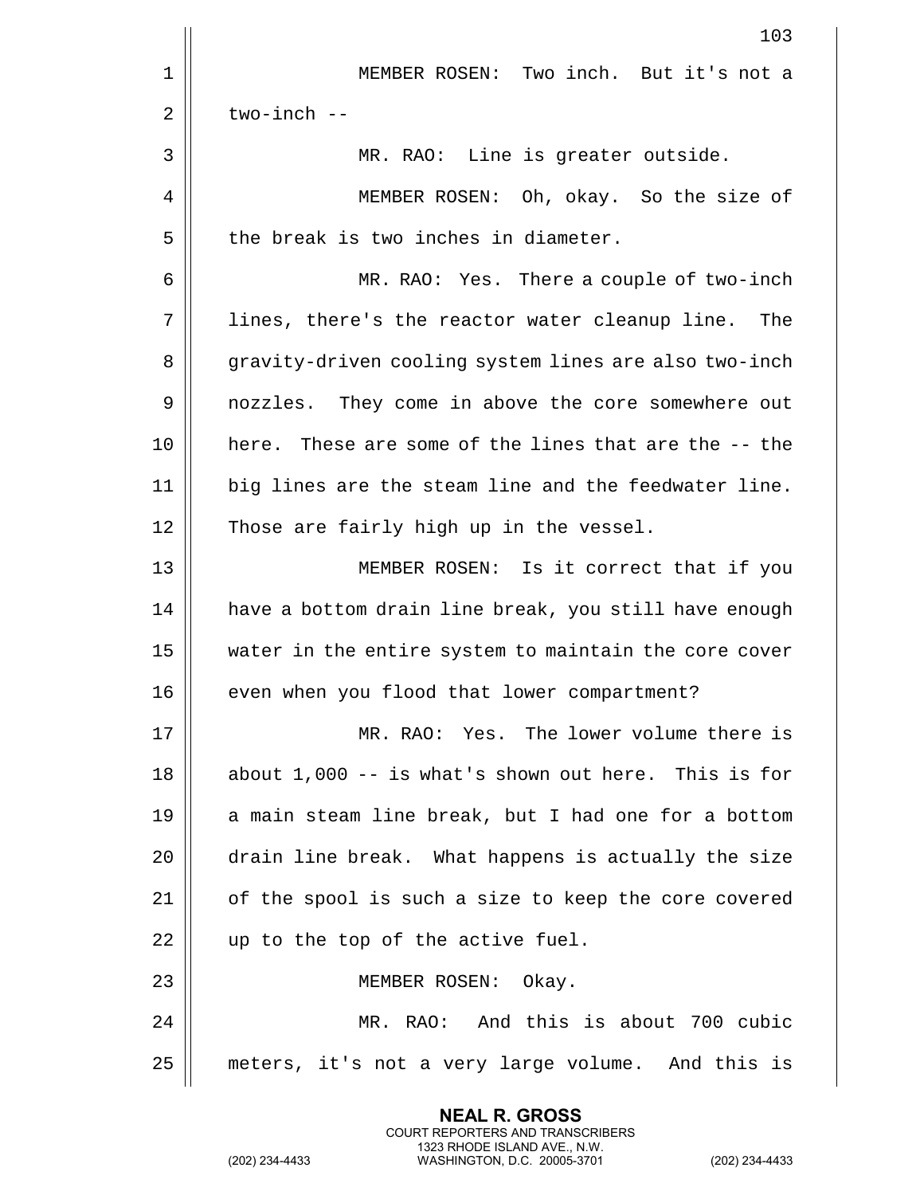MEMBER ROSEN: Two inch. But it's not a two-inch --

MR. RAO: Line is greater outside.

MEMBER ROSEN: Oh, okay. So the size of the break is two inches in diameter.

MR. RAO: Yes. There a couple of two-inch lines, there's the reactor water cleanup line. The gravity-driven cooling system lines are also two-inch nozzles. They come in above the core somewhere out here. These are some of the lines that are the -- the big lines are the steam line and the feedwater line. Those are fairly high up in the vessel.

MEMBER ROSEN: Is it correct that if you have a bottom drain line break, you still have enough water in the entire system to maintain the core cover even when you flood that lower compartment?

MR. RAO: Yes. The lower volume there is about 1,000 -- is what's shown out here. This is for a main steam line break, but I had one for a bottom drain line break. What happens is actually the size of the spool is such a size to keep the core covered up to the top of the active fuel.

MEMBER ROSEN: Okay.

MR. RAO: And this is about 700 cubic meters, it's not a very large volume. And this is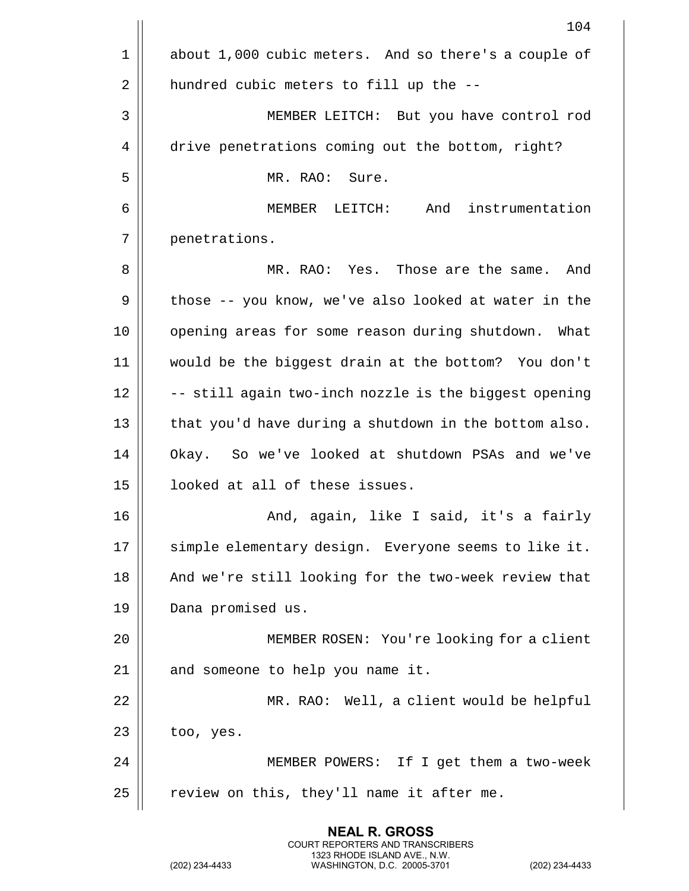about 1,000 cubic meters. And so there's a couple of hundred cubic meters to fill up the --

MEMBER LEITCH: But you have control rod drive penetrations coming out the bottom, right?

MR. RAO: Sure.

MEMBER LEITCH: And instrumentation penetrations.

MR. RAO: Yes. Those are the same. And those -- you know, we've also looked at water in the opening areas for some reason during shutdown. What would be the biggest drain at the bottom? You don't -- still again two-inch nozzle is the biggest opening that you'd have during a shutdown in the bottom also. Okay. So we've looked at shutdown PSAs and we've looked at all of these issues.

And, again, like I said, it's a fairly simple elementary design. Everyone seems to like it. And we're still looking for the two-week review that Dana promised us.

MEMBER ROSEN: You're looking for a client and someone to help you name it.

MR. RAO: Well, a client would be helpful too, yes.

MEMBER POWERS: If I get them a two-week review on this, they'll name it after me.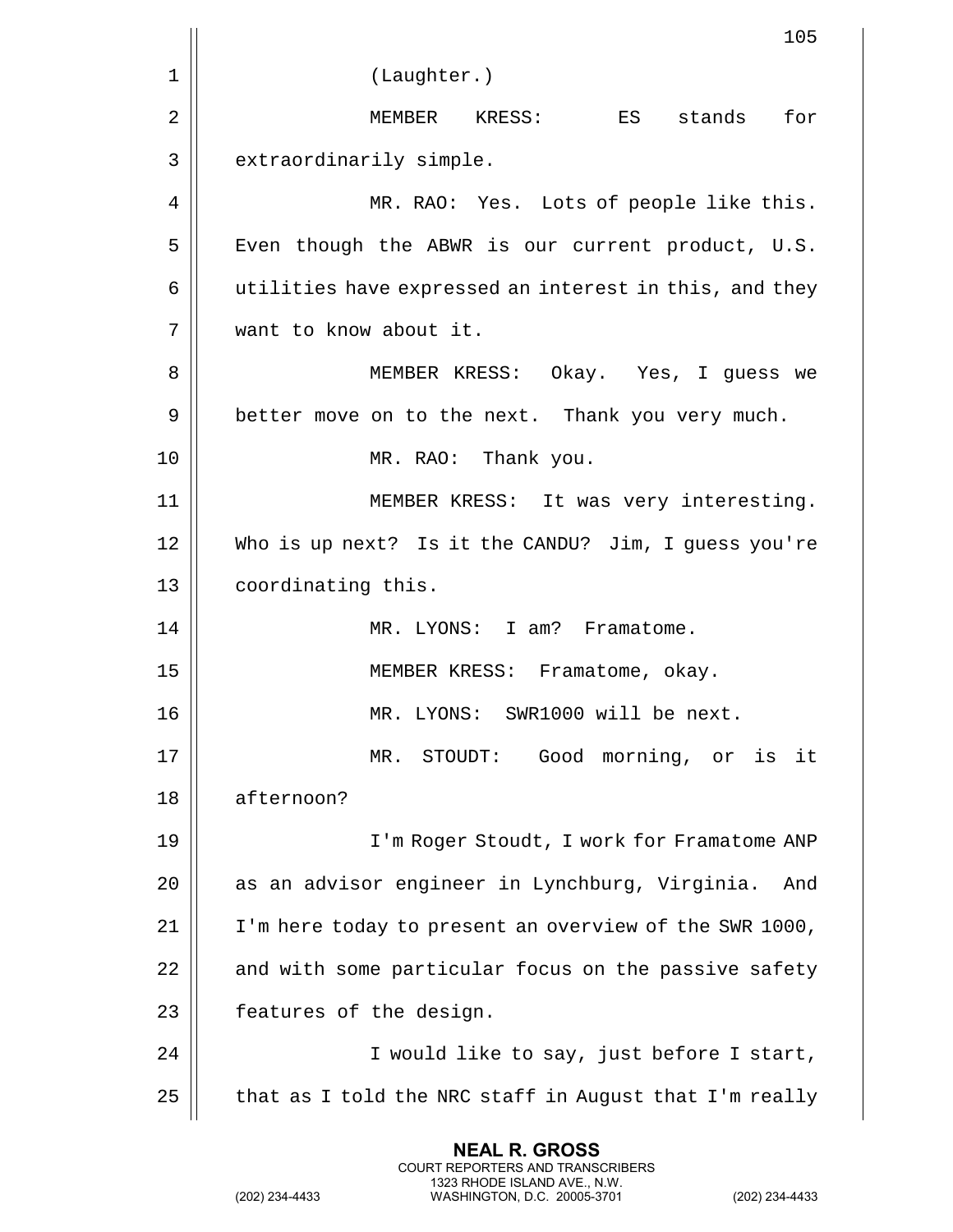(Laughter.)

MEMBER KRESS: ES stands for extraordinarily simple.

MR. RAO: Yes. Lots of people like this. Even though the ABWR is our current product, U.S. utilities have expressed an interest in this, and they want to know about it.

MEMBER KRESS: Okay. Yes, I guess we better move on to the next. Thank you very much.

MR. RAO: Thank you.

MEMBER KRESS: It was very interesting. Who is up next? Is it the CANDU? Jim, I guess you're coordinating this.

MR. LYONS: I am? Framatome.

MEMBER KRESS: Framatome, okay.

MR. LYONS: SWR1000 will be next.

MR. STOUDT: Good morning, or is it afternoon?

I'm Roger Stoudt, I work for Framatome ANP as an advisor engineer in Lynchburg, Virginia. And I'm here today to present an overview of the SWR 1000, and with some particular focus on the passive safety features of the design.

I would like to say, just before I start, that as I told the NRC staff in August that I'm really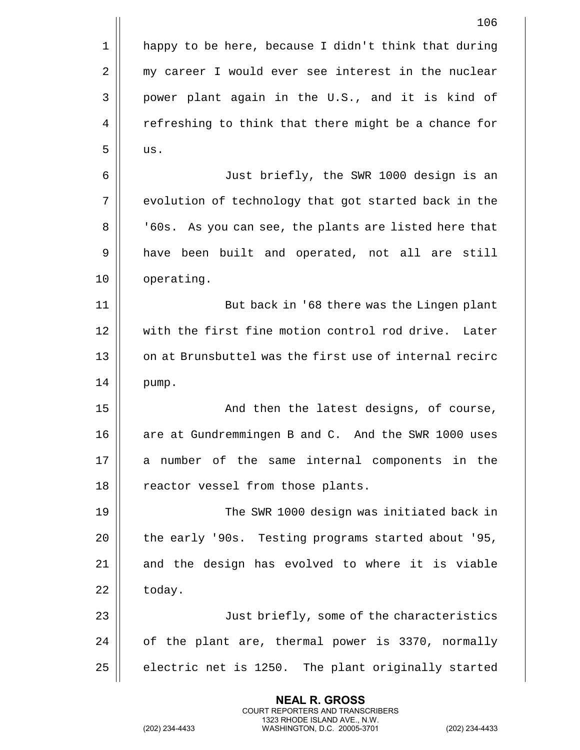happy to be here, because I didn't think that during my career I would ever see interest in the nuclear power plant again in the U.S., and it is kind of refreshing to think that there might be a chance for us.

Just briefly, the SWR 1000 design is an evolution of technology that got started back in the '60s. As you can see, the plants are listed here that have been built and operated, not all are still operating.

But back in '68 there was the Lingen plant with the first fine motion control rod drive. Later on at Brunsbuttel was the first use of internal recirc pump.

And then the latest designs, of course, are at Gundremmingen B and C. And the SWR 1000 uses a number of the same internal components in the reactor vessel from those plants.

The SWR 1000 design was initiated back in the early '90s. Testing programs started about '95, and the design has evolved to where it is viable today.

Just briefly, some of the characteristics of the plant are, thermal power is 3370, normally electric net is 1250. The plant originally started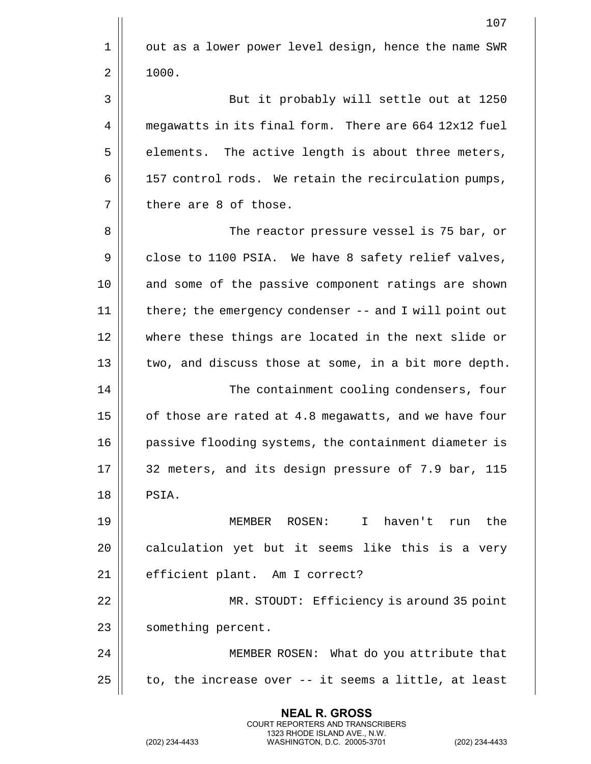out as a lower power level design, hence the name SWR 1000.

But it probably will settle out at 1250 megawatts in its final form. There are 664 12x12 fuel elements. The active length is about three meters, 157 control rods. We retain the recirculation pumps, there are 8 of those.

The reactor pressure vessel is 75 bar, or close to 1100 PSIA. We have 8 safety relief valves, and some of the passive component ratings are shown there; the emergency condenser -- and I will point out where these things are located in the next slide or two, and discuss those at some, in a bit more depth.

The containment cooling condensers, four of those are rated at 4.8 megawatts, and we have four passive flooding systems, the containment diameter is 32 meters, and its design pressure of 7.9 bar, 115 PSIA.

MEMBER ROSEN: I haven't run the calculation yet but it seems like this is a very efficient plant. Am I correct?

MR. STOUDT: Efficiency is around 35 point something percent.

MEMBER ROSEN: What do you attribute that to, the increase over -- it seems a little, at least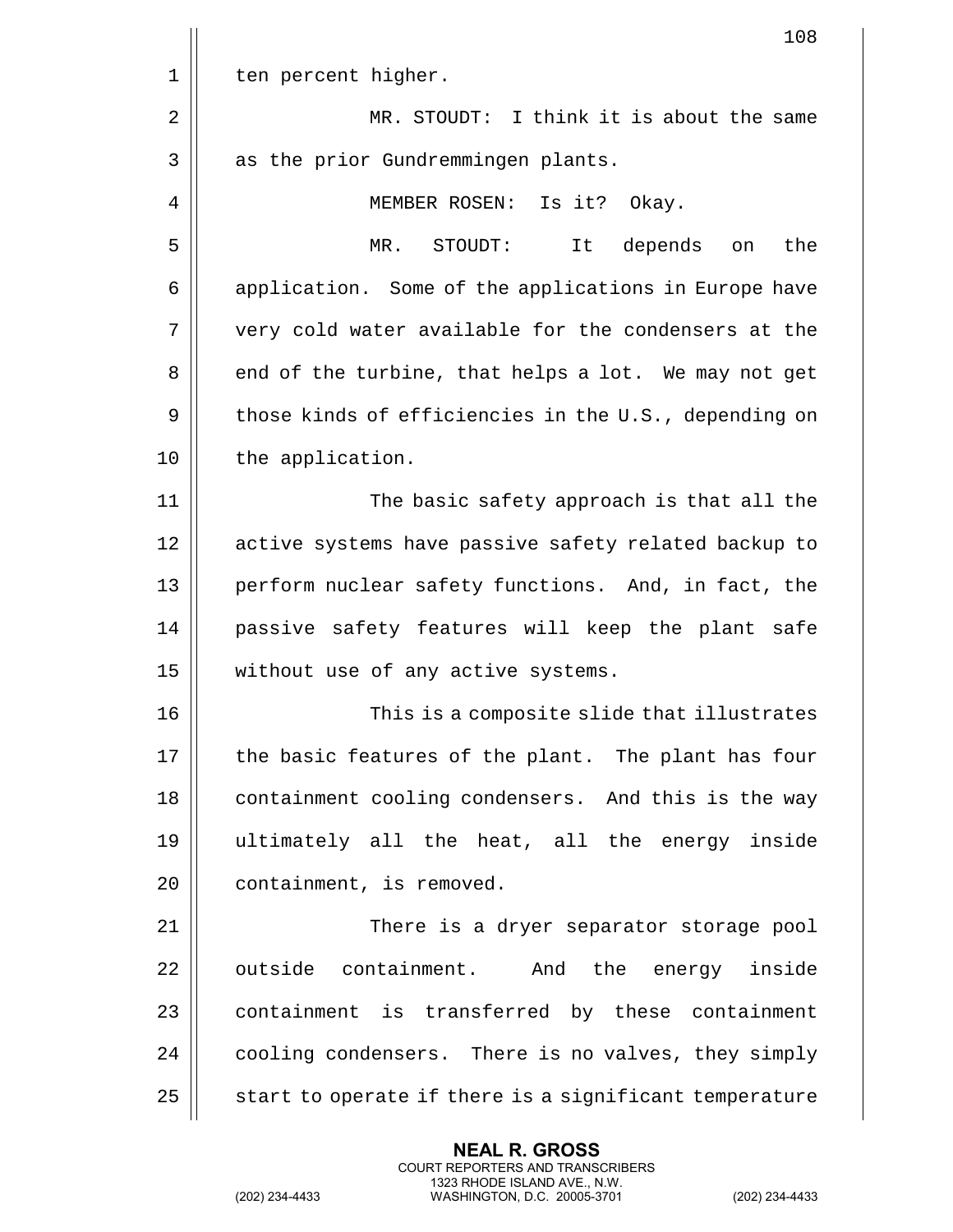ten percent higher.

MR. STOUDT: I think it is about the same as the prior Gundremmingen plants.

MEMBER ROSEN: Is it? Okay.

MR. STOUDT: It depends on the application. Some of the applications in Europe have very cold water available for the condensers at the end of the turbine, that helps a lot. We may not get those kinds of efficiencies in the U.S., depending on the application.

The basic safety approach is that all the active systems have passive safety related backup to perform nuclear safety functions. And, in fact, the passive safety features will keep the plant safe without use of any active systems.

This is a composite slide that illustrates the basic features of the plant. The plant has four containment cooling condensers. And this is the way ultimately all the heat, all the energy inside containment, is removed.

There is a dryer separator storage pool outside containment. And the energy inside containment is transferred by these containment cooling condensers. There is no valves, they simply start to operate if there is a significant temperature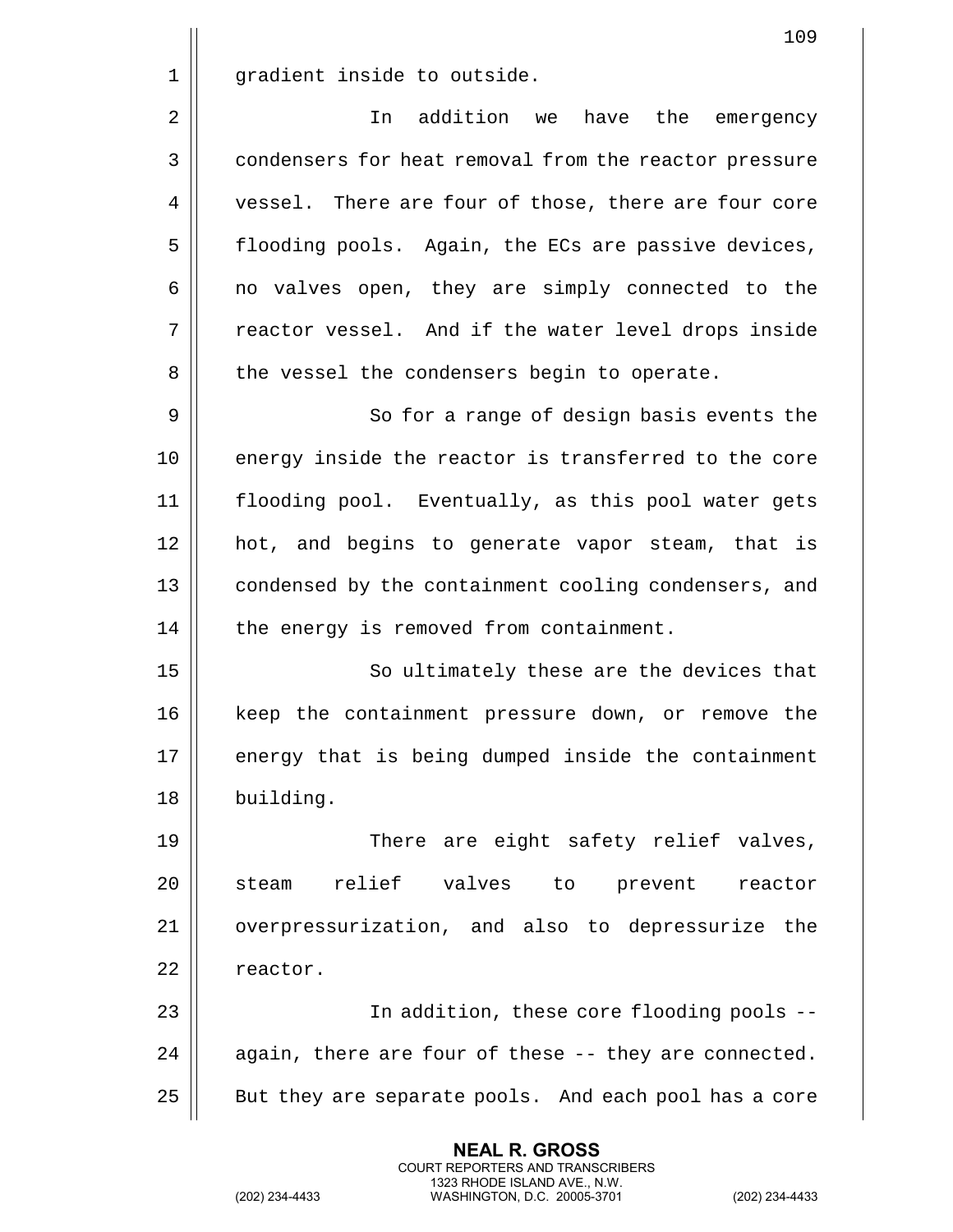gradient inside to outside.

In addition we have the emergency condensers for heat removal from the reactor pressure vessel. There are four of those, there are four core flooding pools. Again, the ECs are passive devices, no valves open, they are simply connected to the reactor vessel. And if the water level drops inside the vessel the condensers begin to operate.

So for a range of design basis events the energy inside the reactor is transferred to the core flooding pool. Eventually, as this pool water gets hot, and begins to generate vapor steam, that is condensed by the containment cooling condensers, and the energy is removed from containment.

So ultimately these are the devices that keep the containment pressure down, or remove the energy that is being dumped inside the containment building.

There are eight safety relief valves, steam relief valves to prevent reactor overpressurization, and also to depressurize the reactor.

In addition, these core flooding pools -- again, there are four of these -- they are connected. But they are separate pools. And each pool has a core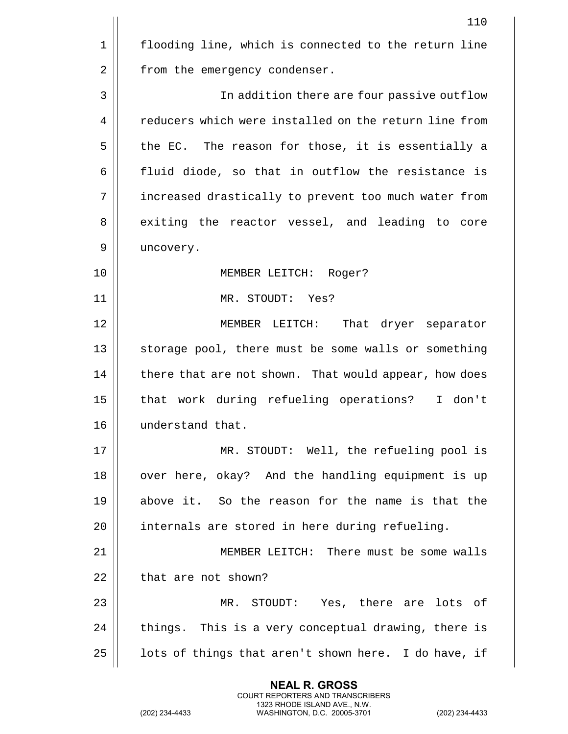flooding line, which is connected to the return line from the emergency condenser.

In addition there are four passive outflow reducers which were installed on the return line from the EC. The reason for those, it is essentially a fluid diode, so that in outflow the resistance is increased drastically to prevent too much water from exiting the reactor vessel, and leading to core uncovery.

MEMBER LEITCH: Roger?

MR. STOUDT: Yes?

MEMBER LEITCH: That dryer separator storage pool, there must be some walls or something there that are not shown. That would appear, how does that work during refueling operations? I don't understand that.

MR. STOUDT: Well, the refueling pool is over here, okay? And the handling equipment is up above it. So the reason for the name is that the internals are stored in here during refueling.

MEMBER LEITCH: There must be some walls that are not shown?

MR. STOUDT: Yes, there are lots of things. This is a very conceptual drawing, there is lots of things that aren't shown here. I do have, if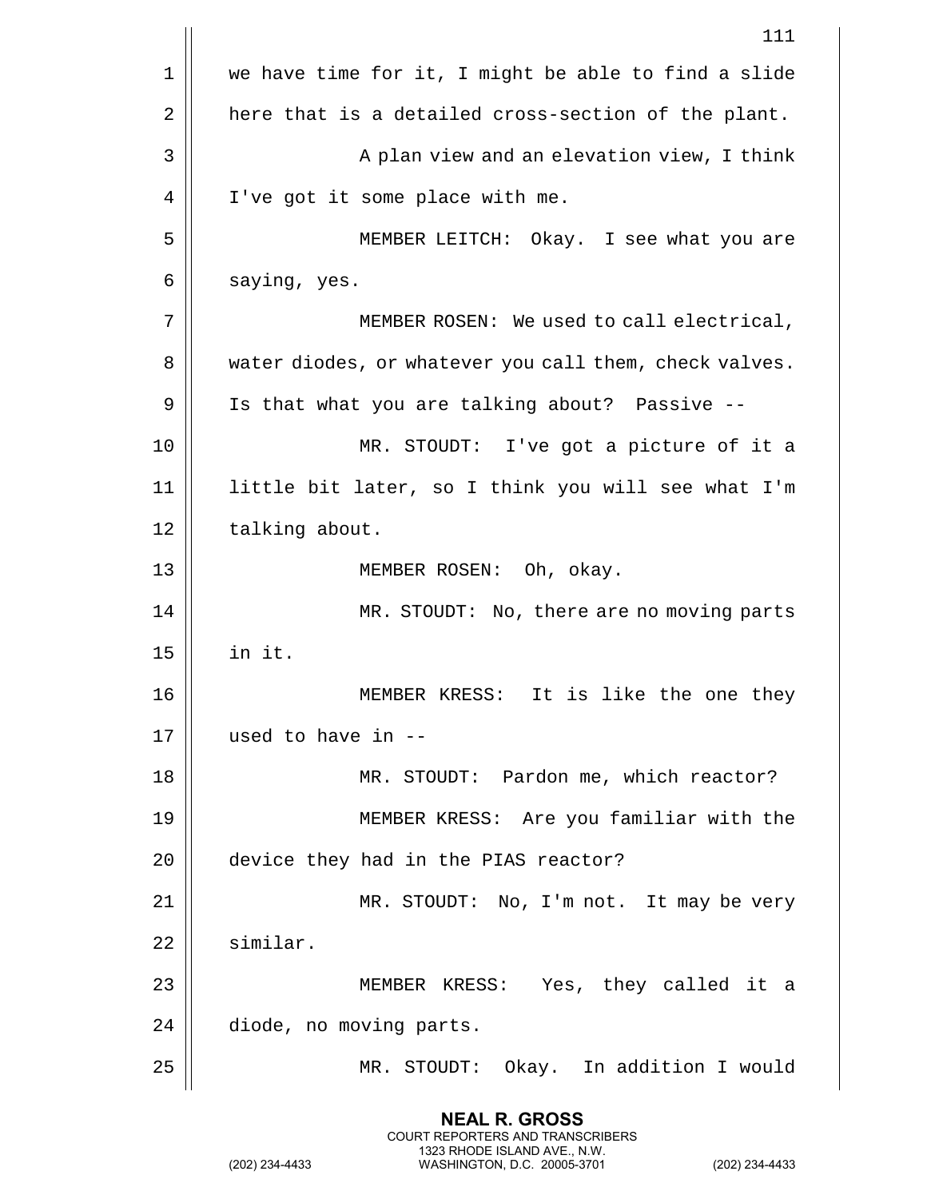we have time for it, I might be able to find a slide here that is a detailed cross-section of the plant.

A plan view and an elevation view, I think I've got it some place with me.

MEMBER LEITCH: Okay. I see what you are saying, yes.

MEMBER ROSEN: We used to call electrical, water diodes, or whatever you call them, check valves. Is that what you are talking about? Passive --

MR. STOUDT: I've got a picture of it a little bit later, so I think you will see what I'm talking about.

MEMBER ROSEN: Oh, okay.

MR. STOUDT: No, there are no moving parts in it.

MEMBER KRESS: It is like the one they used to have in --

MR. STOUDT: Pardon me, which reactor?

MEMBER KRESS: Are you familiar with the device they had in the PIAS reactor?

MR. STOUDT: No, I'm not. It may be very similar.

MEMBER KRESS: Yes, they called it a diode, no moving parts.

MR. STOUDT: Okay. In addition I would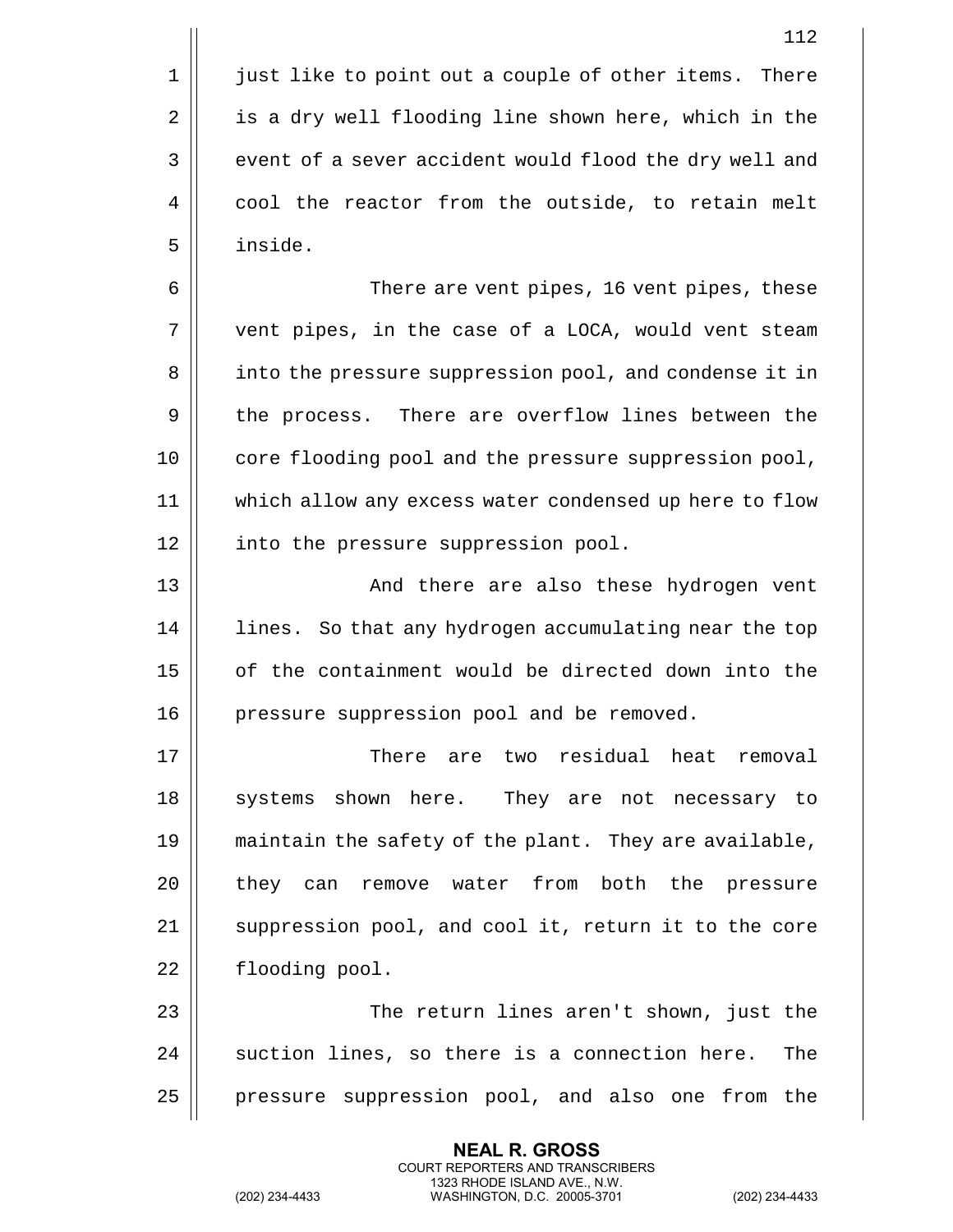just like to point out a couple of other items. There is a dry well flooding line shown here, which in the event of a sever accident would flood the dry well and cool the reactor from the outside, to retain melt inside.

There are vent pipes, 16 vent pipes, these vent pipes, in the case of a LOCA, would vent steam into the pressure suppression pool, and condense it in the process. There are overflow lines between the core flooding pool and the pressure suppression pool, which allow any excess water condensed up here to flow into the pressure suppression pool.

And there are also these hydrogen vent lines. So that any hydrogen accumulating near the top of the containment would be directed down into the pressure suppression pool and be removed.

There are two residual heat removal systems shown here. They are not necessary to maintain the safety of the plant. They are available, they can remove water from both the pressure suppression pool, and cool it, return it to the core flooding pool.

The return lines aren't shown, just the suction lines, so there is a connection here. The pressure suppression pool, and also one from the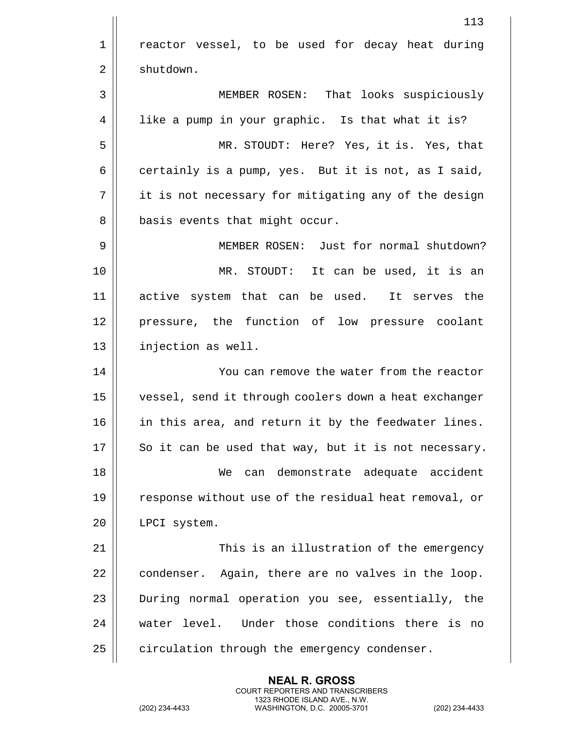reactor vessel, to be used for decay heat during shutdown.

MEMBER ROSEN: That looks suspiciously like a pump in your graphic. Is that what it is?

MR. STOUDT: Here? Yes, it is. Yes, that certainly is a pump, yes. But it is not, as I said, it is not necessary for mitigating any of the design basis events that might occur.

MEMBER ROSEN: Just for normal shutdown?

MR. STOUDT: It can be used, it is an active system that can be used. It serves the pressure, the function of low pressure coolant injection as well.

You can remove the water from the reactor vessel, send it through coolers down a heat exchanger in this area, and return it by the feedwater lines. So it can be used that way, but it is not necessary.

We can demonstrate adequate accident response without use of the residual heat removal, or LPCI system.

This is an illustration of the emergency condenser. Again, there are no valves in the loop. During normal operation you see, essentially, the water level. Under those conditions there is no circulation through the emergency condenser.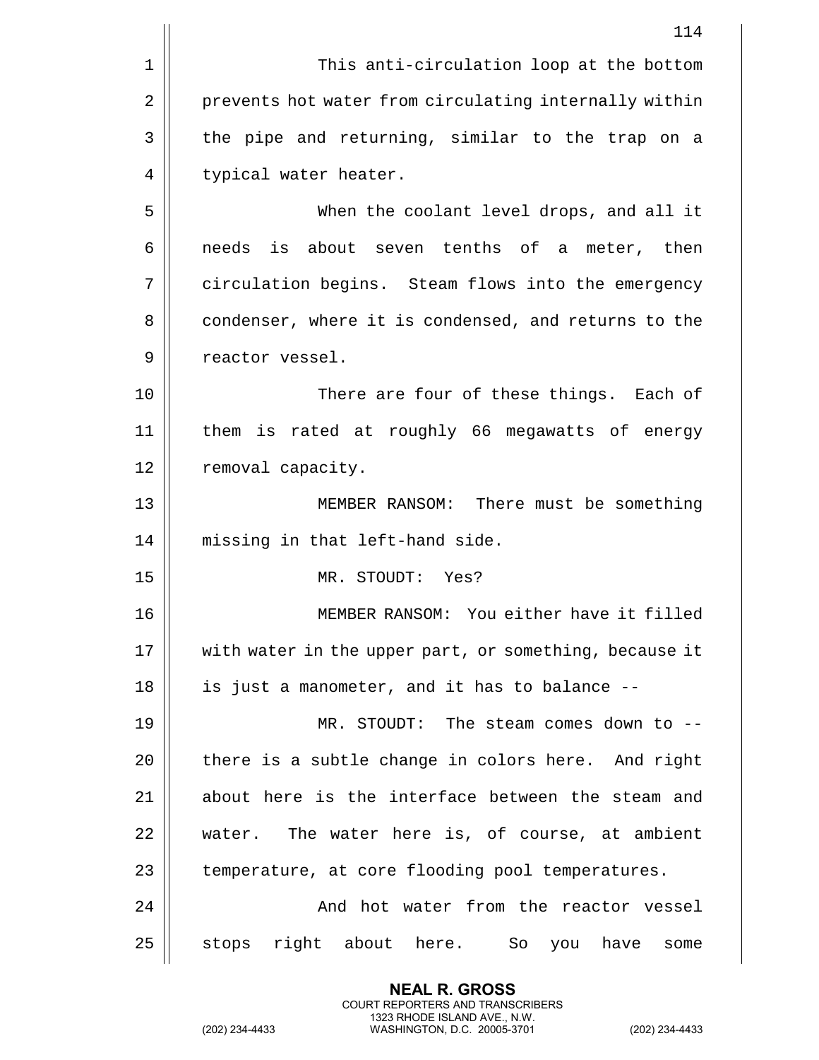This anti-circulation loop at the bottom prevents hot water from circulating internally within the pipe and returning, similar to the trap on a typical water heater.

When the coolant level drops, and all it needs is about seven tenths of a meter, then circulation begins. Steam flows into the emergency condenser, where it is condensed, and returns to the reactor vessel.

There are four of these things. Each of them is rated at roughly 66 megawatts of energy removal capacity.

MEMBER RANSOM: There must be something missing in that left-hand side.

MR. STOUDT: Yes?

MEMBER RANSOM: You either have it filled with water in the upper part, or something, because it is just a manometer, and it has to balance --

MR. STOUDT: The steam comes down to -- there is a subtle change in colors here. And right about here is the interface between the steam and water. The water here is, of course, at ambient temperature, at core flooding pool temperatures.

And hot water from the reactor vessel stops right about here. So you have some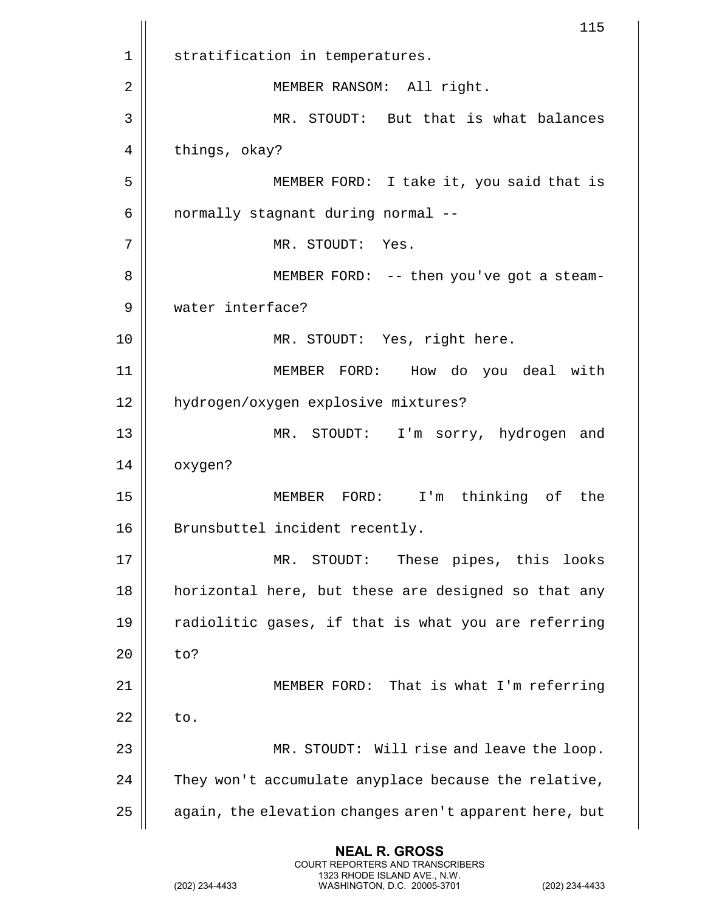stratification in temperatures.

MEMBER RANSOM: All right.

MR. STOUDT: But that is what balances things, okay?

MEMBER FORD: I take it, you said that is normally stagnant during normal --

MR. STOUDT: Yes.

MEMBER FORD: -- then you've got a steam-water interface?

MR. STOUDT: Yes, right here.

MEMBER FORD: How do you deal with hydrogen/oxygen explosive mixtures?

MR. STOUDT: I'm sorry, hydrogen and oxygen?

MEMBER FORD: I'm thinking of the Brunsbuttel incident recently.

MR. STOUDT: These pipes, this looks horizontal here, but these are designed so that any radiolitic gases, if that is what you are referring to?

MEMBER FORD: That is what I'm referring to.

MR. STOUDT: Will rise and leave the loop. They won't accumulate anyplace because the relative, again, the elevation changes aren't apparent here, but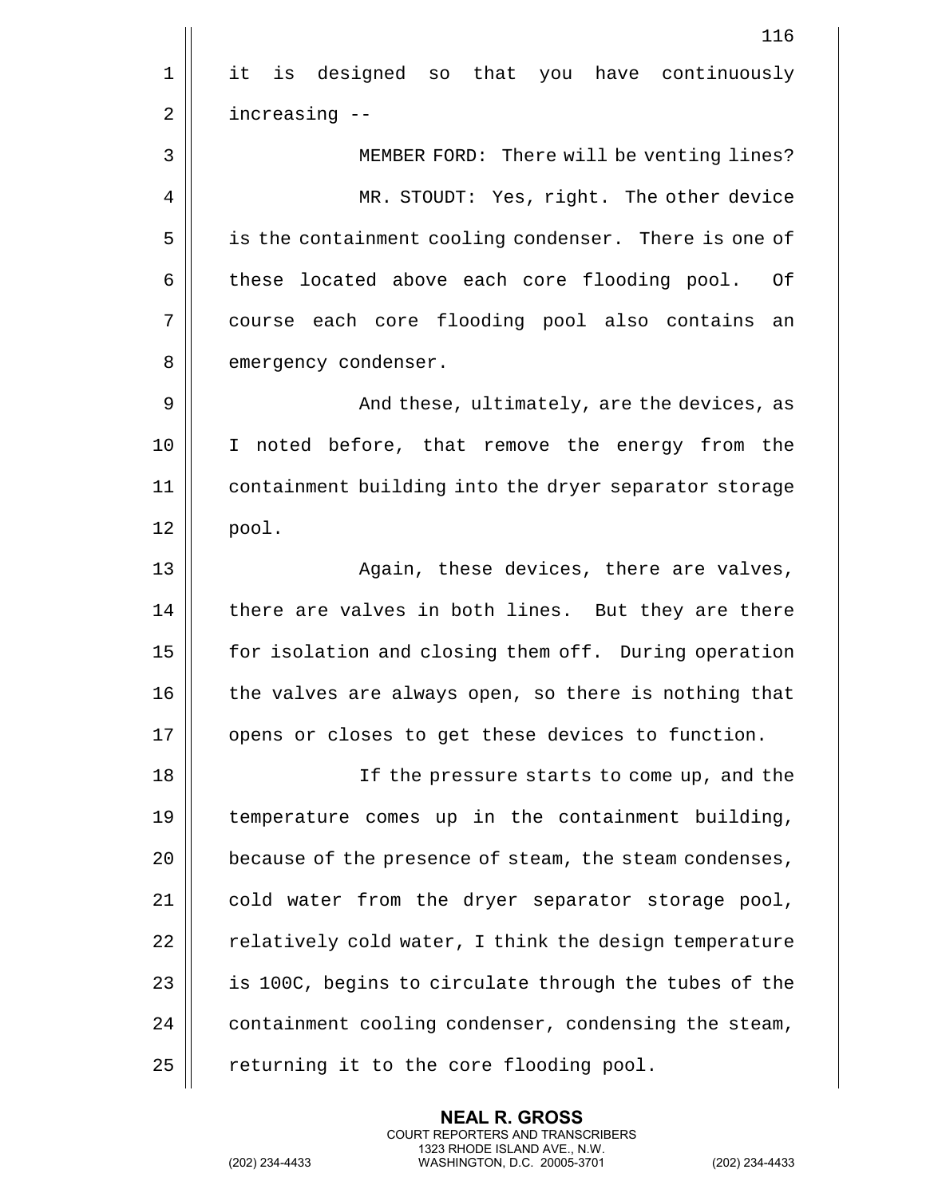it is designed so that you have continuously increasing --

MEMBER FORD: There will be venting lines?

MR. STOUDT: Yes, right. The other device is the containment cooling condenser. There is one of these located above each core flooding pool. Of course each core flooding pool also contains an emergency condenser.

And these, ultimately, are the devices, as I noted before, that remove the energy from the containment building into the dryer separator storage pool.

Again, these devices, there are valves, there are valves in both lines. But they are there for isolation and closing them off. During operation the valves are always open, so there is nothing that opens or closes to get these devices to function.

If the pressure starts to come up, and the temperature comes up in the containment building, because of the presence of steam, the steam condenses, cold water from the dryer separator storage pool, relatively cold water, I think the design temperature is 100C, begins to circulate through the tubes of the containment cooling condenser, condensing the steam, returning it to the core flooding pool.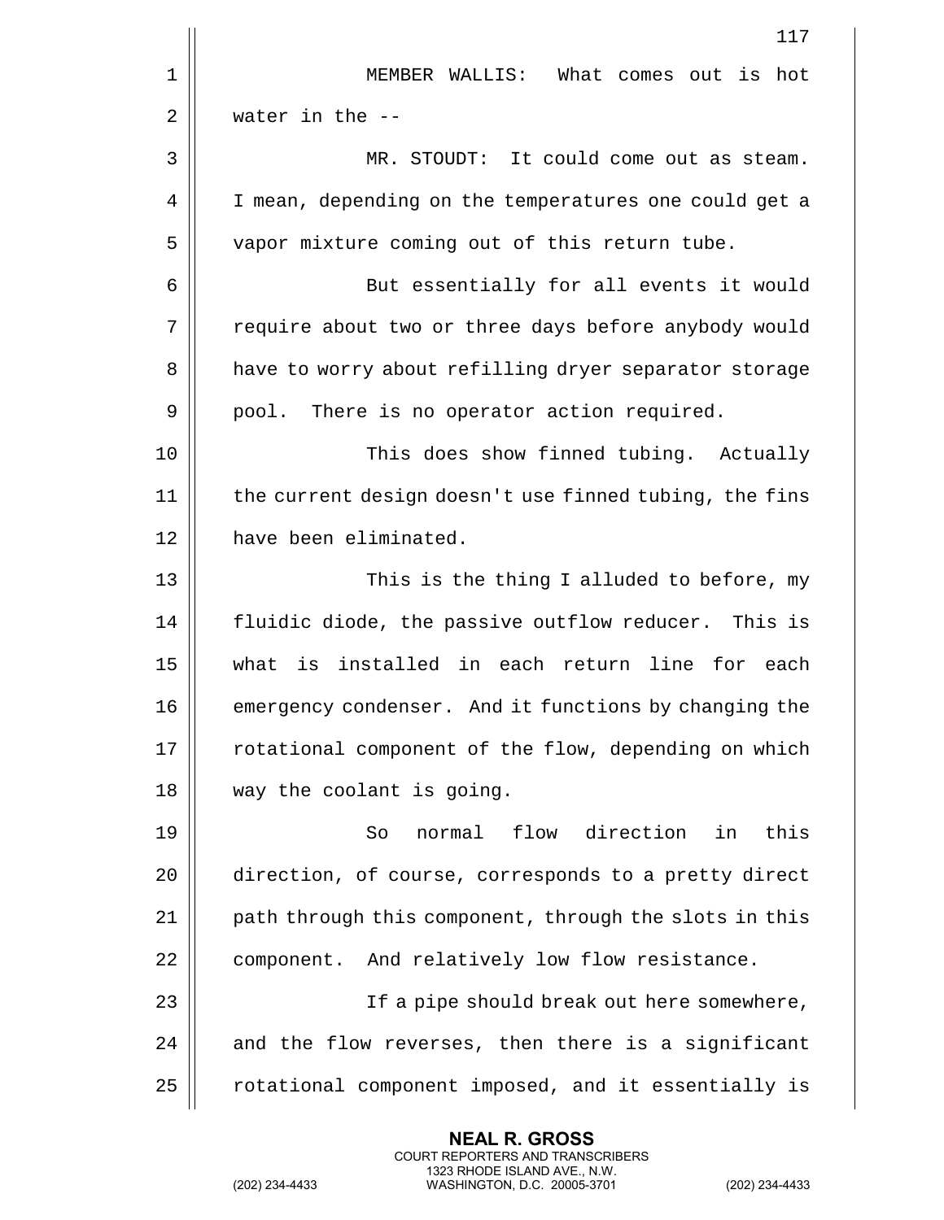MEMBER WALLIS: What comes out is hot water in the --

MR. STOUDT: It could come out as steam. I mean, depending on the temperatures one could get a vapor mixture coming out of this return tube.

But essentially for all events it would require about two or three days before anybody would have to worry about refilling dryer separator storage pool. There is no operator action required.

This does show finned tubing. Actually the current design doesn't use finned tubing, the fins have been eliminated.

This is the thing I alluded to before, my fluidic diode, the passive outflow reducer. This is what is installed in each return line for each emergency condenser. And it functions by changing the rotational component of the flow, depending on which way the coolant is going.

So normal flow direction in this direction, of course, corresponds to a pretty direct path through this component, through the slots in this component. And relatively low flow resistance.

If a pipe should break out here somewhere, and the flow reverses, then there is a significant rotational component imposed, and it essentially is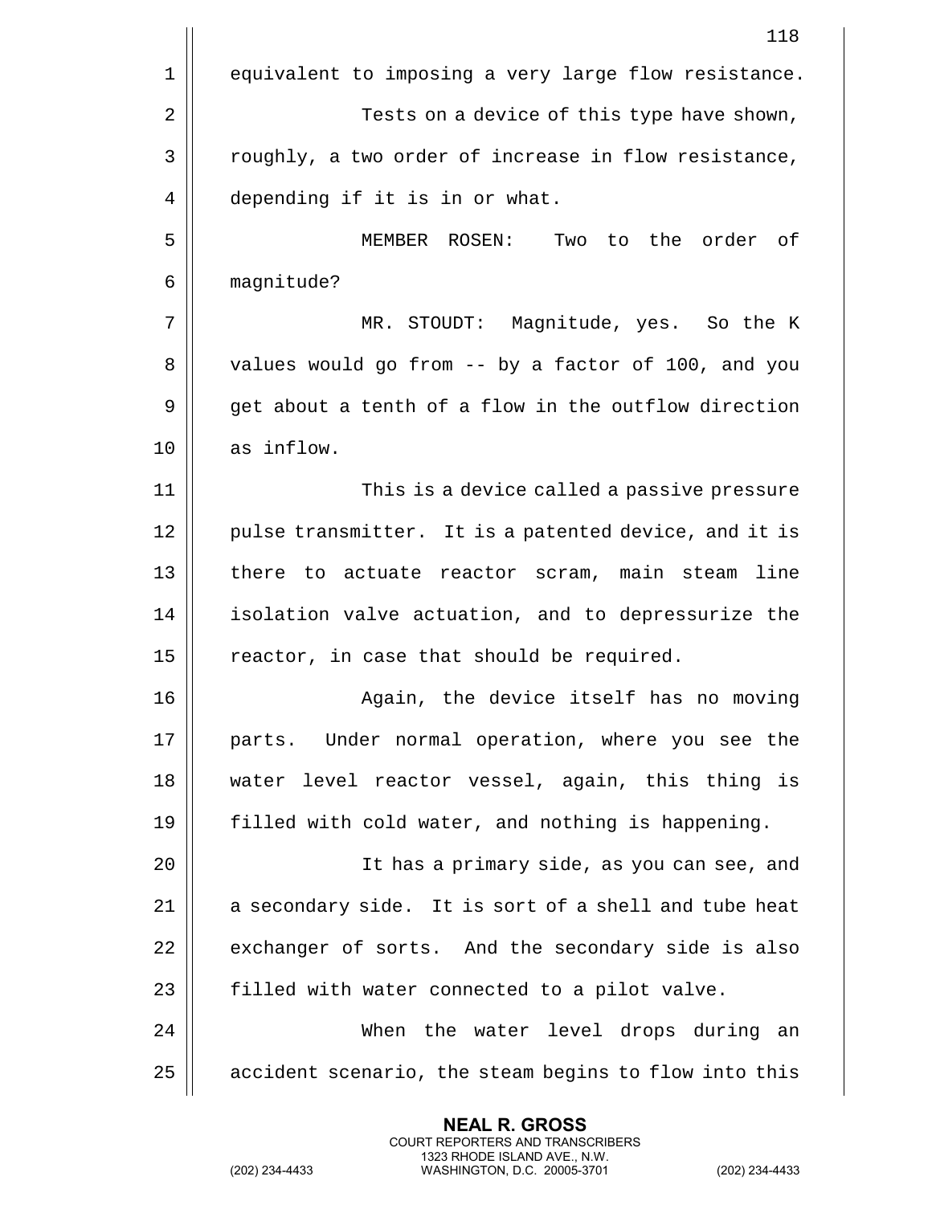equivalent to imposing a very large flow resistance.

Tests on a device of this type have shown, roughly, a two order of increase in flow resistance, depending if it is in or what.

MEMBER ROSEN: Two to the order of magnitude?

MR. STOUDT: Magnitude, yes. So the K values would go from -- by a factor of 100, and you get about a tenth of a flow in the outflow direction as inflow.

This is a device called a passive pressure pulse transmitter. It is a patented device, and it is there to actuate reactor scram, main steam line isolation valve actuation, and to depressurize the reactor, in case that should be required.

Again, the device itself has no moving parts. Under normal operation, where you see the water level reactor vessel, again, this thing is filled with cold water, and nothing is happening.

It has a primary side, as you can see, and a secondary side. It is sort of a shell and tube heat exchanger of sorts. And the secondary side is also filled with water connected to a pilot valve.

When the water level drops during an accident scenario, the steam begins to flow into this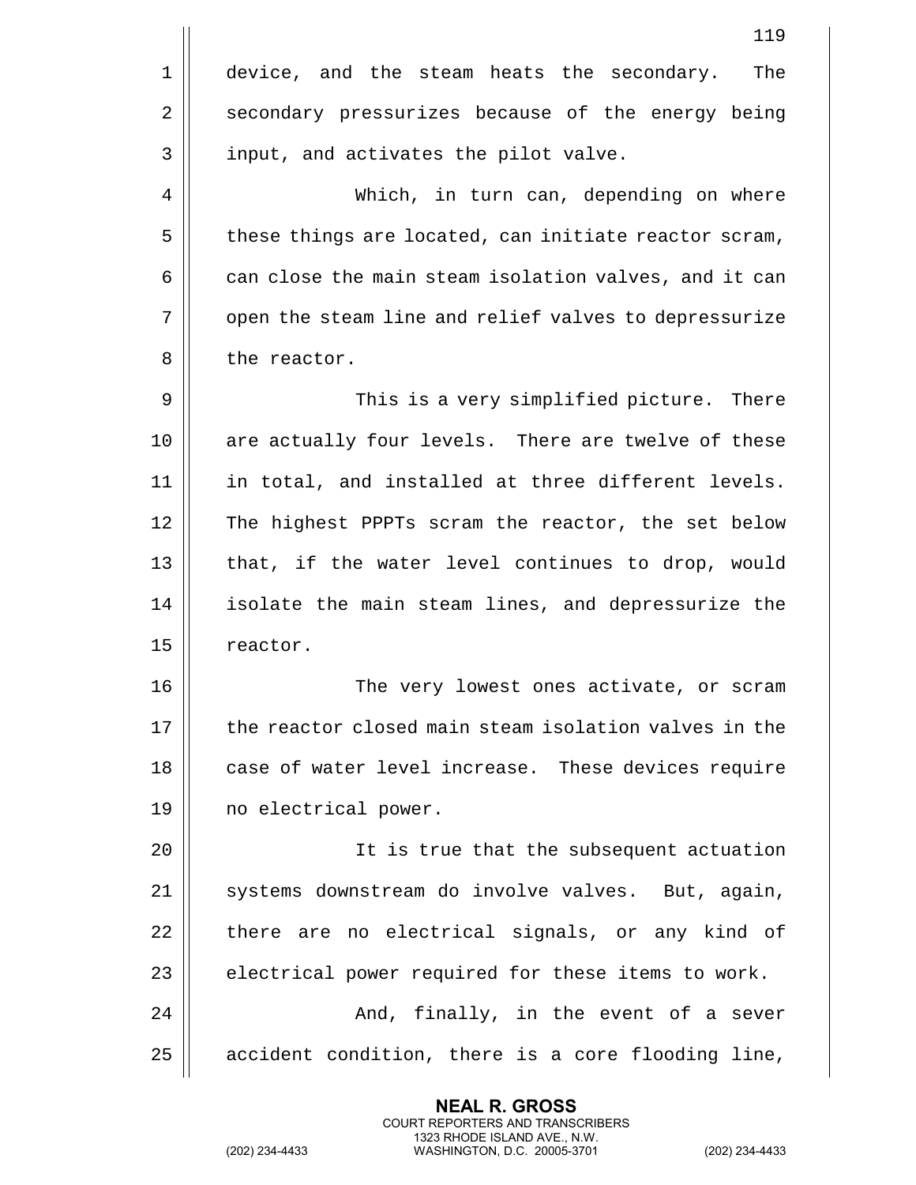device, and the steam heats the secondary. The secondary pressurizes because of the energy being input, and activates the pilot valve.

Which, in turn can, depending on where these things are located, can initiate reactor scram, can close the main steam isolation valves, and it can open the steam line and relief valves to depressurize the reactor.

This is a very simplified picture. There are actually four levels. There are twelve of these in total, and installed at three different levels. The highest PPPTs scram the reactor, the set below that, if the water level continues to drop, would isolate the main steam lines, and depressurize the reactor.

The very lowest ones activate, or scram the reactor closed main steam isolation valves in the case of water level increase. These devices require no electrical power.

It is true that the subsequent actuation systems downstream do involve valves. But, again, there are no electrical signals, or any kind of electrical power required for these items to work.

And, finally, in the event of a sever accident condition, there is a core flooding line,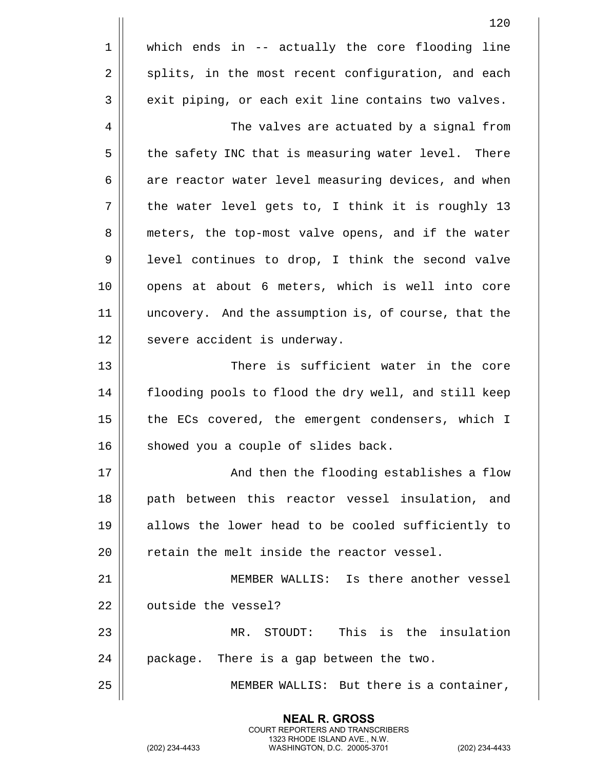which ends in -- actually the core flooding line splits, in the most recent configuration, and each exit piping, or each exit line contains two valves.

The valves are actuated by a signal from the safety INC that is measuring water level. There are reactor water level measuring devices, and when the water level gets to, I think it is roughly 13 meters, the top-most valve opens, and if the water level continues to drop, I think the second valve opens at about 6 meters, which is well into core uncovery. And the assumption is, of course, that the severe accident is underway.

There is sufficient water in the core flooding pools to flood the dry well, and still keep the ECs covered, the emergent condensers, which I showed you a couple of slides back.

And then the flooding establishes a flow path between this reactor vessel insulation, and allows the lower head to be cooled sufficiently to retain the melt inside the reactor vessel.

MEMBER WALLIS: Is there another vessel outside the vessel?

MR. STOUDT: This is the insulation package. There is a gap between the two.

MEMBER WALLIS: But there is a container,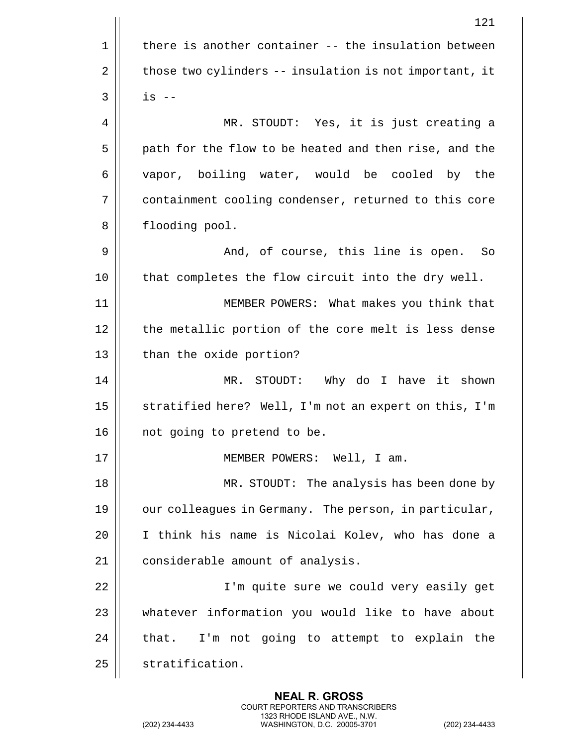there is another container -- the insulation between those two cylinders -- insulation is not important, it is --

MR. STOUDT: Yes, it is just creating a path for the flow to be heated and then rise, and the vapor, boiling water, would be cooled by the containment cooling condenser, returned to this core flooding pool.

And, of course, this line is open. So that completes the flow circuit into the dry well.

MEMBER POWERS: What makes you think that the metallic portion of the core melt is less dense than the oxide portion?

MR. STOUDT: Why do I have it shown stratified here? Well, I'm not an expert on this, I'm not going to pretend to be.

MEMBER POWERS: Well, I am.

MR. STOUDT: The analysis has been done by our colleagues in Germany. The person, in particular, I think his name is Nicolai Kolev, who has done a considerable amount of analysis.

I'm quite sure we could very easily get whatever information you would like to have about that. I'm not going to attempt to explain the stratification.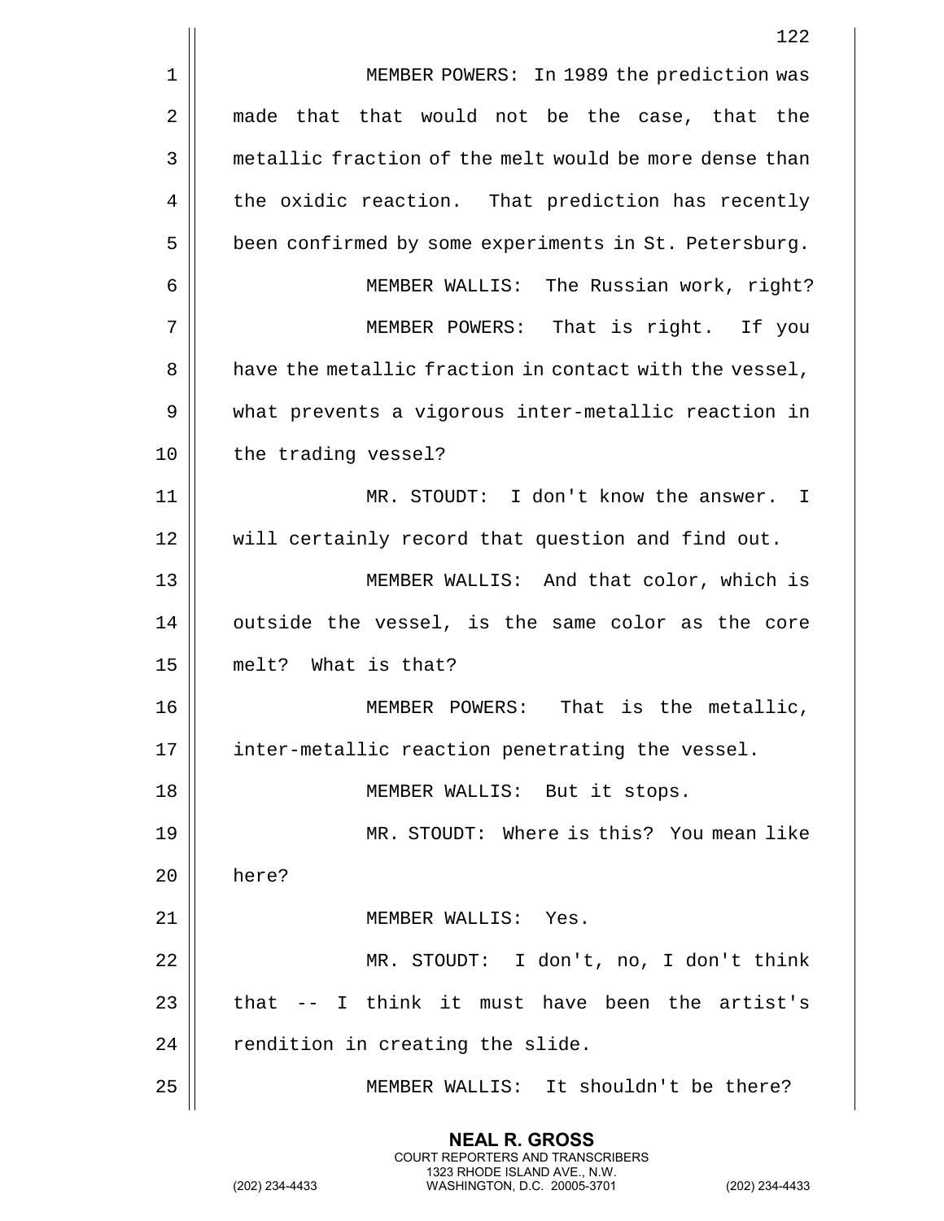MEMBER POWERS: In 1989 the prediction was made that that would not be the case, that the metallic fraction of the melt would be more dense than the oxidic reaction. That prediction has recently been confirmed by some experiments in St. Petersburg.

MEMBER WALLIS: The Russian work, right?

MEMBER POWERS: That is right. If you have the metallic fraction in contact with the vessel, what prevents a vigorous inter-metallic reaction in the trading vessel?

MR. STOUDT: I don't know the answer. I will certainly record that question and find out.

MEMBER WALLIS: And that color, which is outside the vessel, is the same color as the core melt? What is that?

MEMBER POWERS: That is the metallic, inter-metallic reaction penetrating the vessel.

MEMBER WALLIS: But it stops.

MR. STOUDT: Where is this? You mean like here?

MEMBER WALLIS: Yes.

MR. STOUDT: I don't, no, I don't think that -- I think it must have been the artist's rendition in creating the slide.

MEMBER WALLIS: It shouldn't be there?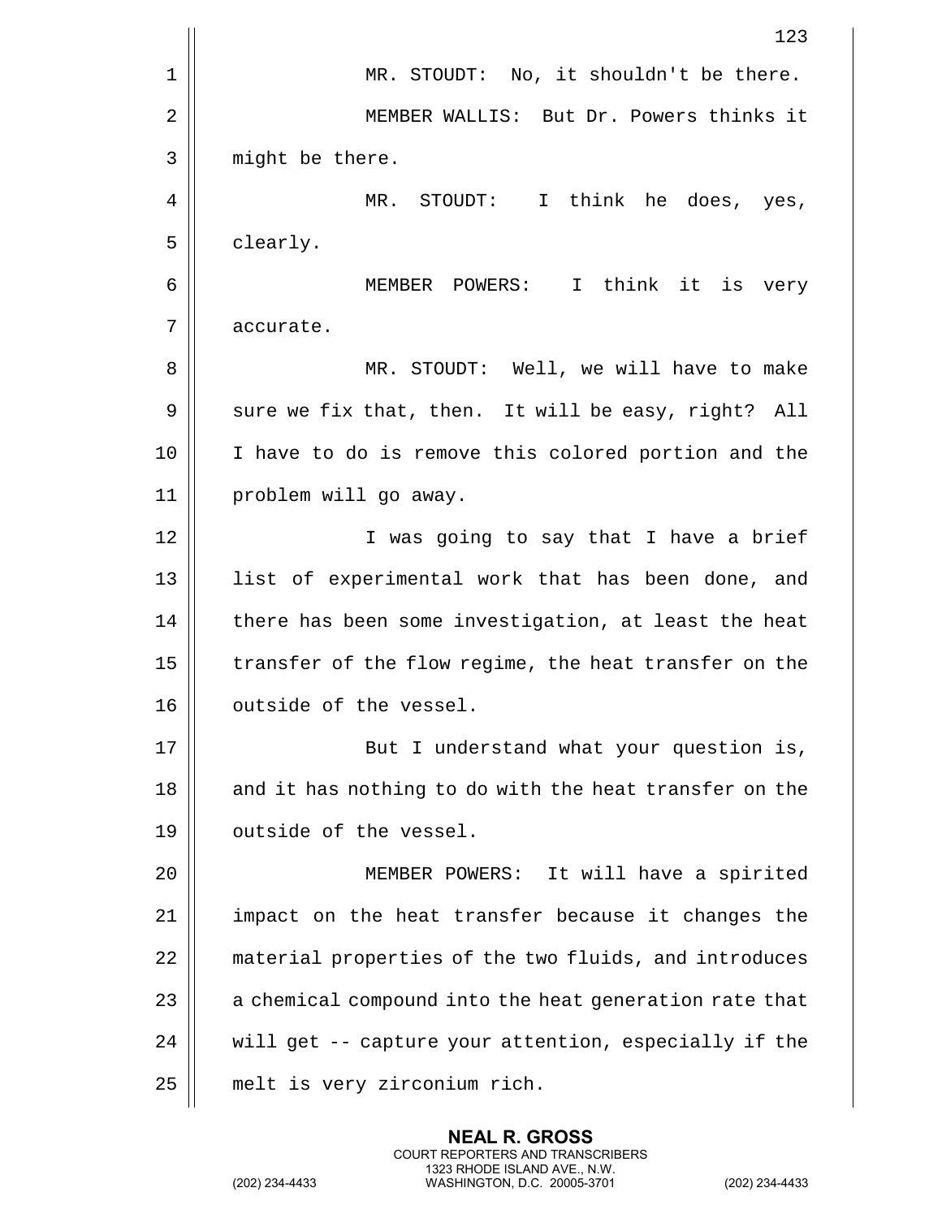MR. STOUDT: No, it shouldn't be there.

MEMBER WALLIS: But Dr. Powers thinks it might be there.

MR. STOUDT: I think he does, yes, clearly.

MEMBER POWERS: I think it is very accurate.

MR. STOUDT: Well, we will have to make sure we fix that, then. It will be easy, right? All I have to do is remove this colored portion and the problem will go away.

I was going to say that I have a brief list of experimental work that has been done, and there has been some investigation, at least the heat transfer of the flow regime, the heat transfer on the outside of the vessel.

But I understand what your question is, and it has nothing to do with the heat transfer on the outside of the vessel.

MEMBER POWERS: It will have a spirited impact on the heat transfer because it changes the material properties of the two fluids, and introduces a chemical compound into the heat generation rate that will get -- capture your attention, especially if the melt is very zirconium rich.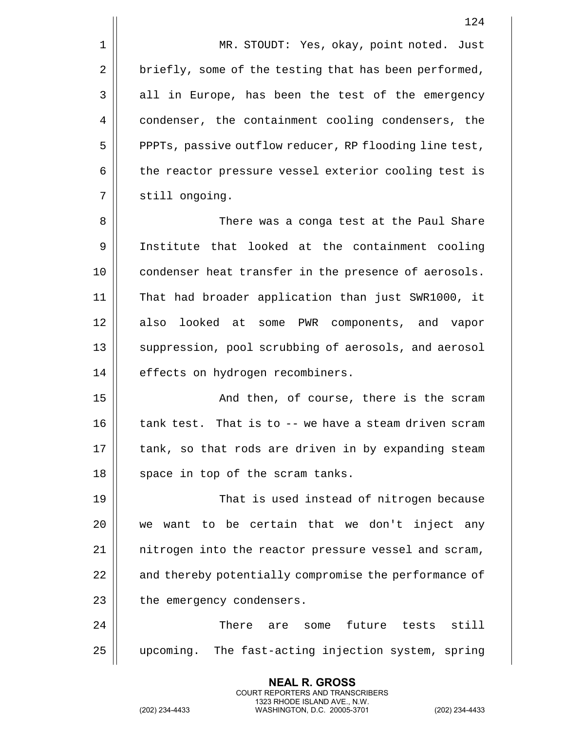MR. STOUDT: Yes, okay, point noted. Just briefly, some of the testing that has been performed, all in Europe, has been the test of the emergency condenser, the containment cooling condensers, the PPPTs, passive outflow reducer, RP flooding line test, the reactor pressure vessel exterior cooling test is still ongoing.

There was a conga test at the Paul Share Institute that looked at the containment cooling condenser heat transfer in the presence of aerosols. That had broader application than just SWR1000, it also looked at some PWR components, and vapor suppression, pool scrubbing of aerosols, and aerosol effects on hydrogen recombiners.

And then, of course, there is the scram tank test. That is to -- we have a steam driven scram tank, so that rods are driven in by expanding steam space in top of the scram tanks.

That is used instead of nitrogen because we want to be certain that we don't inject any nitrogen into the reactor pressure vessel and scram, and thereby potentially compromise the performance of the emergency condensers.

There are some future tests still upcoming. The fast-acting injection system, spring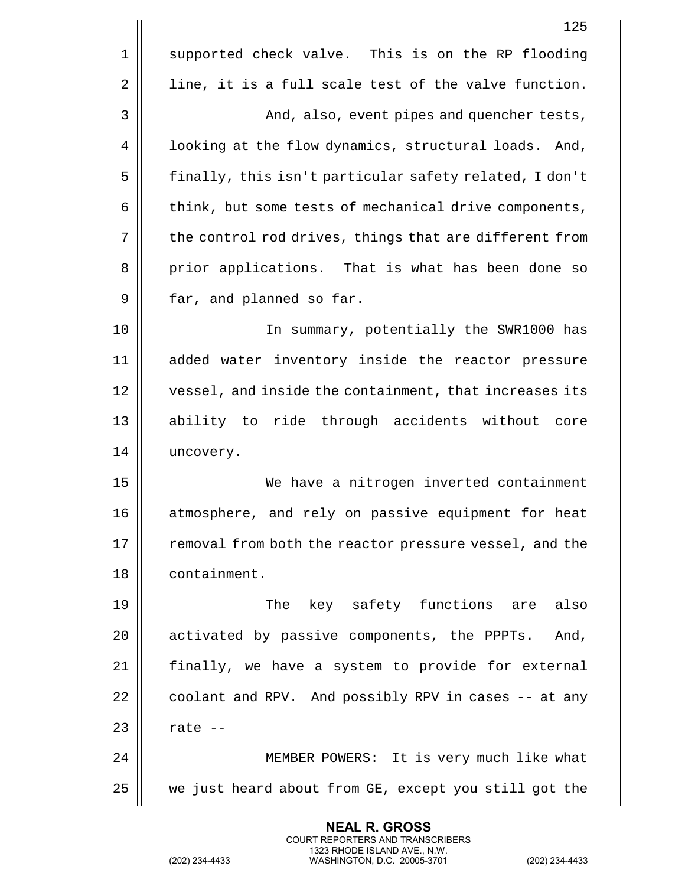supported check valve. This is on the RP flooding line, it is a full scale test of the valve function.

And, also, event pipes and quencher tests, looking at the flow dynamics, structural loads. And, finally, this isn't particular safety related, I don't think, but some tests of mechanical drive components, the control rod drives, things that are different from prior applications. That is what has been done so far, and planned so far.

In summary, potentially the SWR1000 has added water inventory inside the reactor pressure vessel, and inside the containment, that increases its ability to ride through accidents without core uncovery.

We have a nitrogen inverted containment atmosphere, and rely on passive equipment for heat removal from both the reactor pressure vessel, and the containment.

The key safety functions are also activated by passive components, the PPPTs. And, finally, we have a system to provide for external coolant and RPV. And possibly RPV in cases -- at any rate --

MEMBER POWERS: It is very much like what we just heard about from GE, except you still got the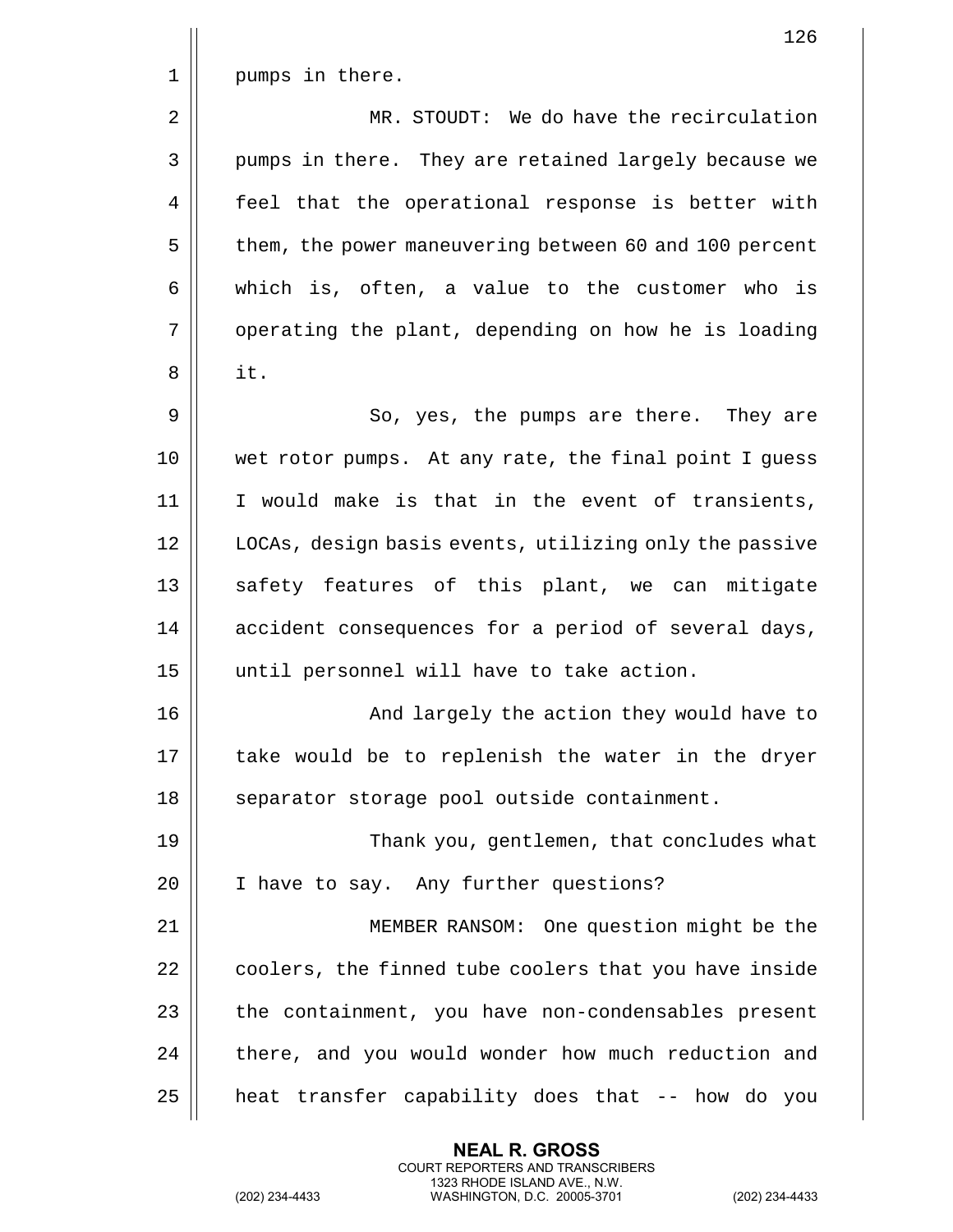pumps in there.

MR. STOUDT: We do have the recirculation pumps in there. They are retained largely because we feel that the operational response is better with them, the power maneuvering between 60 and 100 percent which is, often, a value to the customer who is operating the plant, depending on how he is loading it.

So, yes, the pumps are there. They are wet rotor pumps. At any rate, the final point I guess I would make is that in the event of transients, LOCAs, design basis events, utilizing only the passive safety features of this plant, we can mitigate accident consequences for a period of several days, until personnel will have to take action.

And largely the action they would have to take would be to replenish the water in the dryer separator storage pool outside containment.

Thank you, gentlemen, that concludes what I have to say. Any further questions?

MEMBER RANSOM: One question might be the coolers, the finned tube coolers that you have inside the containment, you have non-condensables present there, and you would wonder how much reduction and heat transfer capability does that -- how do you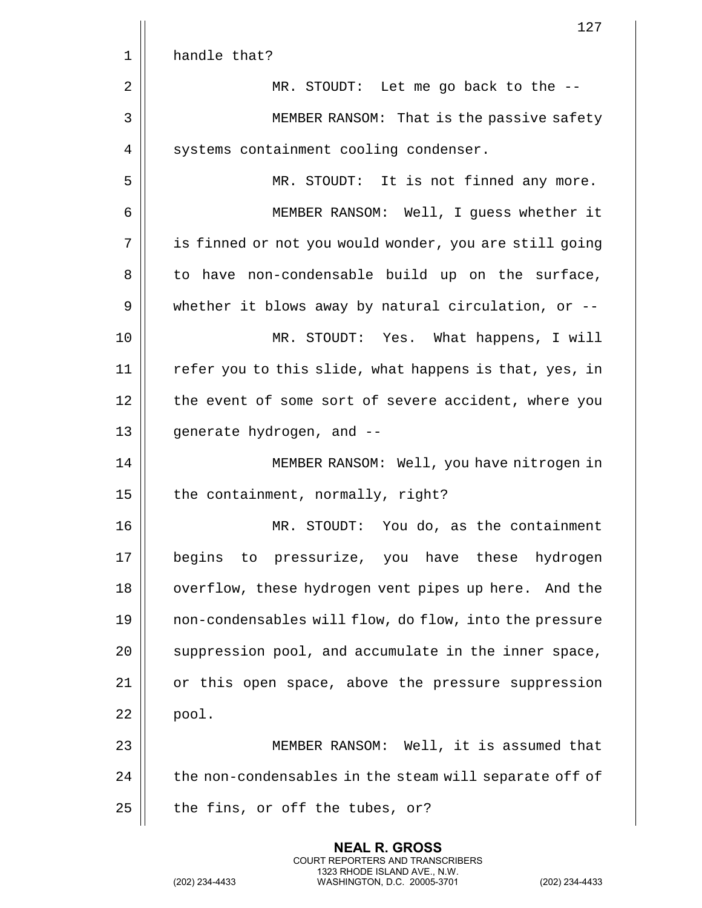handle that?

MR. STOUDT: Let me go back to the --

MEMBER RANSOM: That is the passive safety systems containment cooling condenser.

MR. STOUDT: It is not finned any more.

MEMBER RANSOM: Well, I guess whether it is finned or not you would wonder, you are still going to have non-condensable build up on the surface, whether it blows away by natural circulation, or --

MR. STOUDT: Yes. What happens, I will refer you to this slide, what happens is that, yes, in the event of some sort of severe accident, where you generate hydrogen, and --

MEMBER RANSOM: Well, you have nitrogen in the containment, normally, right?

MR. STOUDT: You do, as the containment begins to pressurize, you have these hydrogen overflow, these hydrogen vent pipes up here. And the non-condensables will flow, do flow, into the pressure suppression pool, and accumulate in the inner space, or this open space, above the pressure suppression pool.

MEMBER RANSOM: Well, it is assumed that the non-condensables in the steam will separate off of the fins, or off the tubes, or?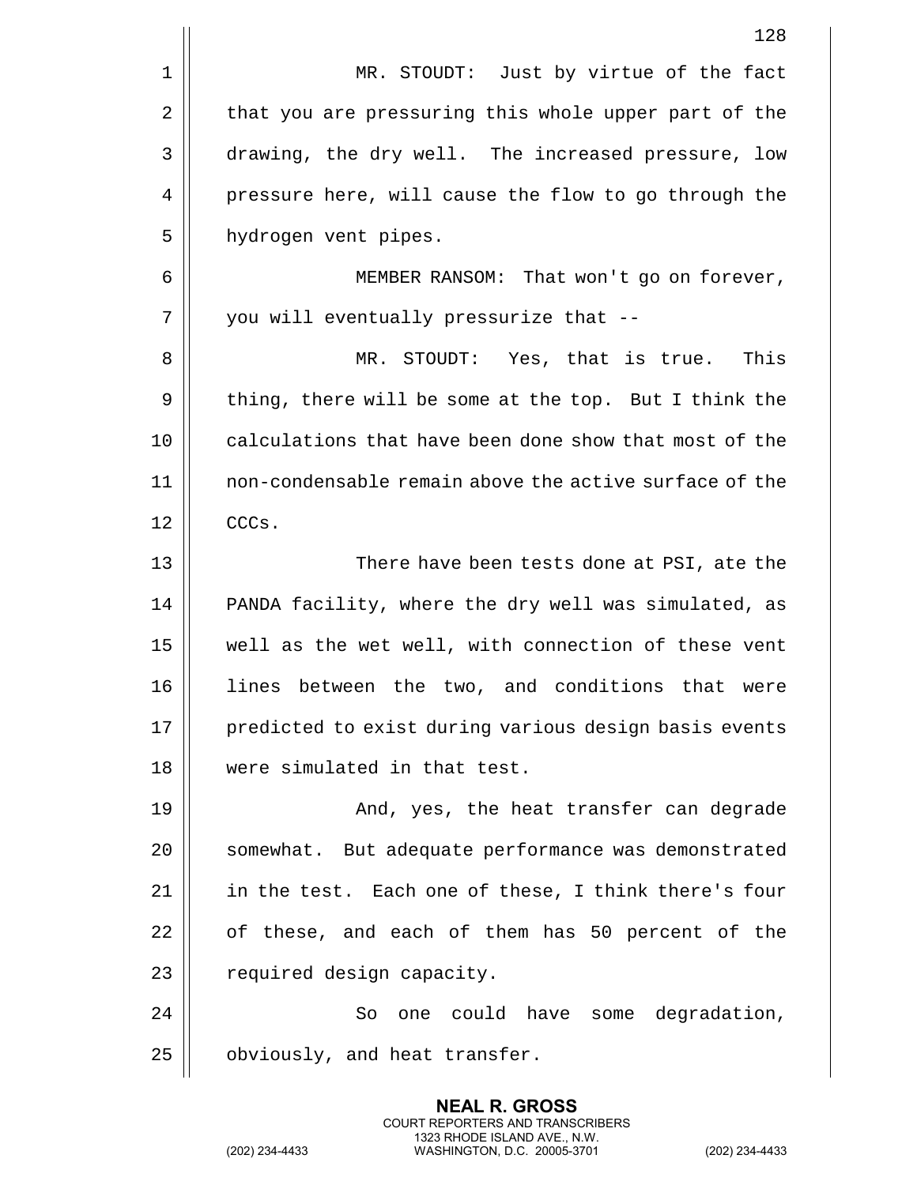MR. STOUDT: Just by virtue of the fact that you are pressuring this whole upper part of the drawing, the dry well. The increased pressure, low pressure here, will cause the flow to go through the hydrogen vent pipes.

MEMBER RANSOM: That won't go on forever, you will eventually pressurize that --

MR. STOUDT: Yes, that is true. This thing, there will be some at the top. But I think the calculations that have been done show that most of the non-condensable remain above the active surface of the CCCs.

There have been tests done at PSI, ate the PANDA facility, where the dry well was simulated, as well as the wet well, with connection of these vent lines between the two, and conditions that were predicted to exist during various design basis events were simulated in that test.

And, yes, the heat transfer can degrade somewhat. But adequate performance was demonstrated in the test. Each one of these, I think there's four of these, and each of them has 50 percent of the required design capacity.

So one could have some degradation, obviously, and heat transfer.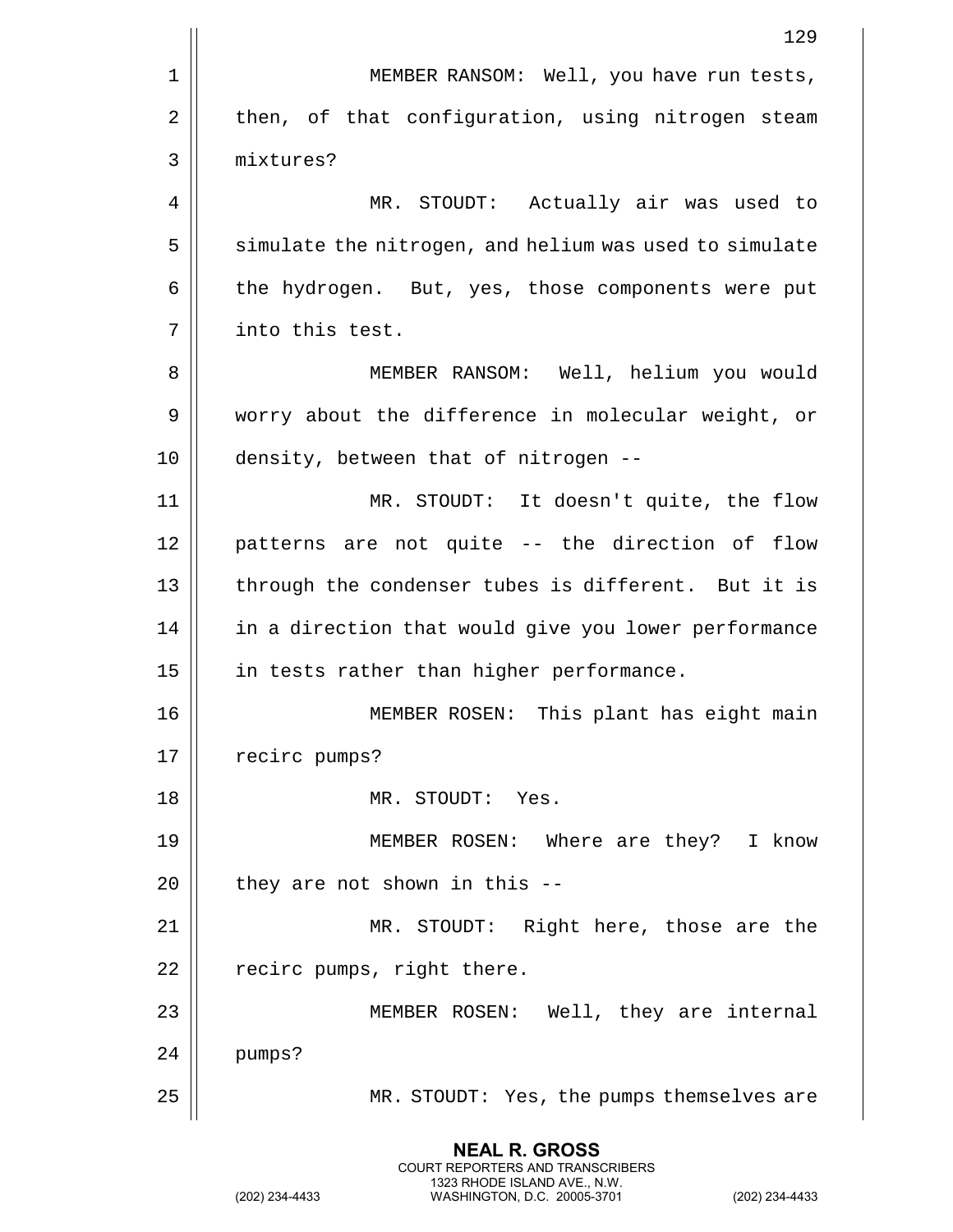MEMBER RANSOM: Well, you have run tests, then, of that configuration, using nitrogen steam mixtures?

MR. STOUDT: Actually air was used to simulate the nitrogen, and helium was used to simulate the hydrogen. But, yes, those components were put into this test.

MEMBER RANSOM: Well, helium you would worry about the difference in molecular weight, or density, between that of nitrogen --

MR. STOUDT: It doesn't quite, the flow patterns are not quite -- the direction of flow through the condenser tubes is different. But it is in a direction that would give you lower performance in tests rather than higher performance.

MEMBER ROSEN: This plant has eight main recirc pumps?

MR. STOUDT: Yes.

MEMBER ROSEN: Where are they? I know they are not shown in this --

MR. STOUDT: Right here, those are the recirc pumps, right there.

MEMBER ROSEN: Well, they are internal pumps?

MR. STOUDT: Yes, the pumps themselves are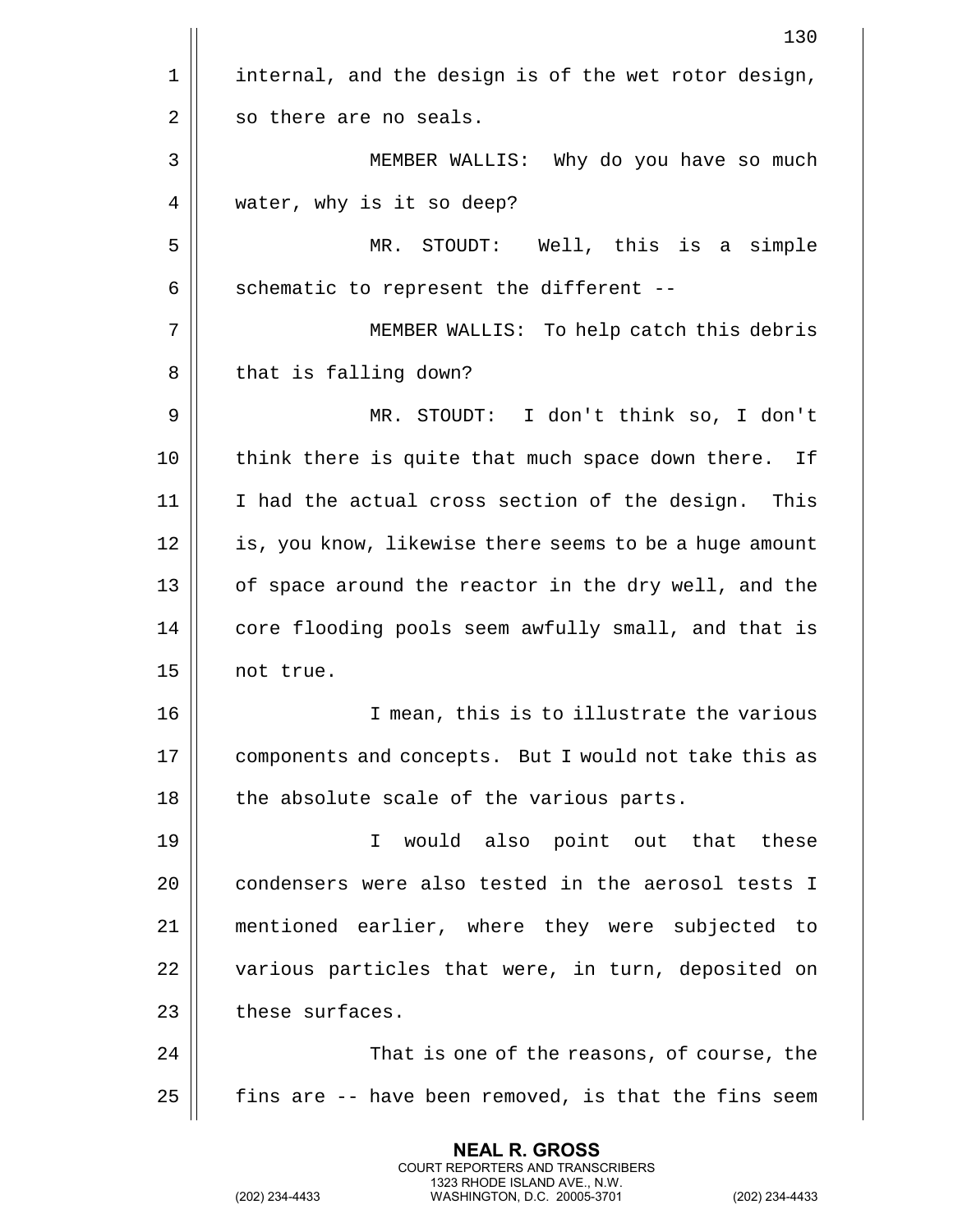internal, and the design is of the wet rotor design, so there are no seals.

MEMBER WALLIS: Why do you have so much water, why is it so deep?

MR. STOUDT: Well, this is a simple schematic to represent the different --

MEMBER WALLIS: To help catch this debris that is falling down?

MR. STOUDT: I don't think so, I don't think there is quite that much space down there. If I had the actual cross section of the design. This is, you know, likewise there seems to be a huge amount of space around the reactor in the dry well, and the core flooding pools seem awfully small, and that is not true.

I mean, this is to illustrate the various components and concepts. But I would not take this as the absolute scale of the various parts.

I would also point out that these condensers were also tested in the aerosol tests I mentioned earlier, where they were subjected to various particles that were, in turn, deposited on these surfaces.

That is one of the reasons, of course, the fins are -- have been removed, is that the fins seem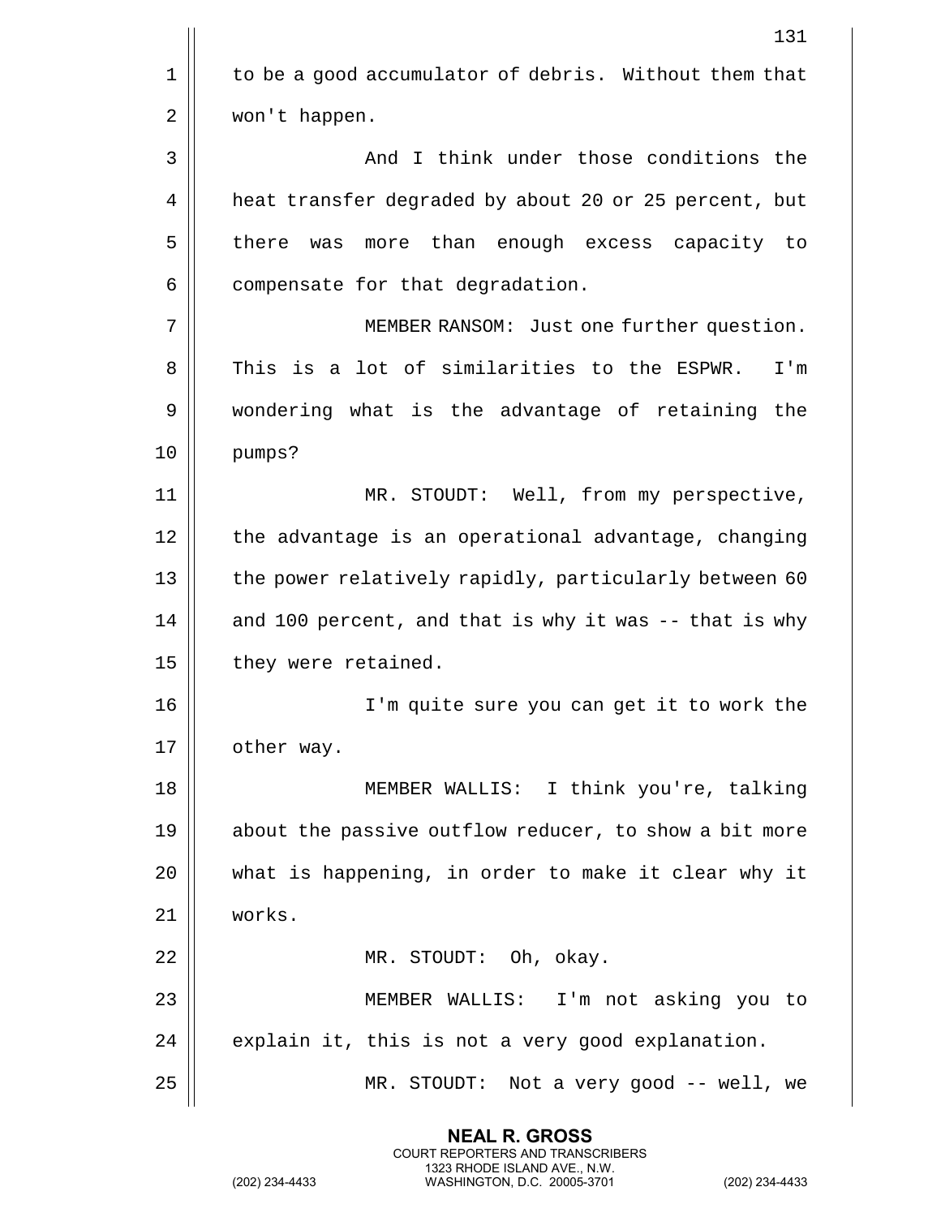to be a good accumulator of debris. Without them that won't happen.

And I think under those conditions the heat transfer degraded by about 20 or 25 percent, but there was more than enough excess capacity to compensate for that degradation.

MEMBER RANSOM: Just one further question. This is a lot of similarities to the ESPWR. I'm wondering what is the advantage of retaining the pumps?

MR. STOUDT: Well, from my perspective, the advantage is an operational advantage, changing the power relatively rapidly, particularly between 60 and 100 percent, and that is why it was -- that is why they were retained.

I'm quite sure you can get it to work the other way.

MEMBER WALLIS: I think you're, talking about the passive outflow reducer, to show a bit more what is happening, in order to make it clear why it works.

MR. STOUDT: Oh, okay.

MEMBER WALLIS: I'm not asking you to explain it, this is not a very good explanation.

MR. STOUDT: Not a very good -- well, we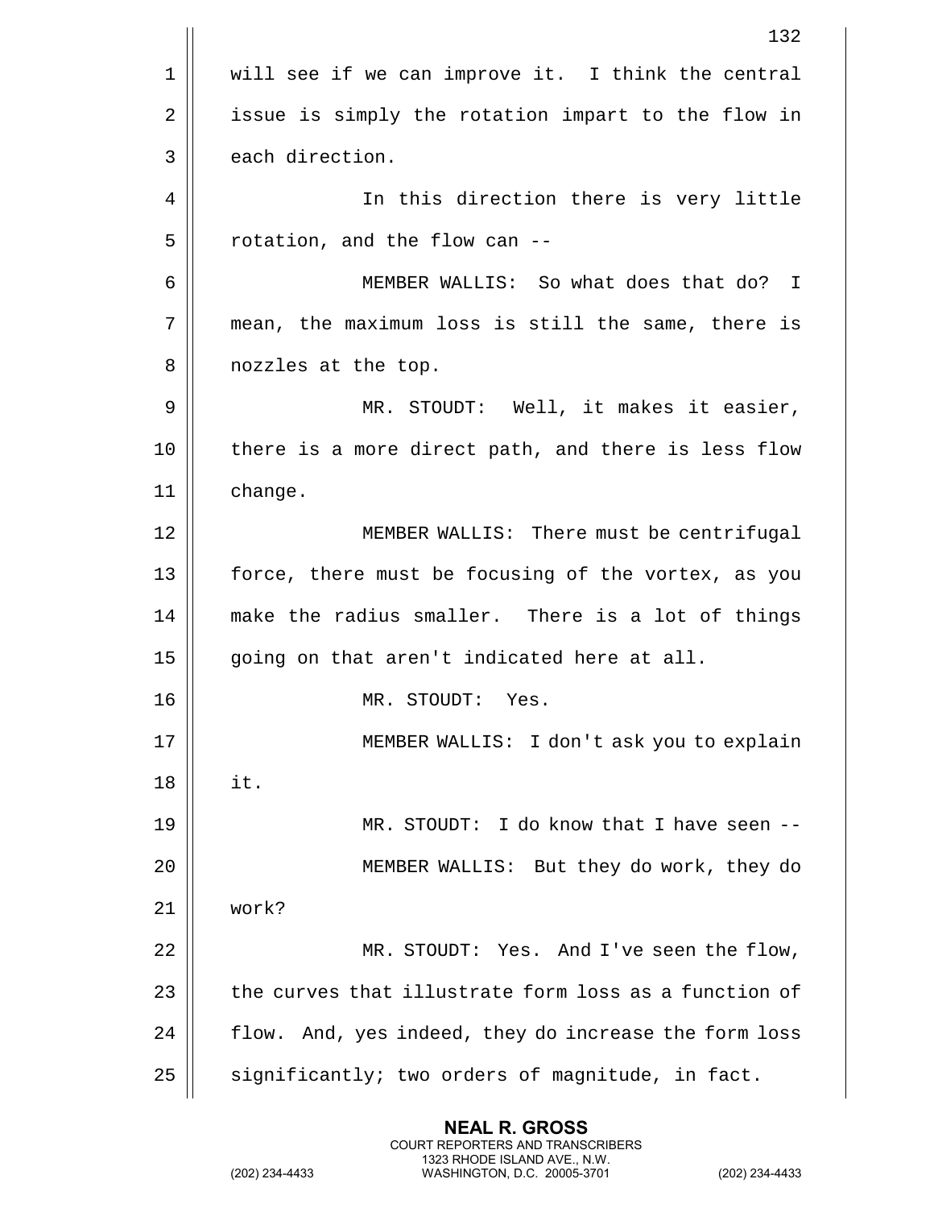will see if we can improve it. I think the central issue is simply the rotation impart to the flow in each direction.

In this direction there is very little rotation, and the flow can --

MEMBER WALLIS: So what does that do? I mean, the maximum loss is still the same, there is nozzles at the top.

MR. STOUDT: Well, it makes it easier, there is a more direct path, and there is less flow change.

MEMBER WALLIS: There must be centrifugal force, there must be focusing of the vortex, as you make the radius smaller. There is a lot of things going on that aren't indicated here at all.

MR. STOUDT: Yes.

MEMBER WALLIS: I don't ask you to explain it.

MR. STOUDT: I do know that I have seen --

MEMBER WALLIS: But they do work, they do work?

MR. STOUDT: Yes. And I've seen the flow, the curves that illustrate form loss as a function of flow. And, yes indeed, they do increase the form loss significantly; two orders of magnitude, in fact.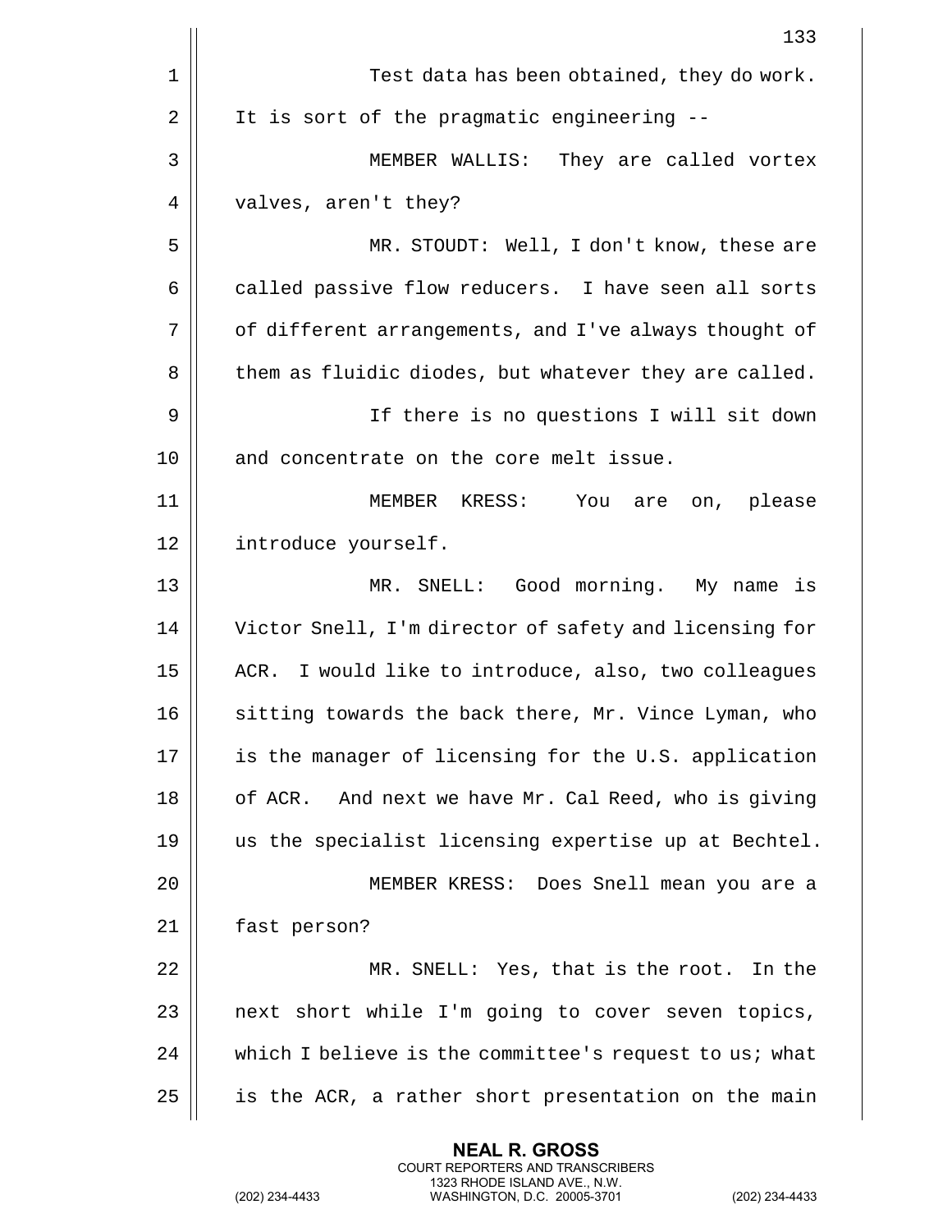Test data has been obtained, they do work. It is sort of the pragmatic engineering --

MEMBER WALLIS: They are called vortex valves, aren't they?

MR. STOUDT: Well, I don't know, these are called passive flow reducers. I have seen all sorts of different arrangements, and I've always thought of them as fluidic diodes, but whatever they are called.

If there is no questions I will sit down and concentrate on the core melt issue.

MEMBER KRESS: You are on, please introduce yourself.

MR. SNELL: Good morning. My name is Victor Snell, I'm director of safety and licensing for ACR. I would like to introduce, also, two colleagues sitting towards the back there, Mr. Vince Lyman, who is the manager of licensing for the U.S. application of ACR. And next we have Mr. Cal Reed, who is giving us the specialist licensing expertise up at Bechtel.

MEMBER KRESS: Does Snell mean you are a fast person?

MR. SNELL: Yes, that is the root. In the next short while I'm going to cover seven topics, which I believe is the committee's request to us; what is the ACR, a rather short presentation on the main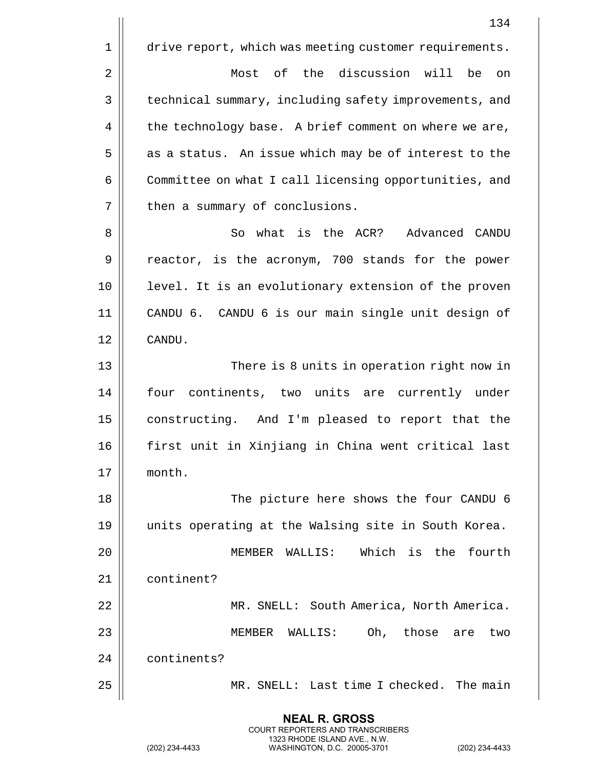drive report, which was meeting customer requirements.

Most of the discussion will be on technical summary, including safety improvements, and the technology base. A brief comment on where we are, as a status. An issue which may be of interest to the Committee on what I call licensing opportunities, and then a summary of conclusions.

So what is the ACR? Advanced CANDU reactor, is the acronym, 700 stands for the power level. It is an evolutionary extension of the proven CANDU 6. CANDU 6 is our main single unit design of CANDU.

There is 8 units in operation right now in four continents, two units are currently under constructing. And I'm pleased to report that the first unit in Xinjiang in China went critical last month.

The picture here shows the four CANDU 6 units operating at the Walsing site in South Korea.

MEMBER WALLIS: Which is the fourth continent?

MR. SNELL: South America, North America.

MEMBER WALLIS: Oh, those are two continents?

MR. SNELL: Last time I checked. The main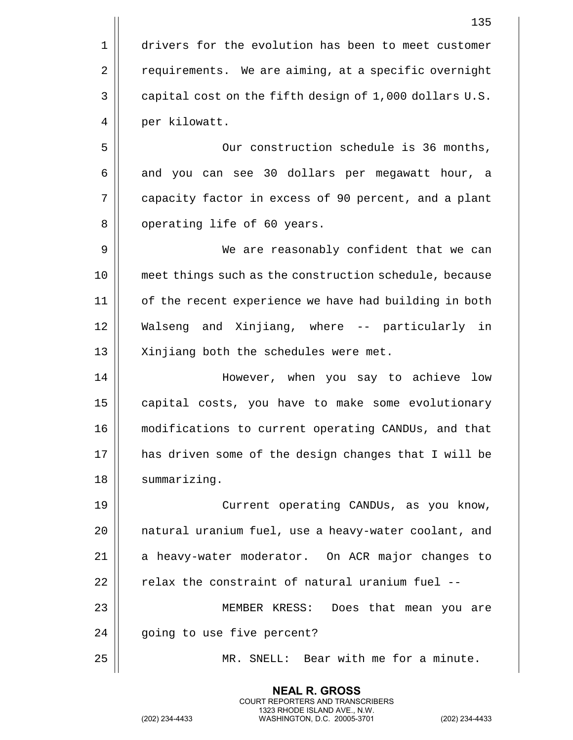drivers for the evolution has been to meet customer requirements. We are aiming, at a specific overnight capital cost on the fifth design of 1,000 dollars U.S. per kilowatt.

Our construction schedule is 36 months, and you can see 30 dollars per megawatt hour, a capacity factor in excess of 90 percent, and a plant operating life of 60 years.

We are reasonably confident that we can meet things such as the construction schedule, because of the recent experience we have had building in both Walseng and Xinjiang, where -- particularly in Xinjiang both the schedules were met.

However, when you say to achieve low capital costs, you have to make some evolutionary modifications to current operating CANDUs, and that has driven some of the design changes that I will be summarizing.

Current operating CANDUs, as you know, natural uranium fuel, use a heavy-water coolant, and a heavy-water moderator. On ACR major changes to relax the constraint of natural uranium fuel --

MEMBER KRESS: Does that mean you are going to use five percent?

MR. SNELL: Bear with me for a minute.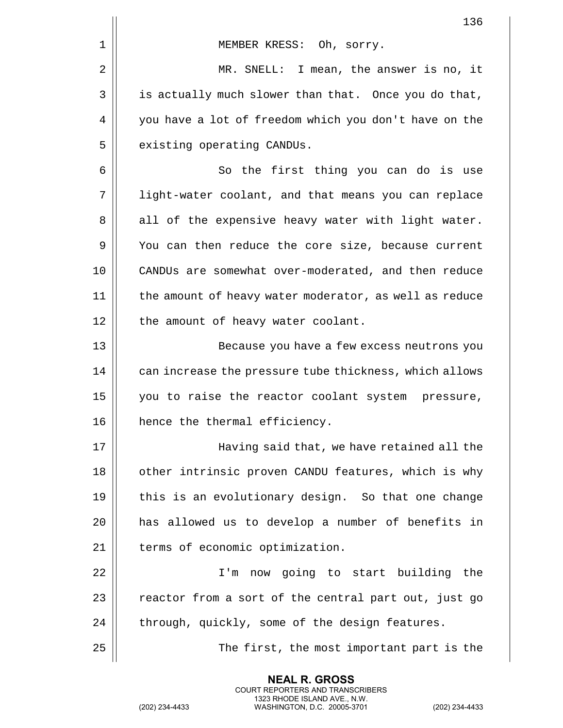MEMBER KRESS: Oh, sorry.

MR. SNELL: I mean, the answer is no, it is actually much slower than that. Once you do that, you have a lot of freedom which you don't have on the existing operating CANDUs.

So the first thing you can do is use light-water coolant, and that means you can replace all of the expensive heavy water with light water. You can then reduce the core size, because current CANDUs are somewhat over-moderated, and then reduce the amount of heavy water moderator, as well as reduce the amount of heavy water coolant.

Because you have a few excess neutrons you can increase the pressure tube thickness, which allows you to raise the reactor coolant system pressure, hence the thermal efficiency.

Having said that, we have retained all the other intrinsic proven CANDU features, which is why this is an evolutionary design. So that one change has allowed us to develop a number of benefits in terms of economic optimization.

I'm now going to start building the reactor from a sort of the central part out, just go through, quickly, some of the design features.

The first, the most important part is the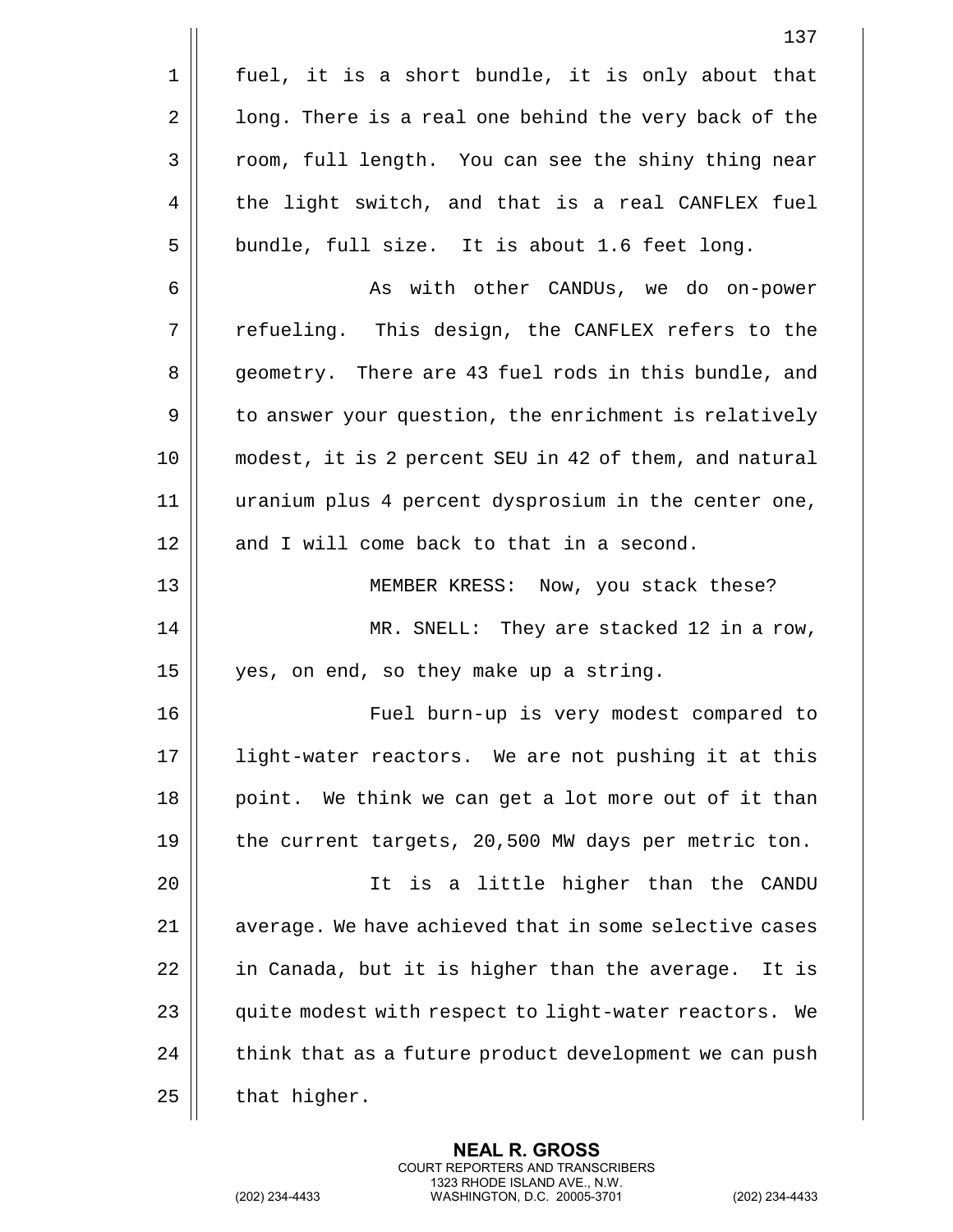fuel, it is a short bundle, it is only about that long. There is a real one behind the very back of the room, full length. You can see the shiny thing near the light switch, and that is a real CANFLEX fuel bundle, full size. It is about 1.6 feet long.

As with other CANDUs, we do on-power refueling. This design, the CANFLEX refers to the geometry. There are 43 fuel rods in this bundle, and to answer your question, the enrichment is relatively modest, it is 2 percent SEU in 42 of them, and natural uranium plus 4 percent dysprosium in the center one, and I will come back to that in a second.

MEMBER KRESS: Now, you stack these?

MR. SNELL: They are stacked 12 in a row, yes, on end, so they make up a string.

Fuel burn-up is very modest compared to light-water reactors. We are not pushing it at this point. We think we can get a lot more out of it than the current targets, 20,500 MW days per metric ton.

It is a little higher than the CANDU average. We have achieved that in some selective cases in Canada, but it is higher than the average. It is quite modest with respect to light-water reactors. We think that as a future product development we can push that higher.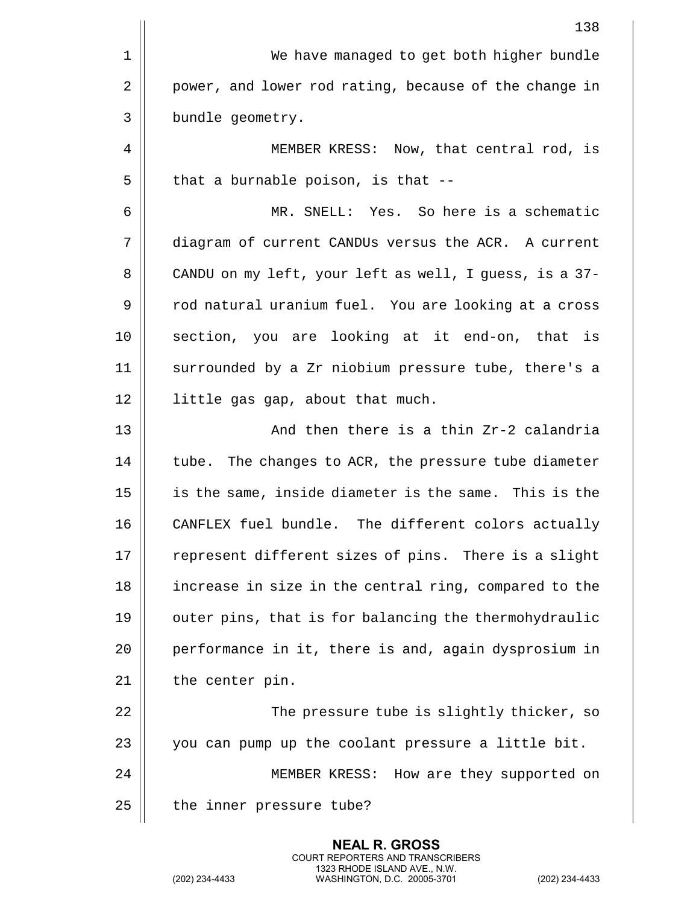We have managed to get both higher bundle power, and lower rod rating, because of the change in bundle geometry.

MEMBER KRESS: Now, that central rod, is that a burnable poison, is that --

MR. SNELL: Yes. So here is a schematic diagram of current CANDUs versus the ACR. A current CANDU on my left, your left as well, I guess, is a 37-rod natural uranium fuel. You are looking at a cross section, you are looking at it end-on, that is surrounded by a Zr niobium pressure tube, there's a little gas gap, about that much.

And then there is a thin Zr-2 calandria tube. The changes to ACR, the pressure tube diameter is the same, inside diameter is the same. This is the CANFLEX fuel bundle. The different colors actually represent different sizes of pins. There is a slight increase in size in the central ring, compared to the outer pins, that is for balancing the thermohydraulic performance in it, there is and, again dysprosium in the center pin.

The pressure tube is slightly thicker, so you can pump up the coolant pressure a little bit.

MEMBER KRESS: How are they supported on the inner pressure tube?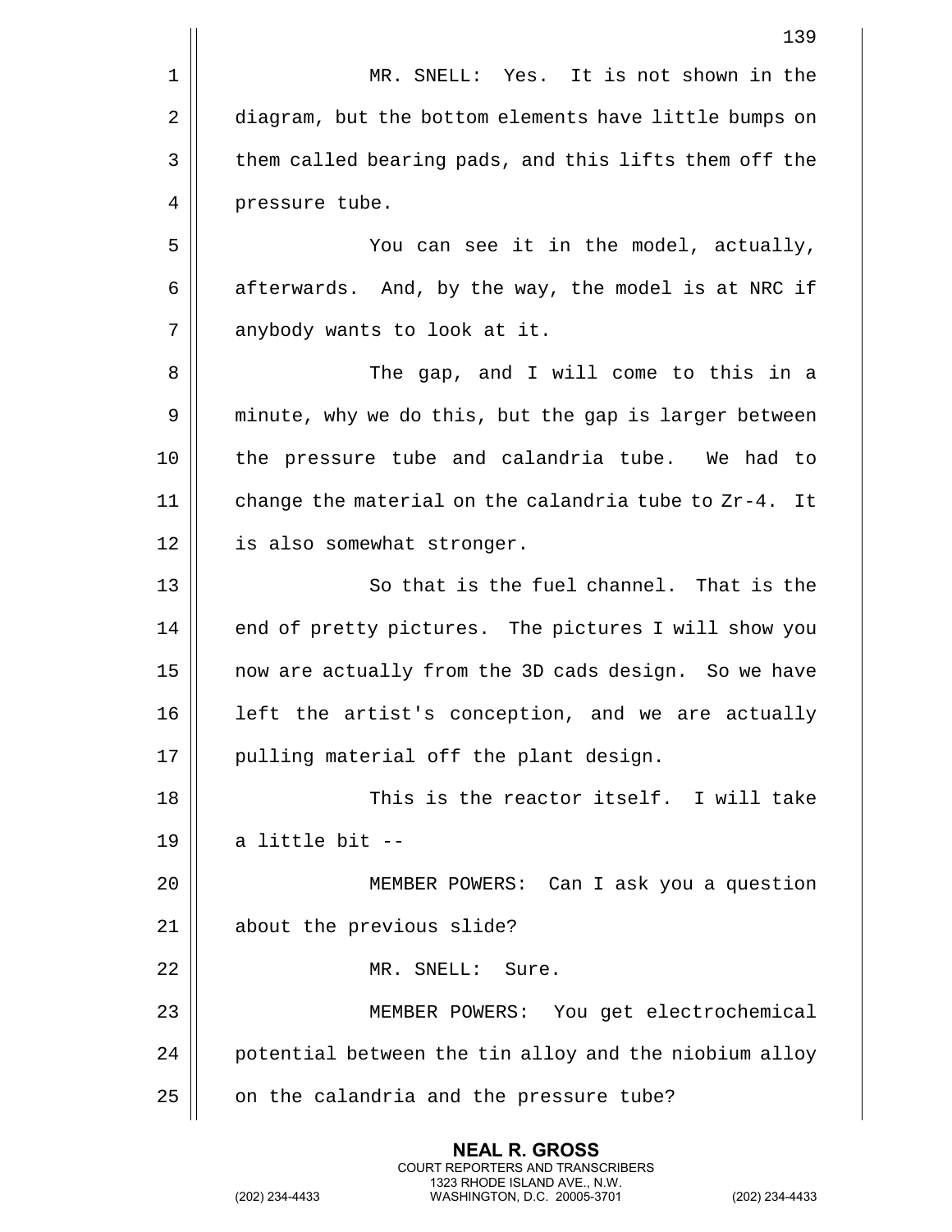MR. SNELL: Yes. It is not shown in the diagram, but the bottom elements have little bumps on them called bearing pads, and this lifts them off the pressure tube.

You can see it in the model, actually, afterwards. And, by the way, the model is at NRC if anybody wants to look at it.

The gap, and I will come to this in a minute, why we do this, but the gap is larger between the pressure tube and calandria tube. We had to change the material on the calandria tube to Zr-4. It is also somewhat stronger.

So that is the fuel channel. That is the end of pretty pictures. The pictures I will show you now are actually from the 3D cads design. So we have left the artist's conception, and we are actually pulling material off the plant design.

This is the reactor itself. I will take a little bit --

MEMBER POWERS: Can I ask you a question about the previous slide?

MR. SNELL: Sure.

MEMBER POWERS: You get electrochemical potential between the tin alloy and the niobium alloy on the calandria and the pressure tube?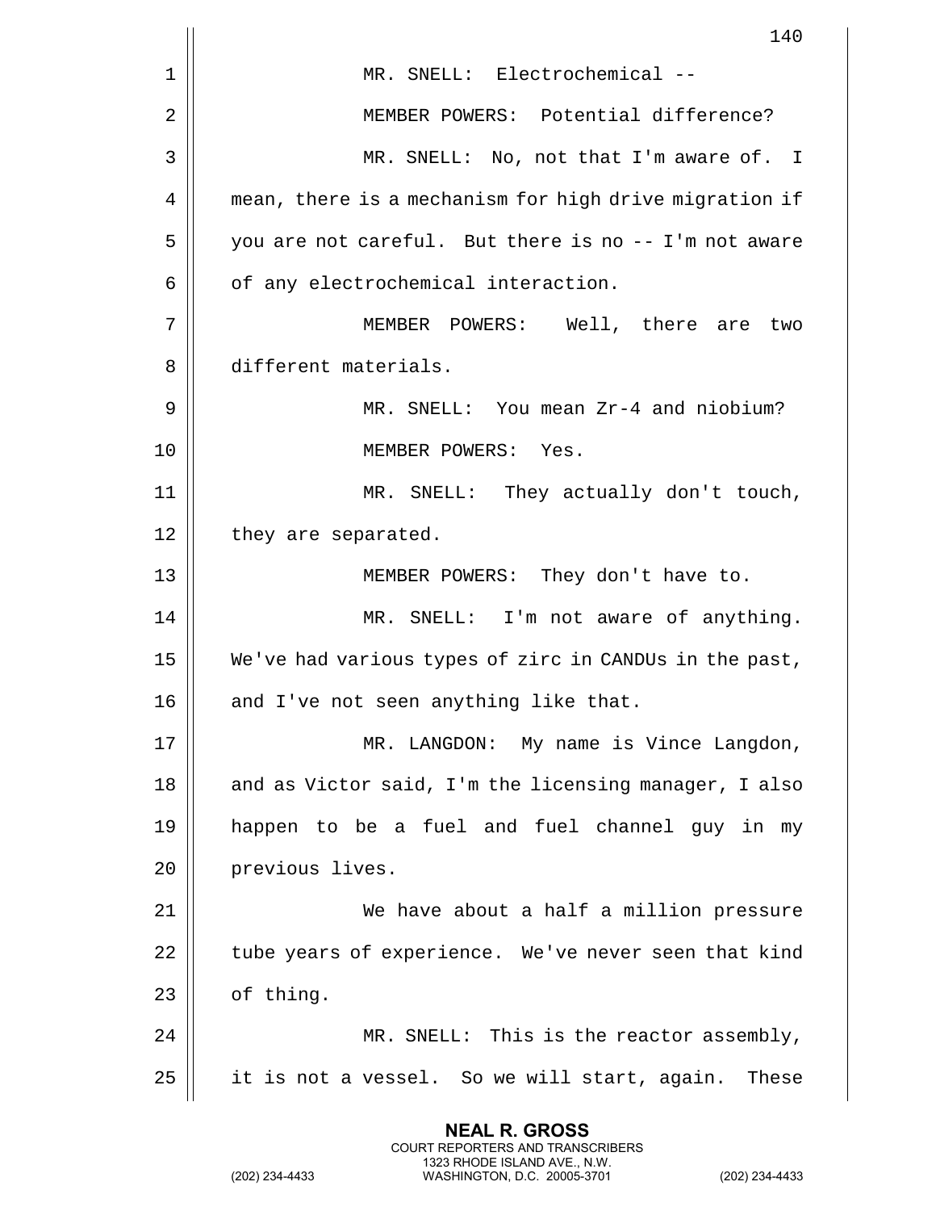MR. SNELL: Electrochemical --

MEMBER POWERS: Potential difference?

MR. SNELL: No, not that I'm aware of. I mean, there is a mechanism for high drive migration if you are not careful. But there is no -- I'm not aware of any electrochemical interaction.

MEMBER POWERS: Well, there are two different materials.

MR. SNELL: You mean Zr-4 and niobium?

MEMBER POWERS: Yes.

MR. SNELL: They actually don't touch, they are separated.

MEMBER POWERS: They don't have to.

MR. SNELL: I'm not aware of anything. We've had various types of zirc in CANDUs in the past, and I've not seen anything like that.

MR. LANGDON: My name is Vince Langdon, and as Victor said, I'm the licensing manager, I also happen to be a fuel and fuel channel guy in my previous lives.

We have about a half a million pressure tube years of experience. We've never seen that kind of thing.

MR. SNELL: This is the reactor assembly, it is not a vessel. So we will start, again. These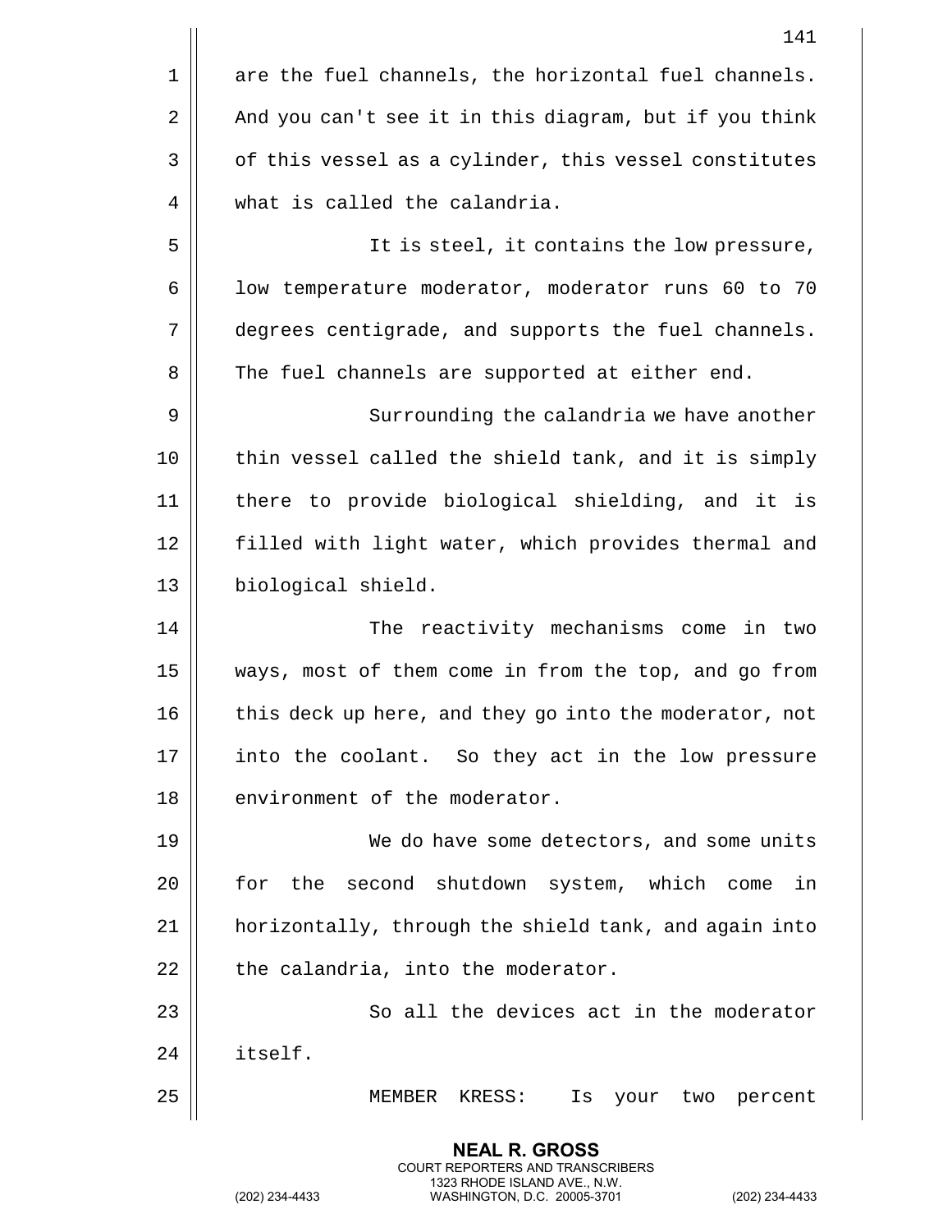are the fuel channels, the horizontal fuel channels. And you can't see it in this diagram, but if you think of this vessel as a cylinder, this vessel constitutes what is called the calandria.

It is steel, it contains the low pressure, low temperature moderator, moderator runs 60 to 70 degrees centigrade, and supports the fuel channels. The fuel channels are supported at either end.

Surrounding the calandria we have another thin vessel called the shield tank, and it is simply there to provide biological shielding, and it is filled with light water, which provides thermal and biological shield.

The reactivity mechanisms come in two ways, most of them come in from the top, and go from this deck up here, and they go into the moderator, not into the coolant. So they act in the low pressure environment of the moderator.

We do have some detectors, and some units for the second shutdown system, which come in horizontally, through the shield tank, and again into the calandria, into the moderator.

So all the devices act in the moderator itself.

MEMBER KRESS: Is your two percent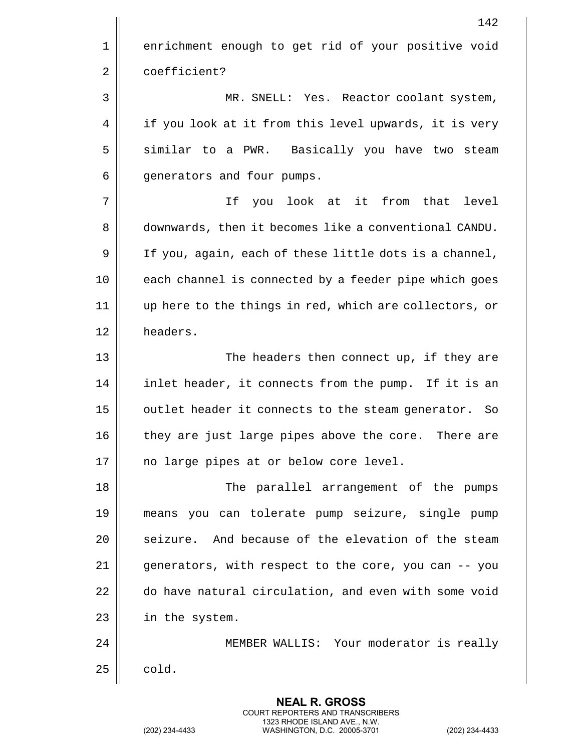enrichment enough to get rid of your positive void coefficient?

MR. SNELL: Yes. Reactor coolant system, if you look at it from this level upwards, it is very similar to a PWR. Basically you have two steam generators and four pumps.

If you look at it from that level downwards, then it becomes like a conventional CANDU. If you, again, each of these little dots is a channel, each channel is connected by a feeder pipe which goes up here to the things in red, which are collectors, or headers.

The headers then connect up, if they are inlet header, it connects from the pump. If it is an outlet header it connects to the steam generator. So they are just large pipes above the core. There are no large pipes at or below core level.

The parallel arrangement of the pumps means you can tolerate pump seizure, single pump seizure. And because of the elevation of the steam generators, with respect to the core, you can -- you do have natural circulation, and even with some void in the system.

MEMBER WALLIS: Your moderator is really cold.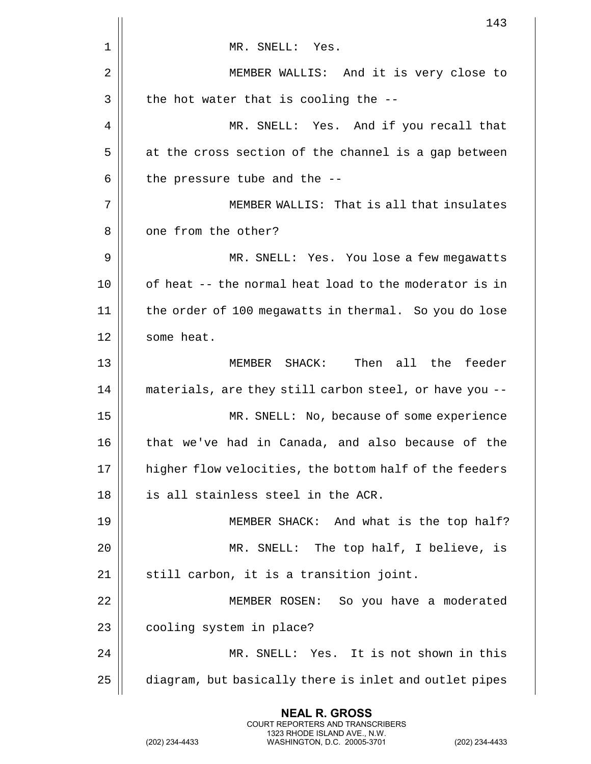MR. SNELL: Yes.

MEMBER WALLIS: And it is very close to the hot water that is cooling the --

MR. SNELL: Yes. And if you recall that at the cross section of the channel is a gap between the pressure tube and the --

MEMBER WALLIS: That is all that insulates one from the other?

MR. SNELL: Yes. You lose a few megawatts of heat -- the normal heat load to the moderator is in the order of 100 megawatts in thermal. So you do lose some heat.

MEMBER SHACK: Then all the feeder materials, are they still carbon steel, or have you --

MR. SNELL: No, because of some experience that we've had in Canada, and also because of the higher flow velocities, the bottom half of the feeders is all stainless steel in the ACR.

MEMBER SHACK: And what is the top half?

MR. SNELL: The top half, I believe, is still carbon, it is a transition joint.

MEMBER ROSEN: So you have a moderated cooling system in place?

MR. SNELL: Yes. It is not shown in this diagram, but basically there is inlet and outlet pipes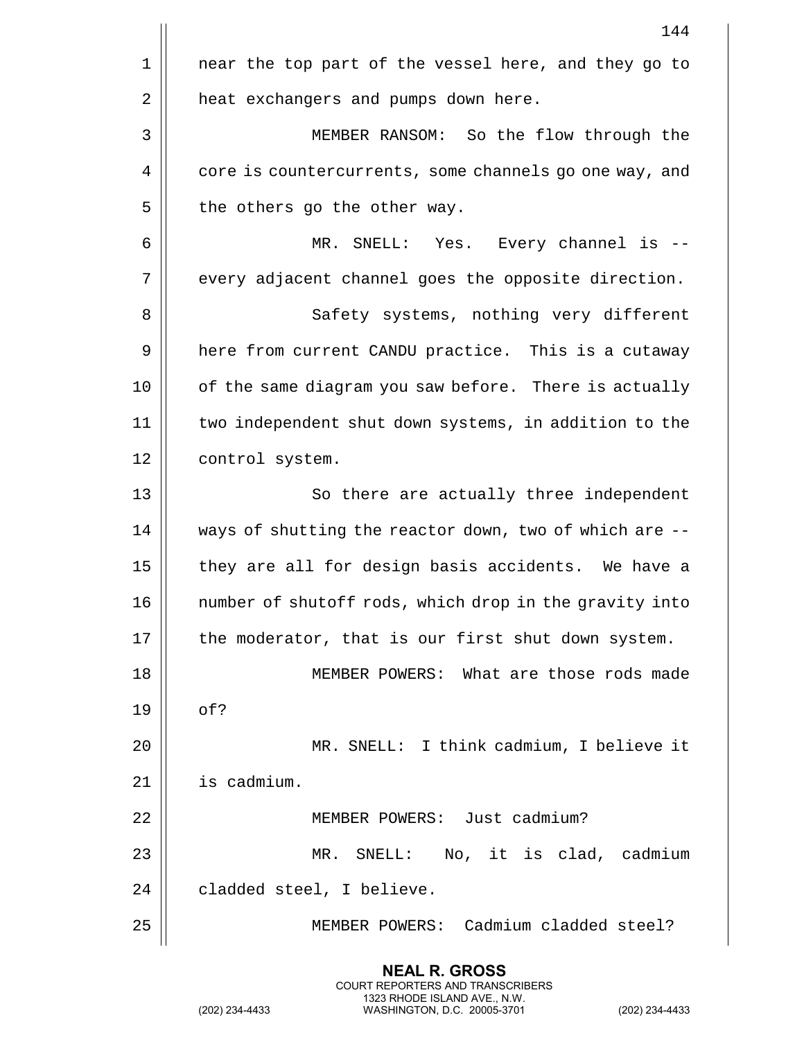near the top part of the vessel here, and they go to heat exchangers and pumps down here.

MEMBER RANSOM: So the flow through the core is countercurrents, some channels go one way, and the others go the other way.

MR. SNELL: Yes. Every channel is -- every adjacent channel goes the opposite direction.

Safety systems, nothing very different here from current CANDU practice. This is a cutaway of the same diagram you saw before. There is actually two independent shut down systems, in addition to the control system.

So there are actually three independent ways of shutting the reactor down, two of which are -- they are all for design basis accidents. We have a number of shutoff rods, which drop in the gravity into the moderator, that is our first shut down system.

MEMBER POWERS: What are those rods made of?

MR. SNELL: I think cadmium, I believe it is cadmium.

MEMBER POWERS: Just cadmium?

MR. SNELL: No, it is clad, cadmium cladded steel, I believe.

MEMBER POWERS: Cadmium cladded steel?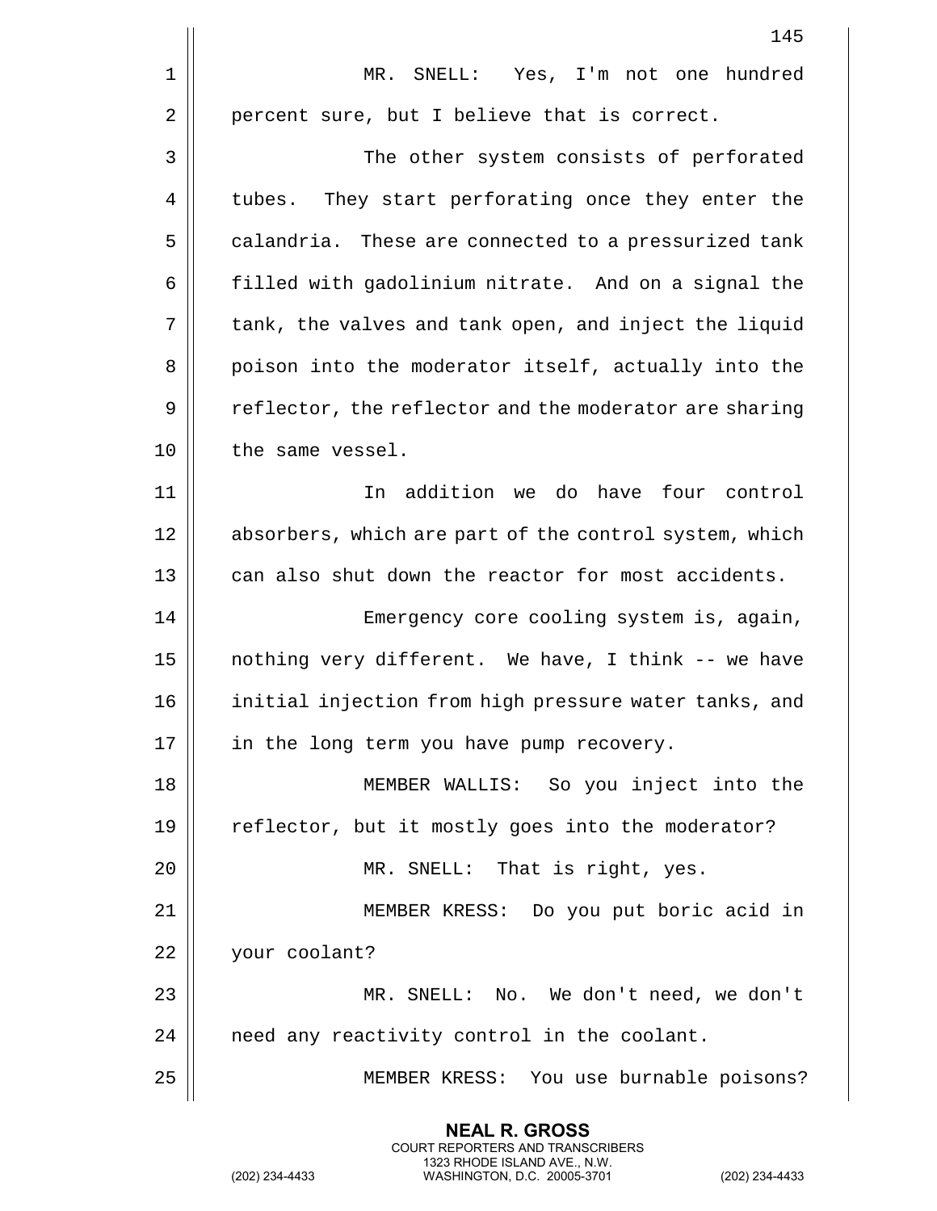MR. SNELL: Yes, I'm not one hundred percent sure, but I believe that is correct.

The other system consists of perforated tubes. They start perforating once they enter the calandria. These are connected to a pressurized tank filled with gadolinium nitrate. And on a signal the tank, the valves and tank open, and inject the liquid poison into the moderator itself, actually into the reflector, the reflector and the moderator are sharing the same vessel.

In addition we do have four control absorbers, which are part of the control system, which can also shut down the reactor for most accidents.

Emergency core cooling system is, again, nothing very different. We have, I think -- we have initial injection from high pressure water tanks, and in the long term you have pump recovery.

MEMBER WALLIS: So you inject into the reflector, but it mostly goes into the moderator?

MR. SNELL: That is right, yes.

MEMBER KRESS: Do you put boric acid in your coolant?

MR. SNELL: No. We don't need, we don't need any reactivity control in the coolant.

MEMBER KRESS: You use burnable poisons?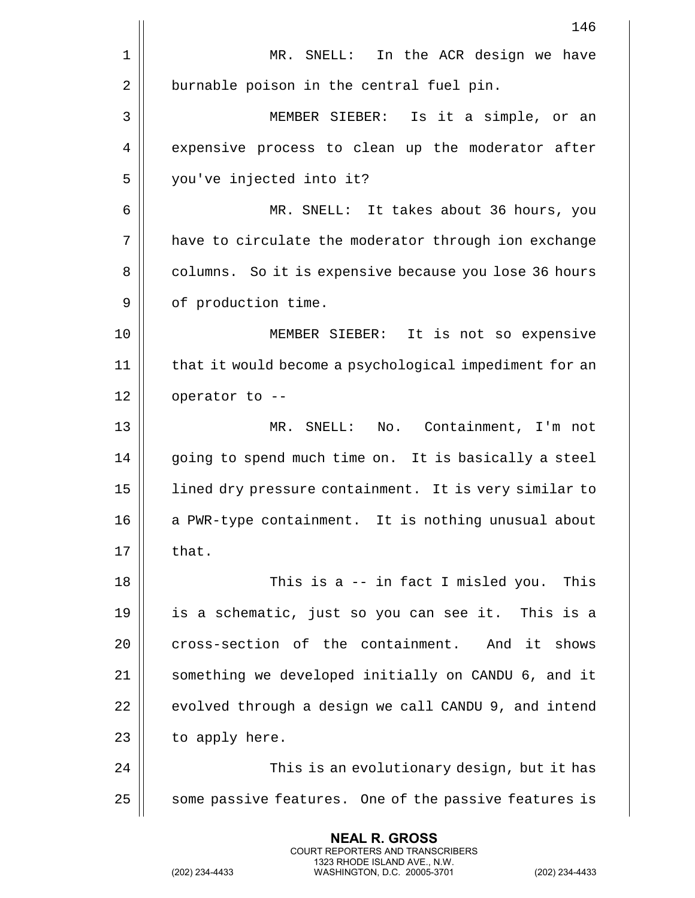MR. SNELL: In the ACR design we have burnable poison in the central fuel pin.

MEMBER SIEBER: Is it a simple, or an expensive process to clean up the moderator after you've injected into it?

MR. SNELL: It takes about 36 hours, you have to circulate the moderator through ion exchange columns. So it is expensive because you lose 36 hours of production time.

MEMBER SIEBER: It is not so expensive that it would become a psychological impediment for an operator to --

MR. SNELL: No. Containment, I'm not going to spend much time on. It is basically a steel lined dry pressure containment. It is very similar to a PWR-type containment. It is nothing unusual about that.

This is a -- in fact I misled you. This is a schematic, just so you can see it. This is a cross-section of the containment. And it shows something we developed initially on CANDU 6, and it evolved through a design we call CANDU 9, and intend to apply here.

This is an evolutionary design, but it has some passive features. One of the passive features is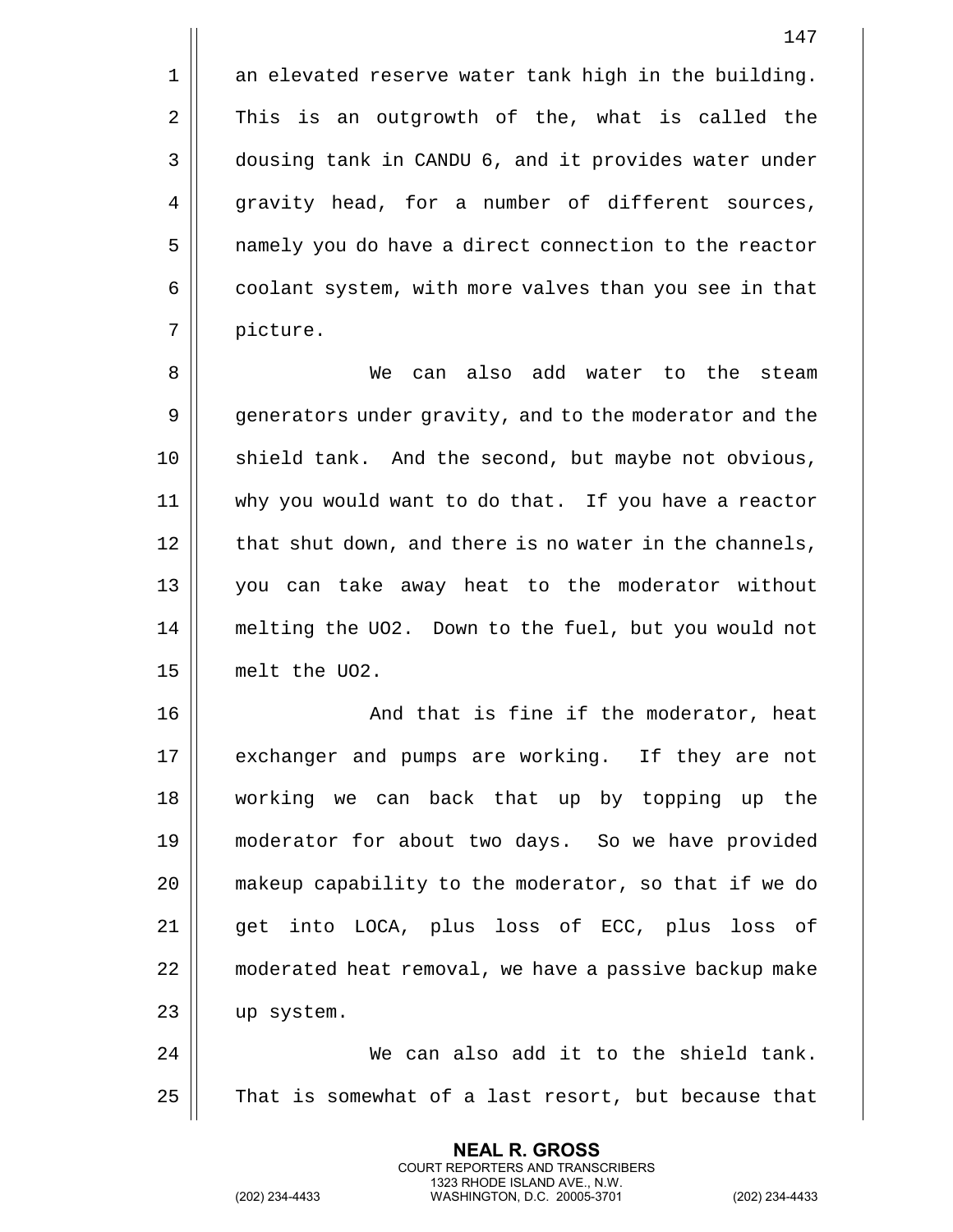an elevated reserve water tank high in the building. This is an outgrowth of the, what is called the dousing tank in CANDU 6, and it provides water under gravity head, for a number of different sources, namely you do have a direct connection to the reactor coolant system, with more valves than you see in that picture.

We can also add water to the steam generators under gravity, and to the moderator and the shield tank. And the second, but maybe not obvious, why you would want to do that. If you have a reactor that shut down, and there is no water in the channels, you can take away heat to the moderator without melting the $UO_2$. Down to the fuel, but you would not melt the $UO_2$.

And that is fine if the moderator, heat exchanger and pumps are working. If they are not working we can back that up by topping up the moderator for about two days. So we have provided makeup capability to the moderator, so that if we do get into LOCA, plus loss of ECC, plus loss of moderated heat removal, we have a passive backup make up system.

We can also add it to the shield tank. That is somewhat of a last resort, but because that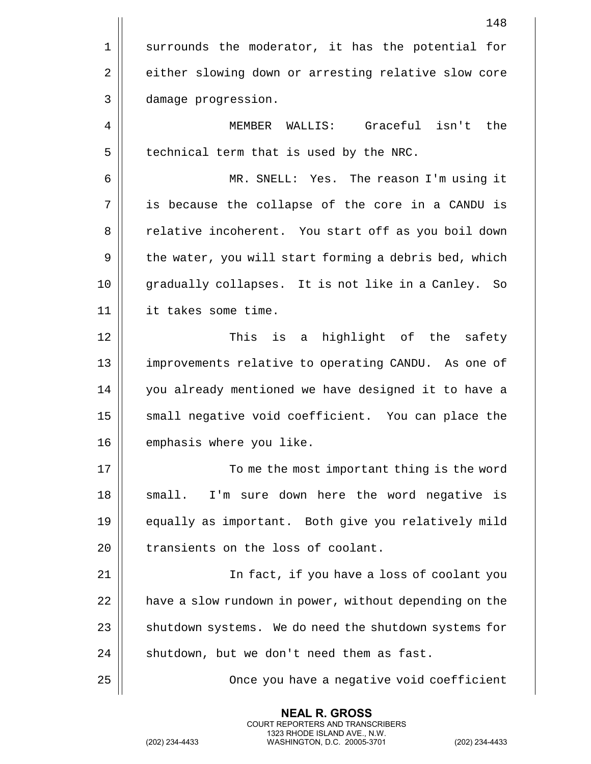surrounds the moderator, it has the potential for either slowing down or arresting relative slow core damage progression.

MEMBER WALLIS: Graceful isn't the technical term that is used by the NRC.

MR. SNELL: Yes. The reason I'm using it is because the collapse of the core in a CANDU is relative incoherent. You start off as you boil down the water, you will start forming a debris bed, which gradually collapses. It is not like in a Canley. So it takes some time.

This is a highlight of the safety improvements relative to operating CANDU. As one of you already mentioned we have designed it to have a small negative void coefficient. You can place the emphasis where you like.

To me the most important thing is the word small. I'm sure down here the word negative is equally as important. Both give you relatively mild transients on the loss of coolant.

In fact, if you have a loss of coolant you have a slow rundown in power, without depending on the shutdown systems. We do need the shutdown systems for shutdown, but we don't need them as fast.

Once you have a negative void coefficient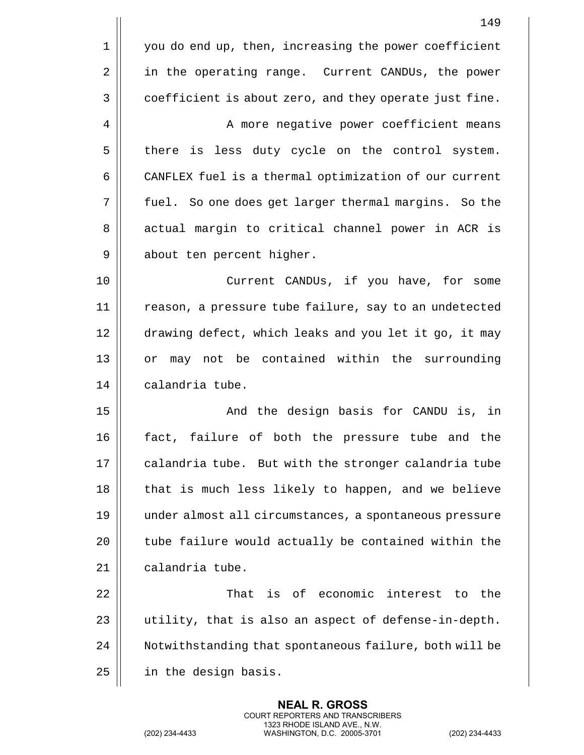you do end up, then, increasing the power coefficient in the operating range. Current CANDUs, the power coefficient is about zero, and they operate just fine.

A more negative power coefficient means there is less duty cycle on the control system. CANFLEX fuel is a thermal optimization of our current fuel. So one does get larger thermal margins. So the actual margin to critical channel power in ACR is about ten percent higher.

Current CANDUs, if you have, for some reason, a pressure tube failure, say to an undetected drawing defect, which leaks and you let it go, it may or may not be contained within the surrounding calandria tube.

And the design basis for CANDU is, in fact, failure of both the pressure tube and the calandria tube. But with the stronger calandria tube that is much less likely to happen, and we believe under almost all circumstances, a spontaneous pressure tube failure would actually be contained within the calandria tube.

That is of economic interest to the utility, that is also an aspect of defense-in-depth. Notwithstanding that spontaneous failure, both will be in the design basis.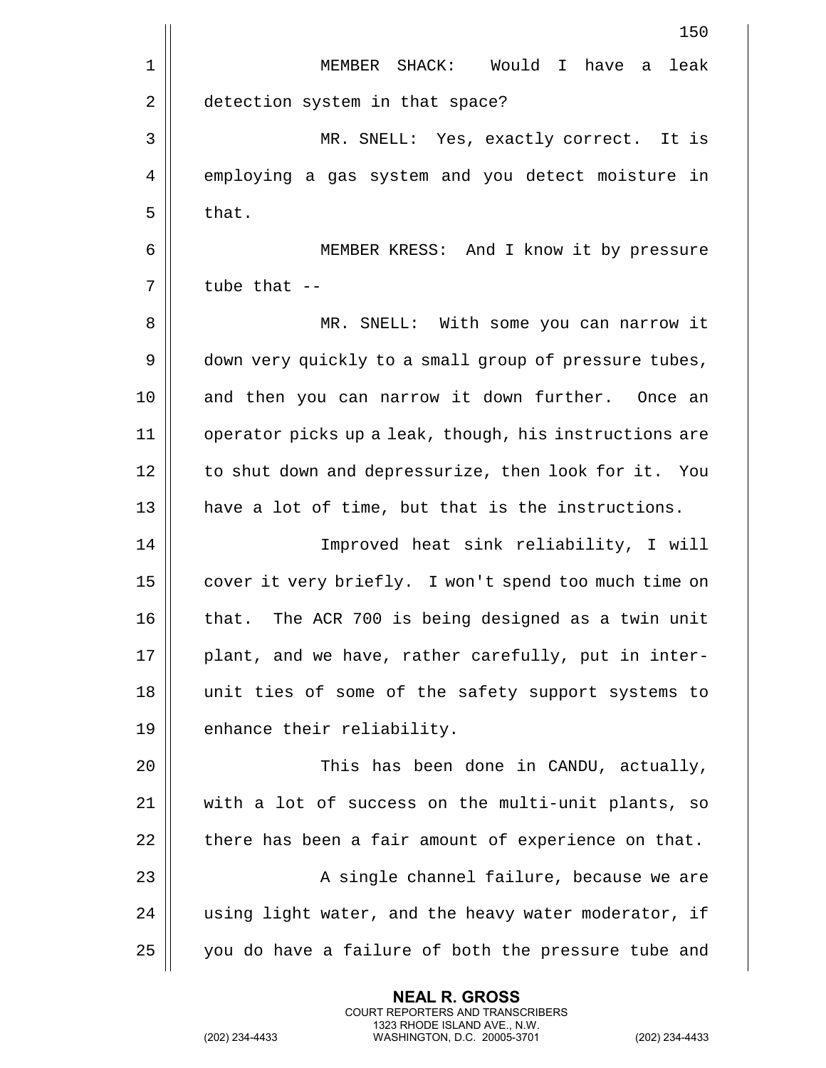MEMBER SHACK: Would I have a leak detection system in that space?

MR. SNELL: Yes, exactly correct. It is employing a gas system and you detect moisture in that.

MEMBER KRESS: And I know it by pressure tube that --

MR. SNELL: With some you can narrow it down very quickly to a small group of pressure tubes, and then you can narrow it down further. Once an operator picks up a leak, though, his instructions are to shut down and depressurize, then look for it. You have a lot of time, but that is the instructions.

Improved heat sink reliability, I will cover it very briefly. I won't spend too much time on that. The ACR 700 is being designed as a twin unit plant, and we have, rather carefully, put in inter-unit ties of some of the safety support systems to enhance their reliability.

This has been done in CANDU, actually, with a lot of success on the multi-unit plants, so there has been a fair amount of experience on that.

A single channel failure, because we are using light water, and the heavy water moderator, if you do have a failure of both the pressure tube and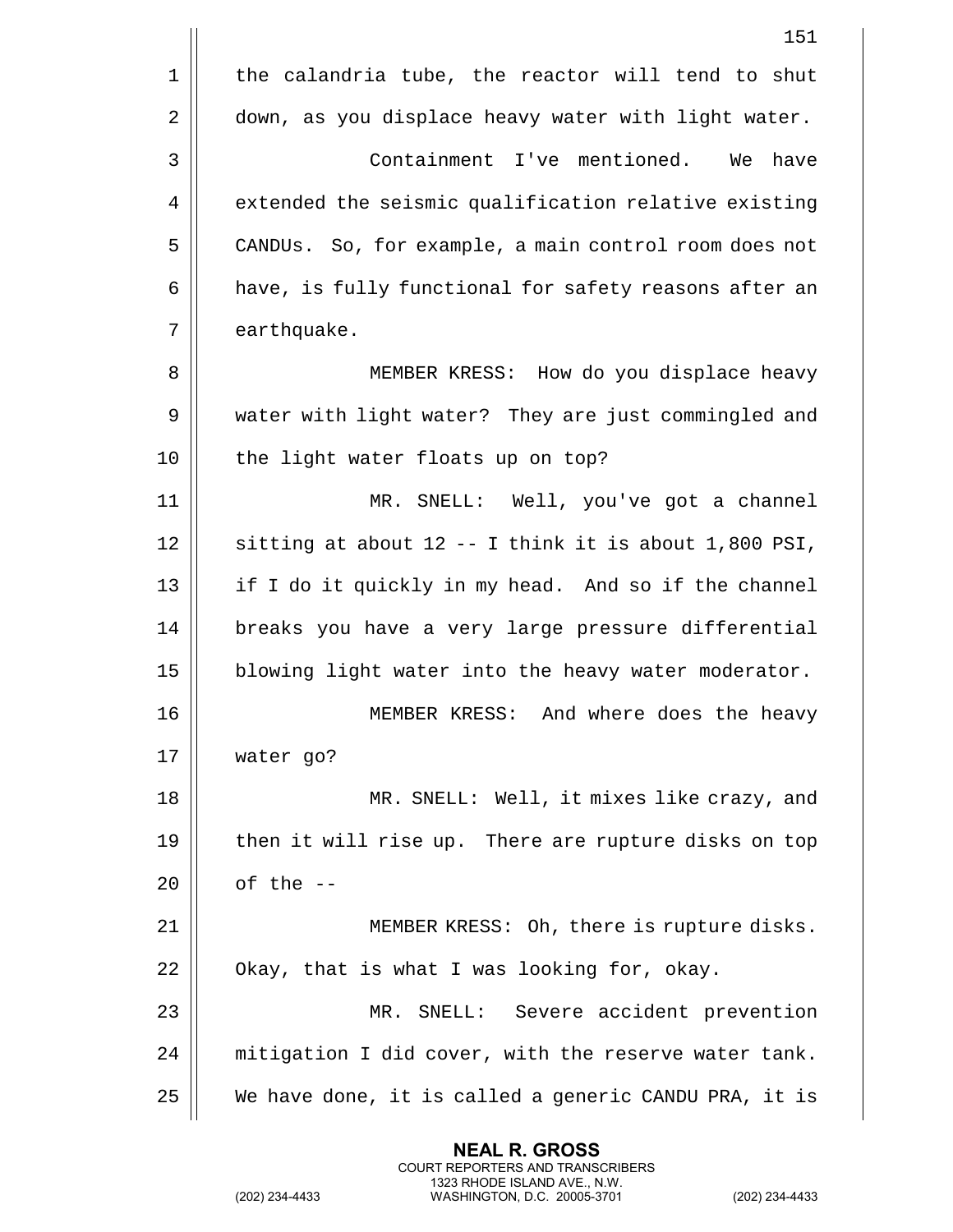the calandria tube, the reactor will tend to shut down, as you displace heavy water with light water.

Containment I've mentioned. We have extended the seismic qualification relative existing CANDUs. So, for example, a main control room does not have, is fully functional for safety reasons after an earthquake.

MEMBER KRESS: How do you displace heavy water with light water? They are just commingled and the light water floats up on top?

MR. SNELL: Well, you've got a channel sitting at about 12 -- I think it is about 1,800 PSI, if I do it quickly in my head. And so if the channel breaks you have a very large pressure differential blowing light water into the heavy water moderator.

MEMBER KRESS: And where does the heavy water go?

MR. SNELL: Well, it mixes like crazy, and then it will rise up. There are rupture disks on top of the --

MEMBER KRESS: Oh, there is rupture disks. Okay, that is what I was looking for, okay.

MR. SNELL: Severe accident prevention mitigation I did cover, with the reserve water tank. We have done, it is called a generic CANDU PRA, it is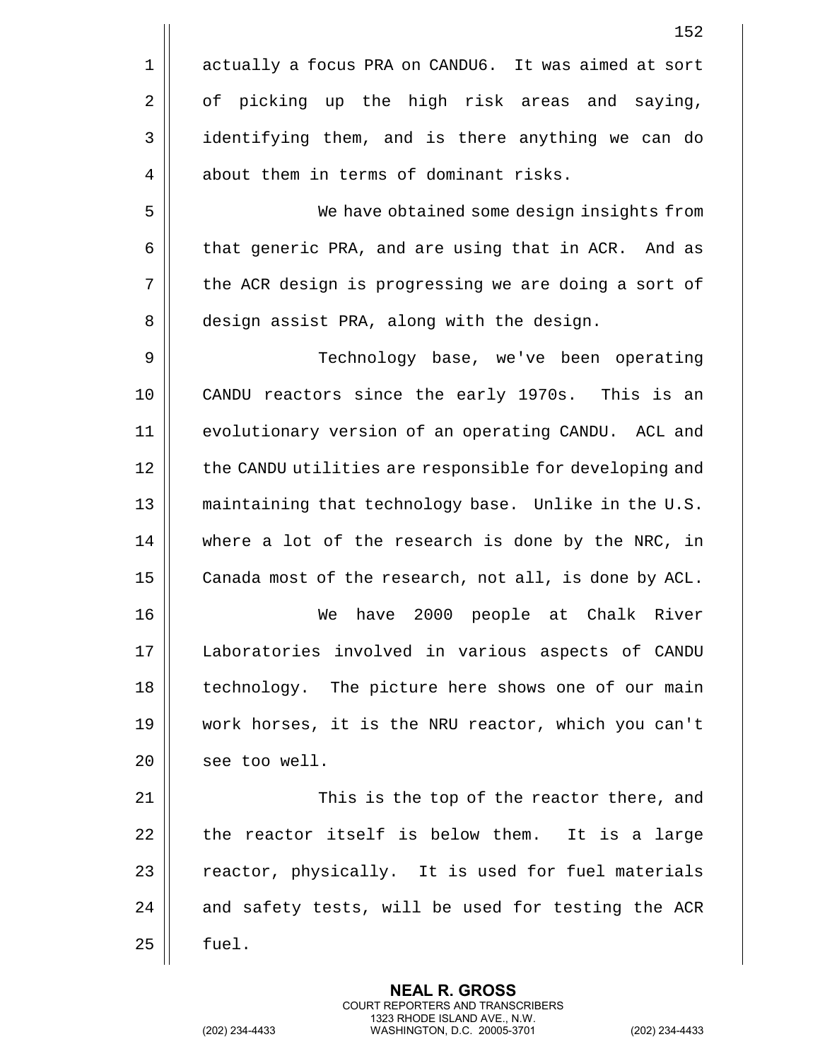actually a focus PRA on CANDU6. It was aimed at sort of picking up the high risk areas and saying, identifying them, and is there anything we can do about them in terms of dominant risks.

We have obtained some design insights from that generic PRA, and are using that in ACR. And as the ACR design is progressing we are doing a sort of design assist PRA, along with the design.

Technology base, we've been operating CANDU reactors since the early 1970s. This is an evolutionary version of an operating CANDU. ACL and the CANDU utilities are responsible for developing and maintaining that technology base. Unlike in the U.S. where a lot of the research is done by the NRC, in Canada most of the research, not all, is done by ACL.

We have 2000 people at Chalk River Laboratories involved in various aspects of CANDU technology. The picture here shows one of our main work horses, it is the NRU reactor, which you can't see too well.

This is the top of the reactor there, and the reactor itself is below them. It is a large reactor, physically. It is used for fuel materials and safety tests, will be used for testing the ACR fuel.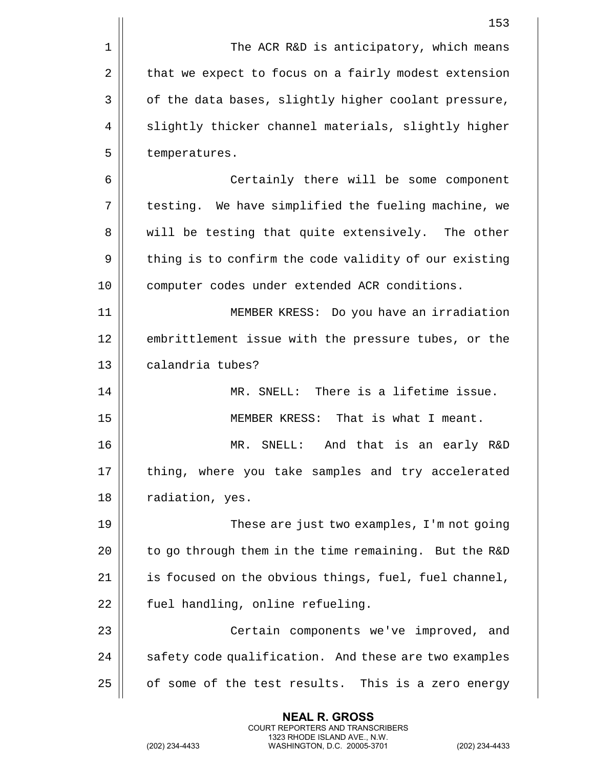The ACR R&D is anticipatory, which means that we expect to focus on a fairly modest extension of the data bases, slightly higher coolant pressure, slightly thicker channel materials, slightly higher temperatures.

Certainly there will be some component testing. We have simplified the fueling machine, we will be testing that quite extensively. The other thing is to confirm the code validity of our existing computer codes under extended ACR conditions.

MEMBER KRESS: Do you have an irradiation embrittlement issue with the pressure tubes, or the calandria tubes?

MR. SNELL: There is a lifetime issue.

MEMBER KRESS: That is what I meant.

MR. SNELL: And that is an early R&D thing, where you take samples and try accelerated radiation, yes.

These are just two examples, I'm not going to go through them in the time remaining. But the R&D is focused on the obvious things, fuel, fuel channel, fuel handling, online refueling.

Certain components we've improved, and safety code qualification. And these are two examples of some of the test results. This is a zero energy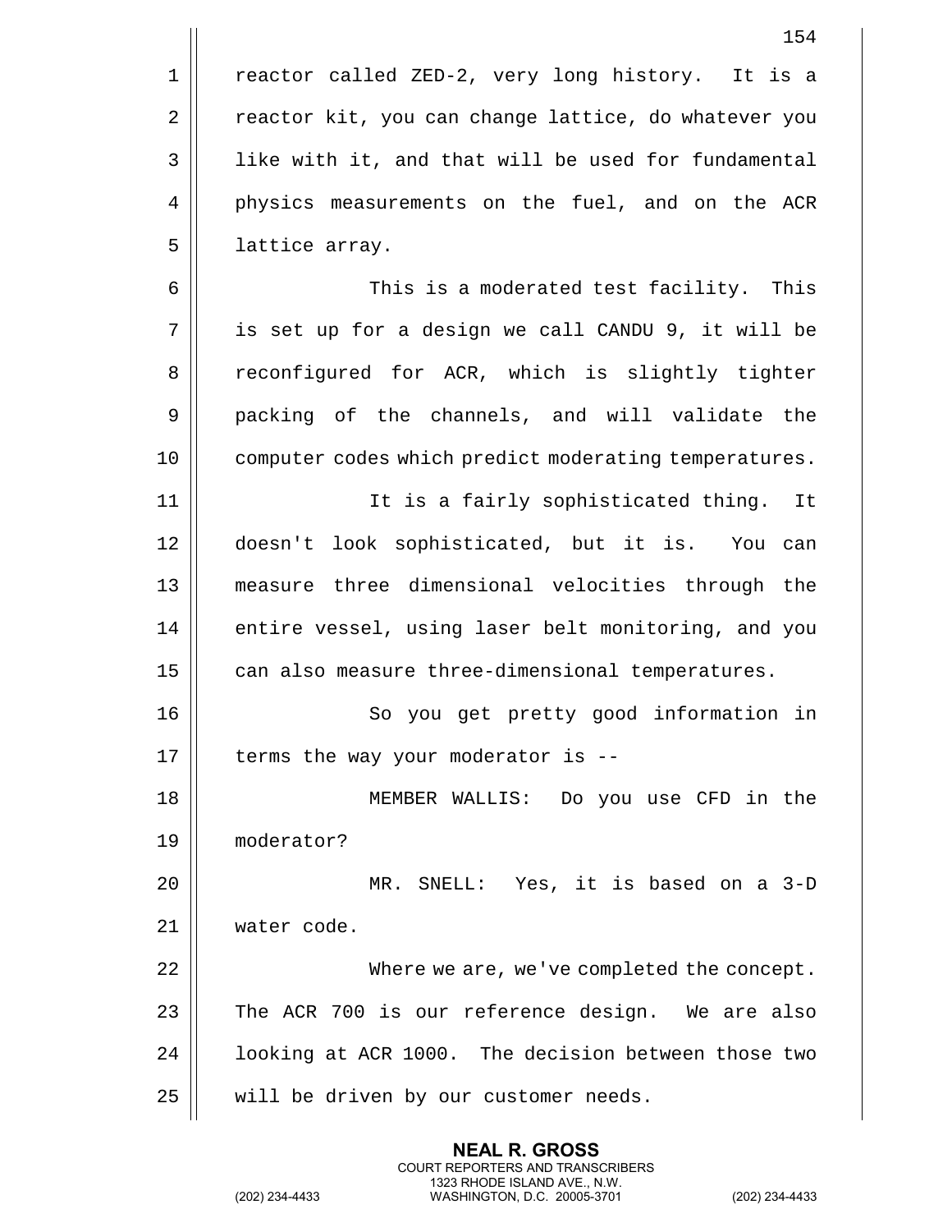reactor called ZED-2, very long history. It is a reactor kit, you can change lattice, do whatever you like with it, and that will be used for fundamental physics measurements on the fuel, and on the ACR lattice array.

This is a moderated test facility. This is set up for a design we call CANDU 9, it will be reconfigured for ACR, which is slightly tighter packing of the channels, and will validate the computer codes which predict moderating temperatures.

It is a fairly sophisticated thing. It doesn't look sophisticated, but it is. You can measure three dimensional velocities through the entire vessel, using laser belt monitoring, and you can also measure three-dimensional temperatures.

So you get pretty good information in terms the way your moderator is --

MEMBER WALLIS: Do you use CFD in the moderator?

MR. SNELL: Yes, it is based on a 3-D water code.

Where we are, we've completed the concept. The ACR 700 is our reference design. We are also looking at ACR 1000. The decision between those two will be driven by our customer needs.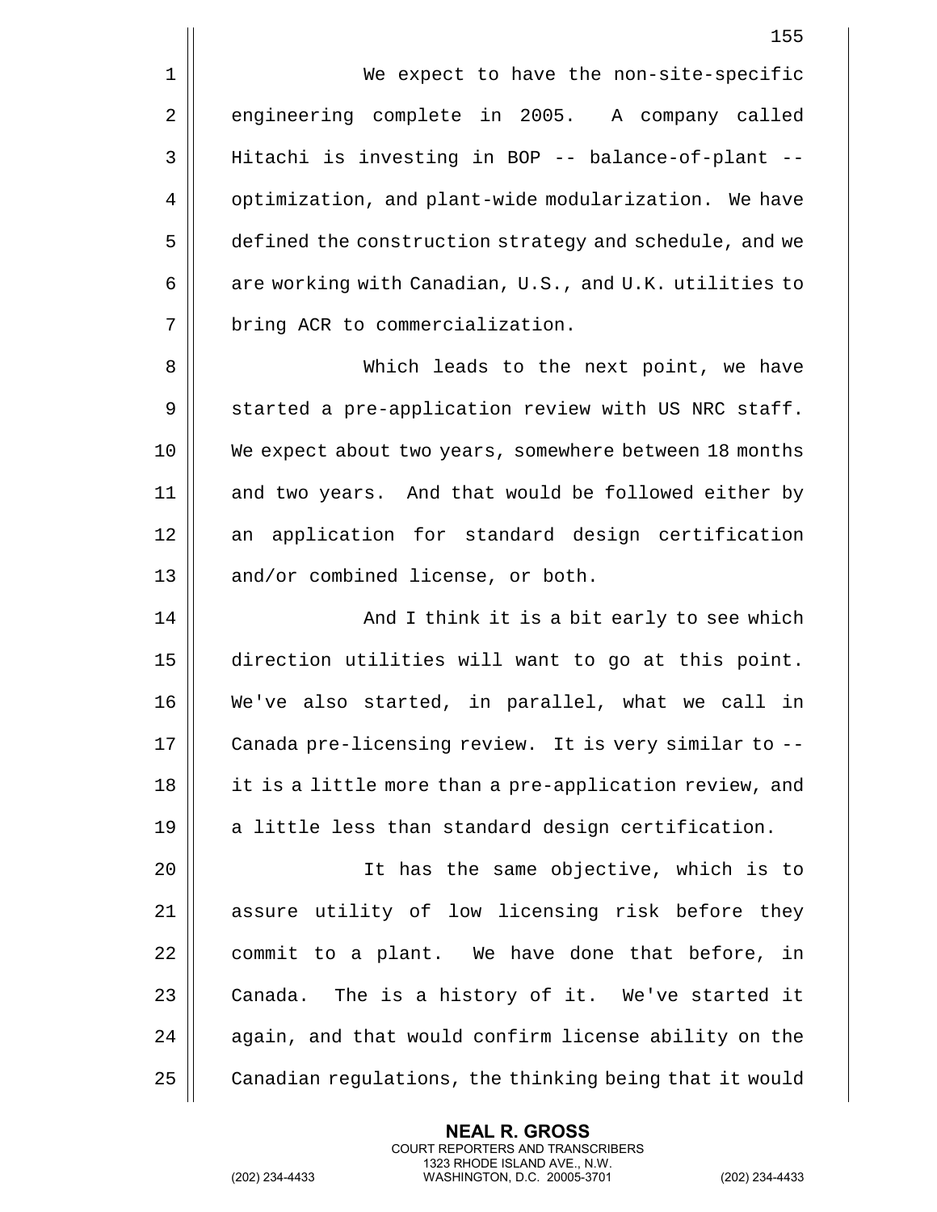We expect to have the non-site-specific engineering complete in 2005. A company called Hitachi is investing in BOP -- balance-of-plant -- optimization, and plant-wide modularization. We have defined the construction strategy and schedule, and we are working with Canadian, U.S., and U.K. utilities to bring ACR to commercialization.

Which leads to the next point, we have started a pre-application review with US NRC staff. We expect about two years, somewhere between 18 months and two years. And that would be followed either by an application for standard design certification and/or combined license, or both.

And I think it is a bit early to see which direction utilities will want to go at this point. We've also started, in parallel, what we call in Canada pre-licensing review. It is very similar to -- it is a little more than a pre-application review, and a little less than standard design certification.

It has the same objective, which is to assure utility of low licensing risk before they commit to a plant. We have done that before, in Canada. The is a history of it. We've started it again, and that would confirm license ability on the Canadian regulations, the thinking being that it would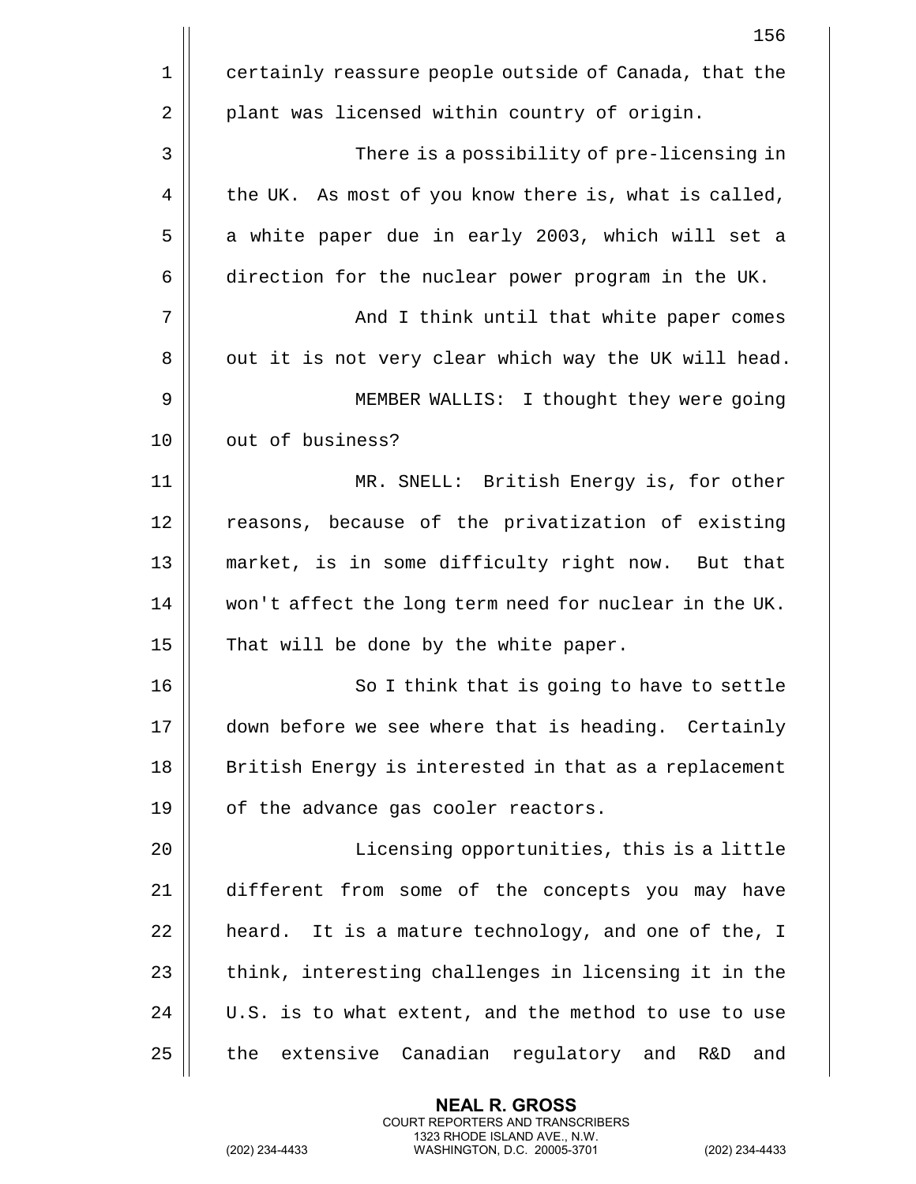certainly reassure people outside of Canada, that the plant was licensed within country of origin.

There is a possibility of pre-licensing in the UK. As most of you know there is, what is called, a white paper due in early 2003, which will set a direction for the nuclear power program in the UK.

And I think until that white paper comes out it is not very clear which way the UK will head.

MEMBER WALLIS: I thought they were going out of business?

MR. SNELL: British Energy is, for other reasons, because of the privatization of existing market, is in some difficulty right now. But that won't affect the long term need for nuclear in the UK. That will be done by the white paper.

So I think that is going to have to settle down before we see where that is heading. Certainly British Energy is interested in that as a replacement of the advance gas cooler reactors.

Licensing opportunities, this is a little different from some of the concepts you may have heard. It is a mature technology, and one of the, I think, interesting challenges in licensing it in the U.S. is to what extent, and the method to use to use the extensive Canadian regulatory and R&D and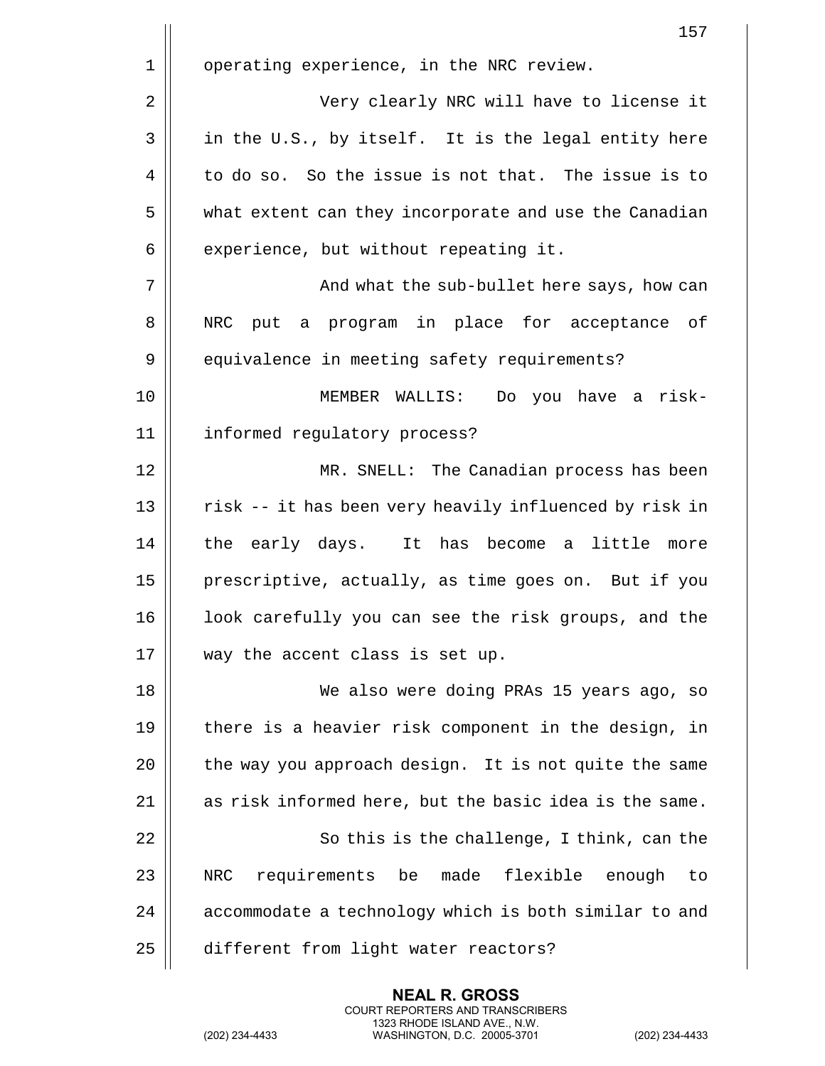operating experience, in the NRC review.

Very clearly NRC will have to license it in the U.S., by itself. It is the legal entity here to do so. So the issue is not that. The issue is to what extent can they incorporate and use the Canadian experience, but without repeating it.

And what the sub-bullet here says, how can NRC put a program in place for acceptance of equivalence in meeting safety requirements?

MEMBER WALLIS: Do you have a risk-informed regulatory process?

MR. SNELL: The Canadian process has been risk -- it has been very heavily influenced by risk in the early days. It has become a little more prescriptive, actually, as time goes on. But if you look carefully you can see the risk groups, and the way the accent class is set up.

We also were doing PRAs 15 years ago, so there is a heavier risk component in the design, in the way you approach design. It is not quite the same as risk informed here, but the basic idea is the same.

So this is the challenge, I think, can the NRC requirements be made flexible enough to accommodate a technology which is both similar to and different from light water reactors?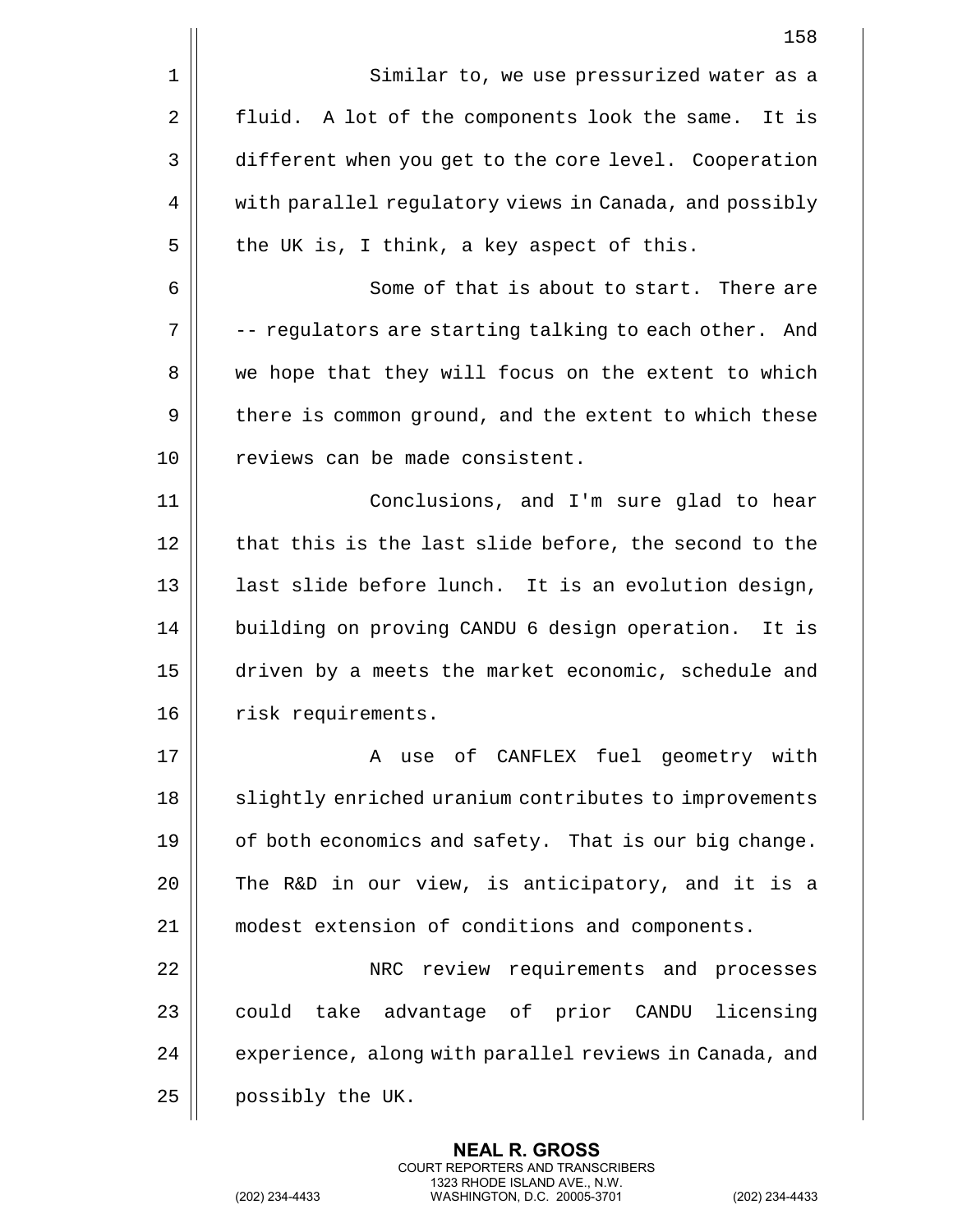Similar to, we use pressurized water as a fluid. A lot of the components look the same. It is different when you get to the core level. Cooperation with parallel regulatory views in Canada, and possibly the UK is, I think, a key aspect of this.

Some of that is about to start. There are -- regulators are starting talking to each other. And we hope that they will focus on the extent to which there is common ground, and the extent to which these reviews can be made consistent.

Conclusions, and I'm sure glad to hear that this is the last slide before, the second to the last slide before lunch. It is an evolution design, building on proving CANDU 6 design operation. It is driven by a meets the market economic, schedule and risk requirements.

A use of CANFLEX fuel geometry with slightly enriched uranium contributes to improvements of both economics and safety. That is our big change. The R&D in our view, is anticipatory, and it is a modest extension of conditions and components.

NRC review requirements and processes could take advantage of prior CANDU licensing experience, along with parallel reviews in Canada, and possibly the UK.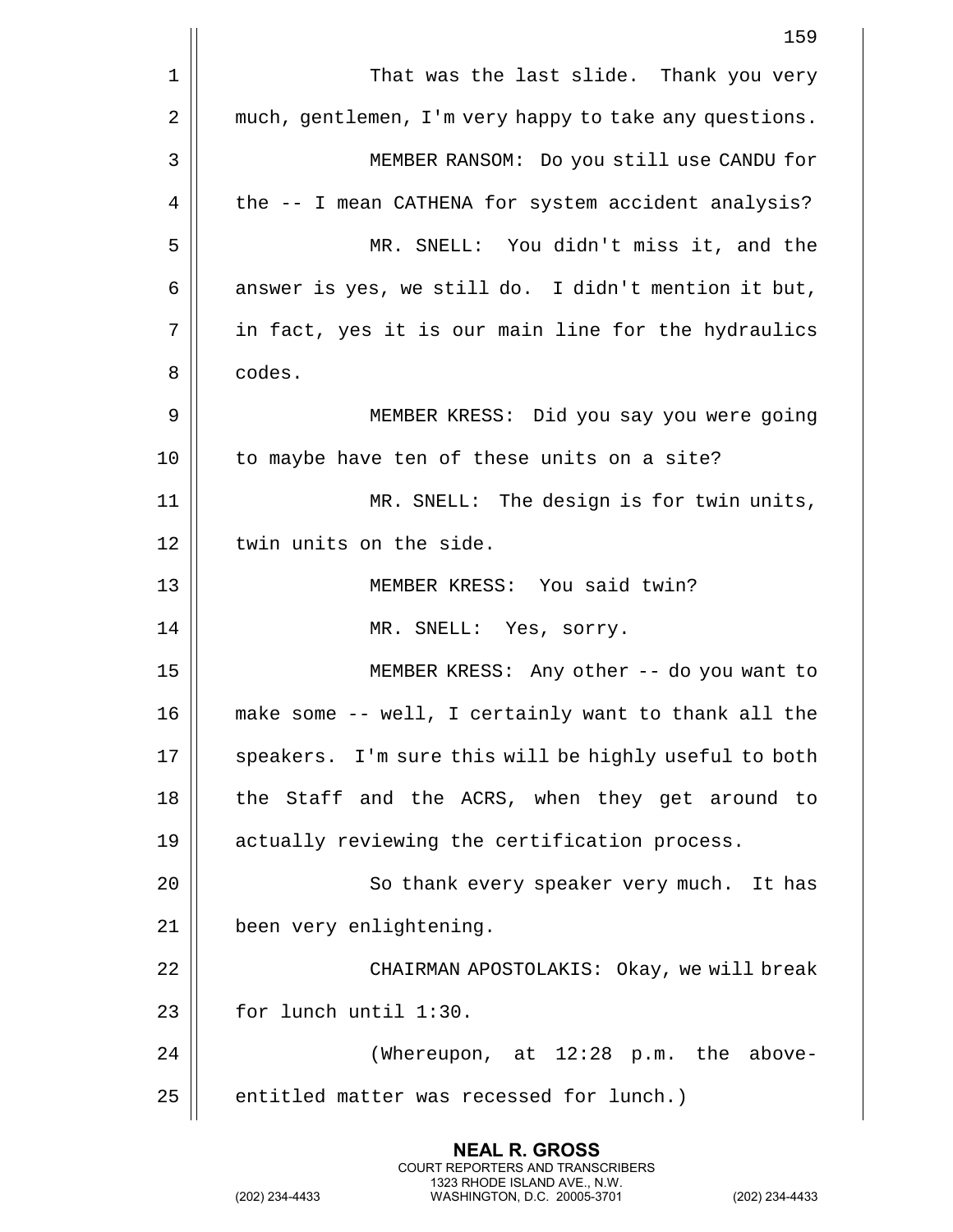That was the last slide. Thank you very much, gentlemen, I'm very happy to take any questions.

MEMBER RANSOM: Do you still use CANDU for the -- I mean CATHENA for system accident analysis?

MR. SNELL: You didn't miss it, and the answer is yes, we still do. I didn't mention it but, in fact, yes it is our main line for the hydraulics codes.

MEMBER KRESS: Did you say you were going to maybe have ten of these units on a site?

MR. SNELL: The design is for twin units, twin units on the side.

MEMBER KRESS: You said twin?

MR. SNELL: Yes, sorry.

MEMBER KRESS: Any other -- do you want to make some -- well, I certainly want to thank all the speakers. I'm sure this will be highly useful to both the Staff and the ACRS, when they get around to actually reviewing the certification process.

So thank every speaker very much. It has been very enlightening.

CHAIRMAN APOSTOLAKIS: Okay, we will break for lunch until 1:30.

(Whereupon, at 12:28 p.m. the above-entitled matter was recessed for lunch.)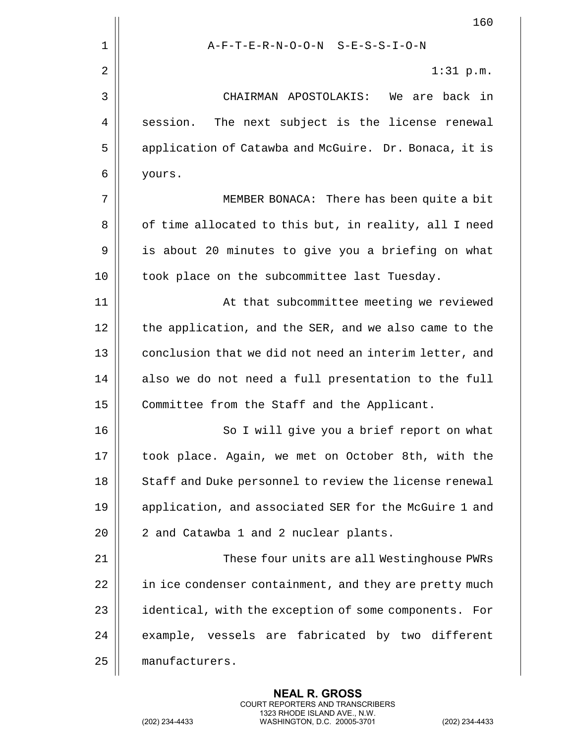A-F-T-E-R-N-O-O-N S-E-S-S-I-O-N

1:31 p.m.

CHAIRMAN APOSTOLAKIS: We are back in session. The next subject is the license renewal application of Catawba and McGuire. Dr. Bonaca, it is yours.

MEMBER BONACA: There has been quite a bit of time allocated to this but, in reality, all I need is about 20 minutes to give you a briefing on what took place on the subcommittee last Tuesday.

At that subcommittee meeting we reviewed the application, and the SER, and we also came to the conclusion that we did not need an interim letter, and also we do not need a full presentation to the full Committee from the Staff and the Applicant.

So I will give you a brief report on what took place. Again, we met on October 8th, with the Staff and Duke personnel to review the license renewal application, and associated SER for the McGuire 1 and 2 and Catawba 1 and 2 nuclear plants.

These four units are all Westinghouse PWRs in ice condenser containment, and they are pretty much identical, with the exception of some components. For example, vessels are fabricated by two different manufacturers.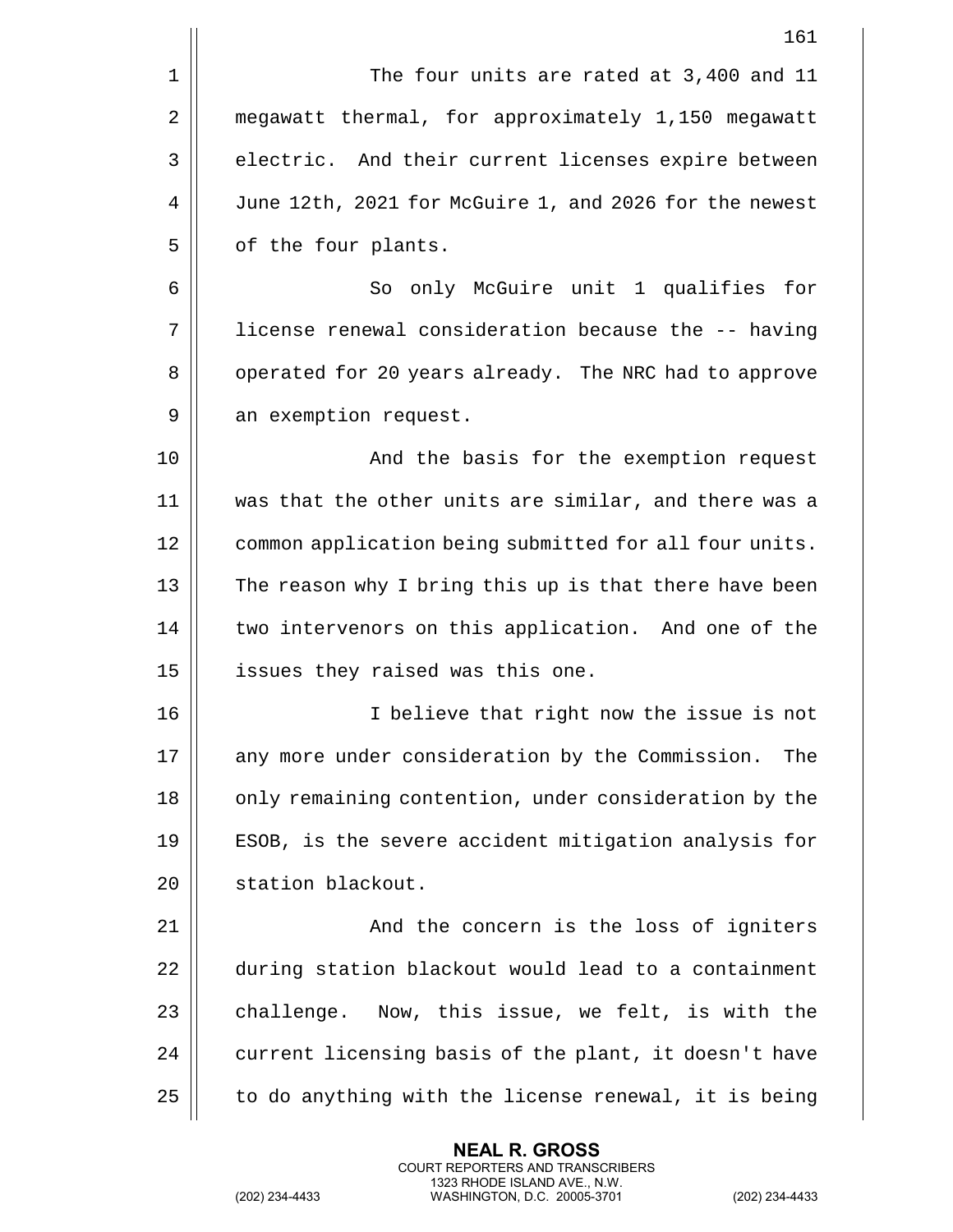The four units are rated at 3,400 and 11 megawatt thermal, for approximately 1,150 megawatt electric. And their current licenses expire between June 12th, 2021 for McGuire 1, and 2026 for the newest of the four plants.

So only McGuire unit 1 qualifies for license renewal consideration because the -- having operated for 20 years already. The NRC had to approve an exemption request.

And the basis for the exemption request was that the other units are similar, and there was a common application being submitted for all four units. The reason why I bring this up is that there have been two intervenors on this application. And one of the issues they raised was this one.

I believe that right now the issue is not any more under consideration by the Commission. The only remaining contention, under consideration by the ESOB, is the severe accident mitigation analysis for station blackout.

And the concern is the loss of igniters during station blackout would lead to a containment challenge. Now, this issue, we felt, is with the current licensing basis of the plant, it doesn't have to do anything with the license renewal, it is being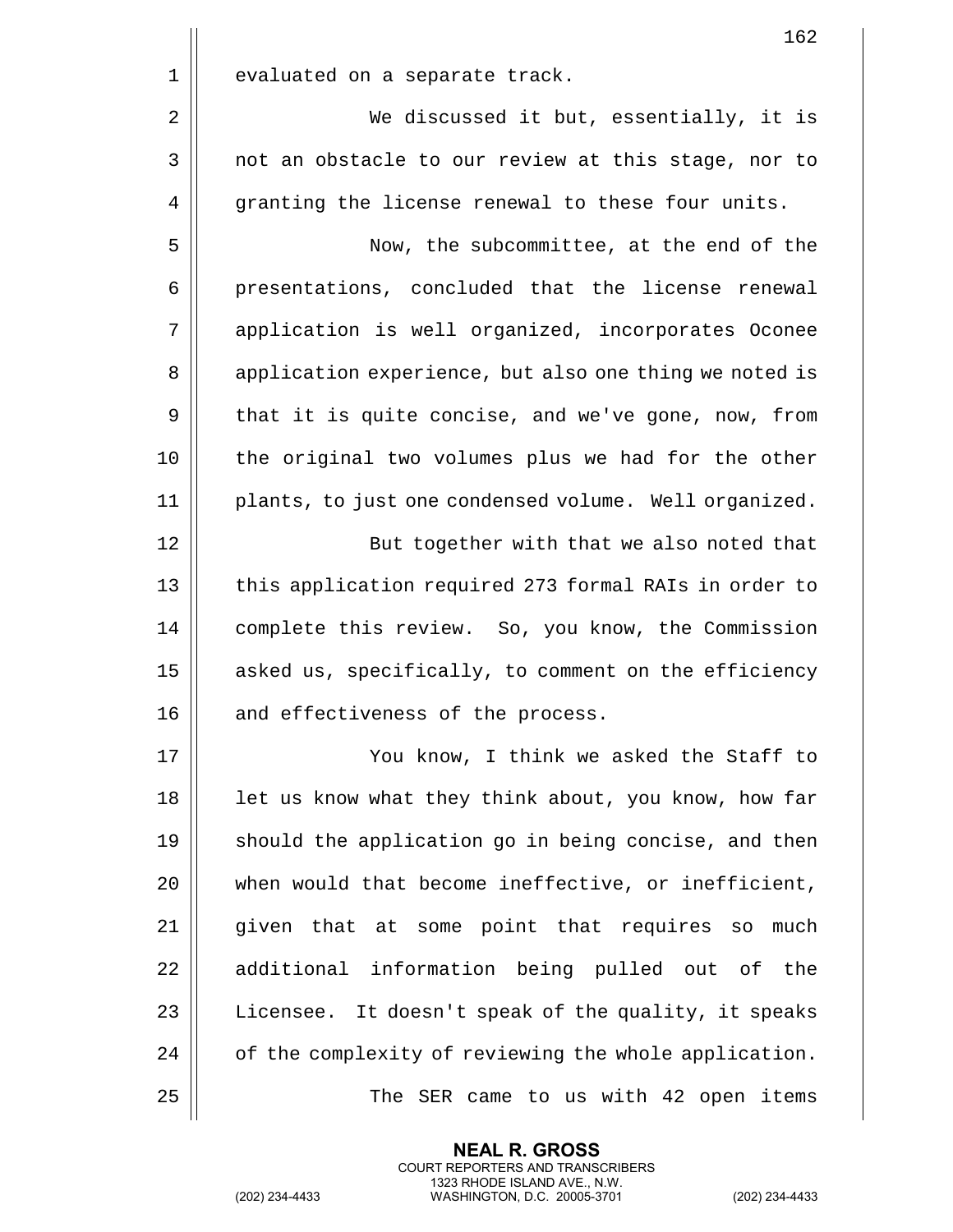evaluated on a separate track.

We discussed it but, essentially, it is not an obstacle to our review at this stage, nor to granting the license renewal to these four units.

Now, the subcommittee, at the end of the presentations, concluded that the license renewal application is well organized, incorporates Oconee application experience, but also one thing we noted is that it is quite concise, and we've gone, now, from the original two volumes plus we had for the other plants, to just one condensed volume. Well organized.

But together with that we also noted that this application required 273 formal RAIs in order to complete this review. So, you know, the Commission asked us, specifically, to comment on the efficiency and effectiveness of the process.

You know, I think we asked the Staff to let us know what they think about, you know, how far should the application go in being concise, and then when would that become ineffective, or inefficient, given that at some point that requires so much additional information being pulled out of the Licensee. It doesn't speak of the quality, it speaks of the complexity of reviewing the whole application.

The SER came to us with 42 open items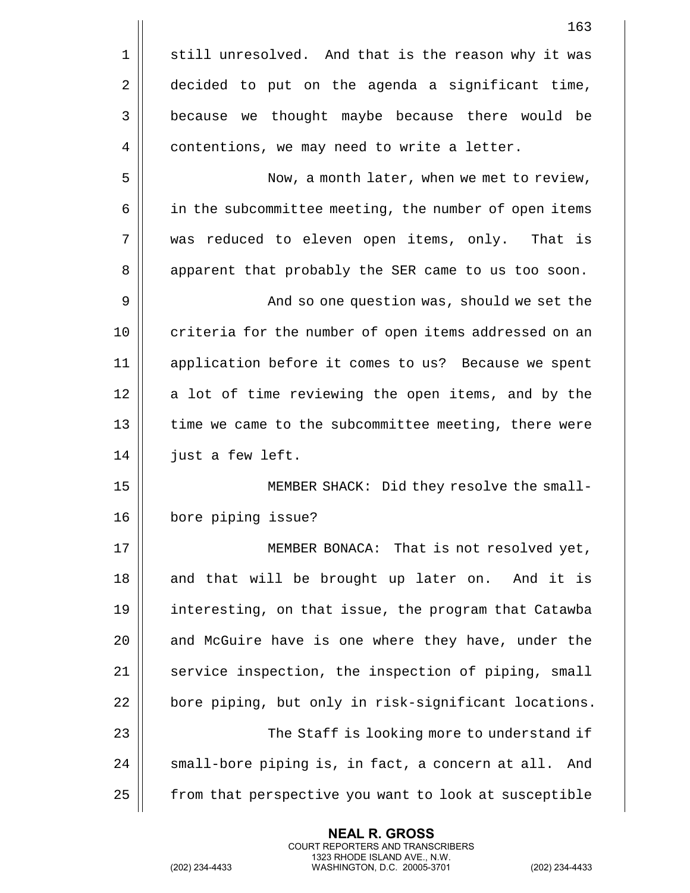still unresolved. And that is the reason why it was decided to put on the agenda a significant time, because we thought maybe because there would be contentions, we may need to write a letter.

Now, a month later, when we met to review, in the subcommittee meeting, the number of open items was reduced to eleven open items, only. That is apparent that probably the SER came to us too soon.

And so one question was, should we set the criteria for the number of open items addressed on an application before it comes to us? Because we spent a lot of time reviewing the open items, and by the time we came to the subcommittee meeting, there were just a few left.

MEMBER SHACK: Did they resolve the small-bore piping issue?

MEMBER BONACA: That is not resolved yet, and that will be brought up later on. And it is interesting, on that issue, the program that Catawba and McGuire have is one where they have, under the service inspection, the inspection of piping, small bore piping, but only in risk-significant locations.

The Staff is looking more to understand if small-bore piping is, in fact, a concern at all. And from that perspective you want to look at susceptible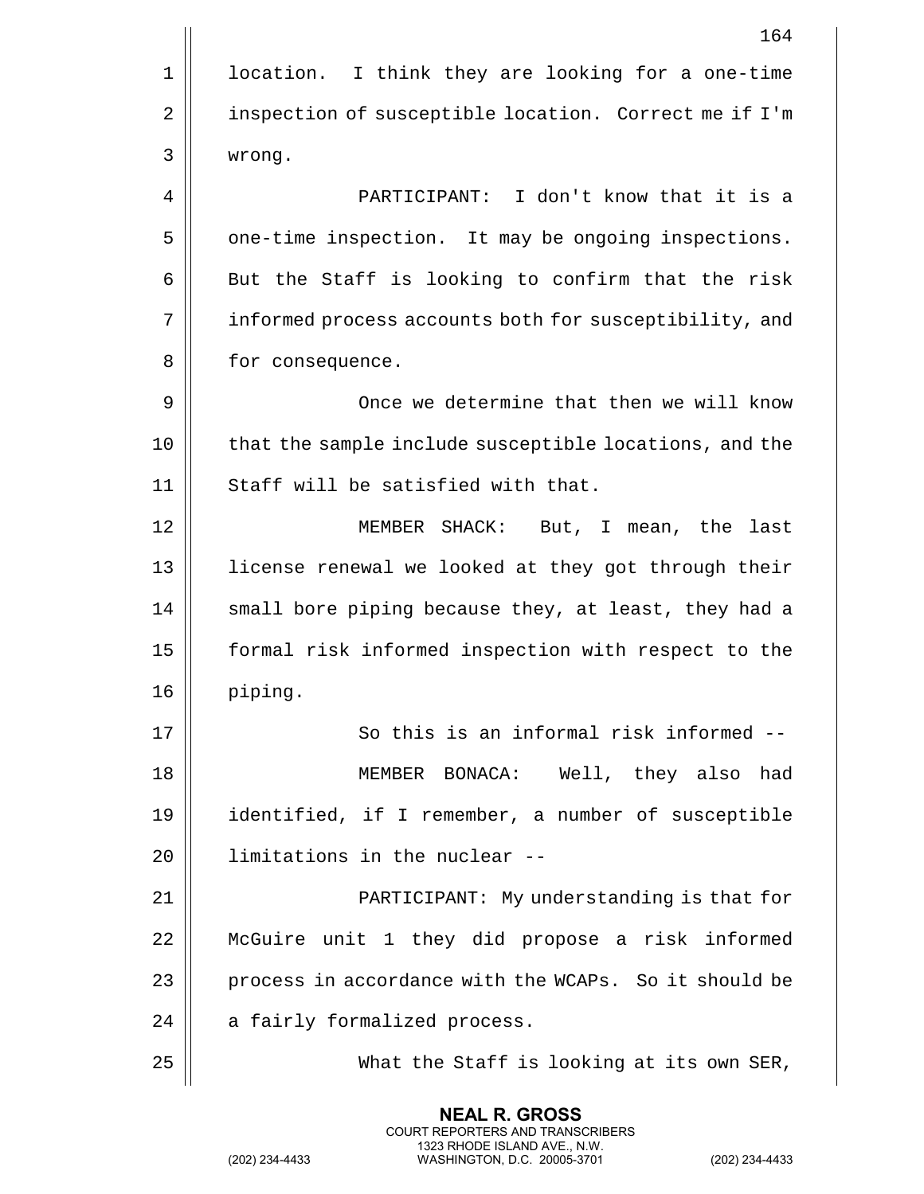location. I think they are looking for a one-time inspection of susceptible location. Correct me if I'm wrong.

PARTICIPANT: I don't know that it is a one-time inspection. It may be ongoing inspections. But the Staff is looking to confirm that the risk informed process accounts both for susceptibility, and for consequence.

Once we determine that then we will know that the sample include susceptible locations, and the Staff will be satisfied with that.

MEMBER SHACK: But, I mean, the last license renewal we looked at they got through their small bore piping because they, at least, they had a formal risk informed inspection with respect to the piping.

So this is an informal risk informed --

MEMBER BONACA: Well, they also had identified, if I remember, a number of susceptible limitations in the nuclear --

PARTICIPANT: My understanding is that for McGuire unit 1 they did propose a risk informed process in accordance with the WCAPs. So it should be a fairly formalized process.

What the Staff is looking at its own SER,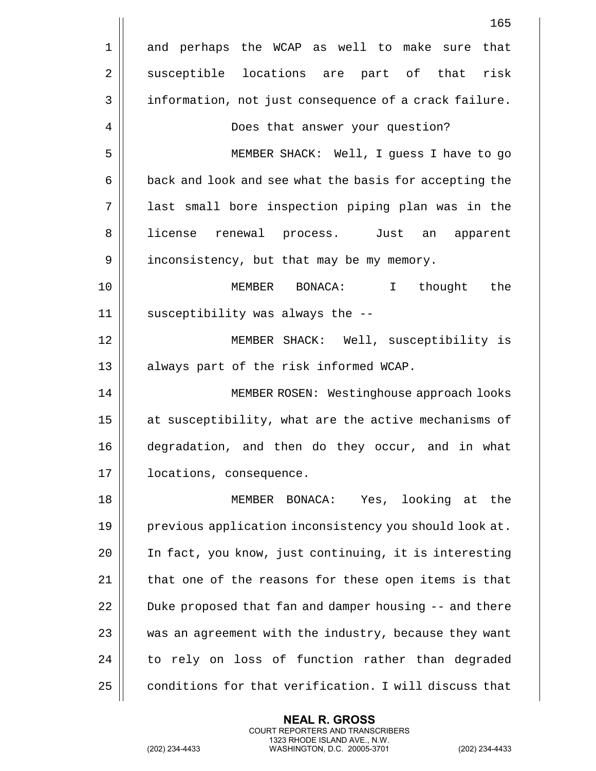and perhaps the WCAP as well to make sure that susceptible locations are part of that risk information, not just consequence of a crack failure.

Does that answer your question?

MEMBER SHACK: Well, I guess I have to go back and look and see what the basis for accepting the last small bore inspection piping plan was in the license renewal process. Just an apparent inconsistency, but that may be my memory.

MEMBER BONACA: I thought the susceptibility was always the --

MEMBER SHACK: Well, susceptibility is always part of the risk informed WCAP.

MEMBER ROSEN: Westinghouse approach looks at susceptibility, what are the active mechanisms of degradation, and then do they occur, and in what locations, consequence.

MEMBER BONACA: Yes, looking at the previous application inconsistency you should look at. In fact, you know, just continuing, it is interesting that one of the reasons for these open items is that Duke proposed that fan and damper housing -- and there was an agreement with the industry, because they want to rely on loss of function rather than degraded conditions for that verification. I will discuss that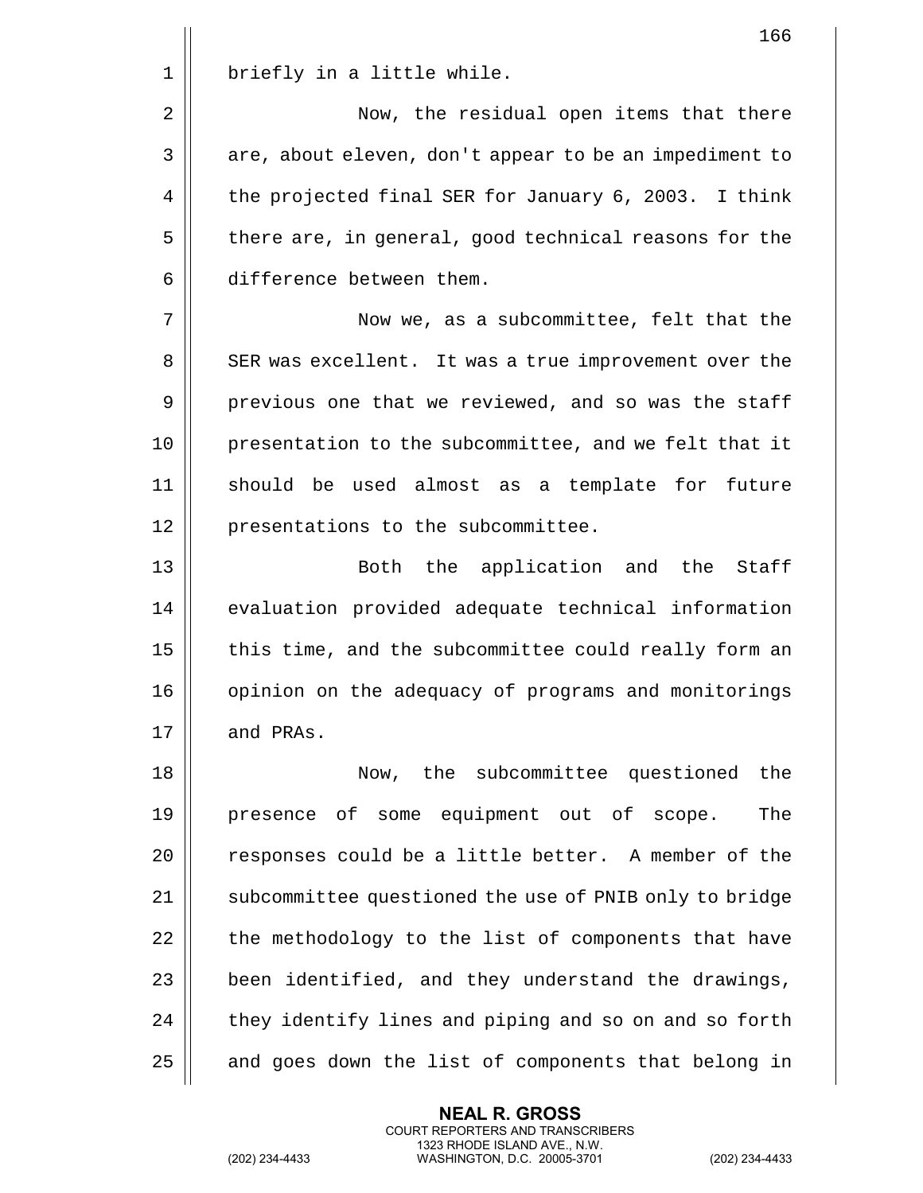briefly in a little while.

Now, the residual open items that there are, about eleven, don't appear to be an impediment to the projected final SER for January 6, 2003. I think there are, in general, good technical reasons for the difference between them.

Now we, as a subcommittee, felt that the SER was excellent. It was a true improvement over the previous one that we reviewed, and so was the staff presentation to the subcommittee, and we felt that it should be used almost as a template for future presentations to the subcommittee.

Both the application and the Staff evaluation provided adequate technical information this time, and the subcommittee could really form an opinion on the adequacy of programs and monitorings and PRAs.

Now, the subcommittee questioned the presence of some equipment out of scope. The responses could be a little better. A member of the subcommittee questioned the use of PNIB only to bridge the methodology to the list of components that have been identified, and they understand the drawings, they identify lines and piping and so on and so forth and goes down the list of components that belong in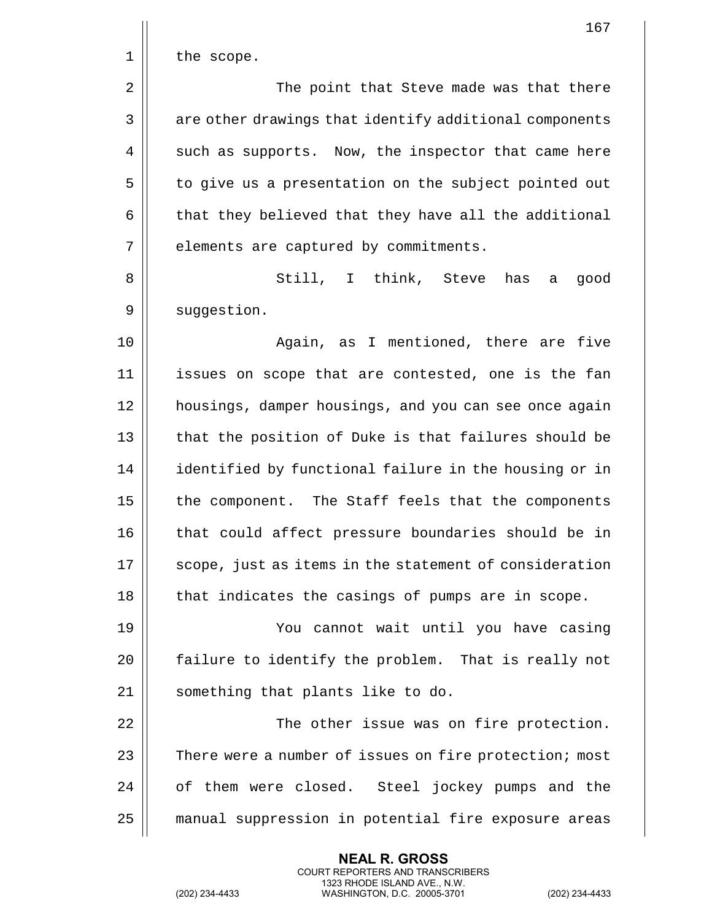the scope.

The point that Steve made was that there are other drawings that identify additional components such as supports. Now, the inspector that came here to give us a presentation on the subject pointed out that they believed that they have all the additional elements are captured by commitments.

Still, I think, Steve has a good suggestion.

Again, as I mentioned, there are five issues on scope that are contested, one is the fan housings, damper housings, and you can see once again that the position of Duke is that failures should be identified by functional failure in the housing or in the component. The Staff feels that the components that could affect pressure boundaries should be in scope, just as items in the statement of consideration that indicates the casings of pumps are in scope.

You cannot wait until you have casing failure to identify the problem. That is really not something that plants like to do.

The other issue was on fire protection. There were a number of issues on fire protection; most of them were closed. Steel jockey pumps and the manual suppression in potential fire exposure areas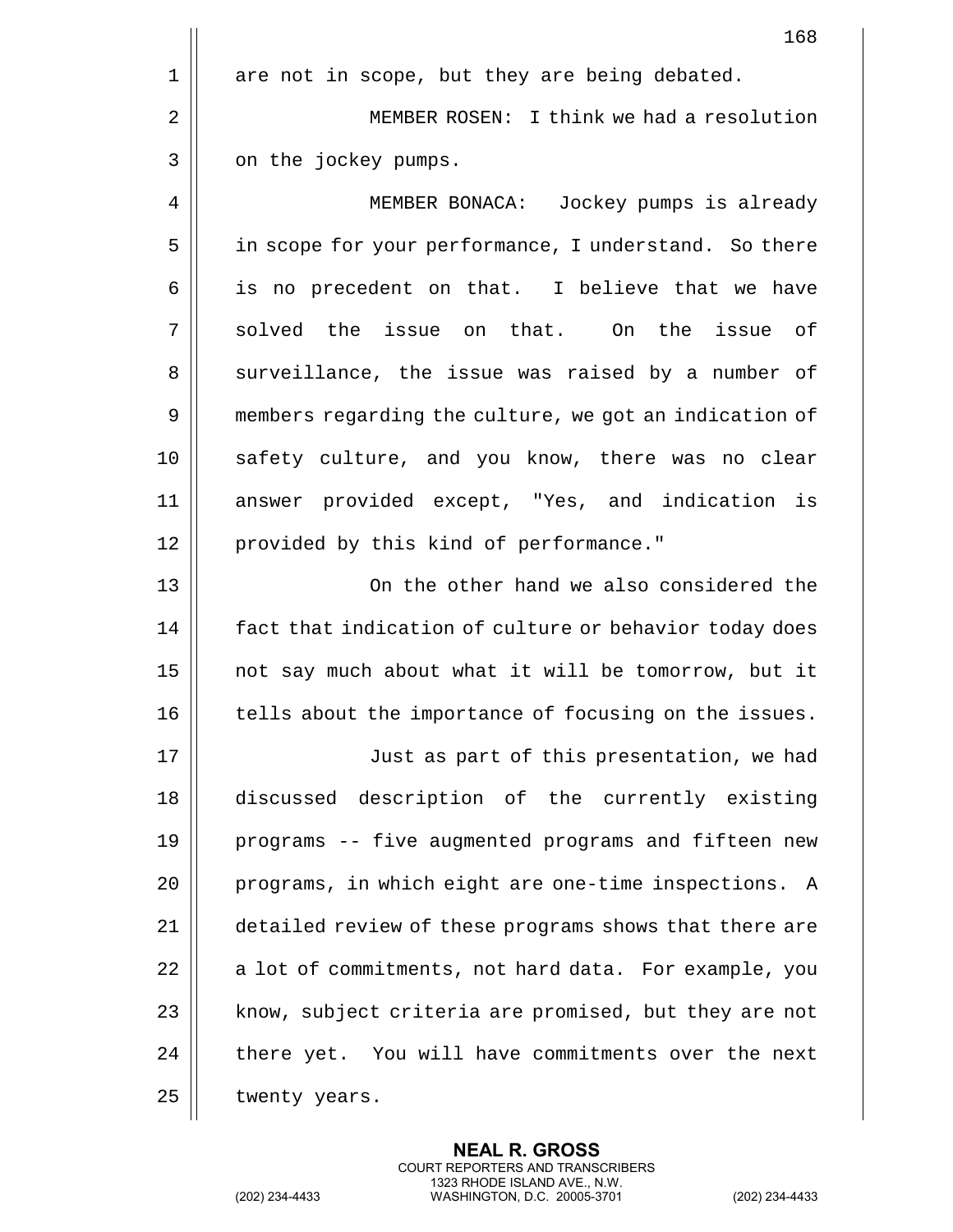are not in scope, but they are being debated.

MEMBER ROSEN: I think we had a resolution on the jockey pumps.

MEMBER BONACA: Jockey pumps is already in scope for your performance, I understand. So there is no precedent on that. I believe that we have solved the issue on that. On the issue of surveillance, the issue was raised by a number of members regarding the culture, we got an indication of safety culture, and you know, there was no clear answer provided except, "Yes, and indication is provided by this kind of performance."

On the other hand we also considered the fact that indication of culture or behavior today does not say much about what it will be tomorrow, but it tells about the importance of focusing on the issues.

Just as part of this presentation, we had discussed description of the currently existing programs -- five augmented programs and fifteen new programs, in which eight are one-time inspections. A detailed review of these programs shows that there are a lot of commitments, not hard data. For example, you know, subject criteria are promised, but they are not there yet. You will have commitments over the next twenty years.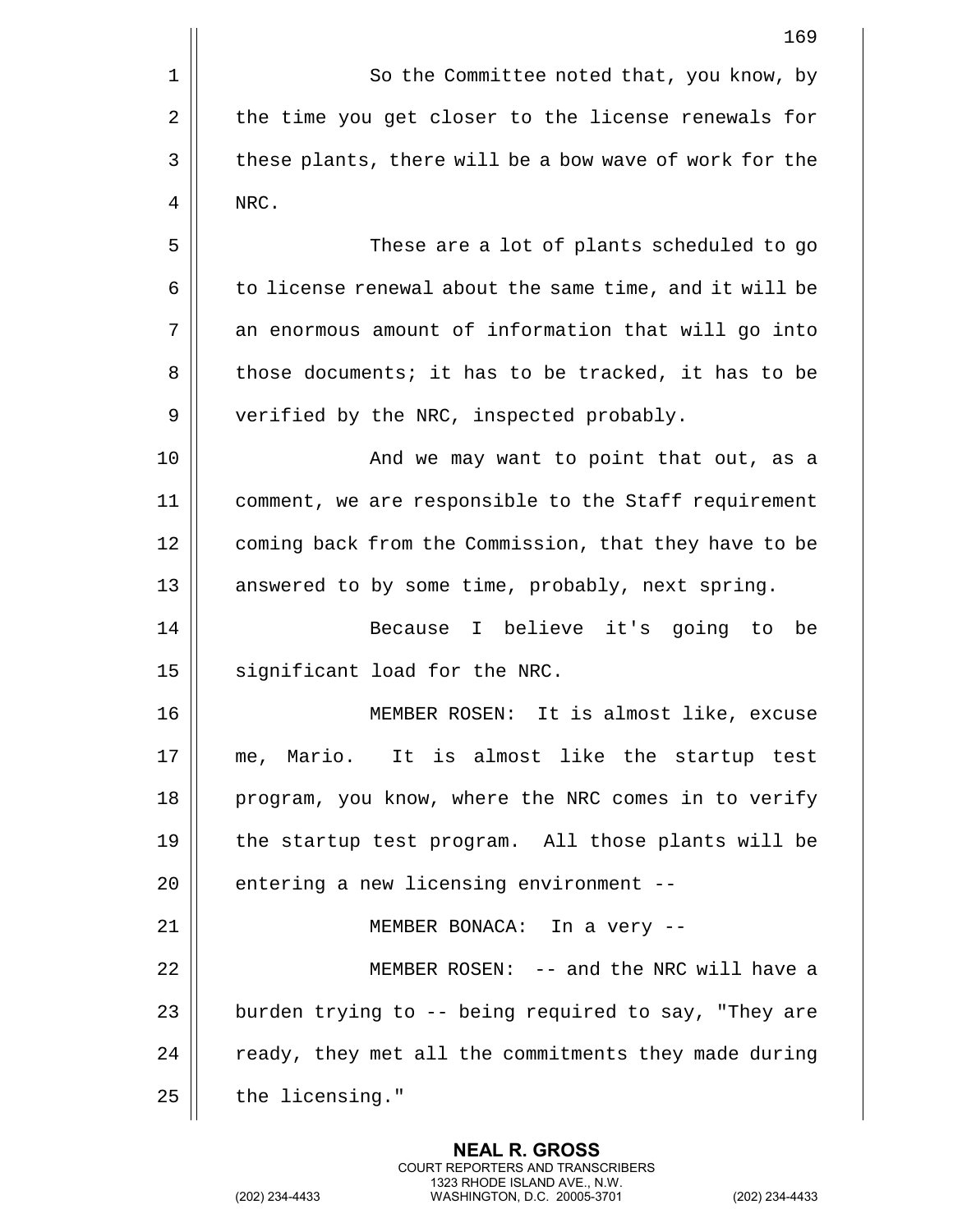So the Committee noted that, you know, by the time you get closer to the license renewals for these plants, there will be a bow wave of work for the NRC.

These are a lot of plants scheduled to go to license renewal about the same time, and it will be an enormous amount of information that will go into those documents; it has to be tracked, it has to be verified by the NRC, inspected probably.

And we may want to point that out, as a comment, we are responsible to the Staff requirement coming back from the Commission, that they have to be answered to by some time, probably, next spring.

Because I believe it's going to be significant load for the NRC.

MEMBER ROSEN: It is almost like, excuse me, Mario. It is almost like the startup test program, you know, where the NRC comes in to verify the startup test program. All those plants will be entering a new licensing environment --

MEMBER BONACA: In a very --

MEMBER ROSEN: -- and the NRC will have a burden trying to -- being required to say, "They are ready, they met all the commitments they made during the licensing."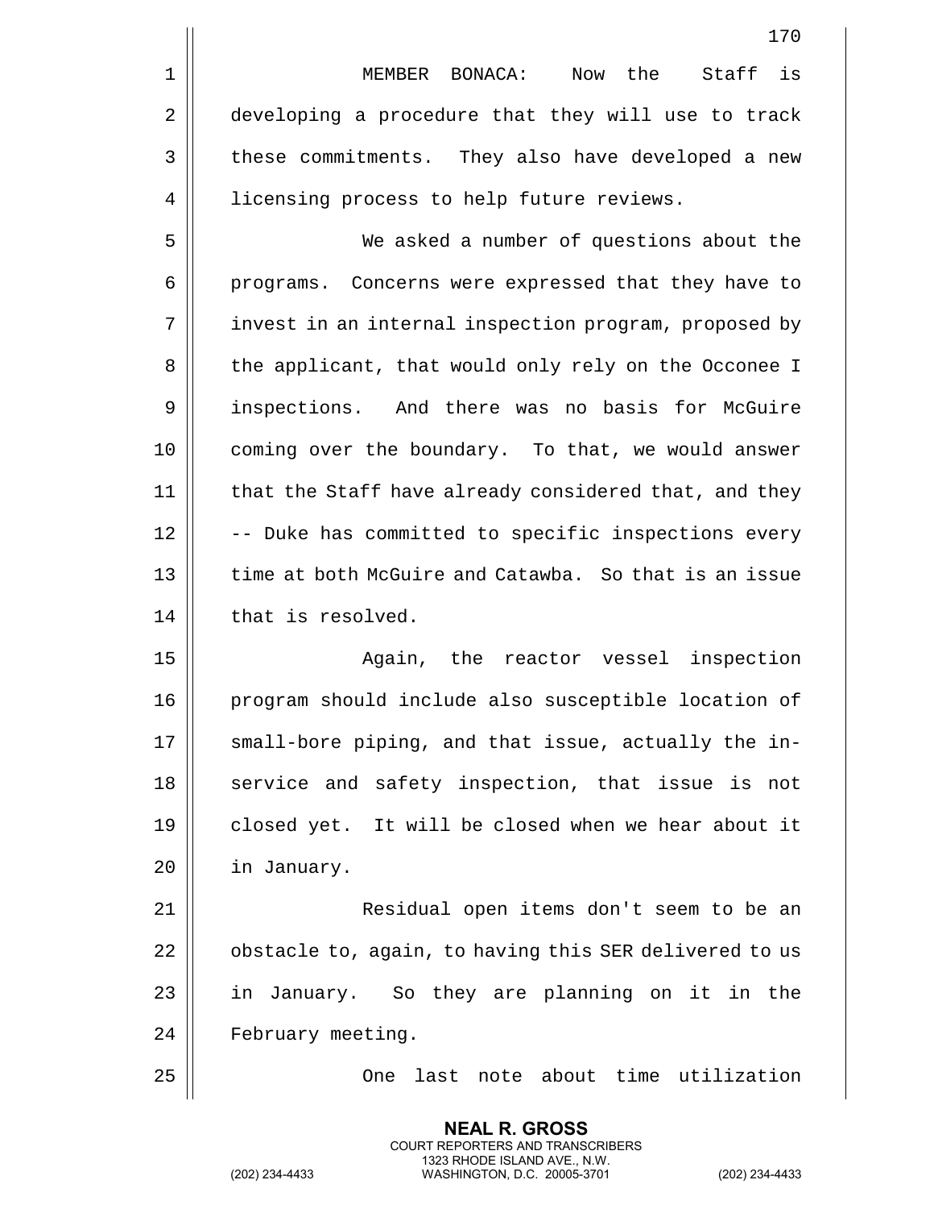MEMBER BONACA: Now the Staff is developing a procedure that they will use to track these commitments. They also have developed a new licensing process to help future reviews.

We asked a number of questions about the programs. Concerns were expressed that they have to invest in an internal inspection program, proposed by the applicant, that would only rely on the Occonee I inspections. And there was no basis for McGuire coming over the boundary. To that, we would answer that the Staff have already considered that, and they -- Duke has committed to specific inspections every time at both McGuire and Catawba. So that is an issue that is resolved.

Again, the reactor vessel inspection program should include also susceptible location of small-bore piping, and that issue, actually the in-service and safety inspection, that issue is not closed yet. It will be closed when we hear about it in January.

Residual open items don't seem to be an obstacle to, again, to having this SER delivered to us in January. So they are planning on it in the February meeting.

One last note about time utilization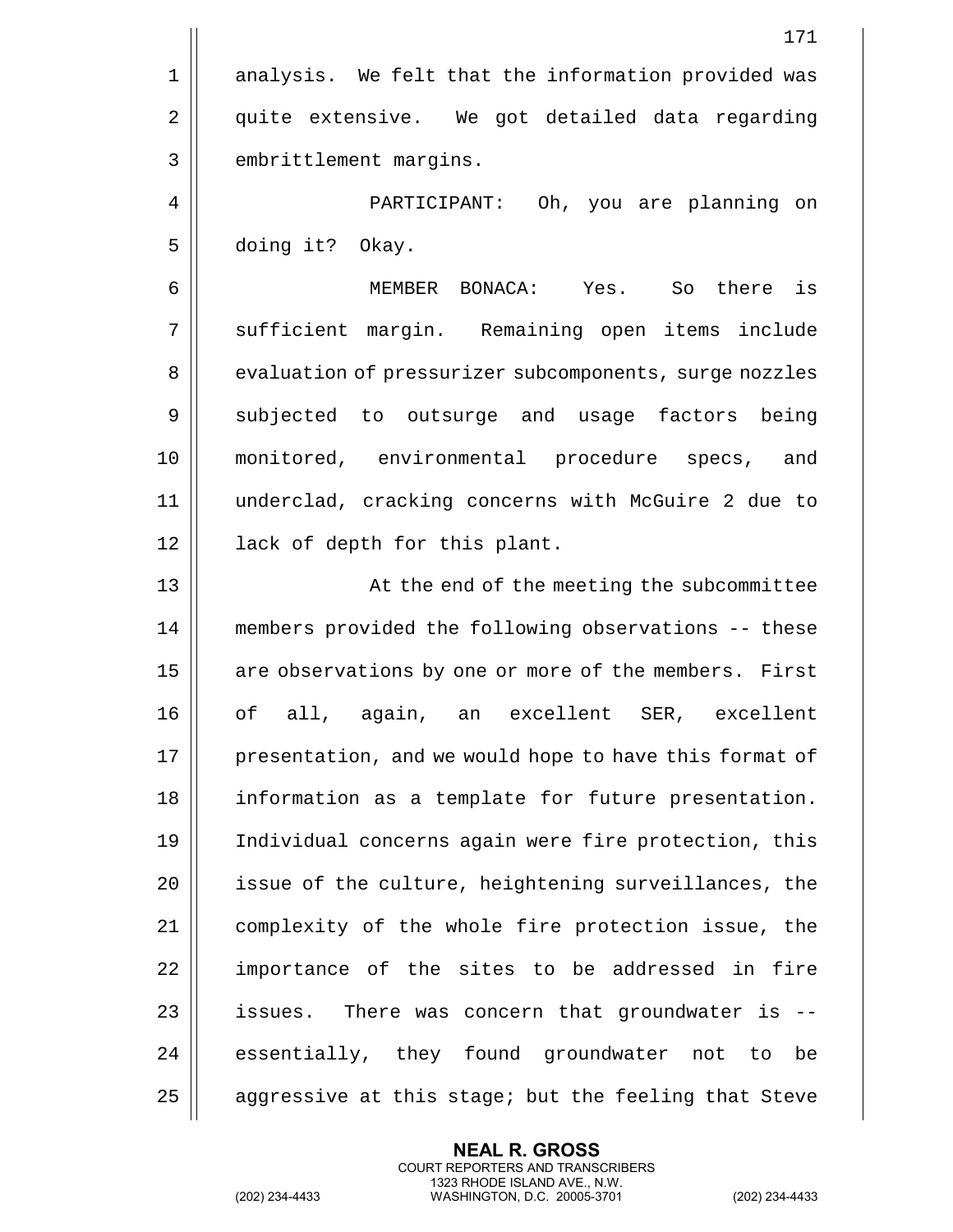analysis. We felt that the information provided was quite extensive. We got detailed data regarding embrittlement margins.

PARTICIPANT: Oh, you are planning on doing it? Okay.

MEMBER BONACA: Yes. So there is sufficient margin. Remaining open items include evaluation of pressurizer subcomponents, surge nozzles subjected to outsurge and usage factors being monitored, environmental procedure specs, and underclad, cracking concerns with McGuire 2 due to lack of depth for this plant.

At the end of the meeting the subcommittee members provided the following observations -- these are observations by one or more of the members. First of all, again, an excellent SER, excellent presentation, and we would hope to have this format of information as a template for future presentation. Individual concerns again were fire protection, this issue of the culture, heightening surveillances, the complexity of the whole fire protection issue, the importance of the sites to be addressed in fire issues. There was concern that groundwater is -- essentially, they found groundwater not to be aggressive at this stage; but the feeling that Steve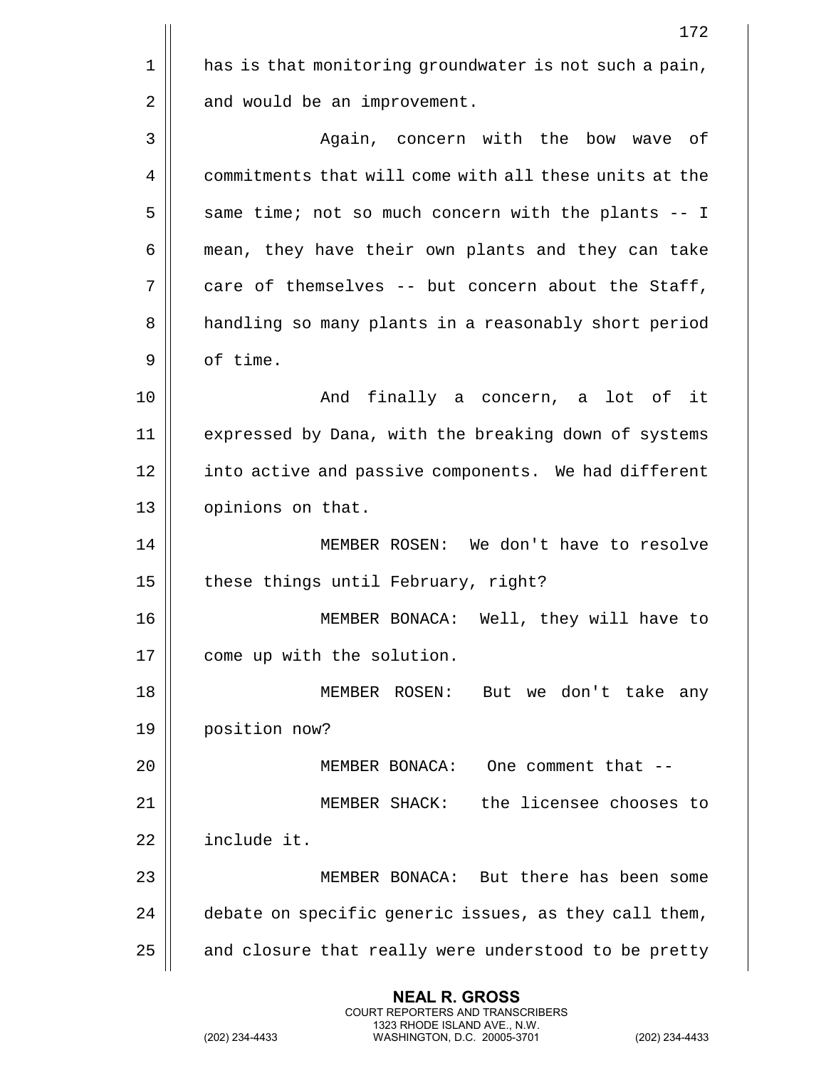has is that monitoring groundwater is not such a pain, and would be an improvement.

Again, concern with the bow wave of commitments that will come with all these units at the same time; not so much concern with the plants -- I mean, they have their own plants and they can take care of themselves -- but concern about the Staff, handling so many plants in a reasonably short period of time.

And finally a concern, a lot of it expressed by Dana, with the breaking down of systems into active and passive components. We had different opinions on that.

MEMBER ROSEN: We don't have to resolve these things until February, right?

MEMBER BONACA: Well, they will have to come up with the solution.

MEMBER ROSEN: But we don't take any position now?

MEMBER BONACA: One comment that --

MEMBER SHACK: the licensee chooses to include it.

MEMBER BONACA: But there has been some debate on specific generic issues, as they call them, and closure that really were understood to be pretty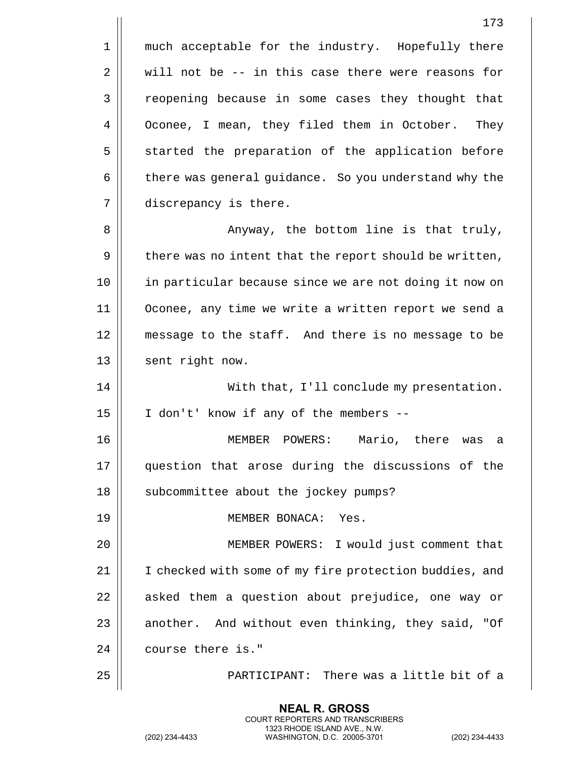much acceptable for the industry. Hopefully there will not be -- in this case there were reasons for reopening because in some cases they thought that Oconee, I mean, they filed them in October. They started the preparation of the application before there was general guidance. So you understand why the discrepancy is there.

Anyway, the bottom line is that truly, there was no intent that the report should be written, in particular because since we are not doing it now on Oconee, any time we write a written report we send a message to the staff. And there is no message to be sent right now.

With that, I'll conclude my presentation. I don't' know if any of the members --

MEMBER POWERS: Mario, there was a question that arose during the discussions of the subcommittee about the jockey pumps?

MEMBER BONACA: Yes.

MEMBER POWERS: I would just comment that I checked with some of my fire protection buddies, and asked them a question about prejudice, one way or another. And without even thinking, they said, "Of course there is."

PARTICIPANT: There was a little bit of a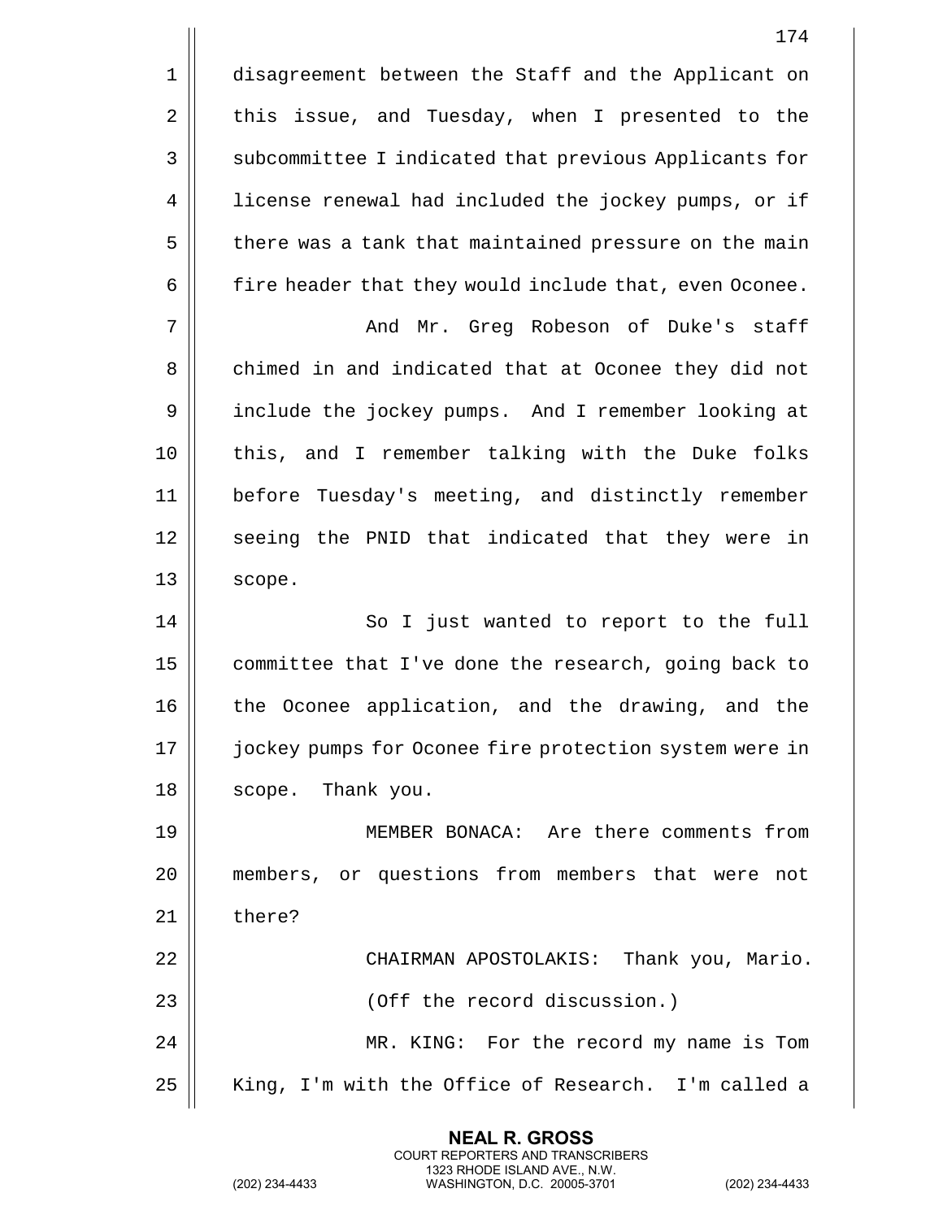disagreement between the Staff and the Applicant on this issue, and Tuesday, when I presented to the subcommittee I indicated that previous Applicants for license renewal had included the jockey pumps, or if there was a tank that maintained pressure on the main fire header that they would include that, even Oconee.

And Mr. Greg Robeson of Duke's staff chimed in and indicated that at Oconee they did not include the jockey pumps. And I remember looking at this, and I remember talking with the Duke folks before Tuesday's meeting, and distinctly remember seeing the PNID that indicated that they were in scope.

So I just wanted to report to the full committee that I've done the research, going back to the Oconee application, and the drawing, and the jockey pumps for Oconee fire protection system were in scope. Thank you.

MEMBER BONACA: Are there comments from members, or questions from members that were not there?

CHAIRMAN APOSTOLAKIS: Thank you, Mario.

(Off the record discussion.)

MR. KING: For the record my name is Tom King, I'm with the Office of Research. I'm called a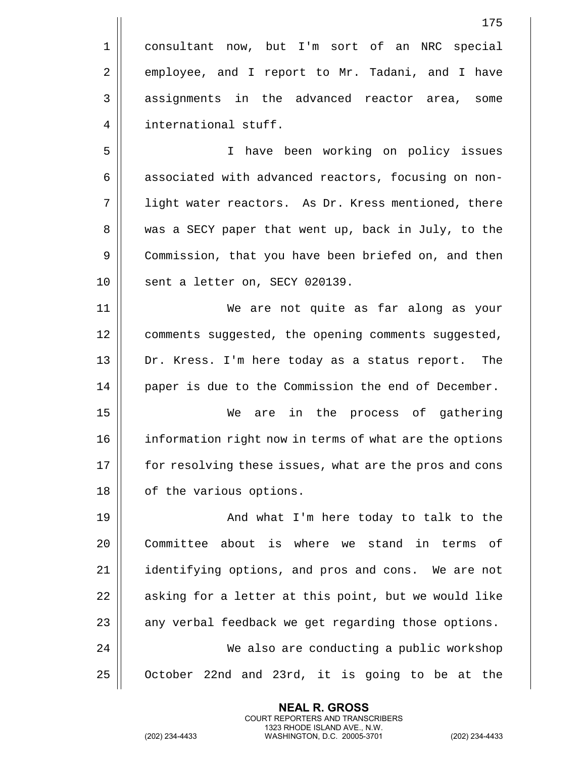consultant now, but I'm sort of an NRC special employee, and I report to Mr. Tadani, and I have assignments in the advanced reactor area, some international stuff.

I have been working on policy issues associated with advanced reactors, focusing on non-light water reactors. As Dr. Kress mentioned, there was a SECY paper that went up, back in July, to the Commission, that you have been briefed on, and then sent a letter on, SECY 020139.

We are not quite as far along as your comments suggested, the opening comments suggested, Dr. Kress. I'm here today as a status report. The paper is due to the Commission the end of December.

We are in the process of gathering information right now in terms of what are the options for resolving these issues, what are the pros and cons of the various options.

And what I'm here today to talk to the Committee about is where we stand in terms of identifying options, and pros and cons. We are not asking for a letter at this point, but we would like any verbal feedback we get regarding those options.

We also are conducting a public workshop October 22nd and 23rd, it is going to be at the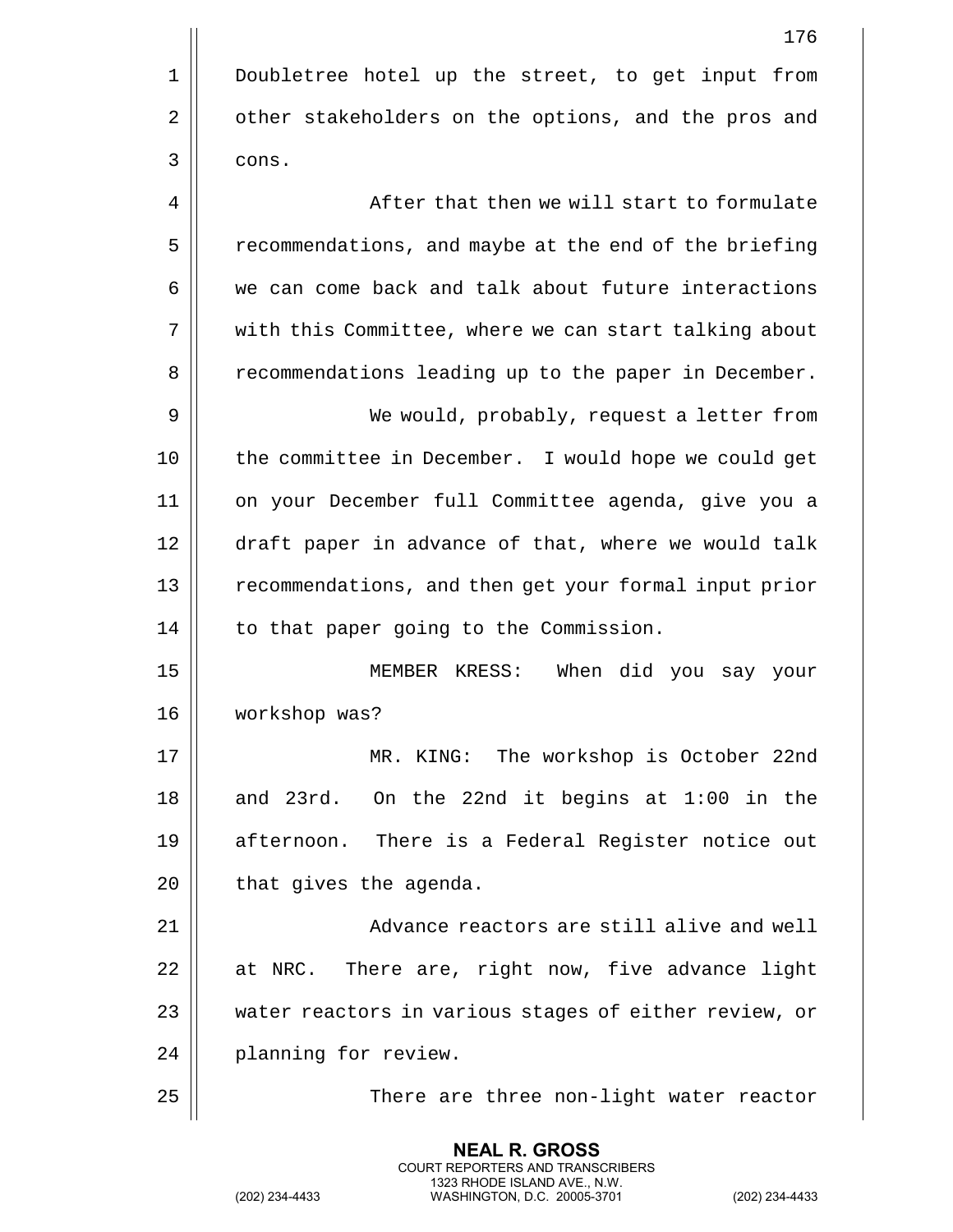Doubletree hotel up the street, to get input from other stakeholders on the options, and the pros and cons.

After that then we will start to formulate recommendations, and maybe at the end of the briefing we can come back and talk about future interactions with this Committee, where we can start talking about recommendations leading up to the paper in December.

We would, probably, request a letter from the committee in December. I would hope we could get on your December full Committee agenda, give you a draft paper in advance of that, where we would talk recommendations, and then get your formal input prior to that paper going to the Commission.

MEMBER KRESS: When did you say your workshop was?

MR. KING: The workshop is October 22nd and 23rd. On the 22nd it begins at 1:00 in the afternoon. There is a Federal Register notice out that gives the agenda.

Advance reactors are still alive and well at NRC. There are, right now, five advance light water reactors in various stages of either review, or planning for review.

There are three non-light water reactor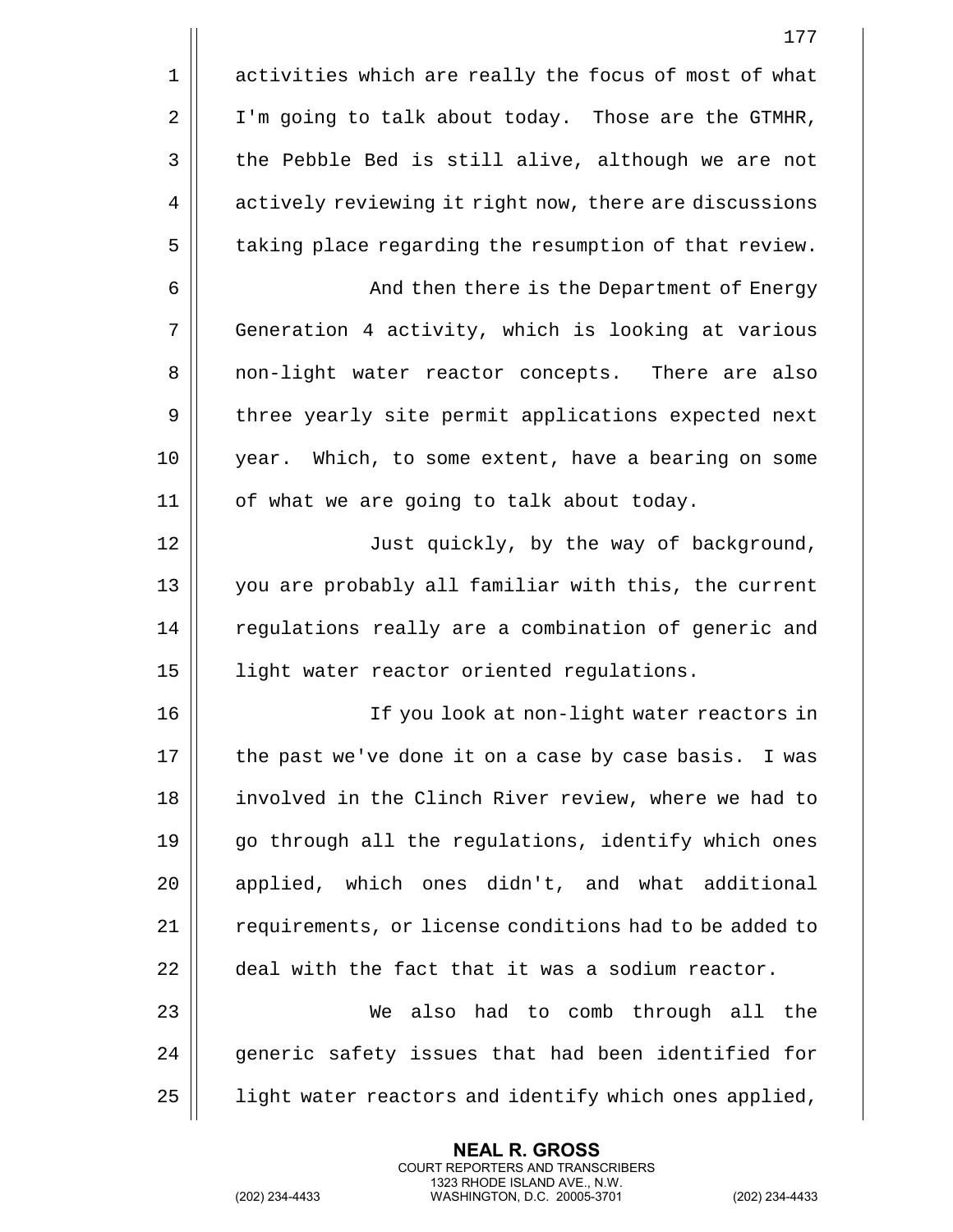activities which are really the focus of most of what I'm going to talk about today. Those are the GTMHR, the Pebble Bed is still alive, although we are not actively reviewing it right now, there are discussions taking place regarding the resumption of that review.

And then there is the Department of Energy Generation 4 activity, which is looking at various non-light water reactor concepts. There are also three yearly site permit applications expected next year. Which, to some extent, have a bearing on some of what we are going to talk about today.

Just quickly, by the way of background, you are probably all familiar with this, the current regulations really are a combination of generic and light water reactor oriented regulations.

If you look at non-light water reactors in the past we've done it on a case by case basis. I was involved in the Clinch River review, where we had to go through all the regulations, identify which ones applied, which ones didn't, and what additional requirements, or license conditions had to be added to deal with the fact that it was a sodium reactor.

We also had to comb through all the generic safety issues that had been identified for light water reactors and identify which ones applied,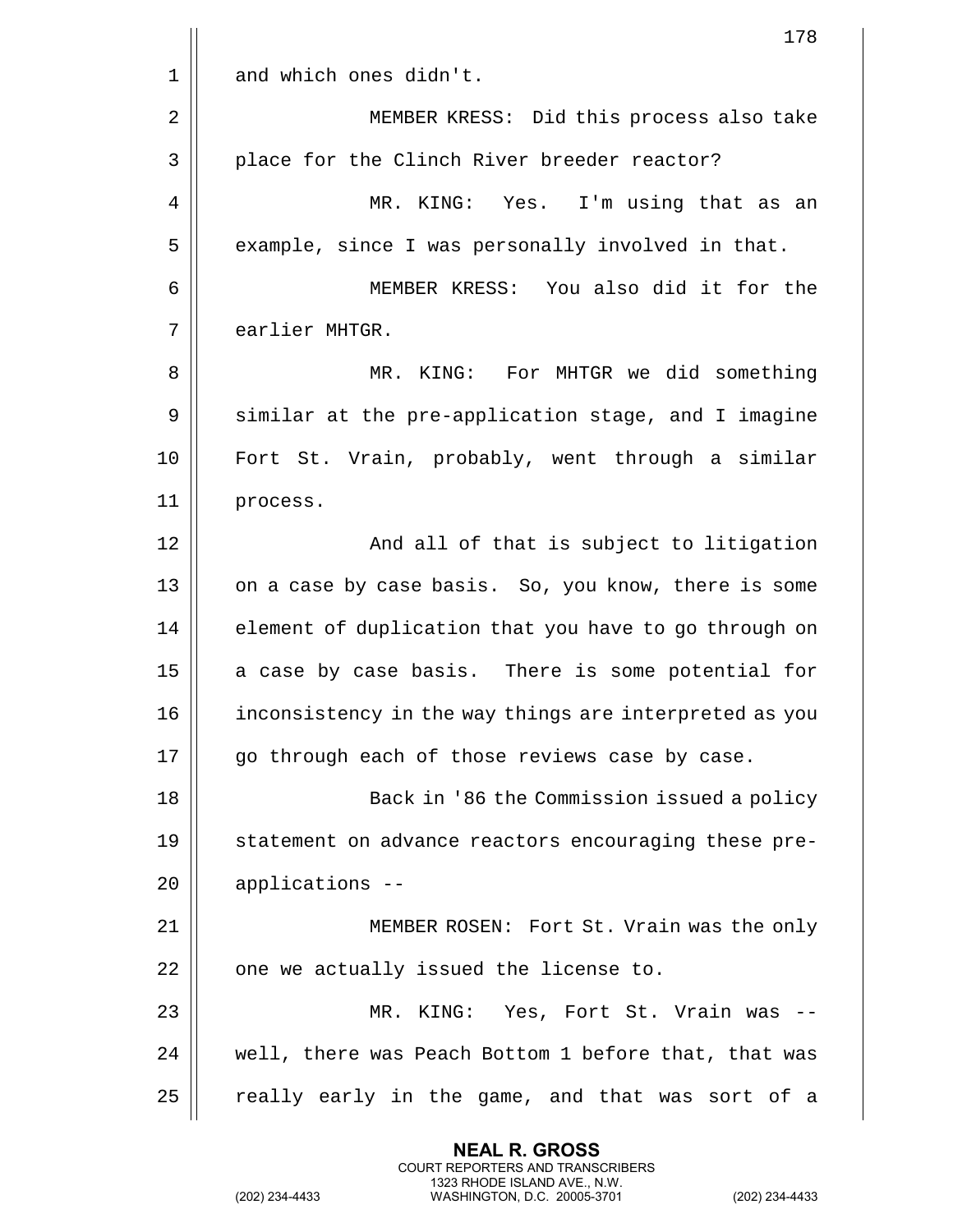and which ones didn't.

MEMBER KRESS: Did this process also take place for the Clinch River breeder reactor?

MR. KING: Yes. I'm using that as an example, since I was personally involved in that.

MEMBER KRESS: You also did it for the earlier MHTGR.

MR. KING: For MHTGR we did something similar at the pre-application stage, and I imagine Fort St. Vrain, probably, went through a similar process.

And all of that is subject to litigation on a case by case basis. So, you know, there is some element of duplication that you have to go through on a case by case basis. There is some potential for inconsistency in the way things are interpreted as you go through each of those reviews case by case.

Back in '86 the Commission issued a policy statement on advance reactors encouraging these pre-applications --

MEMBER ROSEN: Fort St. Vrain was the only one we actually issued the license to.

MR. KING: Yes, Fort St. Vrain was -- well, there was Peach Bottom 1 before that, that was really early in the game, and that was sort of a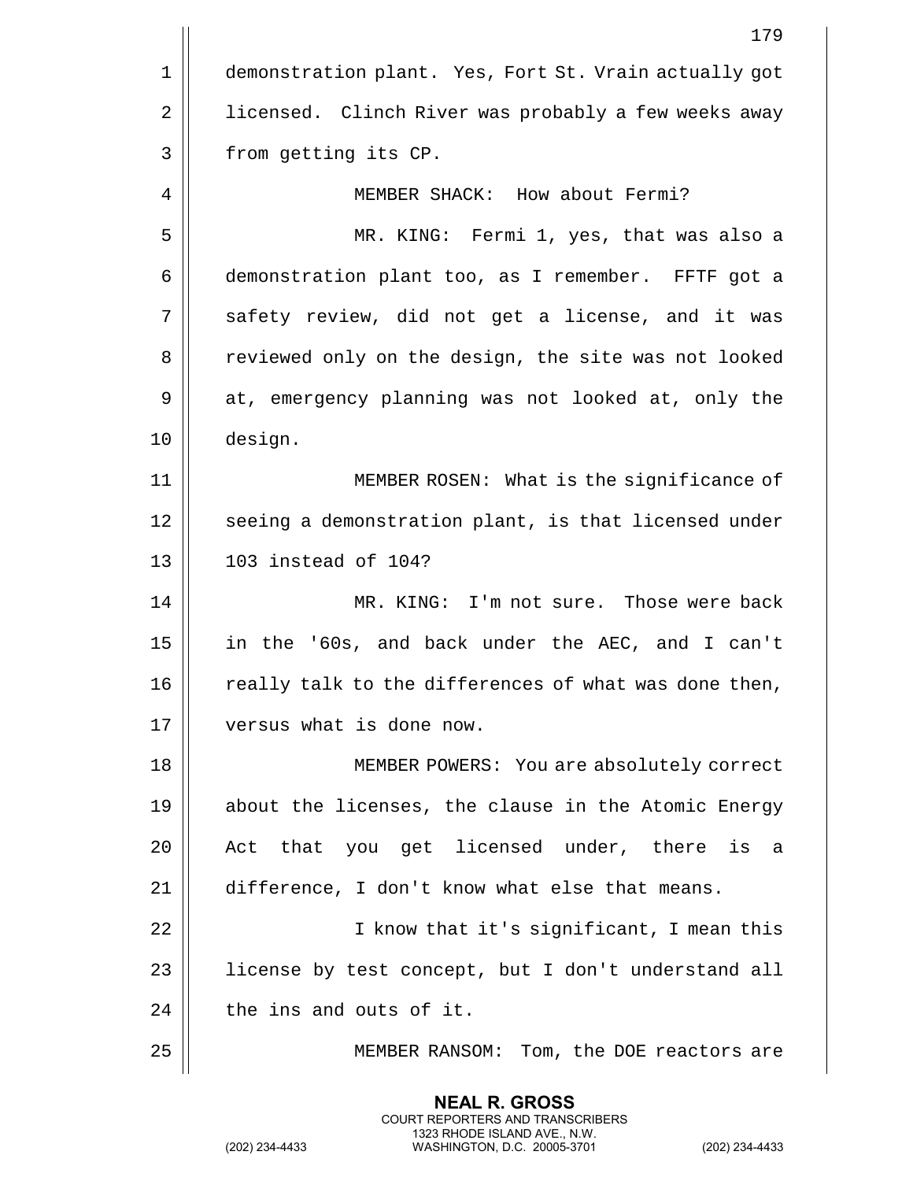demonstration plant. Yes, Fort St. Vrain actually got licensed. Clinch River was probably a few weeks away from getting its CP.

MEMBER SHACK: How about Fermi?

MR. KING: Fermi 1, yes, that was also a demonstration plant too, as I remember. FFTF got a safety review, did not get a license, and it was reviewed only on the design, the site was not looked at, emergency planning was not looked at, only the design.

MEMBER ROSEN: What is the significance of seeing a demonstration plant, is that licensed under 103 instead of 104?

MR. KING: I'm not sure. Those were back in the '60s, and back under the AEC, and I can't really talk to the differences of what was done then, versus what is done now.

MEMBER POWERS: You are absolutely correct about the licenses, the clause in the Atomic Energy Act that you get licensed under, there is a difference, I don't know what else that means.

I know that it's significant, I mean this license by test concept, but I don't understand all the ins and outs of it.

MEMBER RANSOM: Tom, the DOE reactors are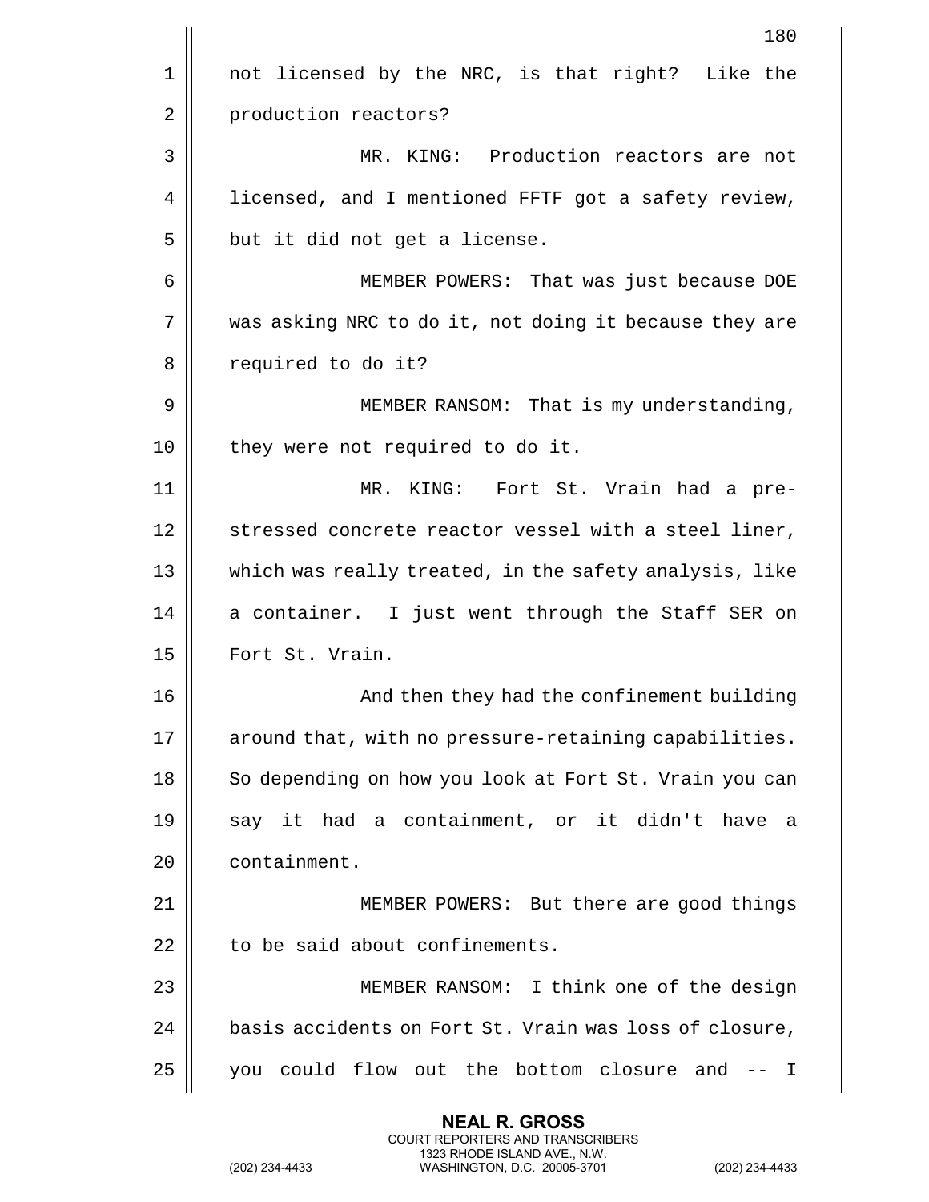not licensed by the NRC, is that right? Like the production reactors?

MR. KING: Production reactors are not licensed, and I mentioned FFTF got a safety review, but it did not get a license.

MEMBER POWERS: That was just because DOE was asking NRC to do it, not doing it because they are required to do it?

MEMBER RANSOM: That is my understanding, they were not required to do it.

MR. KING: Fort St. Vrain had a pre-stressed concrete reactor vessel with a steel liner, which was really treated, in the safety analysis, like a container. I just went through the Staff SER on Fort St. Vrain.

And then they had the confinement building around that, with no pressure-retaining capabilities. So depending on how you look at Fort St. Vrain you can say it had a containment, or it didn't have a containment.

MEMBER POWERS: But there are good things to be said about confinements.

MEMBER RANSOM: I think one of the design basis accidents on Fort St. Vrain was loss of closure, you could flow out the bottom closure and -- I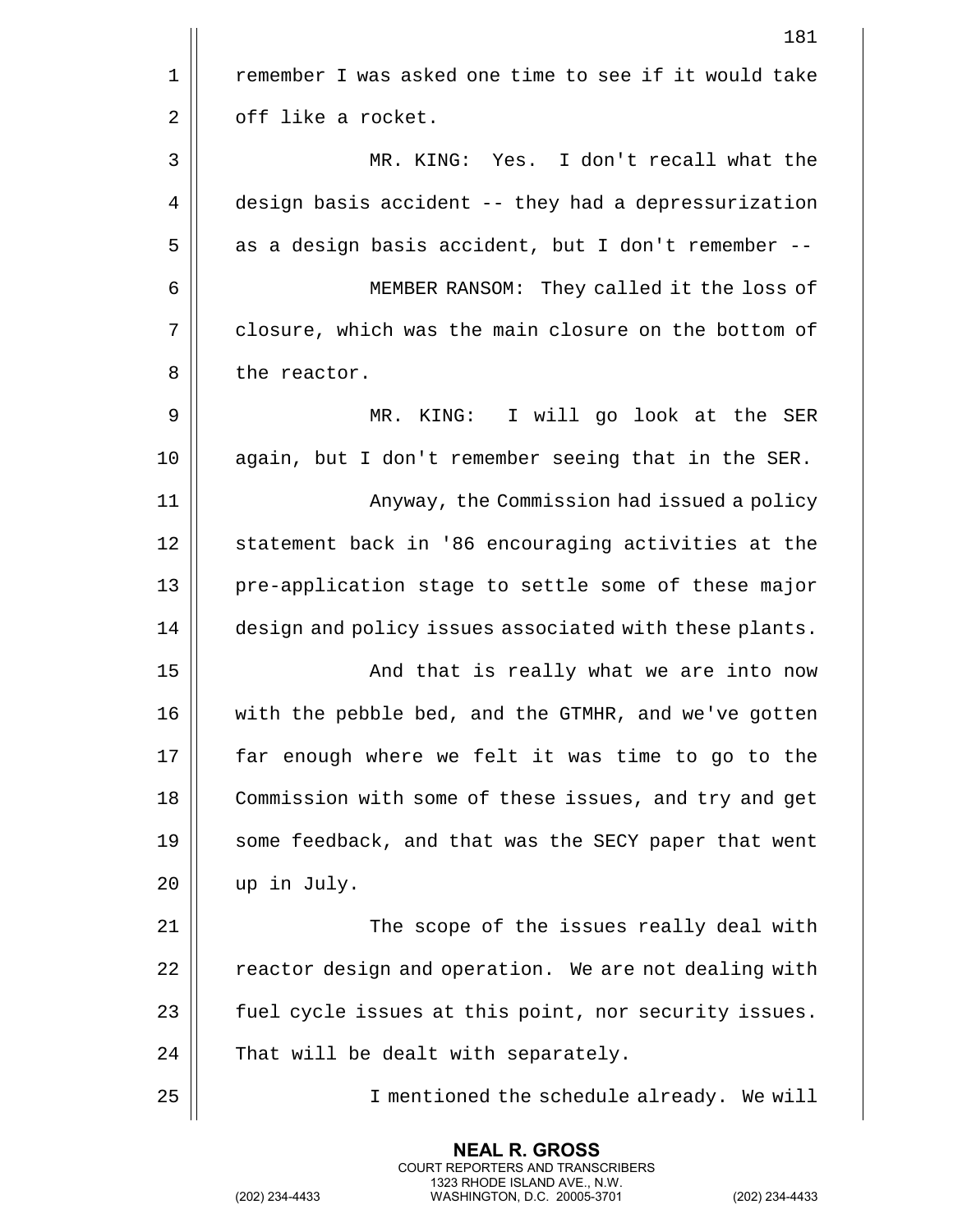remember I was asked one time to see if it would take off like a rocket.

MR. KING: Yes. I don't recall what the design basis accident -- they had a depressurization as a design basis accident, but I don't remember --

MEMBER RANSOM: They called it the loss of closure, which was the main closure on the bottom of the reactor.

MR. KING: I will go look at the SER again, but I don't remember seeing that in the SER.

Anyway, the Commission had issued a policy statement back in '86 encouraging activities at the pre-application stage to settle some of these major design and policy issues associated with these plants.

And that is really what we are into now with the pebble bed, and the GTMHR, and we've gotten far enough where we felt it was time to go to the Commission with some of these issues, and try and get some feedback, and that was the SECY paper that went up in July.

The scope of the issues really deal with reactor design and operation. We are not dealing with fuel cycle issues at this point, nor security issues. That will be dealt with separately.

I mentioned the schedule already. We will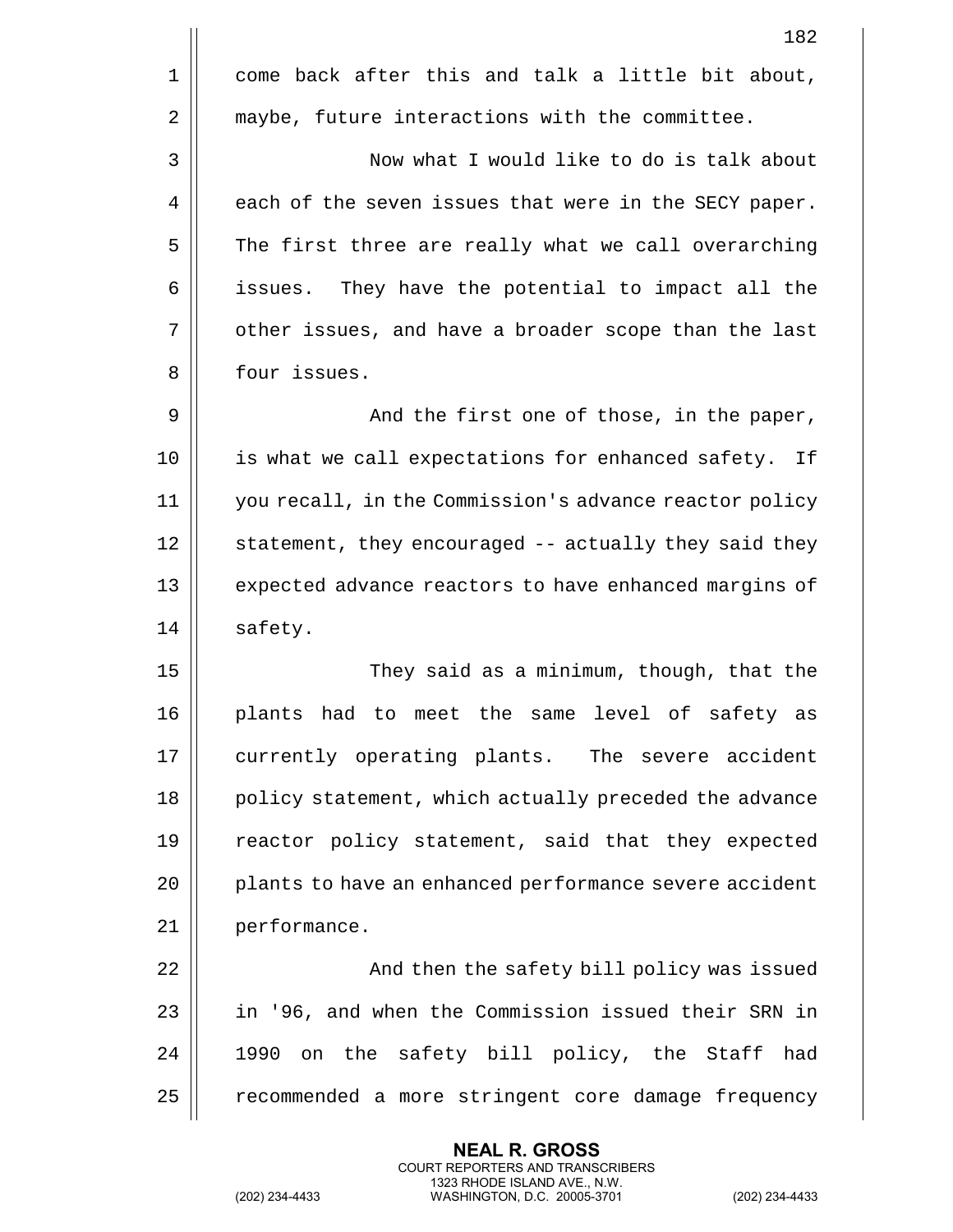come back after this and talk a little bit about, maybe, future interactions with the committee.

Now what I would like to do is talk about each of the seven issues that were in the SECY paper. The first three are really what we call overarching issues. They have the potential to impact all the other issues, and have a broader scope than the last four issues.

And the first one of those, in the paper, is what we call expectations for enhanced safety. If you recall, in the Commission's advance reactor policy statement, they encouraged -- actually they said they expected advance reactors to have enhanced margins of safety.

They said as a minimum, though, that the plants had to meet the same level of safety as currently operating plants. The severe accident policy statement, which actually preceded the advance reactor policy statement, said that they expected plants to have an enhanced performance severe accident performance.

And then the safety bill policy was issued in '96, and when the Commission issued their SRN in 1990 on the safety bill policy, the Staff had recommended a more stringent core damage frequency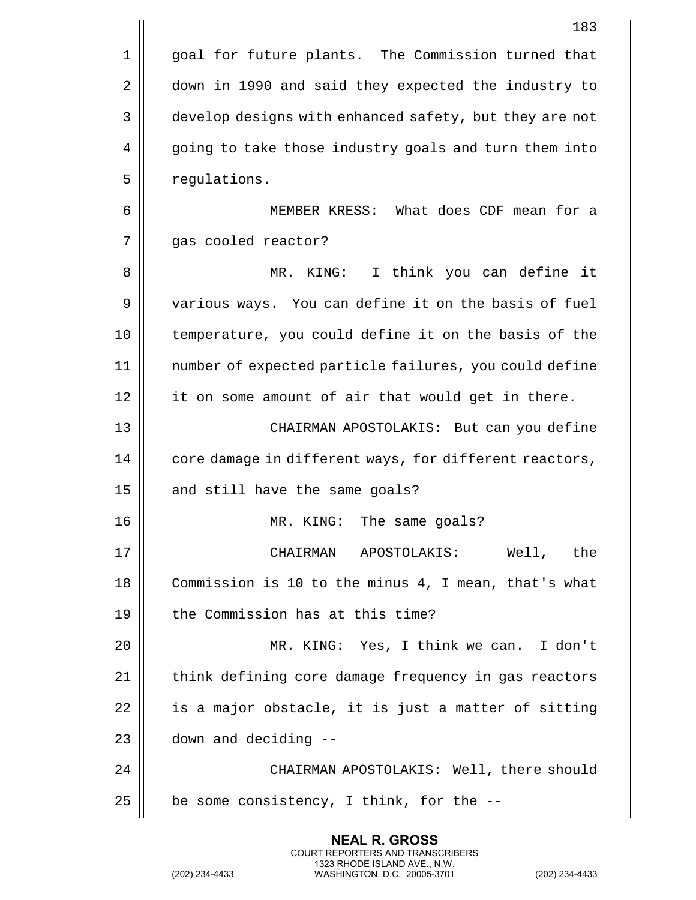goal for future plants. The Commission turned that down in 1990 and said they expected the industry to develop designs with enhanced safety, but they are not going to take those industry goals and turn them into regulations.

MEMBER KRESS: What does CDF mean for a gas cooled reactor?

MR. KING: I think you can define it various ways. You can define it on the basis of fuel temperature, you could define it on the basis of the number of expected particle failures, you could define it on some amount of air that would get in there.

CHAIRMAN APOSTOLAKIS: But can you define core damage in different ways, for different reactors, and still have the same goals?

MR. KING: The same goals?

CHAIRMAN APOSTOLAKIS: Well, the Commission is 10 to the minus 4, I mean, that's what the Commission has at this time?

MR. KING: Yes, I think we can. I don't think defining core damage frequency in gas reactors is a major obstacle, it is just a matter of sitting down and deciding --

CHAIRMAN APOSTOLAKIS: Well, there should be some consistency, I think, for the --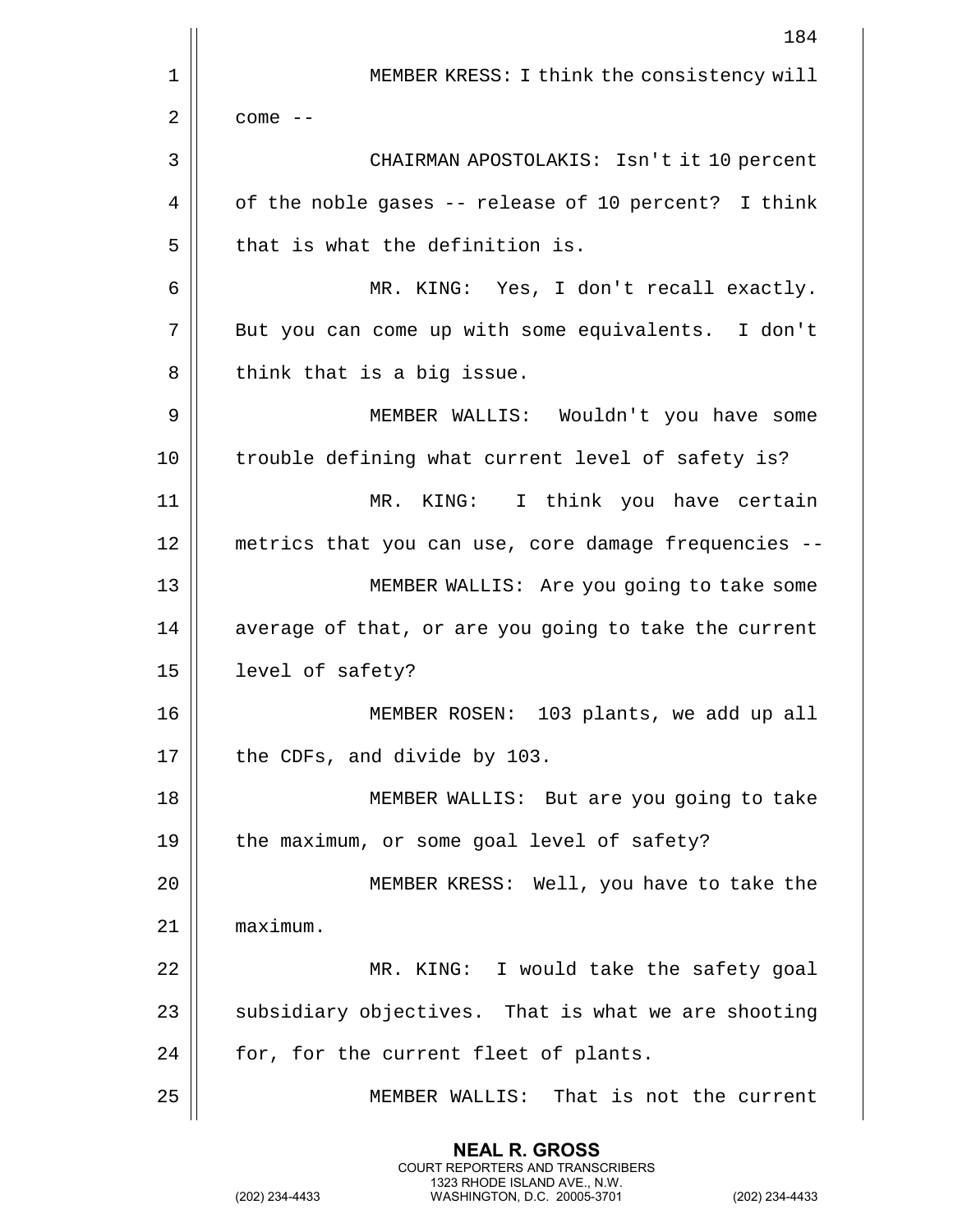MEMBER KRESS: I think the consistency will come --

CHAIRMAN APOSTOLAKIS: Isn't it 10 percent of the noble gases -- release of 10 percent? I think that is what the definition is.

MR. KING: Yes, I don't recall exactly. But you can come up with some equivalents. I don't think that is a big issue.

MEMBER WALLIS: Wouldn't you have some trouble defining what current level of safety is?

MR. KING: I think you have certain metrics that you can use, core damage frequencies --

MEMBER WALLIS: Are you going to take some average of that, or are you going to take the current level of safety?

MEMBER ROSEN: 103 plants, we add up all the CDFs, and divide by 103.

MEMBER WALLIS: But are you going to take the maximum, or some goal level of safety?

MEMBER KRESS: Well, you have to take the maximum.

MR. KING: I would take the safety goal subsidiary objectives. That is what we are shooting for, for the current fleet of plants.

MEMBER WALLIS: That is not the current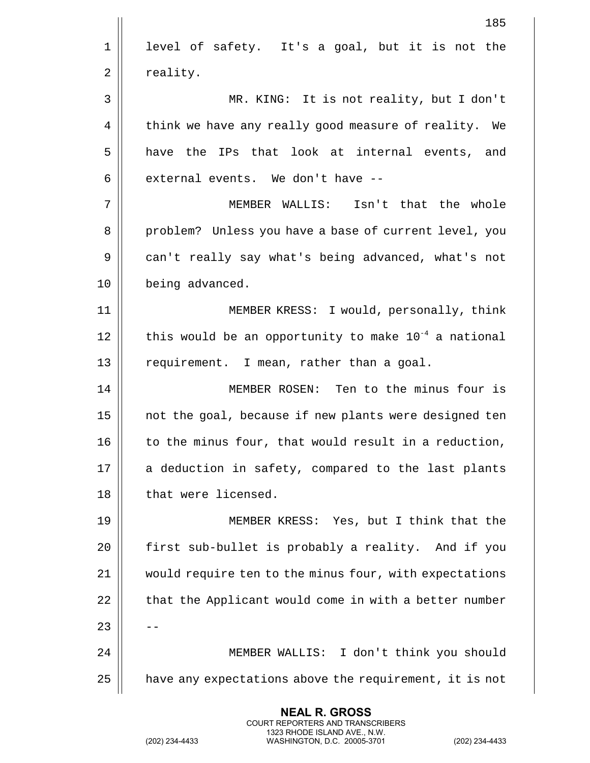level of safety. It's a goal, but it is not the reality.

MR. KING: It is not reality, but I don't think we have any really good measure of reality. We have the IPs that look at internal events, and external events. We don't have --

MEMBER WALLIS: Isn't that the whole problem? Unless you have a base of current level, you can't really say what's being advanced, what's not being advanced.

MEMBER KRESS: I would, personally, think this would be an opportunity to make $10^{-4}$ a national requirement. I mean, rather than a goal.

MEMBER ROSEN: Ten to the minus four is not the goal, because if new plants were designed ten to the minus four, that would result in a reduction, a deduction in safety, compared to the last plants that were licensed.

MEMBER KRESS: Yes, but I think that the first sub-bullet is probably a reality. And if you would require ten to the minus four, with expectations that the Applicant would come in with a better number --

MEMBER WALLIS: I don't think you should have any expectations above the requirement, it is not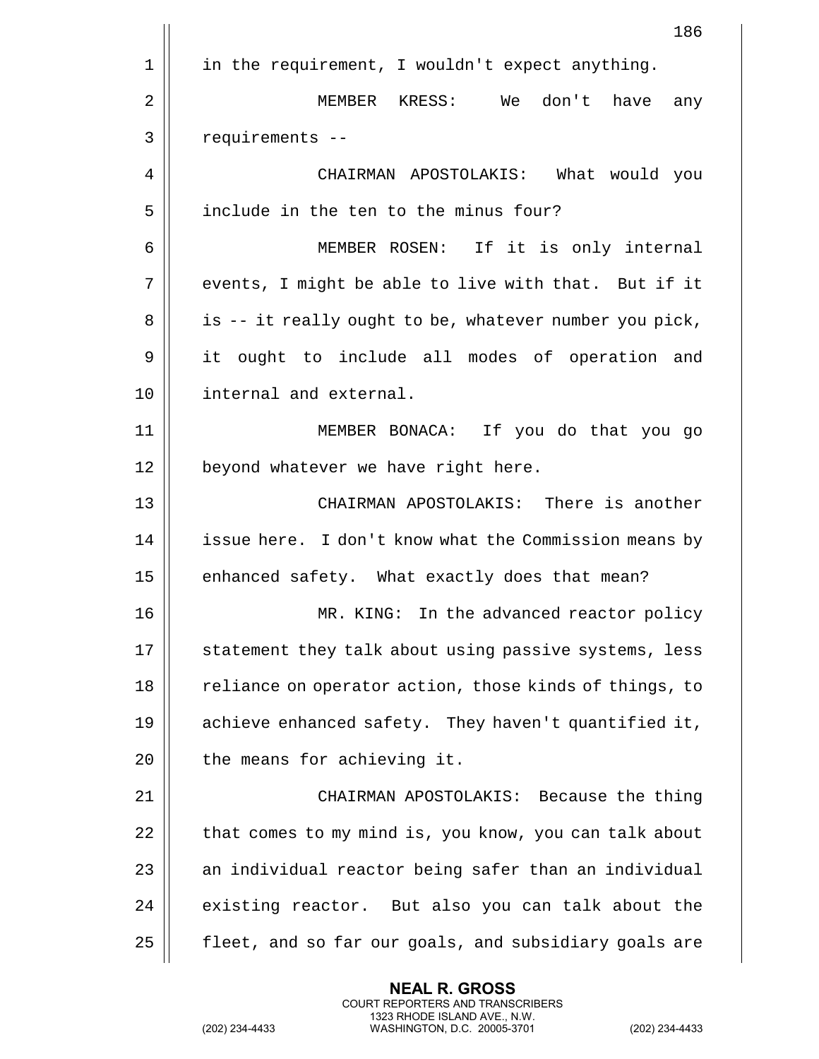in the requirement, I wouldn't expect anything.

MEMBER KRESS: We don't have any requirements --

CHAIRMAN APOSTOLAKIS: What would you include in the ten to the minus four?

MEMBER ROSEN: If it is only internal events, I might be able to live with that. But if it is -- it really ought to be, whatever number you pick, it ought to include all modes of operation and internal and external.

MEMBER BONACA: If you do that you go beyond whatever we have right here.

CHAIRMAN APOSTOLAKIS: There is another issue here. I don't know what the Commission means by enhanced safety. What exactly does that mean?

MR. KING: In the advanced reactor policy statement they talk about using passive systems, less reliance on operator action, those kinds of things, to achieve enhanced safety. They haven't quantified it, the means for achieving it.

CHAIRMAN APOSTOLAKIS: Because the thing that comes to my mind is, you know, you can talk about an individual reactor being safer than an individual existing reactor. But also you can talk about the fleet, and so far our goals, and subsidiary goals are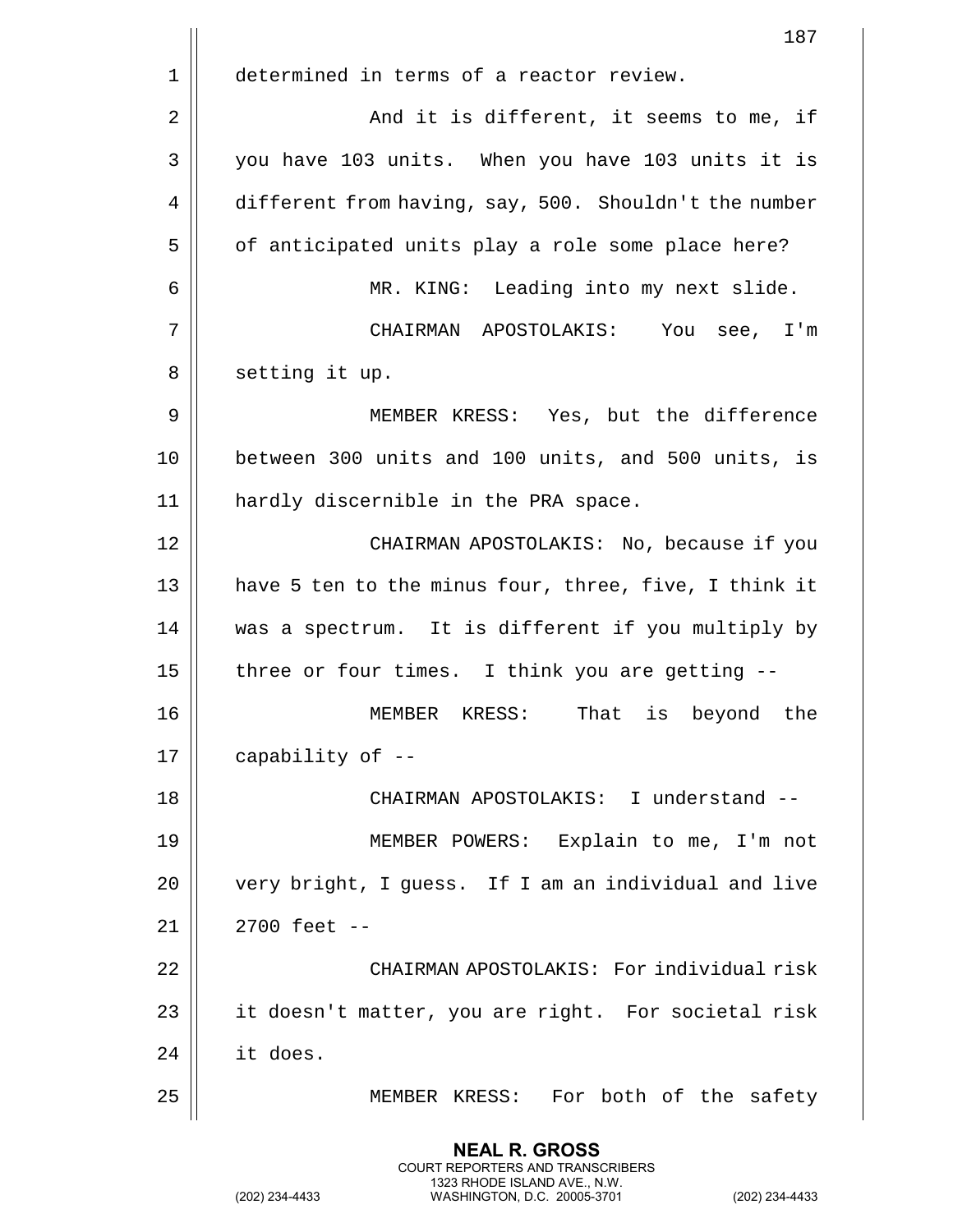determined in terms of a reactor review.

And it is different, it seems to me, if you have 103 units. When you have 103 units it is different from having, say, 500. Shouldn't the number of anticipated units play a role some place here?

MR. KING: Leading into my next slide.

CHAIRMAN APOSTOLAKIS: You see, I'm setting it up.

MEMBER KRESS: Yes, but the difference between 300 units and 100 units, and 500 units, is hardly discernible in the PRA space.

CHAIRMAN APOSTOLAKIS: No, because if you have 5 ten to the minus four, three, five, I think it was a spectrum. It is different if you multiply by three or four times. I think you are getting --

MEMBER KRESS: That is beyond the capability of --

CHAIRMAN APOSTOLAKIS: I understand --

MEMBER POWERS: Explain to me, I'm not very bright, I guess. If I am an individual and live 2700 feet --

CHAIRMAN APOSTOLAKIS: For individual risk it doesn't matter, you are right. For societal risk it does.

MEMBER KRESS: For both of the safety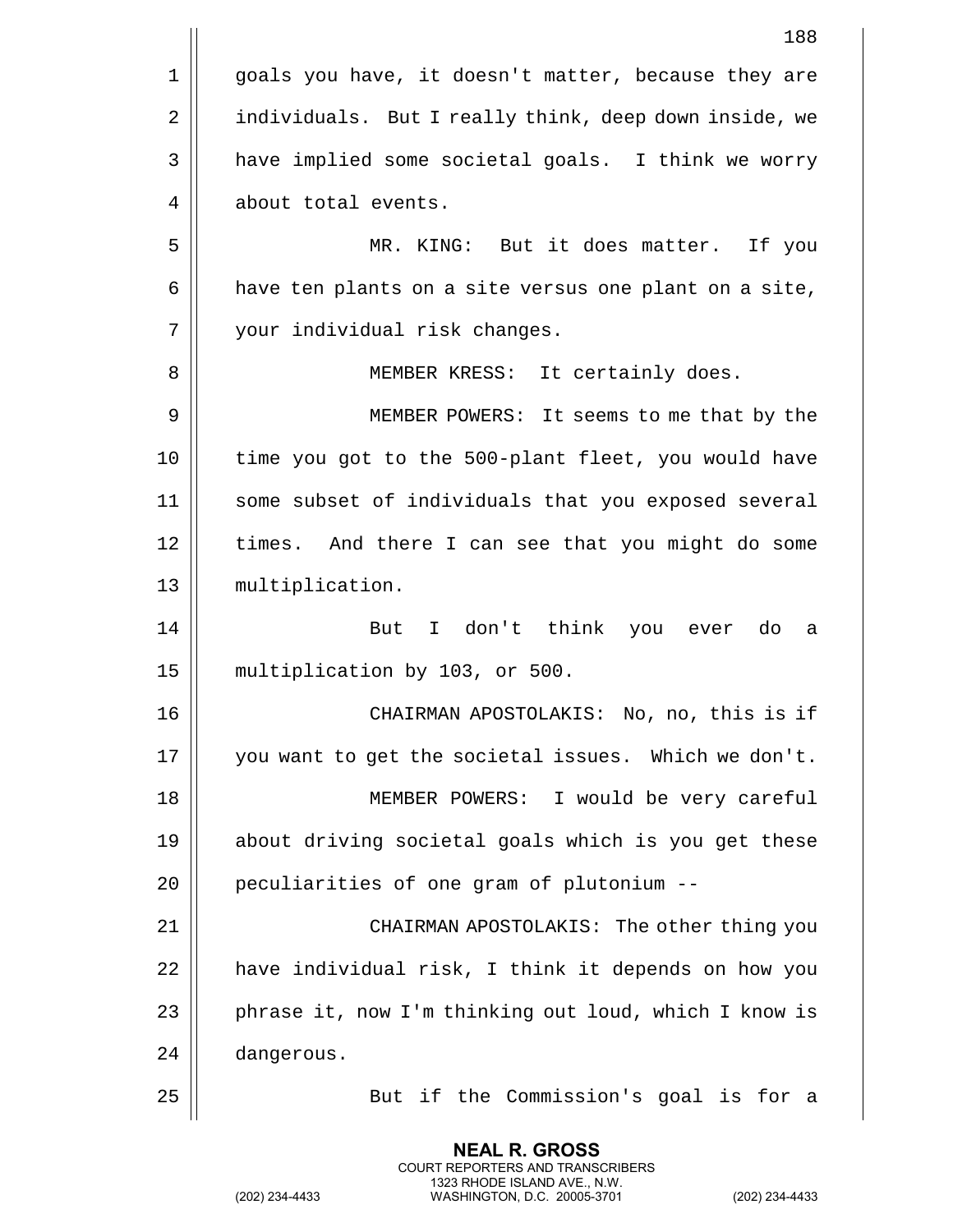goals you have, it doesn't matter, because they are individuals. But I really think, deep down inside, we have implied some societal goals. I think we worry about total events.

MR. KING: But it does matter. If you have ten plants on a site versus one plant on a site, your individual risk changes.

MEMBER KRESS: It certainly does.

MEMBER POWERS: It seems to me that by the time you got to the 500-plant fleet, you would have some subset of individuals that you exposed several times. And there I can see that you might do some multiplication.

But I don't think you ever do a multiplication by 103, or 500.

CHAIRMAN APOSTOLAKIS: No, no, this is if you want to get the societal issues. Which we don't.

MEMBER POWERS: I would be very careful about driving societal goals which is you get these peculiarities of one gram of plutonium --

CHAIRMAN APOSTOLAKIS: The other thing you have individual risk, I think it depends on how you phrase it, now I'm thinking out loud, which I know is dangerous.

But if the Commission's goal is for a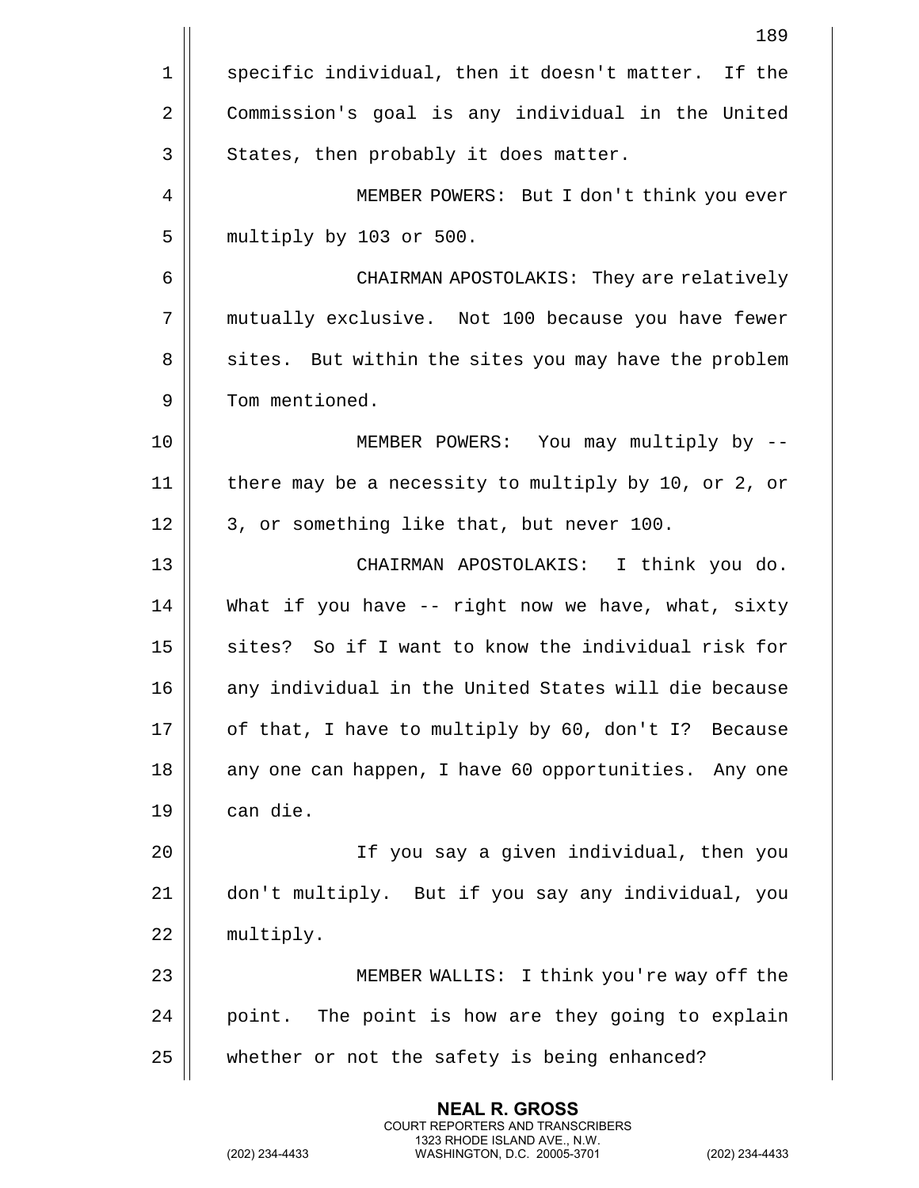specific individual, then it doesn't matter. If the Commission's goal is any individual in the United States, then probably it does matter.

MEMBER POWERS: But I don't think you ever multiply by 103 or 500.

CHAIRMAN APOSTOLAKIS: They are relatively mutually exclusive. Not 100 because you have fewer sites. But within the sites you may have the problem Tom mentioned.

MEMBER POWERS: You may multiply by -- there may be a necessity to multiply by 10, or 2, or 3, or something like that, but never 100.

CHAIRMAN APOSTOLAKIS: I think you do. What if you have -- right now we have, what, sixty sites? So if I want to know the individual risk for any individual in the United States will die because of that, I have to multiply by 60, don't I? Because any one can happen, I have 60 opportunities. Any one can die.

If you say a given individual, then you don't multiply. But if you say any individual, you multiply.

MEMBER WALLIS: I think you're way off the point. The point is how are they going to explain whether or not the safety is being enhanced?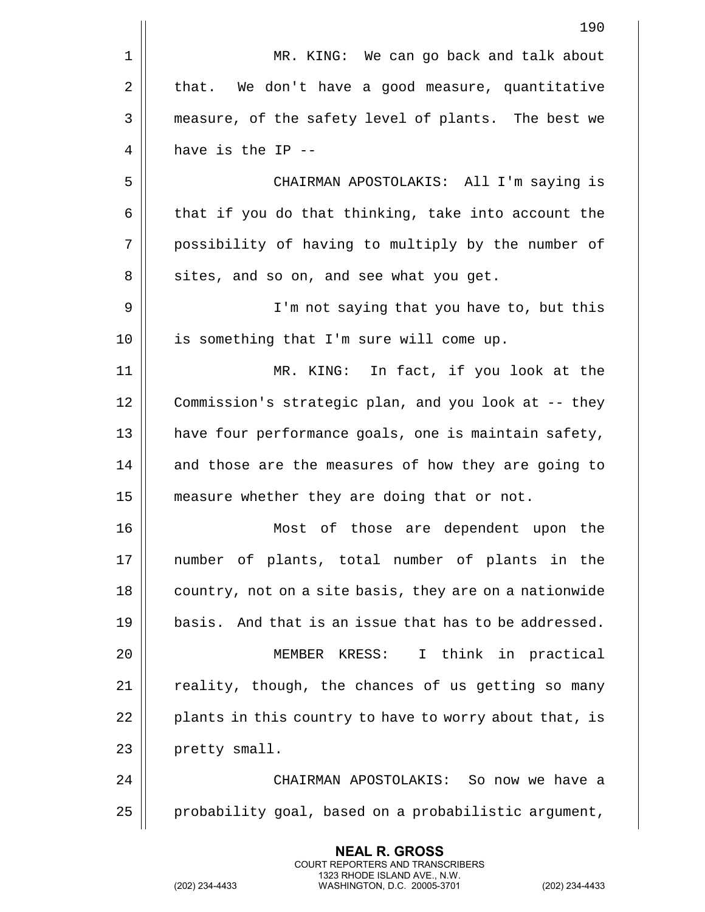MR. KING: We can go back and talk about that. We don't have a good measure, quantitative measure, of the safety level of plants. The best we have is the IP --

CHAIRMAN APOSTOLAKIS: All I'm saying is that if you do that thinking, take into account the possibility of having to multiply by the number of sites, and so on, and see what you get.

I'm not saying that you have to, but this is something that I'm sure will come up.

MR. KING: In fact, if you look at the Commission's strategic plan, and you look at -- they have four performance goals, one is maintain safety, and those are the measures of how they are going to measure whether they are doing that or not.

Most of those are dependent upon the number of plants, total number of plants in the country, not on a site basis, they are on a nationwide basis. And that is an issue that has to be addressed.

MEMBER KRESS: I think in practical reality, though, the chances of us getting so many plants in this country to have to worry about that, is pretty small.

CHAIRMAN APOSTOLAKIS: So now we have a probability goal, based on a probabilistic argument,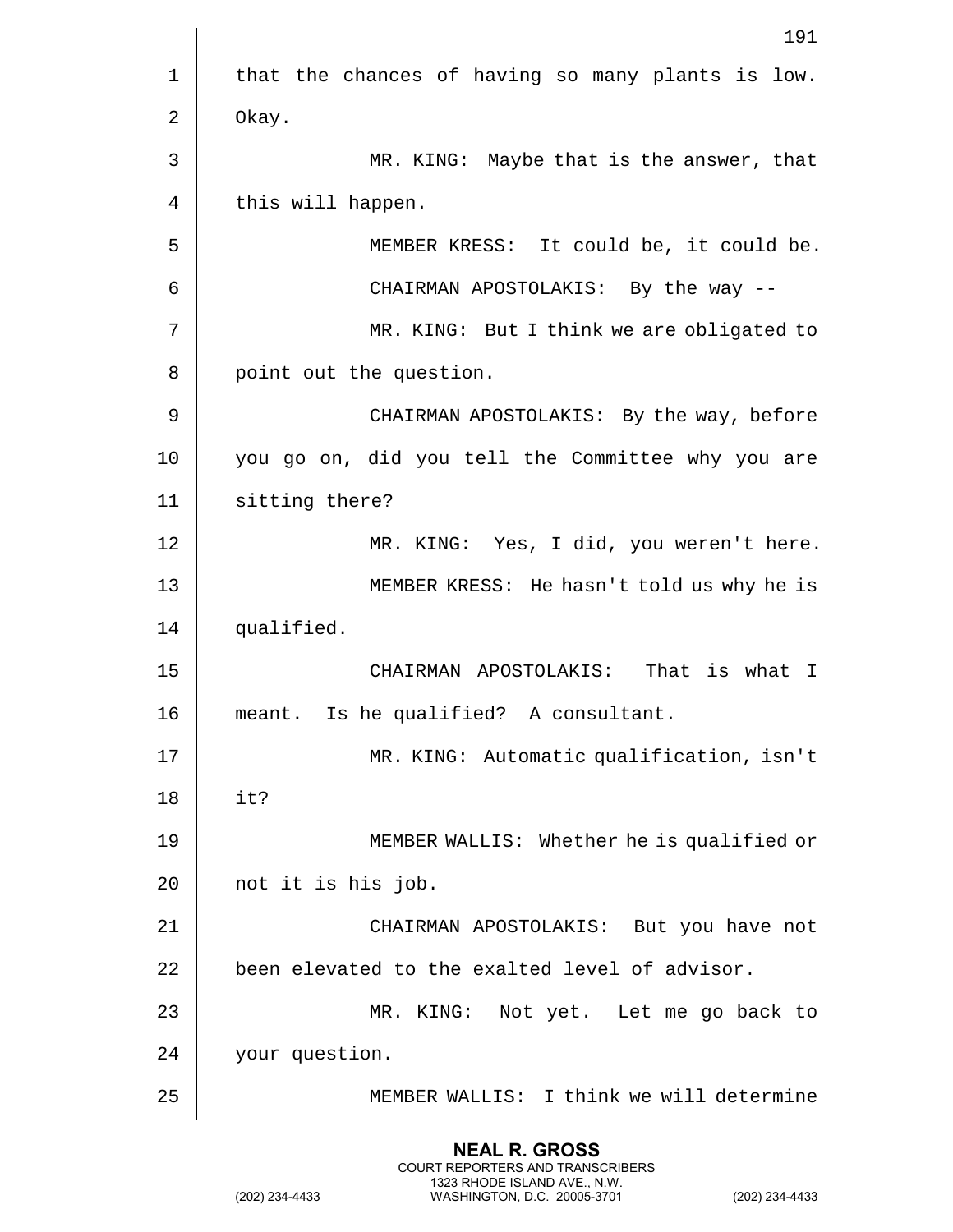that the chances of having so many plants is low. Okay.

MR. KING: Maybe that is the answer, that this will happen.

MEMBER KRESS: It could be, it could be.

CHAIRMAN APOSTOLAKIS: By the way --

MR. KING: But I think we are obligated to point out the question.

CHAIRMAN APOSTOLAKIS: By the way, before you go on, did you tell the Committee why you are sitting there?

MR. KING: Yes, I did, you weren't here.

MEMBER KRESS: He hasn't told us why he is qualified.

CHAIRMAN APOSTOLAKIS: That is what I meant. Is he qualified? A consultant.

MR. KING: Automatic qualification, isn't it?

MEMBER WALLIS: Whether he is qualified or not it is his job.

CHAIRMAN APOSTOLAKIS: But you have not been elevated to the exalted level of advisor.

MR. KING: Not yet. Let me go back to your question.

MEMBER WALLIS: I think we will determine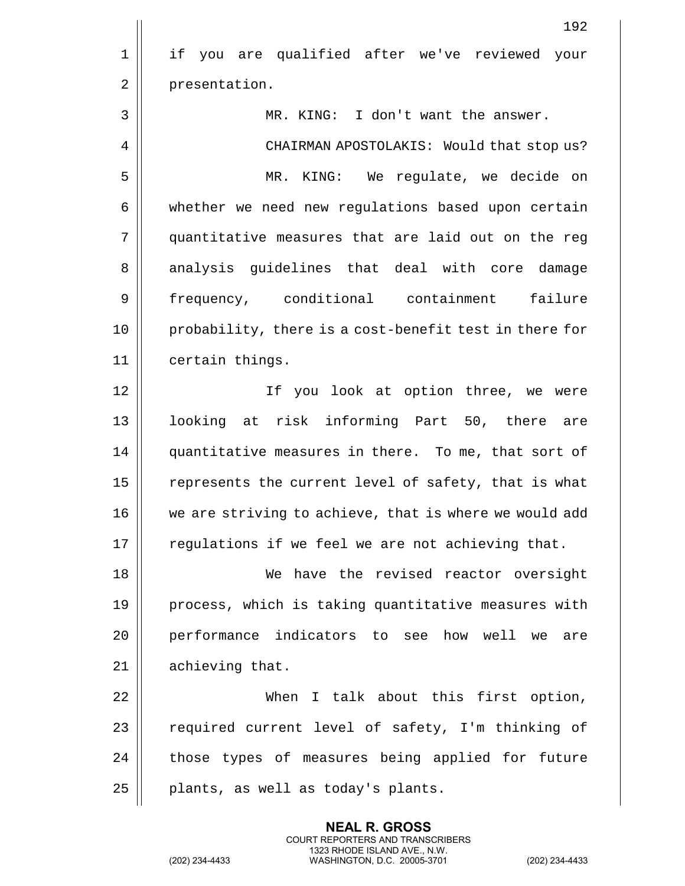if you are qualified after we've reviewed your presentation.

MR. KING: I don't want the answer.

CHAIRMAN APOSTOLAKIS: Would that stop us?

MR. KING: We regulate, we decide on whether we need new regulations based upon certain quantitative measures that are laid out on the reg analysis guidelines that deal with core damage frequency, conditional containment failure probability, there is a cost-benefit test in there for certain things.

If you look at option three, we were looking at risk informing Part 50, there are quantitative measures in there. To me, that sort of represents the current level of safety, that is what we are striving to achieve, that is where we would add regulations if we feel we are not achieving that.

We have the revised reactor oversight process, which is taking quantitative measures with performance indicators to see how well we are achieving that.

When I talk about this first option, required current level of safety, I'm thinking of those types of measures being applied for future plants, as well as today's plants.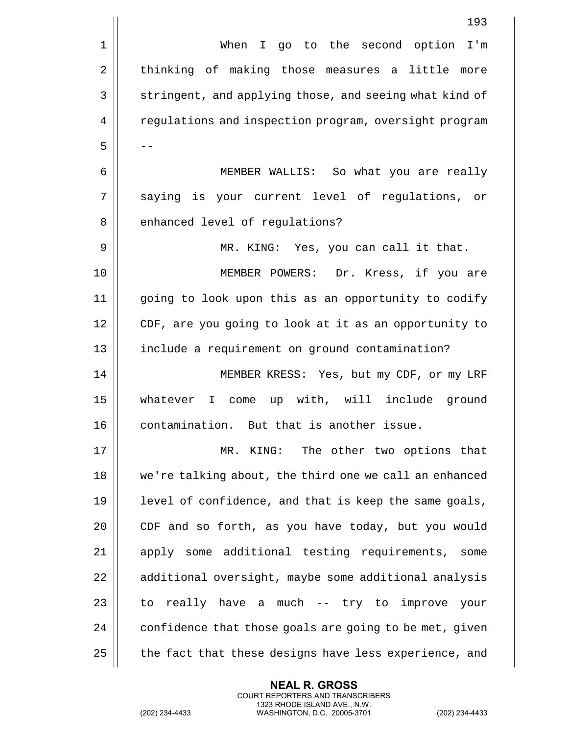When I go to the second option I'm thinking of making those measures a little more stringent, and applying those, and seeing what kind of regulations and inspection program, oversight program --

MEMBER WALLIS: So what you are really saying is your current level of regulations, or enhanced level of regulations?

MR. KING: Yes, you can call it that.

MEMBER POWERS: Dr. Kress, if you are going to look upon this as an opportunity to codify CDF, are you going to look at it as an opportunity to include a requirement on ground contamination?

MEMBER KRESS: Yes, but my CDF, or my LRF whatever I come up with, will include ground contamination. But that is another issue.

MR. KING: The other two options that we're talking about, the third one we call an enhanced level of confidence, and that is keep the same goals, CDF and so forth, as you have today, but you would apply some additional testing requirements, some additional oversight, maybe some additional analysis to really have a much -- try to improve your confidence that those goals are going to be met, given the fact that these designs have less experience, and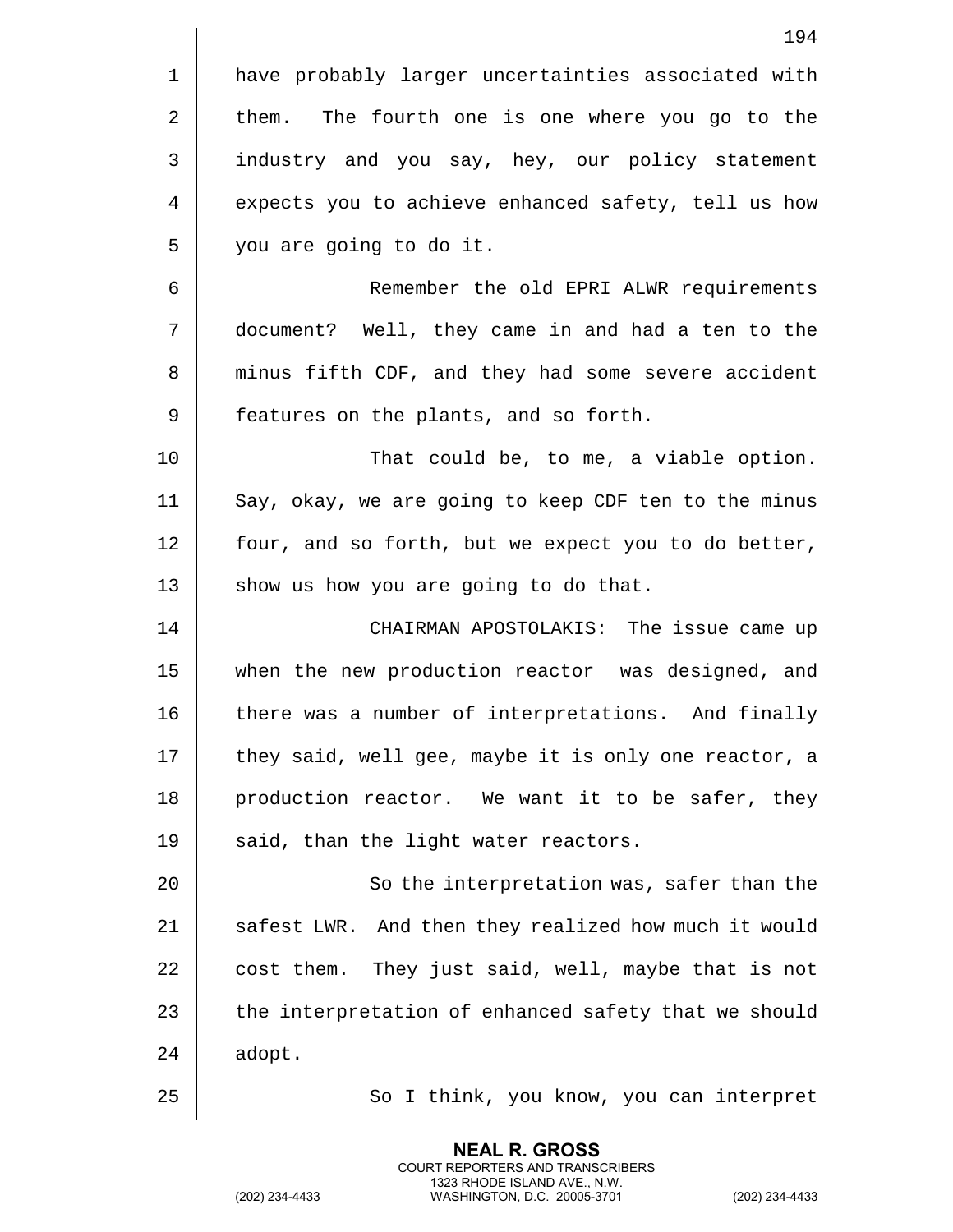have probably larger uncertainties associated with them. The fourth one is one where you go to the industry and you say, hey, our policy statement expects you to achieve enhanced safety, tell us how you are going to do it.

Remember the old EPRI ALWR requirements document? Well, they came in and had a ten to the minus fifth CDF, and they had some severe accident features on the plants, and so forth.

That could be, to me, a viable option. Say, okay, we are going to keep CDF ten to the minus four, and so forth, but we expect you to do better, show us how you are going to do that.

CHAIRMAN APOSTOLAKIS: The issue came up when the new production reactor was designed, and there was a number of interpretations. And finally they said, well gee, maybe it is only one reactor, a production reactor. We want it to be safer, they said, than the light water reactors.

So the interpretation was, safer than the safest LWR. And then they realized how much it would cost them. They just said, well, maybe that is not the interpretation of enhanced safety that we should adopt.

So I think, you know, you can interpret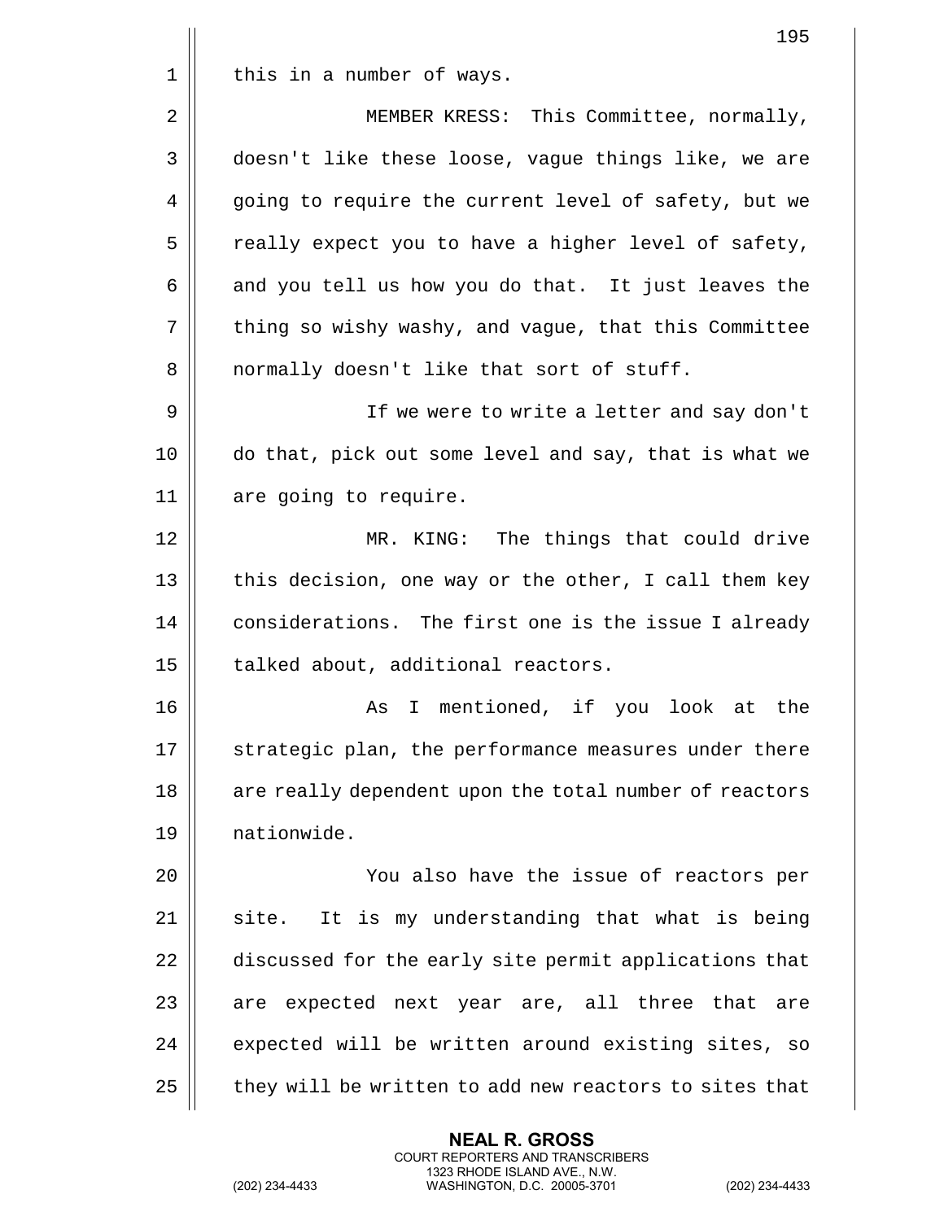this in a number of ways.

MEMBER KRESS: This Committee, normally, doesn't like these loose, vague things like, we are going to require the current level of safety, but we really expect you to have a higher level of safety, and you tell us how you do that. It just leaves the thing so wishy washy, and vague, that this Committee normally doesn't like that sort of stuff.

If we were to write a letter and say don't do that, pick out some level and say, that is what we are going to require.

MR. KING: The things that could drive this decision, one way or the other, I call them key considerations. The first one is the issue I already talked about, additional reactors.

As I mentioned, if you look at the strategic plan, the performance measures under there are really dependent upon the total number of reactors nationwide.

You also have the issue of reactors per site. It is my understanding that what is being discussed for the early site permit applications that are expected next year are, all three that are expected will be written around existing sites, so they will be written to add new reactors to sites that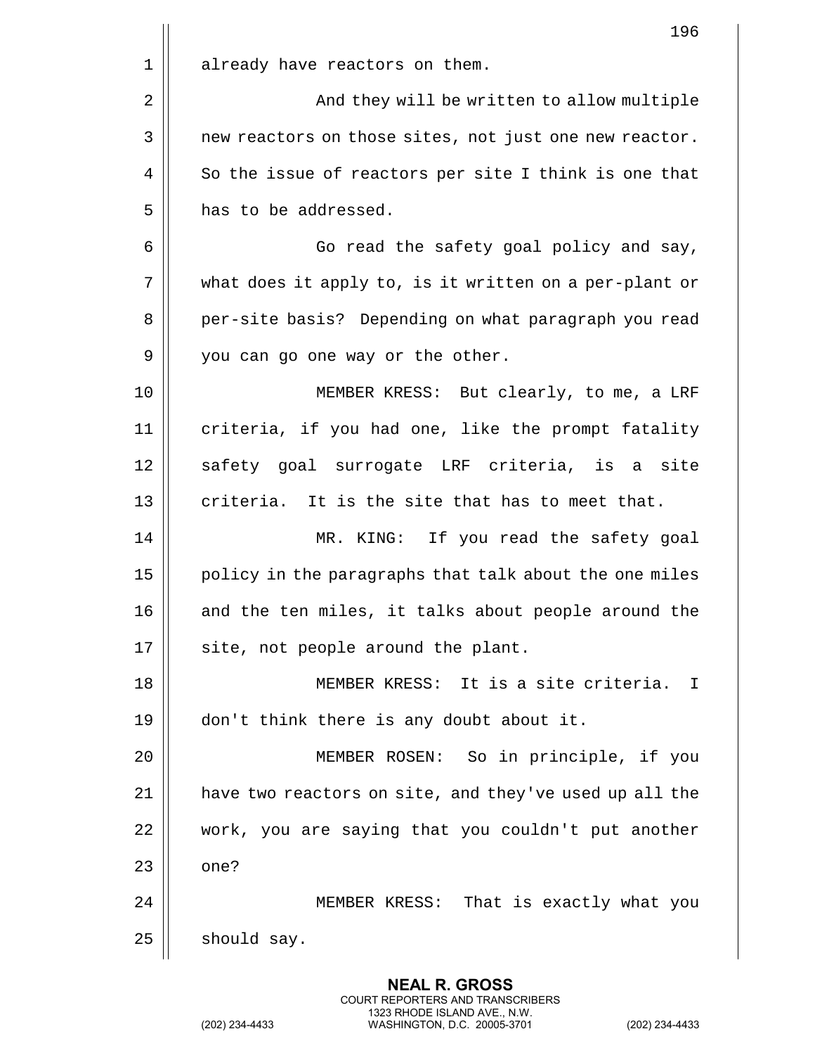already have reactors on them.

And they will be written to allow multiple new reactors on those sites, not just one new reactor. So the issue of reactors per site I think is one that has to be addressed.

Go read the safety goal policy and say, what does it apply to, is it written on a per-plant or per-site basis? Depending on what paragraph you read you can go one way or the other.

MEMBER KRESS: But clearly, to me, a LRF criteria, if you had one, like the prompt fatality safety goal surrogate LRF criteria, is a site criteria. It is the site that has to meet that.

MR. KING: If you read the safety goal policy in the paragraphs that talk about the one miles and the ten miles, it talks about people around the site, not people around the plant.

MEMBER KRESS: It is a site criteria. I don't think there is any doubt about it.

MEMBER ROSEN: So in principle, if you have two reactors on site, and they've used up all the work, you are saying that you couldn't put another one?

MEMBER KRESS: That is exactly what you should say.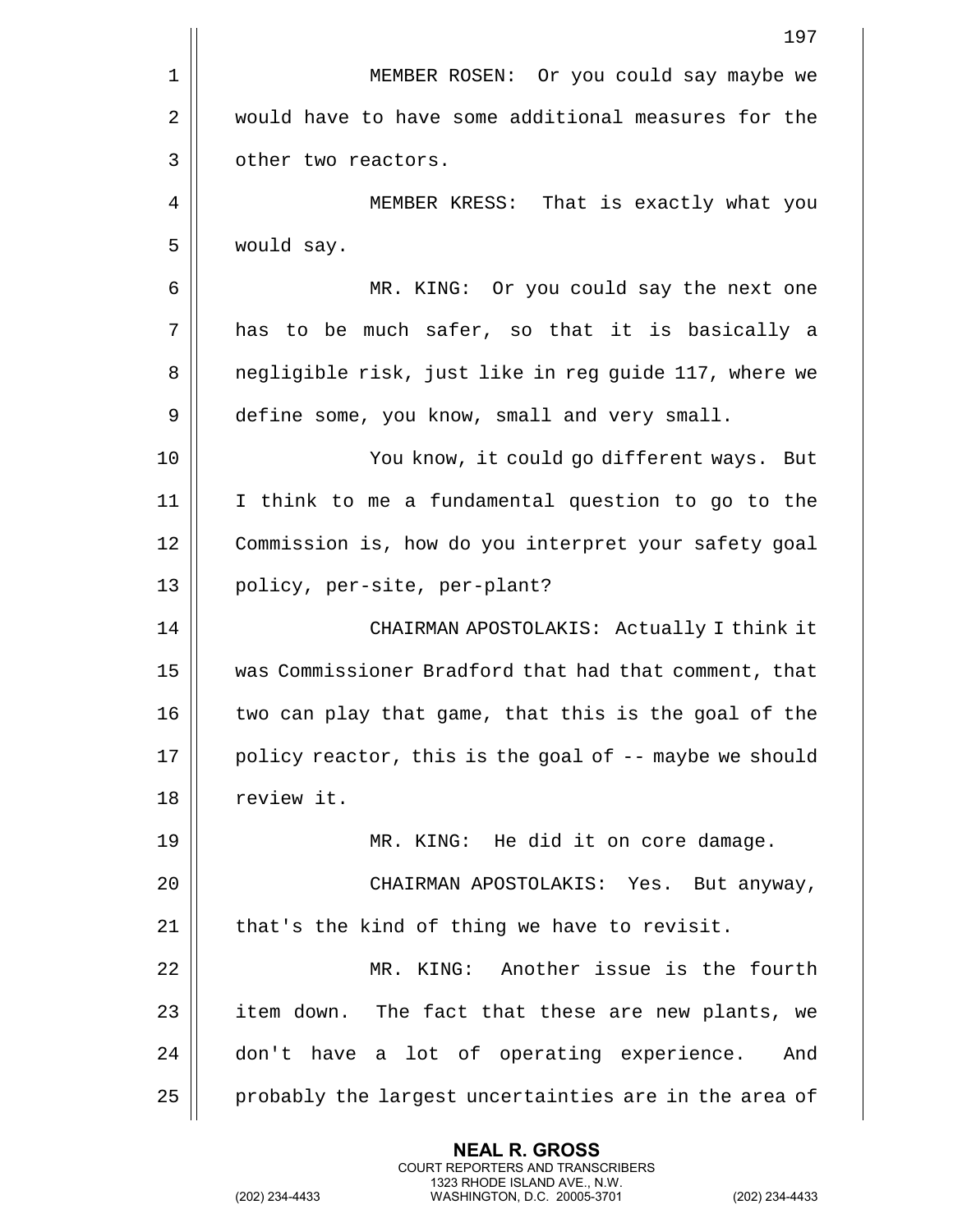MEMBER ROSEN: Or you could say maybe we would have to have some additional measures for the other two reactors.

MEMBER KRESS: That is exactly what you would say.

MR. KING: Or you could say the next one has to be much safer, so that it is basically a negligible risk, just like in reg guide 117, where we define some, you know, small and very small.

You know, it could go different ways. But I think to me a fundamental question to go to the Commission is, how do you interpret your safety goal policy, per-site, per-plant?

CHAIRMAN APOSTOLAKIS: Actually I think it was Commissioner Bradford that had that comment, that two can play that game, that this is the goal of the policy reactor, this is the goal of -- maybe we should review it.

MR. KING: He did it on core damage.

CHAIRMAN APOSTOLAKIS: Yes. But anyway, that's the kind of thing we have to revisit.

MR. KING: Another issue is the fourth item down. The fact that these are new plants, we don't have a lot of operating experience. And probably the largest uncertainties are in the area of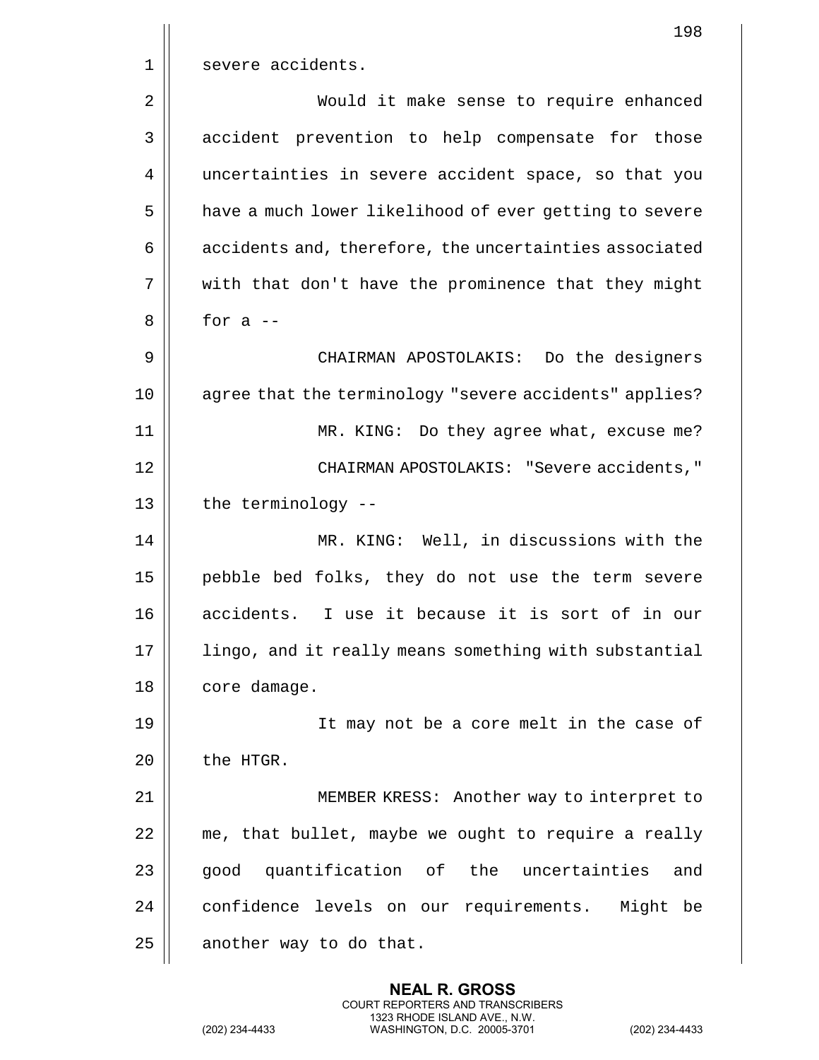severe accidents.

Would it make sense to require enhanced accident prevention to help compensate for those uncertainties in severe accident space, so that you have a much lower likelihood of ever getting to severe accidents and, therefore, the uncertainties associated with that don't have the prominence that they might for a --

CHAIRMAN APOSTOLAKIS: Do the designers agree that the terminology "severe accidents" applies?

MR. KING: Do they agree what, excuse me?

CHAIRMAN APOSTOLAKIS: "Severe accidents," the terminology --

MR. KING: Well, in discussions with the pebble bed folks, they do not use the term severe accidents. I use it because it is sort of in our lingo, and it really means something with substantial core damage.

It may not be a core melt in the case of the HTGR.

MEMBER KRESS: Another way to interpret to me, that bullet, maybe we ought to require a really good quantification of the uncertainties and confidence levels on our requirements. Might be another way to do that.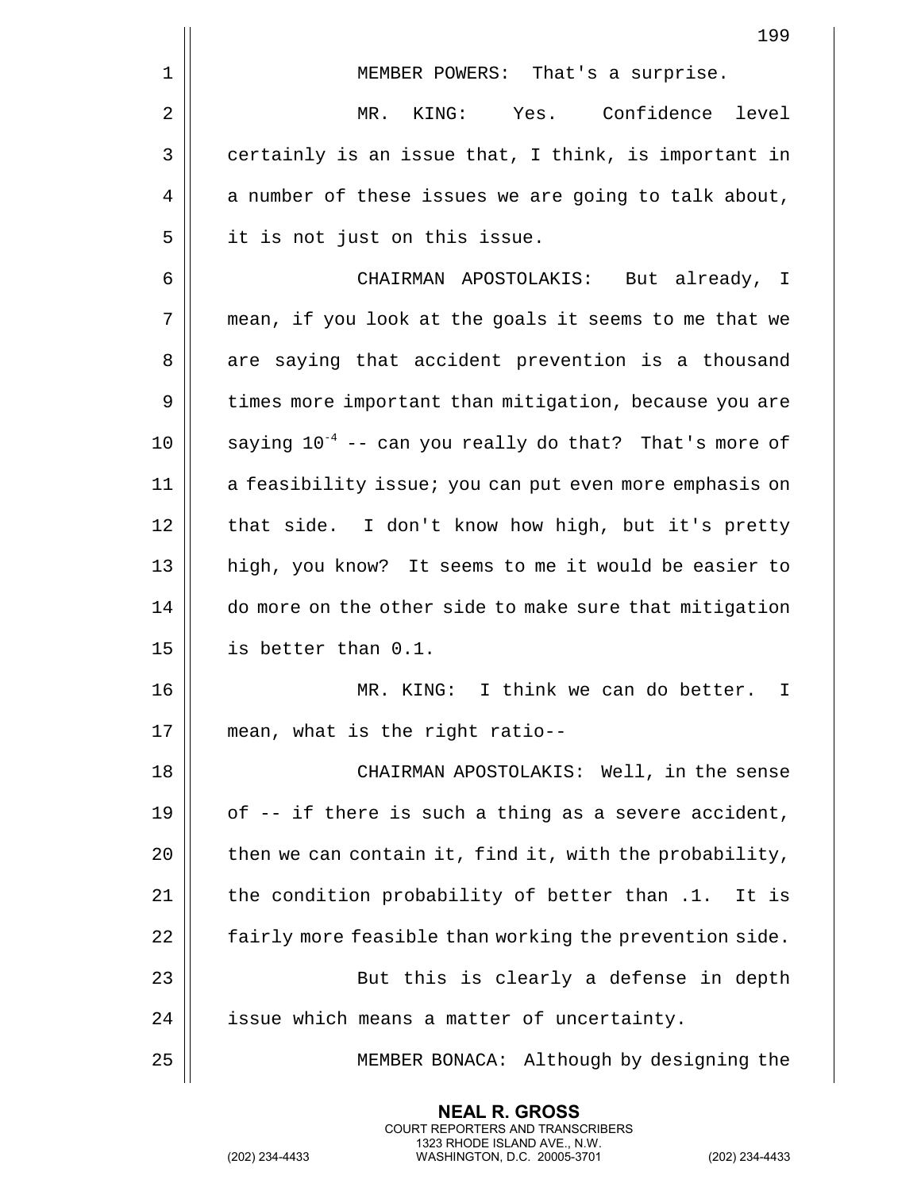MEMBER POWERS: That's a surprise.

MR. KING: Yes. Confidence level certainly is an issue that, I think, is important in a number of these issues we are going to talk about, it is not just on this issue.

CHAIRMAN APOSTOLAKIS: But already, I mean, if you look at the goals it seems to me that we are saying that accident prevention is a thousand times more important than mitigation, because you are saying $10^{-4}$ -- can you really do that? That's more of a feasibility issue; you can put even more emphasis on that side. I don't know how high, but it's pretty high, you know? It seems to me it would be easier to do more on the other side to make sure that mitigation is better than 0.1.

MR. KING: I think we can do better. I mean, what is the right ratio--

CHAIRMAN APOSTOLAKIS: Well, in the sense of -- if there is such a thing as a severe accident, then we can contain it, find it, with the probability, the condition probability of better than .1. It is fairly more feasible than working the prevention side.

But this is clearly a defense in depth issue which means a matter of uncertainty.

MEMBER BONACA: Although by designing the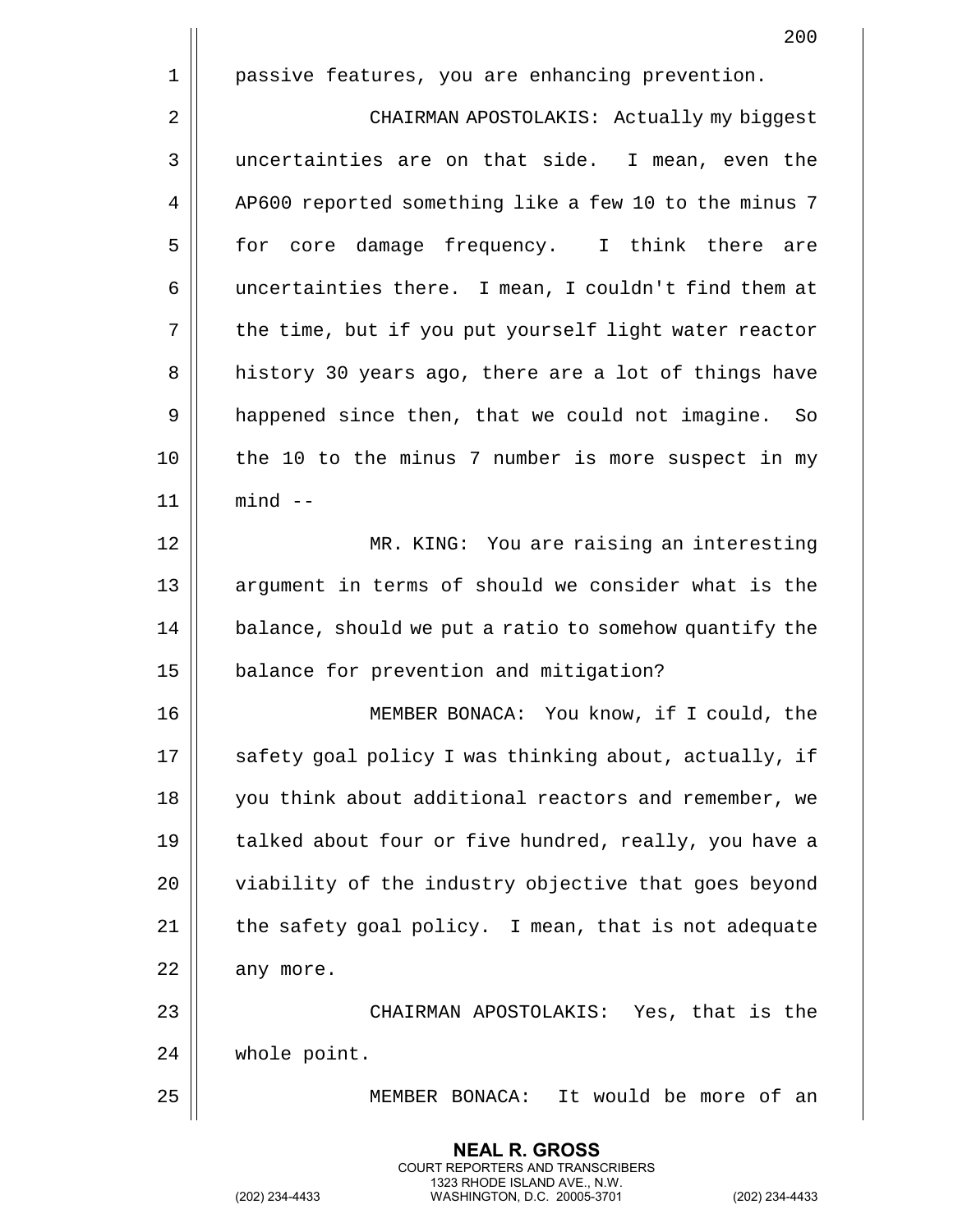passive features, you are enhancing prevention.

CHAIRMAN APOSTOLAKIS: Actually my biggest uncertainties are on that side. I mean, even the AP600 reported something like a few 10 to the minus 7 for core damage frequency. I think there are uncertainties there. I mean, I couldn't find them at the time, but if you put yourself light water reactor history 30 years ago, there are a lot of things have happened since then, that we could not imagine. So the 10 to the minus 7 number is more suspect in my mind --

MR. KING: You are raising an interesting argument in terms of should we consider what is the balance, should we put a ratio to somehow quantify the balance for prevention and mitigation?

MEMBER BONACA: You know, if I could, the safety goal policy I was thinking about, actually, if you think about additional reactors and remember, we talked about four or five hundred, really, you have a viability of the industry objective that goes beyond the safety goal policy. I mean, that is not adequate any more.

CHAIRMAN APOSTOLAKIS: Yes, that is the whole point.

MEMBER BONACA: It would be more of an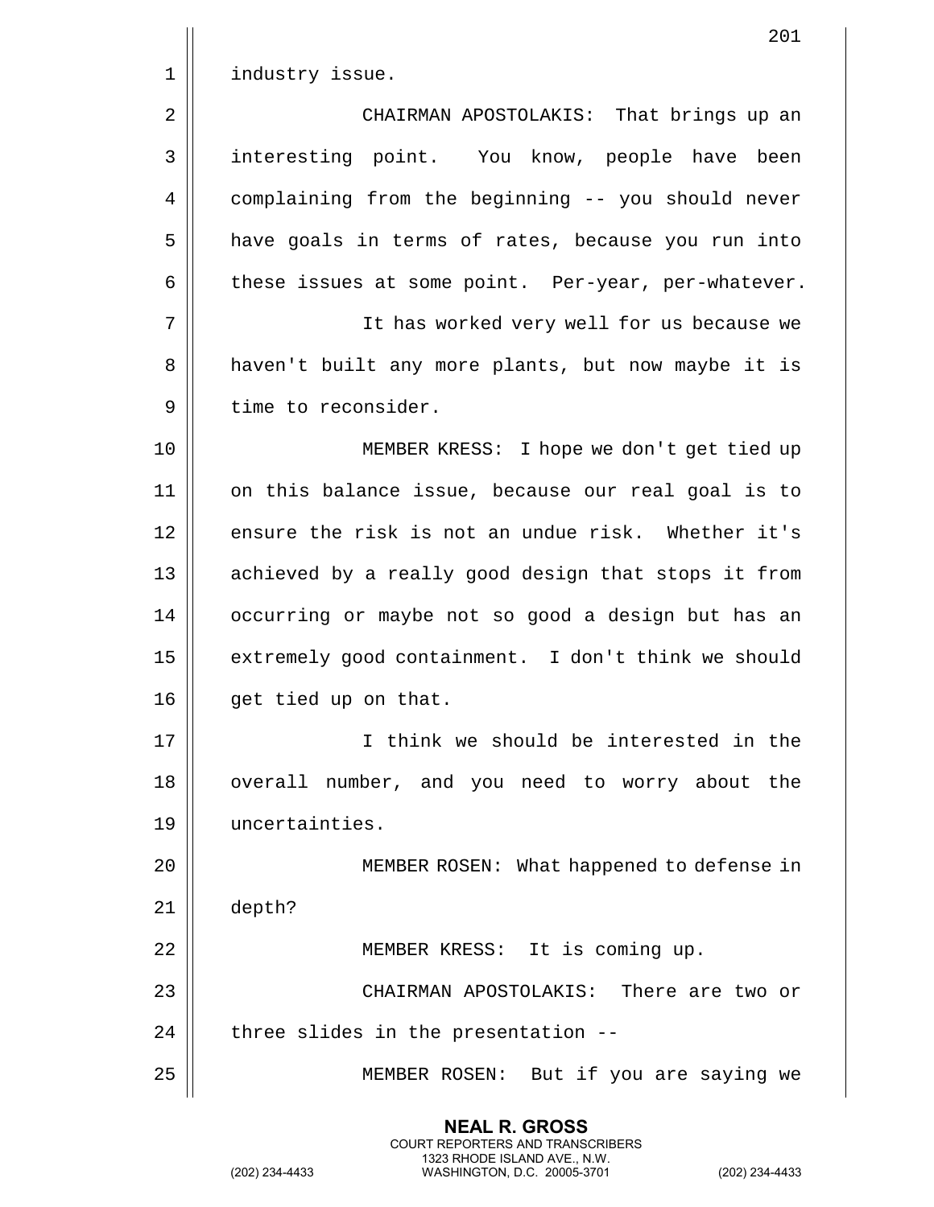industry issue.

CHAIRMAN APOSTOLAKIS: That brings up an interesting point. You know, people have been complaining from the beginning -- you should never have goals in terms of rates, because you run into these issues at some point. Per-year, per-whatever.

It has worked very well for us because we haven't built any more plants, but now maybe it is time to reconsider.

MEMBER KRESS: I hope we don't get tied up on this balance issue, because our real goal is to ensure the risk is not an undue risk. Whether it's achieved by a really good design that stops it from occurring or maybe not so good a design but has an extremely good containment. I don't think we should get tied up on that.

I think we should be interested in the overall number, and you need to worry about the uncertainties.

MEMBER ROSEN: What happened to defense in depth?

MEMBER KRESS: It is coming up.

CHAIRMAN APOSTOLAKIS: There are two or three slides in the presentation --

MEMBER ROSEN: But if you are saying we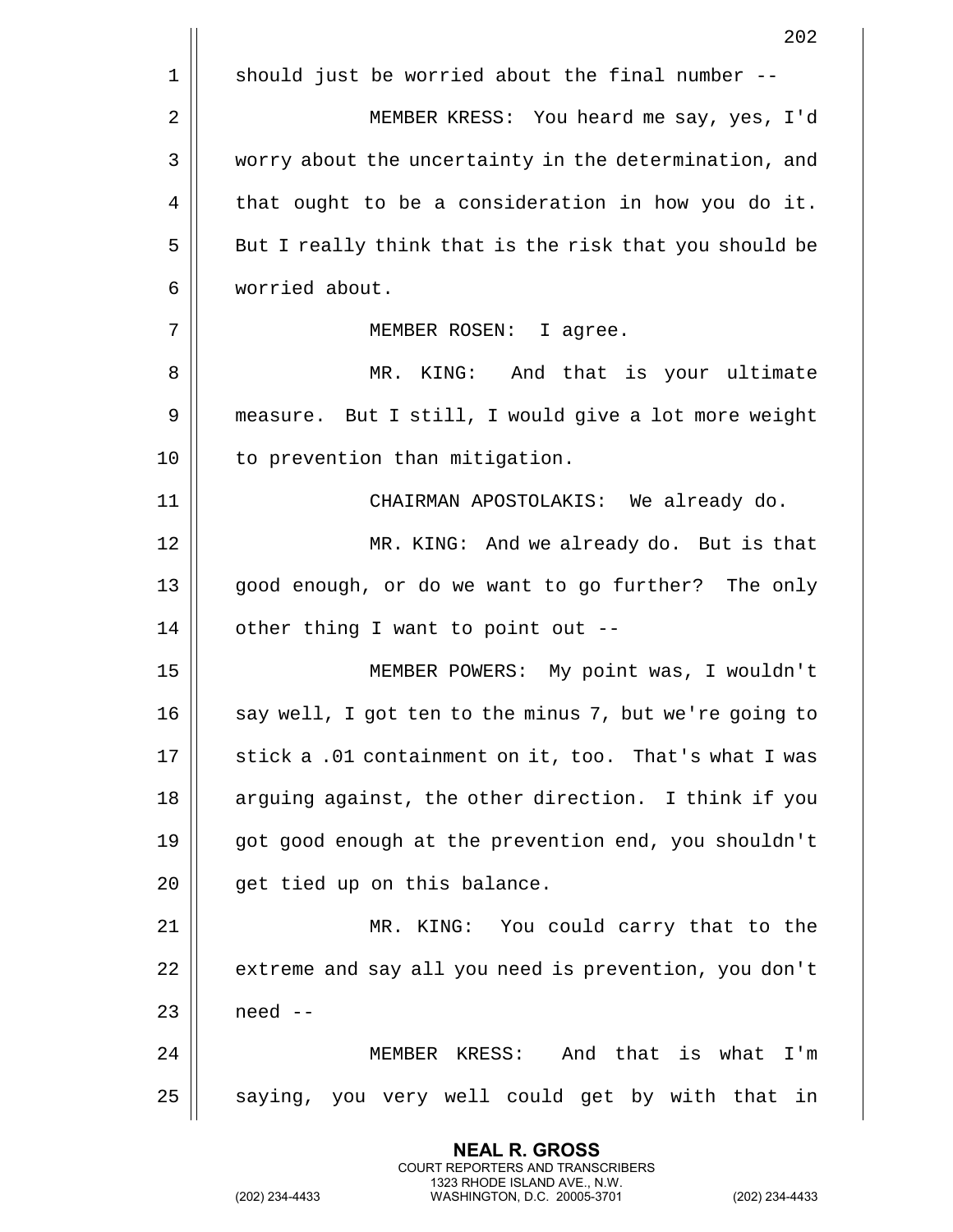should just be worried about the final number --

MEMBER KRESS: You heard me say, yes, I'd worry about the uncertainty in the determination, and that ought to be a consideration in how you do it. But I really think that is the risk that you should be worried about.

MEMBER ROSEN: I agree.

MR. KING: And that is your ultimate measure. But I still, I would give a lot more weight to prevention than mitigation.

CHAIRMAN APOSTOLAKIS: We already do.

MR. KING: And we already do. But is that good enough, or do we want to go further? The only other thing I want to point out --

MEMBER POWERS: My point was, I wouldn't say well, I got ten to the minus 7, but we're going to stick a .01 containment on it, too. That's what I was arguing against, the other direction. I think if you got good enough at the prevention end, you shouldn't get tied up on this balance.

MR. KING: You could carry that to the extreme and say all you need is prevention, you don't need --

MEMBER KRESS: And that is what I'm saying, you very well could get by with that in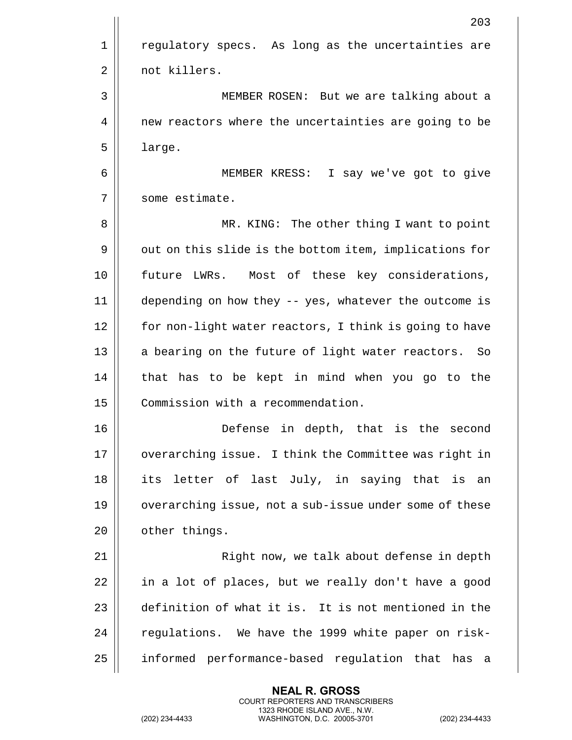regulatory specs. As long as the uncertainties are not killers.

MEMBER ROSEN: But we are talking about a new reactors where the uncertainties are going to be large.

MEMBER KRESS: I say we've got to give some estimate.

MR. KING: The other thing I want to point out on this slide is the bottom item, implications for future LWRs. Most of these key considerations, depending on how they -- yes, whatever the outcome is for non-light water reactors, I think is going to have a bearing on the future of light water reactors. So that has to be kept in mind when you go to the Commission with a recommendation.

Defense in depth, that is the second overarching issue. I think the Committee was right in its letter of last July, in saying that is an overarching issue, not a sub-issue under some of these other things.

Right now, we talk about defense in depth in a lot of places, but we really don't have a good definition of what it is. It is not mentioned in the regulations. We have the 1999 white paper on risk-informed performance-based regulation that has a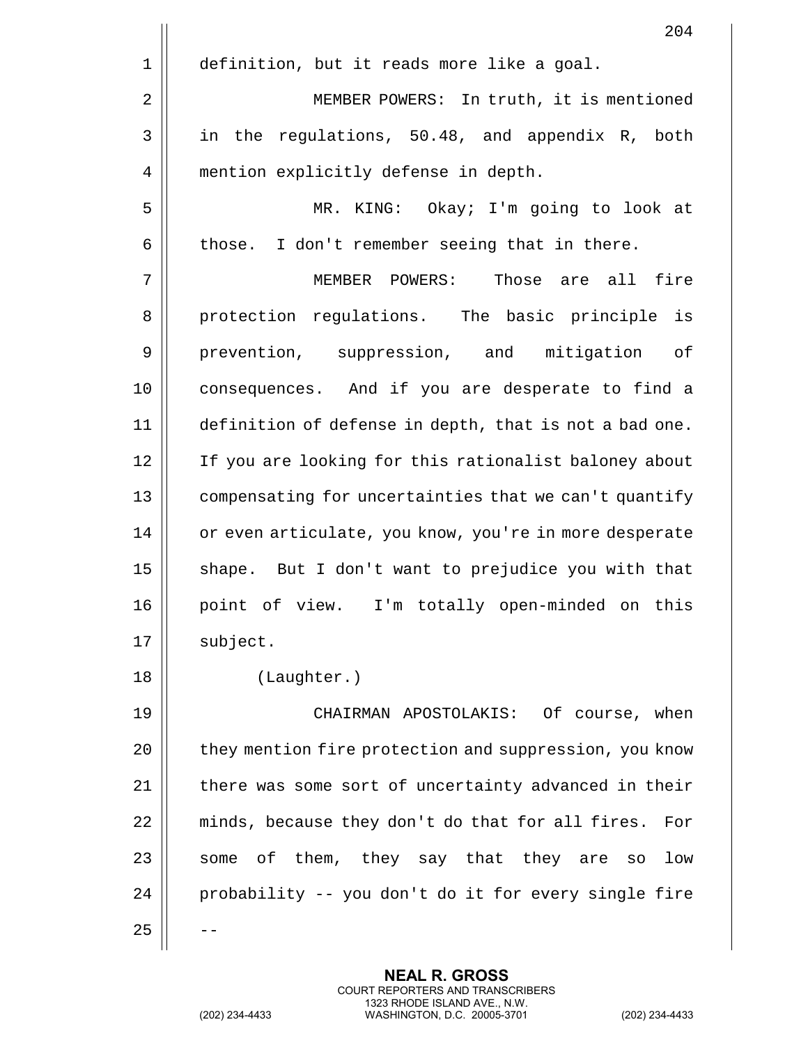definition, but it reads more like a goal.

MEMBER POWERS: In truth, it is mentioned in the regulations, 50.48, and appendix R, both mention explicitly defense in depth.

MR. KING: Okay; I'm going to look at those. I don't remember seeing that in there.

MEMBER POWERS: Those are all fire protection regulations. The basic principle is prevention, suppression, and mitigation of consequences. And if you are desperate to find a definition of defense in depth, that is not a bad one. If you are looking for this rationalist baloney about compensating for uncertainties that we can't quantify or even articulate, you know, you're in more desperate shape. But I don't want to prejudice you with that point of view. I'm totally open-minded on this subject.

(Laughter.)

CHAIRMAN APOSTOLAKIS: Of course, when they mention fire protection and suppression, you know there was some sort of uncertainty advanced in their minds, because they don't do that for all fires. For some of them, they say that they are so low probability -- you don't do it for every single fire --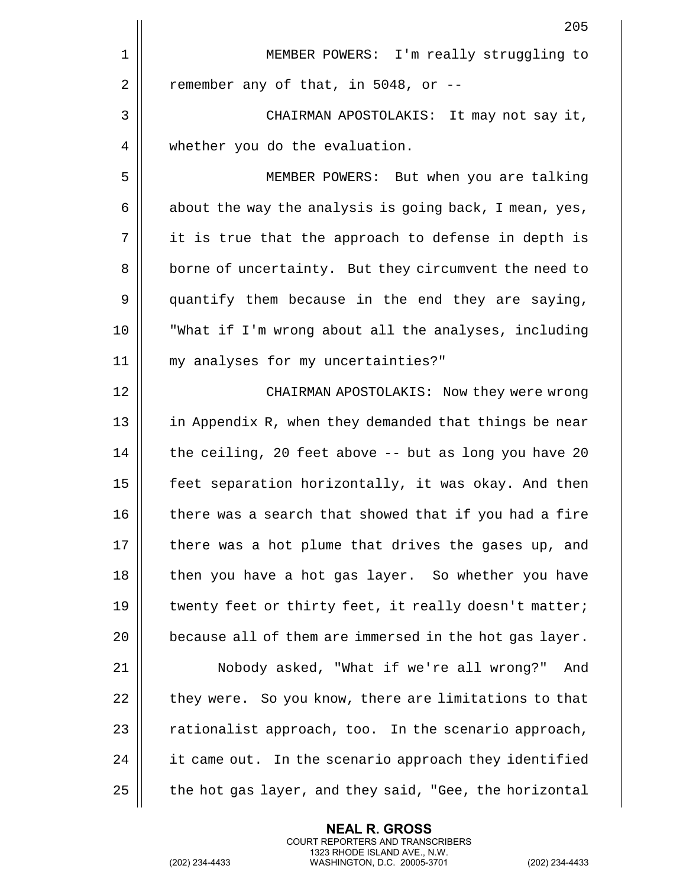MEMBER POWERS: I'm really struggling to remember any of that, in 5048, or --

CHAIRMAN APOSTOLAKIS: It may not say it, whether you do the evaluation.

MEMBER POWERS: But when you are talking about the way the analysis is going back, I mean, yes, it is true that the approach to defense in depth is borne of uncertainty. But they circumvent the need to quantify them because in the end they are saying, "What if I'm wrong about all the analyses, including my analyses for my uncertainties?"

CHAIRMAN APOSTOLAKIS: Now they were wrong in Appendix R, when they demanded that things be near the ceiling, 20 feet above -- but as long you have 20 feet separation horizontally, it was okay. And then there was a search that showed that if you had a fire there was a hot plume that drives the gases up, and then you have a hot gas layer. So whether you have twenty feet or thirty feet, it really doesn't matter; because all of them are immersed in the hot gas layer.

Nobody asked, "What if we're all wrong?" And they were. So you know, there are limitations to that rationalist approach, too. In the scenario approach, it came out. In the scenario approach they identified the hot gas layer, and they said, "Gee, the horizontal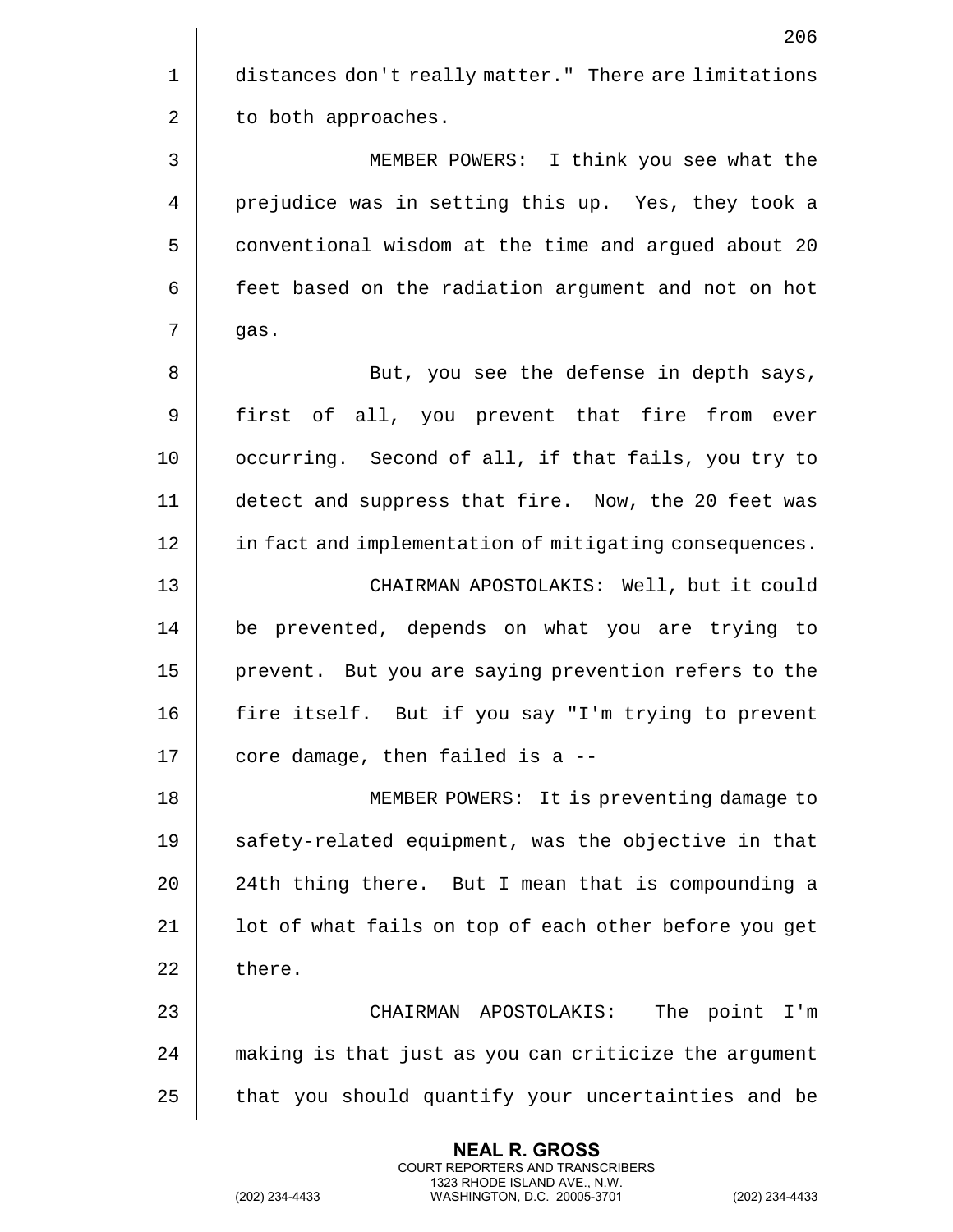distances don't really matter." There are limitations to both approaches.

MEMBER POWERS: I think you see what the prejudice was in setting this up. Yes, they took a conventional wisdom at the time and argued about 20 feet based on the radiation argument and not on hot gas.

But, you see the defense in depth says, first of all, you prevent that fire from ever occurring. Second of all, if that fails, you try to detect and suppress that fire. Now, the 20 feet was in fact and implementation of mitigating consequences.

CHAIRMAN APOSTOLAKIS: Well, but it could be prevented, depends on what you are trying to prevent. But you are saying prevention refers to the fire itself. But if you say "I'm trying to prevent core damage, then failed is a --

MEMBER POWERS: It is preventing damage to safety-related equipment, was the objective in that 24th thing there. But I mean that is compounding a lot of what fails on top of each other before you get there.

CHAIRMAN APOSTOLAKIS: The point I'm making is that just as you can criticize the argument that you should quantify your uncertainties and be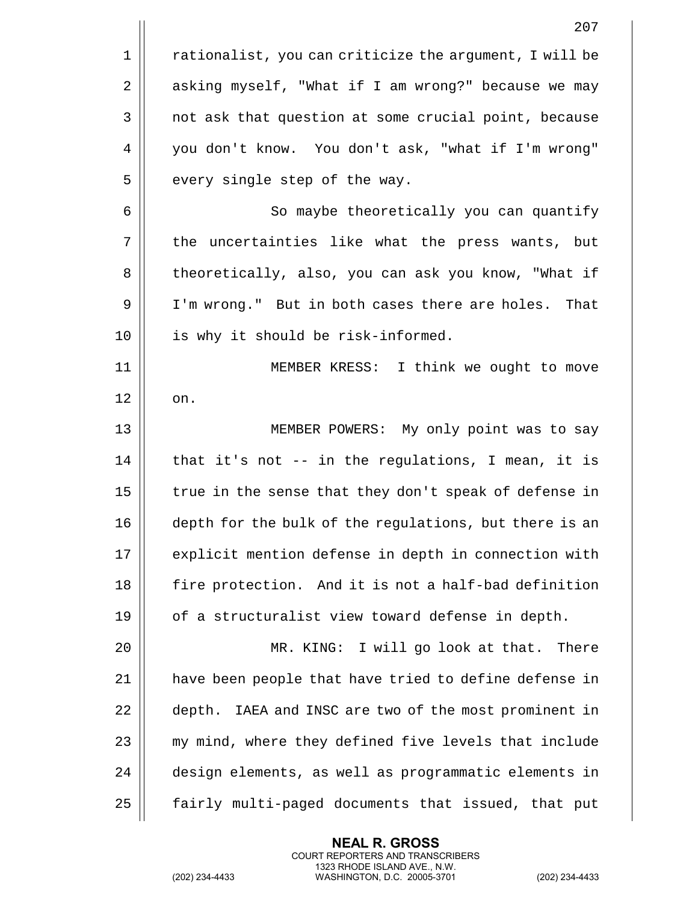rationalist, you can criticize the argument, I will be asking myself, "What if I am wrong?" because we may not ask that question at some crucial point, because you don't know. You don't ask, "what if I'm wrong" every single step of the way.

So maybe theoretically you can quantify the uncertainties like what the press wants, but theoretically, also, you can ask you know, "What if I'm wrong." But in both cases there are holes. That is why it should be risk-informed.

MEMBER KRESS: I think we ought to move on.

MEMBER POWERS: My only point was to say that it's not -- in the regulations, I mean, it is true in the sense that they don't speak of defense in depth for the bulk of the regulations, but there is an explicit mention defense in depth in connection with fire protection. And it is not a half-bad definition of a structuralist view toward defense in depth.

MR. KING: I will go look at that. There have been people that have tried to define defense in depth. IAEA and INSC are two of the most prominent in my mind, where they defined five levels that include design elements, as well as programmatic elements in fairly multi-paged documents that issued, that put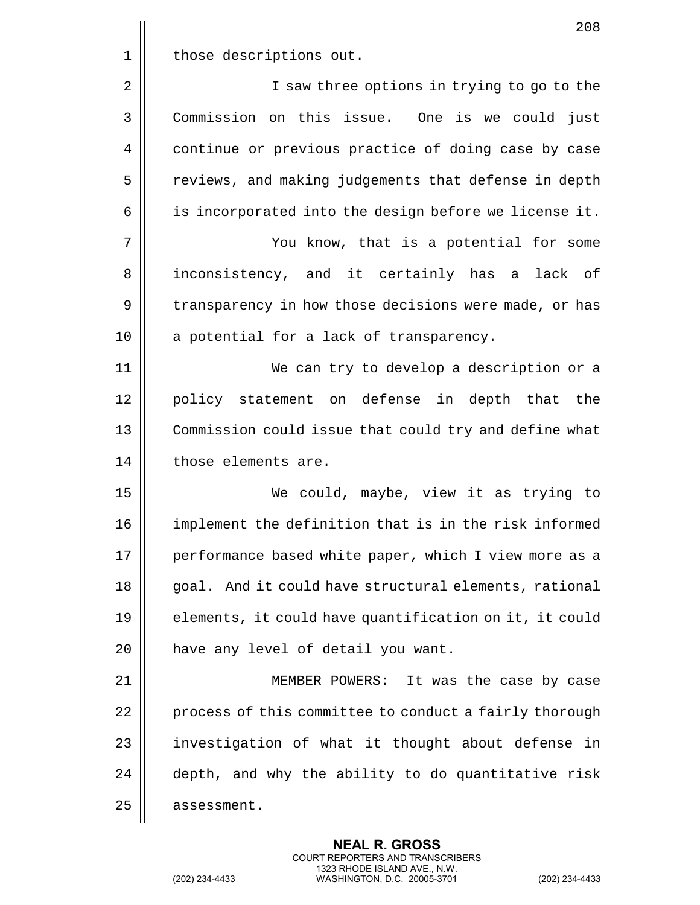those descriptions out.

I saw three options in trying to go to the Commission on this issue. One is we could just continue or previous practice of doing case by case reviews, and making judgements that defense in depth is incorporated into the design before we license it.

You know, that is a potential for some inconsistency, and it certainly has a lack of transparency in how those decisions were made, or has a potential for a lack of transparency.

We can try to develop a description or a policy statement on defense in depth that the Commission could issue that could try and define what those elements are.

We could, maybe, view it as trying to implement the definition that is in the risk informed performance based white paper, which I view more as a goal. And it could have structural elements, rational elements, it could have quantification on it, it could have any level of detail you want.

MEMBER POWERS: It was the case by case process of this committee to conduct a fairly thorough investigation of what it thought about defense in depth, and why the ability to do quantitative risk assessment.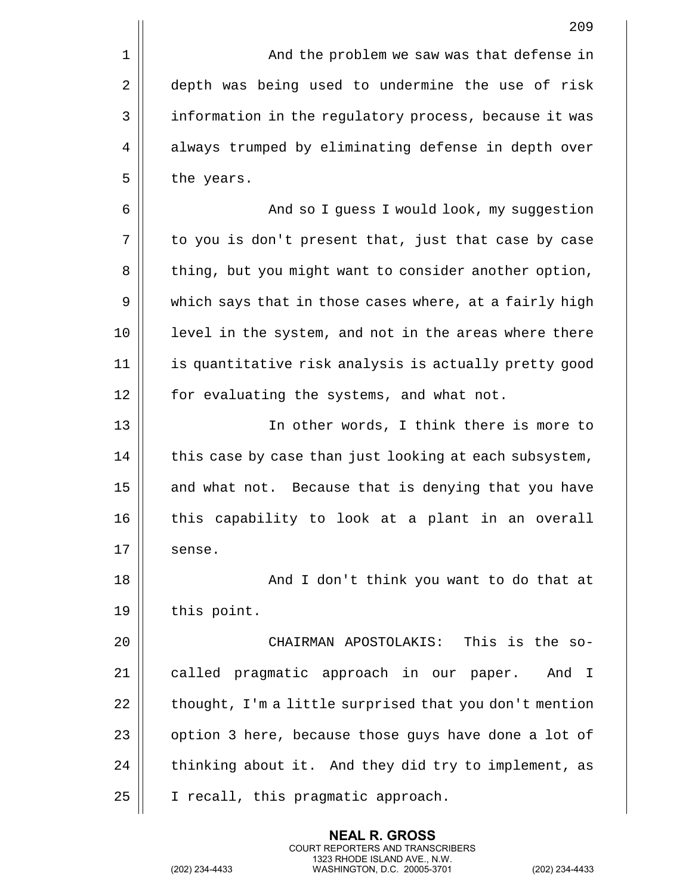And the problem we saw was that defense in depth was being used to undermine the use of risk information in the regulatory process, because it was always trumped by eliminating defense in depth over the years.

And so I guess I would look, my suggestion to you is don't present that, just that case by case thing, but you might want to consider another option, which says that in those cases where, at a fairly high level in the system, and not in the areas where there is quantitative risk analysis is actually pretty good for evaluating the systems, and what not.

In other words, I think there is more to this case by case than just looking at each subsystem, and what not. Because that is denying that you have this capability to look at a plant in an overall sense.

And I don't think you want to do that at this point.

CHAIRMAN APOSTOLAKIS: This is the so-called pragmatic approach in our paper. And I thought, I'm a little surprised that you don't mention option 3 here, because those guys have done a lot of thinking about it. And they did try to implement, as I recall, this pragmatic approach.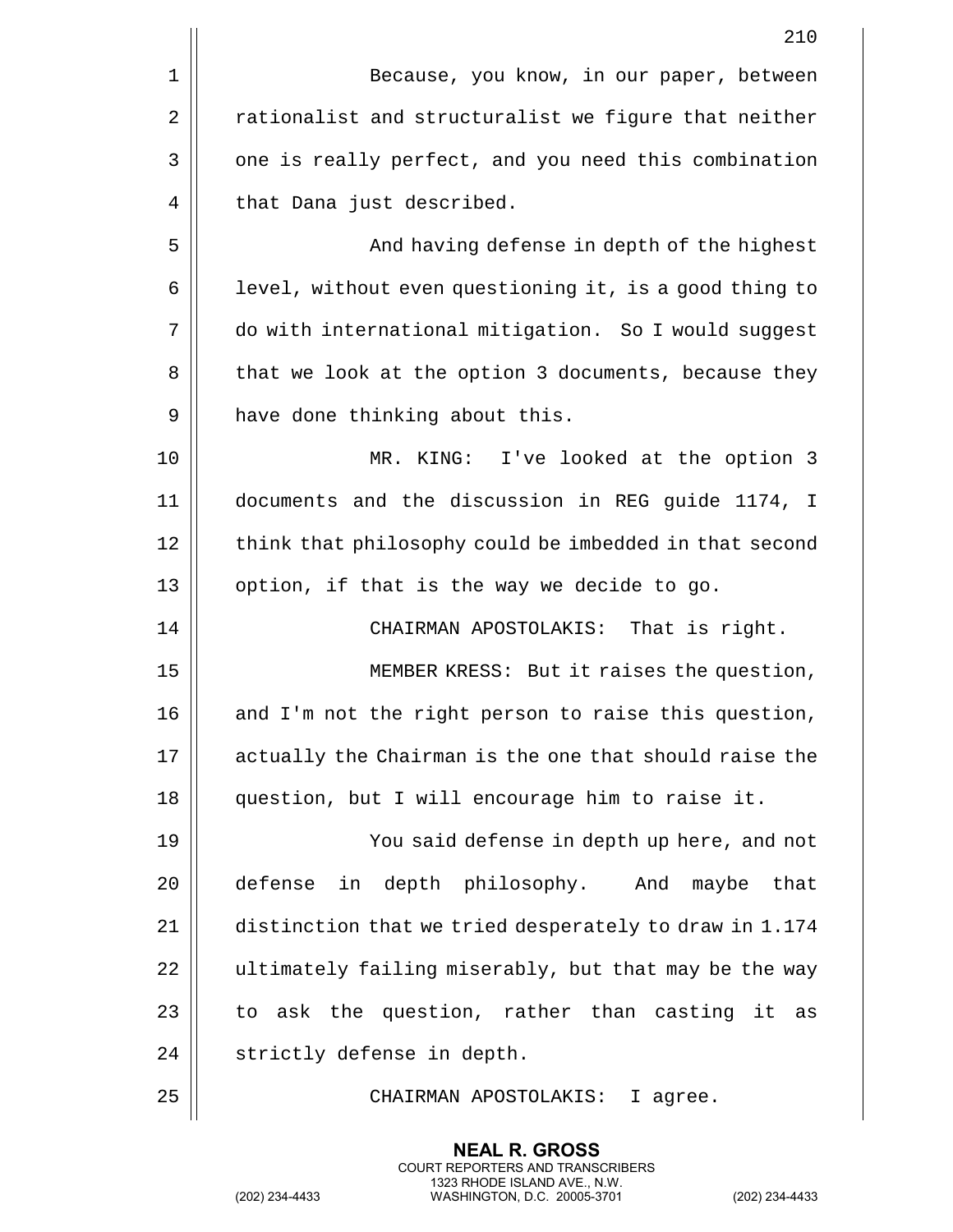Because, you know, in our paper, between rationalist and structuralist we figure that neither one is really perfect, and you need this combination that Dana just described.

And having defense in depth of the highest level, without even questioning it, is a good thing to do with international mitigation. So I would suggest that we look at the option 3 documents, because they have done thinking about this.

MR. KING: I've looked at the option 3 documents and the discussion in REG guide 1174, I think that philosophy could be imbedded in that second option, if that is the way we decide to go.

CHAIRMAN APOSTOLAKIS: That is right.

MEMBER KRESS: But it raises the question, and I'm not the right person to raise this question, actually the Chairman is the one that should raise the question, but I will encourage him to raise it.

You said defense in depth up here, and not defense in depth philosophy. And maybe that distinction that we tried desperately to draw in 1.174 ultimately failing miserably, but that may be the way to ask the question, rather than casting it as strictly defense in depth.

CHAIRMAN APOSTOLAKIS: I agree.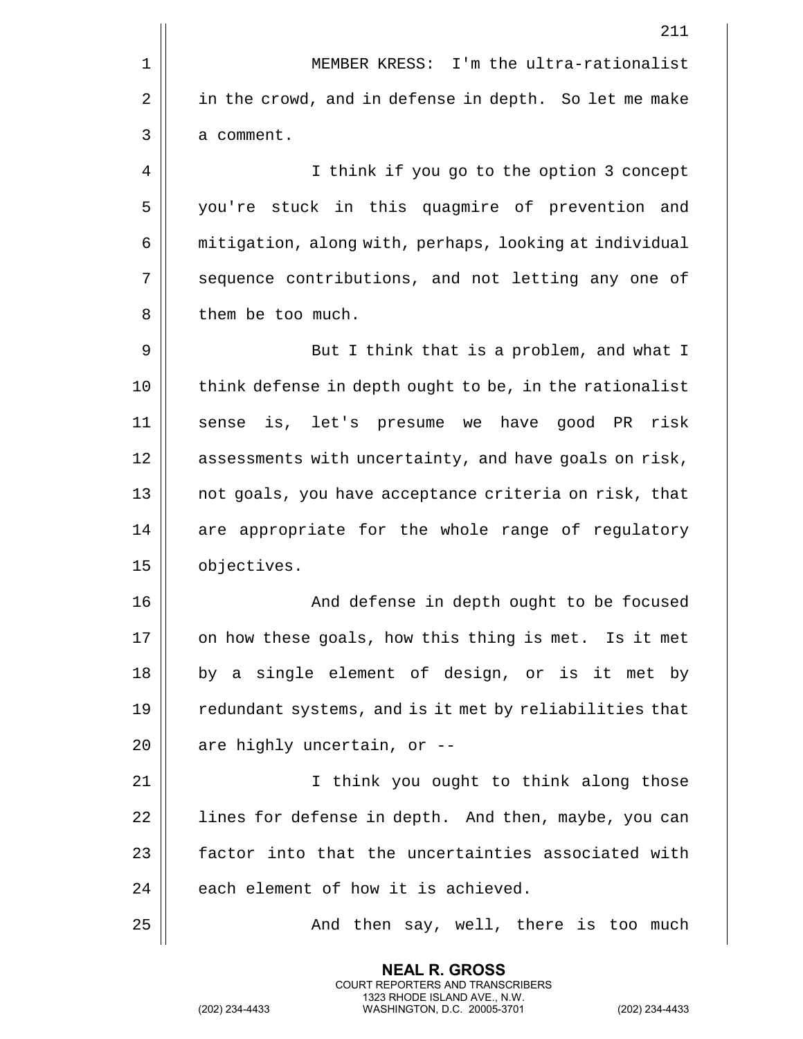MEMBER KRESS: I'm the ultra-rationalist in the crowd, and in defense in depth. So let me make a comment.

I think if you go to the option 3 concept you're stuck in this quagmire of prevention and mitigation, along with, perhaps, looking at individual sequence contributions, and not letting any one of them be too much.

But I think that is a problem, and what I think defense in depth ought to be, in the rationalist sense is, let's presume we have good PR risk assessments with uncertainty, and have goals on risk, not goals, you have acceptance criteria on risk, that are appropriate for the whole range of regulatory objectives.

And defense in depth ought to be focused on how these goals, how this thing is met. Is it met by a single element of design, or is it met by redundant systems, and is it met by reliabilities that are highly uncertain, or --

I think you ought to think along those lines for defense in depth. And then, maybe, you can factor into that the uncertainties associated with each element of how it is achieved.

And then say, well, there is too much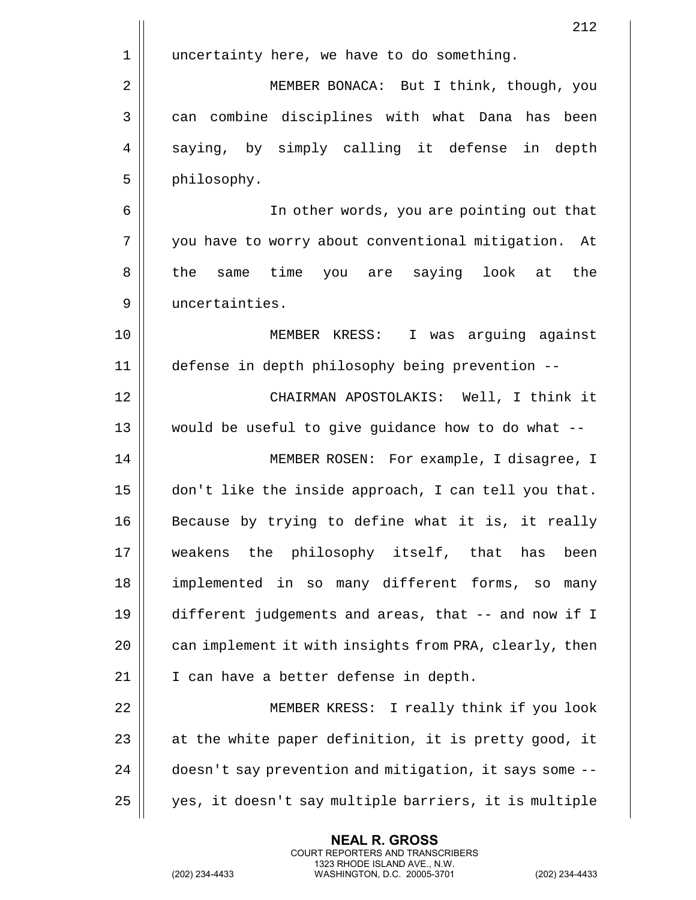uncertainty here, we have to do something.

MEMBER BONACA: But I think, though, you can combine disciplines with what Dana has been saying, by simply calling it defense in depth philosophy.

In other words, you are pointing out that you have to worry about conventional mitigation. At the same time you are saying look at the uncertainties.

MEMBER KRESS: I was arguing against defense in depth philosophy being prevention --

CHAIRMAN APOSTOLAKIS: Well, I think it would be useful to give guidance how to do what --

MEMBER ROSEN: For example, I disagree, I don't like the inside approach, I can tell you that. Because by trying to define what it is, it really weakens the philosophy itself, that has been implemented in so many different forms, so many different judgements and areas, that -- and now if I can implement it with insights from PRA, clearly, then I can have a better defense in depth.

MEMBER KRESS: I really think if you look at the white paper definition, it is pretty good, it doesn't say prevention and mitigation, it says some -- yes, it doesn't say multiple barriers, it is multiple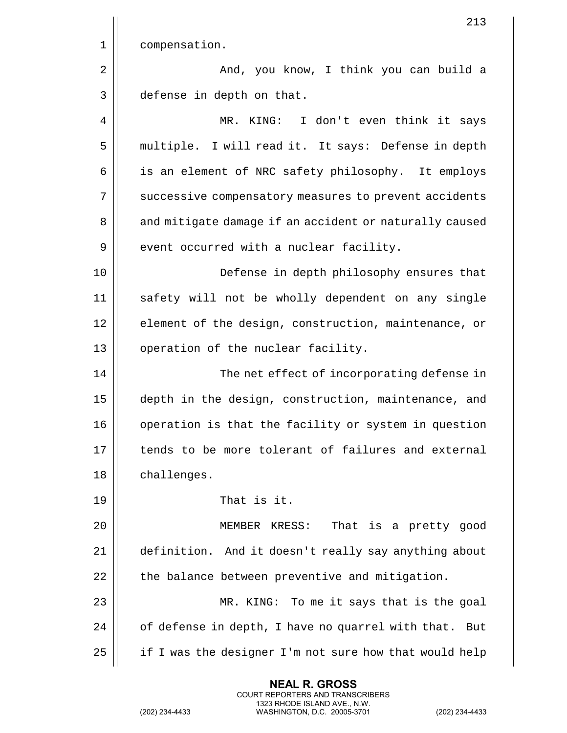compensation.

And, you know, I think you can build a defense in depth on that.

MR. KING: I don't even think it says multiple. I will read it. It says: Defense in depth is an element of NRC safety philosophy. It employs successive compensatory measures to prevent accidents and mitigate damage if an accident or naturally caused event occurred with a nuclear facility.

Defense in depth philosophy ensures that safety will not be wholly dependent on any single element of the design, construction, maintenance, or operation of the nuclear facility.

The net effect of incorporating defense in depth in the design, construction, maintenance, and operation is that the facility or system in question tends to be more tolerant of failures and external challenges.

That is it.

MEMBER KRESS: That is a pretty good definition. And it doesn't really say anything about the balance between preventive and mitigation.

MR. KING: To me it says that is the goal of defense in depth, I have no quarrel with that. But if I was the designer I'm not sure how that would help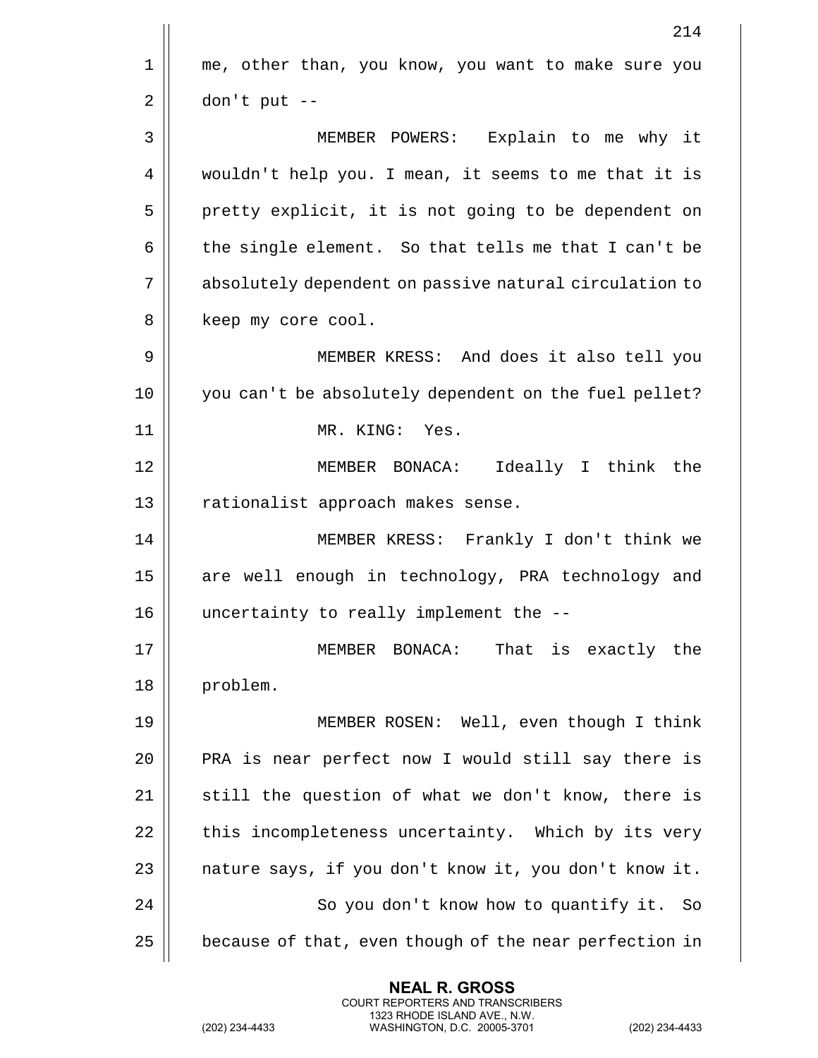me, other than, you know, you want to make sure you don't put --

MEMBER POWERS: Explain to me why it wouldn't help you. I mean, it seems to me that it is pretty explicit, it is not going to be dependent on the single element. So that tells me that I can't be absolutely dependent on passive natural circulation to keep my core cool.

MEMBER KRESS: And does it also tell you you can't be absolutely dependent on the fuel pellet?

MR. KING: Yes.

MEMBER BONACA: Ideally I think the rationalist approach makes sense.

MEMBER KRESS: Frankly I don't think we are well enough in technology, PRA technology and uncertainty to really implement the --

MEMBER BONACA: That is exactly the problem.

MEMBER ROSEN: Well, even though I think PRA is near perfect now I would still say there is still the question of what we don't know, there is this incompleteness uncertainty. Which by its very nature says, if you don't know it, you don't know it.

So you don't know how to quantify it. So because of that, even though of the near perfection in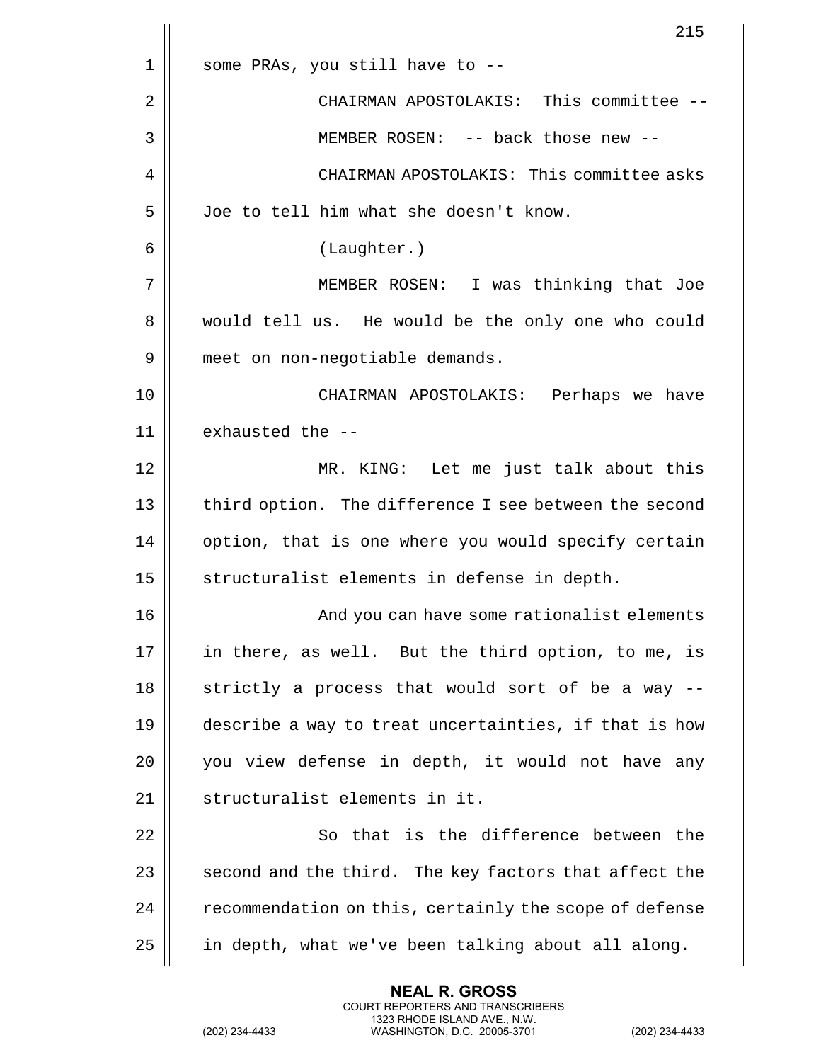some PRAs, you still have to --

CHAIRMAN APOSTOLAKIS: This committee --

MEMBER ROSEN: -- back those new --

CHAIRMAN APOSTOLAKIS: This committee asks Joe to tell him what she doesn't know.

(Laughter.)

MEMBER ROSEN: I was thinking that Joe would tell us. He would be the only one who could meet on non-negotiable demands.

CHAIRMAN APOSTOLAKIS: Perhaps we have exhausted the --

MR. KING: Let me just talk about this third option. The difference I see between the second option, that is one where you would specify certain structuralist elements in defense in depth.

And you can have some rationalist elements in there, as well. But the third option, to me, is strictly a process that would sort of be a way -- describe a way to treat uncertainties, if that is how you view defense in depth, it would not have any structuralist elements in it.

So that is the difference between the second and the third. The key factors that affect the recommendation on this, certainly the scope of defense in depth, what we've been talking about all along.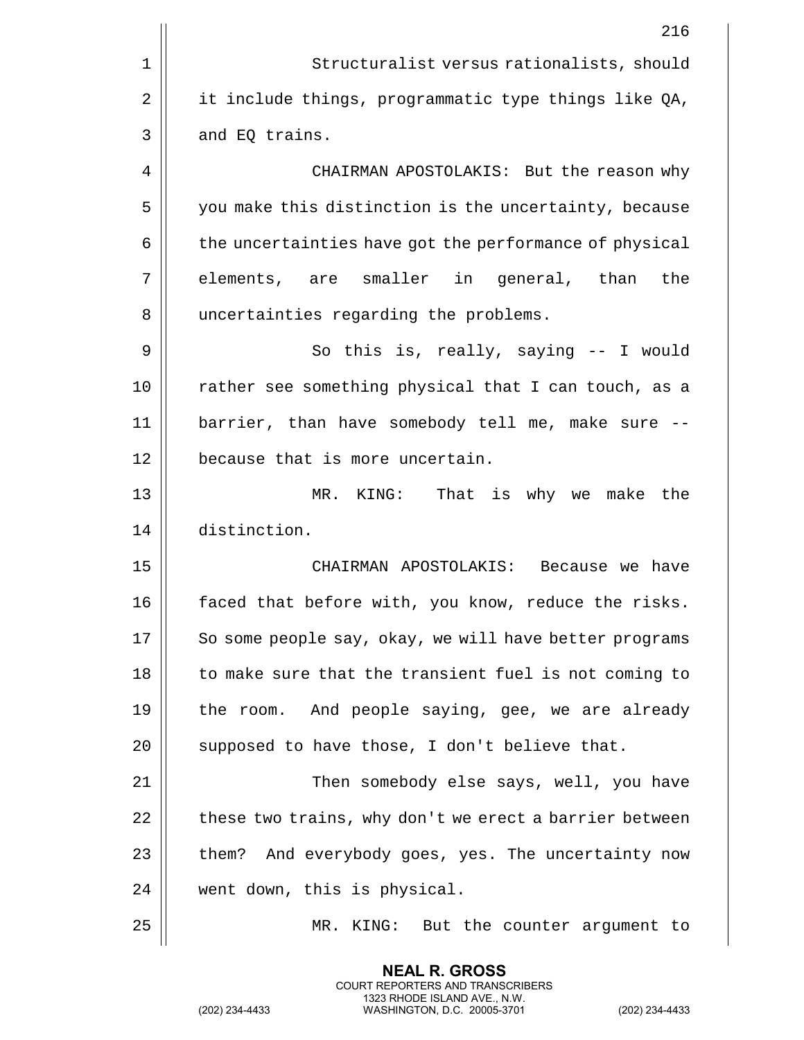Structuralist versus rationalists, should it include things, programmatic type things like QA, and EQ trains.

CHAIRMAN APOSTOLAKIS: But the reason why you make this distinction is the uncertainty, because the uncertainties have got the performance of physical elements, are smaller in general, than the uncertainties regarding the problems.

So this is, really, saying -- I would rather see something physical that I can touch, as a barrier, than have somebody tell me, make sure -- because that is more uncertain.

MR. KING: That is why we make the distinction.

CHAIRMAN APOSTOLAKIS: Because we have faced that before with, you know, reduce the risks. So some people say, okay, we will have better programs to make sure that the transient fuel is not coming to the room. And people saying, gee, we are already supposed to have those, I don't believe that.

Then somebody else says, well, you have these two trains, why don't we erect a barrier between them? And everybody goes, yes. The uncertainty now went down, this is physical.

MR. KING: But the counter argument to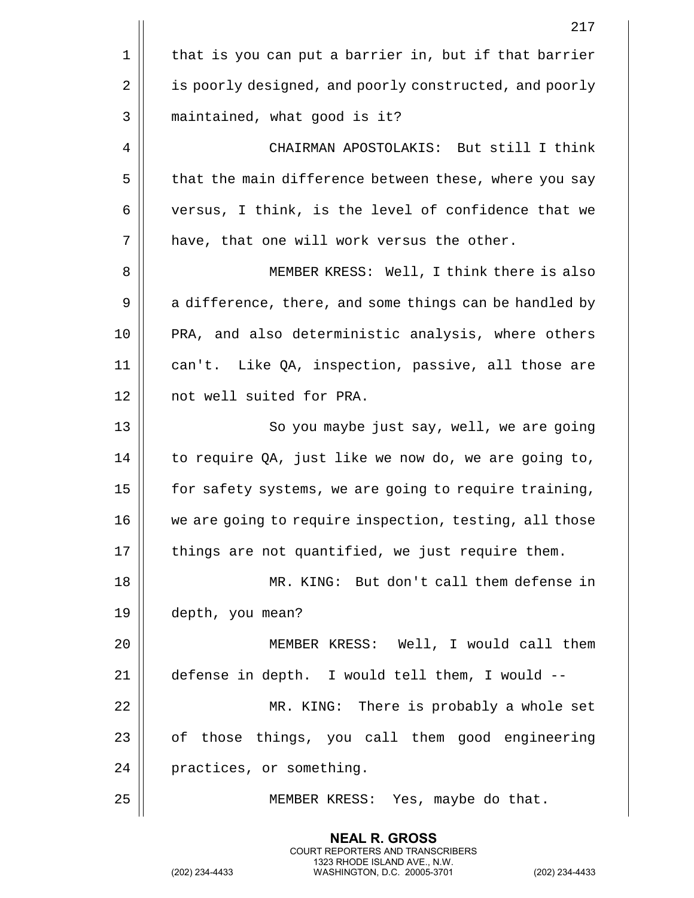that is you can put a barrier in, but if that barrier is poorly designed, and poorly constructed, and poorly maintained, what good is it?

CHAIRMAN APOSTOLAKIS: But still I think that the main difference between these, where you say versus, I think, is the level of confidence that we have, that one will work versus the other.

MEMBER KRESS: Well, I think there is also a difference, there, and some things can be handled by PRA, and also deterministic analysis, where others can't. Like QA, inspection, passive, all those are not well suited for PRA.

So you maybe just say, well, we are going to require QA, just like we now do, we are going to, for safety systems, we are going to require training, we are going to require inspection, testing, all those things are not quantified, we just require them.

MR. KING: But don't call them defense in depth, you mean?

MEMBER KRESS: Well, I would call them defense in depth. I would tell them, I would --

MR. KING: There is probably a whole set of those things, you call them good engineering practices, or something.

MEMBER KRESS: Yes, maybe do that.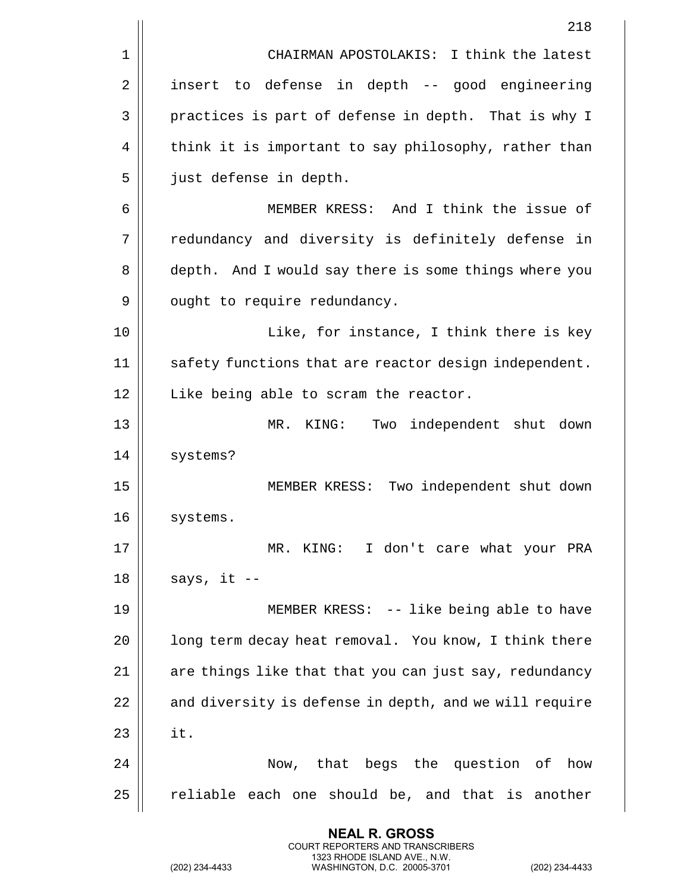CHAIRMAN APOSTOLAKIS: I think the latest insert to defense in depth -- good engineering practices is part of defense in depth. That is why I think it is important to say philosophy, rather than just defense in depth.

MEMBER KRESS: And I think the issue of redundancy and diversity is definitely defense in depth. And I would say there is some things where you ought to require redundancy.

Like, for instance, I think there is key safety functions that are reactor design independent. Like being able to scram the reactor.

MR. KING: Two independent shut down systems?

MEMBER KRESS: Two independent shut down systems.

MR. KING: I don't care what your PRA says, it --

MEMBER KRESS: -- like being able to have long term decay heat removal. You know, I think there are things like that that you can just say, redundancy and diversity is defense in depth, and we will require it.

Now, that begs the question of how reliable each one should be, and that is another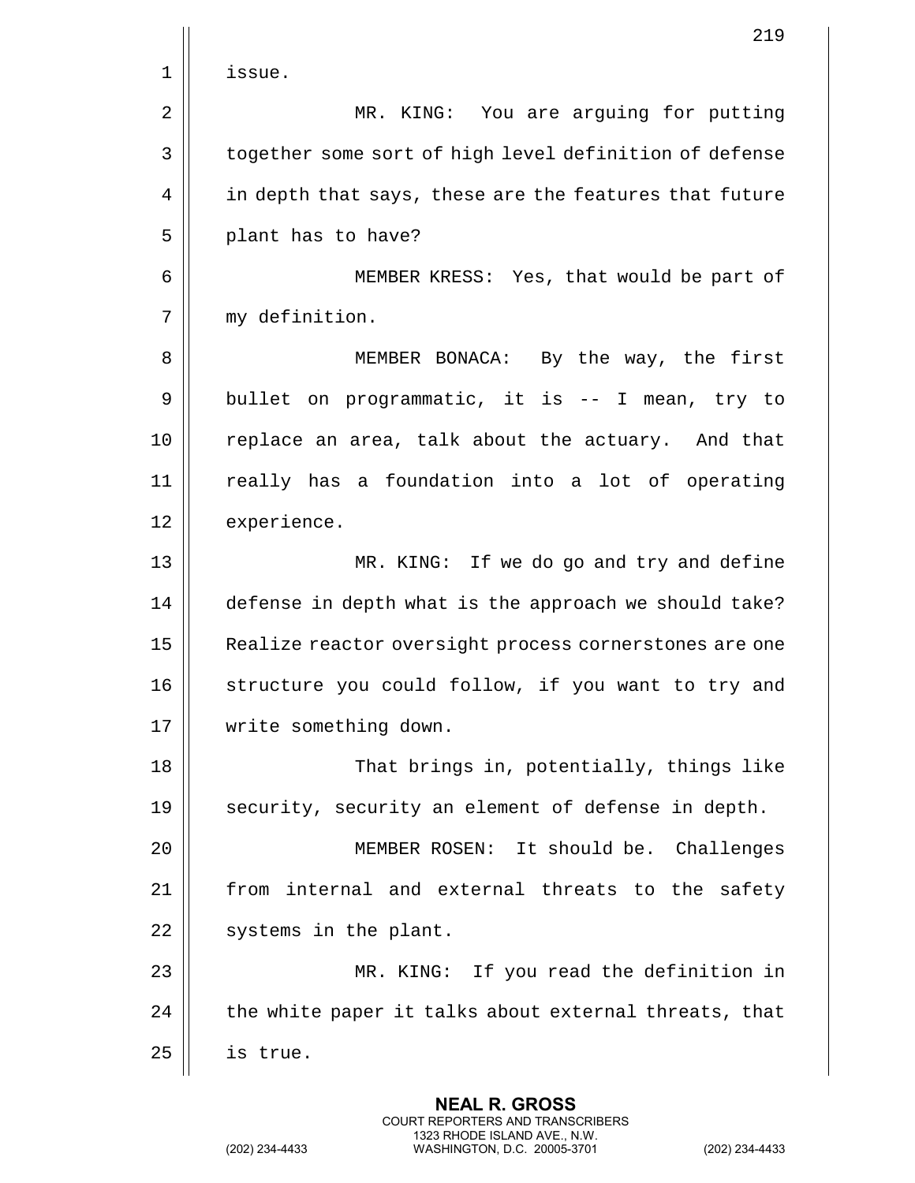issue.

MR. KING: You are arguing for putting together some sort of high level definition of defense in depth that says, these are the features that future plant has to have?

MEMBER KRESS: Yes, that would be part of my definition.

MEMBER BONACA: By the way, the first bullet on programmatic, it is -- I mean, try to replace an area, talk about the actuary. And that really has a foundation into a lot of operating experience.

MR. KING: If we do go and try and define defense in depth what is the approach we should take? Realize reactor oversight process cornerstones are one structure you could follow, if you want to try and write something down.

That brings in, potentially, things like security, security an element of defense in depth.

MEMBER ROSEN: It should be. Challenges from internal and external threats to the safety systems in the plant.

MR. KING: If you read the definition in the white paper it talks about external threats, that is true.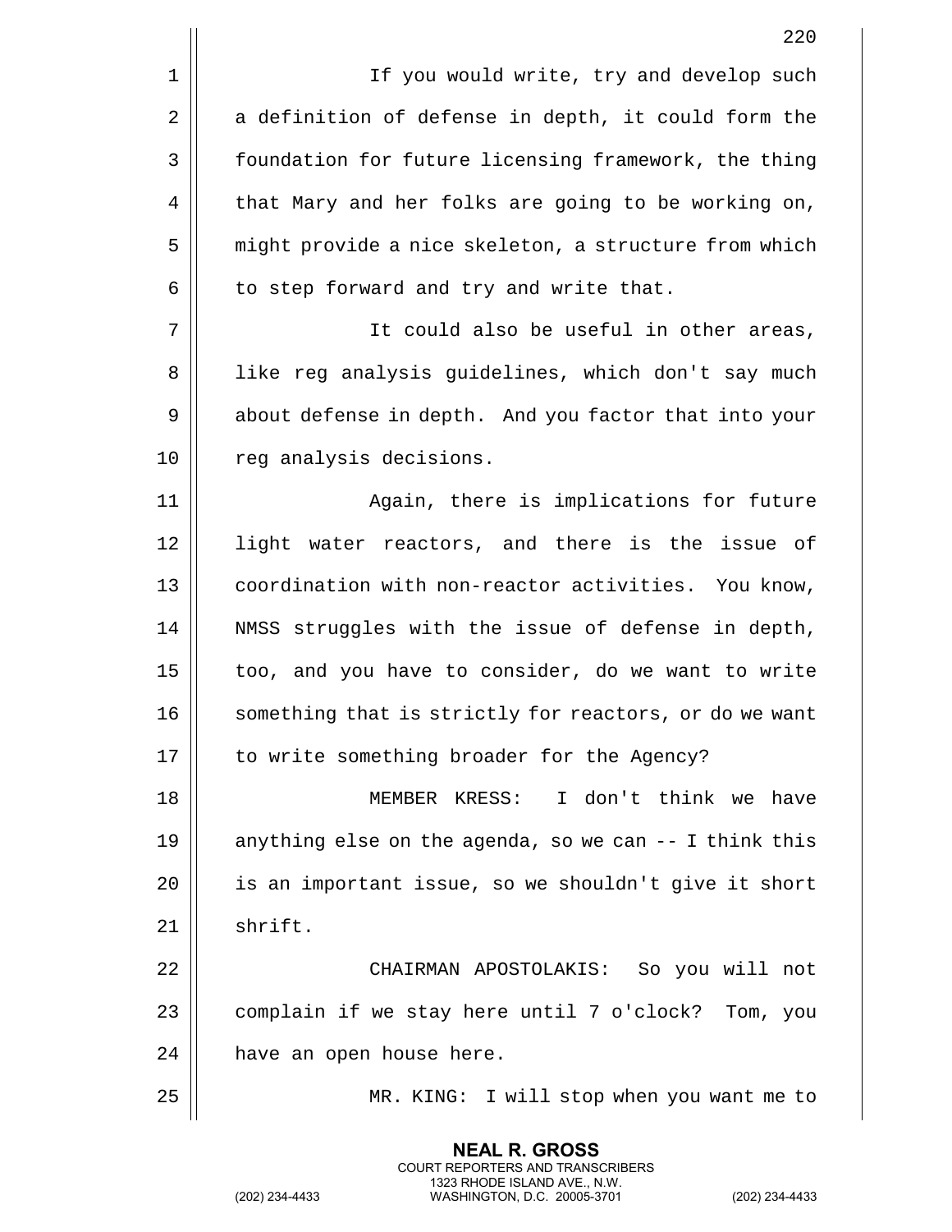If you would write, try and develop such a definition of defense in depth, it could form the foundation for future licensing framework, the thing that Mary and her folks are going to be working on, might provide a nice skeleton, a structure from which to step forward and try and write that.

It could also be useful in other areas, like reg analysis guidelines, which don't say much about defense in depth. And you factor that into your reg analysis decisions.

Again, there is implications for future light water reactors, and there is the issue of coordination with non-reactor activities. You know, NMSS struggles with the issue of defense in depth, too, and you have to consider, do we want to write something that is strictly for reactors, or do we want to write something broader for the Agency?

MEMBER KRESS: I don't think we have anything else on the agenda, so we can -- I think this is an important issue, so we shouldn't give it short shrift.

CHAIRMAN APOSTOLAKIS: So you will not complain if we stay here until 7 o'clock? Tom, you have an open house here.

MR. KING: I will stop when you want me to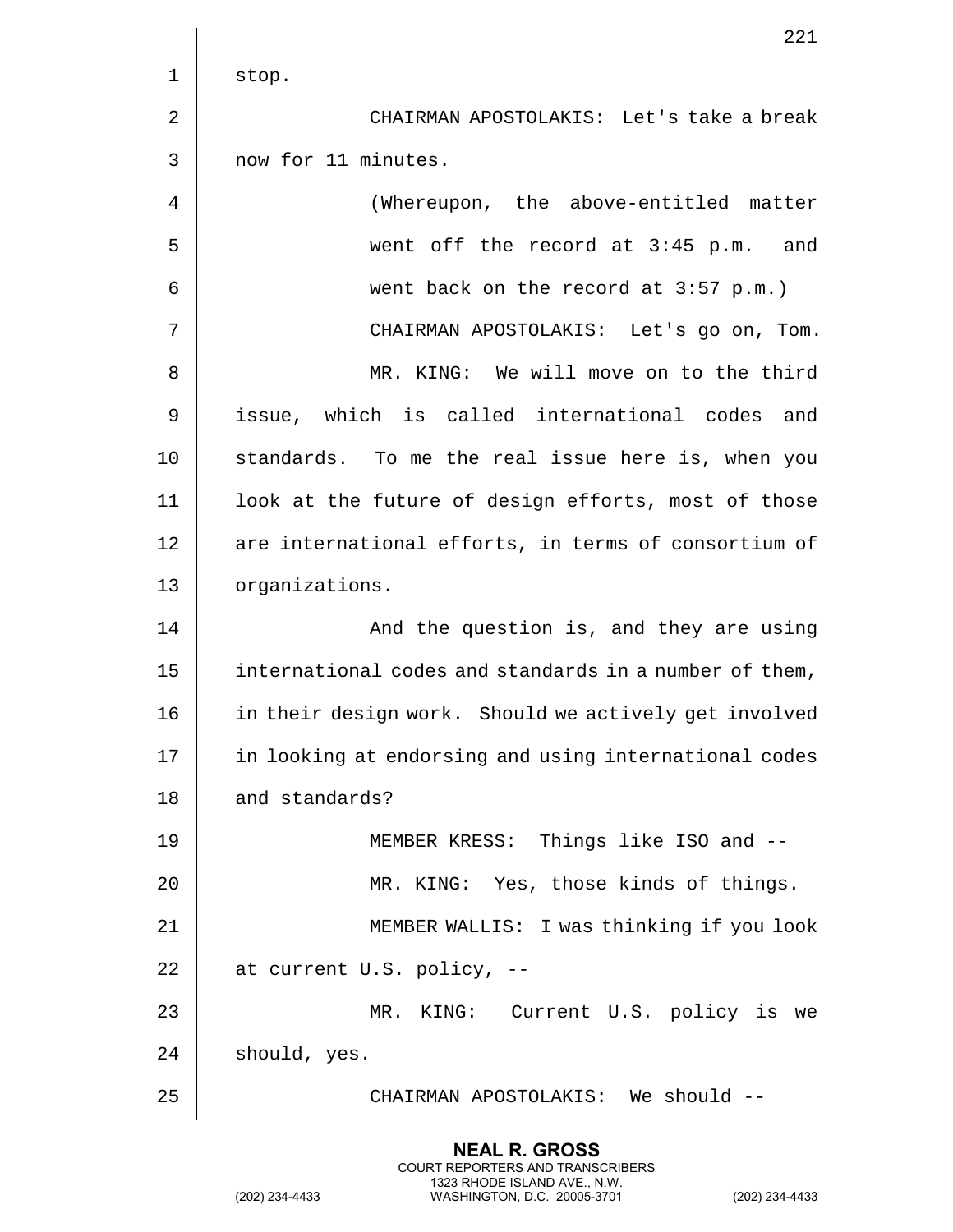stop.

CHAIRMAN APOSTOLAKIS: Let's take a break now for 11 minutes.

(Whereupon, the above-entitled matter went off the record at 3:45 p.m. and went back on the record at 3:57 p.m.)

CHAIRMAN APOSTOLAKIS: Let's go on, Tom.

MR. KING: We will move on to the third issue, which is called international codes and standards. To me the real issue here is, when you look at the future of design efforts, most of those are international efforts, in terms of consortium of organizations.

And the question is, and they are using international codes and standards in a number of them, in their design work. Should we actively get involved in looking at endorsing and using international codes and standards?

MEMBER KRESS: Things like ISO and --

MR. KING: Yes, those kinds of things.

MEMBER WALLIS: I was thinking if you look at current U.S. policy, --

MR. KING: Current U.S. policy is we should, yes.

CHAIRMAN APOSTOLAKIS: We should --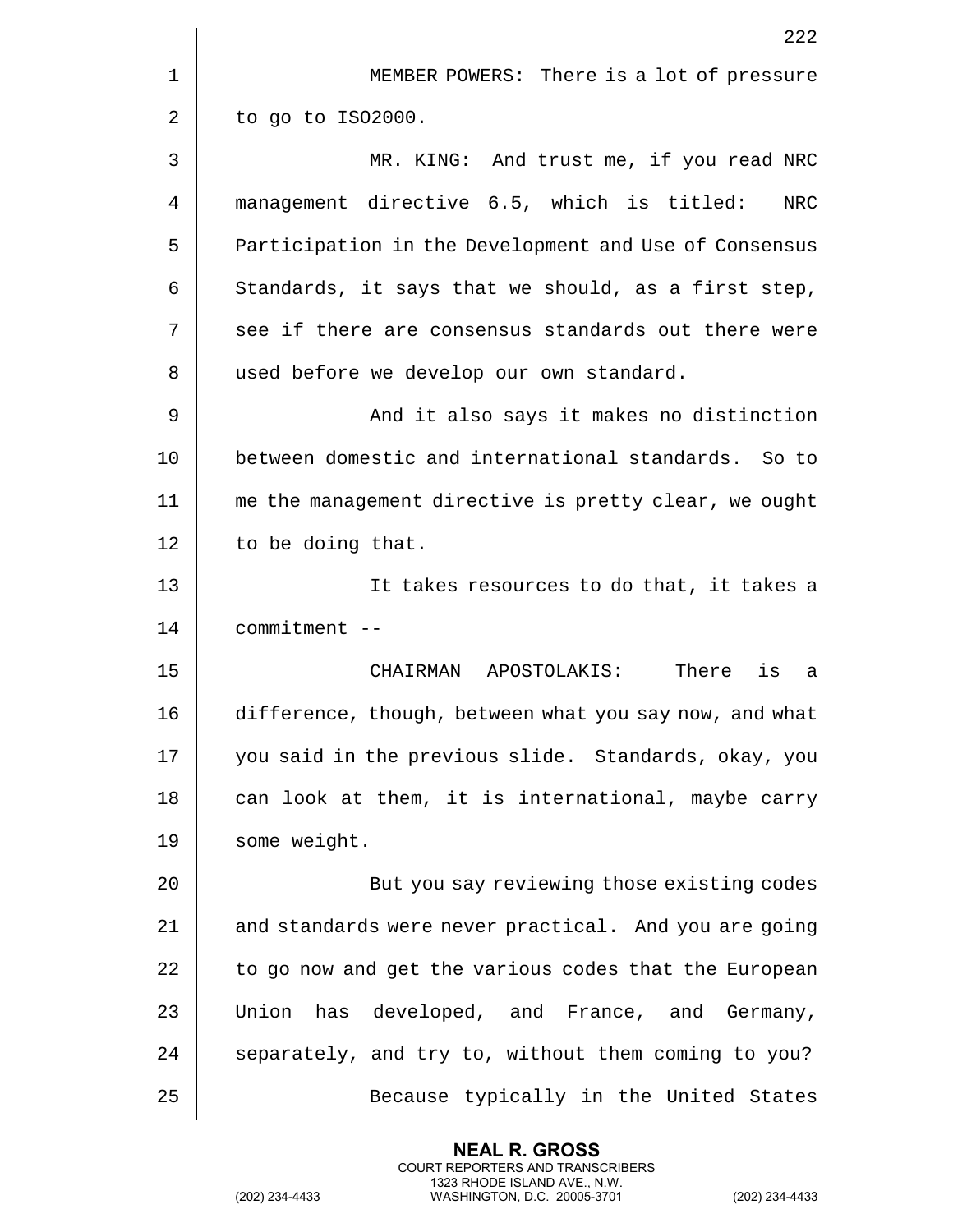MEMBER POWERS: There is a lot of pressure to go to ISO2000.

MR. KING: And trust me, if you read NRC management directive 6.5, which is titled: NRC Participation in the Development and Use of Consensus Standards, it says that we should, as a first step, see if there are consensus standards out there were used before we develop our own standard.

And it also says it makes no distinction between domestic and international standards. So to me the management directive is pretty clear, we ought to be doing that.

It takes resources to do that, it takes a commitment --

CHAIRMAN APOSTOLAKIS: There is a difference, though, between what you say now, and what you said in the previous slide. Standards, okay, you can look at them, it is international, maybe carry some weight.

But you say reviewing those existing codes and standards were never practical. And you are going to go now and get the various codes that the European Union has developed, and France, and Germany, separately, and try to, without them coming to you?

Because typically in the United States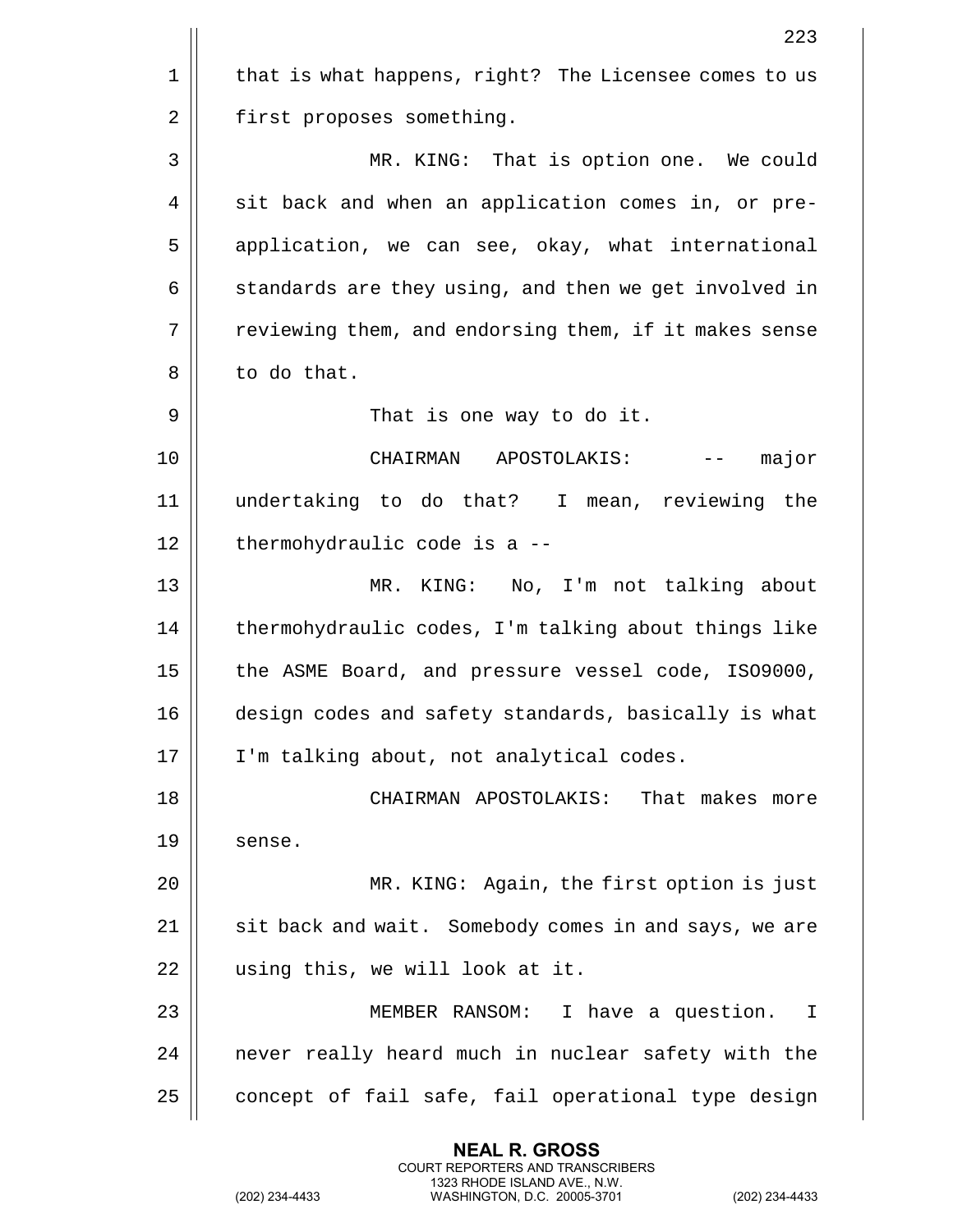that is what happens, right? The Licensee comes to us first proposes something.

MR. KING: That is option one. We could sit back and when an application comes in, or pre-application, we can see, okay, what international standards are they using, and then we get involved in reviewing them, and endorsing them, if it makes sense to do that.

That is one way to do it.

CHAIRMAN APOSTOLAKIS: -- major undertaking to do that? I mean, reviewing the thermohydraulic code is a --

MR. KING: No, I'm not talking about thermohydraulic codes, I'm talking about things like the ASME Board, and pressure vessel code, ISO9000, design codes and safety standards, basically is what I'm talking about, not analytical codes.

CHAIRMAN APOSTOLAKIS: That makes more sense.

MR. KING: Again, the first option is just sit back and wait. Somebody comes in and says, we are using this, we will look at it.

MEMBER RANSOM: I have a question. I never really heard much in nuclear safety with the concept of fail safe, fail operational type design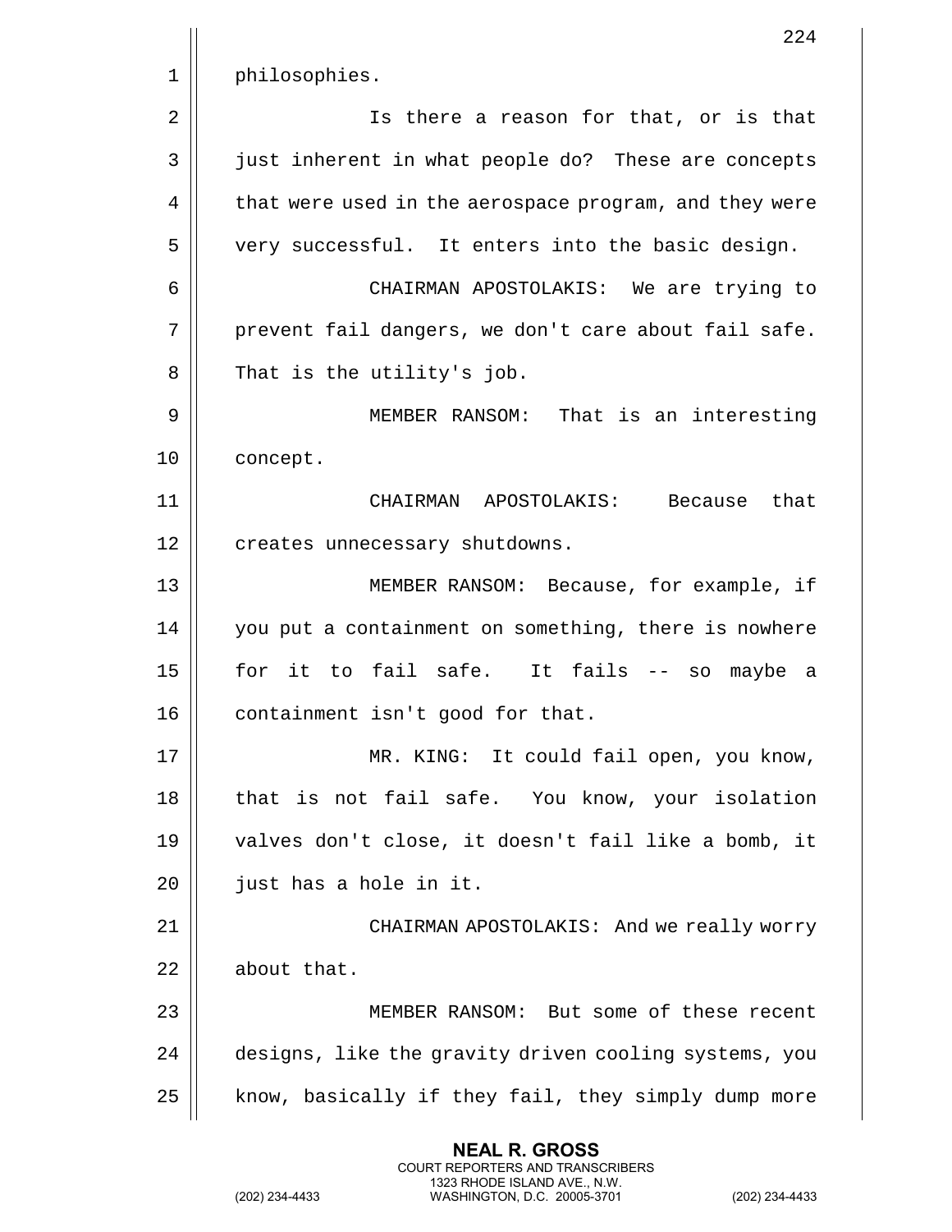philosophies.

Is there a reason for that, or is that just inherent in what people do? These are concepts that were used in the aerospace program, and they were very successful. It enters into the basic design.

CHAIRMAN APOSTOLAKIS: We are trying to prevent fail dangers, we don't care about fail safe. That is the utility's job.

MEMBER RANSOM: That is an interesting concept.

CHAIRMAN APOSTOLAKIS: Because that creates unnecessary shutdowns.

MEMBER RANSOM: Because, for example, if you put a containment on something, there is nowhere for it to fail safe. It fails -- so maybe a containment isn't good for that.

MR. KING: It could fail open, you know, that is not fail safe. You know, your isolation valves don't close, it doesn't fail like a bomb, it just has a hole in it.

CHAIRMAN APOSTOLAKIS: And we really worry about that.

MEMBER RANSOM: But some of these recent designs, like the gravity driven cooling systems, you know, basically if they fail, they simply dump more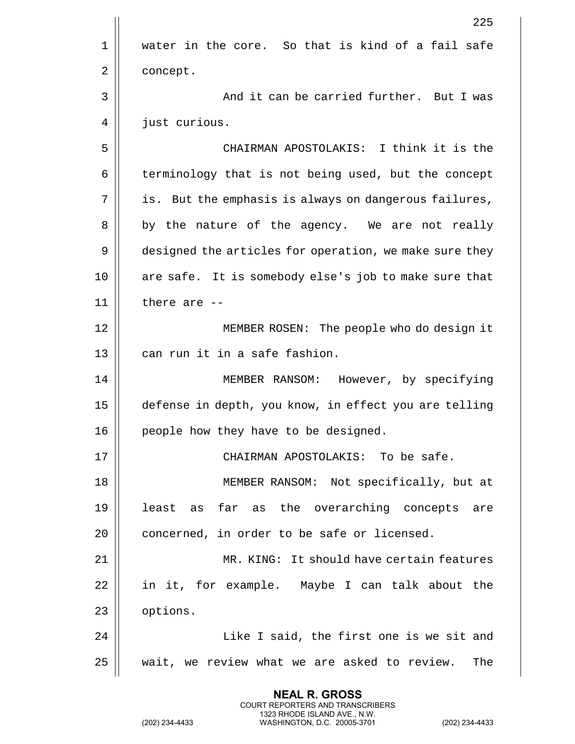water in the core. So that is kind of a fail safe concept.

And it can be carried further. But I was just curious.

CHAIRMAN APOSTOLAKIS: I think it is the terminology that is not being used, but the concept is. But the emphasis is always on dangerous failures, by the nature of the agency. We are not really designed the articles for operation, we make sure they are safe. It is somebody else's job to make sure that there are --

MEMBER ROSEN: The people who do design it can run it in a safe fashion.

MEMBER RANSOM: However, by specifying defense in depth, you know, in effect you are telling people how they have to be designed.

CHAIRMAN APOSTOLAKIS: To be safe.

MEMBER RANSOM: Not specifically, but at least as far as the overarching concepts are concerned, in order to be safe or licensed.

MR. KING: It should have certain features in it, for example. Maybe I can talk about the options.

Like I said, the first one is we sit and wait, we review what we are asked to review. The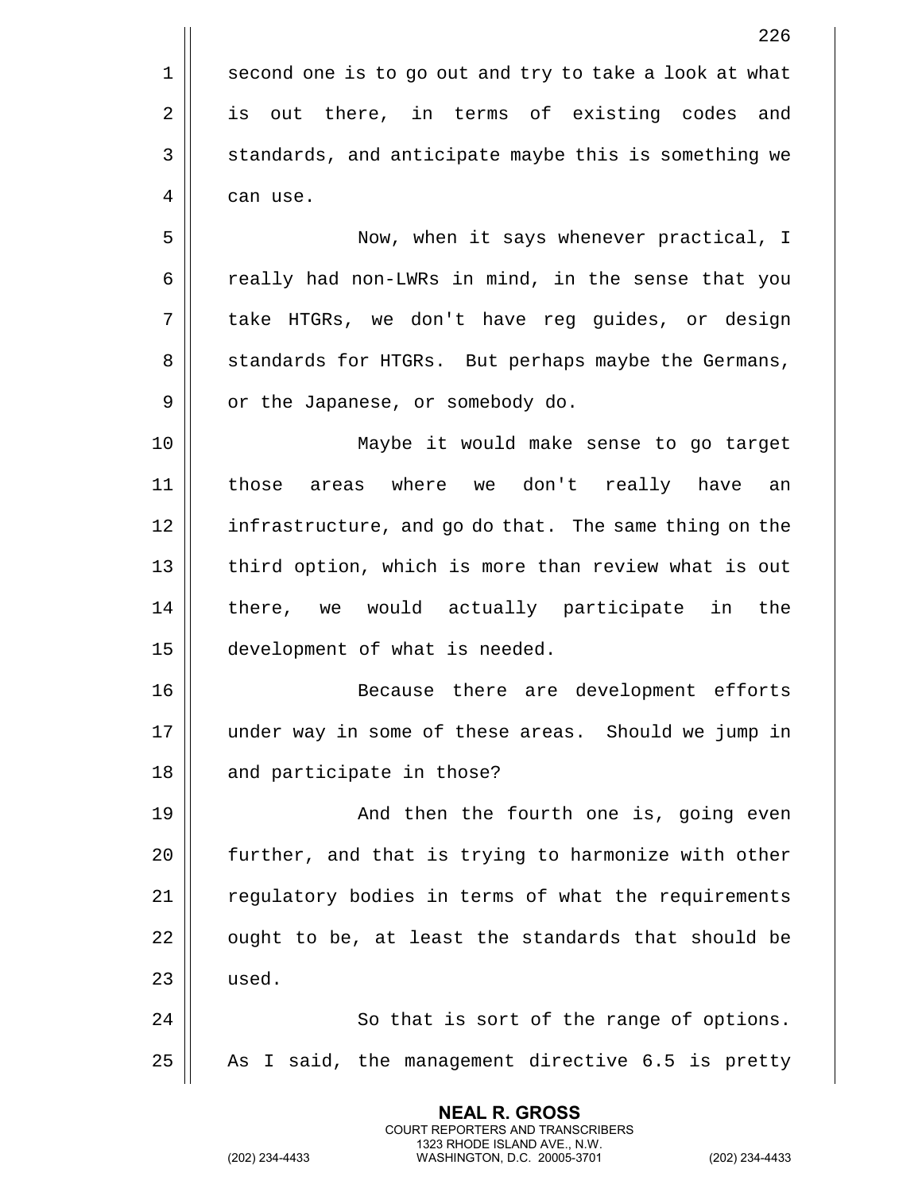second one is to go out and try to take a look at what is out there, in terms of existing codes and standards, and anticipate maybe this is something we can use.

Now, when it says whenever practical, I really had non-LWRs in mind, in the sense that you take HTGRs, we don't have reg guides, or design standards for HTGRs. But perhaps maybe the Germans, or the Japanese, or somebody do.

Maybe it would make sense to go target those areas where we don't really have an infrastructure, and go do that. The same thing on the third option, which is more than review what is out there, we would actually participate in the development of what is needed.

Because there are development efforts under way in some of these areas. Should we jump in and participate in those?

And then the fourth one is, going even further, and that is trying to harmonize with other regulatory bodies in terms of what the requirements ought to be, at least the standards that should be used.

So that is sort of the range of options. As I said, the management directive 6.5 is pretty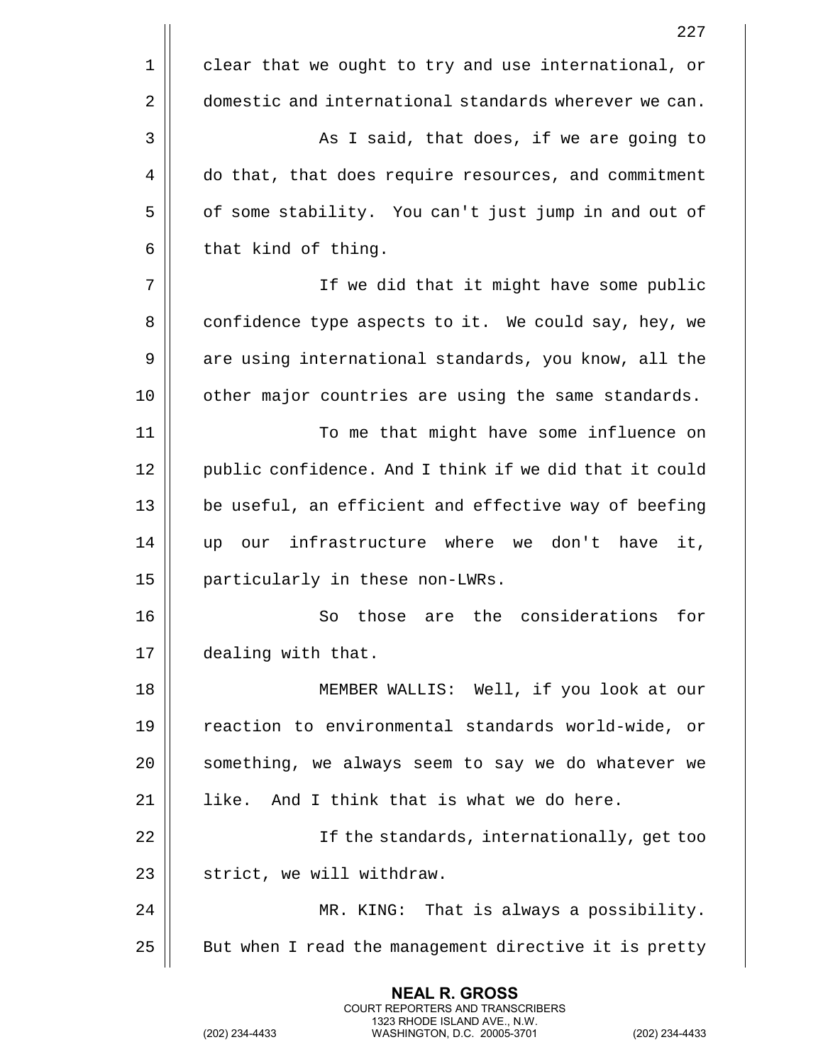clear that we ought to try and use international, or domestic and international standards wherever we can.

As I said, that does, if we are going to do that, that does require resources, and commitment of some stability. You can't just jump in and out of that kind of thing.

If we did that it might have some public confidence type aspects to it. We could say, hey, we are using international standards, you know, all the other major countries are using the same standards.

To me that might have some influence on public confidence. And I think if we did that it could be useful, an efficient and effective way of beefing up our infrastructure where we don't have it, particularly in these non-LWRs.

So those are the considerations for dealing with that.

MEMBER WALLIS: Well, if you look at our reaction to environmental standards world-wide, or something, we always seem to say we do whatever we like. And I think that is what we do here.

If the standards, internationally, get too strict, we will withdraw.

MR. KING: That is always a possibility. But when I read the management directive it is pretty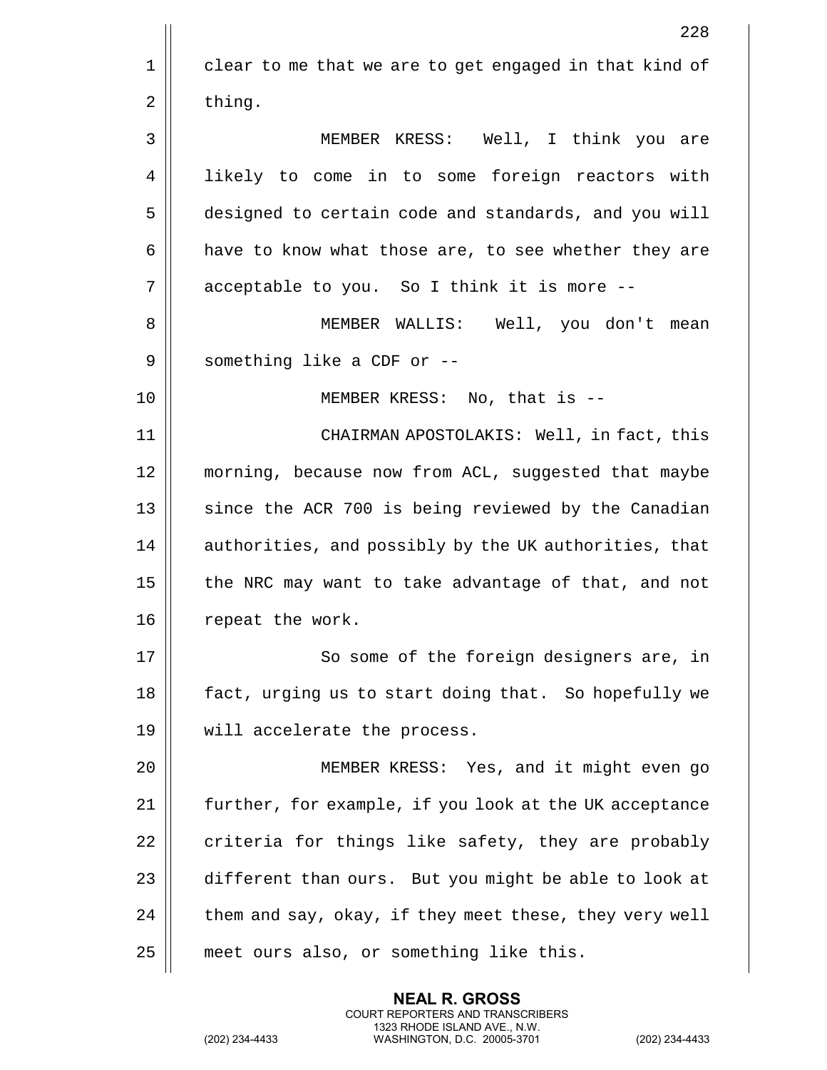clear to me that we are to get engaged in that kind of thing.

MEMBER KRESS: Well, I think you are likely to come in to some foreign reactors with designed to certain code and standards, and you will have to know what those are, to see whether they are acceptable to you. So I think it is more --

MEMBER WALLIS: Well, you don't mean something like a CDF or --

MEMBER KRESS: No, that is --

CHAIRMAN APOSTOLAKIS: Well, in fact, this morning, because now from ACL, suggested that maybe since the ACR 700 is being reviewed by the Canadian authorities, and possibly by the UK authorities, that the NRC may want to take advantage of that, and not repeat the work.

So some of the foreign designers are, in fact, urging us to start doing that. So hopefully we will accelerate the process.

MEMBER KRESS: Yes, and it might even go further, for example, if you look at the UK acceptance criteria for things like safety, they are probably different than ours. But you might be able to look at them and say, okay, if they meet these, they very well meet ours also, or something like this.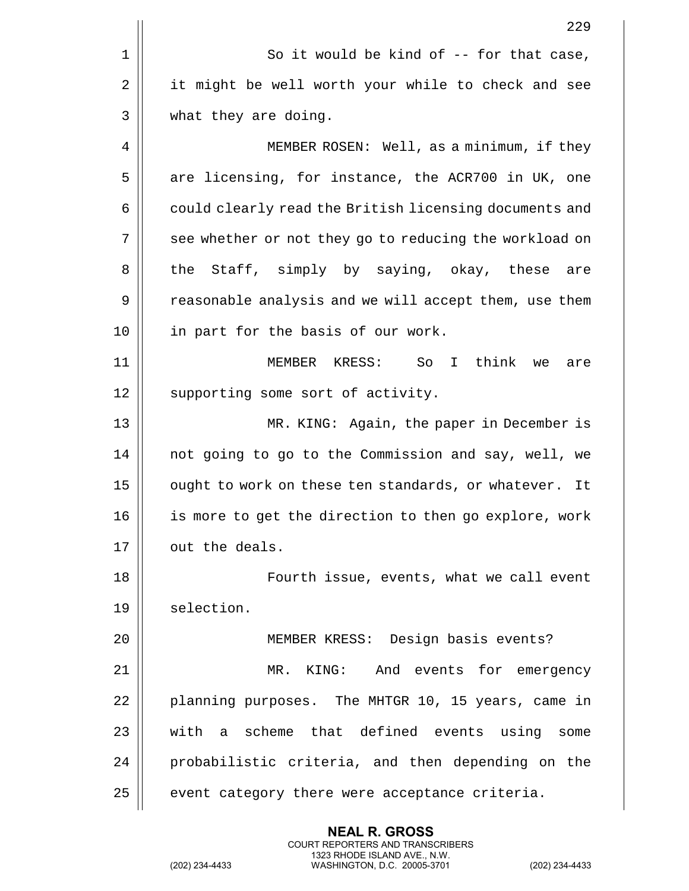So it would be kind of -- for that case, it might be well worth your while to check and see what they are doing.

MEMBER ROSEN: Well, as a minimum, if they are licensing, for instance, the ACR700 in UK, one could clearly read the British licensing documents and see whether or not they go to reducing the workload on the Staff, simply by saying, okay, these are reasonable analysis and we will accept them, use them in part for the basis of our work.

MEMBER KRESS: So I think we are supporting some sort of activity.

MR. KING: Again, the paper in December is not going to go to the Commission and say, well, we ought to work on these ten standards, or whatever. It is more to get the direction to then go explore, work out the deals.

Fourth issue, events, what we call event selection.

MEMBER KRESS: Design basis events?

MR. KING: And events for emergency planning purposes. The MHTGR 10, 15 years, came in with a scheme that defined events using some probabilistic criteria, and then depending on the event category there were acceptance criteria.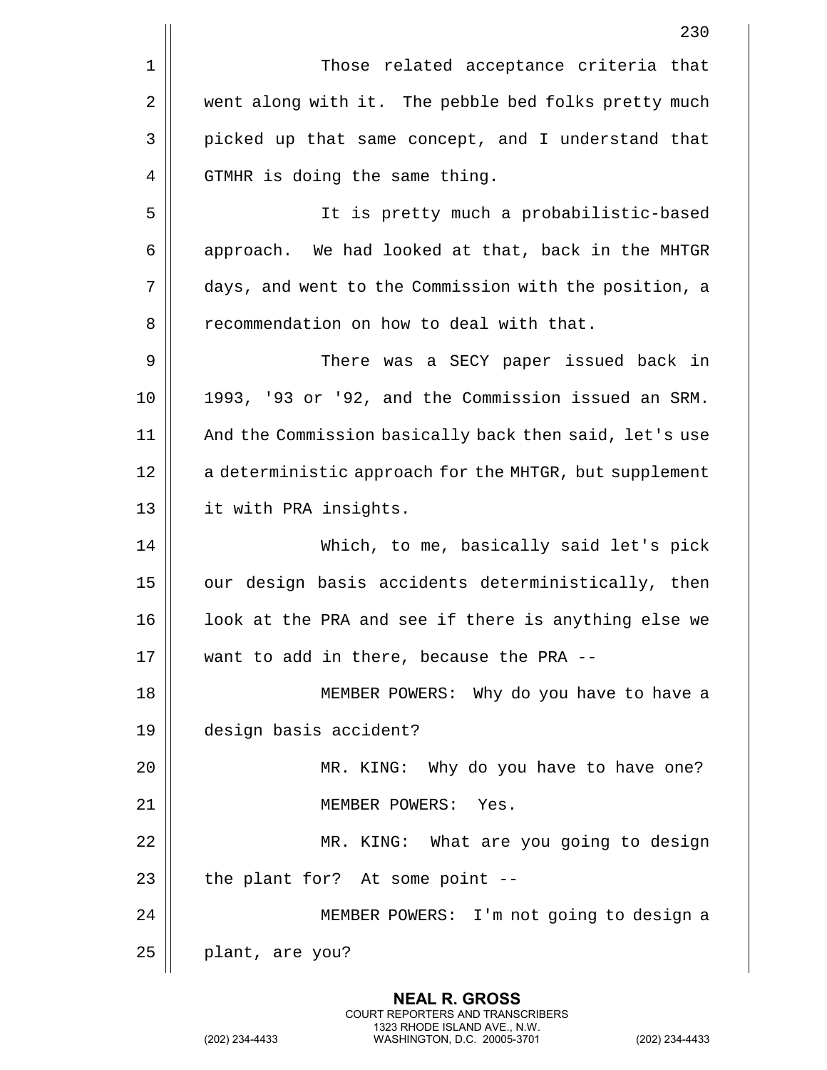Those related acceptance criteria that went along with it. The pebble bed folks pretty much picked up that same concept, and I understand that GTMHR is doing the same thing.

It is pretty much a probabilistic-based approach. We had looked at that, back in the MHTGR days, and went to the Commission with the position, a recommendation on how to deal with that.

There was a SECY paper issued back in 1993, '93 or '92, and the Commission issued an SRM. And the Commission basically back then said, let's use a deterministic approach for the MHTGR, but supplement it with PRA insights.

Which, to me, basically said let's pick our design basis accidents deterministically, then look at the PRA and see if there is anything else we want to add in there, because the PRA --

MEMBER POWERS: Why do you have to have a design basis accident?

MR. KING: Why do you have to have one?

MEMBER POWERS: Yes.

MR. KING: What are you going to design the plant for? At some point --

MEMBER POWERS: I'm not going to design a plant, are you?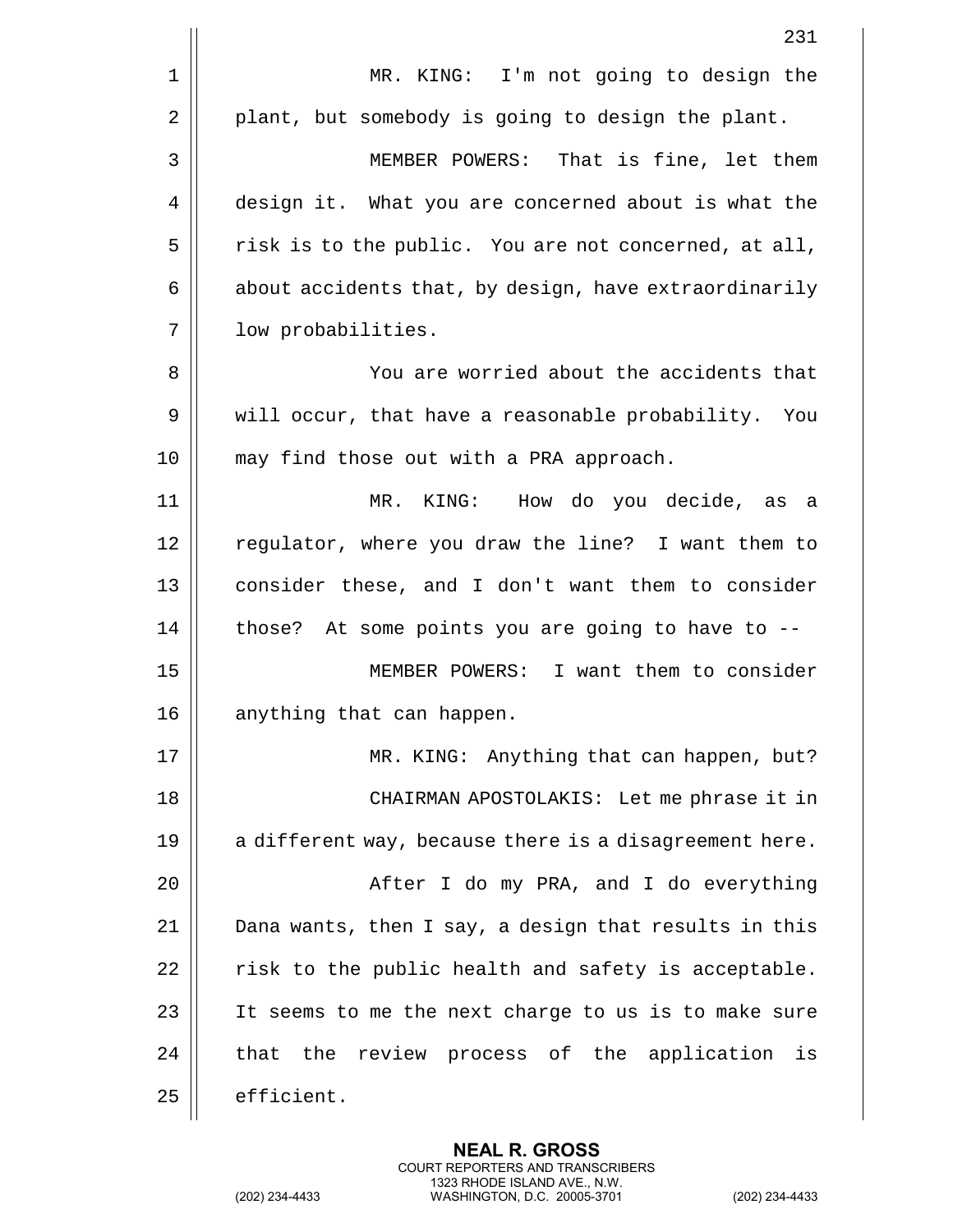MR. KING: I'm not going to design the plant, but somebody is going to design the plant.

MEMBER POWERS: That is fine, let them design it. What you are concerned about is what the risk is to the public. You are not concerned, at all, about accidents that, by design, have extraordinarily low probabilities.

You are worried about the accidents that will occur, that have a reasonable probability. You may find those out with a PRA approach.

MR. KING: How do you decide, as a regulator, where you draw the line? I want them to consider these, and I don't want them to consider those? At some points you are going to have to --

MEMBER POWERS: I want them to consider anything that can happen.

MR. KING: Anything that can happen, but?

CHAIRMAN APOSTOLAKIS: Let me phrase it in a different way, because there is a disagreement here.

After I do my PRA, and I do everything Dana wants, then I say, a design that results in this risk to the public health and safety is acceptable. It seems to me the next charge to us is to make sure that the review process of the application is efficient.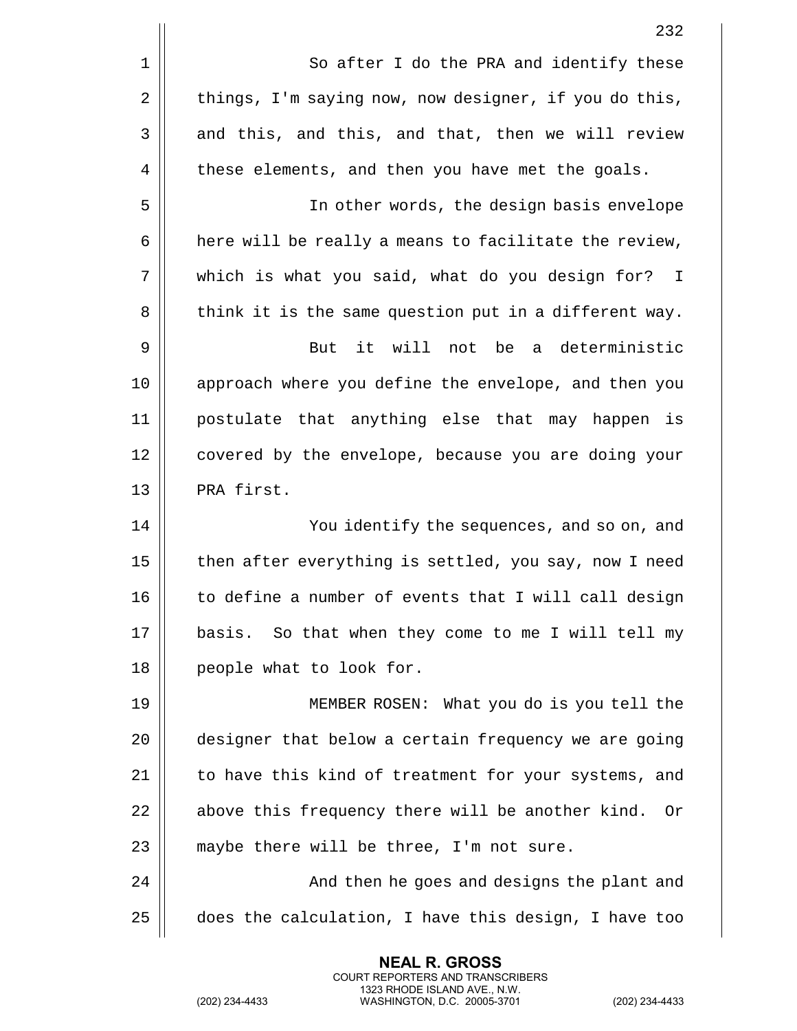So after I do the PRA and identify these things, I'm saying now, now designer, if you do this, and this, and this, and that, then we will review these elements, and then you have met the goals.

In other words, the design basis envelope here will be really a means to facilitate the review, which is what you said, what do you design for? I think it is the same question put in a different way.

But it will not be a deterministic approach where you define the envelope, and then you postulate that anything else that may happen is covered by the envelope, because you are doing your PRA first.

You identify the sequences, and so on, and then after everything is settled, you say, now I need to define a number of events that I will call design basis. So that when they come to me I will tell my people what to look for.

MEMBER ROSEN: What you do is you tell the designer that below a certain frequency we are going to have this kind of treatment for your systems, and above this frequency there will be another kind. Or maybe there will be three, I'm not sure.

And then he goes and designs the plant and does the calculation, I have this design, I have too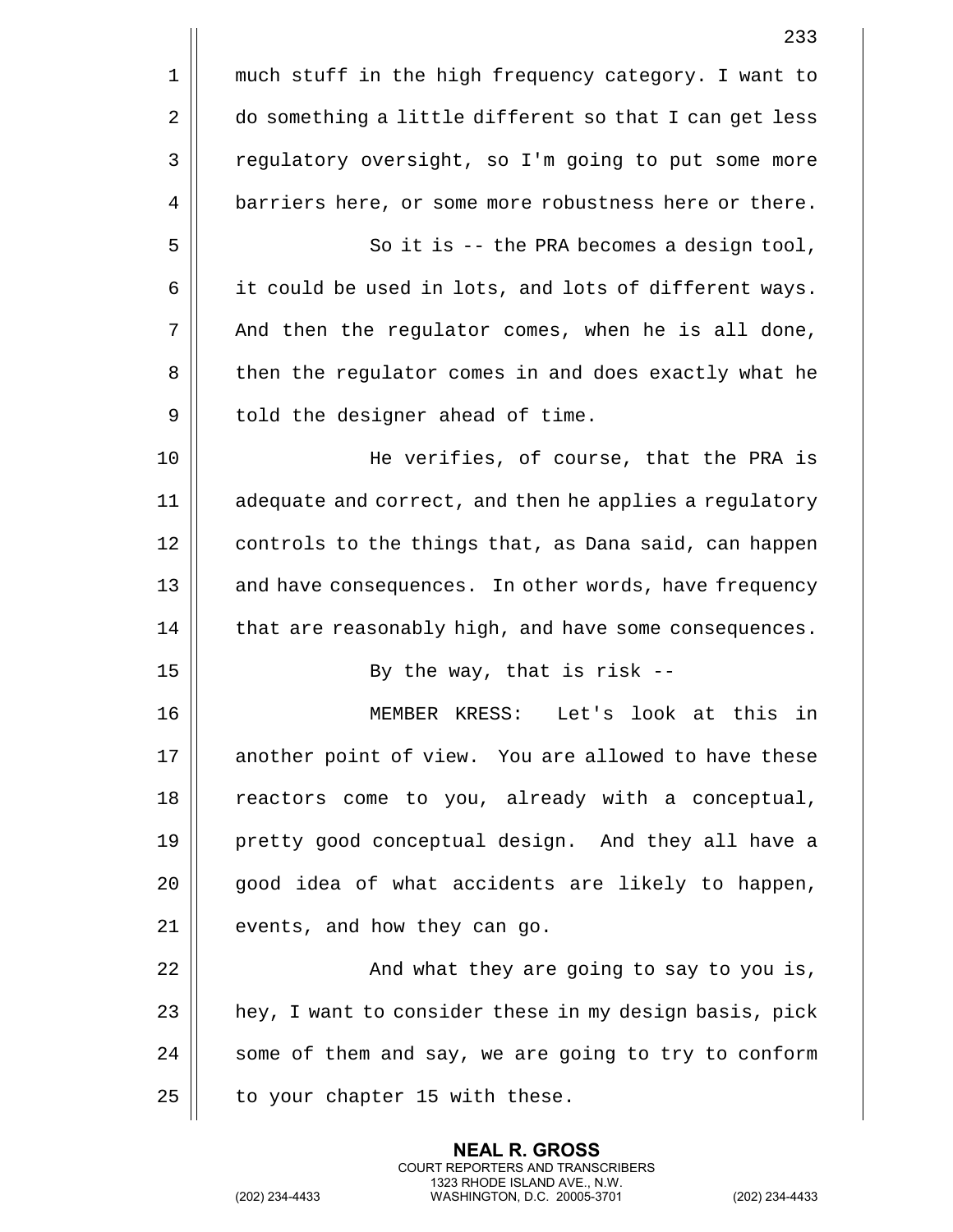much stuff in the high frequency category. I want to do something a little different so that I can get less regulatory oversight, so I'm going to put some more barriers here, or some more robustness here or there.

So it is -- the PRA becomes a design tool, it could be used in lots, and lots of different ways. And then the regulator comes, when he is all done, then the regulator comes in and does exactly what he told the designer ahead of time.

He verifies, of course, that the PRA is adequate and correct, and then he applies a regulatory controls to the things that, as Dana said, can happen and have consequences. In other words, have frequency that are reasonably high, and have some consequences.

By the way, that is risk --

MEMBER KRESS: Let's look at this in another point of view. You are allowed to have these reactors come to you, already with a conceptual, pretty good conceptual design. And they all have a good idea of what accidents are likely to happen, events, and how they can go.

And what they are going to say to you is, hey, I want to consider these in my design basis, pick some of them and say, we are going to try to conform to your chapter 15 with these.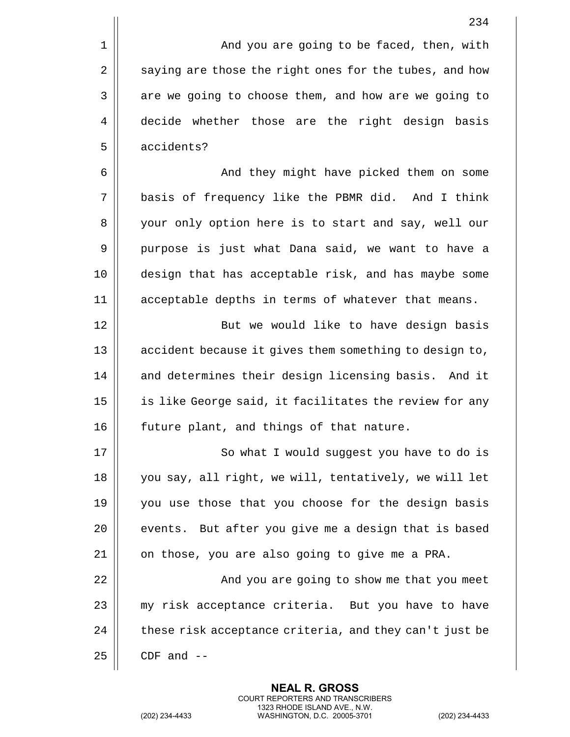And you are going to be faced, then, with saying are those the right ones for the tubes, and how are we going to choose them, and how are we going to decide whether those are the right design basis accidents?

And they might have picked them on some basis of frequency like the PBMR did. And I think your only option here is to start and say, well our purpose is just what Dana said, we want to have a design that has acceptable risk, and has maybe some acceptable depths in terms of whatever that means.

But we would like to have design basis accident because it gives them something to design to, and determines their design licensing basis. And it is like George said, it facilitates the review for any future plant, and things of that nature.

So what I would suggest you have to do is you say, all right, we will, tentatively, we will let you use those that you choose for the design basis events. But after you give me a design that is based on those, you are also going to give me a PRA.

And you are going to show me that you meet my risk acceptance criteria. But you have to have these risk acceptance criteria, and they can't just be CDF and --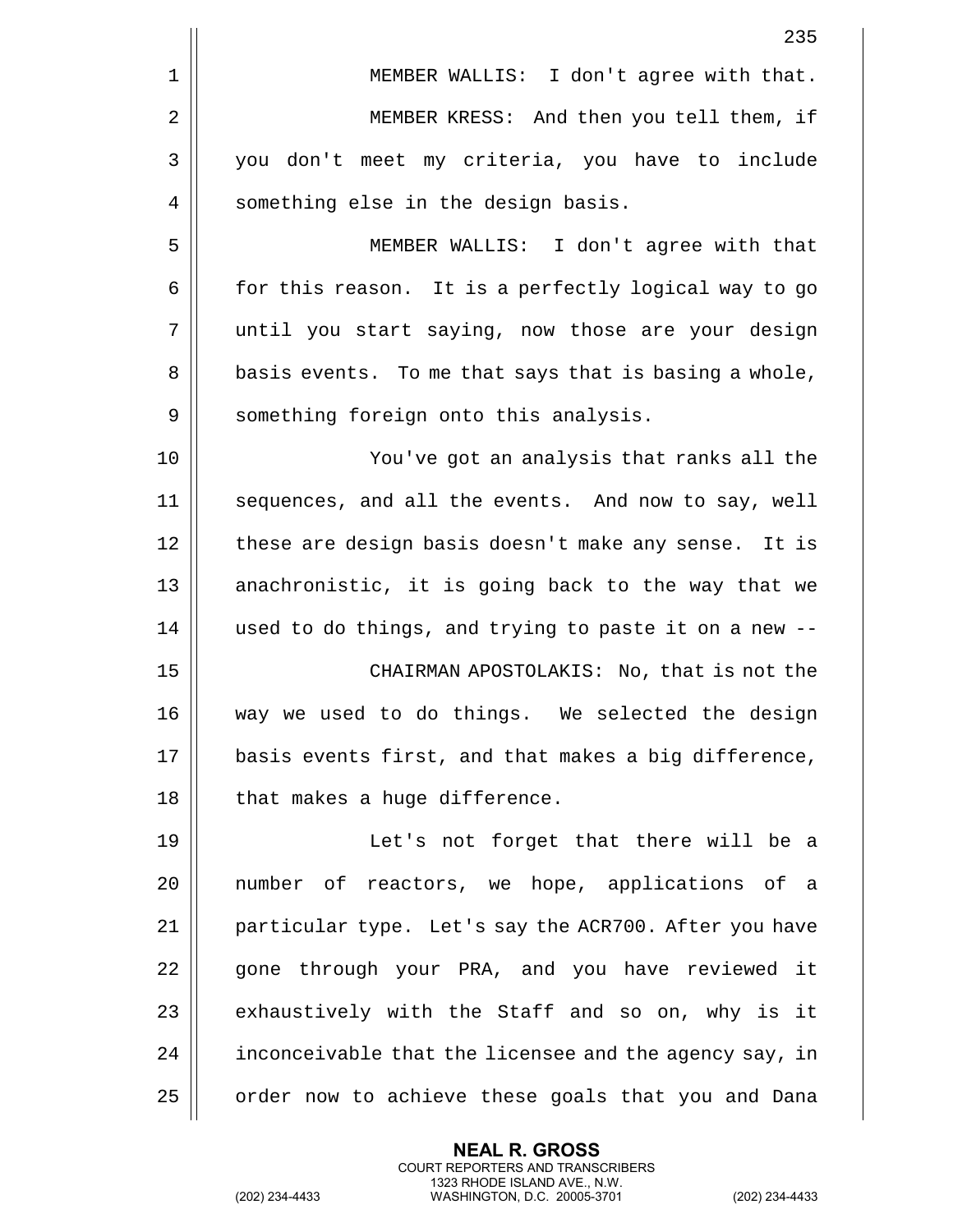MEMBER WALLIS: I don't agree with that.

MEMBER KRESS: And then you tell them, if you don't meet my criteria, you have to include something else in the design basis.

MEMBER WALLIS: I don't agree with that for this reason. It is a perfectly logical way to go until you start saying, now those are your design basis events. To me that says that is basing a whole, something foreign onto this analysis.

You've got an analysis that ranks all the sequences, and all the events. And now to say, well these are design basis doesn't make any sense. It is anachronistic, it is going back to the way that we used to do things, and trying to paste it on a new --

CHAIRMAN APOSTOLAKIS: No, that is not the way we used to do things. We selected the design basis events first, and that makes a big difference, that makes a huge difference.

Let's not forget that there will be a number of reactors, we hope, applications of a particular type. Let's say the ACR700. After you have gone through your PRA, and you have reviewed it exhaustively with the Staff and so on, why is it inconceivable that the licensee and the agency say, in order now to achieve these goals that you and Dana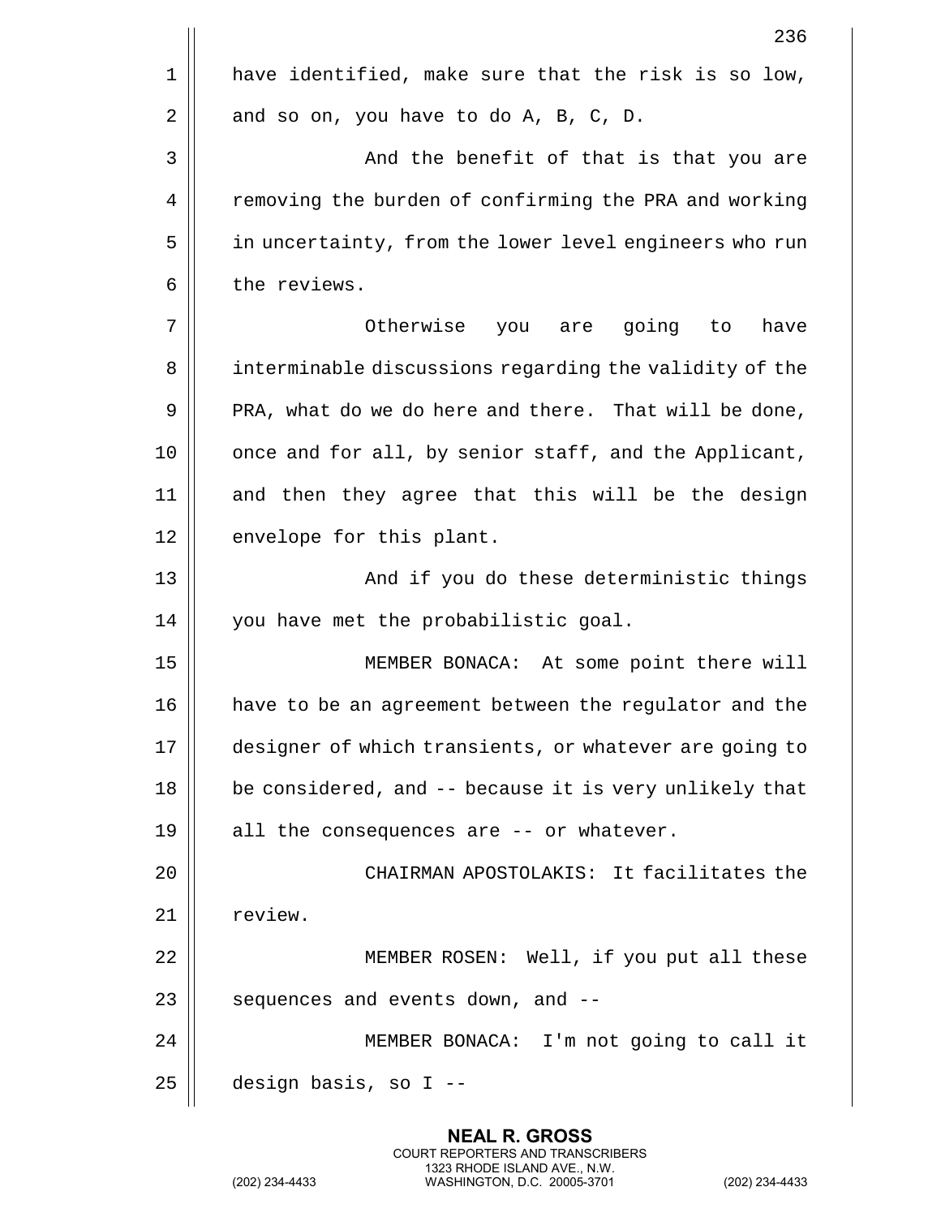have identified, make sure that the risk is so low, and so on, you have to do A, B, C, D.

And the benefit of that is that you are removing the burden of confirming the PRA and working in uncertainty, from the lower level engineers who run the reviews.

Otherwise you are going to have interminable discussions regarding the validity of the PRA, what do we do here and there. That will be done, once and for all, by senior staff, and the Applicant, and then they agree that this will be the design envelope for this plant.

And if you do these deterministic things you have met the probabilistic goal.

MEMBER BONACA: At some point there will have to be an agreement between the regulator and the designer of which transients, or whatever are going to be considered, and -- because it is very unlikely that all the consequences are -- or whatever.

CHAIRMAN APOSTOLAKIS: It facilitates the review.

MEMBER ROSEN: Well, if you put all these sequences and events down, and --

MEMBER BONACA: I'm not going to call it design basis, so I --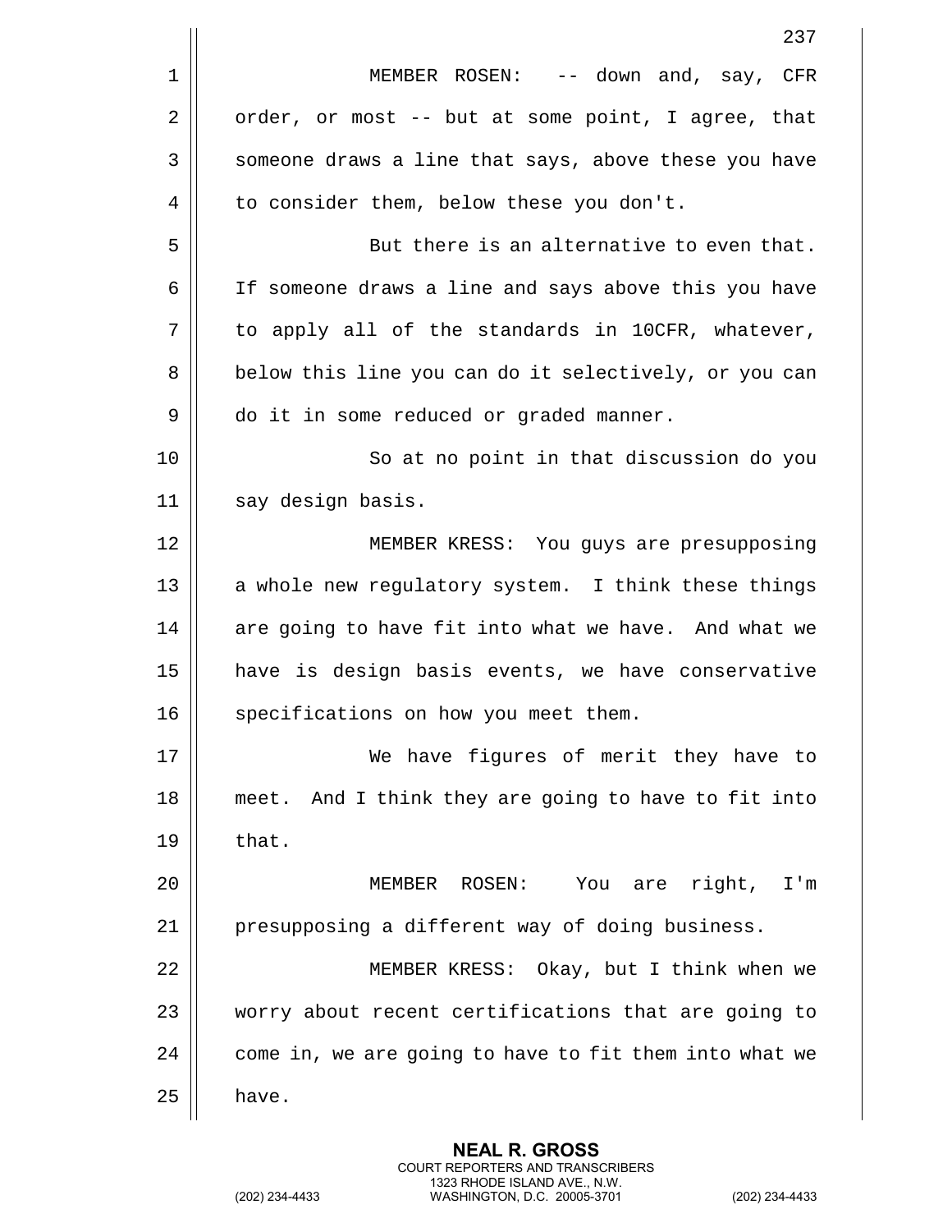MEMBER ROSEN: -- down and, say, CFR order, or most -- but at some point, I agree, that someone draws a line that says, above these you have to consider them, below these you don't.

But there is an alternative to even that. If someone draws a line and says above this you have to apply all of the standards in 10CFR, whatever, below this line you can do it selectively, or you can do it in some reduced or graded manner.

So at no point in that discussion do you say design basis.

MEMBER KRESS: You guys are presupposing a whole new regulatory system. I think these things are going to have fit into what we have. And what we have is design basis events, we have conservative specifications on how you meet them.

We have figures of merit they have to meet. And I think they are going to have to fit into that.

MEMBER ROSEN: You are right, I'm presupposing a different way of doing business.

MEMBER KRESS: Okay, but I think when we worry about recent certifications that are going to come in, we are going to have to fit them into what we have.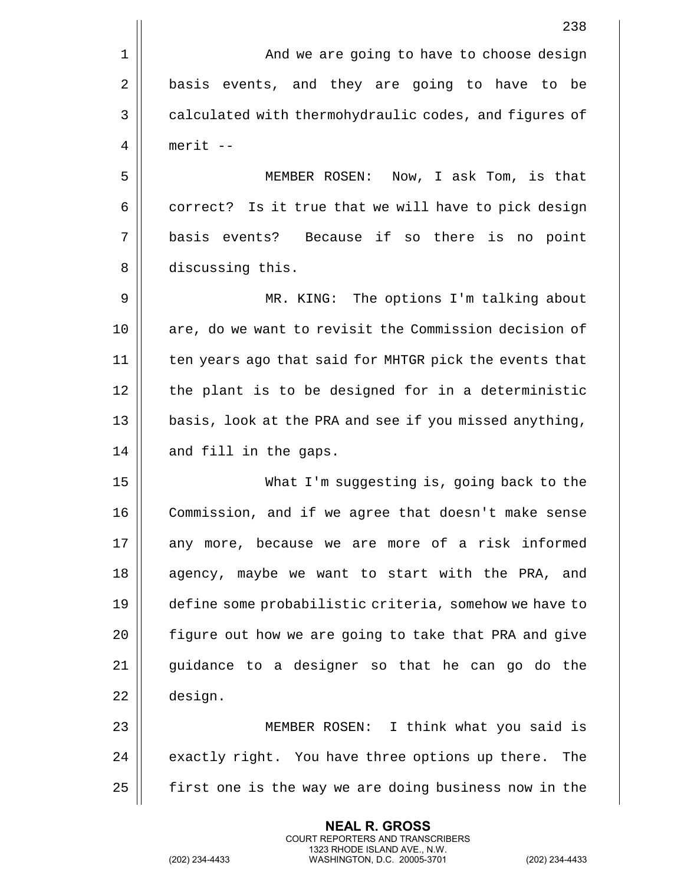And we are going to have to choose design basis events, and they are going to have to be calculated with thermohydraulic codes, and figures of merit --

MEMBER ROSEN: Now, I ask Tom, is that correct? Is it true that we will have to pick design basis events? Because if so there is no point discussing this.

MR. KING: The options I'm talking about are, do we want to revisit the Commission decision of ten years ago that said for MHTGR pick the events that the plant is to be designed for in a deterministic basis, look at the PRA and see if you missed anything, and fill in the gaps.

What I'm suggesting is, going back to the Commission, and if we agree that doesn't make sense any more, because we are more of a risk informed agency, maybe we want to start with the PRA, and define some probabilistic criteria, somehow we have to figure out how we are going to take that PRA and give guidance to a designer so that he can go do the design.

MEMBER ROSEN: I think what you said is exactly right. You have three options up there. The first one is the way we are doing business now in the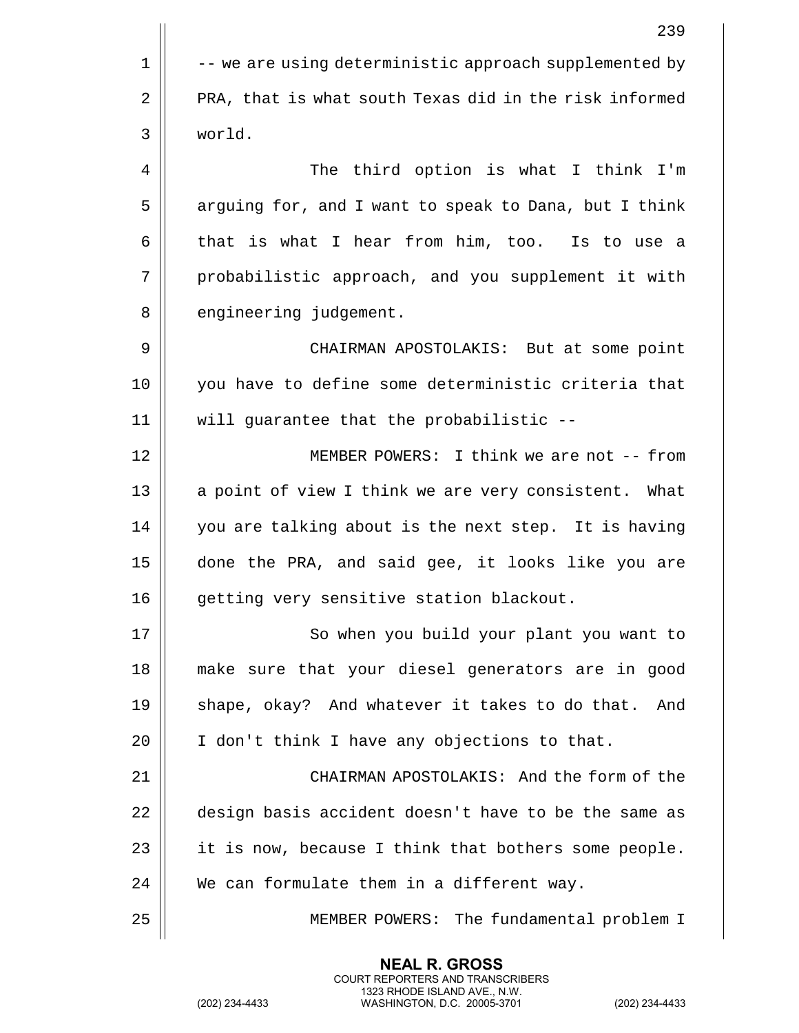-- we are using deterministic approach supplemented by PRA, that is what south Texas did in the risk informed world.

The third option is what I think I'm arguing for, and I want to speak to Dana, but I think that is what I hear from him, too. Is to use a probabilistic approach, and you supplement it with engineering judgement.

CHAIRMAN APOSTOLAKIS: But at some point you have to define some deterministic criteria that will guarantee that the probabilistic --

MEMBER POWERS: I think we are not -- from a point of view I think we are very consistent. What you are talking about is the next step. It is having done the PRA, and said gee, it looks like you are getting very sensitive station blackout.

So when you build your plant you want to make sure that your diesel generators are in good shape, okay? And whatever it takes to do that. And I don't think I have any objections to that.

CHAIRMAN APOSTOLAKIS: And the form of the design basis accident doesn't have to be the same as it is now, because I think that bothers some people. We can formulate them in a different way.

MEMBER POWERS: The fundamental problem I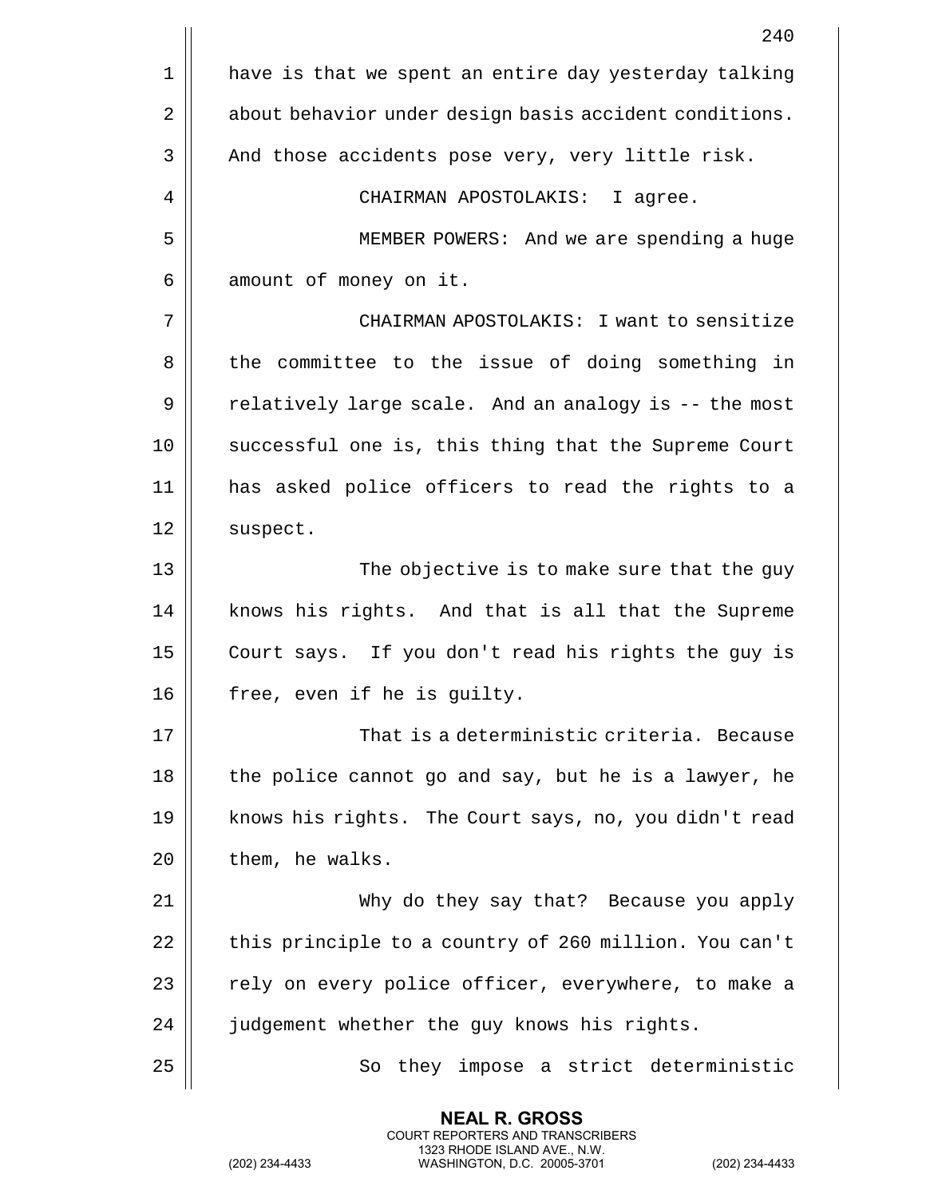have is that we spent an entire day yesterday talking about behavior under design basis accident conditions. And those accidents pose very, very little risk.

CHAIRMAN APOSTOLAKIS: I agree.

MEMBER POWERS: And we are spending a huge amount of money on it.

CHAIRMAN APOSTOLAKIS: I want to sensitize the committee to the issue of doing something in relatively large scale. And an analogy is -- the most successful one is, this thing that the Supreme Court has asked police officers to read the rights to a suspect.

The objective is to make sure that the guy knows his rights. And that is all that the Supreme Court says. If you don't read his rights the guy is free, even if he is guilty.

That is a deterministic criteria. Because the police cannot go and say, but he is a lawyer, he knows his rights. The Court says, no, you didn't read them, he walks.

Why do they say that? Because you apply this principle to a country of 260 million. You can't rely on every police officer, everywhere, to make a judgement whether the guy knows his rights.

So they impose a strict deterministic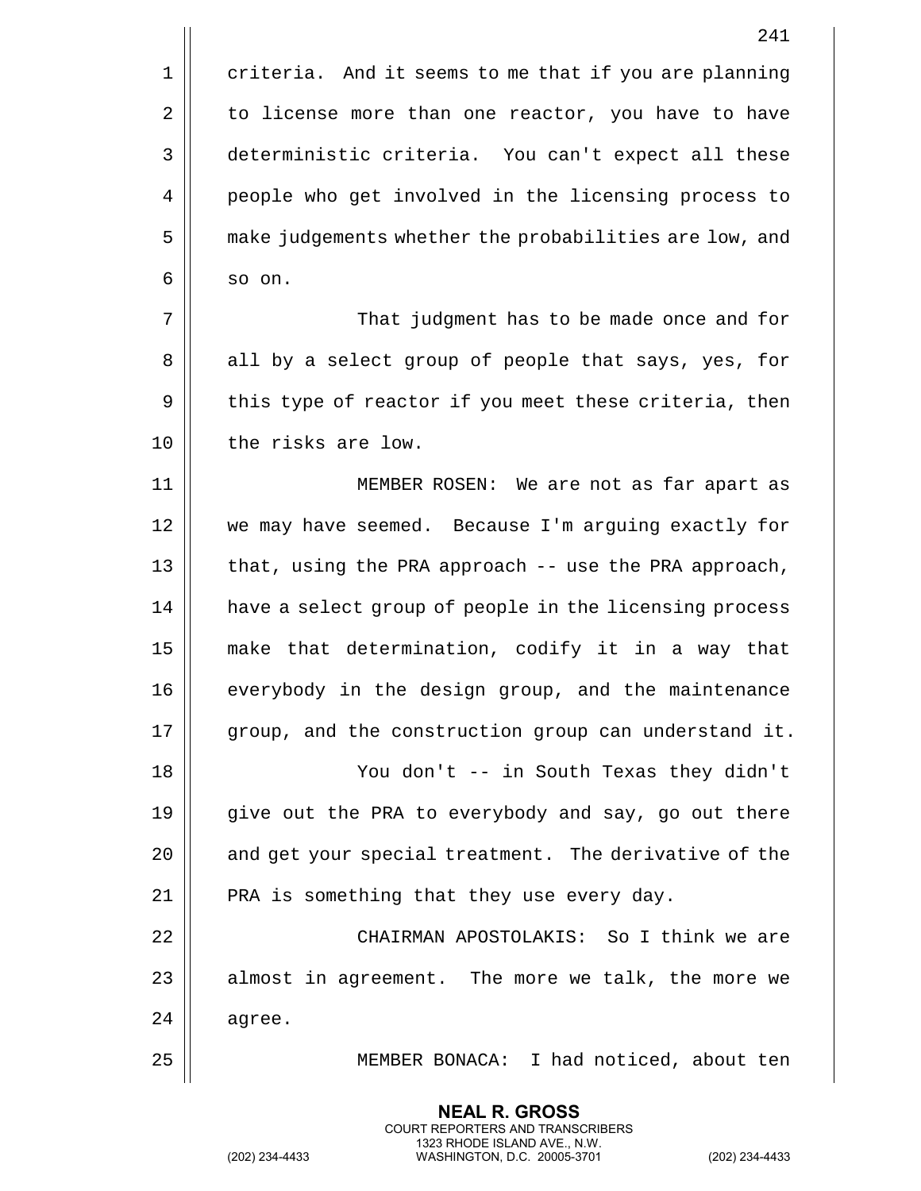criteria. And it seems to me that if you are planning to license more than one reactor, you have to have deterministic criteria. You can't expect all these people who get involved in the licensing process to make judgements whether the probabilities are low, and so on.

That judgment has to be made once and for all by a select group of people that says, yes, for this type of reactor if you meet these criteria, then the risks are low.

MEMBER ROSEN: We are not as far apart as we may have seemed. Because I'm arguing exactly for that, using the PRA approach -- use the PRA approach, have a select group of people in the licensing process make that determination, codify it in a way that everybody in the design group, and the maintenance group, and the construction group can understand it.

You don't -- in South Texas they didn't give out the PRA to everybody and say, go out there and get your special treatment. The derivative of the PRA is something that they use every day.

CHAIRMAN APOSTOLAKIS: So I think we are almost in agreement. The more we talk, the more we agree.

MEMBER BONACA: I had noticed, about ten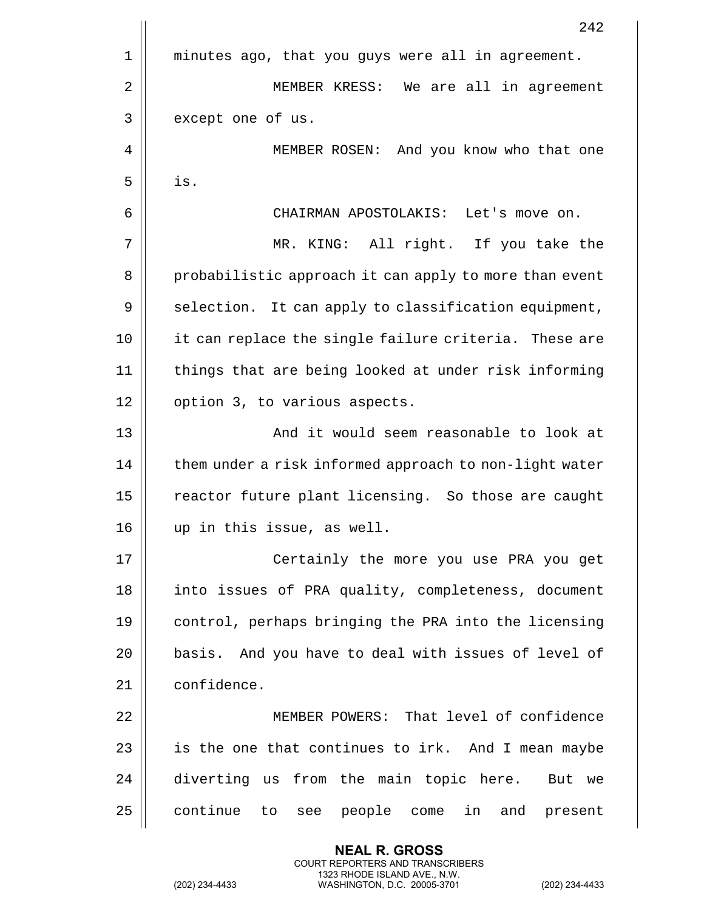minutes ago, that you guys were all in agreement.

MEMBER KRESS: We are all in agreement except one of us.

MEMBER ROSEN: And you know who that one is.

CHAIRMAN APOSTOLAKIS: Let's move on.

MR. KING: All right. If you take the probabilistic approach it can apply to more than event selection. It can apply to classification equipment, it can replace the single failure criteria. These are things that are being looked at under risk informing option 3, to various aspects.

And it would seem reasonable to look at them under a risk informed approach to non-light water reactor future plant licensing. So those are caught up in this issue, as well.

Certainly the more you use PRA you get into issues of PRA quality, completeness, document control, perhaps bringing the PRA into the licensing basis. And you have to deal with issues of level of confidence.

MEMBER POWERS: That level of confidence is the one that continues to irk. And I mean maybe diverting us from the main topic here. But we continue to see people come in and present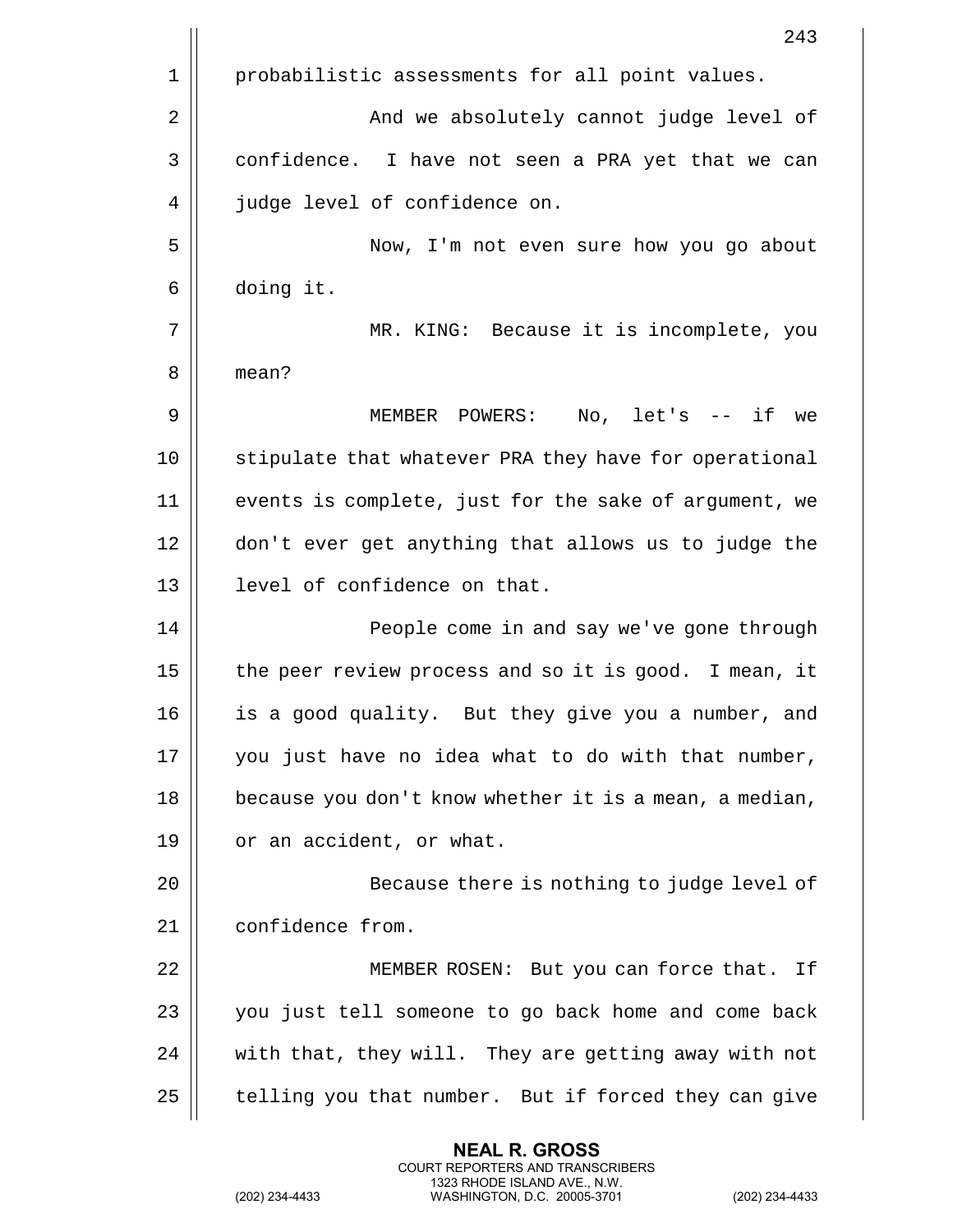probabilistic assessments for all point values.

And we absolutely cannot judge level of confidence. I have not seen a PRA yet that we can judge level of confidence on.

Now, I'm not even sure how you go about doing it.

MR. KING: Because it is incomplete, you mean?

MEMBER POWERS: No, let's -- if we stipulate that whatever PRA they have for operational events is complete, just for the sake of argument, we don't ever get anything that allows us to judge the level of confidence on that.

People come in and say we've gone through the peer review process and so it is good. I mean, it is a good quality. But they give you a number, and you just have no idea what to do with that number, because you don't know whether it is a mean, a median, or an accident, or what.

Because there is nothing to judge level of confidence from.

MEMBER ROSEN: But you can force that. If you just tell someone to go back home and come back with that, they will. They are getting away with not telling you that number. But if forced they can give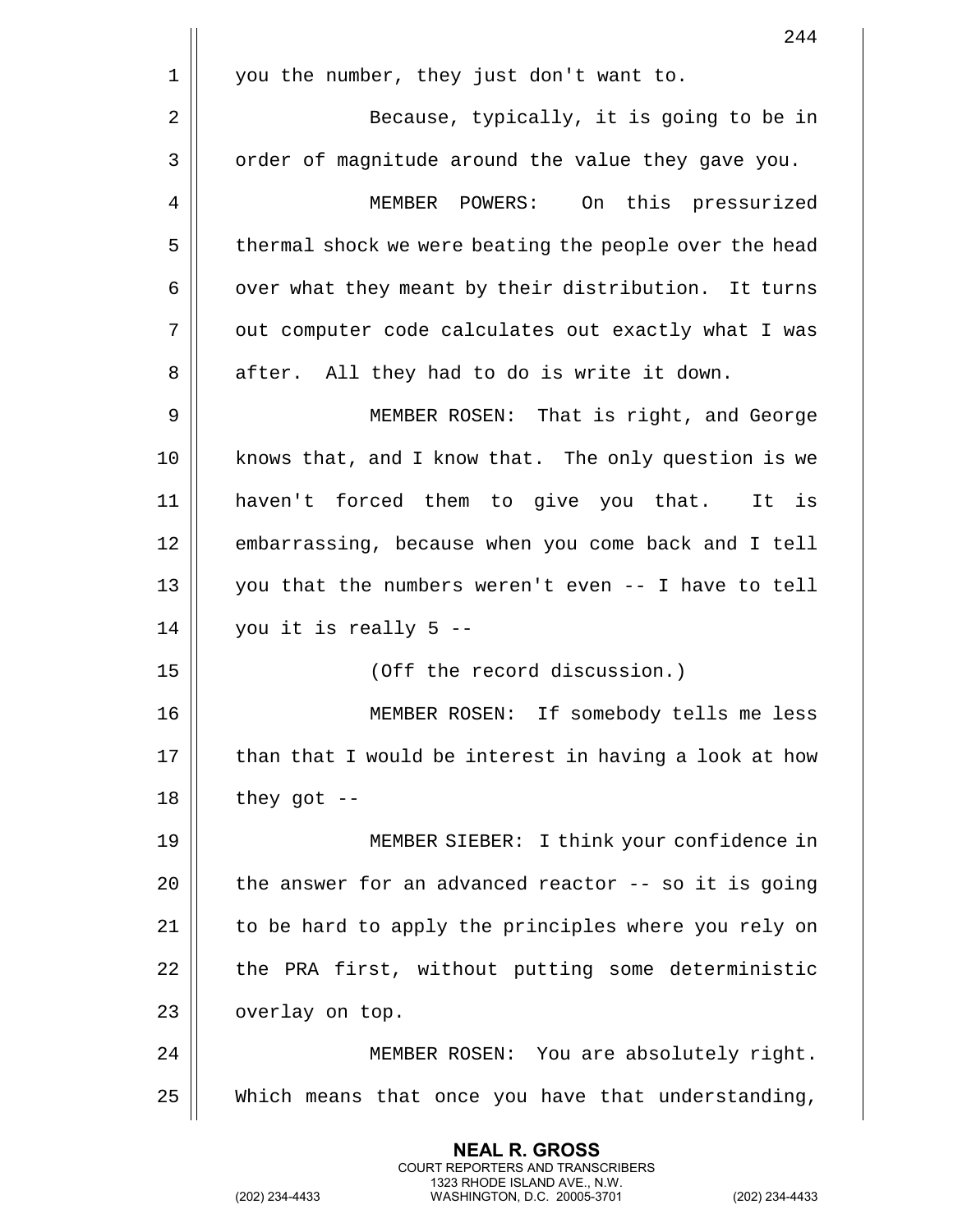you the number, they just don't want to.

Because, typically, it is going to be in order of magnitude around the value they gave you.

MEMBER POWERS: On this pressurized thermal shock we were beating the people over the head over what they meant by their distribution. It turns out computer code calculates out exactly what I was after. All they had to do is write it down.

MEMBER ROSEN: That is right, and George knows that, and I know that. The only question is we haven't forced them to give you that. It is embarrassing, because when you come back and I tell you that the numbers weren't even -- I have to tell you it is really 5 --

(Off the record discussion.)

MEMBER ROSEN: If somebody tells me less than that I would be interest in having a look at how they got --

MEMBER SIEBER: I think your confidence in the answer for an advanced reactor -- so it is going to be hard to apply the principles where you rely on the PRA first, without putting some deterministic overlay on top.

MEMBER ROSEN: You are absolutely right. Which means that once you have that understanding,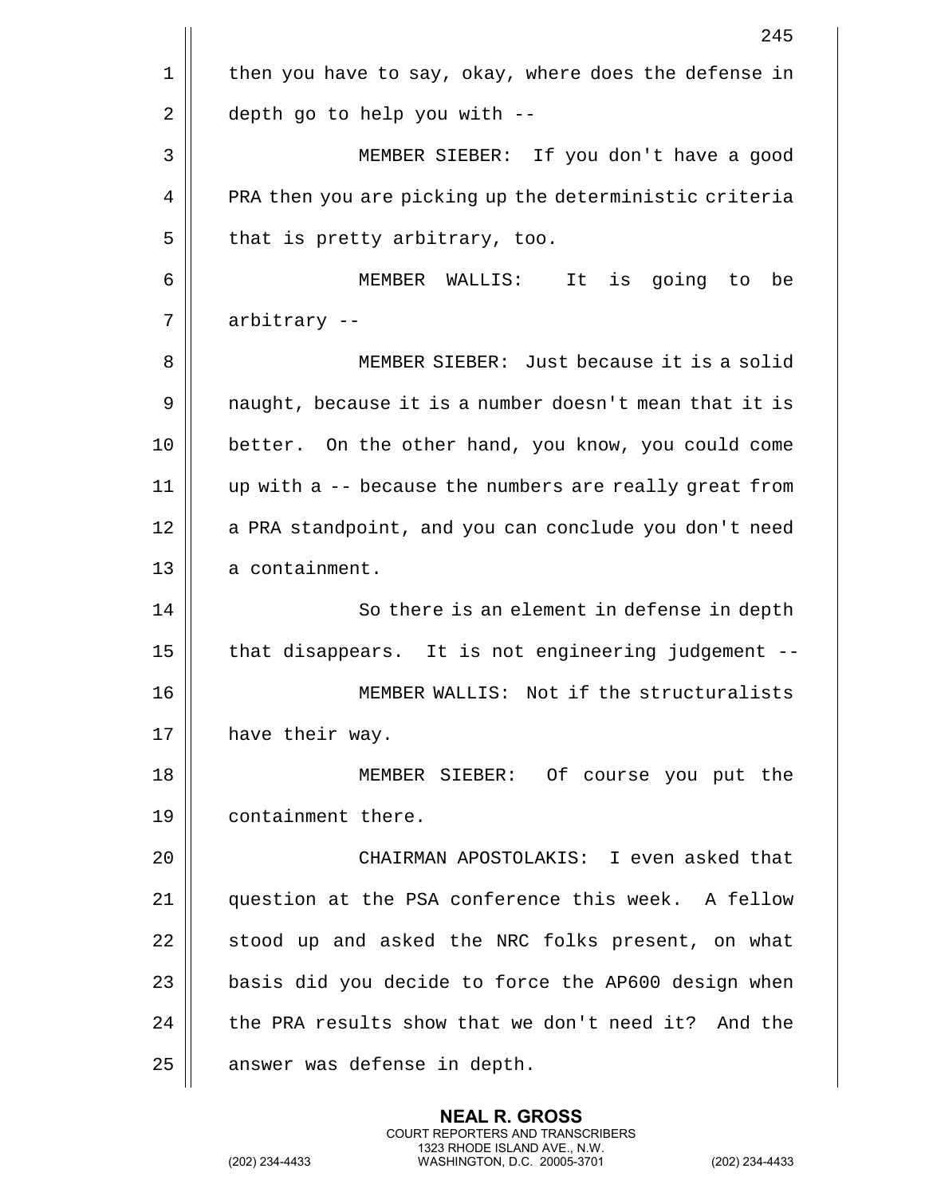then you have to say, okay, where does the defense in depth go to help you with --

MEMBER SIEBER: If you don't have a good PRA then you are picking up the deterministic criteria that is pretty arbitrary, too.

MEMBER WALLIS: It is going to be arbitrary --

MEMBER SIEBER: Just because it is a solid naught, because it is a number doesn't mean that it is better. On the other hand, you know, you could come up with a -- because the numbers are really great from a PRA standpoint, and you can conclude you don't need a containment.

So there is an element in defense in depth that disappears. It is not engineering judgement --

MEMBER WALLIS: Not if the structuralists have their way.

MEMBER SIEBER: Of course you put the containment there.

CHAIRMAN APOSTOLAKIS: I even asked that question at the PSA conference this week. A fellow stood up and asked the NRC folks present, on what basis did you decide to force the AP600 design when the PRA results show that we don't need it? And the answer was defense in depth.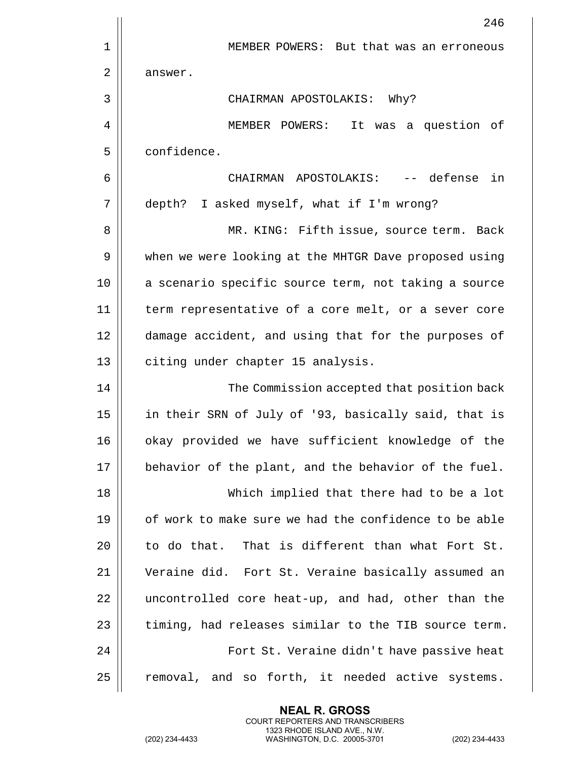MEMBER POWERS: But that was an erroneous answer.

CHAIRMAN APOSTOLAKIS: Why?

MEMBER POWERS: It was a question of confidence.

CHAIRMAN APOSTOLAKIS: -- defense in depth? I asked myself, what if I'm wrong?

MR. KING: Fifth issue, source term. Back when we were looking at the MHTGR Dave proposed using a scenario specific source term, not taking a source term representative of a core melt, or a sever core damage accident, and using that for the purposes of citing under chapter 15 analysis.

The Commission accepted that position back in their SRN of July of '93, basically said, that is okay provided we have sufficient knowledge of the behavior of the plant, and the behavior of the fuel.

Which implied that there had to be a lot of work to make sure we had the confidence to be able to do that. That is different than what Fort St. Veraine did. Fort St. Veraine basically assumed an uncontrolled core heat-up, and had, other than the timing, had releases similar to the TIB source term.

Fort St. Veraine didn't have passive heat removal, and so forth, it needed active systems.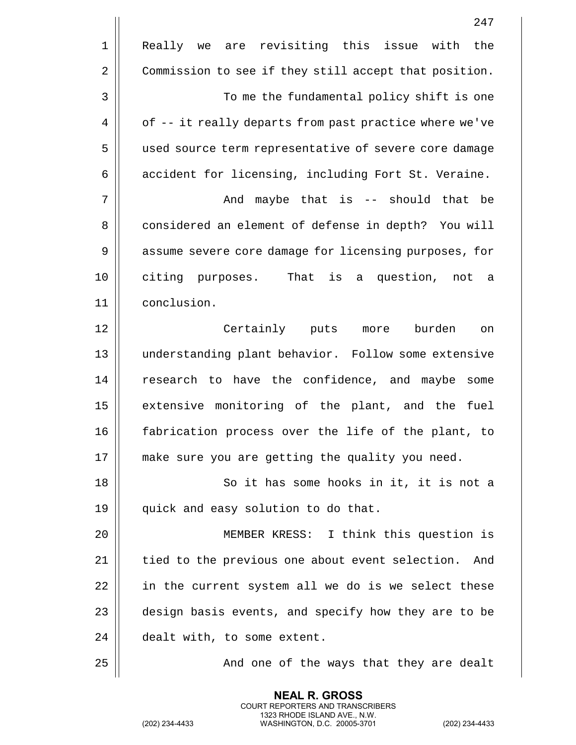Really we are revisiting this issue with the Commission to see if they still accept that position.

To me the fundamental policy shift is one of -- it really departs from past practice where we've used source term representative of severe core damage accident for licensing, including Fort St. Veraine.

And maybe that is -- should that be considered an element of defense in depth? You will assume severe core damage for licensing purposes, for citing purposes. That is a question, not a conclusion.

Certainly puts more burden on understanding plant behavior. Follow some extensive research to have the confidence, and maybe some extensive monitoring of the plant, and the fuel fabrication process over the life of the plant, to make sure you are getting the quality you need.

So it has some hooks in it, it is not a quick and easy solution to do that.

MEMBER KRESS: I think this question is tied to the previous one about event selection. And in the current system all we do is we select these design basis events, and specify how they are to be dealt with, to some extent.

And one of the ways that they are dealt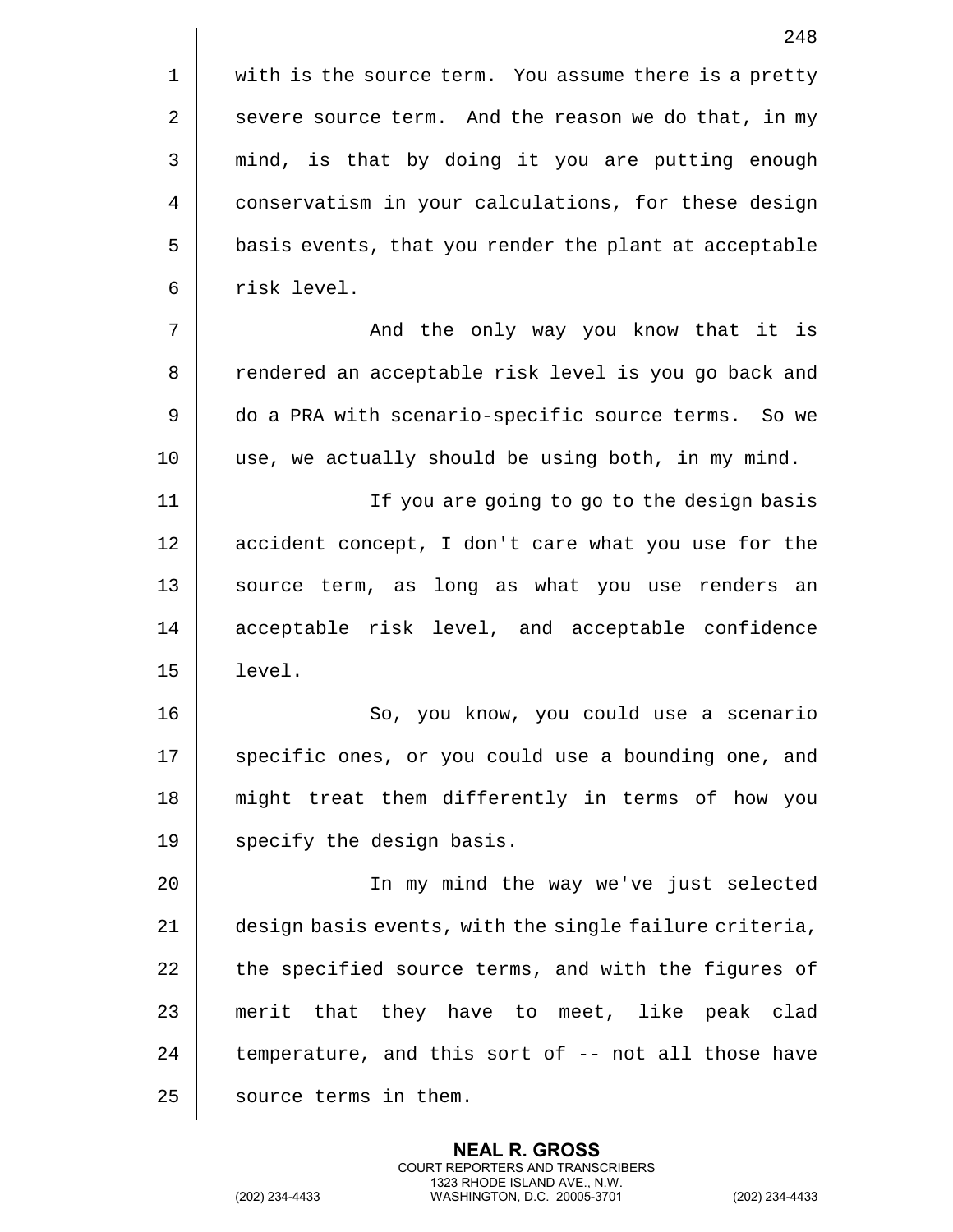with is the source term. You assume there is a pretty severe source term. And the reason we do that, in my mind, is that by doing it you are putting enough conservatism in your calculations, for these design basis events, that you render the plant at acceptable risk level.

And the only way you know that it is rendered an acceptable risk level is you go back and do a PRA with scenario-specific source terms. So we use, we actually should be using both, in my mind.

If you are going to go to the design basis accident concept, I don't care what you use for the source term, as long as what you use renders an acceptable risk level, and acceptable confidence level.

So, you know, you could use a scenario specific ones, or you could use a bounding one, and might treat them differently in terms of how you specify the design basis.

In my mind the way we've just selected design basis events, with the single failure criteria, the specified source terms, and with the figures of merit that they have to meet, like peak clad temperature, and this sort of -- not all those have source terms in them.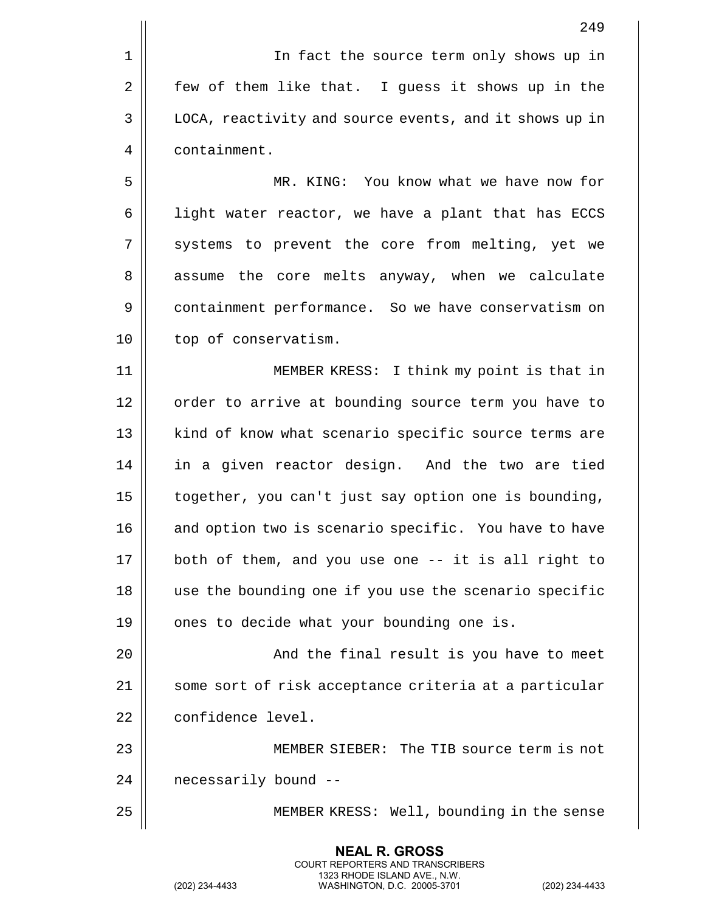In fact the source term only shows up in few of them like that. I guess it shows up in the LOCA, reactivity and source events, and it shows up in containment.

MR. KING: You know what we have now for light water reactor, we have a plant that has ECCS systems to prevent the core from melting, yet we assume the core melts anyway, when we calculate containment performance. So we have conservatism on top of conservatism.

MEMBER KRESS: I think my point is that in order to arrive at bounding source term you have to kind of know what scenario specific source terms are in a given reactor design. And the two are tied together, you can't just say option one is bounding, and option two is scenario specific. You have to have both of them, and you use one -- it is all right to use the bounding one if you use the scenario specific ones to decide what your bounding one is.

And the final result is you have to meet some sort of risk acceptance criteria at a particular confidence level.

MEMBER SIEBER: The TIB source term is not necessarily bound --

MEMBER KRESS: Well, bounding in the sense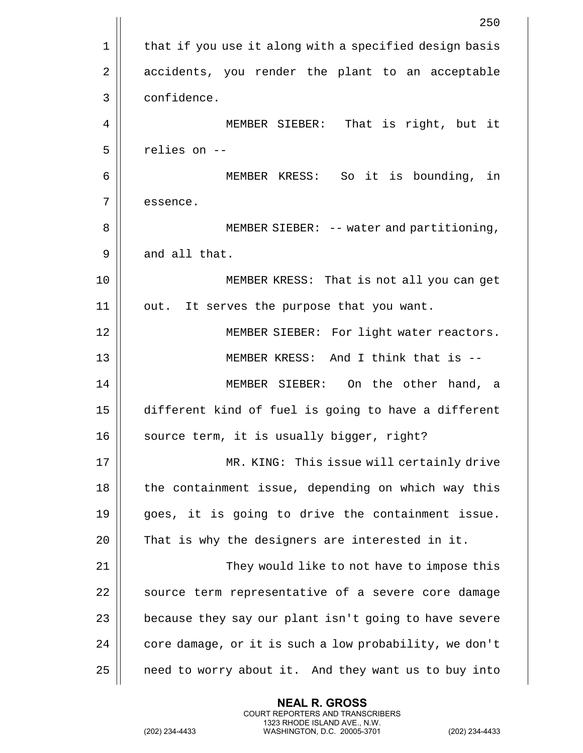that if you use it along with a specified design basis accidents, you render the plant to an acceptable confidence.

MEMBER SIEBER: That is right, but it relies on --

MEMBER KRESS: So it is bounding, in essence.

MEMBER SIEBER: -- water and partitioning, and all that.

MEMBER KRESS: That is not all you can get out. It serves the purpose that you want.

MEMBER SIEBER: For light water reactors.

MEMBER KRESS: And I think that is --

MEMBER SIEBER: On the other hand, a different kind of fuel is going to have a different source term, it is usually bigger, right?

MR. KING: This issue will certainly drive the containment issue, depending on which way this goes, it is going to drive the containment issue. That is why the designers are interested in it.

They would like to not have to impose this source term representative of a severe core damage because they say our plant isn't going to have severe core damage, or it is such a low probability, we don't need to worry about it. And they want us to buy into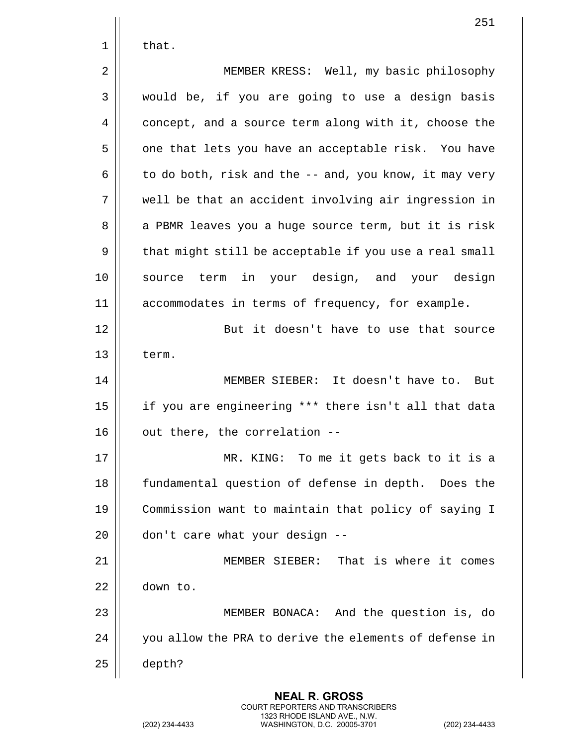that.

MEMBER KRESS: Well, my basic philosophy would be, if you are going to use a design basis concept, and a source term along with it, choose the one that lets you have an acceptable risk. You have to do both, risk and the -- and, you know, it may very well be that an accident involving air ingression in a PBMR leaves you a huge source term, but it is risk that might still be acceptable if you use a real small source term in your design, and your design accommodates in terms of frequency, for example.

But it doesn't have to use that source term.

MEMBER SIEBER: It doesn't have to. But if you are engineering *** there isn't all that data out there, the correlation --

MR. KING: To me it gets back to it is a fundamental question of defense in depth. Does the Commission want to maintain that policy of saying I don't care what your design --

MEMBER SIEBER: That is where it comes down to.

MEMBER BONACA: And the question is, do you allow the PRA to derive the elements of defense in depth?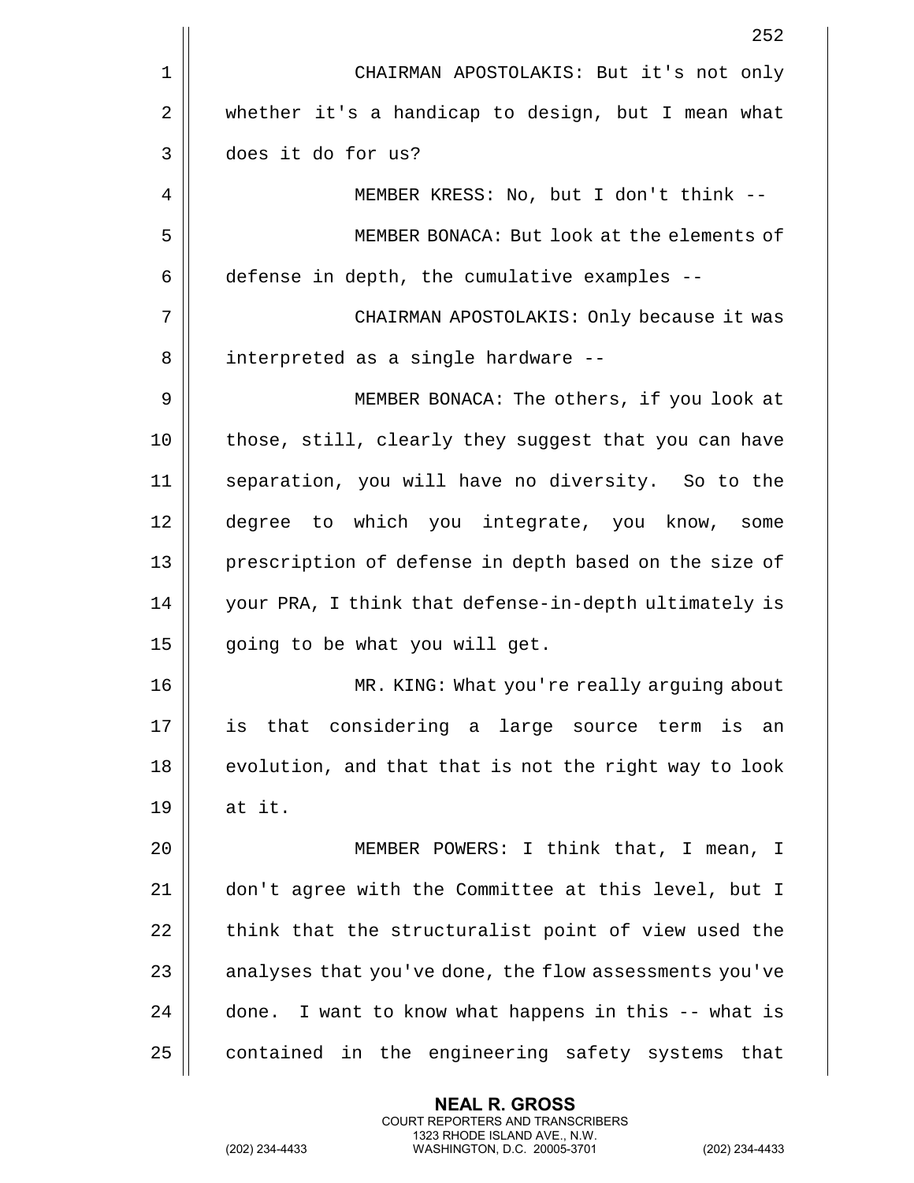CHAIRMAN APOSTOLAKIS: But it's not only whether it's a handicap to design, but I mean what does it do for us?

MEMBER KRESS: No, but I don't think --

MEMBER BONACA: But look at the elements of defense in depth, the cumulative examples --

CHAIRMAN APOSTOLAKIS: Only because it was interpreted as a single hardware --

MEMBER BONACA: The others, if you look at those, still, clearly they suggest that you can have separation, you will have no diversity. So to the degree to which you integrate, you know, some prescription of defense in depth based on the size of your PRA, I think that defense-in-depth ultimately is going to be what you will get.

MR. KING: What you're really arguing about is that considering a large source term is an evolution, and that that is not the right way to look at it.

MEMBER POWERS: I think that, I mean, I don't agree with the Committee at this level, but I think that the structuralist point of view used the analyses that you've done, the flow assessments you've done. I want to know what happens in this -- what is contained in the engineering safety systems that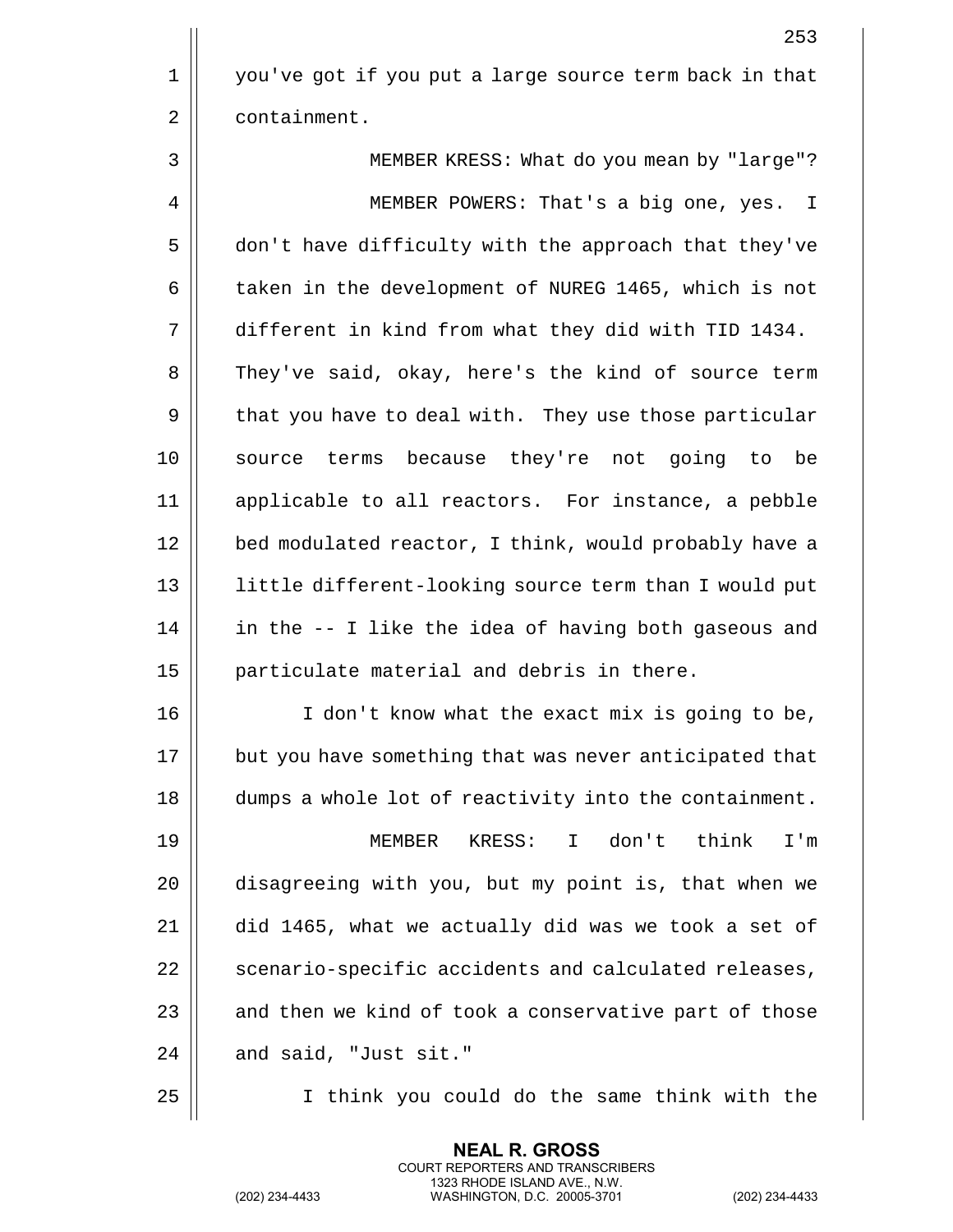you've got if you put a large source term back in that containment.

MEMBER KRESS: What do you mean by "large"?

MEMBER POWERS: That's a big one, yes. I don't have difficulty with the approach that they've taken in the development of NUREG 1465, which is not different in kind from what they did with TID 1434. They've said, okay, here's the kind of source term that you have to deal with. They use those particular source terms because they're not going to be applicable to all reactors. For instance, a pebble bed modulated reactor, I think, would probably have a little different-looking source term than I would put in the -- I like the idea of having both gaseous and particulate material and debris in there.

I don't know what the exact mix is going to be, but you have something that was never anticipated that dumps a whole lot of reactivity into the containment.

MEMBER KRESS: I don't think I'm disagreeing with you, but my point is, that when we did 1465, what we actually did was we took a set of scenario-specific accidents and calculated releases, and then we kind of took a conservative part of those and said, "Just sit."

I think you could do the same think with the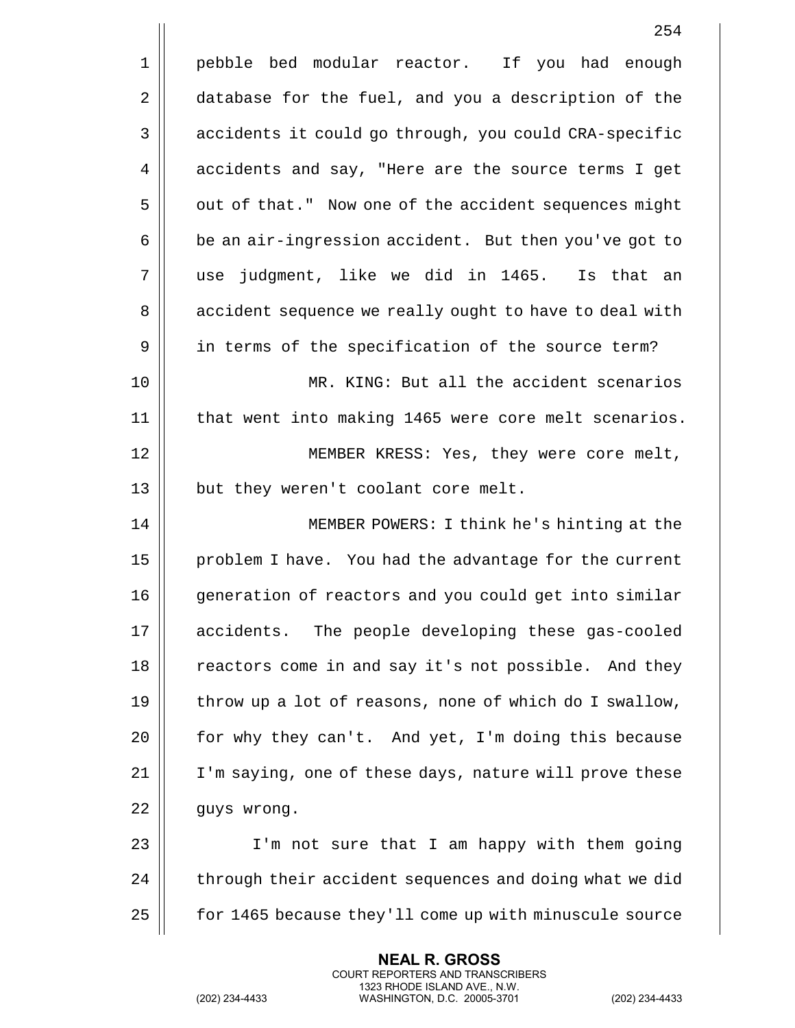pebble bed modular reactor. If you had enough database for the fuel, and you a description of the accidents it could go through, you could CRA-specific accidents and say, "Here are the source terms I get out of that." Now one of the accident sequences might be an air-ingression accident. But then you've got to use judgment, like we did in 1465. Is that an accident sequence we really ought to have to deal with in terms of the specification of the source term?

MR. KING: But all the accident scenarios that went into making 1465 were core melt scenarios.

MEMBER KRESS: Yes, they were core melt, but they weren't coolant core melt.

MEMBER POWERS: I think he's hinting at the problem I have. You had the advantage for the current generation of reactors and you could get into similar accidents. The people developing these gas-cooled reactors come in and say it's not possible. And they throw up a lot of reasons, none of which do I swallow, for why they can't. And yet, I'm doing this because I'm saying, one of these days, nature will prove these guys wrong.

I'm not sure that I am happy with them going through their accident sequences and doing what we did for 1465 because they'll come up with minuscule source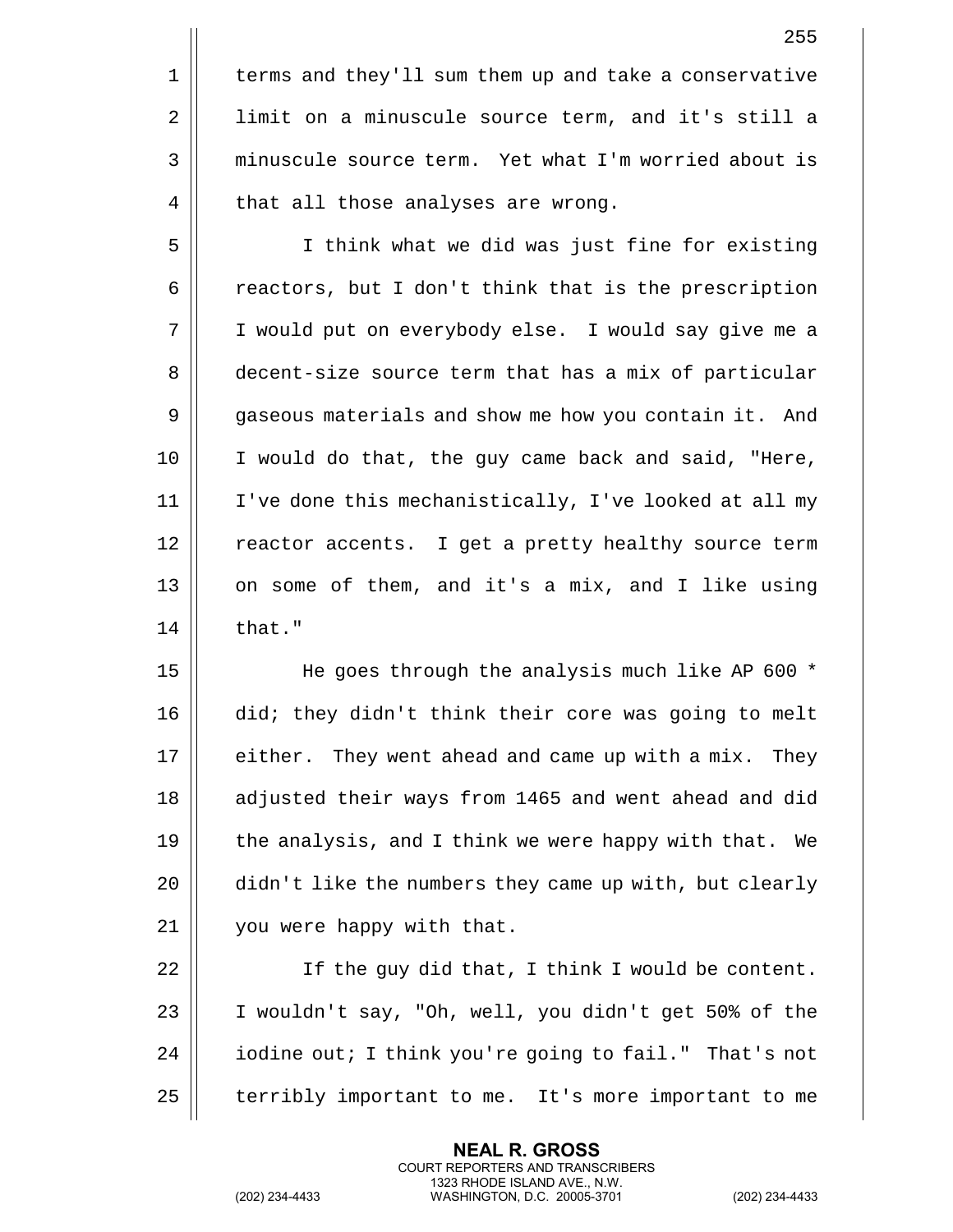terms and they'll sum them up and take a conservative limit on a minuscule source term, and it's still a minuscule source term. Yet what I'm worried about is that all those analyses are wrong.

I think what we did was just fine for existing reactors, but I don't think that is the prescription I would put on everybody else. I would say give me a decent-size source term that has a mix of particular gaseous materials and show me how you contain it. And I would do that, the guy came back and said, "Here, I've done this mechanistically, I've looked at all my reactor accents. I get a pretty healthy source term on some of them, and it's a mix, and I like using that."

He goes through the analysis much like AP 600 * did; they didn't think their core was going to melt either. They went ahead and came up with a mix. They adjusted their ways from 1465 and went ahead and did the analysis, and I think we were happy with that. We didn't like the numbers they came up with, but clearly you were happy with that.

If the guy did that, I think I would be content. I wouldn't say, "Oh, well, you didn't get 50% of the iodine out; I think you're going to fail." That's not terribly important to me. It's more important to me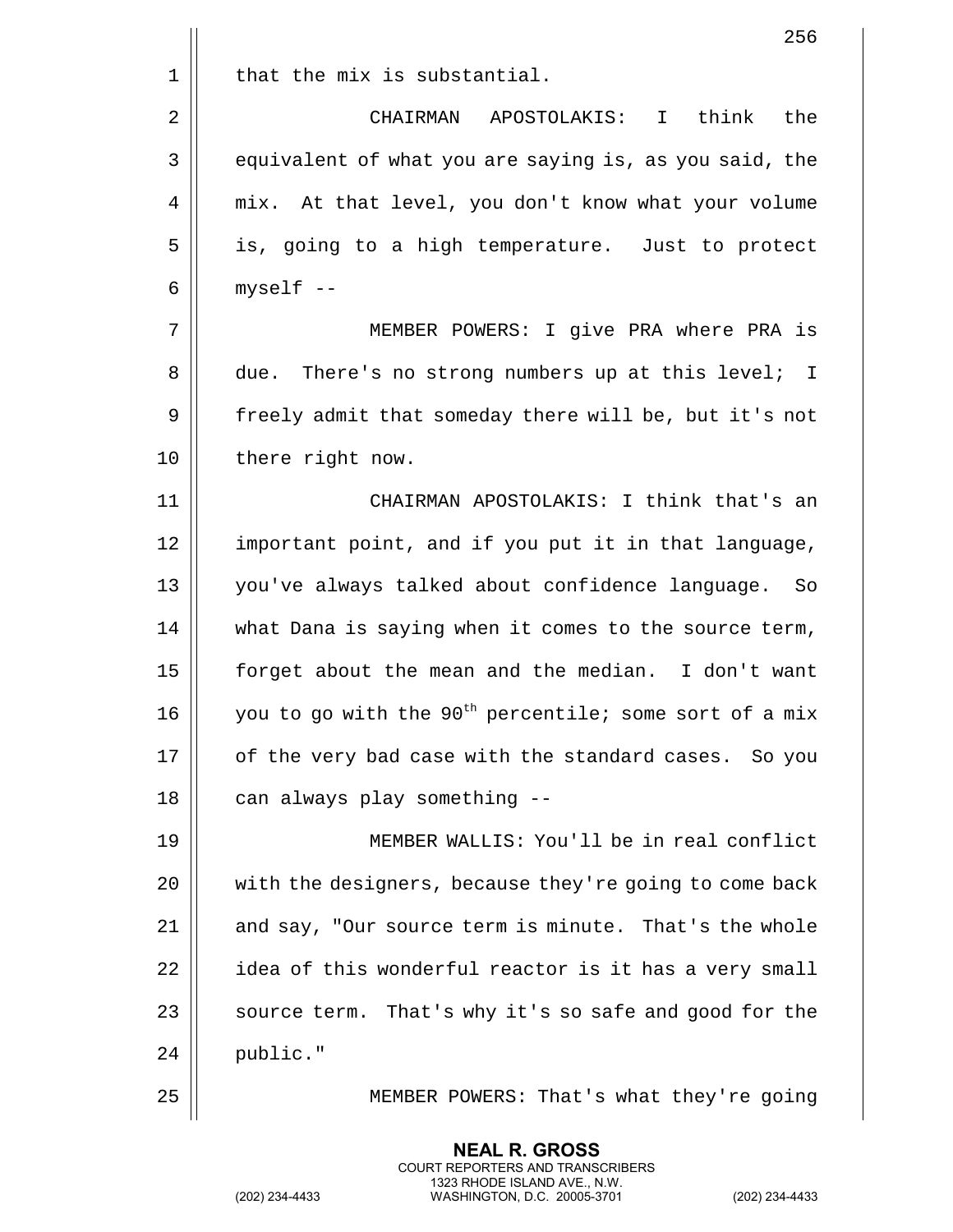that the mix is substantial.

CHAIRMAN APOSTOLAKIS: I think the equivalent of what you are saying is, as you said, the mix. At that level, you don't know what your volume is, going to a high temperature. Just to protect myself --

MEMBER POWERS: I give PRA where PRA is due. There's no strong numbers up at this level; I freely admit that someday there will be, but it's not there right now.

CHAIRMAN APOSTOLAKIS: I think that's an important point, and if you put it in that language, you've always talked about confidence language. So what Dana is saying when it comes to the source term, forget about the mean and the median. I don't want you to go with the $90^{th}$ percentile; some sort of a mix of the very bad case with the standard cases. So you can always play something --

MEMBER WALLIS: You'll be in real conflict with the designers, because they're going to come back and say, "Our source term is minute. That's the whole idea of this wonderful reactor is it has a very small source term. That's why it's so safe and good for the public."

MEMBER POWERS: That's what they're going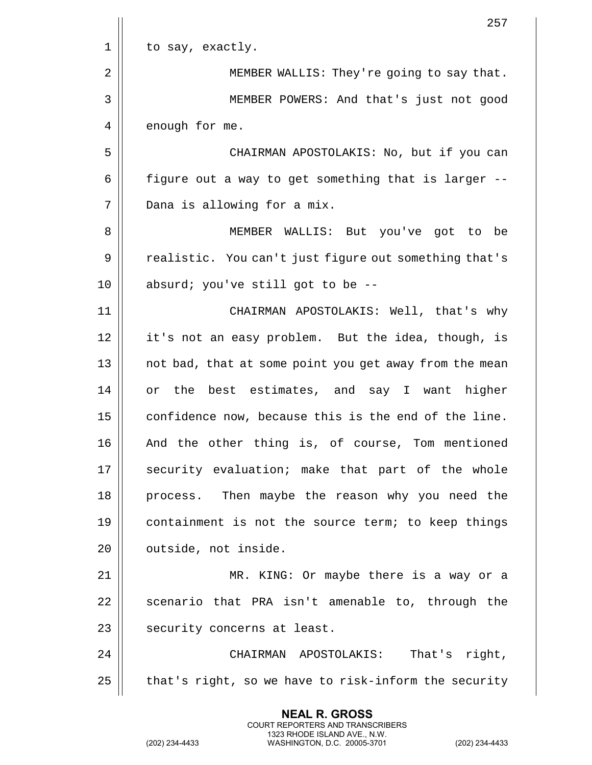to say, exactly.

MEMBER WALLIS: They're going to say that.

MEMBER POWERS: And that's just not good enough for me.

CHAIRMAN APOSTOLAKIS: No, but if you can figure out a way to get something that is larger -- Dana is allowing for a mix.

MEMBER WALLIS: But you've got to be realistic. You can't just figure out something that's absurd; you've still got to be --

CHAIRMAN APOSTOLAKIS: Well, that's why it's not an easy problem. But the idea, though, is not bad, that at some point you get away from the mean or the best estimates, and say I want higher confidence now, because this is the end of the line. And the other thing is, of course, Tom mentioned security evaluation; make that part of the whole process. Then maybe the reason why you need the containment is not the source term; to keep things outside, not inside.

MR. KING: Or maybe there is a way or a scenario that PRA isn't amenable to, through the security concerns at least.

CHAIRMAN APOSTOLAKIS: That's right, that's right, so we have to risk-inform the security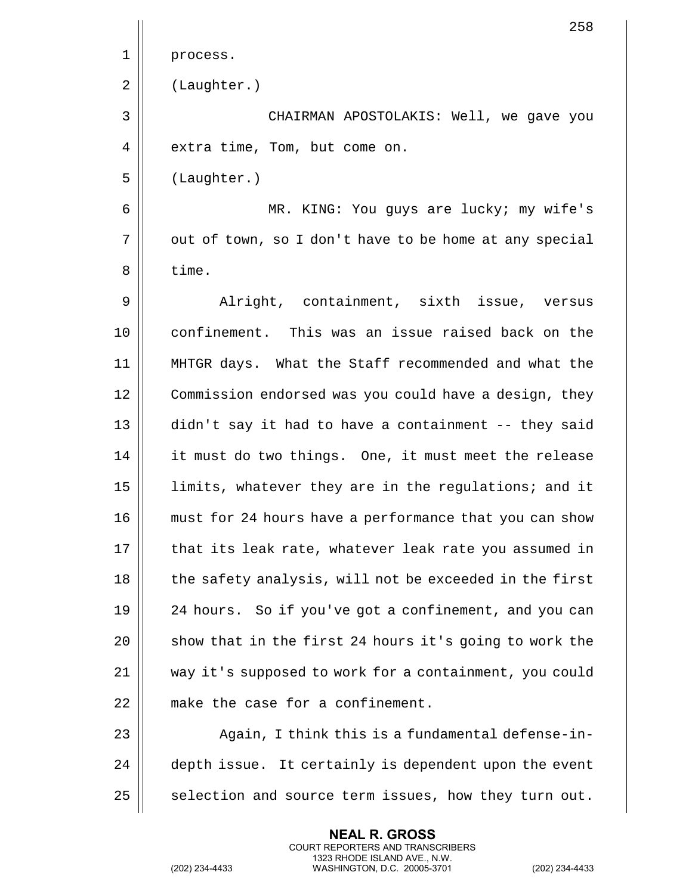process.

(Laughter.)

CHAIRMAN APOSTOLAKIS: Well, we gave you extra time, Tom, but come on.

(Laughter.)

MR. KING: You guys are lucky; my wife's out of town, so I don't have to be home at any special time.

Alright, containment, sixth issue, versus confinement. This was an issue raised back on the MHTGR days. What the Staff recommended and what the Commission endorsed was you could have a design, they didn't say it had to have a containment -- they said it must do two things. One, it must meet the release limits, whatever they are in the regulations; and it must for 24 hours have a performance that you can show that its leak rate, whatever leak rate you assumed in the safety analysis, will not be exceeded in the first 24 hours. So if you've got a confinement, and you can show that in the first 24 hours it's going to work the way it's supposed to work for a containment, you could make the case for a confinement.

Again, I think this is a fundamental defense-in-depth issue. It certainly is dependent upon the event selection and source term issues, how they turn out.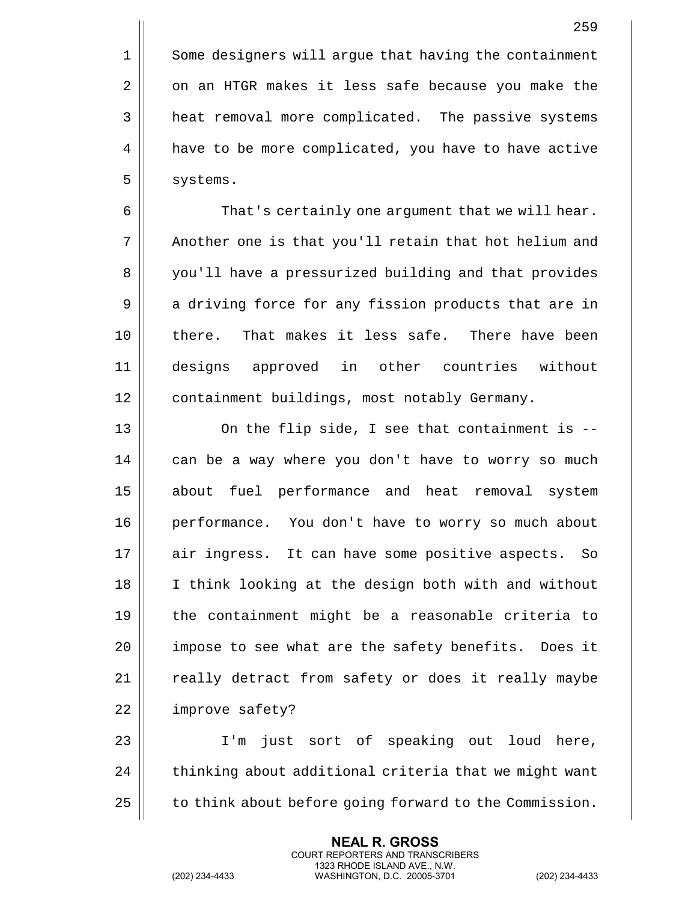Some designers will argue that having the containment on an HTGR makes it less safe because you make the heat removal more complicated. The passive systems have to be more complicated, you have to have active systems.

That's certainly one argument that we will hear. Another one is that you'll retain that hot helium and you'll have a pressurized building and that provides a driving force for any fission products that are in there. That makes it less safe. There have been designs approved in other countries without containment buildings, most notably Germany.

On the flip side, I see that containment is -- can be a way where you don't have to worry so much about fuel performance and heat removal system performance. You don't have to worry so much about air ingress. It can have some positive aspects. So I think looking at the design both with and without the containment might be a reasonable criteria to impose to see what are the safety benefits. Does it really detract from safety or does it really maybe improve safety?

I'm just sort of speaking out loud here, thinking about additional criteria that we might want to think about before going forward to the Commission.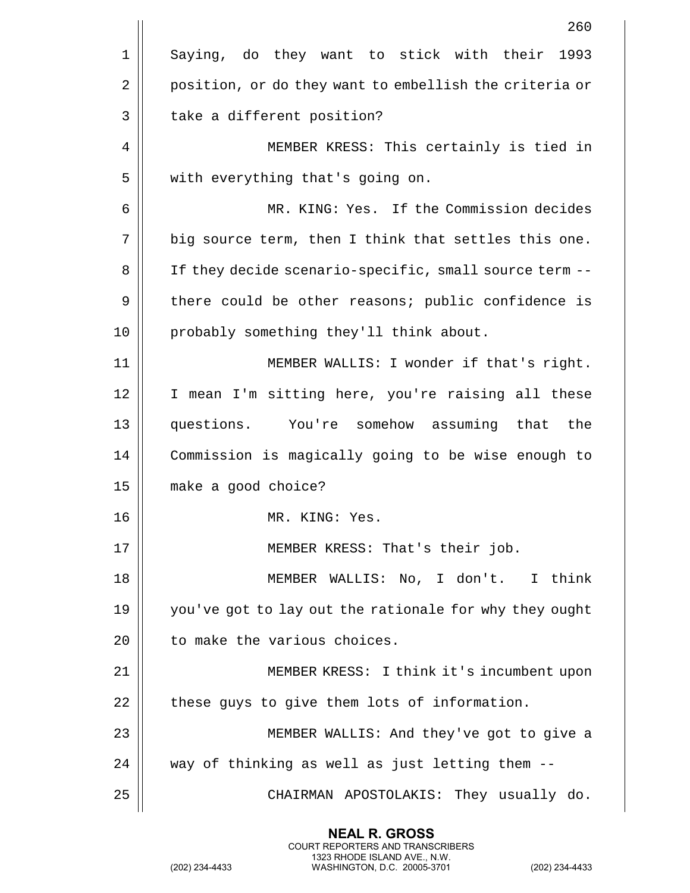Saying, do they want to stick with their 1993 position, or do they want to embellish the criteria or take a different position?

MEMBER KRESS: This certainly is tied in with everything that's going on.

MR. KING: Yes. If the Commission decides big source term, then I think that settles this one. If they decide scenario-specific, small source term -- there could be other reasons; public confidence is probably something they'll think about.

MEMBER WALLIS: I wonder if that's right. I mean I'm sitting here, you're raising all these questions. You're somehow assuming that the Commission is magically going to be wise enough to make a good choice?

MR. KING: Yes.

MEMBER KRESS: That's their job.

MEMBER WALLIS: No, I don't. I think you've got to lay out the rationale for why they ought to make the various choices.

MEMBER KRESS: I think it's incumbent upon these guys to give them lots of information.

MEMBER WALLIS: And they've got to give a way of thinking as well as just letting them --

CHAIRMAN APOSTOLAKIS: They usually do.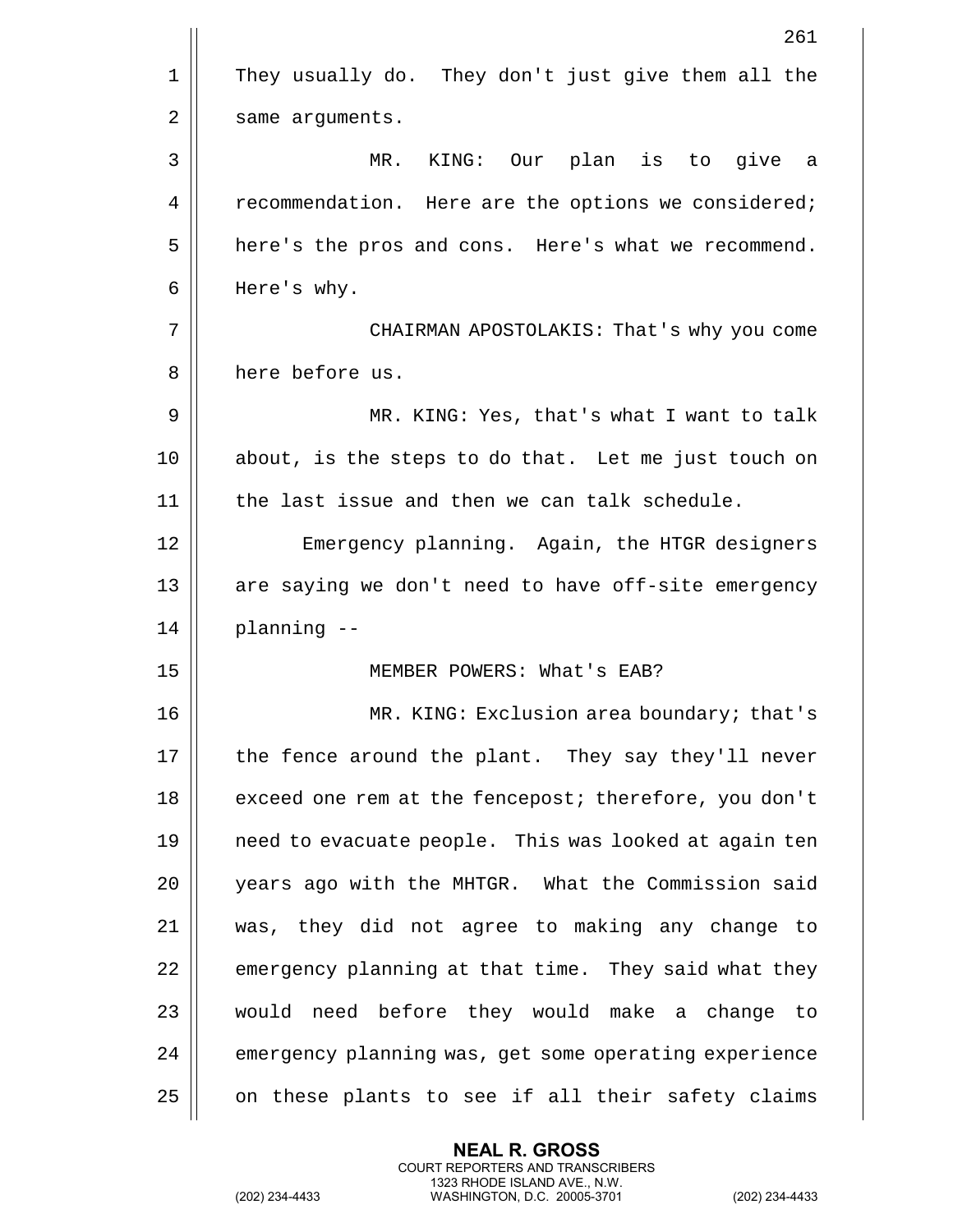They usually do. They don't just give them all the same arguments.

MR. KING: Our plan is to give a recommendation. Here are the options we considered; here's the pros and cons. Here's what we recommend. Here's why.

CHAIRMAN APOSTOLAKIS: That's why you come here before us.

MR. KING: Yes, that's what I want to talk about, is the steps to do that. Let me just touch on the last issue and then we can talk schedule.

Emergency planning. Again, the HTGR designers are saying we don't need to have off-site emergency planning --

MEMBER POWERS: What's EAB?

MR. KING: Exclusion area boundary; that's the fence around the plant. They say they'll never exceed one rem at the fencepost; therefore, you don't need to evacuate people. This was looked at again ten years ago with the MHTGR. What the Commission said was, they did not agree to making any change to emergency planning at that time. They said what they would need before they would make a change to emergency planning was, get some operating experience on these plants to see if all their safety claims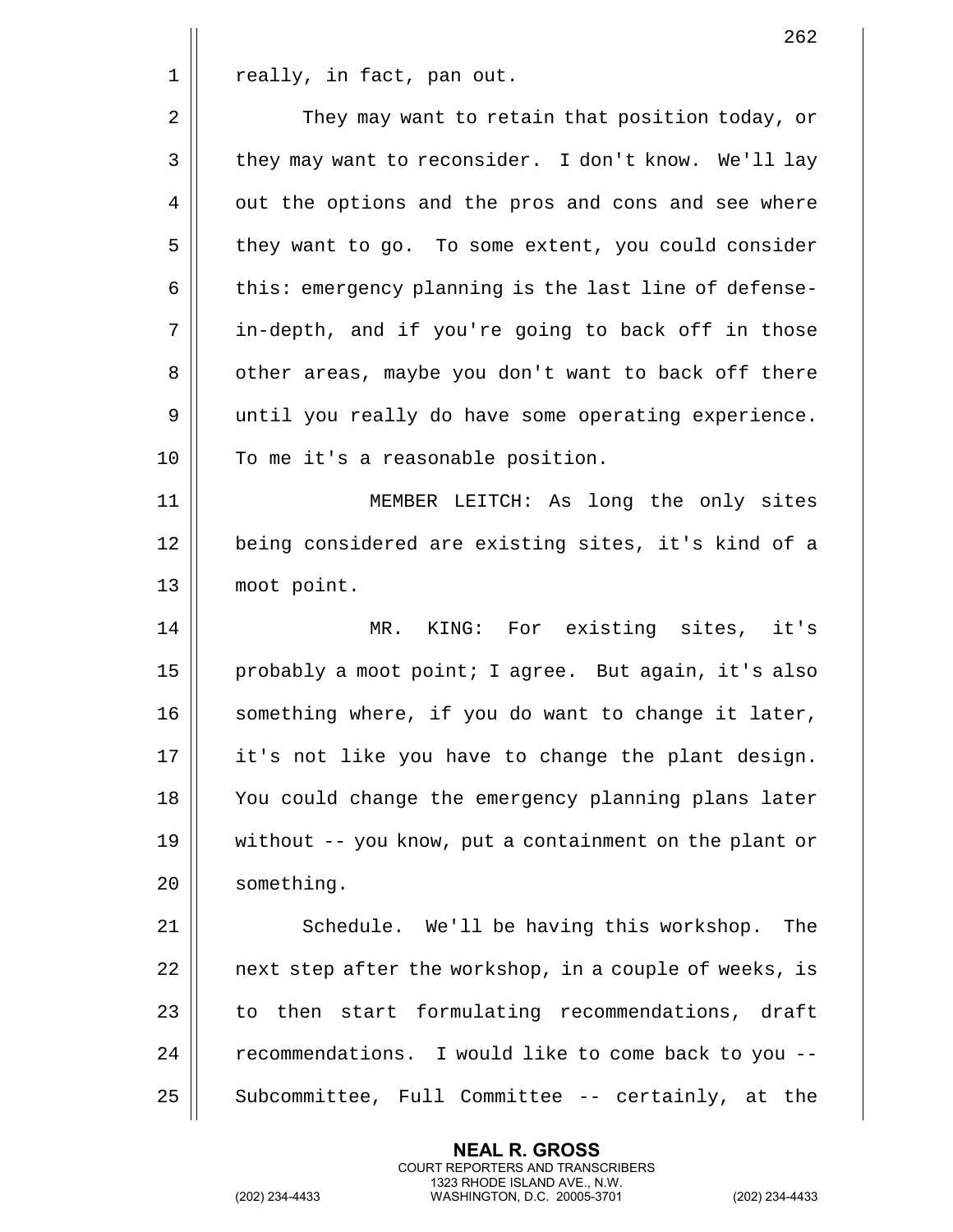really, in fact, pan out.

They may want to retain that position today, or they may want to reconsider. I don't know. We'll lay out the options and the pros and cons and see where they want to go. To some extent, you could consider this: emergency planning is the last line of defense-in-depth, and if you're going to back off in those other areas, maybe you don't want to back off there until you really do have some operating experience. To me it's a reasonable position.

MEMBER LEITCH: As long the only sites being considered are existing sites, it's kind of a moot point.

MR. KING: For existing sites, it's probably a moot point; I agree. But again, it's also something where, if you do want to change it later, it's not like you have to change the plant design. You could change the emergency planning plans later without -- you know, put a containment on the plant or something.

Schedule. We'll be having this workshop. The next step after the workshop, in a couple of weeks, is to then start formulating recommendations, draft recommendations. I would like to come back to you -- Subcommittee, Full Committee -- certainly, at the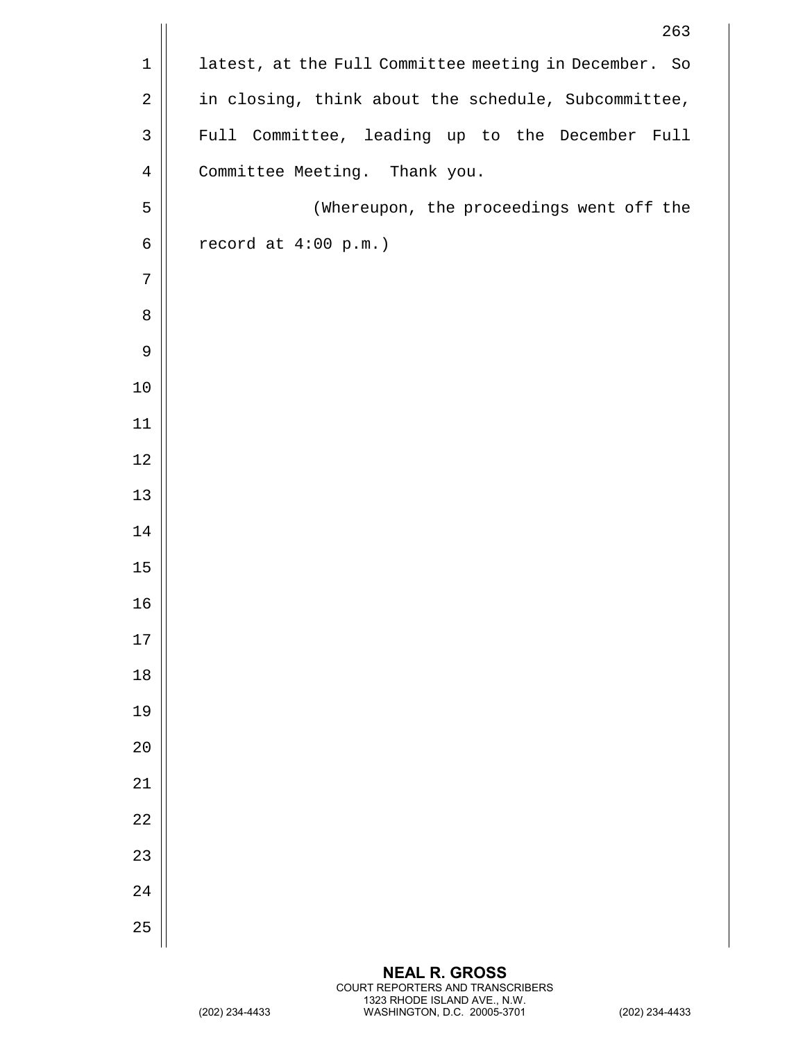latest, at the Full Committee meeting in December. So in closing, think about the schedule, Subcommittee, Full Committee, leading up to the December Full Committee Meeting. Thank you.

(Whereupon, the proceedings went off the record at 4:00 p.m.)